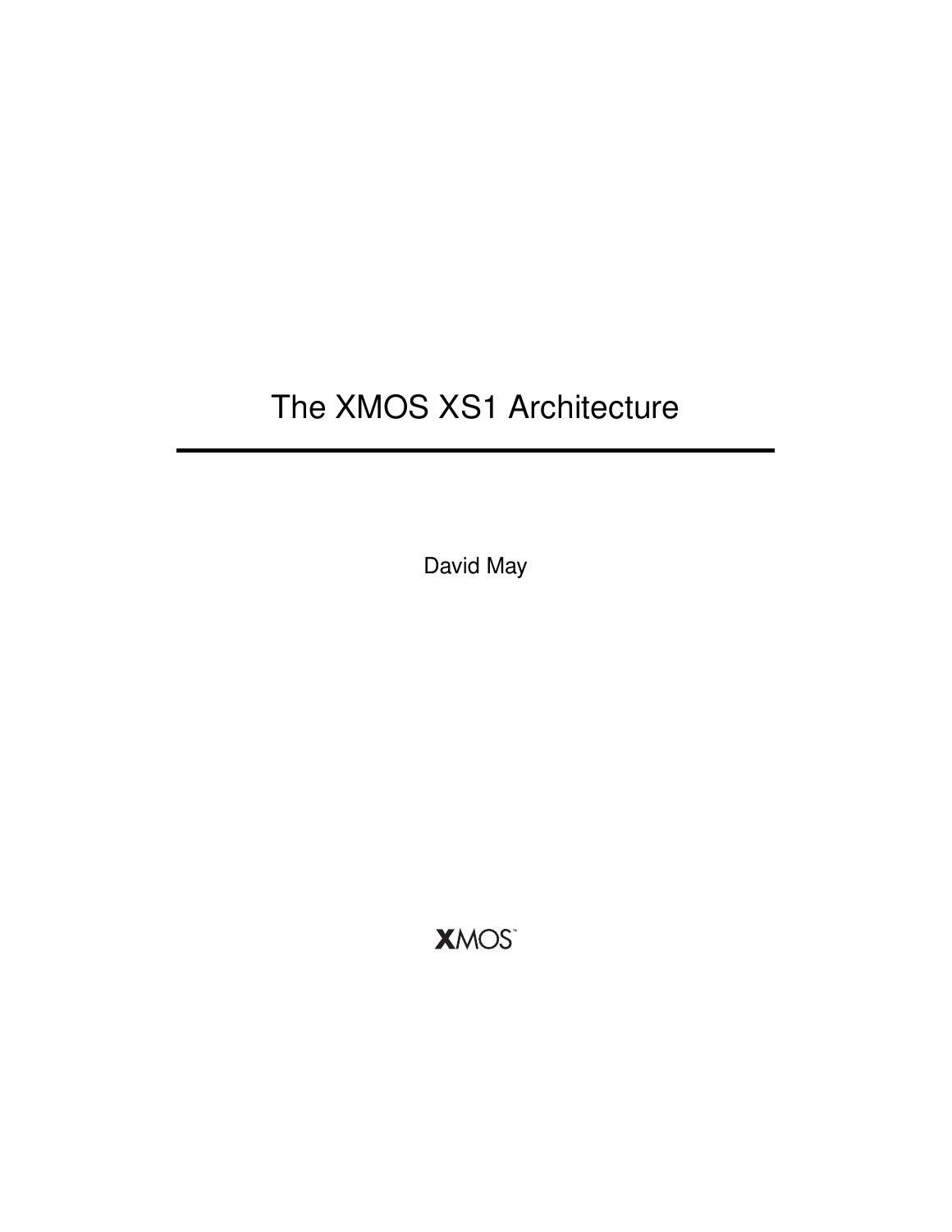# The XMOS XS1 Architecture

David May

XMOS™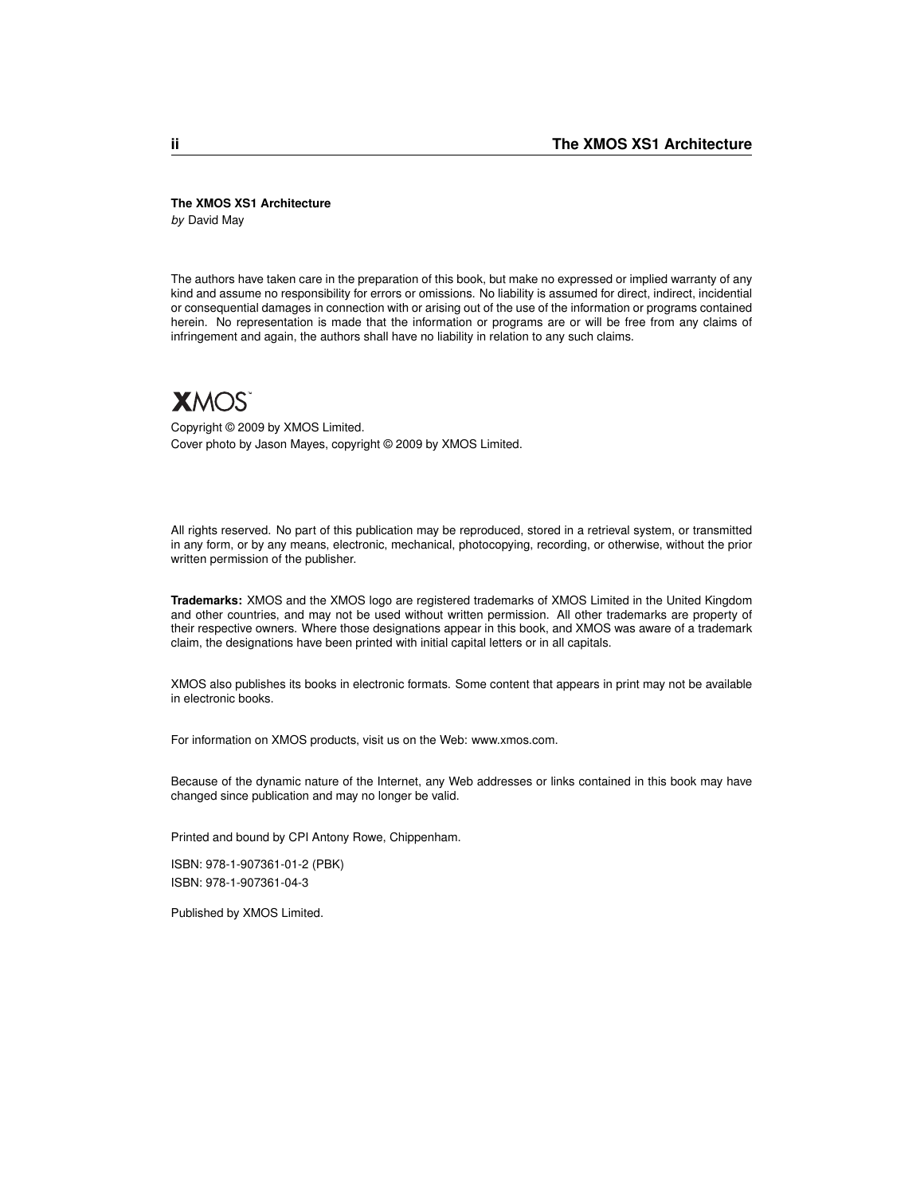**The XMOS XS1 Architecture**
*by* David May

The authors have taken care in the preparation of this book, but make no expressed or implied warranty of any kind and assume no responsibility for errors or omissions. No liability is assumed for direct, indirect, incidential or consequential damages in connection with or arising out of the use of the information or programs contained herein. No representation is made that the information or programs are or will be free from any claims of infringement and again, the authors shall have no liability in relation to any such claims.

XMOS™

Copyright © 2009 by XMOS Limited.
Cover photo by Jason Mayes, copyright © 2009 by XMOS Limited.

All rights reserved. No part of this publication may be reproduced, stored in a retrieval system, or transmitted in any form, or by any means, electronic, mechanical, photocopying, recording, or otherwise, without the prior written permission of the publisher.

**Trademarks:** XMOS and the XMOS logo are registered trademarks of XMOS Limited in the United Kingdom and other countries, and may not be used without written permission. All other trademarks are property of their respective owners. Where those designations appear in this book, and XMOS was aware of a trademark claim, the designations have been printed with initial capital letters or in all capitals.

XMOS also publishes its books in electronic formats. Some content that appears in print may not be available in electronic books.

For information on XMOS products, visit us on the Web: www.xmos.com.

Because of the dynamic nature of the Internet, any Web addresses or links contained in this book may have changed since publication and may no longer be valid.

Printed and bound by CPI Antony Rowe, Chippenham.

ISBN: 978-1-907361-01-2 (PBK)
ISBN: 978-1-907361-04-3

Published by XMOS Limited.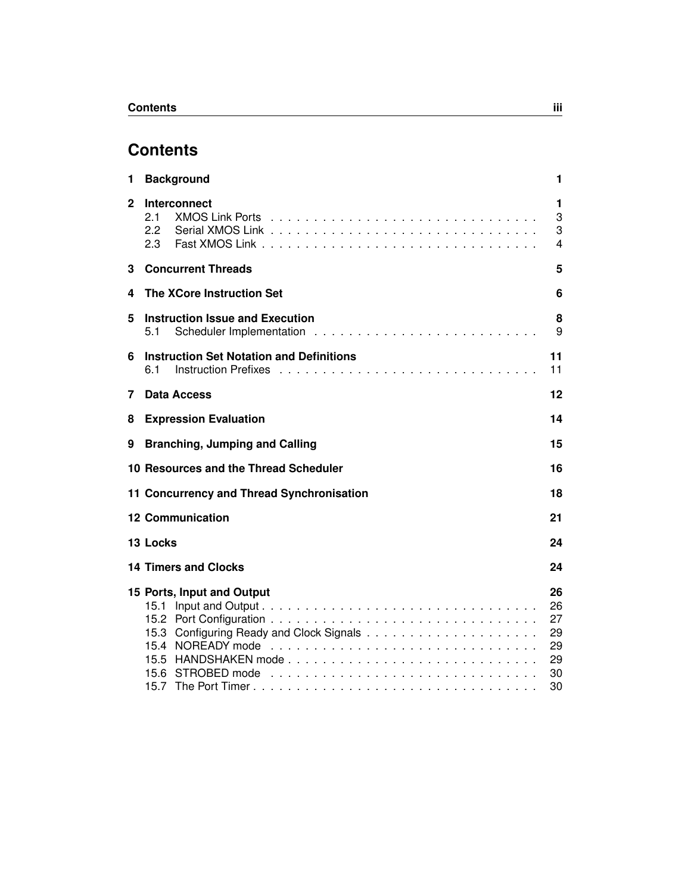# Contents

1 **Background** 1

2 **Interconnect** 1
- 2.1 XMOS Link Ports 3
- 2.2 Serial XMOS Link 3
- 2.3 Fast XMOS Link 4

3 **Concurrent Threads** 5

4 **The XCore Instruction Set** 6

5 **Instruction Issue and Execution** 8
- 5.1 Scheduler Implementation 9

6 **Instruction Set Notation and Definitions** 11
- 6.1 Instruction Prefixes 11

7 **Data Access** 12

8 **Expression Evaluation** 14

9 **Branching, Jumping and Calling** 15

10 **Resources and the Thread Scheduler** 16

11 **Concurrency and Thread Synchronisation** 18

12 **Communication** 21

13 **Locks** 24

14 **Timers and Clocks** 24

15 **Ports, Input and Output** 26
- 15.1 Input and Output 26
- 15.2 Port Configuration 27
- 15.3 Configuring Ready and Clock Signals 29
- 15.4 NOREADY mode 29
- 15.5 HANDSHAKEN mode 29
- 15.6 STROBED mode 30
- 15.7 The Port Timer 30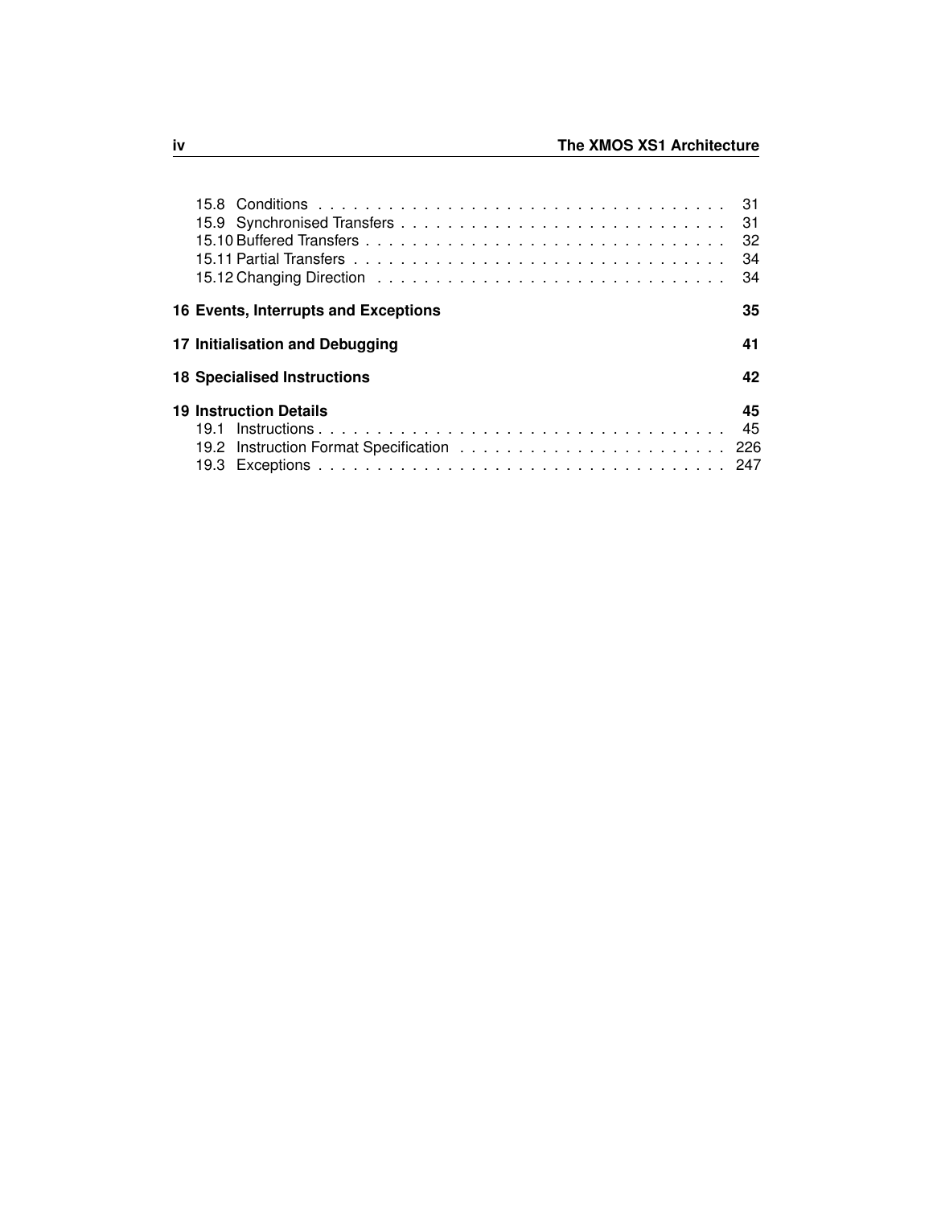15.8 Conditions . . . . . . . . . . . . . . . . . . . . . . . . . . . . . . . . . . 31
15.9 Synchronised Transfers . . . . . . . . . . . . . . . . . . . . . . . . . . . 31
15.10 Buffered Transfers . . . . . . . . . . . . . . . . . . . . . . . . . . . . . . 32
15.11 Partial Transfers . . . . . . . . . . . . . . . . . . . . . . . . . . . . . . . 34
15.12 Changing Direction . . . . . . . . . . . . . . . . . . . . . . . . . . . . . 34

**16 Events, Interrupts and Exceptions** **35**

**17 Initialisation and Debugging** **41**

**18 Specialised Instructions** **42**

**19 Instruction Details** **45**
19.1 Instructions . . . . . . . . . . . . . . . . . . . . . . . . . . . . . . . . . . 45
19.2 Instruction Format Specification . . . . . . . . . . . . . . . . . . . . . . 226
19.3 Exceptions . . . . . . . . . . . . . . . . . . . . . . . . . . . . . . . . . . 247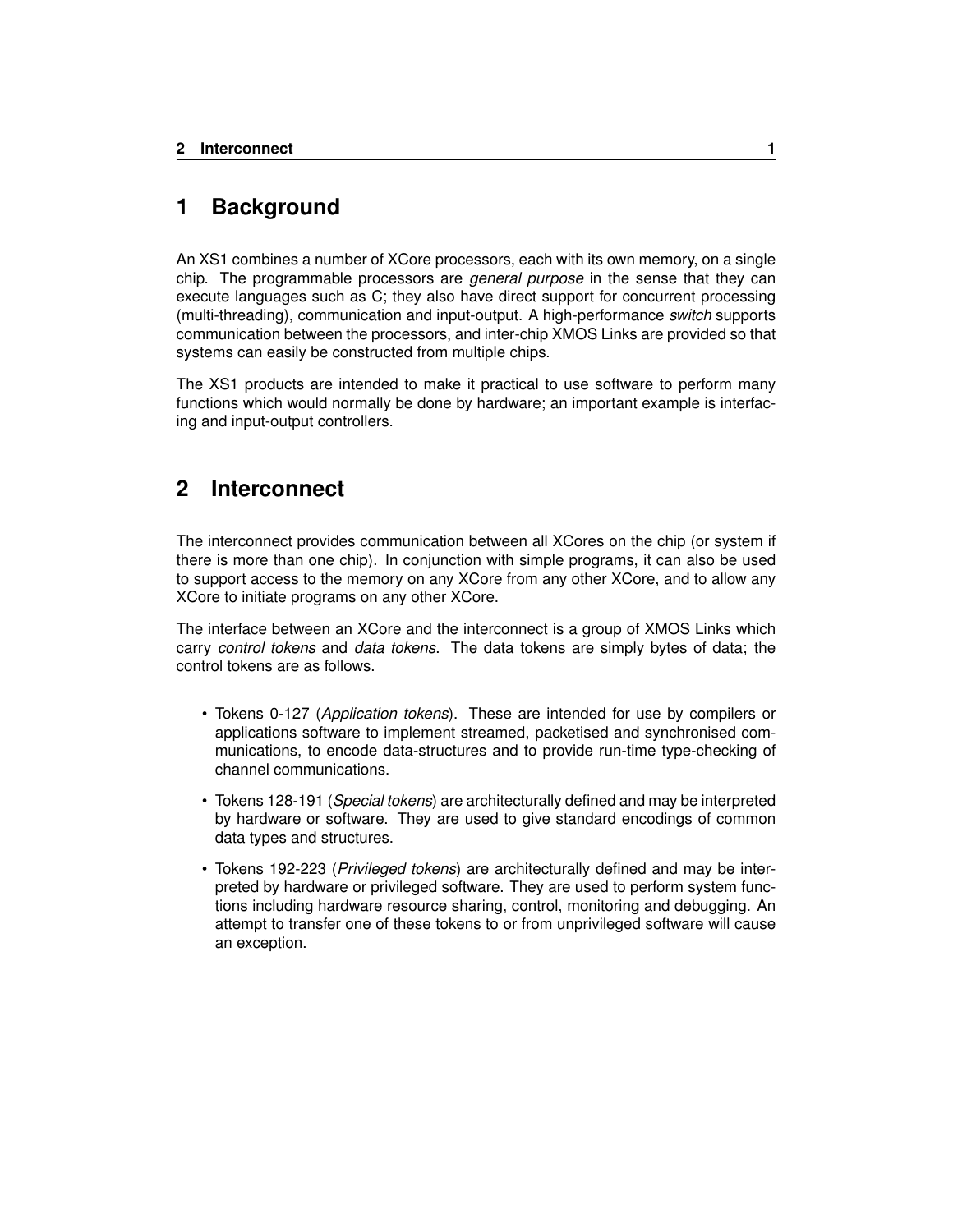# 1 Background

An XS1 combines a number of XCore processors, each with its own memory, on a single chip. The programmable processors are *general purpose* in the sense that they can execute languages such as C; they also have direct support for concurrent processing (multi-threading), communication and input-output. A high-performance *switch* supports communication between the processors, and inter-chip XMOS Links are provided so that systems can easily be constructed from multiple chips.

The XS1 products are intended to make it practical to use software to perform many functions which would normally be done by hardware; an important example is interfacing and input-output controllers.

# 2 Interconnect

The interconnect provides communication between all XCores on the chip (or system if there is more than one chip). In conjunction with simple programs, it can also be used to support access to the memory on any XCore from any other XCore, and to allow any XCore to initiate programs on any other XCore.

The interface between an XCore and the interconnect is a group of XMOS Links which carry *control tokens* and *data tokens*. The data tokens are simply bytes of data; the control tokens are as follows.

- Tokens 0-127 (*Application tokens*). These are intended for use by compilers or applications software to implement streamed, packetised and synchronised communications, to encode data-structures and to provide run-time type-checking of channel communications.
- Tokens 128-191 (*Special tokens*) are architecturally defined and may be interpreted by hardware or software. They are used to give standard encodings of common data types and structures.
- Tokens 192-223 (*Privileged tokens*) are architecturally defined and may be interpreted by hardware or privileged software. They are used to perform system functions including hardware resource sharing, control, monitoring and debugging. An attempt to transfer one of these tokens to or from unprivileged software will cause an exception.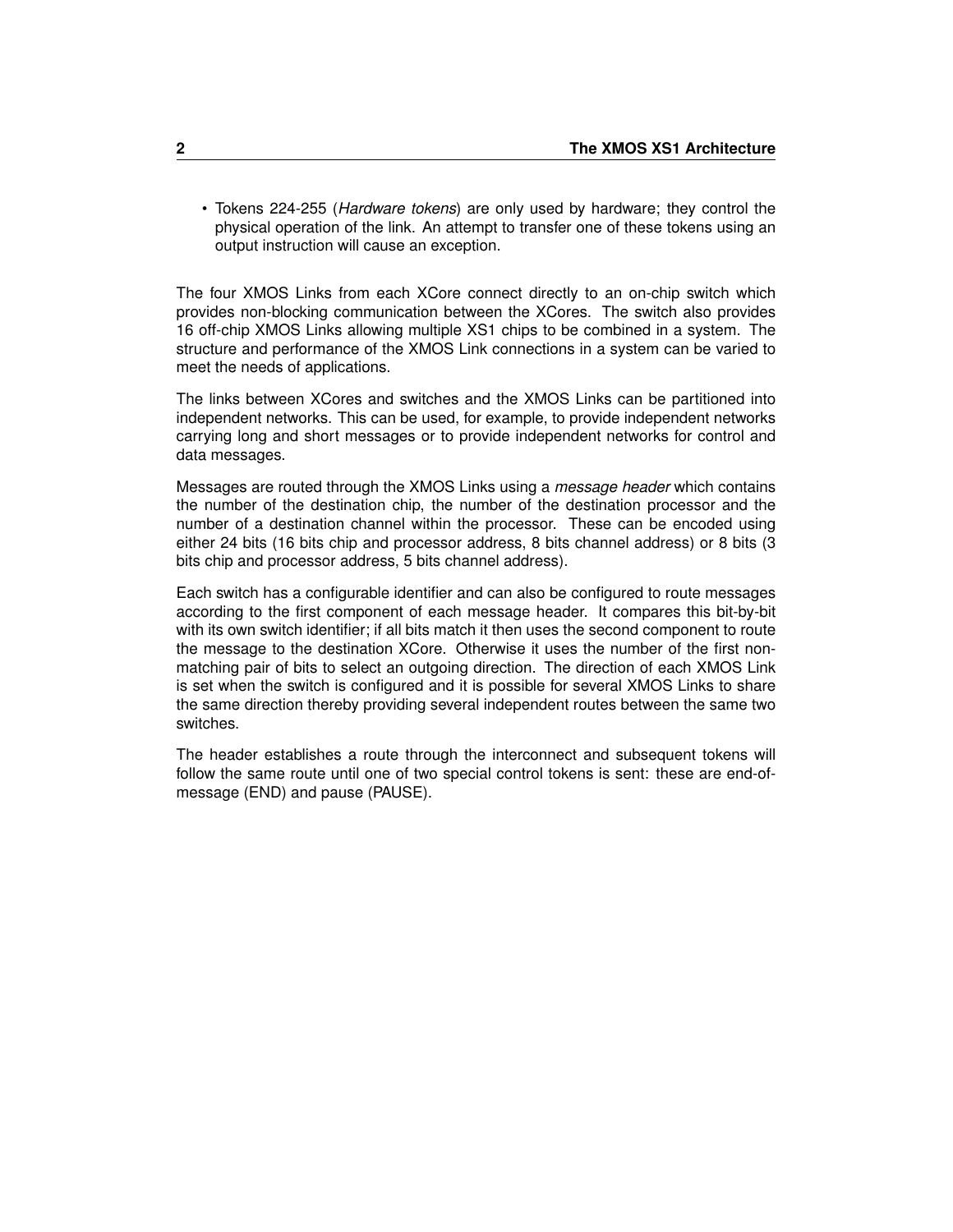- Tokens 224-255 (*Hardware tokens*) are only used by hardware; they control the physical operation of the link. An attempt to transfer one of these tokens using an output instruction will cause an exception.

The four XMOS Links from each XCore connect directly to an on-chip switch which provides non-blocking communication between the XCores. The switch also provides 16 off-chip XMOS Links allowing multiple XS1 chips to be combined in a system. The structure and performance of the XMOS Link connections in a system can be varied to meet the needs of applications.

The links between XCores and switches and the XMOS Links can be partitioned into independent networks. This can be used, for example, to provide independent networks carrying long and short messages or to provide independent networks for control and data messages.

Messages are routed through the XMOS Links using a *message header* which contains the number of the destination chip, the number of the destination processor and the number of a destination channel within the processor. These can be encoded using either 24 bits (16 bits chip and processor address, 8 bits channel address) or 8 bits (3 bits chip and processor address, 5 bits channel address).

Each switch has a configurable identifier and can also be configured to route messages according to the first component of each message header. It compares this bit-by-bit with its own switch identifier; if all bits match it then uses the second component to route the message to the destination XCore. Otherwise it uses the number of the first non-matching pair of bits to select an outgoing direction. The direction of each XMOS Link is set when the switch is configured and it is possible for several XMOS Links to share the same direction thereby providing several independent routes between the same two switches.

The header establishes a route through the interconnect and subsequent tokens will follow the same route until one of two special control tokens is sent: these are end-of-message (END) and pause (PAUSE).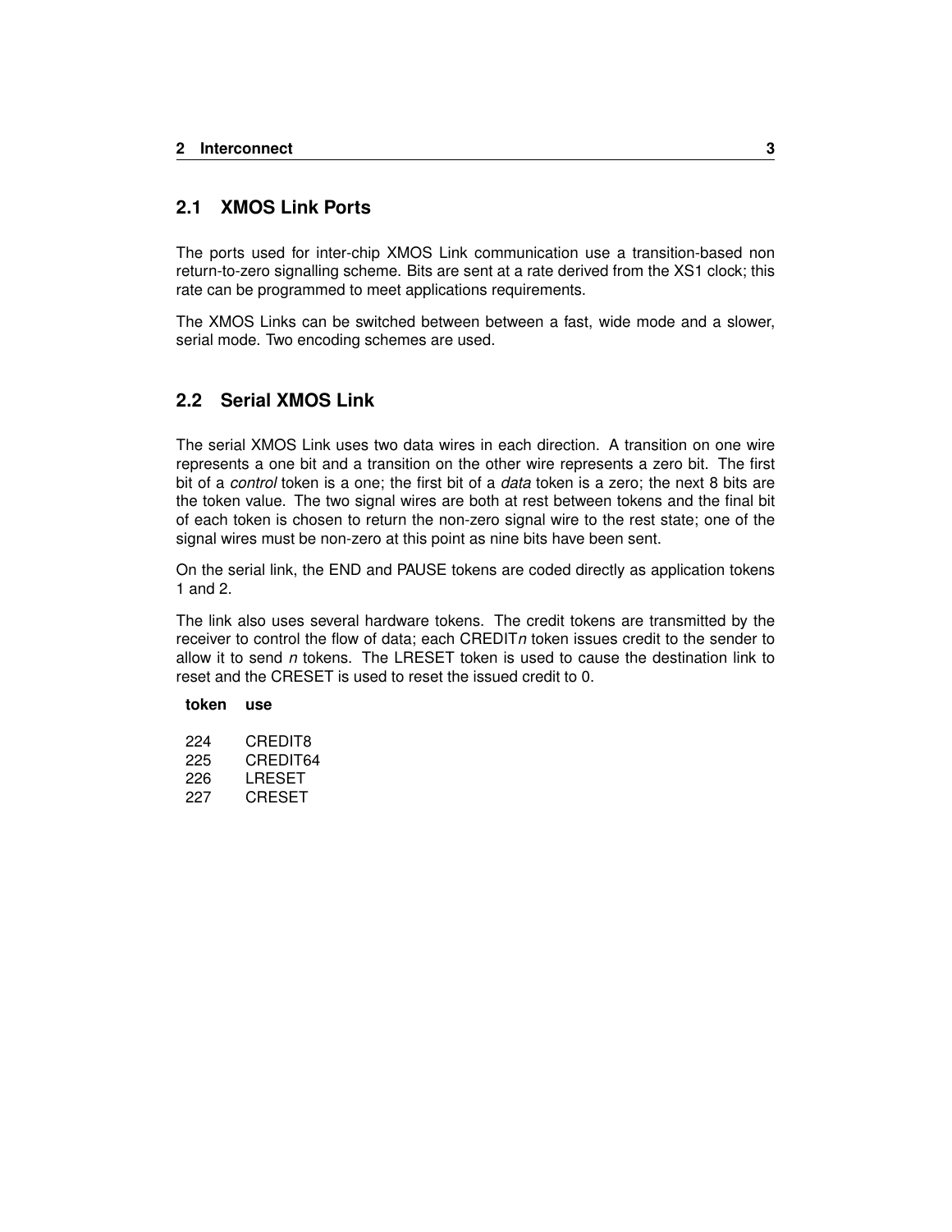## 2.1 XMOS Link Ports

The ports used for inter-chip XMOS Link communication use a transition-based non return-to-zero signalling scheme. Bits are sent at a rate derived from the XS1 clock; this rate can be programmed to meet applications requirements.

The XMOS Links can be switched between between a fast, wide mode and a slower, serial mode. Two encoding schemes are used.

## 2.2 Serial XMOS Link

The serial XMOS Link uses two data wires in each direction. A transition on one wire represents a one bit and a transition on the other wire represents a zero bit. The first bit of a *control* token is a one; the first bit of a *data* token is a zero; the next 8 bits are the token value. The two signal wires are both at rest between tokens and the final bit of each token is chosen to return the non-zero signal wire to the rest state; one of the signal wires must be non-zero at this point as nine bits have been sent.

On the serial link, the END and PAUSE tokens are coded directly as application tokens 1 and 2.

The link also uses several hardware tokens. The credit tokens are transmitted by the receiver to control the flow of data; each CREDIT*n* token issues credit to the sender to allow it to send *n* tokens. The LRESET token is used to cause the destination link to reset and the CRESET is used to reset the issued credit to 0.

| token | use |
|---|---|
| 224 | CREDIT8 |
| 225 | CREDIT64 |
| 226 | LRESET |
| 227 | CRESET |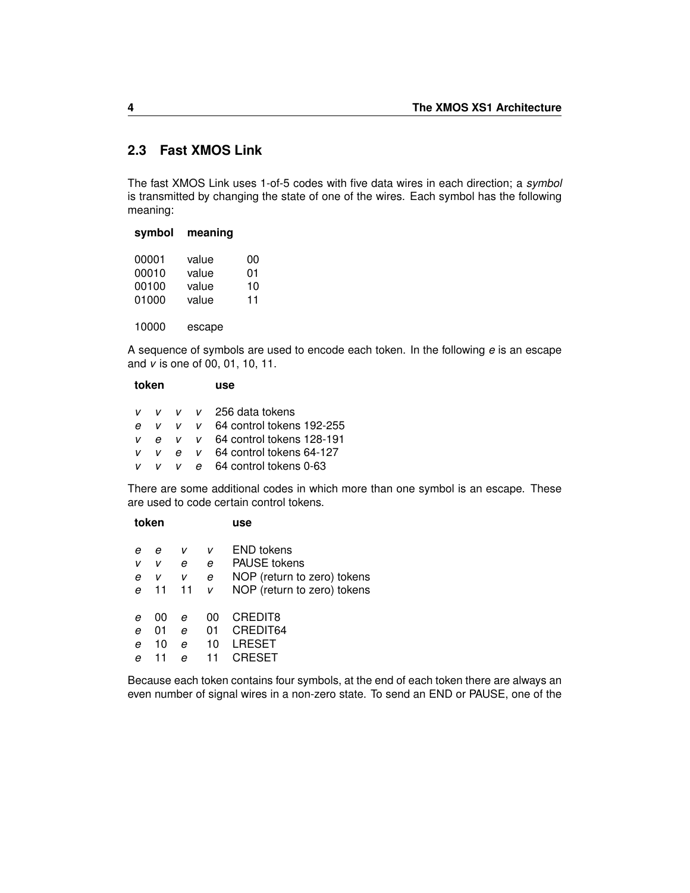## 2.3 Fast XMOS Link

The fast XMOS Link uses 1-of-5 codes with five data wires in each direction; a *symbol* is transmitted by changing the state of one of the wires. Each symbol has the following meaning:

| symbol | meaning | |
|---|---|---|
| 00001 | value | 00 |
| 00010 | value | 01 |
| 00100 | value | 10 |
| 01000 | value | 11 |
| 10000 | escape | |

A sequence of symbols are used to encode each token. In the following *e* is an escape and *v* is one of 00, 01, 10, 11.

| token | | | | use |
|---|---|---|---|---|
| *v* | *v* | *v* | *v* | 256 data tokens |
| *e* | *v* | *v* | *v* | 64 control tokens 192-255 |
| *v* | *e* | *v* | *v* | 64 control tokens 128-191 |
| *v* | *v* | *e* | *v* | 64 control tokens 64-127 |
| *v* | *v* | *v* | *e* | 64 control tokens 0-63 |

There are some additional codes in which more than one symbol is an escape. These are used to code certain control tokens.

| token | | | | use |
|---|---|---|---|---|
| *e* | *e* | *v* | *v* | END tokens |
| *v* | *v* | *e* | *e* | PAUSE tokens |
| *e* | *v* | *v* | *e* | NOP (return to zero) tokens |
| *e* | 11 | 11 | *v* | NOP (return to zero) tokens |
| *e* | 00 | *e* | 00 | CREDIT8 |
| *e* | 01 | *e* | 01 | CREDIT64 |
| *e* | 10 | *e* | 10 | LRESET |
| *e* | 11 | *e* | 11 | CRESET |

Because each token contains four symbols, at the end of each token there are always an even number of signal wires in a non-zero state. To send an END or PAUSE, one of the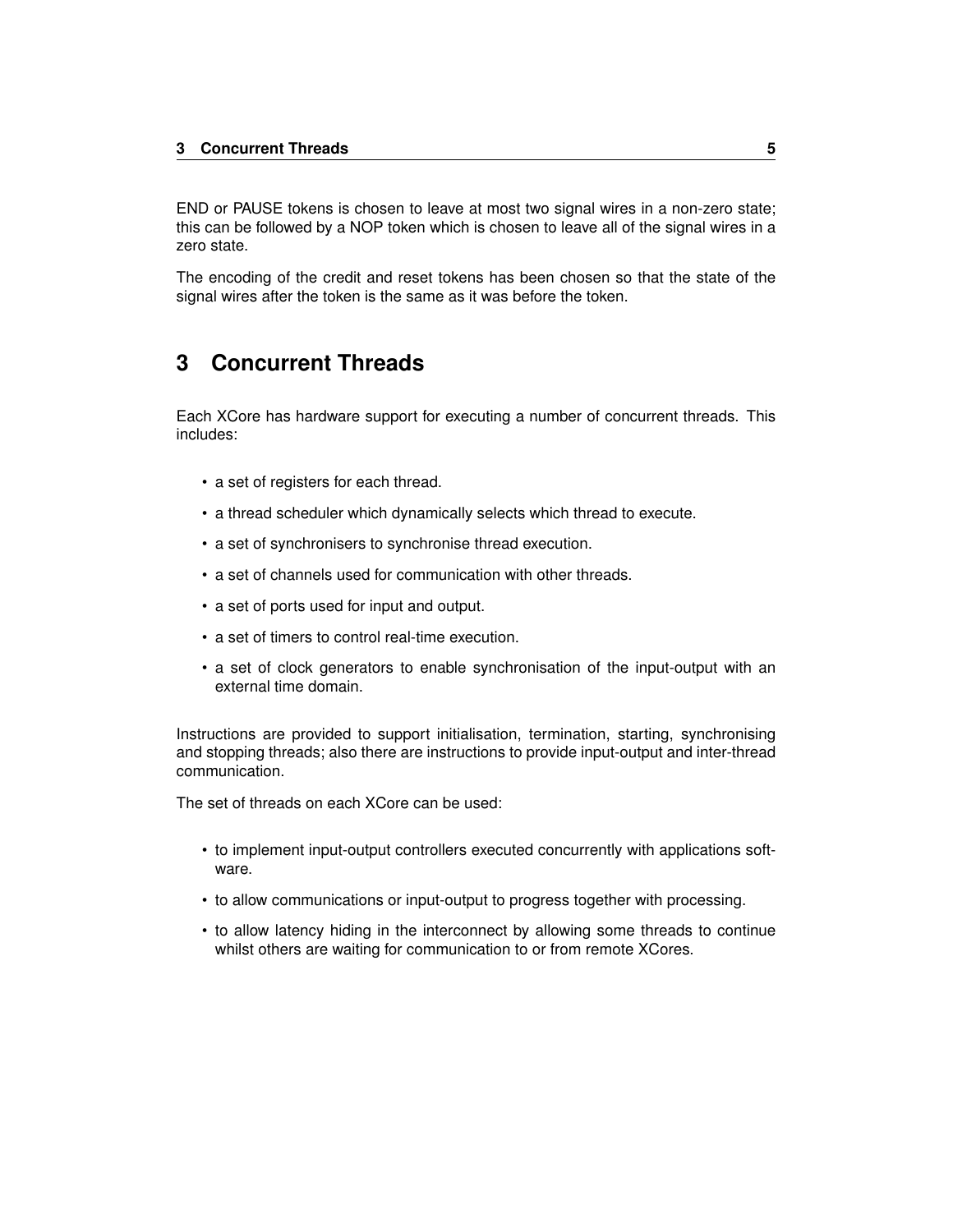END or PAUSE tokens is chosen to leave at most two signal wires in a non-zero state; this can be followed by a NOP token which is chosen to leave all of the signal wires in a zero state.

The encoding of the credit and reset tokens has been chosen so that the state of the signal wires after the token is the same as it was before the token.

# 3 Concurrent Threads

Each XCore has hardware support for executing a number of concurrent threads. This includes:

- a set of registers for each thread.
- a thread scheduler which dynamically selects which thread to execute.
- a set of synchronisers to synchronise thread execution.
- a set of channels used for communication with other threads.
- a set of ports used for input and output.
- a set of timers to control real-time execution.
- a set of clock generators to enable synchronisation of the input-output with an external time domain.

Instructions are provided to support initialisation, termination, starting, synchronising and stopping threads; also there are instructions to provide input-output and inter-thread communication.

The set of threads on each XCore can be used:

- to implement input-output controllers executed concurrently with applications software.
- to allow communications or input-output to progress together with processing.
- to allow latency hiding in the interconnect by allowing some threads to continue whilst others are waiting for communication to or from remote XCores.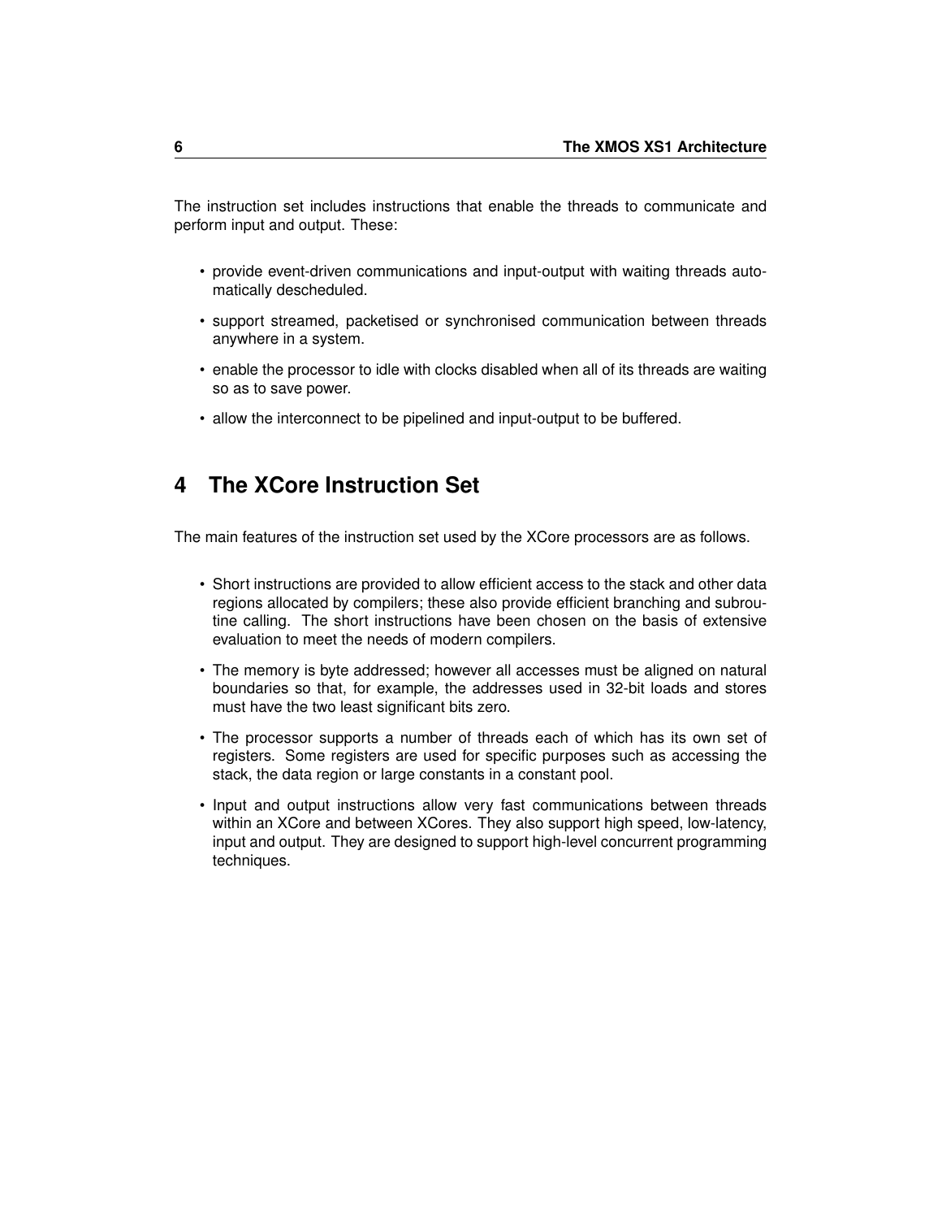The instruction set includes instructions that enable the threads to communicate and perform input and output. These:

- provide event-driven communications and input-output with waiting threads automatically descheduled.
- support streamed, packetised or synchronised communication between threads anywhere in a system.
- enable the processor to idle with clocks disabled when all of its threads are waiting so as to save power.
- allow the interconnect to be pipelined and input-output to be buffered.

# 4 The XCore Instruction Set

The main features of the instruction set used by the XCore processors are as follows.

- Short instructions are provided to allow efficient access to the stack and other data regions allocated by compilers; these also provide efficient branching and subroutine calling. The short instructions have been chosen on the basis of extensive evaluation to meet the needs of modern compilers.
- The memory is byte addressed; however all accesses must be aligned on natural boundaries so that, for example, the addresses used in 32-bit loads and stores must have the two least significant bits zero.
- The processor supports a number of threads each of which has its own set of registers. Some registers are used for specific purposes such as accessing the stack, the data region or large constants in a constant pool.
- Input and output instructions allow very fast communications between threads within an XCore and between XCores. They also support high speed, low-latency, input and output. They are designed to support high-level concurrent programming techniques.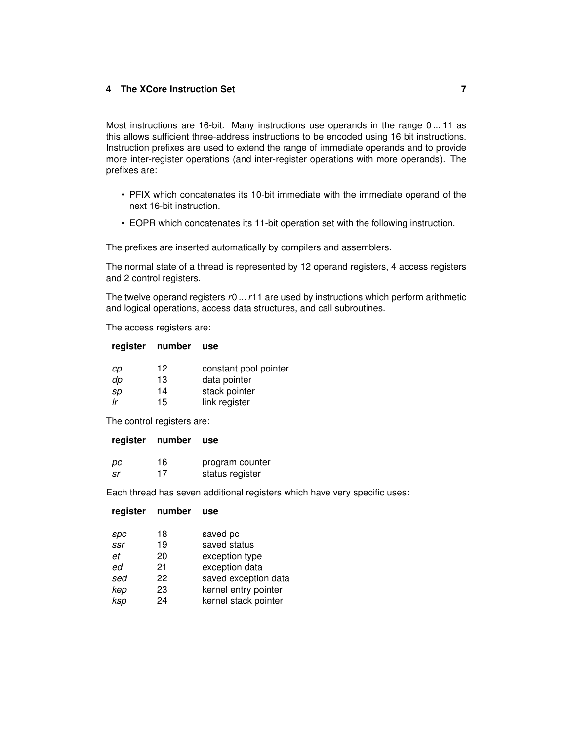Most instructions are 16-bit. Many instructions use operands in the range 0 ... 11 as this allows sufficient three-address instructions to be encoded using 16 bit instructions. Instruction prefixes are used to extend the range of immediate operands and to provide more inter-register operations (and inter-register operations with more operands). The prefixes are:

- PFIX which concatenates its 10-bit immediate with the immediate operand of the next 16-bit instruction.
- EOPR which concatenates its 11-bit operation set with the following instruction.

The prefixes are inserted automatically by compilers and assemblers.

The normal state of a thread is represented by 12 operand registers, 4 access registers and 2 control registers.

The twelve operand registers *r*0 ... *r*11 are used by instructions which perform arithmetic and logical operations, access data structures, and call subroutines.

The access registers are:

| register | number | use |
|---|---|---|
| *cp* | 12 | constant pool pointer |
| *dp* | 13 | data pointer |
| *sp* | 14 | stack pointer |
| *lr* | 15 | link register |

The control registers are:

| register | number | use |
|---|---|---|
| *pc* | 16 | program counter |
| *sr* | 17 | status register |

Each thread has seven additional registers which have very specific uses:

| register | number | use |
|---|---|---|
| *spc* | 18 | saved pc |
| *ssr* | 19 | saved status |
| *et* | 20 | exception type |
| *ed* | 21 | exception data |
| *sed* | 22 | saved exception data |
| *kep* | 23 | kernel entry pointer |
| *ksp* | 24 | kernel stack pointer |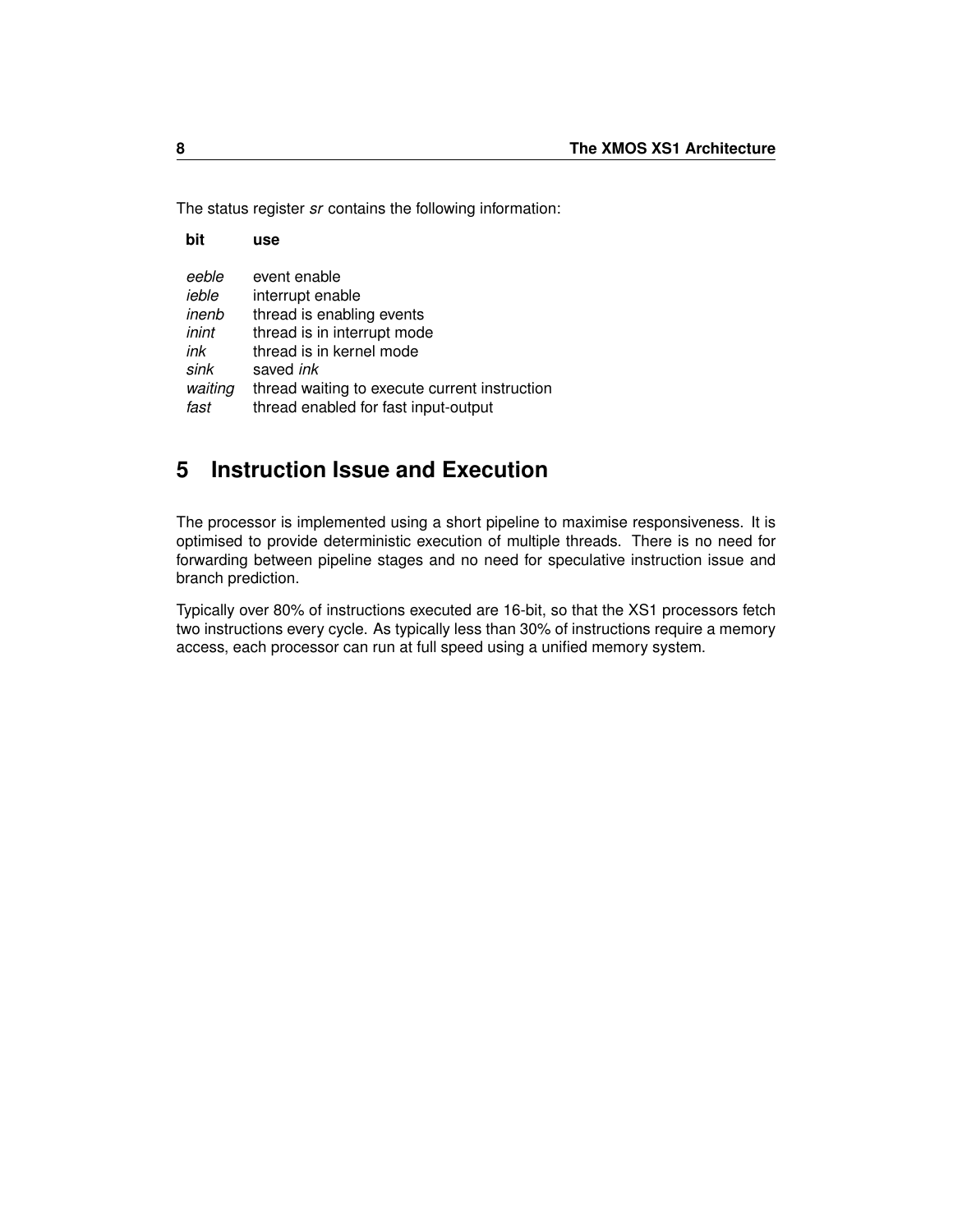The status register *sr* contains the following information:

| bit | use |
|---|---|
| *eeble* | event enable |
| *ieble* | interrupt enable |
| *inenb* | thread is enabling events |
| *inint* | thread is in interrupt mode |
| *ink* | thread is in kernel mode |
| *sink* | saved *ink* |
| *waiting* | thread waiting to execute current instruction |
| *fast* | thread enabled for fast input-output |

# 5 Instruction Issue and Execution

The processor is implemented using a short pipeline to maximise responsiveness. It is optimised to provide deterministic execution of multiple threads. There is no need for forwarding between pipeline stages and no need for speculative instruction issue and branch prediction.

Typically over 80% of instructions executed are 16-bit, so that the XS1 processors fetch two instructions every cycle. As typically less than 30% of instructions require a memory access, each processor can run at full speed using a unified memory system.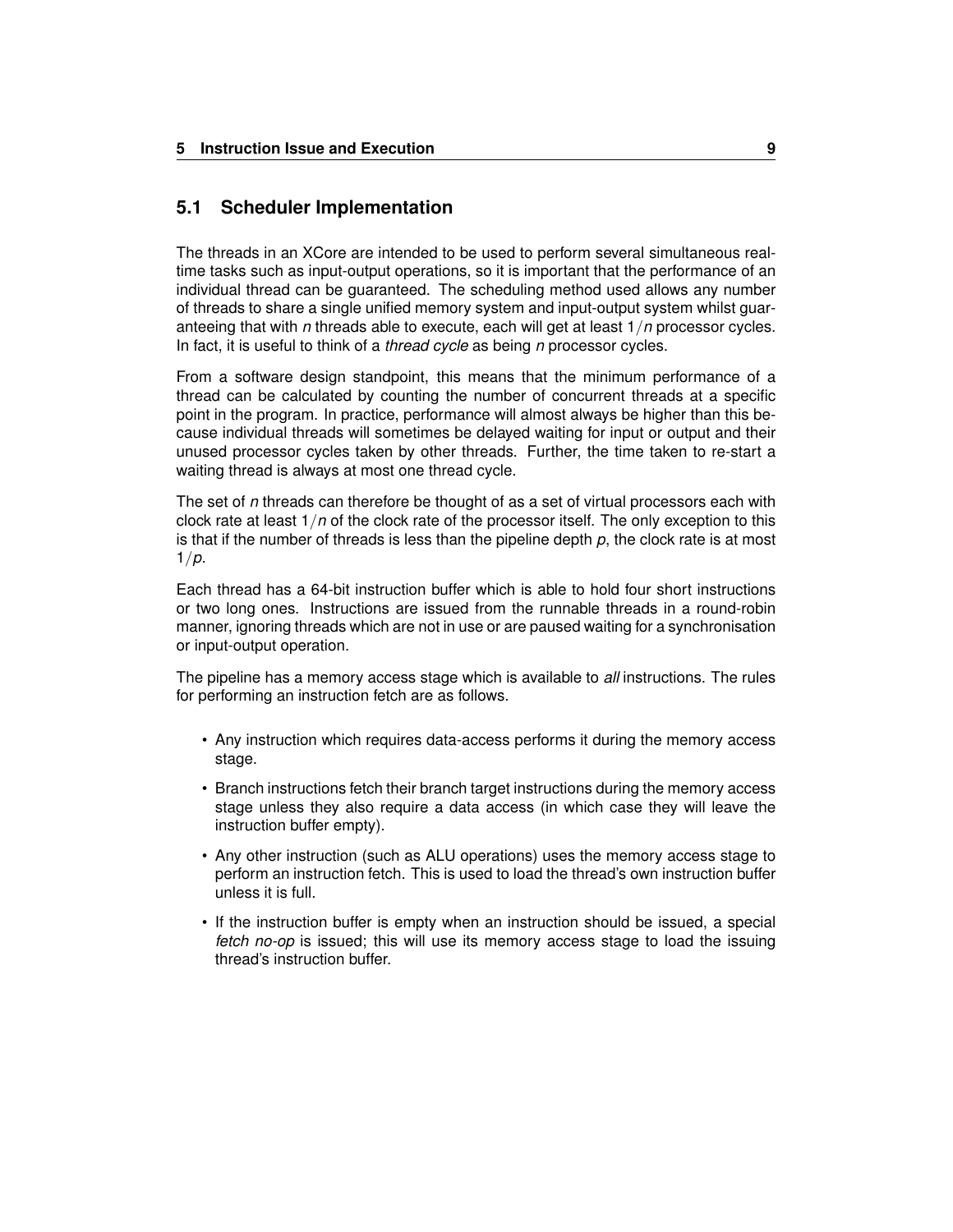## 5.1 Scheduler Implementation

The threads in an XCore are intended to be used to perform several simultaneous real-time tasks such as input-output operations, so it is important that the performance of an individual thread can be guaranteed. The scheduling method used allows any number of threads to share a single unified memory system and input-output system whilst guaranteeing that with *n* threads able to execute, each will get at least $1/n$ processor cycles. In fact, it is useful to think of a *thread cycle* as being *n* processor cycles.

From a software design standpoint, this means that the minimum performance of a thread can be calculated by counting the number of concurrent threads at a specific point in the program. In practice, performance will almost always be higher than this because individual threads will sometimes be delayed waiting for input or output and their unused processor cycles taken by other threads. Further, the time taken to re-start a waiting thread is always at most one thread cycle.

The set of *n* threads can therefore be thought of as a set of virtual processors each with clock rate at least $1/n$ of the clock rate of the processor itself. The only exception to this is that if the number of threads is less than the pipeline depth *p*, the clock rate is at most $1/p$.

Each thread has a 64-bit instruction buffer which is able to hold four short instructions or two long ones. Instructions are issued from the runnable threads in a round-robin manner, ignoring threads which are not in use or are paused waiting for a synchronisation or input-output operation.

The pipeline has a memory access stage which is available to *all* instructions. The rules for performing an instruction fetch are as follows.

- Any instruction which requires data-access performs it during the memory access stage.
- Branch instructions fetch their branch target instructions during the memory access stage unless they also require a data access (in which case they will leave the instruction buffer empty).
- Any other instruction (such as ALU operations) uses the memory access stage to perform an instruction fetch. This is used to load the thread's own instruction buffer unless it is full.
- If the instruction buffer is empty when an instruction should be issued, a special *fetch no-op* is issued; this will use its memory access stage to load the issuing thread's instruction buffer.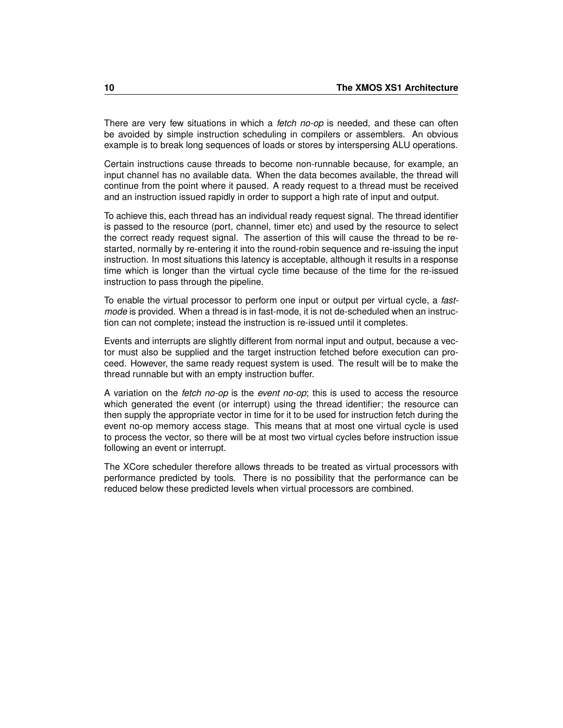There are very few situations in which a *fetch no-op* is needed, and these can often be avoided by simple instruction scheduling in compilers or assemblers. An obvious example is to break long sequences of loads or stores by interspersing ALU operations.

Certain instructions cause threads to become non-runnable because, for example, an input channel has no available data. When the data becomes available, the thread will continue from the point where it paused. A ready request to a thread must be received and an instruction issued rapidly in order to support a high rate of input and output.

To achieve this, each thread has an individual ready request signal. The thread identifier is passed to the resource (port, channel, timer etc) and used by the resource to select the correct ready request signal. The assertion of this will cause the thread to be restarted, normally by re-entering it into the round-robin sequence and re-issuing the input instruction. In most situations this latency is acceptable, although it results in a response time which is longer than the virtual cycle time because of the time for the re-issued instruction to pass through the pipeline.

To enable the virtual processor to perform one input or output per virtual cycle, a *fast-mode* is provided. When a thread is in fast-mode, it is not de-scheduled when an instruction can not complete; instead the instruction is re-issued until it completes.

Events and interrupts are slightly different from normal input and output, because a vector must also be supplied and the target instruction fetched before execution can proceed. However, the same ready request system is used. The result will be to make the thread runnable but with an empty instruction buffer.

A variation on the *fetch no-op* is the *event no-op*; this is used to access the resource which generated the event (or interrupt) using the thread identifier; the resource can then supply the appropriate vector in time for it to be used for instruction fetch during the event no-op memory access stage. This means that at most one virtual cycle is used to process the vector, so there will be at most two virtual cycles before instruction issue following an event or interrupt.

The XCore scheduler therefore allows threads to be treated as virtual processors with performance predicted by tools. There is no possibility that the performance can be reduced below these predicted levels when virtual processors are combined.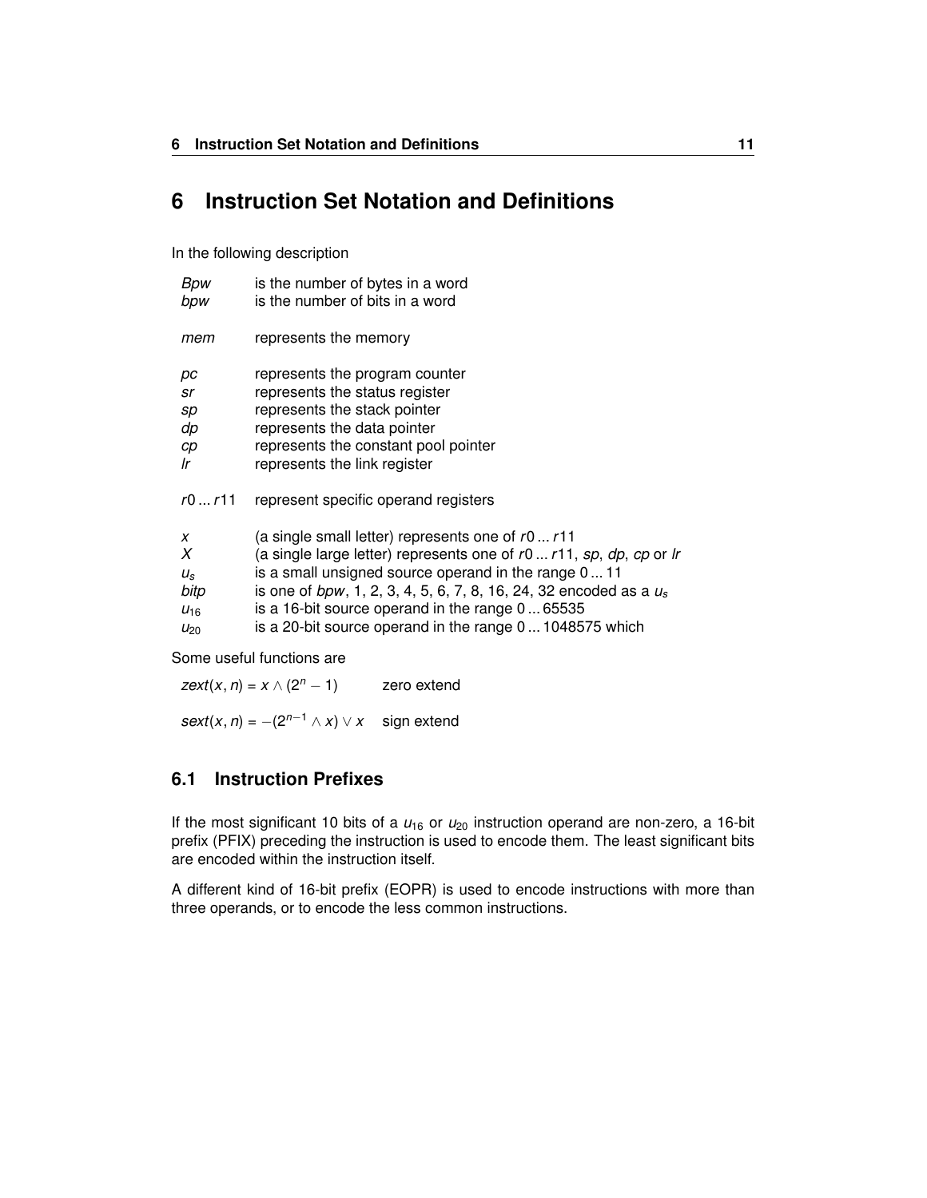# 6 Instruction Set Notation and Definitions

In the following description

| | |
|---|---|
| *Bpw* | is the number of bytes in a word |
| *bpw* | is the number of bits in a word |
| *mem* | represents the memory |
| *pc* | represents the program counter |
| *sr* | represents the status register |
| *sp* | represents the stack pointer |
| *dp* | represents the data pointer |
| *cp* | represents the constant pool pointer |
| *lr* | represents the link register |
| *r*0 ... *r*11 | represent specific operand registers |
| *x* | (a single small letter) represents one of *r*0 ... *r*11 |
| *X* | (a single large letter) represents one of *r*0 ... *r*11, *sp*, *dp*, *cp* or *lr* |
| $u_s$ | is a small unsigned source operand in the range 0 ... 11 |
| *bitp* | is one of *bpw*, 1, 2, 3, 4, 5, 6, 7, 8, 16, 24, 32 encoded as a $u_s$ |
| $u_{16}$ | is a 16-bit source operand in the range 0 ... 65535 |
| $u_{20}$ | is a 20-bit source operand in the range 0 ... 1048575 which |

Some useful functions are

| | |
|---|---|
| $zext(x, n) = x \wedge (2^n - 1)$ | zero extend |
| $sext(x, n) = -(2^{n-1} \wedge x) \vee x$ | sign extend |

## 6.1 Instruction Prefixes

If the most significant 10 bits of a $u_{16}$ or $u_{20}$ instruction operand are non-zero, a 16-bit prefix (PFIX) preceding the instruction is used to encode them. The least significant bits are encoded within the instruction itself.

A different kind of 16-bit prefix (EOPR) is used to encode instructions with more than three operands, or to encode the less common instructions.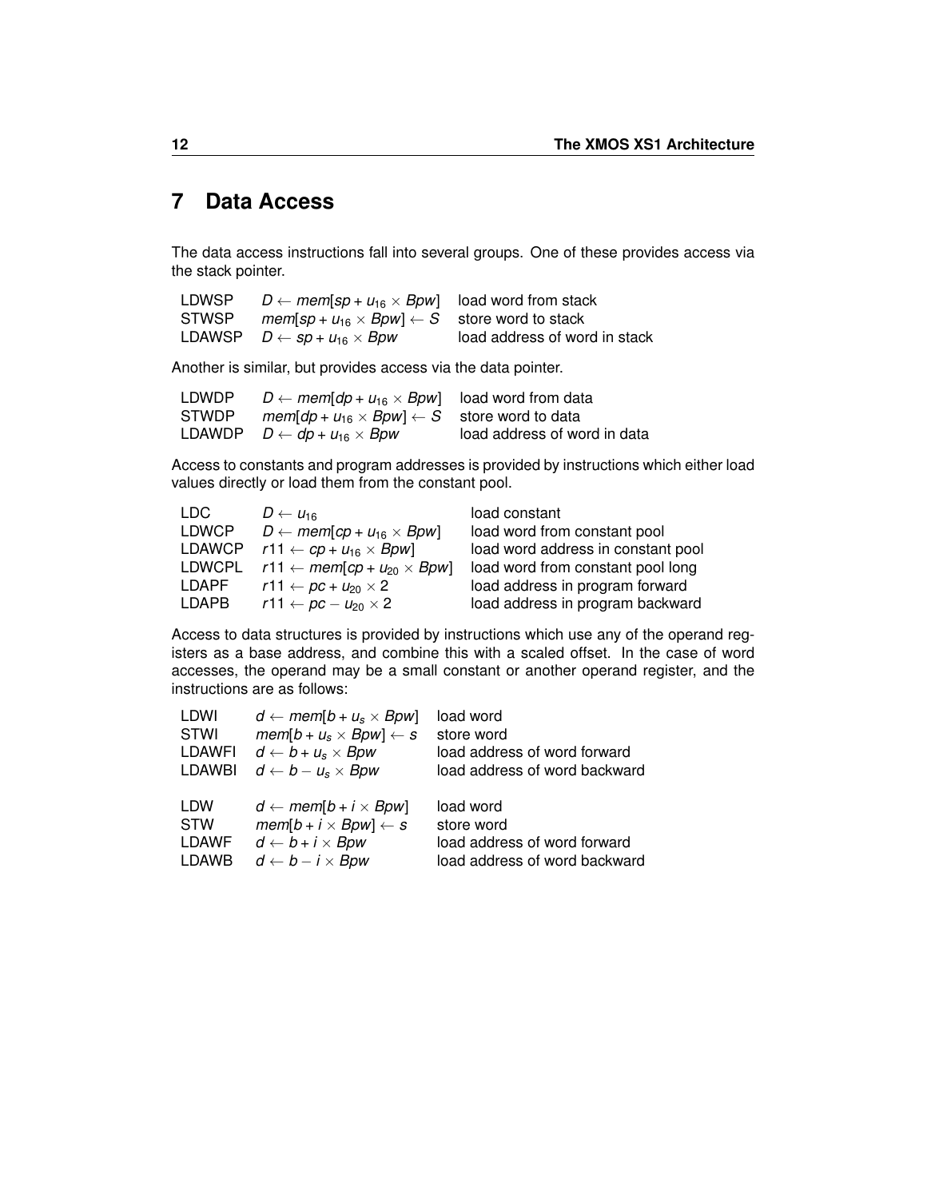# 7 Data Access

The data access instructions fall into several groups. One of these provides access via the stack pointer.

| | | |
|---|---|---|
| LDWSP | $D \leftarrow mem[sp + u_{16} \times Bpw]$ | load word from stack |
| STWSP | $mem[sp + u_{16} \times Bpw] \leftarrow S$ | store word to stack |
| LDAWSP | $D \leftarrow sp + u_{16} \times Bpw$ | load address of word in stack |

Another is similar, but provides access via the data pointer.

| | | |
|---|---|---|
| LDWDP | $D \leftarrow mem[dp + u_{16} \times Bpw]$ | load word from data |
| STWDP | $mem[dp + u_{16} \times Bpw] \leftarrow S$ | store word to data |
| LDAWDP | $D \leftarrow dp + u_{16} \times Bpw$ | load address of word in data |

Access to constants and program addresses is provided by instructions which either load values directly or load them from the constant pool.

| | | |
|---|---|---|
| LDC | $D \leftarrow u_{16}$ | load constant |
| LDWCP | $D \leftarrow mem[cp + u_{16} \times Bpw]$ | load word from constant pool |
| LDAWCP | $r11 \leftarrow cp + u_{16} \times Bpw]$ | load word address in constant pool |
| LDWCPL | $r11 \leftarrow mem[cp + u_{20} \times Bpw]$ | load word from constant pool long |
| LDAPF | $r11 \leftarrow pc + u_{20} \times 2$ | load address in program forward |
| LDAPB | $r11 \leftarrow pc - u_{20} \times 2$ | load address in program backward |

Access to data structures is provided by instructions which use any of the operand registers as a base address, and combine this with a scaled offset. In the case of word accesses, the operand may be a small constant or another operand register, and the instructions are as follows:

| | | |
|---|---|---|
| LDWI | $d \leftarrow mem[b + u_s \times Bpw]$ | load word |
| STWI | $mem[b + u_s \times Bpw] \leftarrow s$ | store word |
| LDAWFI | $d \leftarrow b + u_s \times Bpw$ | load address of word forward |
| LDAWBI | $d \leftarrow b - u_s \times Bpw$ | load address of word backward |
| | | |
| LDW | $d \leftarrow mem[b + i \times Bpw]$ | load word |
| STW | $mem[b + i \times Bpw] \leftarrow s$ | store word |
| LDAWF | $d \leftarrow b + i \times Bpw$ | load address of word forward |
| LDAWB | $d \leftarrow b - i \times Bpw$ | load address of word backward |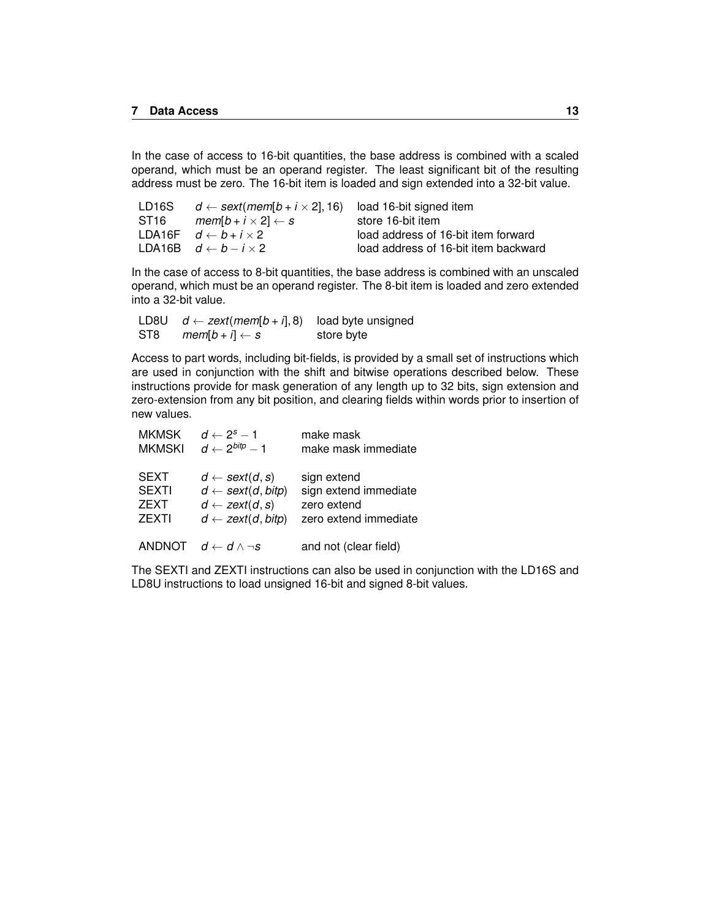In the case of access to 16-bit quantities, the base address is combined with a scaled operand, which must be an operand register. The least significant bit of the resulting address must be zero. The 16-bit item is loaded and sign extended into a 32-bit value.

| | | |
|---|---|---|
| LD16S | $d \leftarrow sext(mem[b + i \times 2], 16)$ | load 16-bit signed item |
| ST16 | $mem[b + i \times 2] \leftarrow s$ | store 16-bit item |
| LDA16F | $d \leftarrow b + i \times 2$ | load address of 16-bit item forward |
| LDA16B | $d \leftarrow b - i \times 2$ | load address of 16-bit item backward |

In the case of access to 8-bit quantities, the base address is combined with an unscaled operand, which must be an operand register. The 8-bit item is loaded and zero extended into a 32-bit value.

| | | |
|---|---|---|
| LD8U | $d \leftarrow zext(mem[b + i], 8)$ | load byte unsigned |
| ST8 | $mem[b + i] \leftarrow s$ | store byte |

Access to part words, including bit-fields, is provided by a small set of instructions which are used in conjunction with the shift and bitwise operations described below. These instructions provide for mask generation of any length up to 32 bits, sign extension and zero-extension from any bit position, and clearing fields within words prior to insertion of new values.

| | | |
|---|---|---|
| MKMSK | $d \leftarrow 2^{s} - 1$ | make mask |
| MKMSKI | $d \leftarrow 2^{bitp} - 1$ | make mask immediate |
| | | |
| SEXT | $d \leftarrow sext(d, s)$ | sign extend |
| SEXTI | $d \leftarrow sext(d, bitp)$ | sign extend immediate |
| ZEXT | $d \leftarrow zext(d, s)$ | zero extend |
| ZEXTI | $d \leftarrow zext(d, bitp)$ | zero extend immediate |
| | | |
| ANDNOT | $d \leftarrow d \wedge \neg s$ | and not (clear field) |

The SEXTI and ZEXTI instructions can also be used in conjunction with the LD16S and LD8U instructions to load unsigned 16-bit and signed 8-bit values.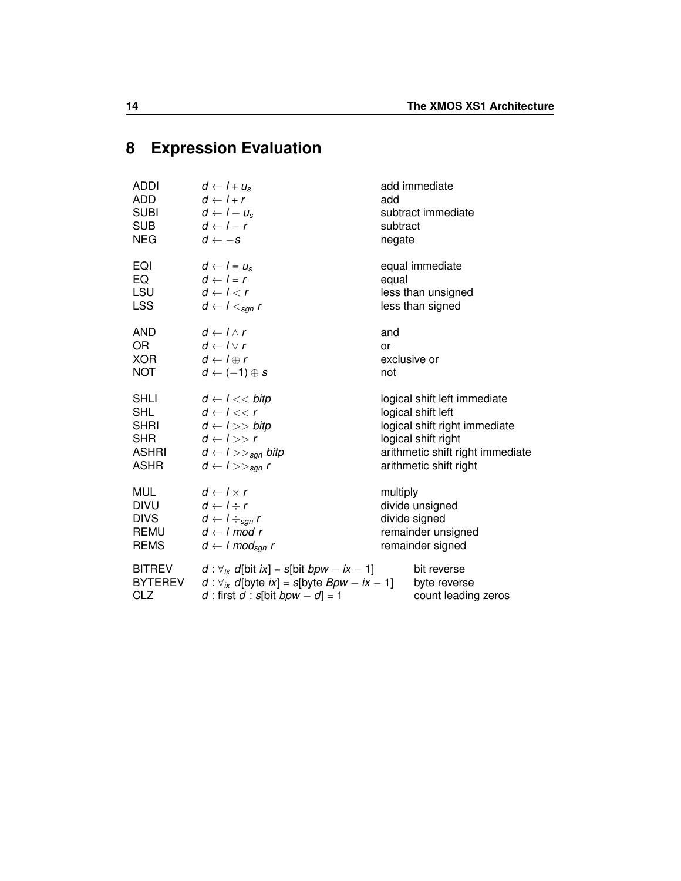# 8 Expression Evaluation

| | | |
|---|---|---|
| ADDI | $d \leftarrow l + u_s$ | add immediate |
| ADD | $d \leftarrow l + r$ | add |
| SUBI | $d \leftarrow l - u_s$ | subtract immediate |
| SUB | $d \leftarrow l - r$ | subtract |
| NEG | $d \leftarrow -s$ | negate |
| | | |
| EQI | $d \leftarrow l = u_s$ | equal immediate |
| EQ | $d \leftarrow l = r$ | equal |
| LSU | $d \leftarrow l < r$ | less than unsigned |
| LSS | $d \leftarrow l <_{sgn} r$ | less than signed |
| | | |
| AND | $d \leftarrow l \wedge r$ | and |
| OR | $d \leftarrow l \vee r$ | or |
| XOR | $d \leftarrow l \oplus r$ | exclusive or |
| NOT | $d \leftarrow (-1) \oplus s$ | not |
| | | |
| SHLI | $d \leftarrow l << bitp$ | logical shift left immediate |
| SHL | $d \leftarrow l << r$ | logical shift left |
| SHRI | $d \leftarrow l >> bitp$ | logical shift right immediate |
| SHR | $d \leftarrow l >> r$ | logical shift right |
| ASHRI | $d \leftarrow l >>_{sgn} bitp$ | arithmetic shift right immediate |
| ASHR | $d \leftarrow l >>_{sgn} r$ | arithmetic shift right |
| | | |
| MUL | $d \leftarrow l \times r$ | multiply |
| DIVU | $d \leftarrow l \div r$ | divide unsigned |
| DIVS | $d \leftarrow l \div_{sgn} r$ | divide signed |
| REMU | $d \leftarrow l \ mod \ r$ | remainder unsigned |
| REMS | $d \leftarrow l \ mod_{sgn} \ r$ | remainder signed |
| | | |
| BITREV | $d : \forall_{ix}\ d[\text{bit } ix] = s[\text{bit } bpw - ix - 1]$ | bit reverse |
| BYTEREV | $d : \forall_{ix}\ d[\text{byte } ix] = s[\text{byte } Bpw - ix - 1]$ | byte reverse |
| CLZ | $d : \text{first } d : s[\text{bit } bpw - d] = 1$ | count leading zeros |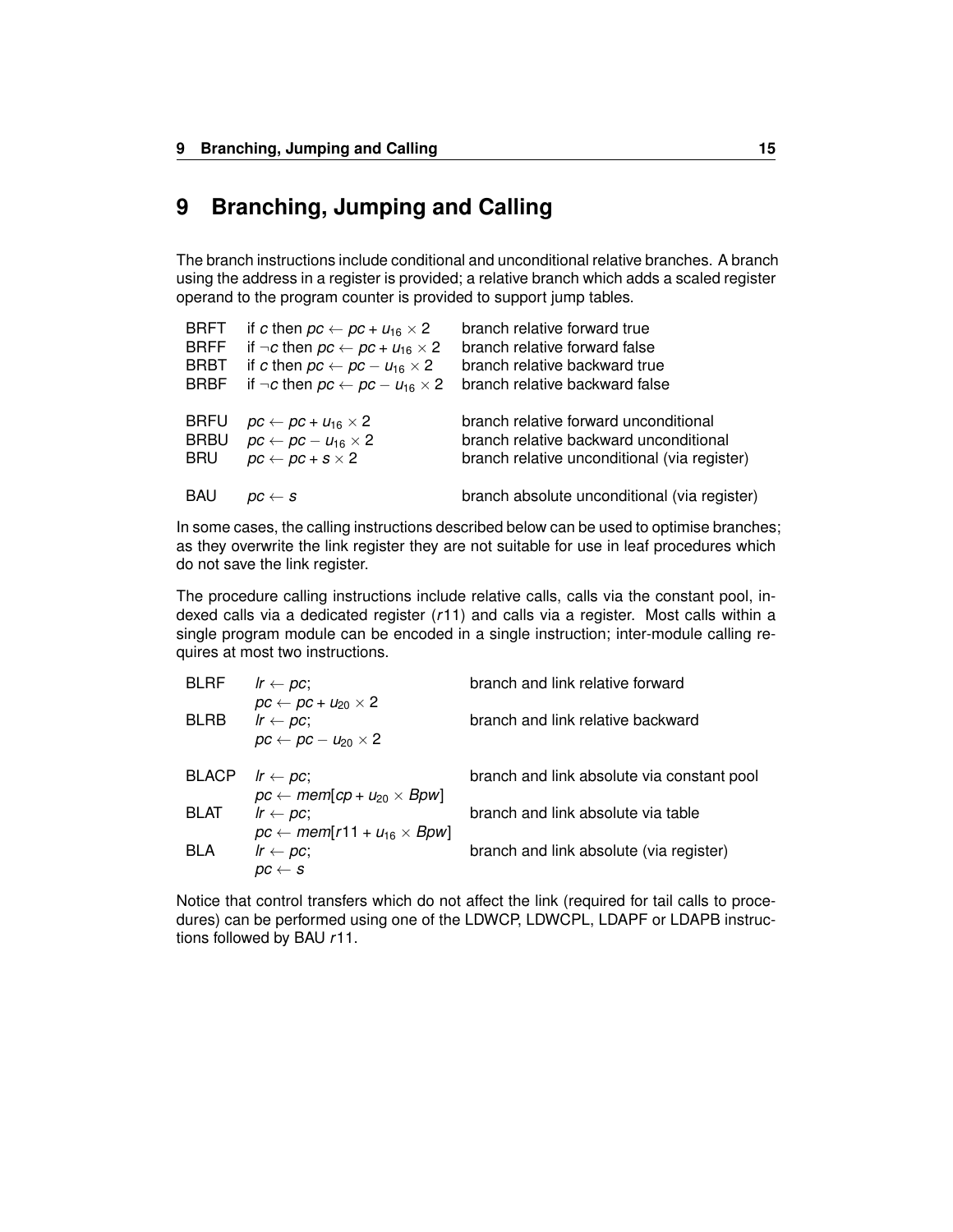# 9 Branching, Jumping and Calling

The branch instructions include conditional and unconditional relative branches. A branch using the address in a register is provided; a relative branch which adds a scaled register operand to the program counter is provided to support jump tables.

| | | |
|---|---|---|
| BRFT | if $c$ then $pc \leftarrow pc + u_{16} \times 2$ | branch relative forward true |
| BRFF | if $\neg c$ then $pc \leftarrow pc + u_{16} \times 2$ | branch relative forward false |
| BRBT | if $c$ then $pc \leftarrow pc - u_{16} \times 2$ | branch relative backward true |
| BRBF | if $\neg c$ then $pc \leftarrow pc - u_{16} \times 2$ | branch relative backward false |
| | | |
| BRFU | $pc \leftarrow pc + u_{16} \times 2$ | branch relative forward unconditional |
| BRBU | $pc \leftarrow pc - u_{16} \times 2$ | branch relative backward unconditional |
| BRU | $pc \leftarrow pc + s \times 2$ | branch relative unconditional (via register) |
| | | |
| BAU | $pc \leftarrow s$ | branch absolute unconditional (via register) |

In some cases, the calling instructions described below can be used to optimise branches; as they overwrite the link register they are not suitable for use in leaf procedures which do not save the link register.

The procedure calling instructions include relative calls, calls via the constant pool, indexed calls via a dedicated register ($r11$) and calls via a register. Most calls within a single program module can be encoded in a single instruction; inter-module calling requires at most two instructions.

| | | |
|---|---|---|
| BLRF | $lr \leftarrow pc$; $pc \leftarrow pc + u_{20} \times 2$ | branch and link relative forward |
| BLRB | $lr \leftarrow pc$; $pc \leftarrow pc - u_{20} \times 2$ | branch and link relative backward |
| | | |
| BLACP | $lr \leftarrow pc$; $pc \leftarrow mem[cp + u_{20} \times Bpw]$ | branch and link absolute via constant pool |
| BLAT | $lr \leftarrow pc$; $pc \leftarrow mem[r11 + u_{16} \times Bpw]$ | branch and link absolute via table |
| BLA | $lr \leftarrow pc$; $pc \leftarrow s$ | branch and link absolute (via register) |

Notice that control transfers which do not affect the link (required for tail calls to procedures) can be performed using one of the LDWCP, LDWCPL, LDAPF or LDAPB instructions followed by BAU $r11$.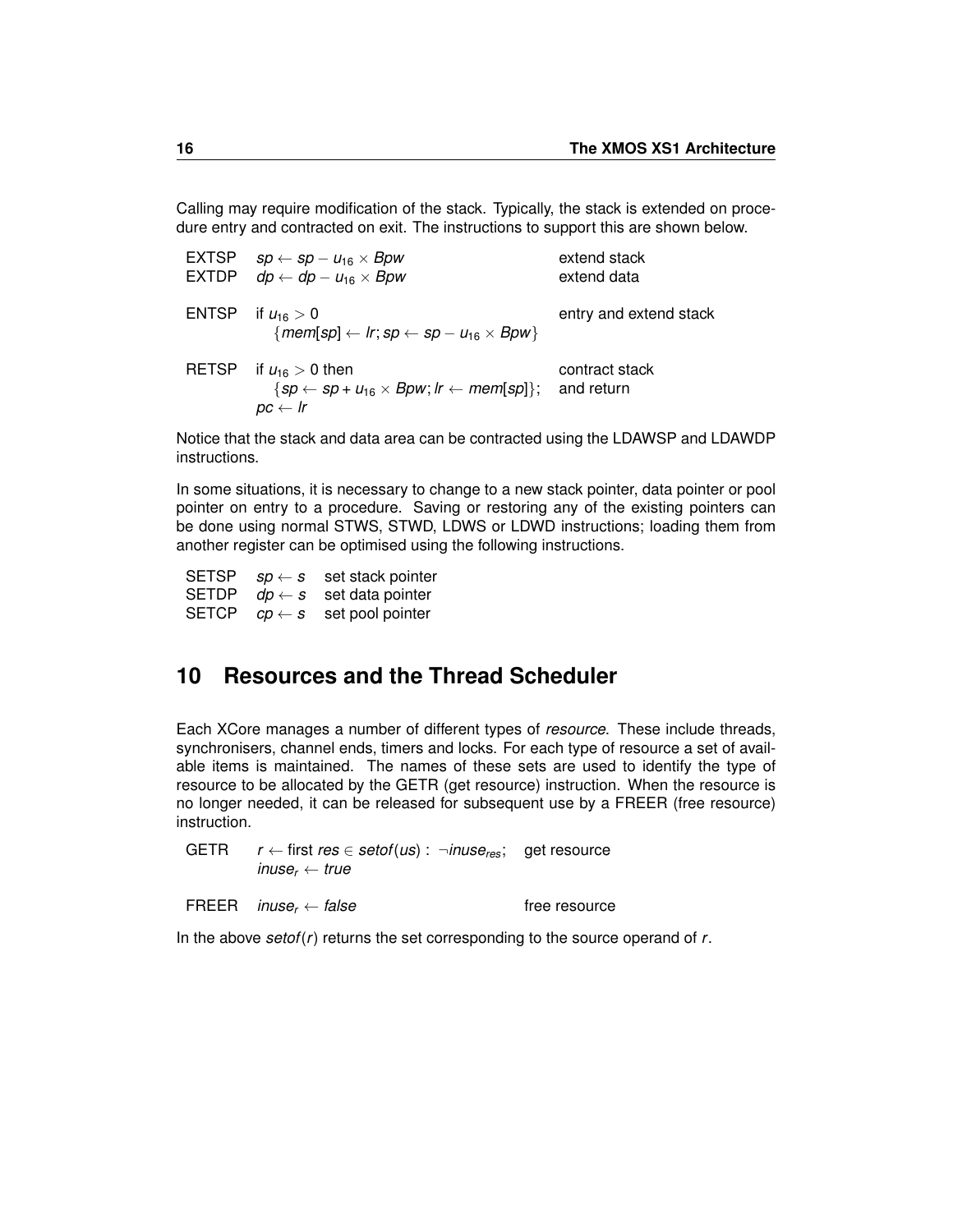Calling may require modification of the stack. Typically, the stack is extended on procedure entry and contracted on exit. The instructions to support this are shown below.

| | | |
|---|---|---|
| EXTSP | $sp \leftarrow sp - u_{16} \times Bpw$ | extend stack |
| EXTDP | $dp \leftarrow dp - u_{16} \times Bpw$ | extend data |
| ENTSP | if $u_{16} > 0$ $\{mem[sp] \leftarrow lr; sp \leftarrow sp - u_{16} \times Bpw\}$ | entry and extend stack |
| RETSP | if $u_{16} > 0$ then $\{sp \leftarrow sp + u_{16} \times Bpw; lr \leftarrow mem[sp]\}$; $pc \leftarrow lr$ | contract stack and return |

Notice that the stack and data area can be contracted using the LDAWSP and LDAWDP instructions.

In some situations, it is necessary to change to a new stack pointer, data pointer or pool pointer on entry to a procedure. Saving or restoring any of the existing pointers can be done using normal STWS, STWD, LDWS or LDWD instructions; loading them from another register can be optimised using the following instructions.

| | | |
|---|---|---|
| SETSP | $sp \leftarrow s$ | set stack pointer |
| SETDP | $dp \leftarrow s$ | set data pointer |
| SETCP | $cp \leftarrow s$ | set pool pointer |

# 10 Resources and the Thread Scheduler

Each XCore manages a number of different types of *resource*. These include threads, synchronisers, channel ends, timers and locks. For each type of resource a set of available items is maintained. The names of these sets are used to identify the type of resource to be allocated by the GETR (get resource) instruction. When the resource is no longer needed, it can be released for subsequent use by a FREER (free resource) instruction.

| | | |
|---|---|---|
| GETR | $r \leftarrow$ first $res \in setof(us) : \neg inuse_{res}$; $inuse_r \leftarrow true$ | get resource |
| FREER | $inuse_r \leftarrow false$ | free resource |

In the above $setof(r)$ returns the set corresponding to the source operand of $r$.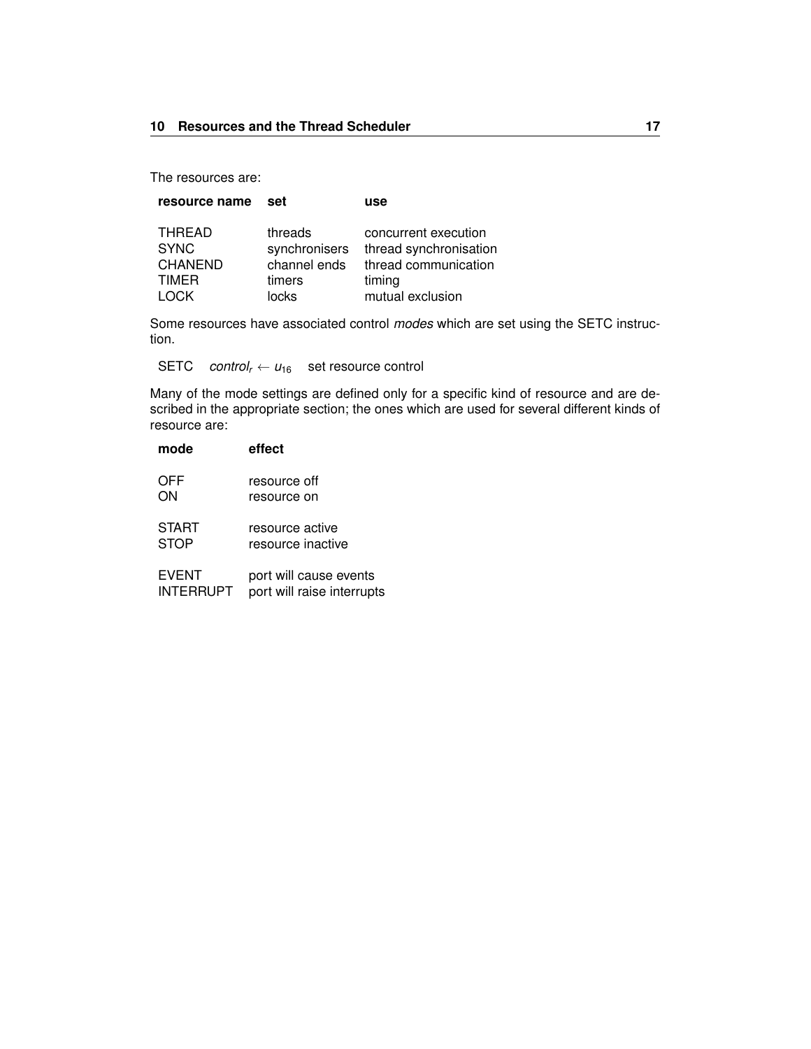The resources are:

| resource name | set | use |
| --- | --- | --- |
| THREAD | threads | concurrent execution |
| SYNC | synchronisers | thread synchronisation |
| CHANEND | channel ends | thread communication |
| TIMER | timers | timing |
| LOCK | locks | mutual exclusion |

Some resources have associated control *modes* which are set using the SETC instruction.

| | | |
| --- | --- | --- |
| SETC | $control_r \leftarrow u_{16}$ | set resource control |

Many of the mode settings are defined only for a specific kind of resource and are described in the appropriate section; the ones which are used for several different kinds of resource are:

| mode | effect |
| --- | --- |
| OFF | resource off |
| ON | resource on |
| START | resource active |
| STOP | resource inactive |
| EVENT | port will cause events |
| INTERRUPT | port will raise interrupts |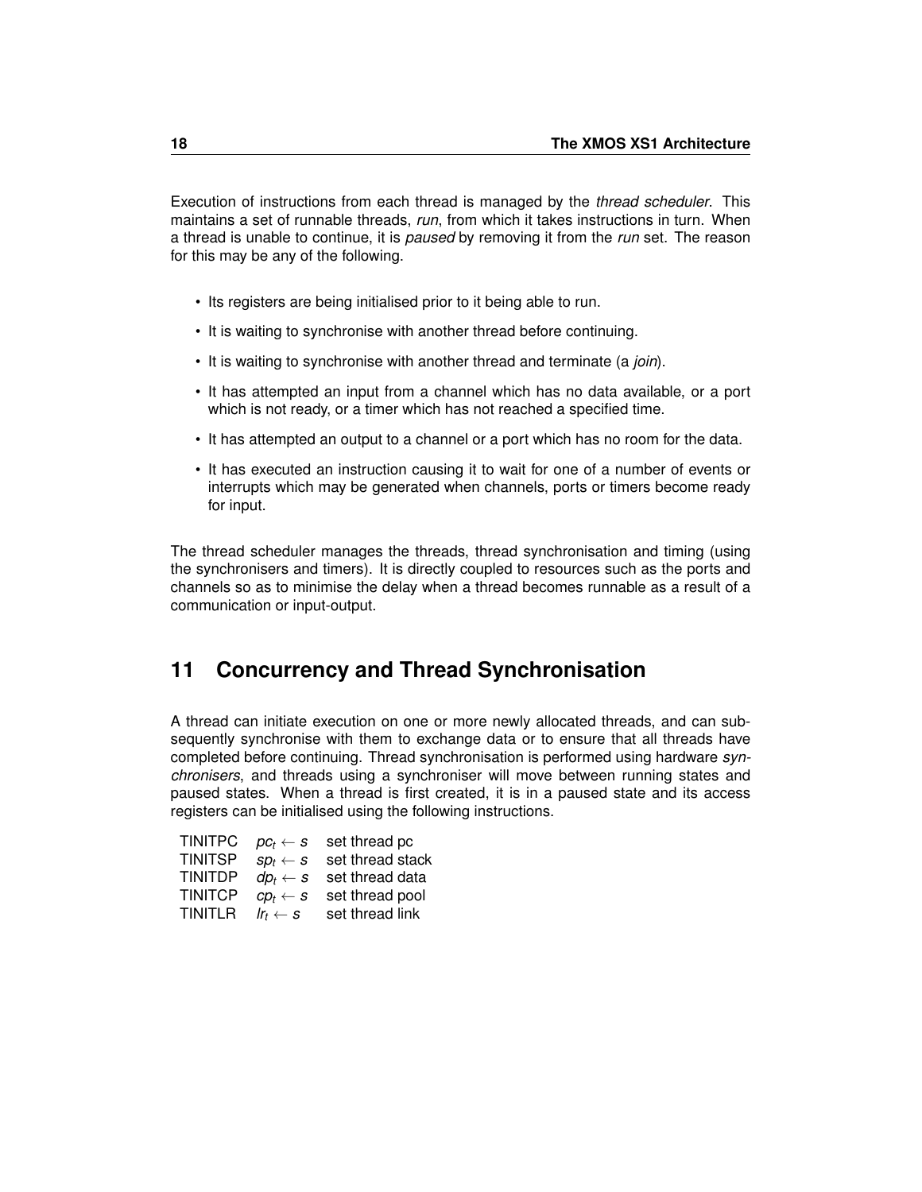Execution of instructions from each thread is managed by the *thread scheduler*. This maintains a set of runnable threads, *run*, from which it takes instructions in turn. When a thread is unable to continue, it is *paused* by removing it from the *run* set. The reason for this may be any of the following.

- Its registers are being initialised prior to it being able to run.
- It is waiting to synchronise with another thread before continuing.
- It is waiting to synchronise with another thread and terminate (a *join*).
- It has attempted an input from a channel which has no data available, or a port which is not ready, or a timer which has not reached a specified time.
- It has attempted an output to a channel or a port which has no room for the data.
- It has executed an instruction causing it to wait for one of a number of events or interrupts which may be generated when channels, ports or timers become ready for input.

The thread scheduler manages the threads, thread synchronisation and timing (using the synchronisers and timers). It is directly coupled to resources such as the ports and channels so as to minimise the delay when a thread becomes runnable as a result of a communication or input-output.

## 11 Concurrency and Thread Synchronisation

A thread can initiate execution on one or more newly allocated threads, and can subsequently synchronise with them to exchange data or to ensure that all threads have completed before continuing. Thread synchronisation is performed using hardware *synchronisers*, and threads using a synchroniser will move between running states and paused states. When a thread is first created, it is in a paused state and its access registers can be initialised using the following instructions.

| | | |
|---|---|---|
| TINITPC | $pc_t \leftarrow s$ | set thread pc |
| TINITSP | $sp_t \leftarrow s$ | set thread stack |
| TINITDP | $dp_t \leftarrow s$ | set thread data |
| TINITCP | $cp_t \leftarrow s$ | set thread pool |
| TINITLR | $lr_t \leftarrow s$ | set thread link |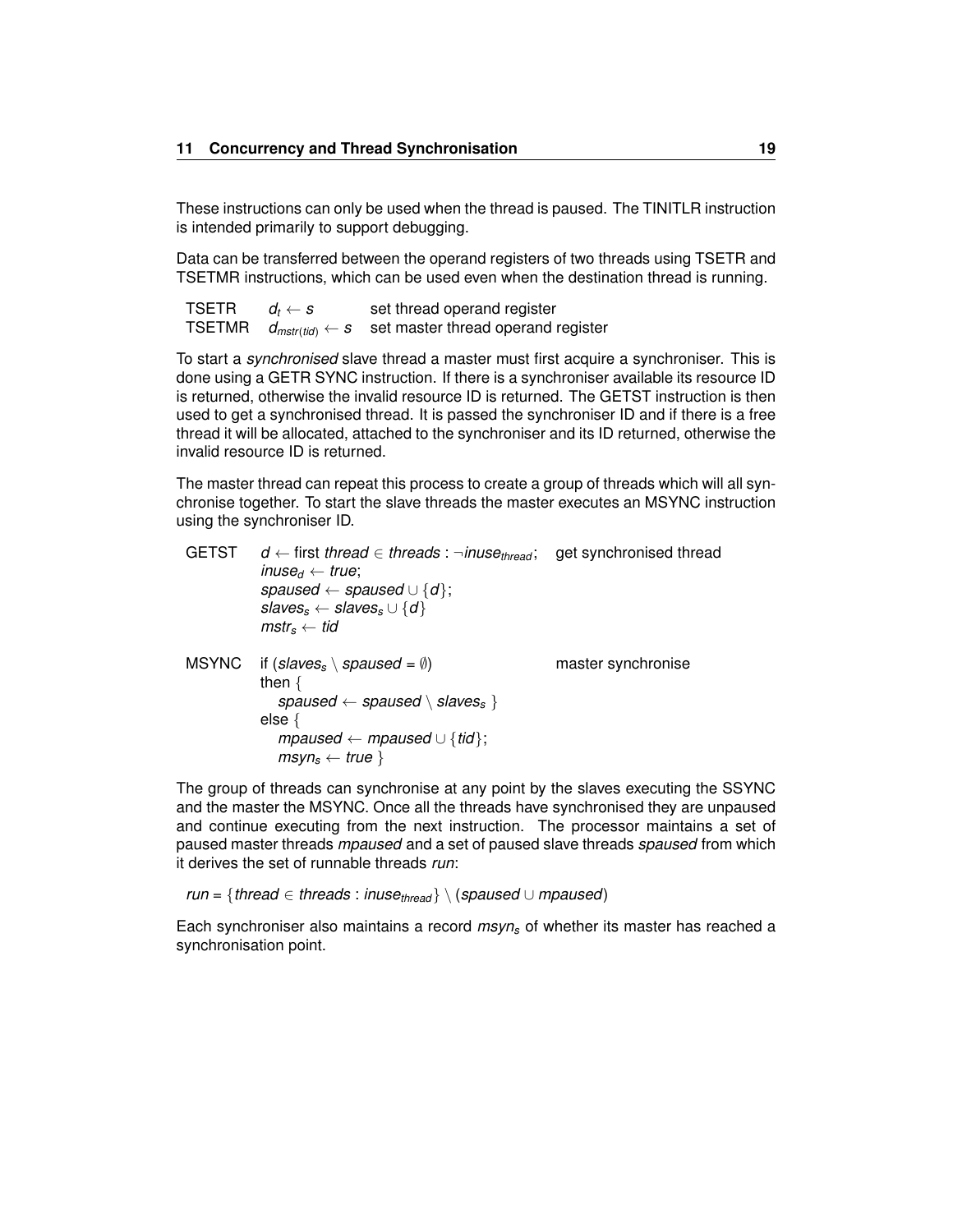These instructions can only be used when the thread is paused. The TINITLR instruction is intended primarily to support debugging.

Data can be transferred between the operand registers of two threads using TSETR and TSETMR instructions, which can be used even when the destination thread is running.

| | | |
|---|---|---|
| TSETR | $d_t \leftarrow s$ | set thread operand register |
| TSETMR | $d_{mstr(tid)} \leftarrow s$ | set master thread operand register |

To start a *synchronised* slave thread a master must first acquire a synchroniser. This is done using a GETR SYNC instruction. If there is a synchroniser available its resource ID is returned, otherwise the invalid resource ID is returned. The GETST instruction is then used to get a synchronised thread. It is passed the synchroniser ID and if there is a free thread it will be allocated, attached to the synchroniser and its ID returned, otherwise the invalid resource ID is returned.

The master thread can repeat this process to create a group of threads which will all synchronise together. To start the slave threads the master executes an MSYNC instruction using the synchroniser ID.

GETST — get synchronised thread

$d \leftarrow$ first $thread \in threads : \neg inuse_{thread}$;
$inuse_d \leftarrow true$;
$spaused \leftarrow spaused \cup \{d\}$;
$slaves_s \leftarrow slaves_s \cup \{d\}$
$mstr_s \leftarrow tid$

MSYNC — master synchronise

if $(slaves_s \setminus spaused = \emptyset)$
then {
  $spaused \leftarrow spaused \setminus slaves_s$ }
else {
  $mpaused \leftarrow mpaused \cup \{tid\}$;
  $msyn_s \leftarrow true$ }

The group of threads can synchronise at any point by the slaves executing the SSYNC and the master the MSYNC. Once all the threads have synchronised they are unpaused and continue executing from the next instruction. The processor maintains a set of paused master threads *mpaused* and a set of paused slave threads *spaused* from which it derives the set of runnable threads *run*:

$$run = \{thread \in threads : inuse_{thread}\} \setminus (spaused \cup mpaused)$$

Each synchroniser also maintains a record $msyn_s$ of whether its master has reached a synchronisation point.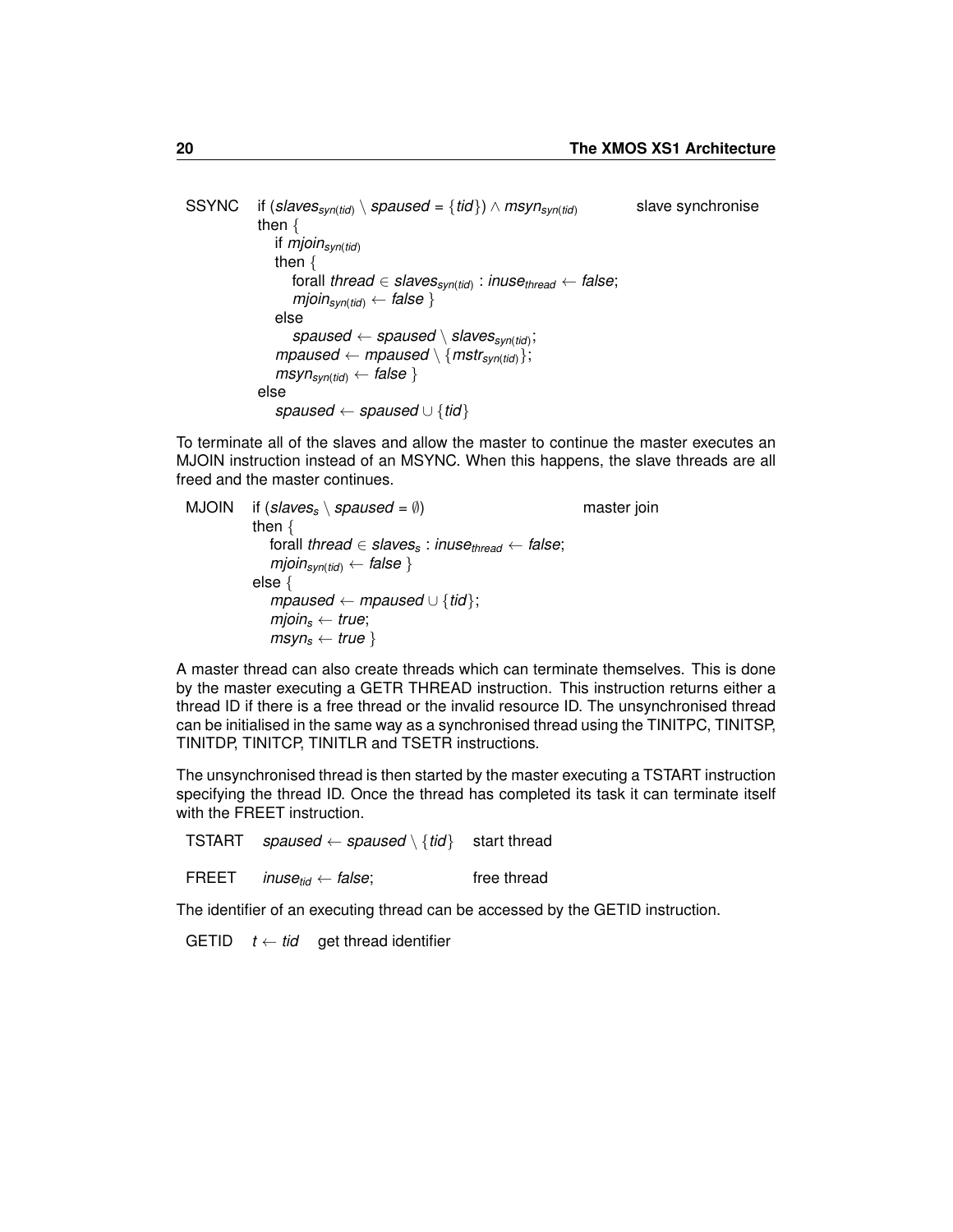SSYNC &nbsp; if $(slaves_{syn(tid)} \setminus spaused = \{tid\}) \wedge msyn_{syn(tid)}$ &nbsp;&nbsp;&nbsp;&nbsp; slave synchronise

then {
&nbsp;&nbsp;&nbsp;&nbsp;if $mjoin_{syn(tid)}$
&nbsp;&nbsp;&nbsp;&nbsp;then {
&nbsp;&nbsp;&nbsp;&nbsp;&nbsp;&nbsp;&nbsp;&nbsp;forall $thread \in slaves_{syn(tid)}$ : $inuse_{thread} \leftarrow false$;
&nbsp;&nbsp;&nbsp;&nbsp;&nbsp;&nbsp;&nbsp;&nbsp;$mjoin_{syn(tid)} \leftarrow false$ }
&nbsp;&nbsp;&nbsp;&nbsp;else
&nbsp;&nbsp;&nbsp;&nbsp;&nbsp;&nbsp;&nbsp;&nbsp;$spaused \leftarrow spaused \setminus slaves_{syn(tid)}$;
&nbsp;&nbsp;&nbsp;&nbsp;$mpaused \leftarrow mpaused \setminus \{mstr_{syn(tid)}\}$;
&nbsp;&nbsp;&nbsp;&nbsp;$msyn_{syn(tid)} \leftarrow false$ }
else
&nbsp;&nbsp;&nbsp;&nbsp;$spaused \leftarrow spaused \cup \{tid\}$

To terminate all of the slaves and allow the master to continue the master executes an MJOIN instruction instead of an MSYNC. When this happens, the slave threads are all freed and the master continues.

MJOIN &nbsp; if $(slaves_s \setminus spaused = \emptyset)$ &nbsp;&nbsp;&nbsp;&nbsp; master join

then {
&nbsp;&nbsp;&nbsp;&nbsp;forall $thread \in slaves_s$ : $inuse_{thread} \leftarrow false$;
&nbsp;&nbsp;&nbsp;&nbsp;$mjoin_{syn(tid)} \leftarrow false$ }
else {
&nbsp;&nbsp;&nbsp;&nbsp;$mpaused \leftarrow mpaused \cup \{tid\}$;
&nbsp;&nbsp;&nbsp;&nbsp;$mjoin_s \leftarrow true$;
&nbsp;&nbsp;&nbsp;&nbsp;$msyn_s \leftarrow true$ }

A master thread can also create threads which can terminate themselves. This is done by the master executing a GETR THREAD instruction. This instruction returns either a thread ID if there is a free thread or the invalid resource ID. The unsynchronised thread can be initialised in the same way as a synchronised thread using the TINITPC, TINITSP, TINITDP, TINITCP, TINITLR and TSETR instructions.

The unsynchronised thread is then started by the master executing a TSTART instruction specifying the thread ID. Once the thread has completed its task it can terminate itself with the FREET instruction.

| | | |
|---|---|---|
| TSTART | $spaused \leftarrow spaused \setminus \{tid\}$ | start thread |
| FREET | $inuse_{tid} \leftarrow false$; | free thread |

The identifier of an executing thread can be accessed by the GETID instruction.

| | | |
|---|---|---|
| GETID | $t \leftarrow tid$ | get thread identifier |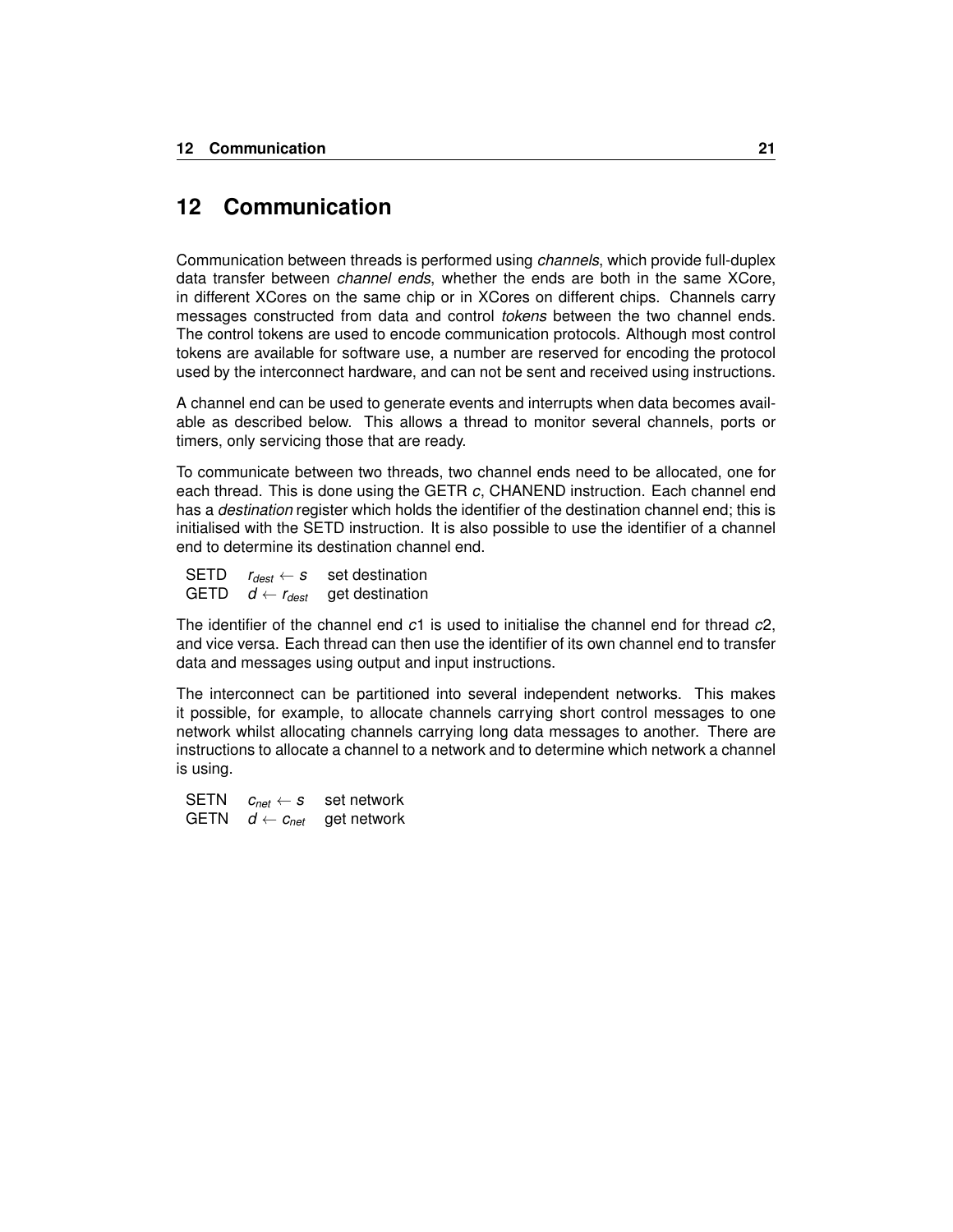# 12 Communication

Communication between threads is performed using *channels*, which provide full-duplex data transfer between *channel ends*, whether the ends are both in the same XCore, in different XCores on the same chip or in XCores on different chips. Channels carry messages constructed from data and control *tokens* between the two channel ends. The control tokens are used to encode communication protocols. Although most control tokens are available for software use, a number are reserved for encoding the protocol used by the interconnect hardware, and can not be sent and received using instructions.

A channel end can be used to generate events and interrupts when data becomes available as described below. This allows a thread to monitor several channels, ports or timers, only servicing those that are ready.

To communicate between two threads, two channel ends need to be allocated, one for each thread. This is done using the GETR *c*, CHANEND instruction. Each channel end has a *destination* register which holds the identifier of the destination channel end; this is initialised with the SETD instruction. It is also possible to use the identifier of a channel end to determine its destination channel end.

| | | |
|---|---|---|
| SETD | $r_{dest} \leftarrow s$ | set destination |
| GETD | $d \leftarrow r_{dest}$ | get destination |

The identifier of the channel end $c1$ is used to initialise the channel end for thread $c2$, and vice versa. Each thread can then use the identifier of its own channel end to transfer data and messages using output and input instructions.

The interconnect can be partitioned into several independent networks. This makes it possible, for example, to allocate channels carrying short control messages to one network whilst allocating channels carrying long data messages to another. There are instructions to allocate a channel to a network and to determine which network a channel is using.

| | | |
|---|---|---|
| SETN | $c_{net} \leftarrow s$ | set network |
| GETN | $d \leftarrow c_{net}$ | get network |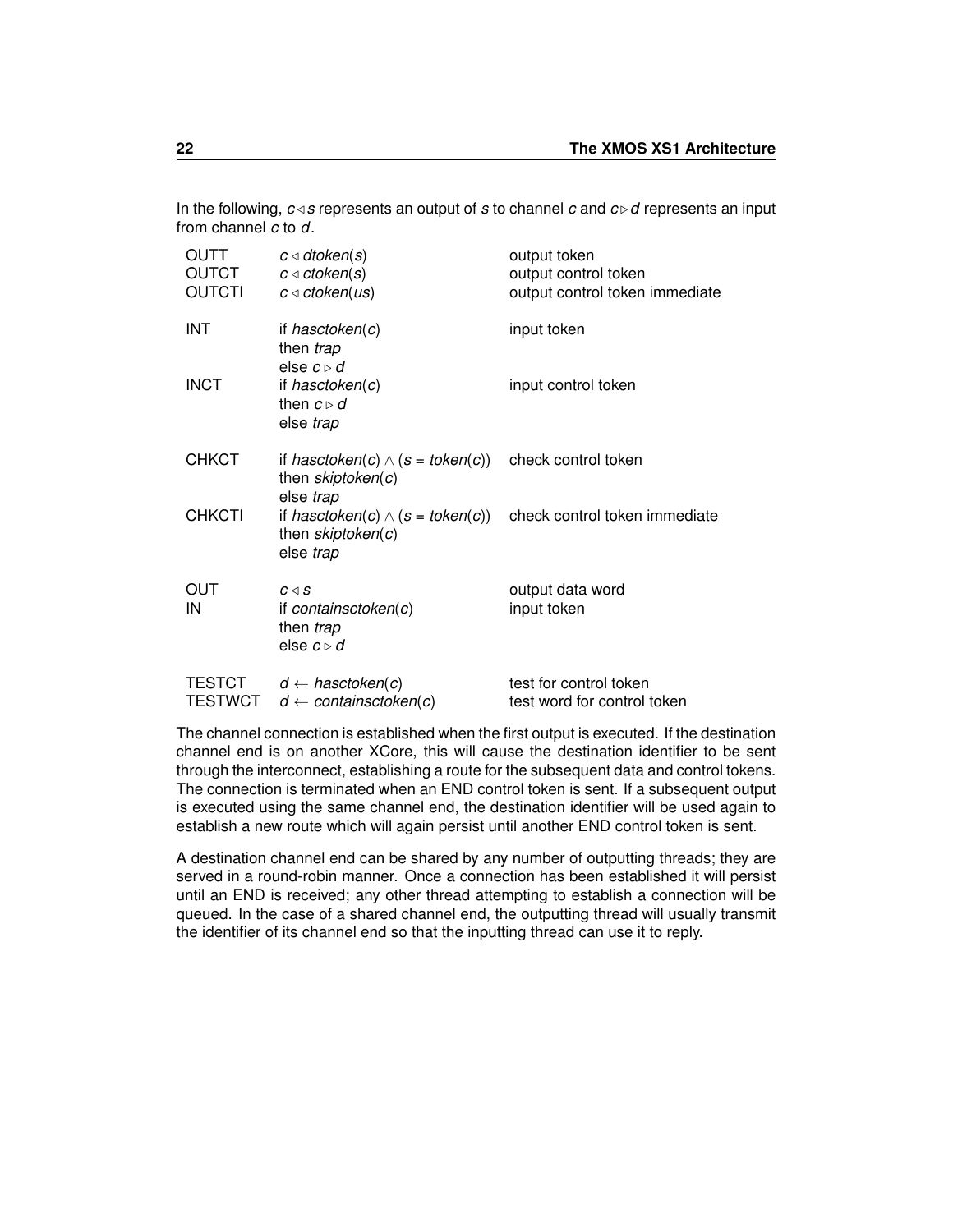In the following, $c \triangleleft s$ represents an output of $s$ to channel $c$ and $c \triangleright d$ represents an input from channel $c$ to $d$.

| | | |
|---|---|---|
| OUTT | $c \triangleleft dtoken(s)$ | output token |
| OUTCT | $c \triangleleft ctoken(s)$ | output control token |
| OUTCTI | $c \triangleleft ctoken(us)$ | output control token immediate |
| INT | if $hasctoken(c)$ then $trap$ else $c \triangleright d$ | input token |
| INCT | if $hasctoken(c)$ then $c \triangleright d$ else $trap$ | input control token |
| CHKCT | if $hasctoken(c) \wedge (s = token(c))$ then $skiptoken(c)$ else $trap$ | check control token |
| CHKCTI | if $hasctoken(c) \wedge (s = token(c))$ then $skiptoken(c)$ else $trap$ | check control token immediate |
| OUT | $c \triangleleft s$ | output data word |
| IN | if $containsctoken(c)$ then $trap$ else $c \triangleright d$ | input token |
| TESTCT | $d \leftarrow hasctoken(c)$ | test for control token |
| TESTWCT | $d \leftarrow containsctoken(c)$ | test word for control token |

The channel connection is established when the first output is executed. If the destination channel end is on another XCore, this will cause the destination identifier to be sent through the interconnect, establishing a route for the subsequent data and control tokens. The connection is terminated when an END control token is sent. If a subsequent output is executed using the same channel end, the destination identifier will be used again to establish a new route which will again persist until another END control token is sent.

A destination channel end can be shared by any number of outputting threads; they are served in a round-robin manner. Once a connection has been established it will persist until an END is received; any other thread attempting to establish a connection will be queued. In the case of a shared channel end, the outputting thread will usually transmit the identifier of its channel end so that the inputting thread can use it to reply.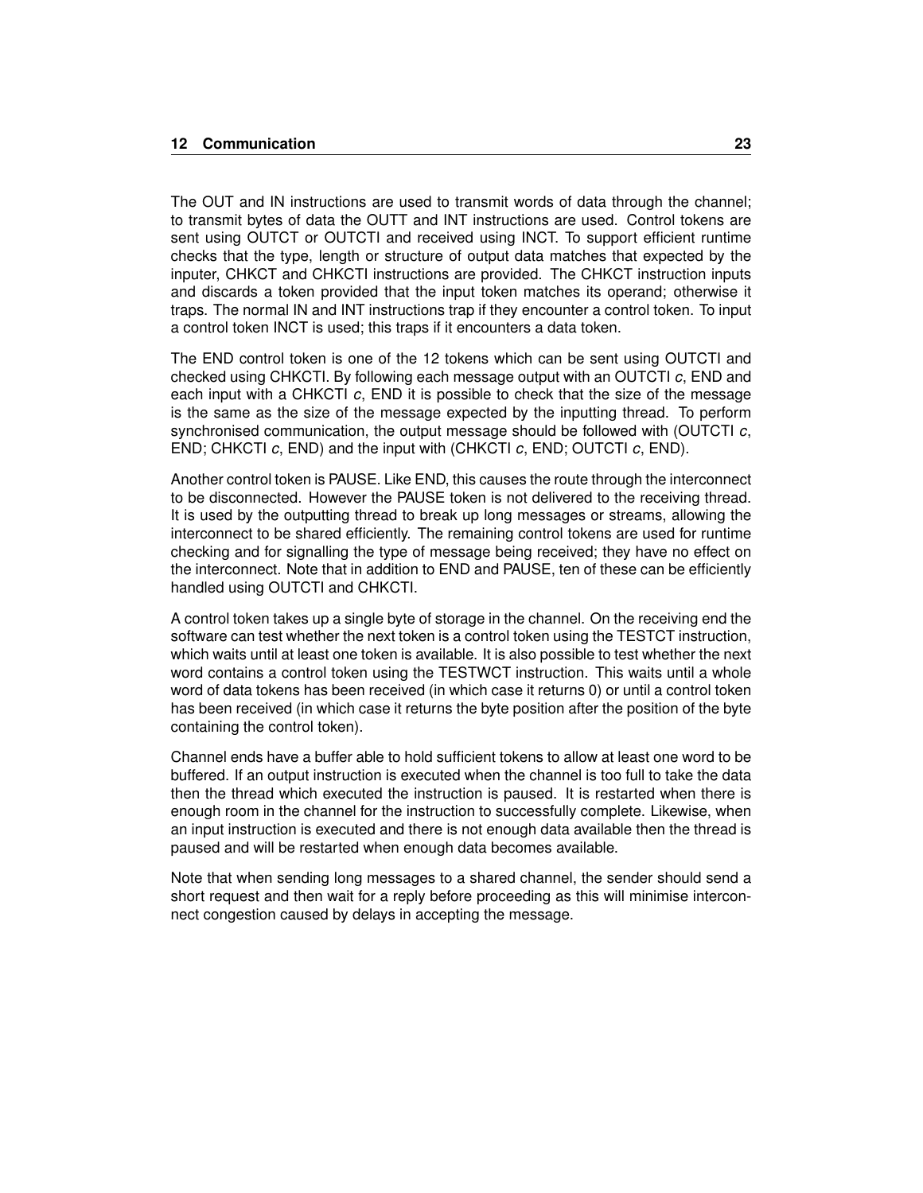The OUT and IN instructions are used to transmit words of data through the channel; to transmit bytes of data the OUTT and INT instructions are used. Control tokens are sent using OUTCT or OUTCTI and received using INCT. To support efficient runtime checks that the type, length or structure of output data matches that expected by the inputer, CHKCT and CHKCTI instructions are provided. The CHKCT instruction inputs and discards a token provided that the input token matches its operand; otherwise it traps. The normal IN and INT instructions trap if they encounter a control token. To input a control token INCT is used; this traps if it encounters a data token.

The END control token is one of the 12 tokens which can be sent using OUTCTI and checked using CHKCTI. By following each message output with an OUTCTI *c*, END and each input with a CHKCTI *c*, END it is possible to check that the size of the message is the same as the size of the message expected by the inputting thread. To perform synchronised communication, the output message should be followed with (OUTCTI *c*, END; CHKCTI *c*, END) and the input with (CHKCTI *c*, END; OUTCTI *c*, END).

Another control token is PAUSE. Like END, this causes the route through the interconnect to be disconnected. However the PAUSE token is not delivered to the receiving thread. It is used by the outputting thread to break up long messages or streams, allowing the interconnect to be shared efficiently. The remaining control tokens are used for runtime checking and for signalling the type of message being received; they have no effect on the interconnect. Note that in addition to END and PAUSE, ten of these can be efficiently handled using OUTCTI and CHKCTI.

A control token takes up a single byte of storage in the channel. On the receiving end the software can test whether the next token is a control token using the TESTCT instruction, which waits until at least one token is available. It is also possible to test whether the next word contains a control token using the TESTWCT instruction. This waits until a whole word of data tokens has been received (in which case it returns 0) or until a control token has been received (in which case it returns the byte position after the position of the byte containing the control token).

Channel ends have a buffer able to hold sufficient tokens to allow at least one word to be buffered. If an output instruction is executed when the channel is too full to take the data then the thread which executed the instruction is paused. It is restarted when there is enough room in the channel for the instruction to successfully complete. Likewise, when an input instruction is executed and there is not enough data available then the thread is paused and will be restarted when enough data becomes available.

Note that when sending long messages to a shared channel, the sender should send a short request and then wait for a reply before proceeding as this will minimise interconnect congestion caused by delays in accepting the message.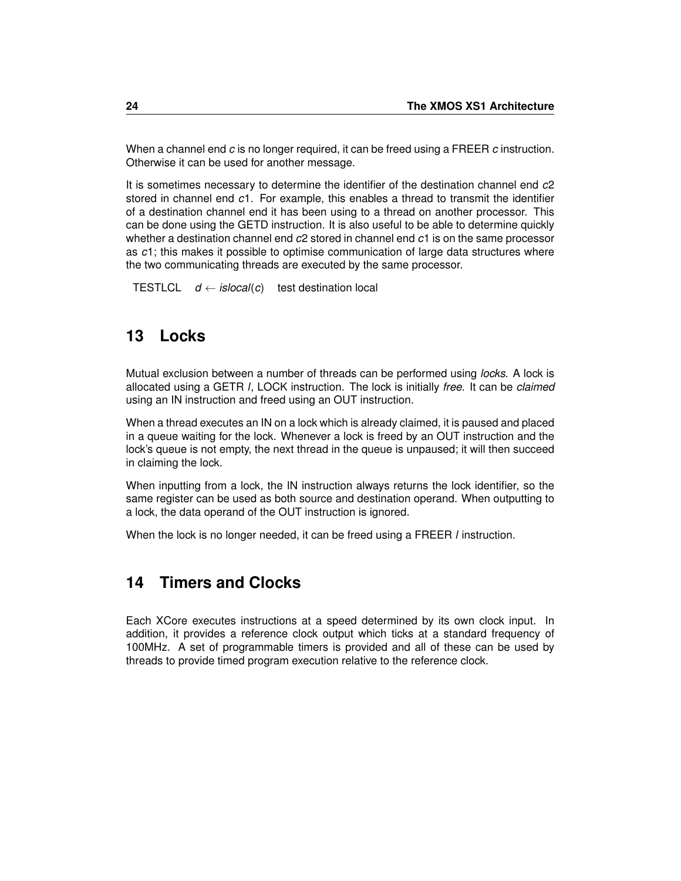When a channel end *c* is no longer required, it can be freed using a FREER *c* instruction. Otherwise it can be used for another message.

It is sometimes necessary to determine the identifier of the destination channel end *c*2 stored in channel end *c*1. For example, this enables a thread to transmit the identifier of a destination channel end it has been using to a thread on another processor. This can be done using the GETD instruction. It is also useful to be able to determine quickly whether a destination channel end *c*2 stored in channel end *c*1 is on the same processor as *c*1; this makes it possible to optimise communication of large data structures where the two communicating threads are executed by the same processor.

| | | |
|---|---|---|
| TESTLCL | $d \leftarrow islocal(c)$ | test destination local |

# 13 Locks

Mutual exclusion between a number of threads can be performed using *locks*. A lock is allocated using a GETR *l*, LOCK instruction. The lock is initially *free*. It can be *claimed* using an IN instruction and freed using an OUT instruction.

When a thread executes an IN on a lock which is already claimed, it is paused and placed in a queue waiting for the lock. Whenever a lock is freed by an OUT instruction and the lock's queue is not empty, the next thread in the queue is unpaused; it will then succeed in claiming the lock.

When inputting from a lock, the IN instruction always returns the lock identifier, so the same register can be used as both source and destination operand. When outputting to a lock, the data operand of the OUT instruction is ignored.

When the lock is no longer needed, it can be freed using a FREER *l* instruction.

# 14 Timers and Clocks

Each XCore executes instructions at a speed determined by its own clock input. In addition, it provides a reference clock output which ticks at a standard frequency of 100MHz. A set of programmable timers is provided and all of these can be used by threads to provide timed program execution relative to the reference clock.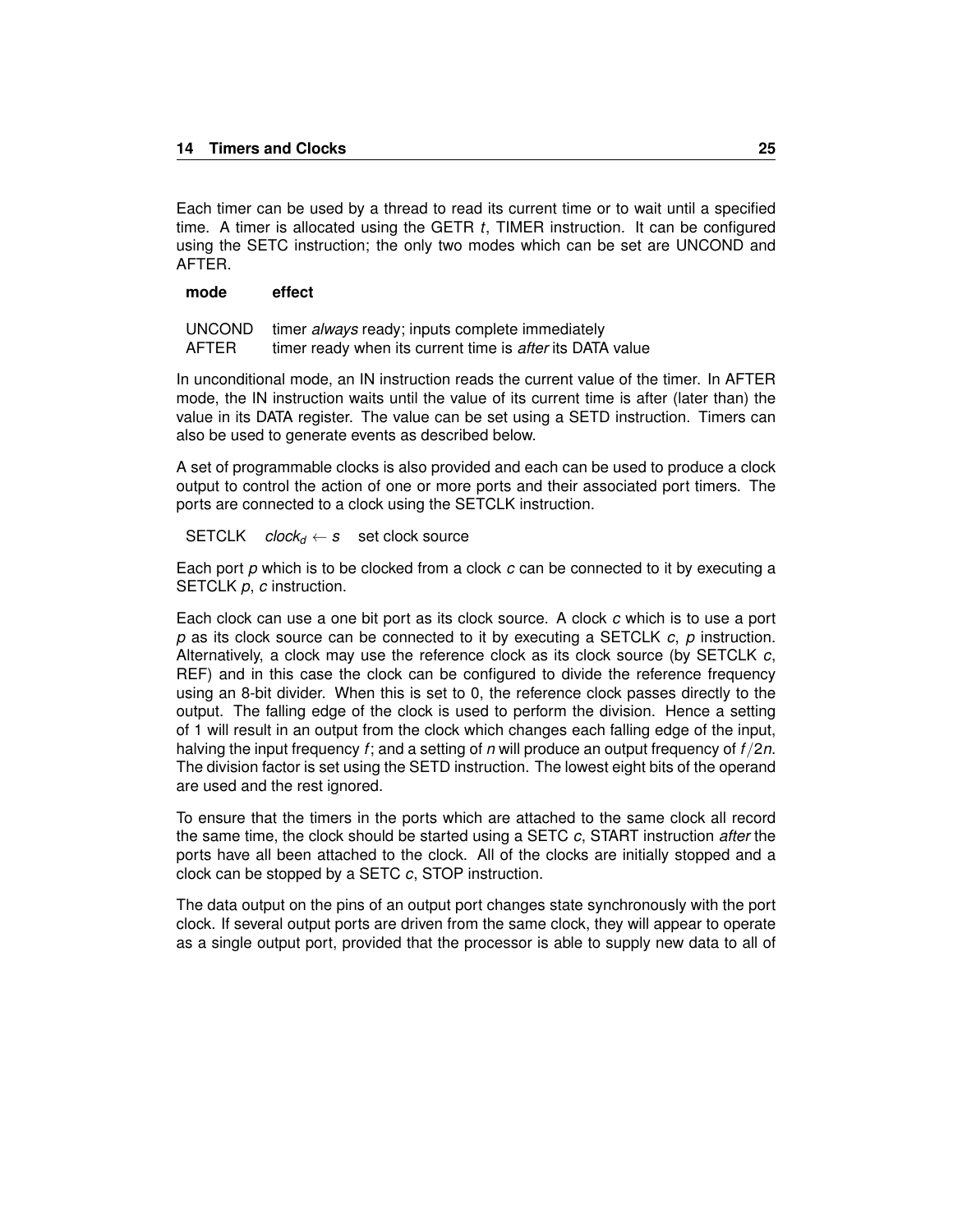Each timer can be used by a thread to read its current time or to wait until a specified time. A timer is allocated using the GETR *t*, TIMER instruction. It can be configured using the SETC instruction; the only two modes which can be set are UNCOND and AFTER.

| mode | effect |
|---|---|
| UNCOND | timer *always* ready; inputs complete immediately |
| AFTER | timer ready when its current time is *after* its DATA value |

In unconditional mode, an IN instruction reads the current value of the timer. In AFTER mode, the IN instruction waits until the value of its current time is after (later than) the value in its DATA register. The value can be set using a SETD instruction. Timers can also be used to generate events as described below.

A set of programmable clocks is also provided and each can be used to produce a clock output to control the action of one or more ports and their associated port timers. The ports are connected to a clock using the SETCLK instruction.

| | | |
|---|---|---|
| SETCLK | $clock_d \leftarrow s$ | set clock source |

Each port *p* which is to be clocked from a clock *c* can be connected to it by executing a SETCLK *p*, *c* instruction.

Each clock can use a one bit port as its clock source. A clock *c* which is to use a port *p* as its clock source can be connected to it by executing a SETCLK *c*, *p* instruction. Alternatively, a clock may use the reference clock as its clock source (by SETCLK *c*, REF) and in this case the clock can be configured to divide the reference frequency using an 8-bit divider. When this is set to 0, the reference clock passes directly to the output. The falling edge of the clock is used to perform the division. Hence a setting of 1 will result in an output from the clock which changes each falling edge of the input, halving the input frequency $f$; and a setting of $n$ will produce an output frequency of $f/2n$. The division factor is set using the SETD instruction. The lowest eight bits of the operand are used and the rest ignored.

To ensure that the timers in the ports which are attached to the same clock all record the same time, the clock should be started using a SETC *c*, START instruction *after* the ports have all been attached to the clock. All of the clocks are initially stopped and a clock can be stopped by a SETC *c*, STOP instruction.

The data output on the pins of an output port changes state synchronously with the port clock. If several output ports are driven from the same clock, they will appear to operate as a single output port, provided that the processor is able to supply new data to all of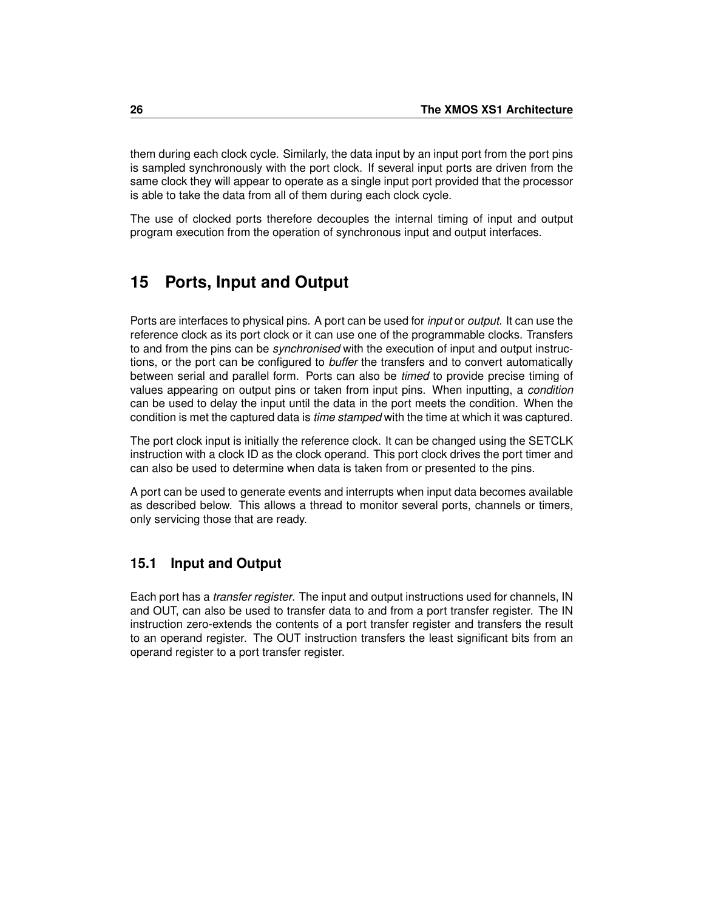them during each clock cycle. Similarly, the data input by an input port from the port pins is sampled synchronously with the port clock. If several input ports are driven from the same clock they will appear to operate as a single input port provided that the processor is able to take the data from all of them during each clock cycle.

The use of clocked ports therefore decouples the internal timing of input and output program execution from the operation of synchronous input and output interfaces.

# 15 Ports, Input and Output

Ports are interfaces to physical pins. A port can be used for *input* or *output*. It can use the reference clock as its port clock or it can use one of the programmable clocks. Transfers to and from the pins can be *synchronised* with the execution of input and output instructions, or the port can be configured to *buffer* the transfers and to convert automatically between serial and parallel form. Ports can also be *timed* to provide precise timing of values appearing on output pins or taken from input pins. When inputting, a *condition* can be used to delay the input until the data in the port meets the condition. When the condition is met the captured data is *time stamped* with the time at which it was captured.

The port clock input is initially the reference clock. It can be changed using the SETCLK instruction with a clock ID as the clock operand. This port clock drives the port timer and can also be used to determine when data is taken from or presented to the pins.

A port can be used to generate events and interrupts when input data becomes available as described below. This allows a thread to monitor several ports, channels or timers, only servicing those that are ready.

## 15.1 Input and Output

Each port has a *transfer register*. The input and output instructions used for channels, IN and OUT, can also be used to transfer data to and from a port transfer register. The IN instruction zero-extends the contents of a port transfer register and transfers the result to an operand register. The OUT instruction transfers the least significant bits from an operand register to a port transfer register.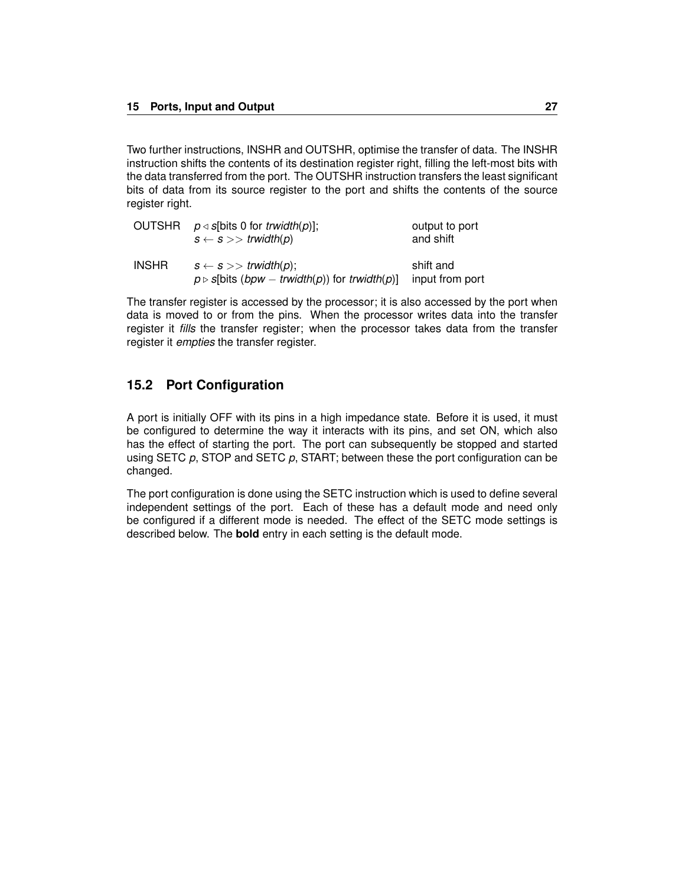Two further instructions, INSHR and OUTSHR, optimise the transfer of data. The INSHR instruction shifts the contents of its destination register right, filling the left-most bits with the data transferred from the port. The OUTSHR instruction transfers the least significant bits of data from its source register to the port and shifts the contents of the source register right.

| | | |
|---|---|---|
| OUTSHR | $p \triangleleft s$[bits 0 for *trwidth*(*p*)]; | output to port |
| | $s \leftarrow s >> trwidth(p)$ | and shift |
| INSHR | $s \leftarrow s >> trwidth(p)$; | shift and |
| | $p \triangleright s$[bits ($bpw - trwidth(p)$) for *trwidth*(*p*)] | input from port |

The transfer register is accessed by the processor; it is also accessed by the port when data is moved to or from the pins. When the processor writes data into the transfer register it *fills* the transfer register; when the processor takes data from the transfer register it *empties* the transfer register.

## 15.2 Port Configuration

A port is initially OFF with its pins in a high impedance state. Before it is used, it must be configured to determine the way it interacts with its pins, and set ON, which also has the effect of starting the port. The port can subsequently be stopped and started using SETC *p*, STOP and SETC *p*, START; between these the port configuration can be changed.

The port configuration is done using the SETC instruction which is used to define several independent settings of the port. Each of these has a default mode and need only be configured if a different mode is needed. The effect of the SETC mode settings is described below. The **bold** entry in each setting is the default mode.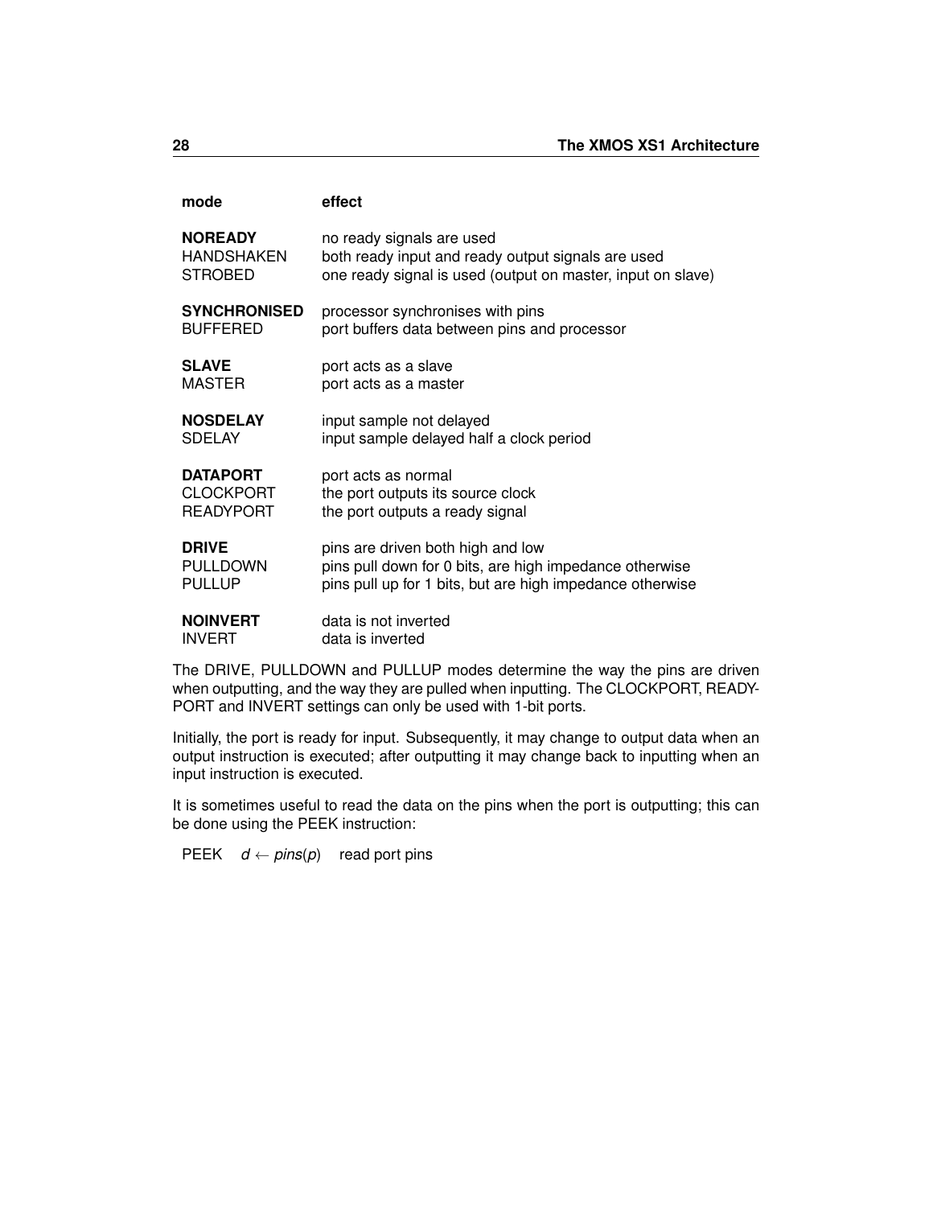| **mode** | **effect** |
|---|---|
| **NOREADY** | no ready signals are used |
| HANDSHAKEN | both ready input and ready output signals are used |
| STROBED | one ready signal is used (output on master, input on slave) |
| **SYNCHRONISED** | processor synchronises with pins |
| BUFFERED | port buffers data between pins and processor |
| **SLAVE** | port acts as a slave |
| MASTER | port acts as a master |
| **NOSDELAY** | input sample not delayed |
| SDELAY | input sample delayed half a clock period |
| **DATAPORT** | port acts as normal |
| CLOCKPORT | the port outputs its source clock |
| READYPORT | the port outputs a ready signal |
| **DRIVE** | pins are driven both high and low |
| PULLDOWN | pins pull down for 0 bits, are high impedance otherwise |
| PULLUP | pins pull up for 1 bits, but are high impedance otherwise |
| **NOINVERT** | data is not inverted |
| INVERT | data is inverted |

The DRIVE, PULLDOWN and PULLUP modes determine the way the pins are driven when outputting, and the way they are pulled when inputting. The CLOCKPORT, READYPORT and INVERT settings can only be used with 1-bit ports.

Initially, the port is ready for input. Subsequently, it may change to output data when an output instruction is executed; after outputting it may change back to inputting when an input instruction is executed.

It is sometimes useful to read the data on the pins when the port is outputting; this can be done using the PEEK instruction:

PEEK  $d \leftarrow pins(p)$  read port pins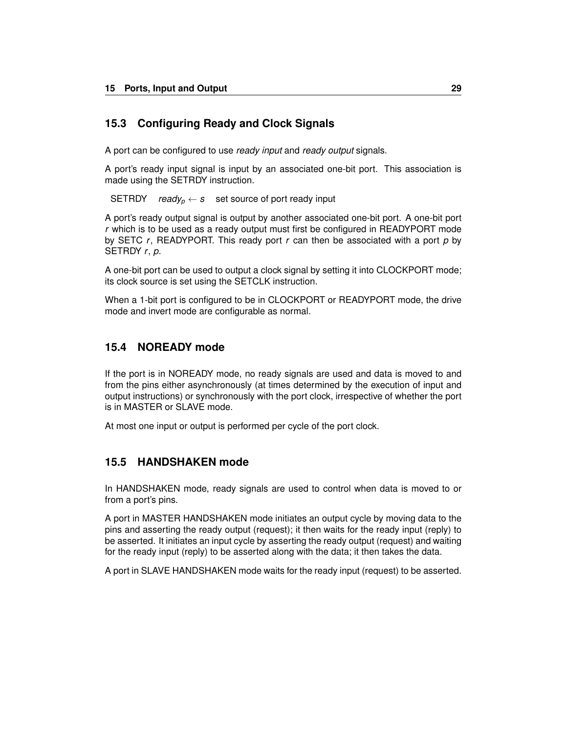## 15.3 Configuring Ready and Clock Signals

A port can be configured to use *ready input* and *ready output* signals.

A port's ready input signal is input by an associated one-bit port. This association is made using the SETRDY instruction.

| | | |
|---|---|---|
| SETRDY | $ready_p \leftarrow s$ | set source of port ready input |

A port's ready output signal is output by another associated one-bit port. A one-bit port *r* which is to be used as a ready output must first be configured in READYPORT mode by SETC *r*, READYPORT. This ready port *r* can then be associated with a port *p* by SETRDY *r*, *p*.

A one-bit port can be used to output a clock signal by setting it into CLOCKPORT mode; its clock source is set using the SETCLK instruction.

When a 1-bit port is configured to be in CLOCKPORT or READYPORT mode, the drive mode and invert mode are configurable as normal.

## 15.4 NOREADY mode

If the port is in NOREADY mode, no ready signals are used and data is moved to and from the pins either asynchronously (at times determined by the execution of input and output instructions) or synchronously with the port clock, irrespective of whether the port is in MASTER or SLAVE mode.

At most one input or output is performed per cycle of the port clock.

## 15.5 HANDSHAKEN mode

In HANDSHAKEN mode, ready signals are used to control when data is moved to or from a port's pins.

A port in MASTER HANDSHAKEN mode initiates an output cycle by moving data to the pins and asserting the ready output (request); it then waits for the ready input (reply) to be asserted. It initiates an input cycle by asserting the ready output (request) and waiting for the ready input (reply) to be asserted along with the data; it then takes the data.

A port in SLAVE HANDSHAKEN mode waits for the ready input (request) to be asserted.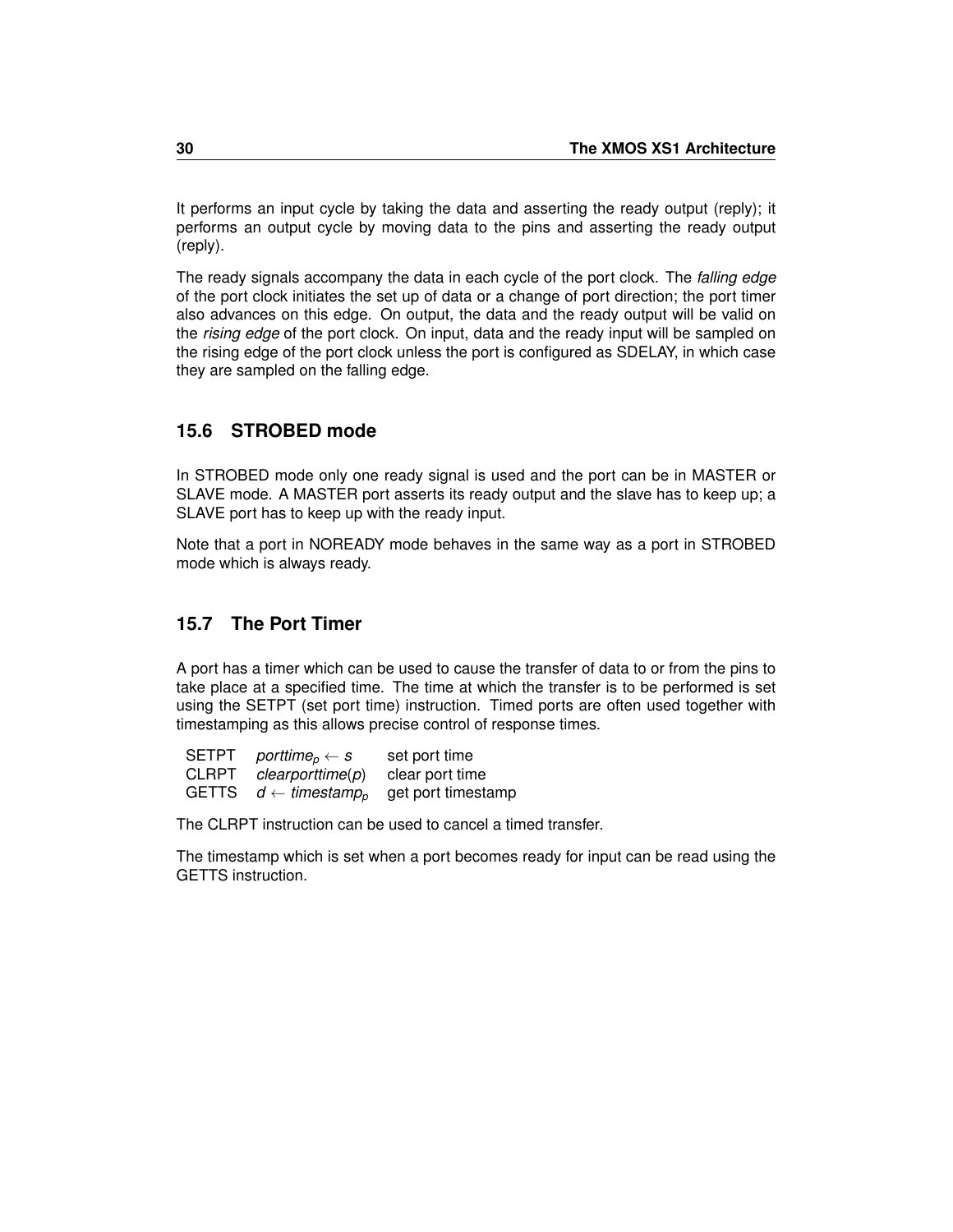It performs an input cycle by taking the data and asserting the ready output (reply); it performs an output cycle by moving data to the pins and asserting the ready output (reply).

The ready signals accompany the data in each cycle of the port clock. The *falling edge* of the port clock initiates the set up of data or a change of port direction; the port timer also advances on this edge. On output, the data and the ready output will be valid on the *rising edge* of the port clock. On input, data and the ready input will be sampled on the rising edge of the port clock unless the port is configured as SDELAY, in which case they are sampled on the falling edge.

## 15.6 STROBED mode

In STROBED mode only one ready signal is used and the port can be in MASTER or SLAVE mode. A MASTER port asserts its ready output and the slave has to keep up; a SLAVE port has to keep up with the ready input.

Note that a port in NOREADY mode behaves in the same way as a port in STROBED mode which is always ready.

## 15.7 The Port Timer

A port has a timer which can be used to cause the transfer of data to or from the pins to take place at a specified time. The time at which the transfer is to be performed is set using the SETPT (set port time) instruction. Timed ports are often used together with timestamping as this allows precise control of response times.

| | | |
|---|---|---|
| SETPT | $porttime_p \leftarrow s$ | set port time |
| CLRPT | *clearporttime*(*p*) | clear port time |
| GETTS | $d \leftarrow timestamp_p$ | get port timestamp |

The CLRPT instruction can be used to cancel a timed transfer.

The timestamp which is set when a port becomes ready for input can be read using the GETTS instruction.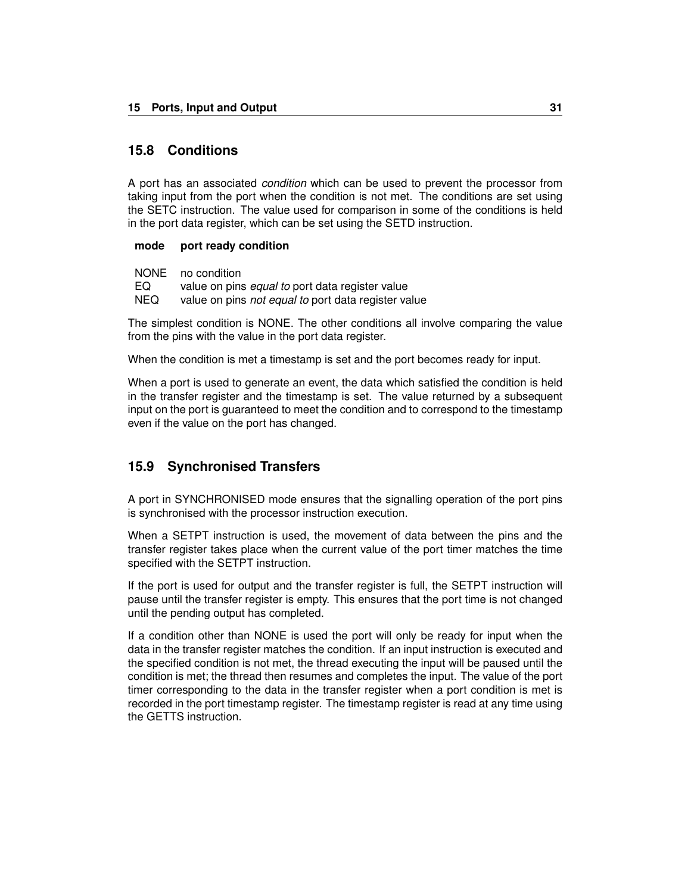## 15.8 Conditions

A port has an associated *condition* which can be used to prevent the processor from taking input from the port when the condition is not met. The conditions are set using the SETC instruction. The value used for comparison in some of the conditions is held in the port data register, which can be set using the SETD instruction.

| mode | port ready condition |
|---|---|
| NONE | no condition |
| EQ | value on pins *equal to* port data register value |
| NEQ | value on pins *not equal to* port data register value |

The simplest condition is NONE. The other conditions all involve comparing the value from the pins with the value in the port data register.

When the condition is met a timestamp is set and the port becomes ready for input.

When a port is used to generate an event, the data which satisfied the condition is held in the transfer register and the timestamp is set. The value returned by a subsequent input on the port is guaranteed to meet the condition and to correspond to the timestamp even if the value on the port has changed.

## 15.9 Synchronised Transfers

A port in SYNCHRONISED mode ensures that the signalling operation of the port pins is synchronised with the processor instruction execution.

When a SETPT instruction is used, the movement of data between the pins and the transfer register takes place when the current value of the port timer matches the time specified with the SETPT instruction.

If the port is used for output and the transfer register is full, the SETPT instruction will pause until the transfer register is empty. This ensures that the port time is not changed until the pending output has completed.

If a condition other than NONE is used the port will only be ready for input when the data in the transfer register matches the condition. If an input instruction is executed and the specified condition is not met, the thread executing the input will be paused until the condition is met; the thread then resumes and completes the input. The value of the port timer corresponding to the data in the transfer register when a port condition is met is recorded in the port timestamp register. The timestamp register is read at any time using the GETTS instruction.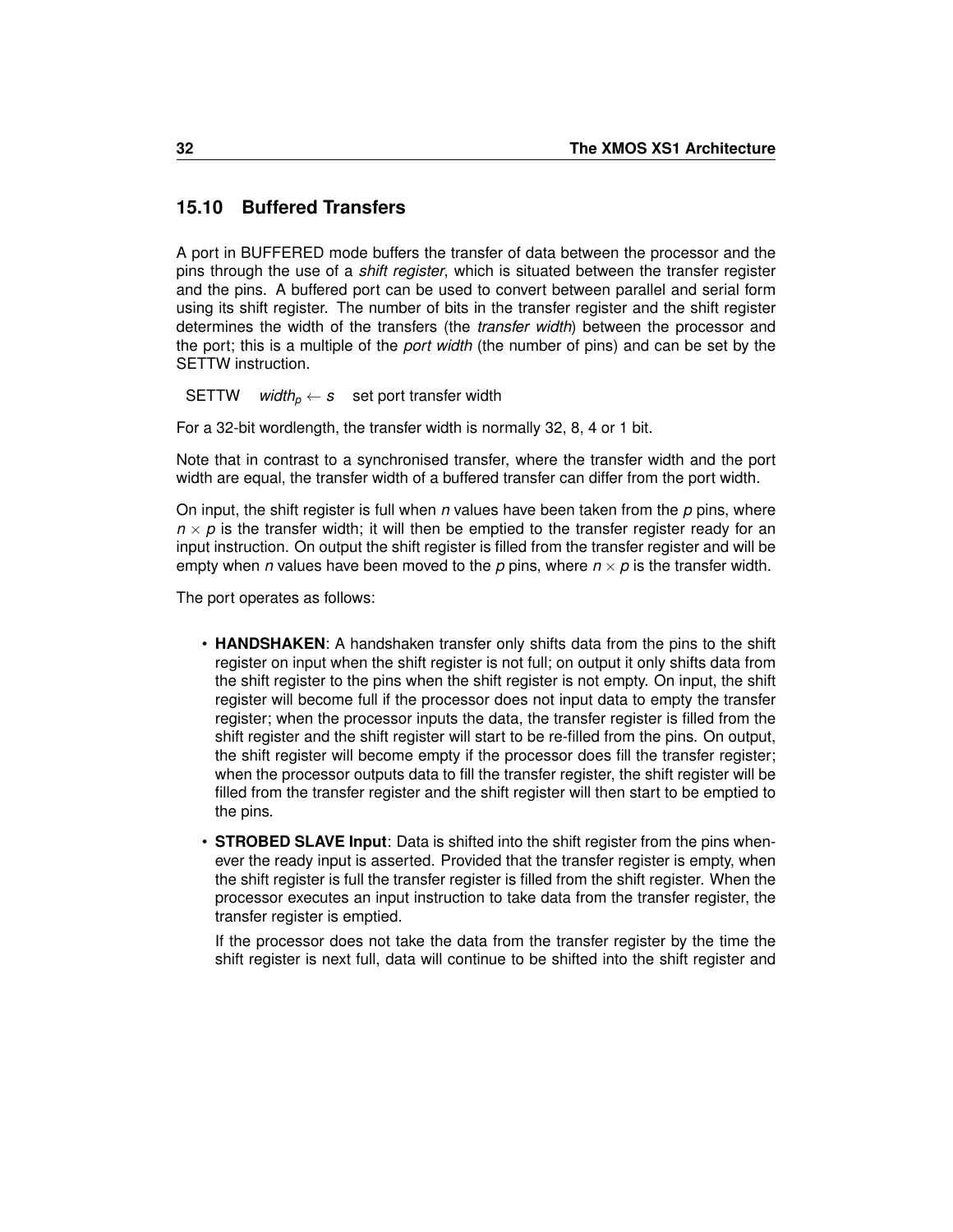## 15.10 Buffered Transfers

A port in BUFFERED mode buffers the transfer of data between the processor and the pins through the use of a *shift register*, which is situated between the transfer register and the pins. A buffered port can be used to convert between parallel and serial form using its shift register. The number of bits in the transfer register and the shift register determines the width of the transfers (the *transfer width*) between the processor and the port; this is a multiple of the *port width* (the number of pins) and can be set by the SETTW instruction.

SETTW $width_p \leftarrow s$ set port transfer width

For a 32-bit wordlength, the transfer width is normally 32, 8, 4 or 1 bit.

Note that in contrast to a synchronised transfer, where the transfer width and the port width are equal, the transfer width of a buffered transfer can differ from the port width.

On input, the shift register is full when $n$ values have been taken from the $p$ pins, where $n \times p$ is the transfer width; it will then be emptied to the transfer register ready for an input instruction. On output the shift register is filled from the transfer register and will be empty when $n$ values have been moved to the $p$ pins, where $n \times p$ is the transfer width.

The port operates as follows:

- **HANDSHAKEN**: A handshaken transfer only shifts data from the pins to the shift register on input when the shift register is not full; on output it only shifts data from the shift register to the pins when the shift register is not empty. On input, the shift register will become full if the processor does not input data to empty the transfer register; when the processor inputs the data, the transfer register is filled from the shift register and the shift register will start to be re-filled from the pins. On output, the shift register will become empty if the processor does fill the transfer register; when the processor outputs data to fill the transfer register, the shift register will be filled from the transfer register and the shift register will then start to be emptied to the pins.
- **STROBED SLAVE Input**: Data is shifted into the shift register from the pins whenever the ready input is asserted. Provided that the transfer register is empty, when the shift register is full the transfer register is filled from the shift register. When the processor executes an input instruction to take data from the transfer register, the transfer register is emptied.

  If the processor does not take the data from the transfer register by the time the shift register is next full, data will continue to be shifted into the shift register and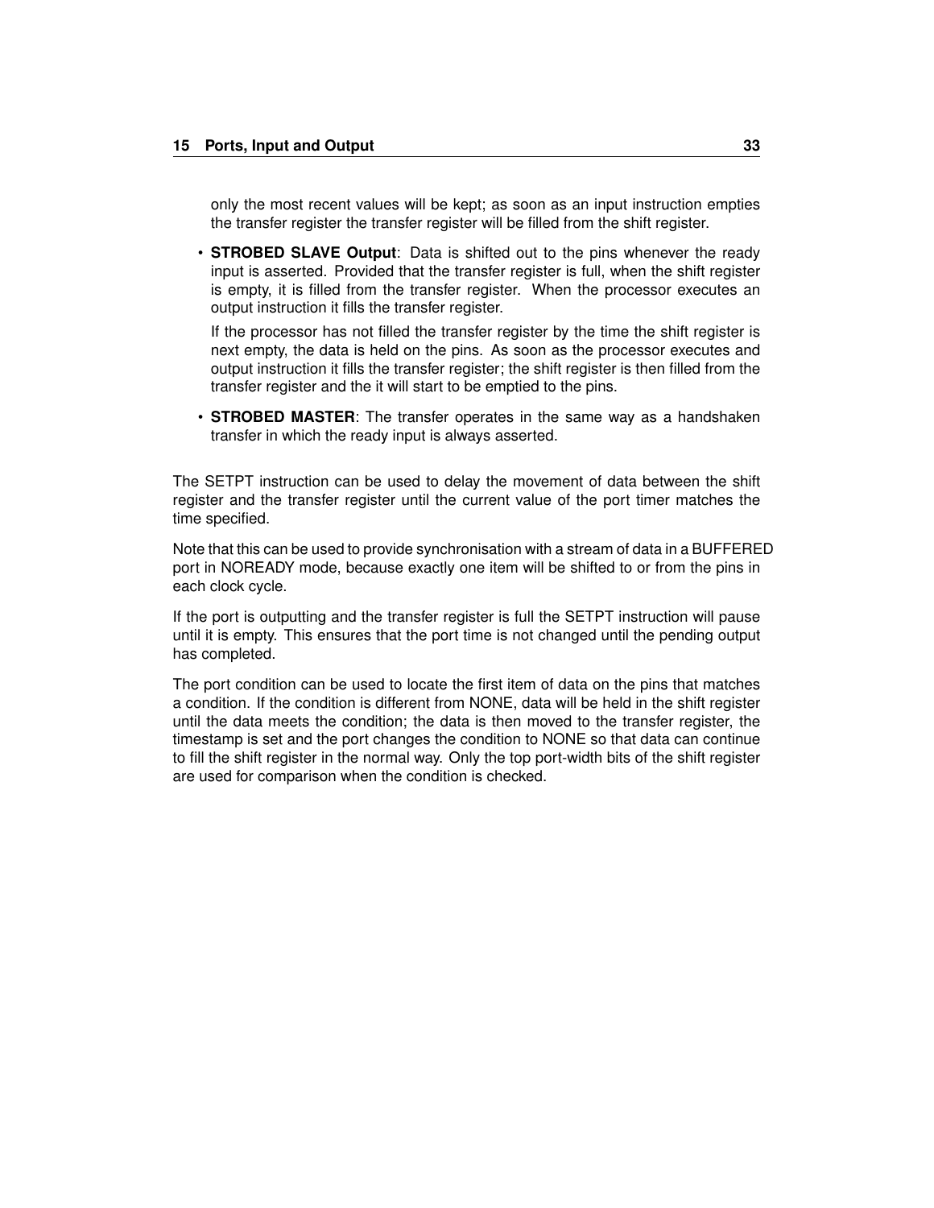only the most recent values will be kept; as soon as an input instruction empties the transfer register the transfer register will be filled from the shift register.

- **STROBED SLAVE Output**: Data is shifted out to the pins whenever the ready input is asserted. Provided that the transfer register is full, when the shift register is empty, it is filled from the transfer register. When the processor executes an output instruction it fills the transfer register.

  If the processor has not filled the transfer register by the time the shift register is next empty, the data is held on the pins. As soon as the processor executes and output instruction it fills the transfer register; the shift register is then filled from the transfer register and the it will start to be emptied to the pins.

- **STROBED MASTER**: The transfer operates in the same way as a handshaken transfer in which the ready input is always asserted.

The SETPT instruction can be used to delay the movement of data between the shift register and the transfer register until the current value of the port timer matches the time specified.

Note that this can be used to provide synchronisation with a stream of data in a BUFFERED port in NOREADY mode, because exactly one item will be shifted to or from the pins in each clock cycle.

If the port is outputting and the transfer register is full the SETPT instruction will pause until it is empty. This ensures that the port time is not changed until the pending output has completed.

The port condition can be used to locate the first item of data on the pins that matches a condition. If the condition is different from NONE, data will be held in the shift register until the data meets the condition; the data is then moved to the transfer register, the timestamp is set and the port changes the condition to NONE so that data can continue to fill the shift register in the normal way. Only the top port-width bits of the shift register are used for comparison when the condition is checked.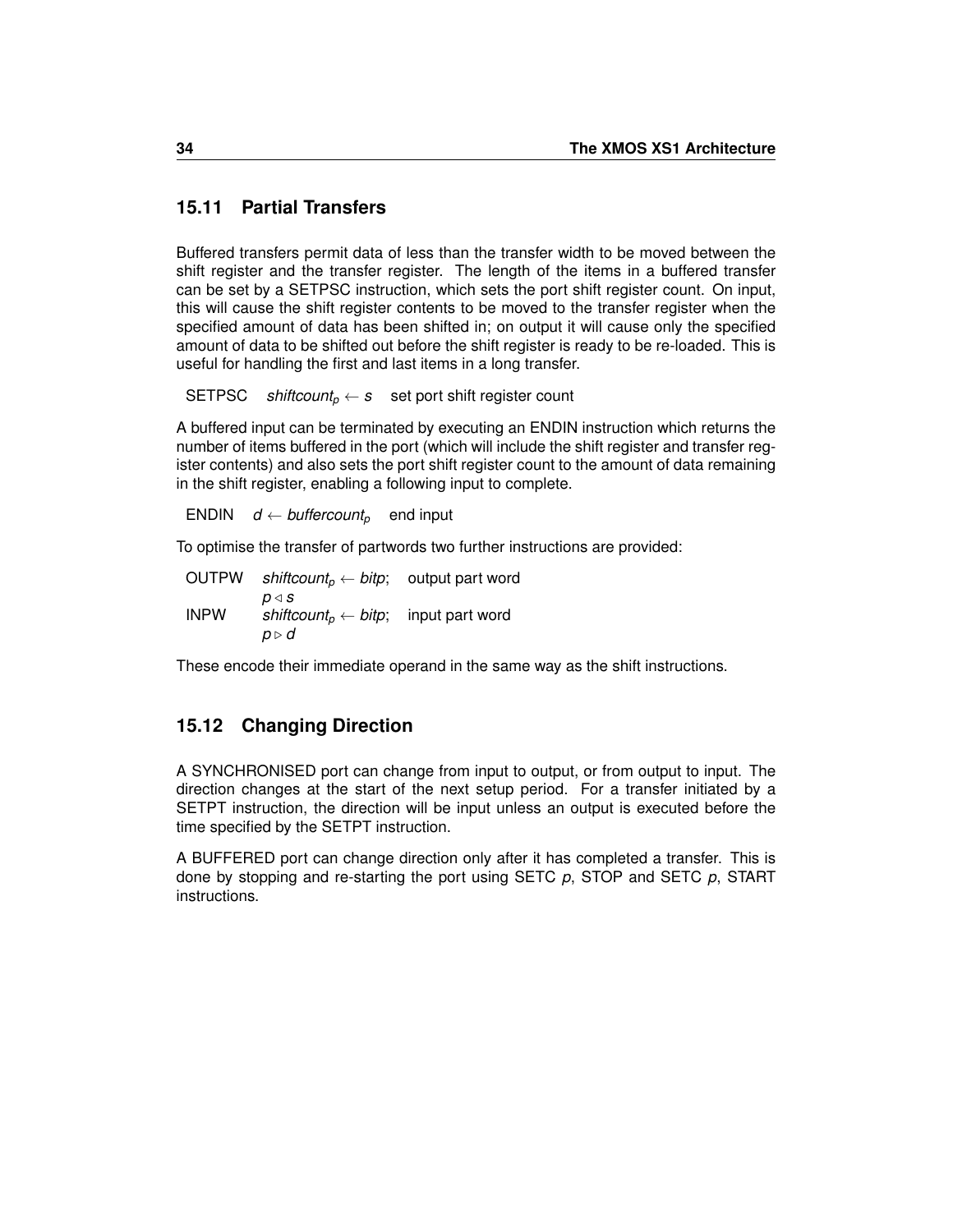## 15.11 Partial Transfers

Buffered transfers permit data of less than the transfer width to be moved between the shift register and the transfer register. The length of the items in a buffered transfer can be set by a SETPSC instruction, which sets the port shift register count. On input, this will cause the shift register contents to be moved to the transfer register when the specified amount of data has been shifted in; on output it will cause only the specified amount of data to be shifted out before the shift register is ready to be re-loaded. This is useful for handling the first and last items in a long transfer.

| | | |
|---|---|---|
| SETPSC | $shiftcount_p \leftarrow s$ | set port shift register count |

A buffered input can be terminated by executing an ENDIN instruction which returns the number of items buffered in the port (which will include the shift register and transfer register contents) and also sets the port shift register count to the amount of data remaining in the shift register, enabling a following input to complete.

| | | |
|---|---|---|
| ENDIN | $d \leftarrow buffercount_p$ | end input |

To optimise the transfer of partwords two further instructions are provided:

| | | |
|---|---|---|
| OUTPW | $shiftcount_p \leftarrow bitp$; $p \triangleleft s$ | output part word |
| INPW | $shiftcount_p \leftarrow bitp$; $p \triangleright d$ | input part word |

These encode their immediate operand in the same way as the shift instructions.

## 15.12 Changing Direction

A SYNCHRONISED port can change from input to output, or from output to input. The direction changes at the start of the next setup period. For a transfer initiated by a SETPT instruction, the direction will be input unless an output is executed before the time specified by the SETPT instruction.

A BUFFERED port can change direction only after it has completed a transfer. This is done by stopping and re-starting the port using SETC *p*, STOP and SETC *p*, START instructions.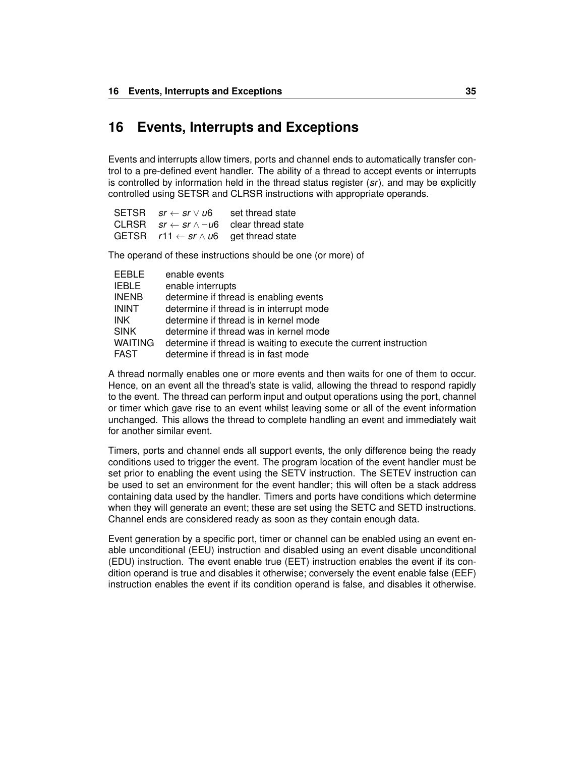# 16 Events, Interrupts and Exceptions

Events and interrupts allow timers, ports and channel ends to automatically transfer control to a pre-defined event handler. The ability of a thread to accept events or interrupts is controlled by information held in the thread status register (*sr*), and may be explicitly controlled using SETSR and CLRSR instructions with appropriate operands.

| | | |
|---|---|---|
| SETSR | $sr \leftarrow sr \vee u6$ | set thread state |
| CLRSR | $sr \leftarrow sr \wedge \neg u6$ | clear thread state |
| GETSR | $r11 \leftarrow sr \wedge u6$ | get thread state |

The operand of these instructions should be one (or more) of

| | |
|---|---|
| EEBLE | enable events |
| IEBLE | enable interrupts |
| INENB | determine if thread is enabling events |
| ININT | determine if thread is in interrupt mode |
| INK | determine if thread is in kernel mode |
| SINK | determine if thread was in kernel mode |
| WAITING | determine if thread is waiting to execute the current instruction |
| FAST | determine if thread is in fast mode |

A thread normally enables one or more events and then waits for one of them to occur. Hence, on an event all the thread's state is valid, allowing the thread to respond rapidly to the event. The thread can perform input and output operations using the port, channel or timer which gave rise to an event whilst leaving some or all of the event information unchanged. This allows the thread to complete handling an event and immediately wait for another similar event.

Timers, ports and channel ends all support events, the only difference being the ready conditions used to trigger the event. The program location of the event handler must be set prior to enabling the event using the SETV instruction. The SETEV instruction can be used to set an environment for the event handler; this will often be a stack address containing data used by the handler. Timers and ports have conditions which determine when they will generate an event; these are set using the SETC and SETD instructions. Channel ends are considered ready as soon as they contain enough data.

Event generation by a specific port, timer or channel can be enabled using an event enable unconditional (EEU) instruction and disabled using an event disable unconditional (EDU) instruction. The event enable true (EET) instruction enables the event if its condition operand is true and disables it otherwise; conversely the event enable false (EEF) instruction enables the event if its condition operand is false, and disables it otherwise.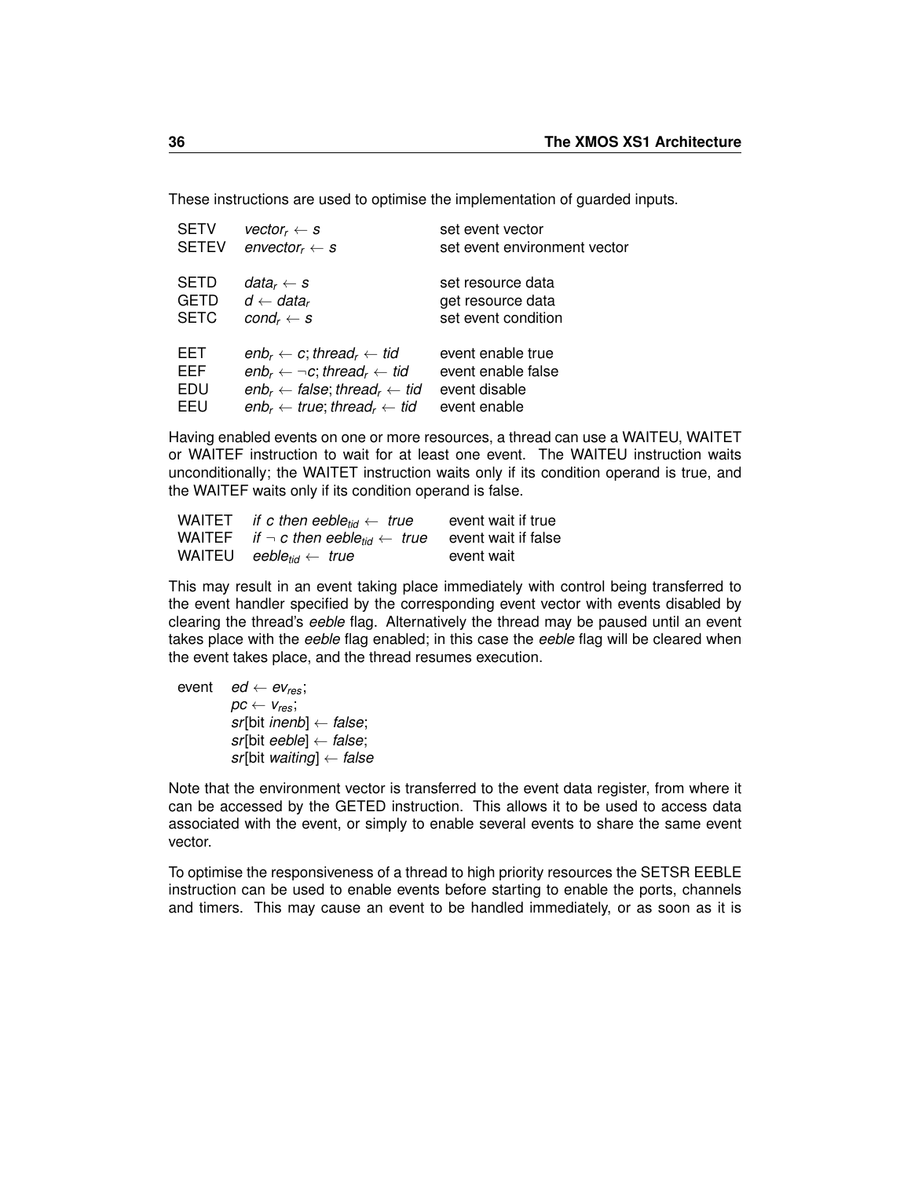These instructions are used to optimise the implementation of guarded inputs.

| | | |
|---|---|---|
| SETV | $vector_r \leftarrow s$ | set event vector |
| SETEV | $envector_r \leftarrow s$ | set event environment vector |
| | | |
| SETD | $data_r \leftarrow s$ | set resource data |
| GETD | $d \leftarrow data_r$ | get resource data |
| SETC | $cond_r \leftarrow s$ | set event condition |
| | | |
| EET | $enb_r \leftarrow c$; $thread_r \leftarrow tid$ | event enable true |
| EEF | $enb_r \leftarrow \neg c$; $thread_r \leftarrow tid$ | event enable false |
| EDU | $enb_r \leftarrow false$; $thread_r \leftarrow tid$ | event disable |
| EEU | $enb_r \leftarrow true$; $thread_r \leftarrow tid$ | event enable |

Having enabled events on one or more resources, a thread can use a WAITEU, WAITET or WAITEF instruction to wait for at least one event. The WAITEU instruction waits unconditionally; the WAITET instruction waits only if its condition operand is true, and the WAITEF waits only if its condition operand is false.

| | | |
|---|---|---|
| WAITET | *if* $c$ *then* $eeble_{tid} \leftarrow true$ | event wait if true |
| WAITEF | *if* $\neg\, c$ *then* $eeble_{tid} \leftarrow true$ | event wait if false |
| WAITEU | $eeble_{tid} \leftarrow true$ | event wait |

This may result in an event taking place immediately with control being transferred to the event handler specified by the corresponding event vector with events disabled by clearing the thread's *eeble* flag. Alternatively the thread may be paused until an event takes place with the *eeble* flag enabled; in this case the *eeble* flag will be cleared when the event takes place, and the thread resumes execution.

event $ed \leftarrow ev_{res}$;
$pc \leftarrow v_{res}$;
$sr$[bit $inenb$] $\leftarrow false$;
$sr$[bit $eeble$] $\leftarrow false$;
$sr$[bit $waiting$] $\leftarrow false$

Note that the environment vector is transferred to the event data register, from where it can be accessed by the GETED instruction. This allows it to be used to access data associated with the event, or simply to enable several events to share the same event vector.

To optimise the responsiveness of a thread to high priority resources the SETSR EEBLE instruction can be used to enable events before starting to enable the ports, channels and timers. This may cause an event to be handled immediately, or as soon as it is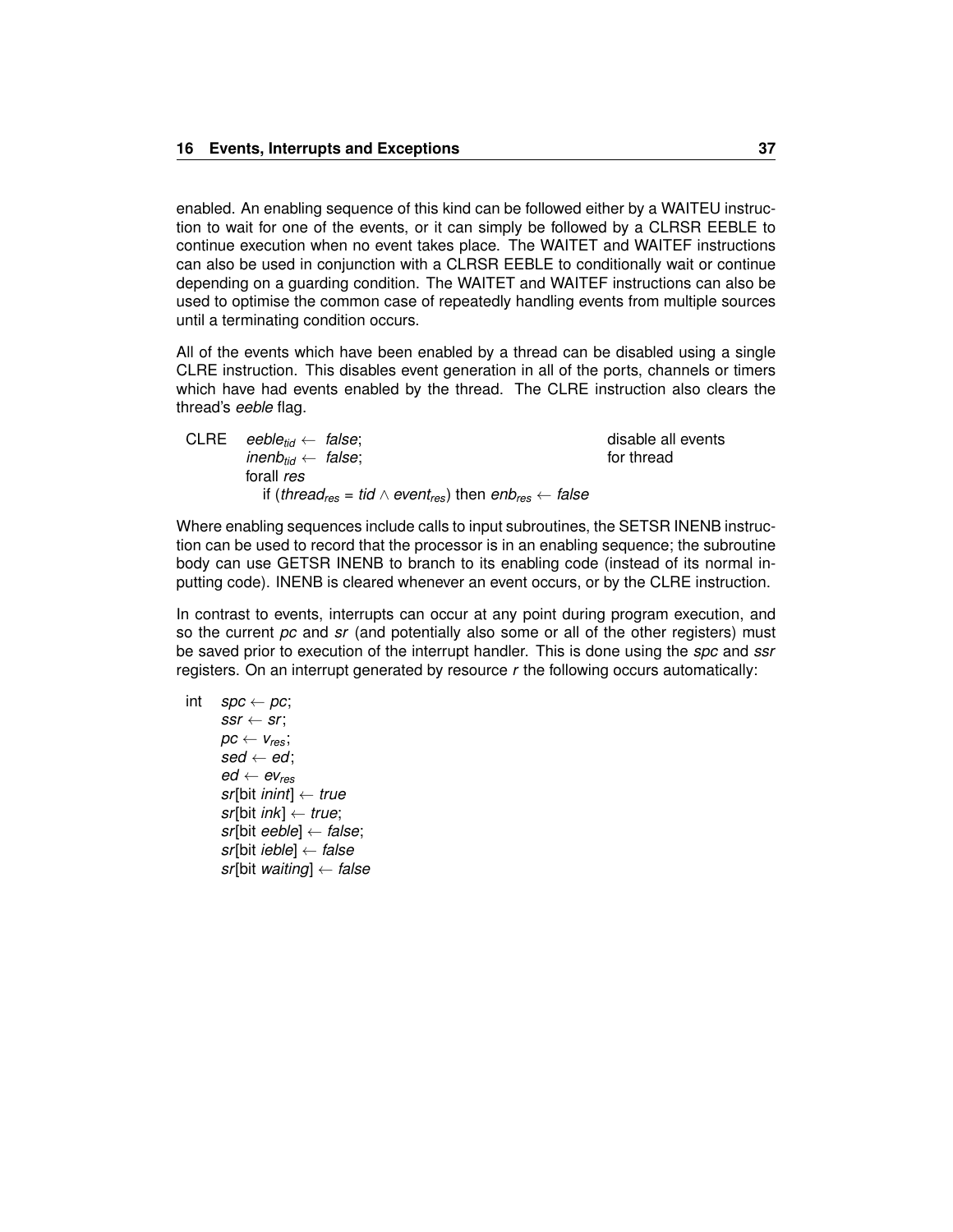enabled. An enabling sequence of this kind can be followed either by a WAITEU instruction to wait for one of the events, or it can simply be followed by a CLRSR EEBLE to continue execution when no event takes place. The WAITET and WAITEF instructions can also be used in conjunction with a CLRSR EEBLE to conditionally wait or continue depending on a guarding condition. The WAITET and WAITEF instructions can also be used to optimise the common case of repeatedly handling events from multiple sources until a terminating condition occurs.

All of the events which have been enabled by a thread can be disabled using a single CLRE instruction. This disables event generation in all of the ports, channels or timers which have had events enabled by the thread. The CLRE instruction also clears the thread's *eeble* flag.

| | | |
|---|---|---|
| CLRE | $eeble_{tid} \leftarrow false$; | disable all events |
| | $inenb_{tid} \leftarrow false$; | for thread |
| | forall *res* | |
| | if ($thread_{res} = tid \wedge event_{res}$) then $enb_{res} \leftarrow false$ | |

Where enabling sequences include calls to input subroutines, the SETSR INENB instruction can be used to record that the processor is in an enabling sequence; the subroutine body can use GETSR INENB to branch to its enabling code (instead of its normal inputting code). INENB is cleared whenever an event occurs, or by the CLRE instruction.

In contrast to events, interrupts can occur at any point during program execution, and so the current *pc* and *sr* (and potentially also some or all of the other registers) must be saved prior to execution of the interrupt handler. This is done using the *spc* and *ssr* registers. On an interrupt generated by resource *r* the following occurs automatically:

| | |
|---|---|
| int | $spc \leftarrow pc$; |
| | $ssr \leftarrow sr$; |
| | $pc \leftarrow v_{res}$; |
| | $sed \leftarrow ed$; |
| | $ed \leftarrow ev_{res}$ |
| | $sr$[bit *inint*] $\leftarrow true$ |
| | $sr$[bit *ink*] $\leftarrow true$; |
| | $sr$[bit *eeble*] $\leftarrow false$; |
| | $sr$[bit *ieble*] $\leftarrow false$ |
| | $sr$[bit *waiting*] $\leftarrow false$ |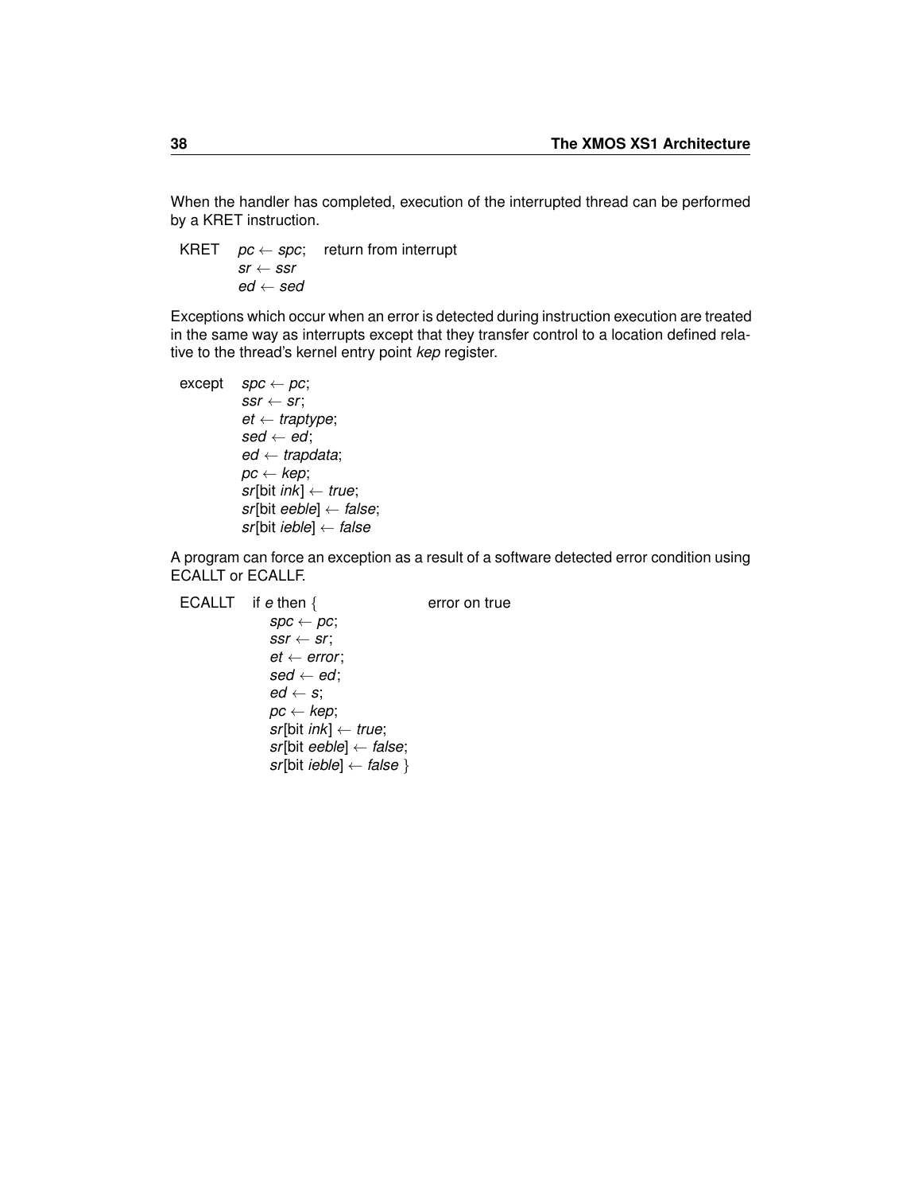When the handler has completed, execution of the interrupted thread can be performed by a KRET instruction.

| | | |
|---|---|---|
| KRET | $pc \leftarrow spc$; <br> $sr \leftarrow ssr$ <br> $ed \leftarrow sed$ | return from interrupt |

Exceptions which occur when an error is detected during instruction execution are treated in the same way as interrupts except that they transfer control to a location defined relative to the thread's kernel entry point *kep* register.

| | |
|---|---|
| except | $spc \leftarrow pc$; <br> $ssr \leftarrow sr$; <br> $et \leftarrow traptype$; <br> $sed \leftarrow ed$; <br> $ed \leftarrow trapdata$; <br> $pc \leftarrow kep$; <br> $sr$[bit $ink$] $\leftarrow true$; <br> $sr$[bit $eeble$] $\leftarrow false$; <br> $sr$[bit $ieble$] $\leftarrow false$ |

A program can force an exception as a result of a software detected error condition using ECALLT or ECALLF.

| | | |
|---|---|---|
| ECALLT | if $e$ then $\{$ <br> $spc \leftarrow pc$; <br> $ssr \leftarrow sr$; <br> $et \leftarrow error$; <br> $sed \leftarrow ed$; <br> $ed \leftarrow s$; <br> $pc \leftarrow kep$; <br> $sr$[bit $ink$] $\leftarrow true$; <br> $sr$[bit $eeble$] $\leftarrow false$; <br> $sr$[bit $ieble$] $\leftarrow false$ $\}$ | error on true |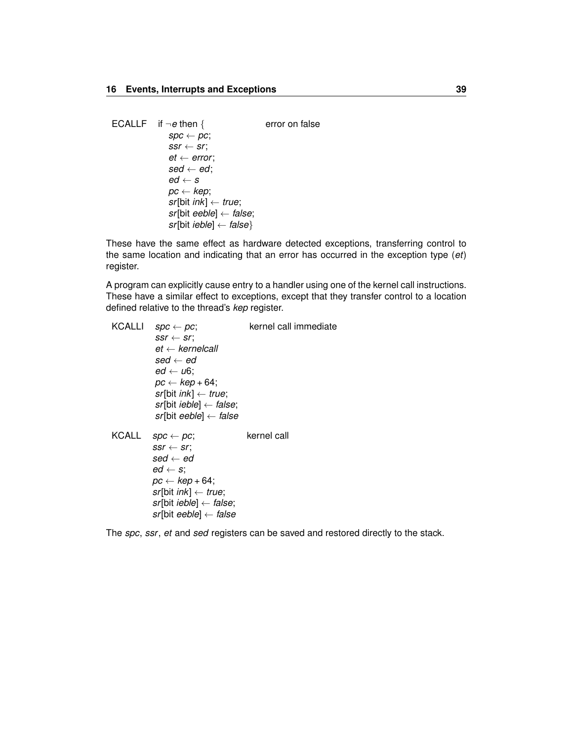| | | |
|---|---|---|
| ECALLF | if $\neg e$ then { <br> $spc \leftarrow pc$; <br> $ssr \leftarrow sr$; <br> $et \leftarrow error$; <br> $sed \leftarrow ed$; <br> $ed \leftarrow s$ <br> $pc \leftarrow kep$; <br> $sr$[bit $ink$] $\leftarrow true$; <br> $sr$[bit $eeble$] $\leftarrow false$; <br> $sr$[bit $ieble$] $\leftarrow false$} | error on false |

These have the same effect as hardware detected exceptions, transferring control to the same location and indicating that an error has occurred in the exception type (*et*) register.

A program can explicitly cause entry to a handler using one of the kernel call instructions. These have a similar effect to exceptions, except that they transfer control to a location defined relative to the thread's *kep* register.

| | | |
|---|---|---|
| KCALLI | $spc \leftarrow pc$; <br> $ssr \leftarrow sr$; <br> $et \leftarrow kernelcall$ <br> $sed \leftarrow ed$ <br> $ed \leftarrow u6$; <br> $pc \leftarrow kep + 64$; <br> $sr$[bit $ink$] $\leftarrow true$; <br> $sr$[bit $ieble$] $\leftarrow false$; <br> $sr$[bit $eeble$] $\leftarrow false$ | kernel call immediate |
| KCALL | $spc \leftarrow pc$; <br> $ssr \leftarrow sr$; <br> $sed \leftarrow ed$ <br> $ed \leftarrow s$; <br> $pc \leftarrow kep + 64$; <br> $sr$[bit $ink$] $\leftarrow true$; <br> $sr$[bit $ieble$] $\leftarrow false$; <br> $sr$[bit $eeble$] $\leftarrow false$ | kernel call |

The *spc*, *ssr*, *et* and *sed* registers can be saved and restored directly to the stack.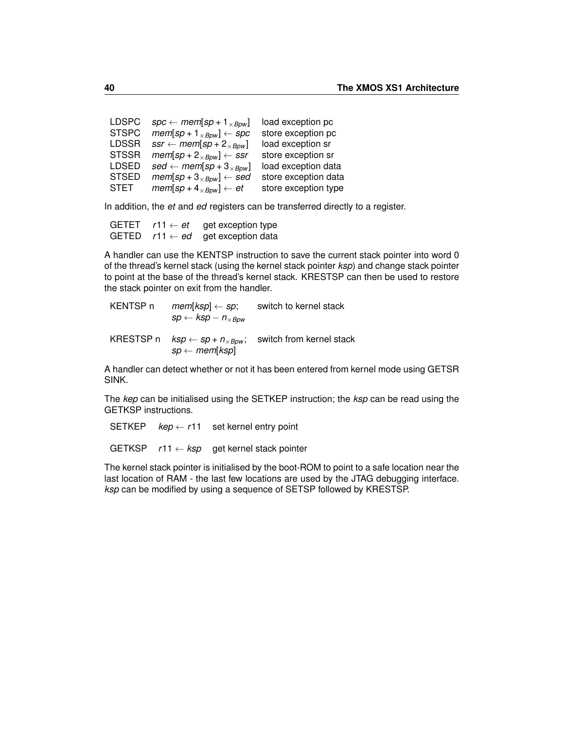| | | |
|---|---|---|
| LDSPC | $spc \leftarrow mem[sp + 1_{\times Bpw}]$ | load exception pc |
| STSPC | $mem[sp + 1_{\times Bpw}] \leftarrow spc$ | store exception pc |
| LDSSR | $ssr \leftarrow mem[sp + 2_{\times Bpw}]$ | load exception sr |
| STSSR | $mem[sp + 2_{\times Bpw}] \leftarrow ssr$ | store exception sr |
| LDSED | $sed \leftarrow mem[sp + 3_{\times Bpw}]$ | load exception data |
| STSED | $mem[sp + 3_{\times Bpw}] \leftarrow sed$ | store exception data |
| STET | $mem[sp + 4_{\times Bpw}] \leftarrow et$ | store exception type |

In addition, the *et* and *ed* registers can be transferred directly to a register.

| | | |
|---|---|---|
| GETET | $r11 \leftarrow et$ | get exception type |
| GETED | $r11 \leftarrow ed$ | get exception data |

A handler can use the KENTSP instruction to save the current stack pointer into word 0 of the thread's kernel stack (using the kernel stack pointer *ksp*) and change stack pointer to point at the base of the thread's kernel stack. KRESTSP can then be used to restore the stack pointer on exit from the handler.

| | | |
|---|---|---|
| KENTSP n | $mem[ksp] \leftarrow sp$; $sp \leftarrow ksp - n_{\times Bpw}$ | switch to kernel stack |
| KRESTSP n | $ksp \leftarrow sp + n_{\times Bpw}$; $sp \leftarrow mem[ksp]$ | switch from kernel stack |

A handler can detect whether or not it has been entered from kernel mode using GETSR SINK.

The *kep* can be initialised using the SETKEP instruction; the *ksp* can be read using the GETKSP instructions.

| | | |
|---|---|---|
| SETKEP | $kep \leftarrow r11$ | set kernel entry point |
| GETKSP | $r11 \leftarrow ksp$ | get kernel stack pointer |

The kernel stack pointer is initialised by the boot-ROM to point to a safe location near the last location of RAM - the last few locations are used by the JTAG debugging interface. *ksp* can be modified by using a sequence of SETSP followed by KRESTSP.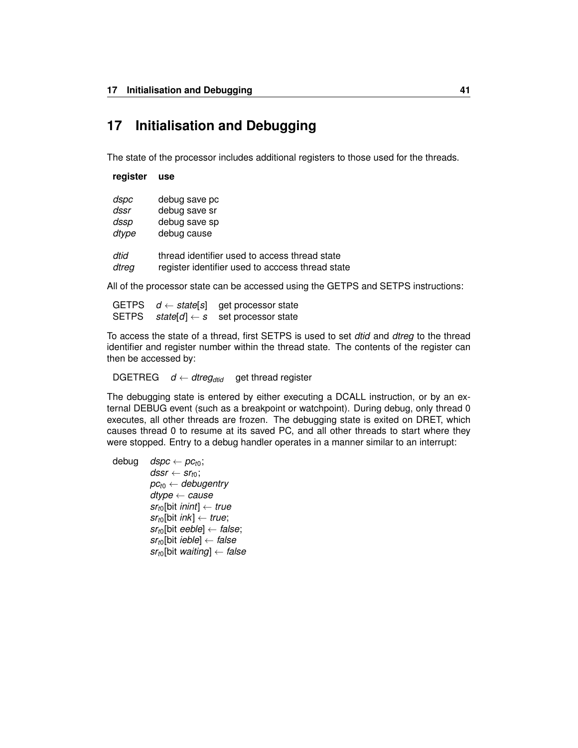# 17 Initialisation and Debugging

The state of the processor includes additional registers to those used for the threads.

| register | use |
|---|---|
| *dspc* | debug save pc |
| *dssr* | debug save sr |
| *dssp* | debug save sp |
| *dtype* | debug cause |
| | |
| *dtid* | thread identifier used to access thread state |
| *dtreg* | register identifier used to acccess thread state |

All of the processor state can be accessed using the GETPS and SETPS instructions:

| | | |
|---|---|---|
| GETPS | $d \leftarrow state[s]$ | get processor state |
| SETPS | $state[d] \leftarrow s$ | set processor state |

To access the state of a thread, first SETPS is used to set *dtid* and *dtreg* to the thread identifier and register number within the thread state. The contents of the register can then be accessed by:

| | | |
|---|---|---|
| DGETREG | $d \leftarrow dtreg_{dtid}$ | get thread register |

The debugging state is entered by either executing a DCALL instruction, or by an external DEBUG event (such as a breakpoint or watchpoint). During debug, only thread 0 executes, all other threads are frozen. The debugging state is exited on DRET, which causes thread 0 to resume at its saved PC, and all other threads to start where they were stopped. Entry to a debug handler operates in a manner similar to an interrupt:

debug $dspc \leftarrow pc_{t0}$;
$dssr \leftarrow sr_{t0}$;
$pc_{t0} \leftarrow debugentry$
$dtype \leftarrow cause$
$sr_{t0}$[bit *inint*] $\leftarrow$ *true*
$sr_{t0}$[bit *ink*] $\leftarrow$ *true*;
$sr_{t0}$[bit *eeble*] $\leftarrow$ *false*;
$sr_{t0}$[bit *ieble*] $\leftarrow$ *false*
$sr_{t0}$[bit *waiting*] $\leftarrow$ *false*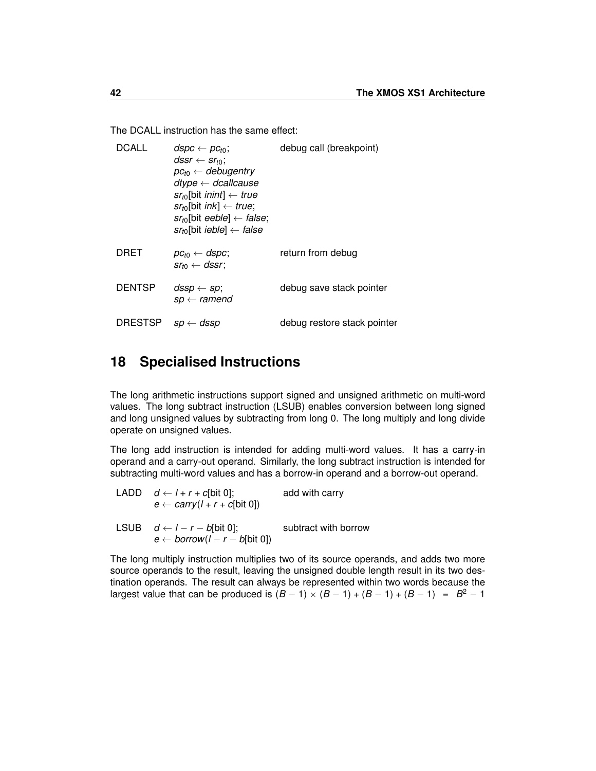The DCALL instruction has the same effect:

| | | |
|---|---|---|
| DCALL | $dspc \leftarrow pc_{t0}$; <br> $dssr \leftarrow sr_{t0}$; <br> $pc_{t0} \leftarrow debugentry$ <br> $dtype \leftarrow dcallcause$ <br> $sr_{t0}$[bit $inint$] $\leftarrow true$ <br> $sr_{t0}$[bit $ink$] $\leftarrow true$; <br> $sr_{t0}$[bit $eeble$] $\leftarrow false$; <br> $sr_{t0}$[bit $ieble$] $\leftarrow false$ | debug call (breakpoint) |
| DRET | $pc_{t0} \leftarrow dspc$; <br> $sr_{t0} \leftarrow dssr$; | return from debug |
| DENTSP | $dssp \leftarrow sp$; <br> $sp \leftarrow ramend$ | debug save stack pointer |
| DRESTSP | $sp \leftarrow dssp$ | debug restore stack pointer |

# 18 Specialised Instructions

The long arithmetic instructions support signed and unsigned arithmetic on multi-word values. The long subtract instruction (LSUB) enables conversion between long signed and long unsigned values by subtracting from long 0. The long multiply and long divide operate on unsigned values.

The long add instruction is intended for adding multi-word values. It has a carry-in operand and a carry-out operand. Similarly, the long subtract instruction is intended for subtracting multi-word values and has a borrow-in operand and a borrow-out operand.

| | | |
|---|---|---|
| LADD | $d \leftarrow l + r + c$[bit 0]; <br> $e \leftarrow carry(l + r + c$[bit 0]) | add with carry |
| LSUB | $d \leftarrow l - r - b$[bit 0]; <br> $e \leftarrow borrow(l - r - b$[bit 0]) | subtract with borrow |

The long multiply instruction multiplies two of its source operands, and adds two more source operands to the result, leaving the unsigned double length result in its two destination operands. The result can always be represented within two words because the largest value that can be produced is $(B - 1) \times (B - 1) + (B - 1) + (B - 1) = B^2 - 1$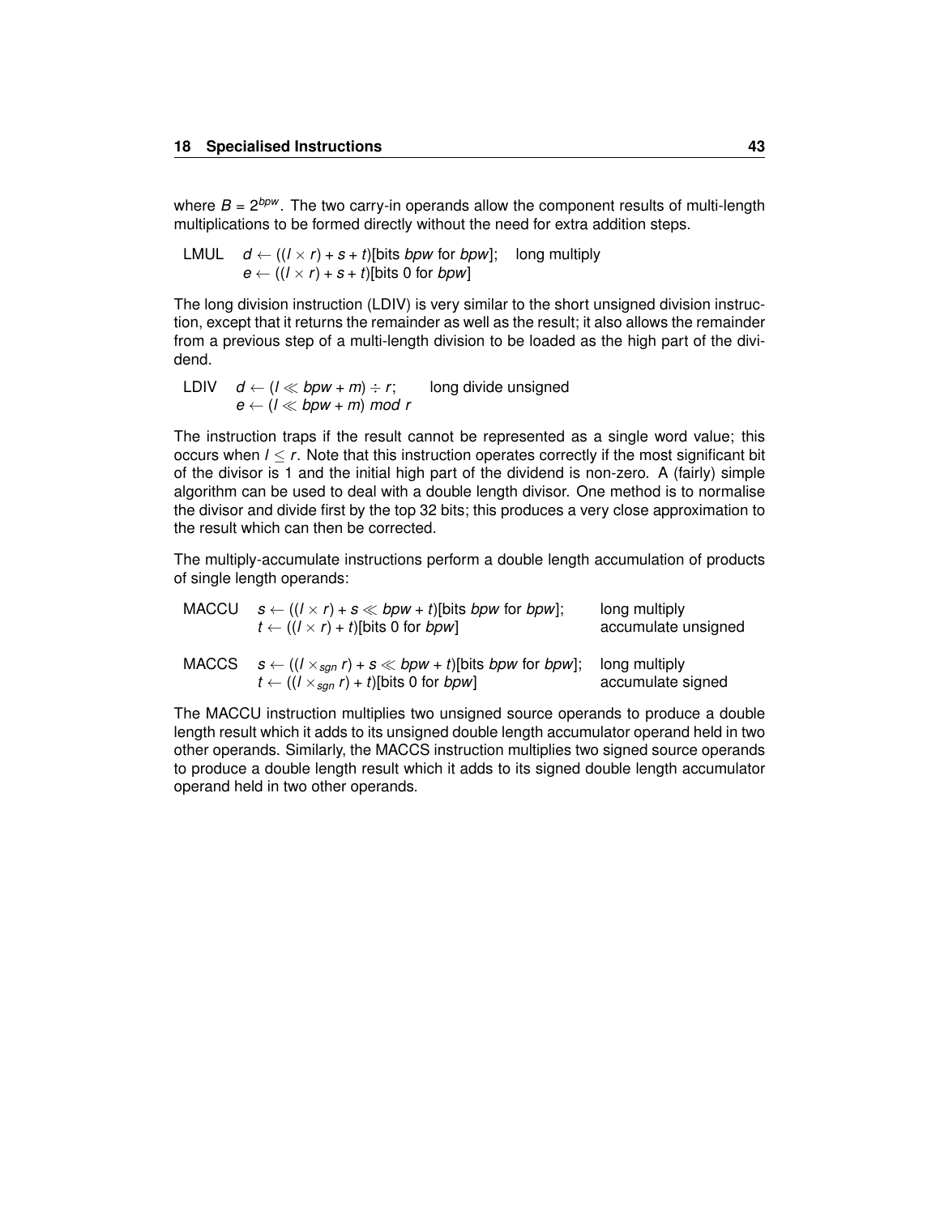where $B = 2^{bpw}$. The two carry-in operands allow the component results of multi-length multiplications to be formed directly without the need for extra addition steps.

| | | |
|---|---|---|
| LMUL | $d \leftarrow ((l \times r) + s + t)$[bits $bpw$ for $bpw$]; <br> $e \leftarrow ((l \times r) + s + t)$[bits 0 for $bpw$] | long multiply |

The long division instruction (LDIV) is very similar to the short unsigned division instruction, except that it returns the remainder as well as the result; it also allows the remainder from a previous step of a multi-length division to be loaded as the high part of the dividend.

| | | |
|---|---|---|
| LDIV | $d \leftarrow (l \ll bpw + m) \div r$; <br> $e \leftarrow (l \ll bpw + m) \ mod \ r$ | long divide unsigned |

The instruction traps if the result cannot be represented as a single word value; this occurs when $l \leq r$. Note that this instruction operates correctly if the most significant bit of the divisor is 1 and the initial high part of the dividend is non-zero. A (fairly) simple algorithm can be used to deal with a double length divisor. One method is to normalise the divisor and divide first by the top 32 bits; this produces a very close approximation to the result which can then be corrected.

The multiply-accumulate instructions perform a double length accumulation of products of single length operands:

| | | |
|---|---|---|
| MACCU | $s \leftarrow ((l \times r) + s \ll bpw + t)$[bits $bpw$ for $bpw$]; <br> $t \leftarrow ((l \times r) + t)$[bits 0 for $bpw$] | long multiply accumulate unsigned |
| MACCS | $s \leftarrow ((l \times_{sgn} r) + s \ll bpw + t)$[bits $bpw$ for $bpw$]; <br> $t \leftarrow ((l \times_{sgn} r) + t)$[bits 0 for $bpw$] | long multiply accumulate signed |

The MACCU instruction multiplies two unsigned source operands to produce a double length result which it adds to its unsigned double length accumulator operand held in two other operands. Similarly, the MACCS instruction multiplies two signed source operands to produce a double length result which it adds to its signed double length accumulator operand held in two other operands.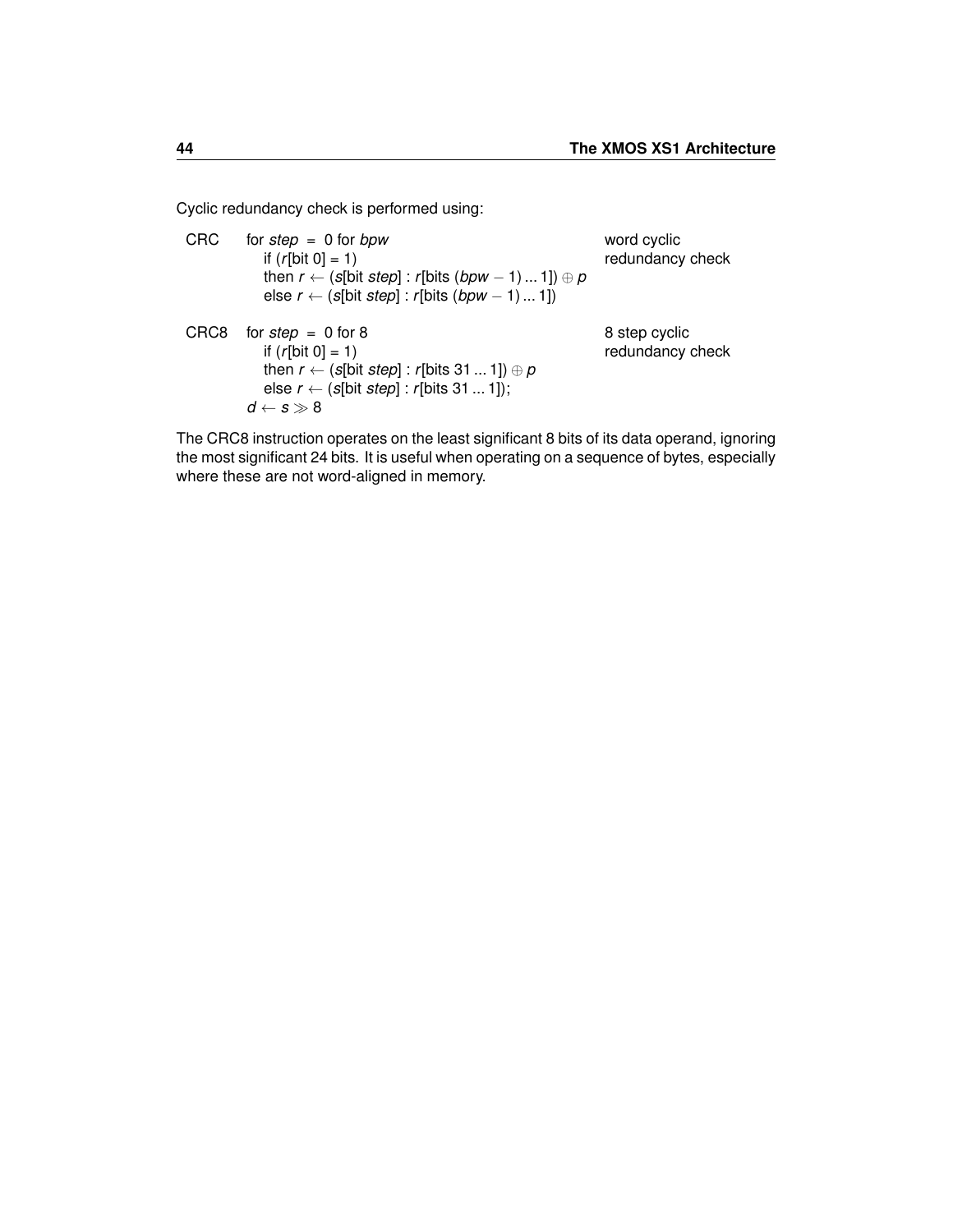Cyclic redundancy check is performed using:

| | | |
|---|---|---|
| CRC | for $step = 0$ for $bpw$<br>if ($r$[bit 0] = 1)<br>then $r \leftarrow$ ($s$[bit $step$] : $r$[bits ($bpw - 1$) ... 1]) $\oplus$ $p$<br>else $r \leftarrow$ ($s$[bit $step$] : $r$[bits ($bpw - 1$) ... 1]) | word cyclic redundancy check |
| CRC8 | for $step = 0$ for 8<br>if ($r$[bit 0] = 1)<br>then $r \leftarrow$ ($s$[bit $step$] : $r$[bits 31 ... 1]) $\oplus$ $p$<br>else $r \leftarrow$ ($s$[bit $step$] : $r$[bits 31 ... 1]);<br>$d \leftarrow s \gg 8$ | 8 step cyclic redundancy check |

The CRC8 instruction operates on the least significant 8 bits of its data operand, ignoring the most significant 24 bits. It is useful when operating on a sequence of bytes, especially where these are not word-aligned in memory.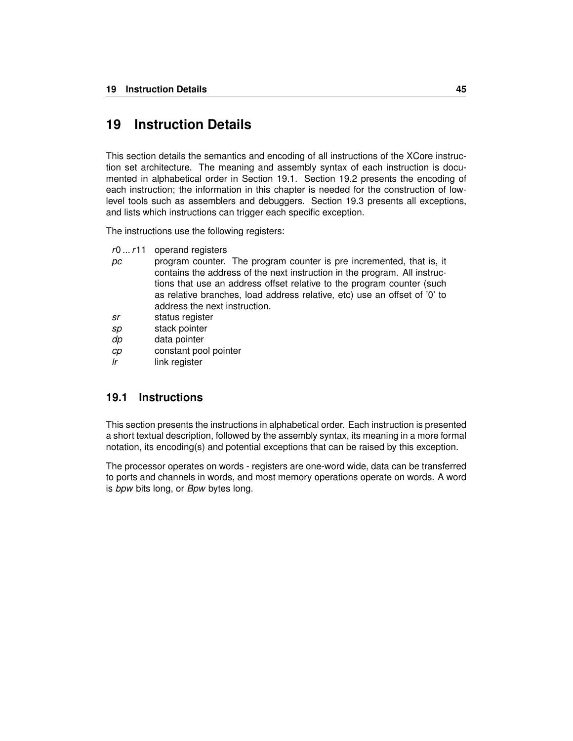# 19 Instruction Details

This section details the semantics and encoding of all instructions of the XCore instruction set architecture. The meaning and assembly syntax of each instruction is documented in alphabetical order in Section 19.1. Section 19.2 presents the encoding of each instruction; the information in this chapter is needed for the construction of low-level tools such as assemblers and debuggers. Section 19.3 presents all exceptions, and lists which instructions can trigger each specific exception.

The instructions use the following registers:

| | |
|---|---|
| *r*0 ... *r*11 | operand registers |
| *pc* | program counter. The program counter is pre incremented, that is, it contains the address of the next instruction in the program. All instructions that use an address offset relative to the program counter (such as relative branches, load address relative, etc) use an offset of '0' to address the next instruction. |
| *sr* | status register |
| *sp* | stack pointer |
| *dp* | data pointer |
| *cp* | constant pool pointer |
| *lr* | link register |

## 19.1 Instructions

This section presents the instructions in alphabetical order. Each instruction is presented a short textual description, followed by the assembly syntax, its meaning in a more formal notation, its encoding(s) and potential exceptions that can be raised by this exception.

The processor operates on words - registers are one-word wide, data can be transferred to ports and channels in words, and most memory operations operate on words. A word is *bpw* bits long, or *Bpw* bytes long.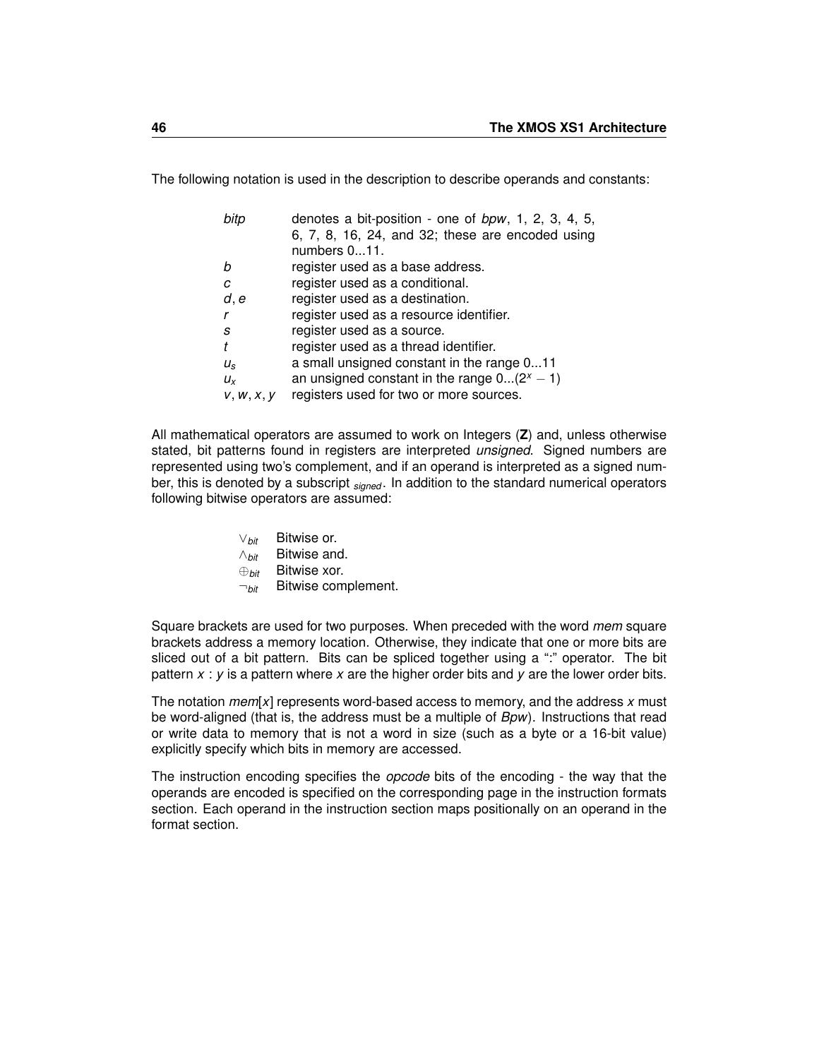The following notation is used in the description to describe operands and constants:

| | |
|---|---|
| *bitp* | denotes a bit-position - one of *bpw*, 1, 2, 3, 4, 5, 6, 7, 8, 16, 24, and 32; these are encoded using numbers 0...11. |
| *b* | register used as a base address. |
| *c* | register used as a conditional. |
| *d*, *e* | register used as a destination. |
| *r* | register used as a resource identifier. |
| *s* | register used as a source. |
| *t* | register used as a thread identifier. |
| $u_s$ | a small unsigned constant in the range 0...11 |
| $u_x$ | an unsigned constant in the range $0...(2^x - 1)$ |
| *v*, *w*, *x*, *y* | registers used for two or more sources. |

All mathematical operators are assumed to work on Integers (**Z**) and, unless otherwise stated, bit patterns found in registers are interpreted *unsigned*. Signed numbers are represented using two's complement, and if an operand is interpreted as a signed number, this is denoted by a subscript $_{signed}$. In addition to the standard numerical operators following bitwise operators are assumed:

| | |
|---|---|
| $\vee_{bit}$ | Bitwise or. |
| $\wedge_{bit}$ | Bitwise and. |
| $\oplus_{bit}$ | Bitwise xor. |
| $\neg_{bit}$ | Bitwise complement. |

Square brackets are used for two purposes. When preceded with the word *mem* square brackets address a memory location. Otherwise, they indicate that one or more bits are sliced out of a bit pattern. Bits can be spliced together using a ":" operator. The bit pattern $x : y$ is a pattern where $x$ are the higher order bits and $y$ are the lower order bits.

The notation *mem*[*x*] represents word-based access to memory, and the address *x* must be word-aligned (that is, the address must be a multiple of *Bpw*). Instructions that read or write data to memory that is not a word in size (such as a byte or a 16-bit value) explicitly specify which bits in memory are accessed.

The instruction encoding specifies the *opcode* bits of the encoding - the way that the operands are encoded is specified on the corresponding page in the instruction formats section. Each operand in the instruction section maps positionally on an operand in the format section.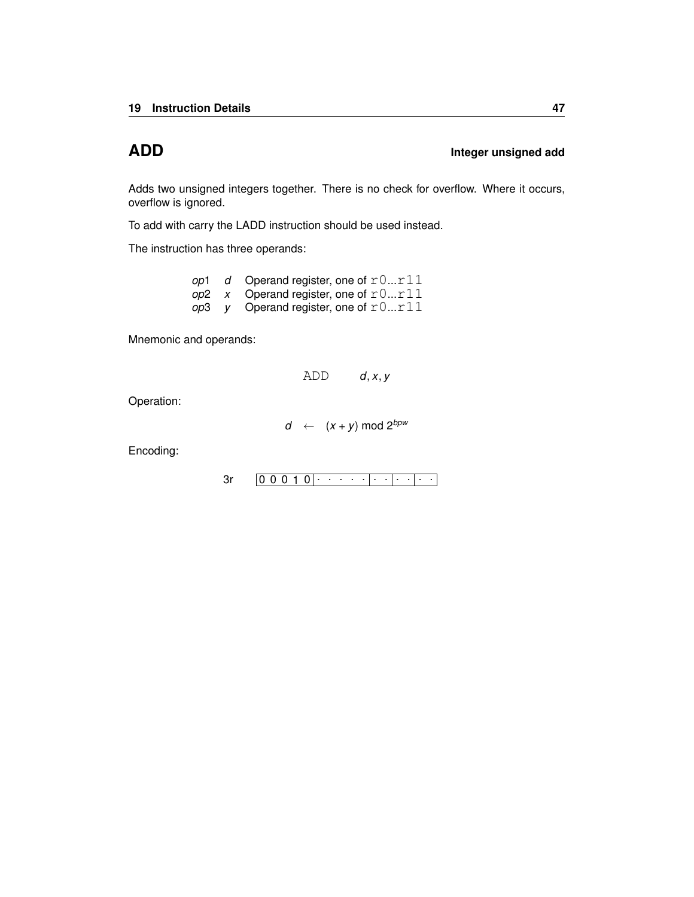## ADD — Integer unsigned add

Adds two unsigned integers together. There is no check for overflow. Where it occurs, overflow is ignored.

To add with carry the LADD instruction should be used instead.

The instruction has three operands:

| | | |
|---|---|---|
| *op*1 | *d* | Operand register, one of `r0`...`r11` |
| *op*2 | *x* | Operand register, one of `r0`...`r11` |
| *op*3 | *y* | Operand register, one of `r0`...`r11` |

Mnemonic and operands:

`ADD` *d*, *x*, *y*

Operation:

$$d \leftarrow (x + y) \bmod 2^{bpw}$$

Encoding:

3r `0 0 0 1 0 | · · · · · | · · | · · | · ·`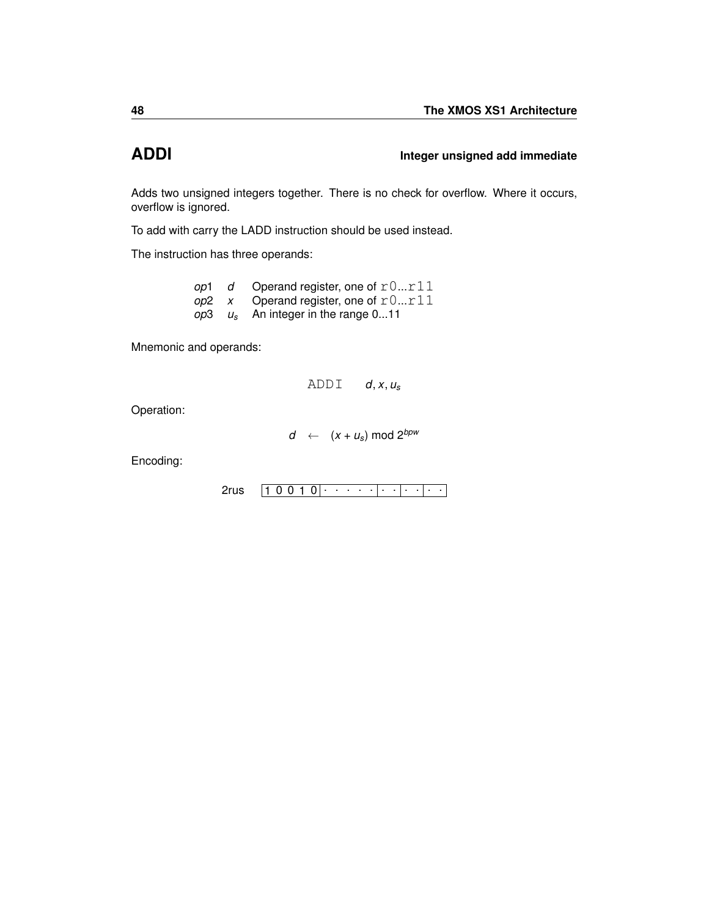## ADDI — Integer unsigned add immediate

Adds two unsigned integers together. There is no check for overflow. Where it occurs, overflow is ignored.

To add with carry the LADD instruction should be used instead.

The instruction has three operands:

| | | |
|---|---|---|
| *op*1 | $d$ | Operand register, one of `r0...r11` |
| *op*2 | $x$ | Operand register, one of `r0...r11` |
| *op*3 | $u_s$ | An integer in the range 0...11 |

Mnemonic and operands:

$$\texttt{ADDI} \quad d, x, u_s$$

Operation:

$$d \leftarrow (x + u_s) \bmod 2^{bpw}$$

Encoding:

2rus `1 0 0 1 0 | · · · · · | · · | · · | · ·`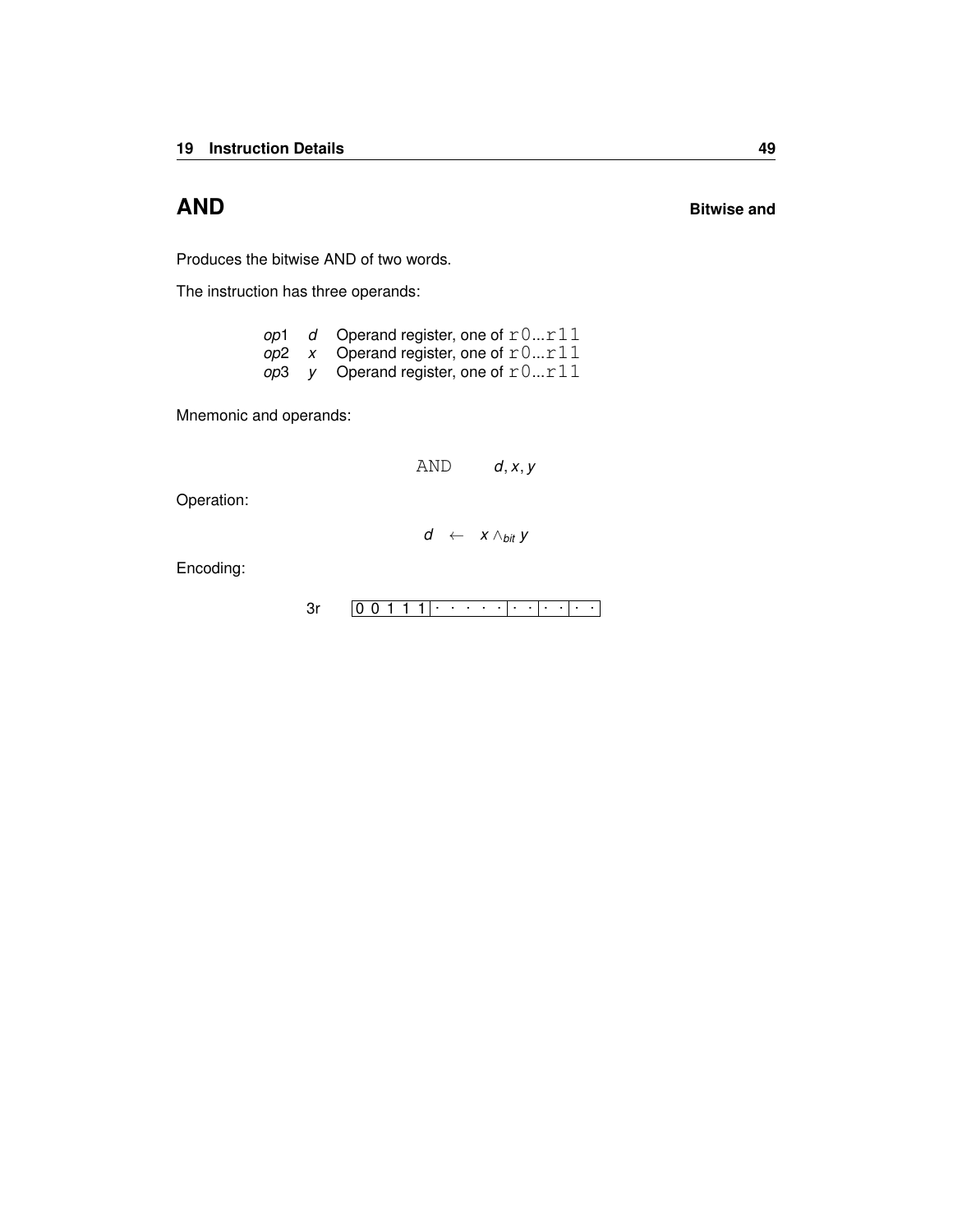## AND — Bitwise and

Produces the bitwise AND of two words.

The instruction has three operands:

| | | |
|---|---|---|
| *op*1 | *d* | Operand register, one of `r0`...`r11` |
| *op*2 | *x* | Operand register, one of `r0`...`r11` |
| *op*3 | *y* | Operand register, one of `r0`...`r11` |

Mnemonic and operands:

`AND` $d, x, y$

Operation:

$$d \leftarrow x \wedge_{bit} y$$

Encoding:

3r | 0 0 1 1 1 | · · · · · | · · | · · | · · |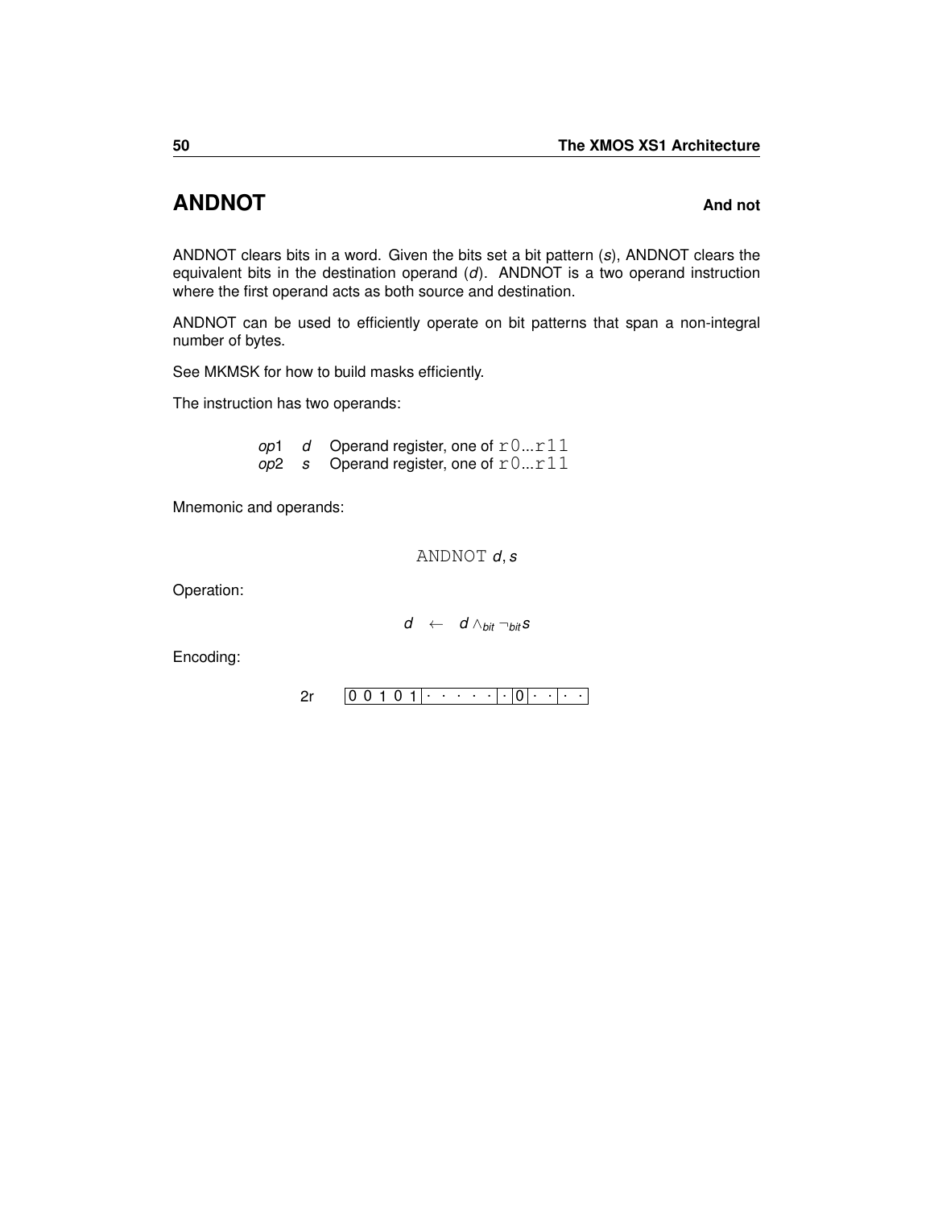## ANDNOT — And not

ANDNOT clears bits in a word. Given the bits set a bit pattern (*s*), ANDNOT clears the equivalent bits in the destination operand (*d*). ANDNOT is a two operand instruction where the first operand acts as both source and destination.

ANDNOT can be used to efficiently operate on bit patterns that span a non-integral number of bytes.

See MKMSK for how to build masks efficiently.

The instruction has two operands:

| | | |
|---|---|---|
| *op*1 | *d* | Operand register, one of `r0`...`r11` |
| *op*2 | *s* | Operand register, one of `r0`...`r11` |

Mnemonic and operands:

ANDNOT *d*, *s*

Operation:

$$d \leftarrow d \wedge_{bit} \neg_{bit} s$$

Encoding:

2r `0 0 1 0 1 | · · · · · | · | 0 | · · | · ·`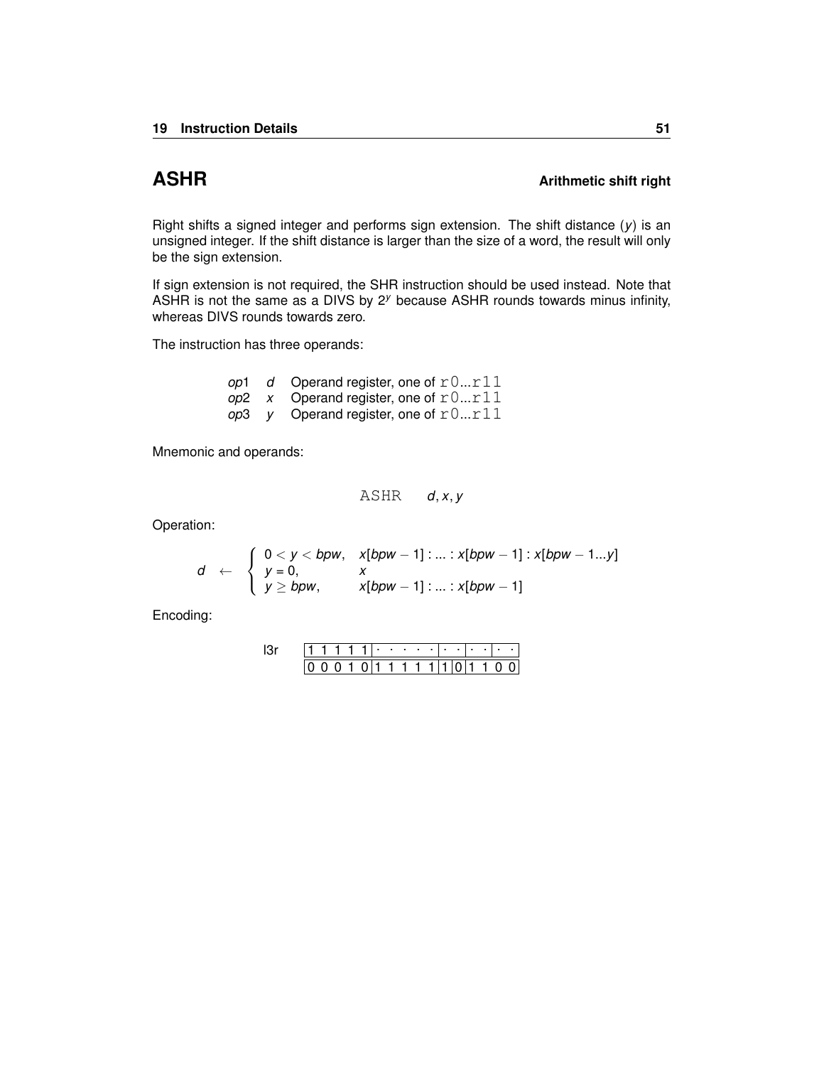# ASHR

**Arithmetic shift right**

Right shifts a signed integer and performs sign extension. The shift distance ($y$) is an unsigned integer. If the shift distance is larger than the size of a word, the result will only be the sign extension.

If sign extension is not required, the SHR instruction should be used instead. Note that ASHR is not the same as a DIVS by $2^y$ because ASHR rounds towards minus infinity, whereas DIVS rounds towards zero.

The instruction has three operands:

| | | |
|---|---|---|
| *op*1 | *d* | Operand register, one of `r0...r11` |
| *op*2 | *x* | Operand register, one of `r0...r11` |
| *op*3 | *y* | Operand register, one of `r0...r11` |

Mnemonic and operands:

```
ASHR    d, x, y
```

Operation:

$$d \leftarrow \begin{cases} 0 < y < bpw, & x[bpw-1] : ... : x[bpw-1] : x[bpw-1...y] \\ y = 0, & x \\ y \geq bpw, & x[bpw-1] : ... : x[bpw-1] \end{cases}$$

Encoding:

l3r

| 1 1 1 1 1 | · · · · · | · · | · · | · · |
|---|---|---|---|---|
| 0 0 0 1 0 | 1 1 1 1 1 | 1 0 | 1 1 | 0 0 |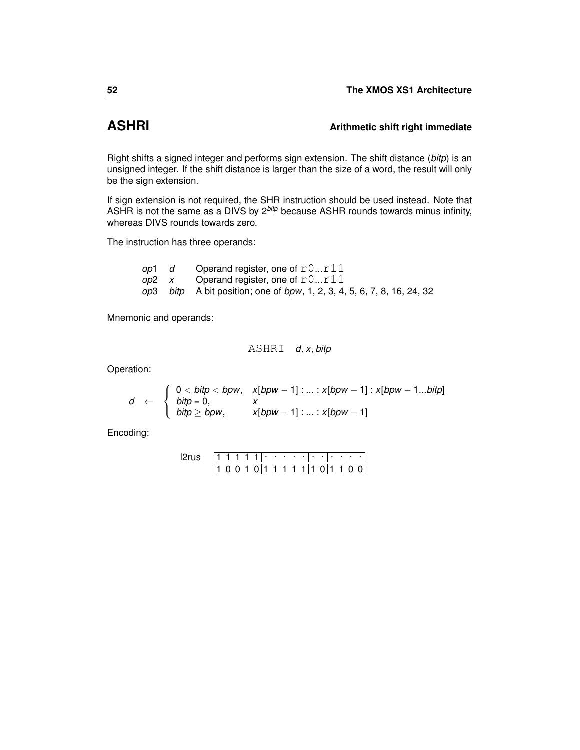# ASHRI

**Arithmetic shift right immediate**

Right shifts a signed integer and performs sign extension. The shift distance (*bitp*) is an unsigned integer. If the shift distance is larger than the size of a word, the result will only be the sign extension.

If sign extension is not required, the SHR instruction should be used instead. Note that ASHR is not the same as a DIVS by $2^{bitp}$ because ASHR rounds towards minus infinity, whereas DIVS rounds towards zero.

The instruction has three operands:

| | | |
|---|---|---|
| *op*1 | *d* | Operand register, one of `r0...r11` |
| *op*2 | *x* | Operand register, one of `r0...r11` |
| *op*3 | *bitp* | A bit position; one of *bpw*, 1, 2, 3, 4, 5, 6, 7, 8, 16, 24, 32 |

Mnemonic and operands:

`ASHRI` *d*, *x*, *bitp*

Operation:

$$d \leftarrow \begin{cases} 0 < bitp < bpw, & x[bpw-1] : ... : x[bpw-1] : x[bpw-1...bitp] \\ bitp = 0, & x \\ bitp \geq bpw, & x[bpw-1] : ... : x[bpw-1] \end{cases}$$

Encoding:

l2rus

| | | | | | | | | | | | | | | | |
|---|---|---|---|---|---|---|---|---|---|---|---|---|---|---|---|
| 1 | 1 | 1 | 1 | 1 | · | · | · | · | · | · | · | · | · | · | · |
| 1 | 0 | 0 | 1 | 0 | 1 | 1 | 1 | 1 | 1 | 1 | 0 | 1 | 1 | 0 | 0 |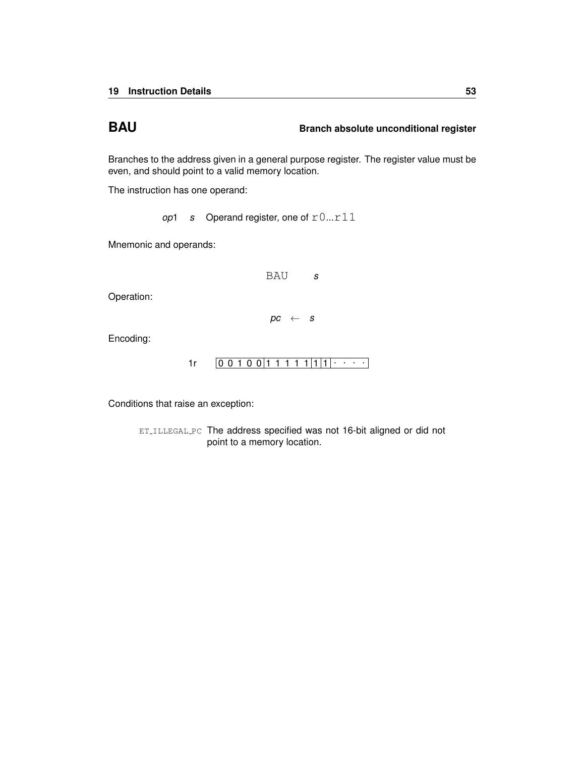## BAU — Branch absolute unconditional register

Branches to the address given in a general purpose register. The register value must be even, and should point to a valid memory location.

The instruction has one operand:

*op*1 &nbsp; *s* &nbsp; Operand register, one of `r0`...`r11`

Mnemonic and operands:

`BAU` &nbsp; *s*

Operation:

$$pc \leftarrow s$$

Encoding:

1r &nbsp; | 0 0 1 0 0 | 1 1 1 1 1 | 1 | 1 | · · · · |

Conditions that raise an exception:

`ET_ILLEGAL_PC` The address specified was not 16-bit aligned or did not point to a memory location.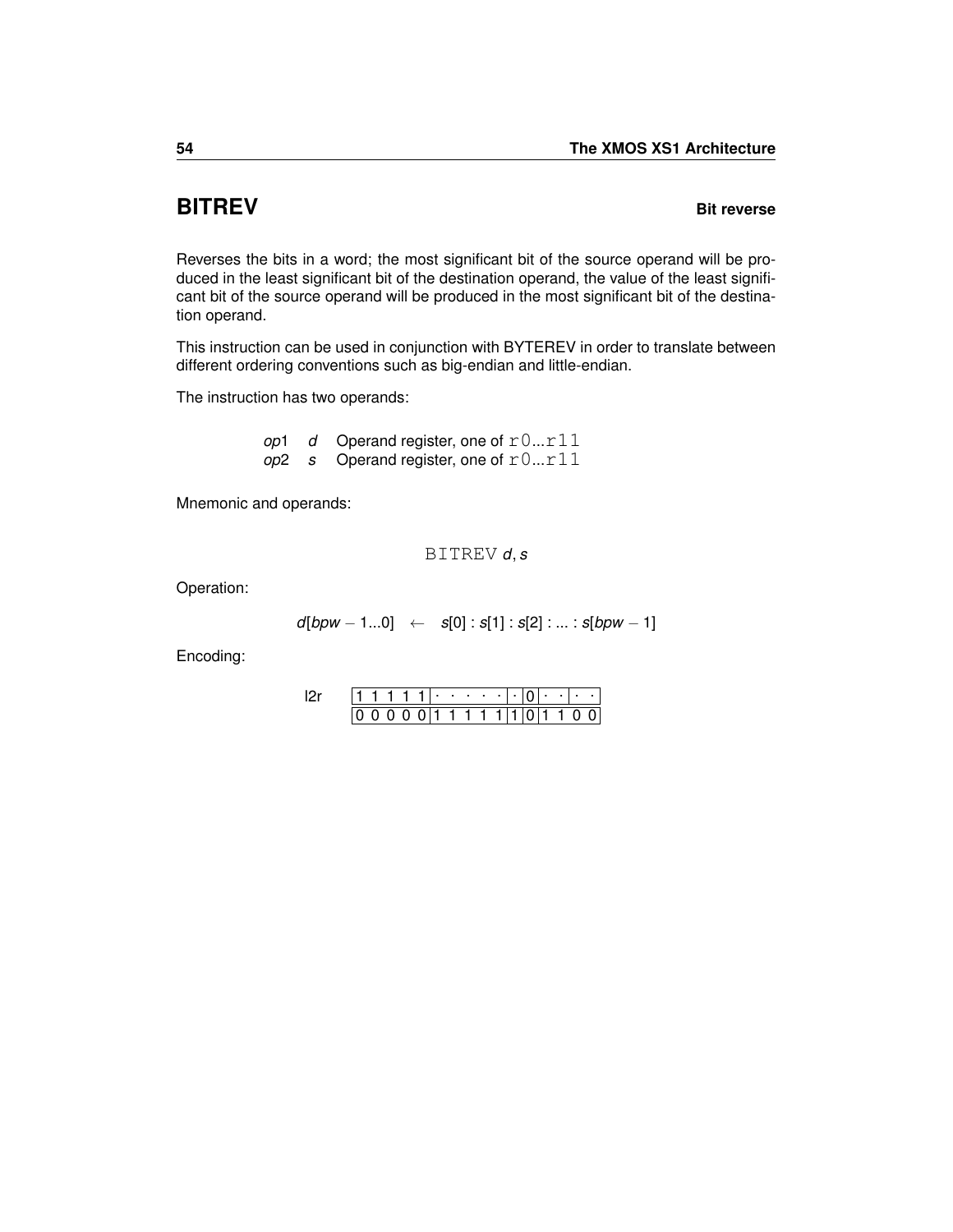# BITREV

**Bit reverse**

Reverses the bits in a word; the most significant bit of the source operand will be produced in the least significant bit of the destination operand, the value of the least significant bit of the source operand will be produced in the most significant bit of the destination operand.

This instruction can be used in conjunction with BYTEREV in order to translate between different ordering conventions such as big-endian and little-endian.

The instruction has two operands:

| | | |
|---|---|---|
| *op*1 | *d* | Operand register, one of `r0`...`r11` |
| *op*2 | *s* | Operand register, one of `r0`...`r11` |

Mnemonic and operands:

BITREV *d*, *s*

Operation:

$$d[bpw-1...0] \leftarrow s[0] : s[1] : s[2] : ... : s[bpw-1]$$

Encoding:

l2r

| 1 1 1 1 1 | · · · · · | · | 0 | · · | · · |
|---|---|---|---|---|---|
| 0 0 0 0 0 | 1 1 1 1 1 | 1 | 0 | 1 1 | 0 0 |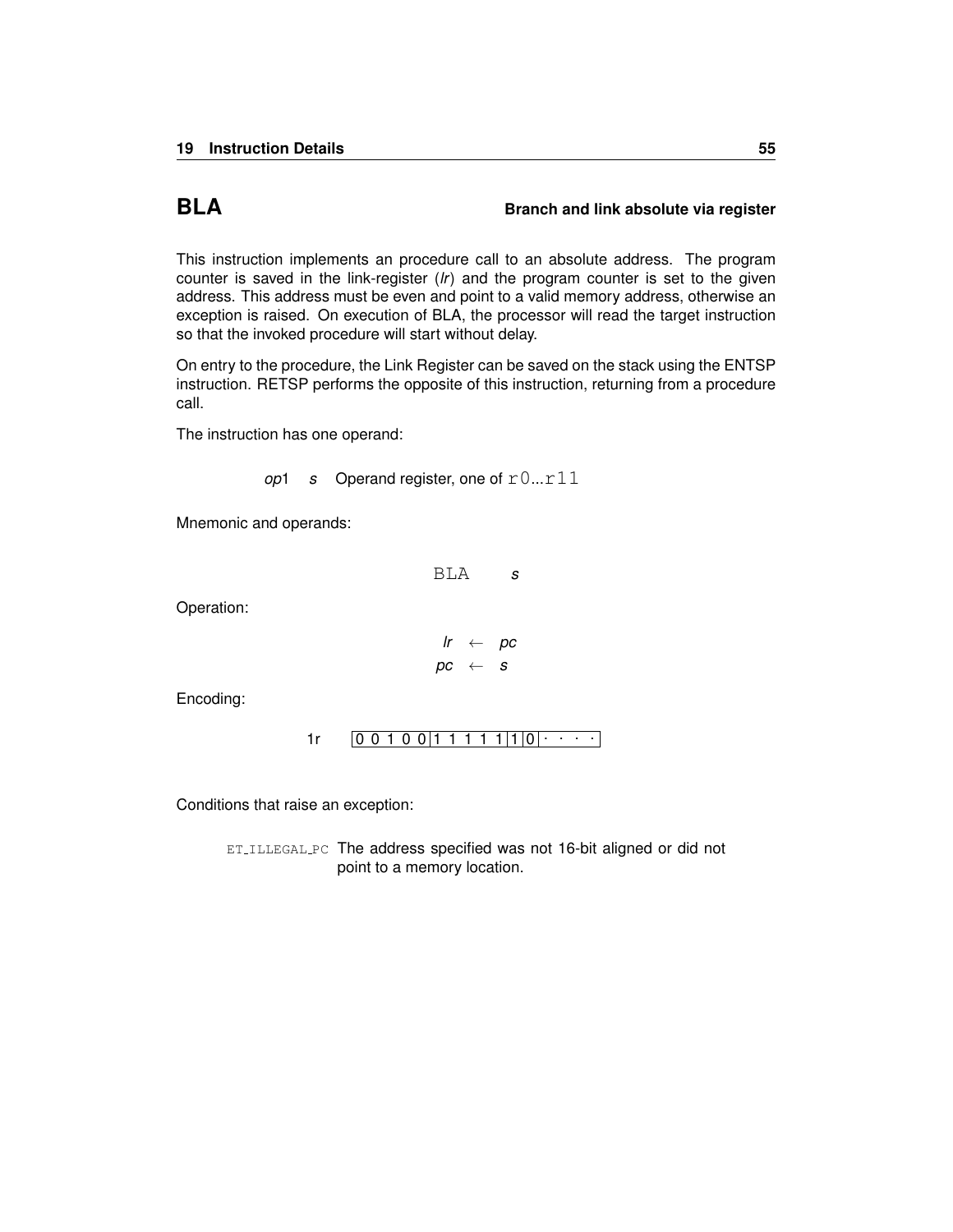# BLA

**Branch and link absolute via register**

This instruction implements an procedure call to an absolute address. The program counter is saved in the link-register (*lr*) and the program counter is set to the given address. This address must be even and point to a valid memory address, otherwise an exception is raised. On execution of BLA, the processor will read the target instruction so that the invoked procedure will start without delay.

On entry to the procedure, the Link Register can be saved on the stack using the ENTSP instruction. RETSP performs the opposite of this instruction, returning from a procedure call.

The instruction has one operand:

*op*1 *s* Operand register, one of `r0`...`r11`

Mnemonic and operands:

```
BLA    s
```

Operation:

$$lr \leftarrow pc$$
$$pc \leftarrow s$$

Encoding:

1r | 0 0 1 0 0 | 1 1 1 1 1 | 1 | 0 | · · · · |

Conditions that raise an exception:

`ET_ILLEGAL_PC` The address specified was not 16-bit aligned or did not point to a memory location.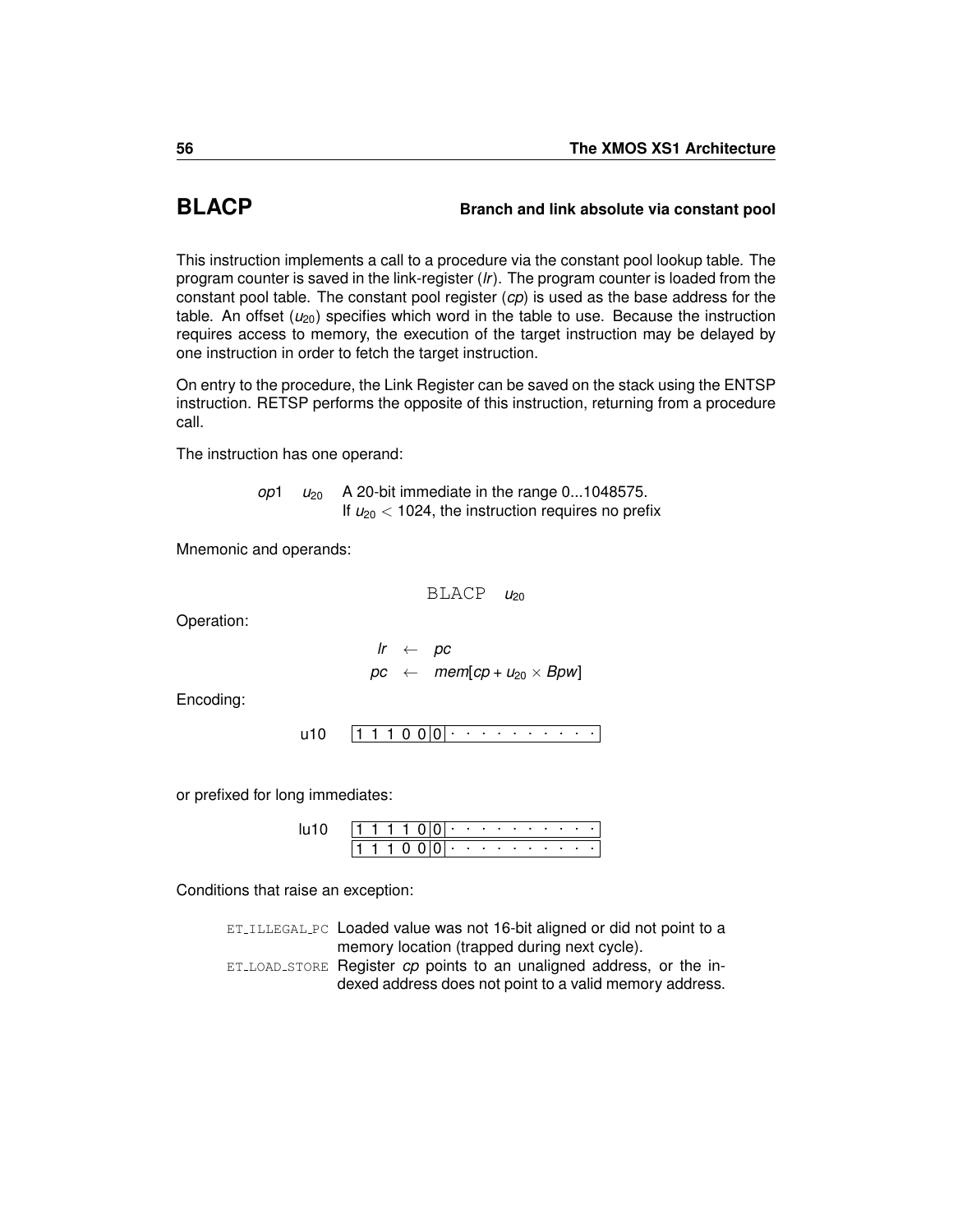# BLACP

**Branch and link absolute via constant pool**

This instruction implements a call to a procedure via the constant pool lookup table. The program counter is saved in the link-register (*lr*). The program counter is loaded from the constant pool table. The constant pool register (*cp*) is used as the base address for the table. An offset ($u_{20}$) specifies which word in the table to use. Because the instruction requires access to memory, the execution of the target instruction may be delayed by one instruction in order to fetch the target instruction.

On entry to the procedure, the Link Register can be saved on the stack using the ENTSP instruction. RETSP performs the opposite of this instruction, returning from a procedure call.

The instruction has one operand:

| | | |
|---|---|---|
| *op*1 | $u_{20}$ | A 20-bit immediate in the range 0...1048575. If $u_{20} < 1024$, the instruction requires no prefix |

Mnemonic and operands:

BLACP $u_{20}$

Operation:

$$lr \leftarrow pc$$
$$pc \leftarrow mem[cp + u_{20} \times Bpw]$$

Encoding:

u10 `1 1 1 0 0 0 | 0 | · · · · · · · · · ·`

or prefixed for long immediates:

lu10 `1 1 1 1 0 0 | 0 | · · · · · · · · · ·`
`1 1 1 0 0 0 | 0 | · · · · · · · · · ·`

Conditions that raise an exception:

| | |
|---|---|
| ET_ILLEGAL_PC | Loaded value was not 16-bit aligned or did not point to a memory location (trapped during next cycle). |
| ET_LOAD_STORE | Register *cp* points to an unaligned address, or the indexed address does not point to a valid memory address. |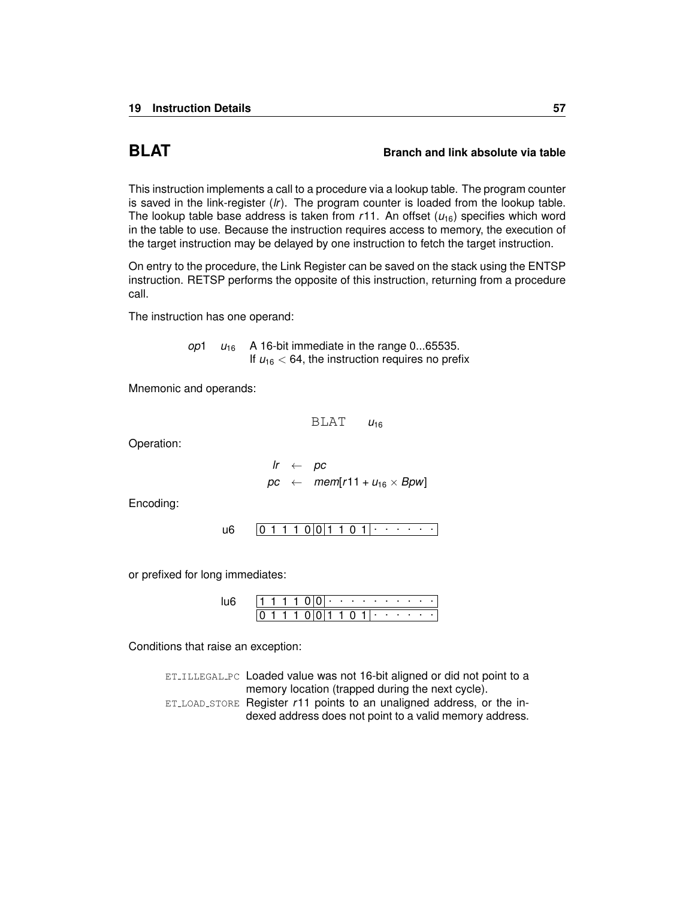# BLAT

**Branch and link absolute via table**

This instruction implements a call to a procedure via a lookup table. The program counter is saved in the link-register (*lr*). The program counter is loaded from the lookup table. The lookup table base address is taken from *r*11. An offset ($u_{16}$) specifies which word in the table to use. Because the instruction requires access to memory, the execution of the target instruction may be delayed by one instruction to fetch the target instruction.

On entry to the procedure, the Link Register can be saved on the stack using the ENTSP instruction. RETSP performs the opposite of this instruction, returning from a procedure call.

The instruction has one operand:

| | | |
|---|---|---|
| *op*1 | $u_{16}$ | A 16-bit immediate in the range 0...65535. If $u_{16} < 64$, the instruction requires no prefix |

Mnemonic and operands:

```
BLAT    u16
```

Operation:

$$
\begin{aligned}
lr &\leftarrow pc \\
pc &\leftarrow mem[r11 + u_{16} \times Bpw]
\end{aligned}
$$

Encoding:

u6: `0 1 1 1 0 0 | 1 1 0 1 | · · · · · ·`

or prefixed for long immediates:

lu6:

`1 1 1 1 0 0 | · · · · · · · · · ·`

`0 1 1 1 0 0 | 1 1 0 1 | · · · · · ·`

Conditions that raise an exception:

| | |
|---|---|
| ET_ILLEGAL_PC | Loaded value was not 16-bit aligned or did not point to a memory location (trapped during the next cycle). |
| ET_LOAD_STORE | Register *r*11 points to an unaligned address, or the indexed address does not point to a valid memory address. |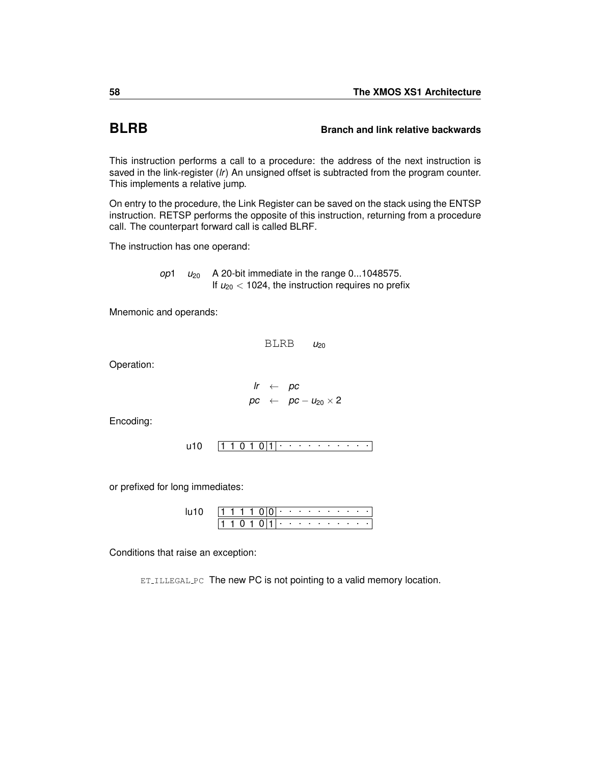# BLRB — Branch and link relative backwards

This instruction performs a call to a procedure: the address of the next instruction is saved in the link-register (*lr*) An unsigned offset is subtracted from the program counter. This implements a relative jump.

On entry to the procedure, the Link Register can be saved on the stack using the ENTSP instruction. RETSP performs the opposite of this instruction, returning from a procedure call. The counterpart forward call is called BLRF.

The instruction has one operand:

| | | |
|---|---|---|
| *op*1 | $u_{20}$ | A 20-bit immediate in the range 0...1048575. If $u_{20} < 1024$, the instruction requires no prefix |

Mnemonic and operands:

```
BLRB    u20
```

Operation:

$$
\begin{aligned}
lr &\leftarrow pc \\
pc &\leftarrow pc - u_{20} \times 2
\end{aligned}
$$

Encoding:

| u10 | 1 1 0 1 0 | 1 | · · · · · · · · · · |
|---|---|---|---|

or prefixed for long immediates:

| lu10 | 1 1 1 1 0 | 0 | · · · · · · · · · · |
|---|---|---|---|
| | 1 1 0 1 0 | 1 | · · · · · · · · · · |

Conditions that raise an exception:

ET_ILLEGAL_PC The new PC is not pointing to a valid memory location.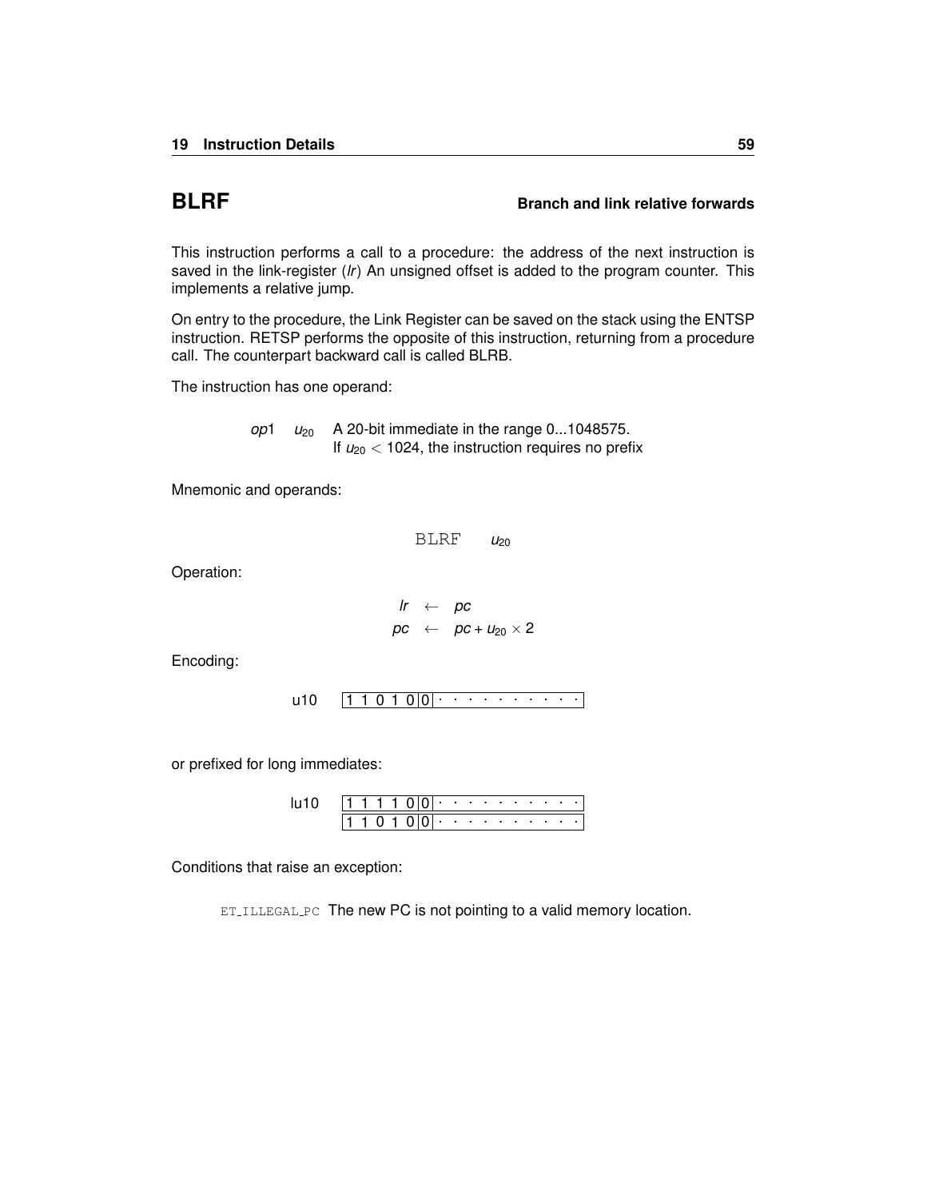# BLRF

**Branch and link relative forwards**

This instruction performs a call to a procedure: the address of the next instruction is saved in the link-register (*lr*) An unsigned offset is added to the program counter. This implements a relative jump.

On entry to the procedure, the Link Register can be saved on the stack using the ENTSP instruction. RETSP performs the opposite of this instruction, returning from a procedure call. The counterpart backward call is called BLRB.

The instruction has one operand:

| | | |
|---|---|---|
| *op*1 | $u_{20}$ | A 20-bit immediate in the range 0...1048575. If $u_{20} < 1024$, the instruction requires no prefix |

Mnemonic and operands:

```
BLRF    u20
```

Operation:

$$
\begin{aligned}
lr &\leftarrow pc \\
pc &\leftarrow pc + u_{20} \times 2
\end{aligned}
$$

Encoding:

| | |
|---|---|
| u10 | `1 1 0 1 0 0 · · · · · · · · · ·` |

or prefixed for long immediates:

| | |
|---|---|
| lu10 | `1 1 1 1 0 0 · · · · · · · · · ·` |
| | `1 1 0 1 0 0 · · · · · · · · · ·` |

Conditions that raise an exception:

ET_ILLEGAL_PC The new PC is not pointing to a valid memory location.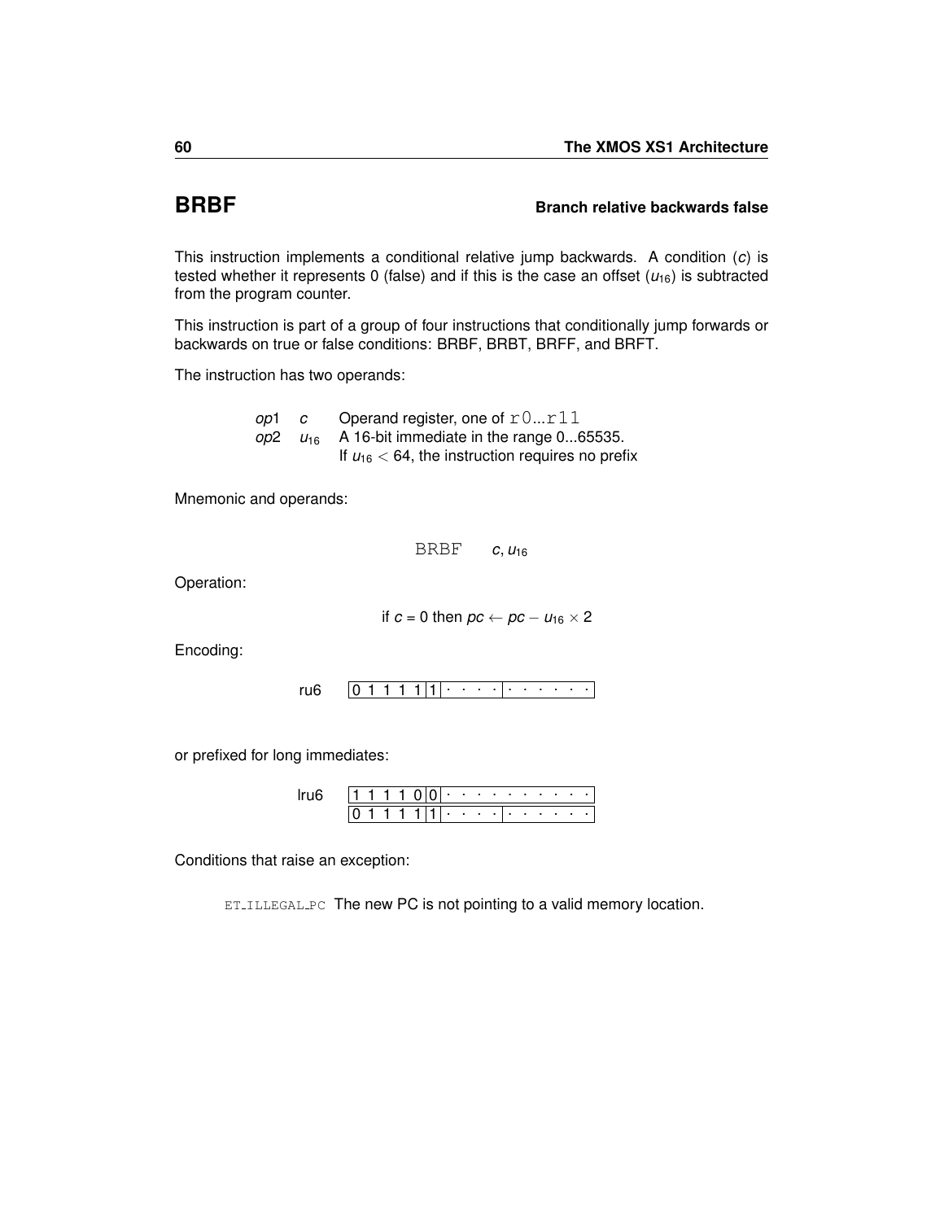## BRBF — Branch relative backwards false

This instruction implements a conditional relative jump backwards. A condition ($c$) is tested whether it represents 0 (false) and if this is the case an offset ($u_{16}$) is subtracted from the program counter.

This instruction is part of a group of four instructions that conditionally jump forwards or backwards on true or false conditions: BRBF, BRBT, BRFF, and BRFT.

The instruction has two operands:

| | | |
|---|---|---|
| *op*1 | $c$ | Operand register, one of `r0...r11` |
| *op*2 | $u_{16}$ | A 16-bit immediate in the range 0...65535. If $u_{16} < 64$, the instruction requires no prefix |

Mnemonic and operands:

`BRBF` $c, u_{16}$

Operation:

$$\text{if } c = 0 \text{ then } pc \leftarrow pc - u_{16} \times 2$$

Encoding:

ru6 `0 1 1 1 1 | 1 | · · · · | · · · · · ·`

or prefixed for long immediates:

lru6
```
1 1 1 1 0 | 0 | · · · · · · · · · ·
0 1 1 1 1 | 1 | · · · · | · · · · · ·
```

Conditions that raise an exception:

`ET_ILLEGAL_PC` The new PC is not pointing to a valid memory location.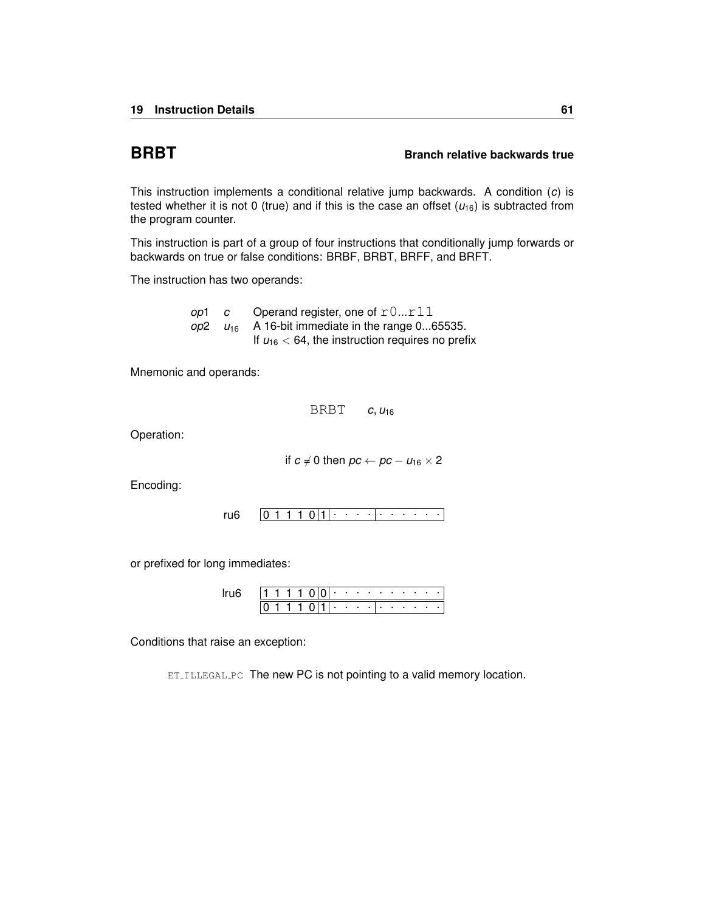## BRBT — Branch relative backwards true

This instruction implements a conditional relative jump backwards. A condition ($c$) is tested whether it is not 0 (true) and if this is the case an offset ($u_{16}$) is subtracted from the program counter.

This instruction is part of a group of four instructions that conditionally jump forwards or backwards on true or false conditions: BRBF, BRBT, BRFF, and BRFT.

The instruction has two operands:

| | | |
|---|---|---|
| *op*1 | $c$ | Operand register, one of `r0...r11` |
| *op*2 | $u_{16}$ | A 16-bit immediate in the range 0...65535. If $u_{16} < 64$, the instruction requires no prefix |

Mnemonic and operands:

$$\texttt{BRBT} \quad c, u_{16}$$

Operation:

$$\text{if } c \neq 0 \text{ then } pc \leftarrow pc - u_{16} \times 2$$

Encoding:

ru6 `0 1 1 1 0 1 | · · · · | · · · · · ·`

or prefixed for long immediates:

lru6
`1 1 1 1 0 0 | · · · · · · · · · ·`
`0 1 1 1 0 1 | · · · · | · · · · · ·`

Conditions that raise an exception:

ET_ILLEGAL_PC The new PC is not pointing to a valid memory location.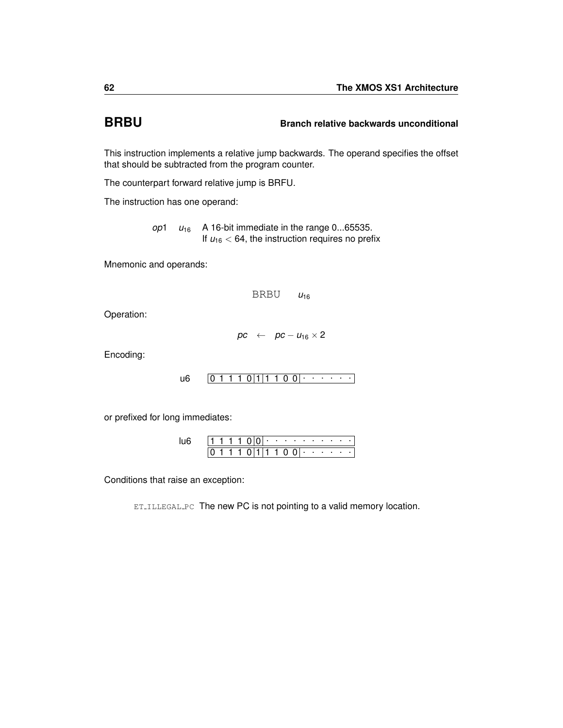# BRBU

**Branch relative backwards unconditional**

This instruction implements a relative jump backwards. The operand specifies the offset that should be subtracted from the program counter.

The counterpart forward relative jump is BRFU.

The instruction has one operand:

| | | |
|---|---|---|
| *op*1 | $u_{16}$ | A 16-bit immediate in the range 0...65535. If $u_{16} < 64$, the instruction requires no prefix |

Mnemonic and operands:

```
BRBU    u16
```

Operation:

$$pc \leftarrow pc - u_{16} \times 2$$

Encoding:

| | | | | |
|---|---|---|---|---|
| u6 | 0 1 1 1 0 | 1 | 1 1 0 0 | · · · · · · |

or prefixed for long immediates:

| | | | | |
|---|---|---|---|---|
| lu6 | 1 1 1 1 0 | 0 | · · · · · · · · · · | |
| | 0 1 1 1 0 | 1 | 1 1 0 0 | · · · · · · |

Conditions that raise an exception:

ET_ILLEGAL_PC The new PC is not pointing to a valid memory location.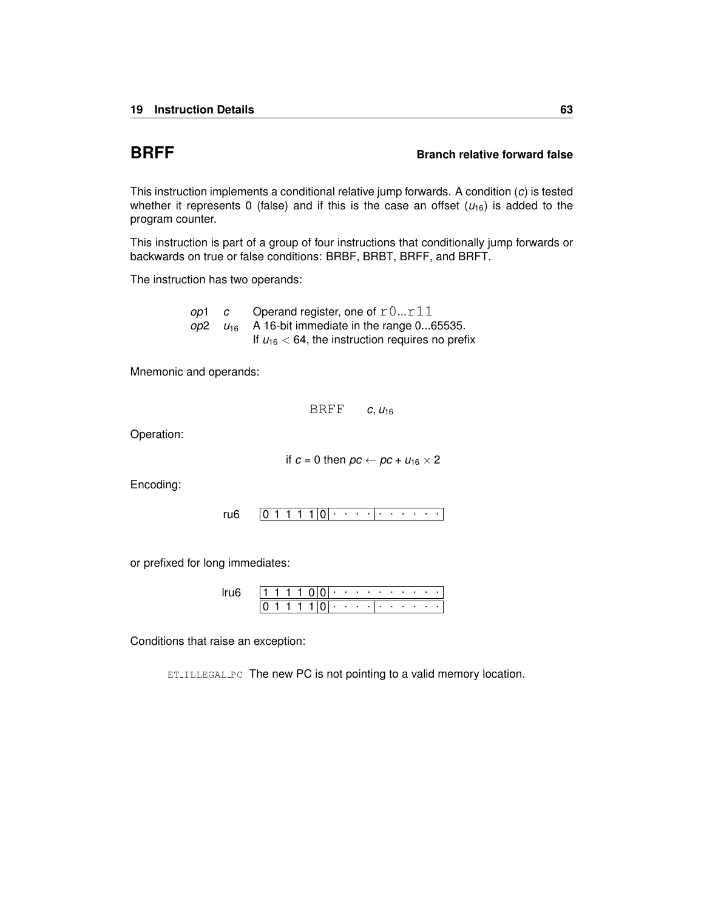# BRFF

**Branch relative forward false**

This instruction implements a conditional relative jump forwards. A condition (*c*) is tested whether it represents 0 (false) and if this is the case an offset ($u_{16}$) is added to the program counter.

This instruction is part of a group of four instructions that conditionally jump forwards or backwards on true or false conditions: BRBF, BRBT, BRFF, and BRFT.

The instruction has two operands:

| | | |
|---|---|---|
| *op*1 | *c* | Operand register, one of `r0...r11` |
| *op*2 | $u_{16}$ | A 16-bit immediate in the range 0...65535. If $u_{16} < 64$, the instruction requires no prefix |

Mnemonic and operands:

$$\mathrm{BRFF} \quad c, u_{16}$$

Operation:

$$\text{if } c = 0 \text{ then } pc \leftarrow pc + u_{16} \times 2$$

Encoding:

ru6

| 0 1 1 1 1 0 | · · · · | · · · · · · |
|---|---|---|

or prefixed for long immediates:

lru6

| 1 1 1 1 0 0 | · · · · · · · · · · |
|---|---|
| 0 1 1 1 1 0 | · · · · \| · · · · · · |

Conditions that raise an exception:

`ET_ILLEGAL_PC` The new PC is not pointing to a valid memory location.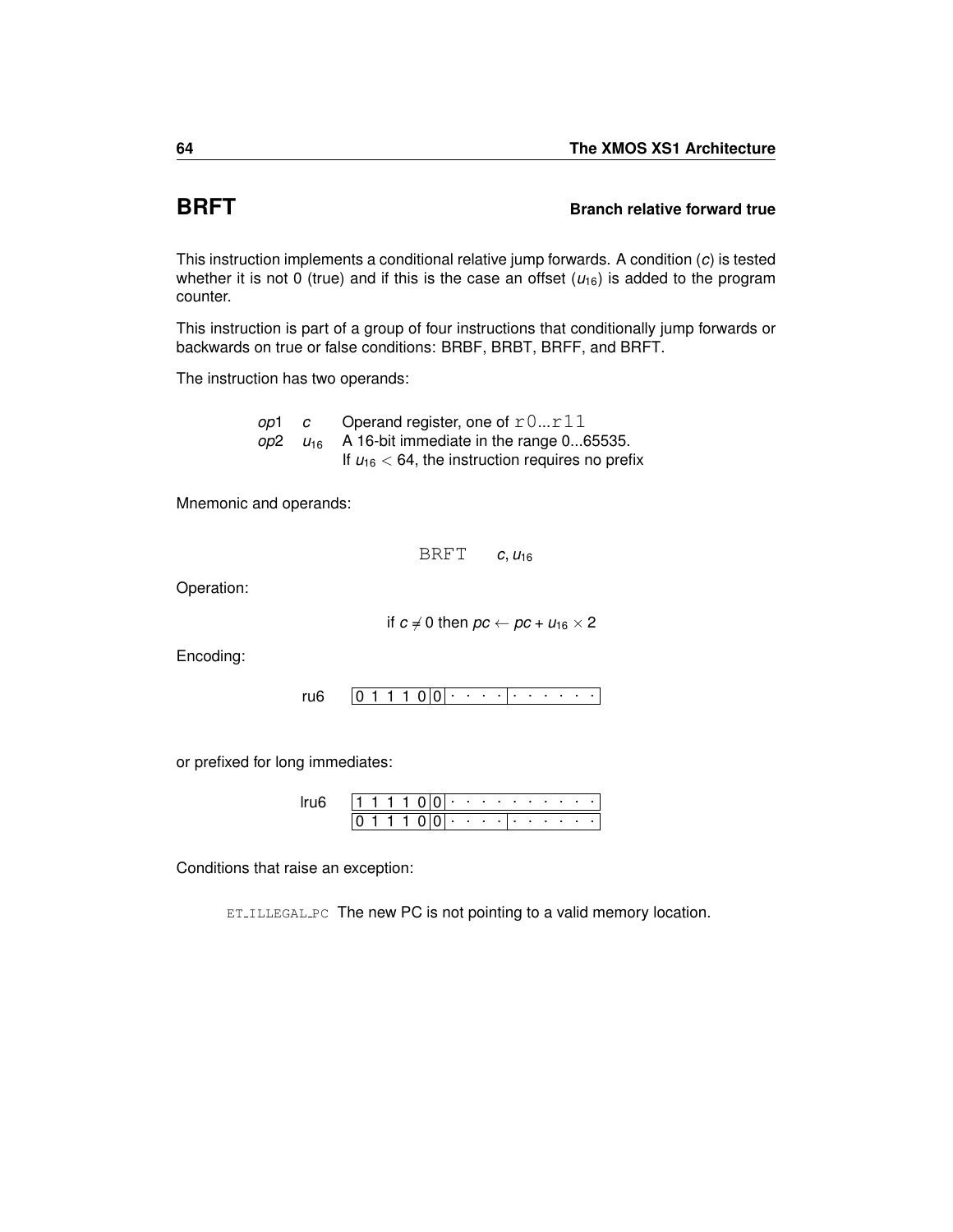# BRFT

**Branch relative forward true**

This instruction implements a conditional relative jump forwards. A condition ($c$) is tested whether it is not 0 (true) and if this is the case an offset ($u_{16}$) is added to the program counter.

This instruction is part of a group of four instructions that conditionally jump forwards or backwards on true or false conditions: BRBF, BRBT, BRFF, and BRFT.

The instruction has two operands:

| | | |
|---|---|---|
| *op*1 | $c$ | Operand register, one of `r0...r11` |
| *op*2 | $u_{16}$ | A 16-bit immediate in the range 0...65535. If $u_{16} < 64$, the instruction requires no prefix |

Mnemonic and operands:

`BRFT` $c, u_{16}$

Operation:

$$\text{if } c \neq 0 \text{ then } pc \leftarrow pc + u_{16} \times 2$$

Encoding:

ru6 `0 1 1 1 0 0 | · · · · | · · · · · ·`

or prefixed for long immediates:

lru6
`1 1 1 1 0 0 | · · · · · · · · · ·`
`0 1 1 1 0 0 | · · · · | · · · · · ·`

Conditions that raise an exception:

`ET_ILLEGAL_PC` The new PC is not pointing to a valid memory location.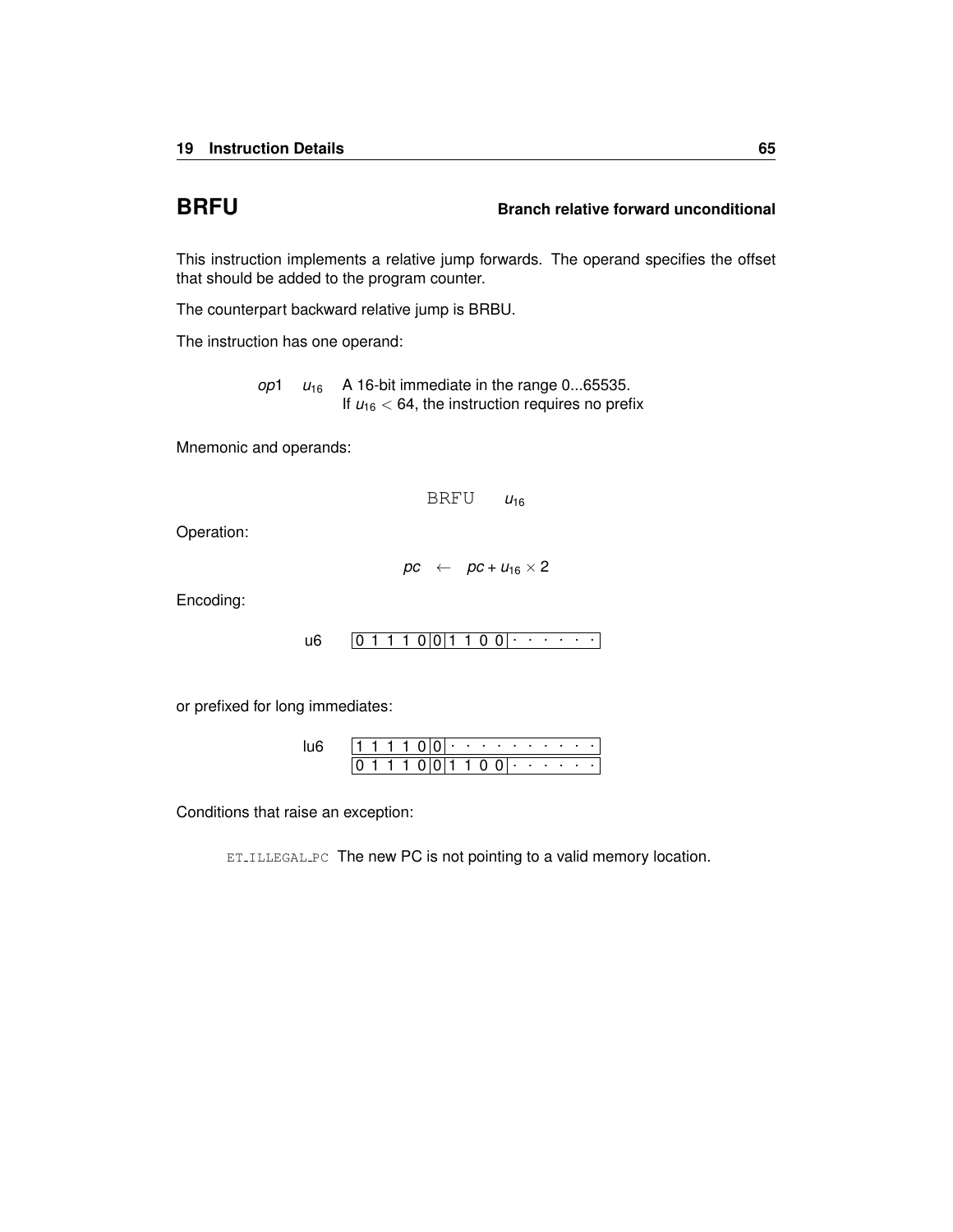## BRFU

**Branch relative forward unconditional**

This instruction implements a relative jump forwards. The operand specifies the offset that should be added to the program counter.

The counterpart backward relative jump is BRBU.

The instruction has one operand:

| | | |
|---|---|---|
| *op*1 | $u_{16}$ | A 16-bit immediate in the range 0...65535. If $u_{16} < 64$, the instruction requires no prefix |

Mnemonic and operands:

$$\text{BRFU} \quad u_{16}$$

Operation:

$$pc \leftarrow pc + u_{16} \times 2$$

Encoding:

u6 `0 1 1 1 0|0|1 1 0 0|· · · · · ·`

or prefixed for long immediates:

lu6
`1 1 1 1 0|0|· · · · · · · · · ·`
`0 1 1 1 0|0|1 1 0 0|· · · · · ·`

Conditions that raise an exception:

ET_ILLEGAL_PC The new PC is not pointing to a valid memory location.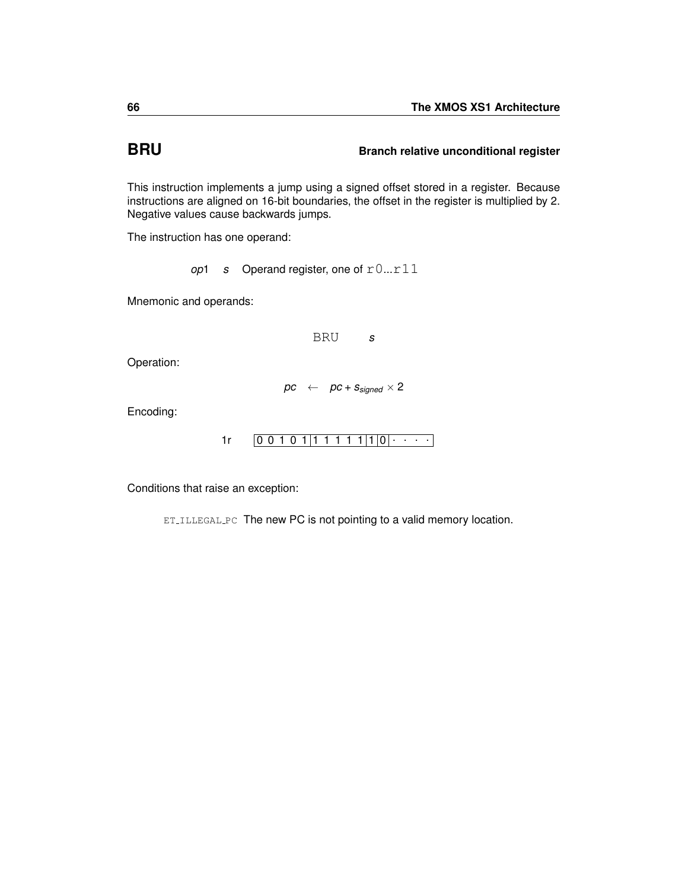# BRU

**Branch relative unconditional register**

This instruction implements a jump using a signed offset stored in a register. Because instructions are aligned on 16-bit boundaries, the offset in the register is multiplied by 2. Negative values cause backwards jumps.

The instruction has one operand:

*op*1 &nbsp; *s* &nbsp; Operand register, one of `r0`...`r11`

Mnemonic and operands:

`BRU` &nbsp; *s*

Operation:

$$pc \leftarrow pc + s_{signed} \times 2$$

Encoding:

1r &nbsp; `0 0 1 0 1 | 1 1 1 1 1 | 1 | 0 | · · · ·`

Conditions that raise an exception:

`ET_ILLEGAL_PC` The new PC is not pointing to a valid memory location.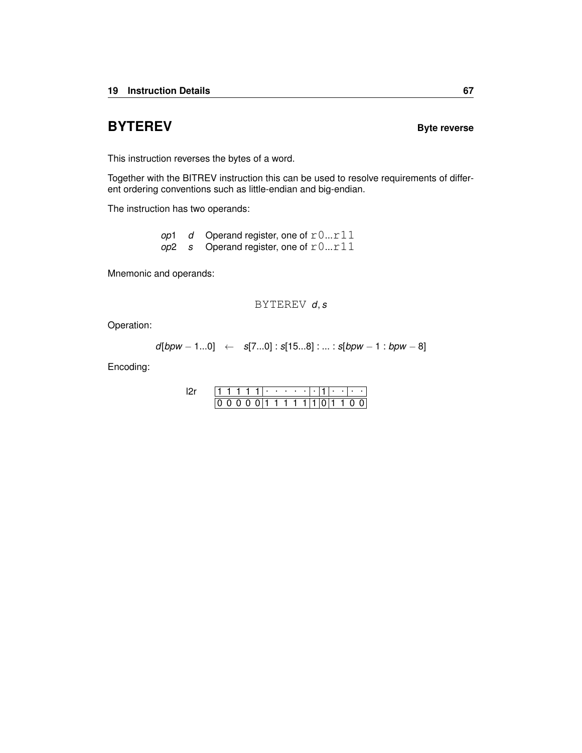# BYTEREV

**Byte reverse**

This instruction reverses the bytes of a word.

Together with the BITREV instruction this can be used to resolve requirements of different ordering conventions such as little-endian and big-endian.

The instruction has two operands:

| | | |
|---|---|---|
| *op*1 | *d* | Operand register, one of `r0...r11` |
| *op*2 | *s* | Operand register, one of `r0...r11` |

Mnemonic and operands:

$$\texttt{BYTEREV}\ d, s$$

Operation:

$$d[bpw-1...0] \quad \leftarrow \quad s[7...0] : s[15...8] : ... : s[bpw-1 : bpw-8]$$

Encoding:

| l2r | | | | | | | |
|---|---|---|---|---|---|---|---|
| | 1 1 1 1 1 | · · · · · | · | 1 | · · | · · | |
| | 0 0 0 0 0 | 1 1 1 1 1 | 1 | 0 | 1 1 | 0 0 | |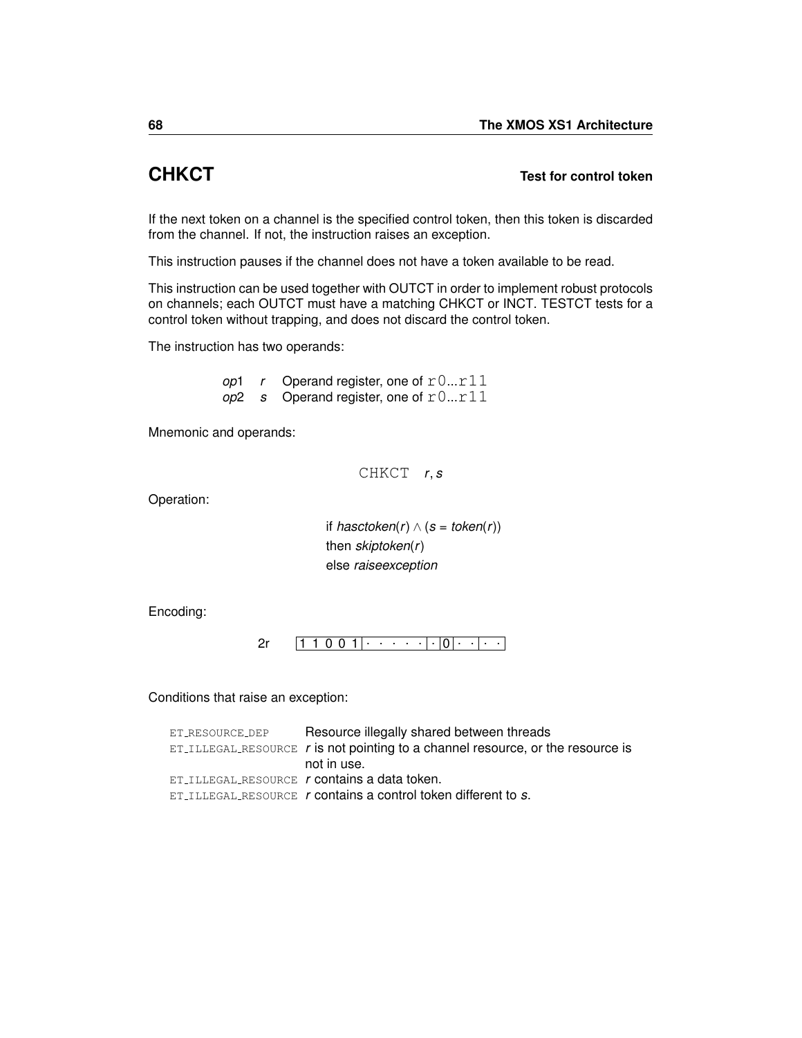## CHKCT

**Test for control token**

If the next token on a channel is the specified control token, then this token is discarded from the channel. If not, the instruction raises an exception.

This instruction pauses if the channel does not have a token available to be read.

This instruction can be used together with OUTCT in order to implement robust protocols on channels; each OUTCT must have a matching CHKCT or INCT. TESTCT tests for a control token without trapping, and does not discard the control token.

The instruction has two operands:

| | | |
|---|---|---|
| *op*1 | *r* | Operand register, one of `r0...r11` |
| *op*2 | *s* | Operand register, one of `r0...r11` |

Mnemonic and operands:

```
CHKCT r, s
```

Operation:

if *hasctoken*($r$) $\wedge$ ($s$ = *token*($r$))
then *skiptoken*($r$)
else *raiseexception*

Encoding:

2r `1 1 0 0 1 | · · · · · | · | 0 | · · | · ·`

Conditions that raise an exception:

| | |
|---|---|
| ET_RESOURCE_DEP | Resource illegally shared between threads |
| ET_ILLEGAL_RESOURCE | *r* is not pointing to a channel resource, or the resource is not in use. |
| ET_ILLEGAL_RESOURCE | *r* contains a data token. |
| ET_ILLEGAL_RESOURCE | *r* contains a control token different to *s*. |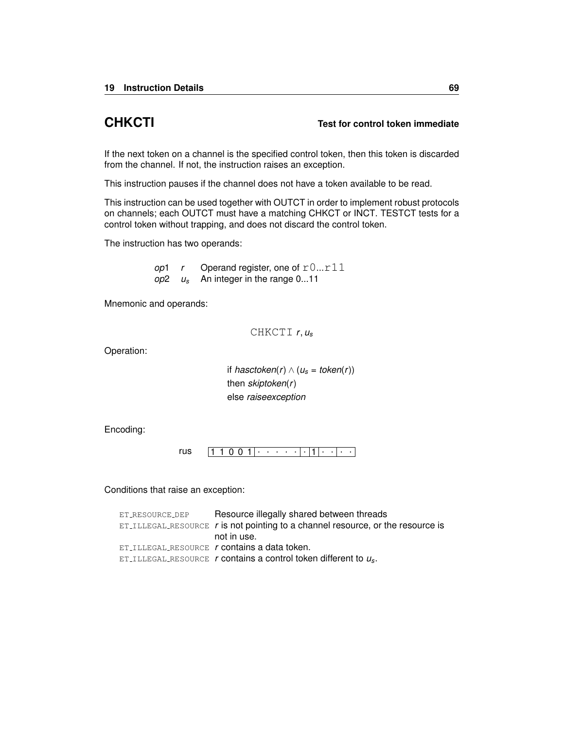## CHKCTI

**Test for control token immediate**

If the next token on a channel is the specified control token, then this token is discarded from the channel. If not, the instruction raises an exception.

This instruction pauses if the channel does not have a token available to be read.

This instruction can be used together with OUTCT in order to implement robust protocols on channels; each OUTCT must have a matching CHKCT or INCT. TESTCT tests for a control token without trapping, and does not discard the control token.

The instruction has two operands:

| | | |
|---|---|---|
| *op*1 | $r$ | Operand register, one of `r0...r11` |
| *op*2 | $u_s$ | An integer in the range 0...11 |

Mnemonic and operands:

`CHKCTI` $r, u_s$

Operation:

if $hasctoken(r) \wedge (u_s = token(r))$
then $skiptoken(r)$
else $raiseexception$

Encoding:

rus `1 1 0 0 1 | · · · · · | · | 1 | · · | · ·`

Conditions that raise an exception:

| | |
|---|---|
| ET_RESOURCE_DEP | Resource illegally shared between threads |
| ET_ILLEGAL_RESOURCE | $r$ is not pointing to a channel resource, or the resource is not in use. |
| ET_ILLEGAL_RESOURCE | $r$ contains a data token. |
| ET_ILLEGAL_RESOURCE | $r$ contains a control token different to $u_s$. |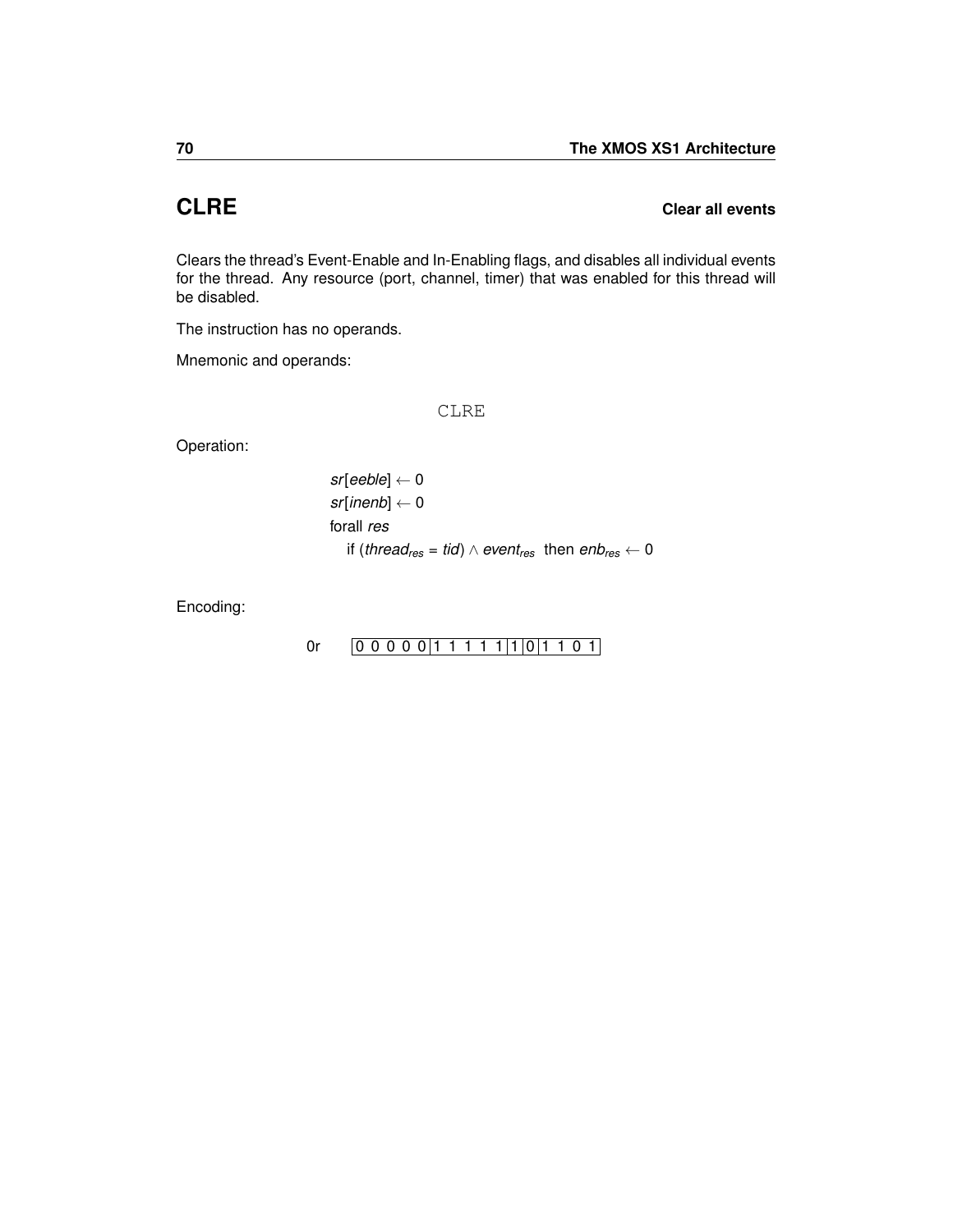## CLRE — Clear all events

Clears the thread's Event-Enable and In-Enabling flags, and disables all individual events for the thread. Any resource (port, channel, timer) that was enabled for this thread will be disabled.

The instruction has no operands.

Mnemonic and operands:

```
CLRE
```

Operation:

$$sr[eeble] \leftarrow 0$$
$$sr[inenb] \leftarrow 0$$
$$\text{forall } res$$
$$\quad \text{if } (thread_{res} = tid) \wedge event_{res} \text{ then } enb_{res} \leftarrow 0$$

Encoding:

0r | 0 0 0 0 0 | 1 1 1 1 1 | 1 | 0 | 1 1 0 1 |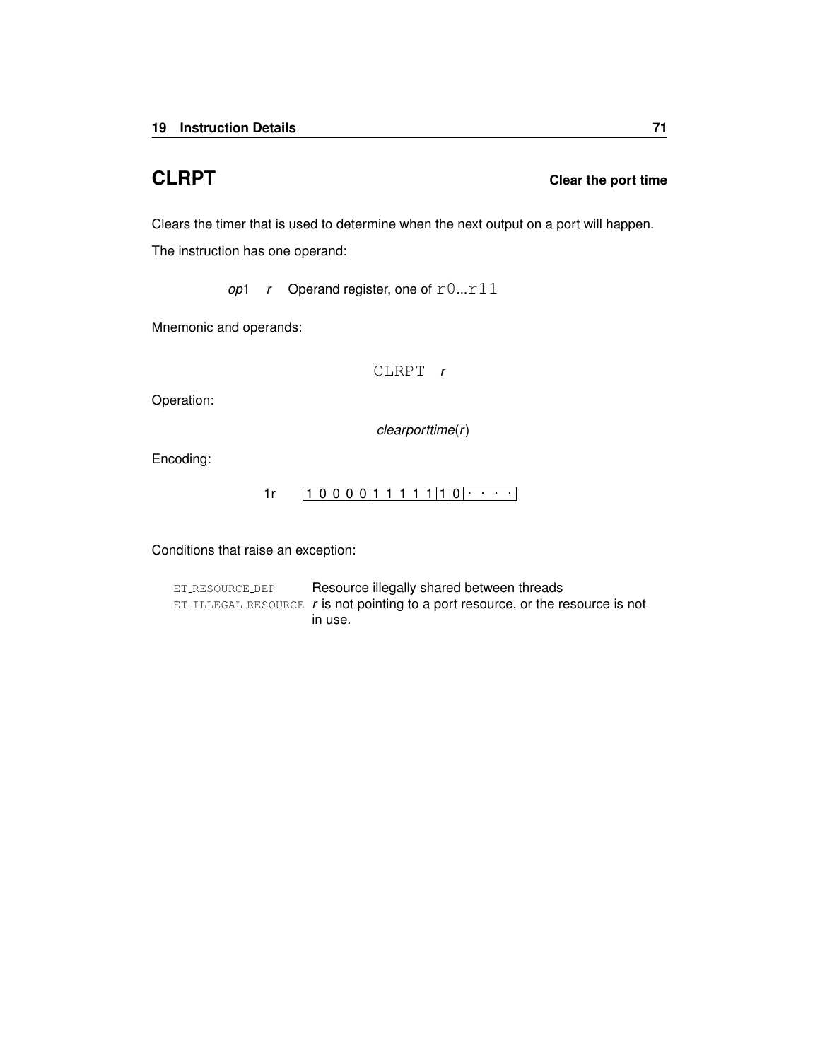## CLRPT

**Clear the port time**

Clears the timer that is used to determine when the next output on a port will happen.

The instruction has one operand:

| | | |
|---|---|---|
| *op*1 | *r* | Operand register, one of `r0`...`r11` |

Mnemonic and operands:

```
CLRPT r
```

Operation:

*clearporttime*(*r*)

Encoding:

| | |
|---|---|
| 1r | 1 0 0 0 0 \| 1 1 1 1 1 \| 1 \| 0 \| · · · · |

Conditions that raise an exception:

| | |
|---|---|
| `ET_RESOURCE_DEP` | Resource illegally shared between threads |
| `ET_ILLEGAL_RESOURCE` | *r* is not pointing to a port resource, or the resource is not in use. |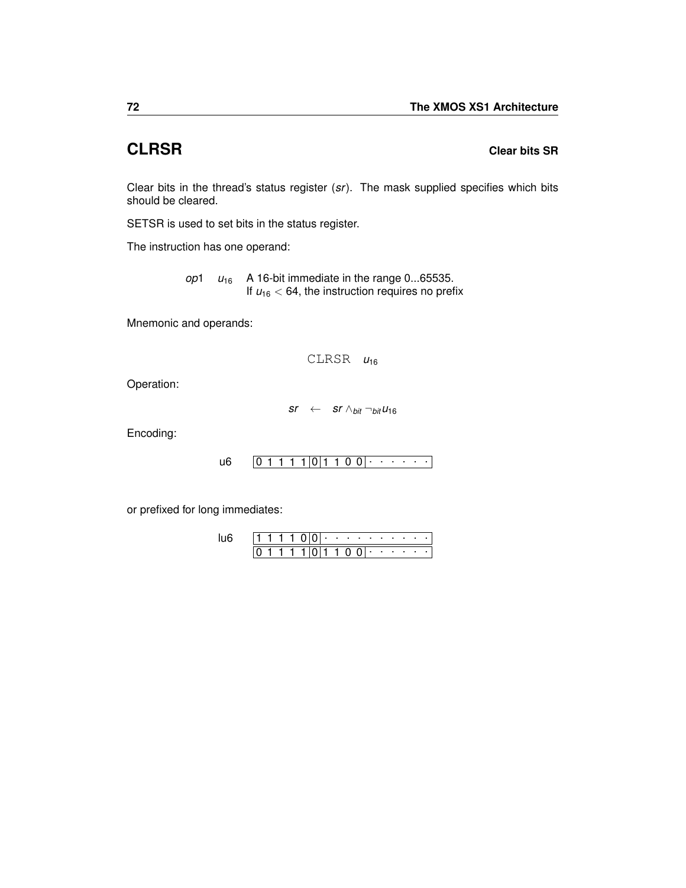# CLRSR

**Clear bits SR**

Clear bits in the thread's status register (*sr*). The mask supplied specifies which bits should be cleared.

SETSR is used to set bits in the status register.

The instruction has one operand:

| | | |
|---|---|---|
| *op*1 | $u_{16}$ | A 16-bit immediate in the range 0...65535. If $u_{16} < 64$, the instruction requires no prefix |

Mnemonic and operands:

```
CLRSR  u16
```

Operation:

$$sr \leftarrow sr \wedge_{bit} \neg_{bit} u_{16}$$

Encoding:

| | |
|---|---|
| u6 | 0 1 1 1 1 \| 0 \| 1 1 0 0 \| · · · · · · |

or prefixed for long immediates:

| | |
|---|---|
| lu6 | 1 1 1 1 0 \| 0 \| · · · · · · · · · · |
| | 0 1 1 1 1 \| 0 \| 1 1 0 0 \| · · · · · · |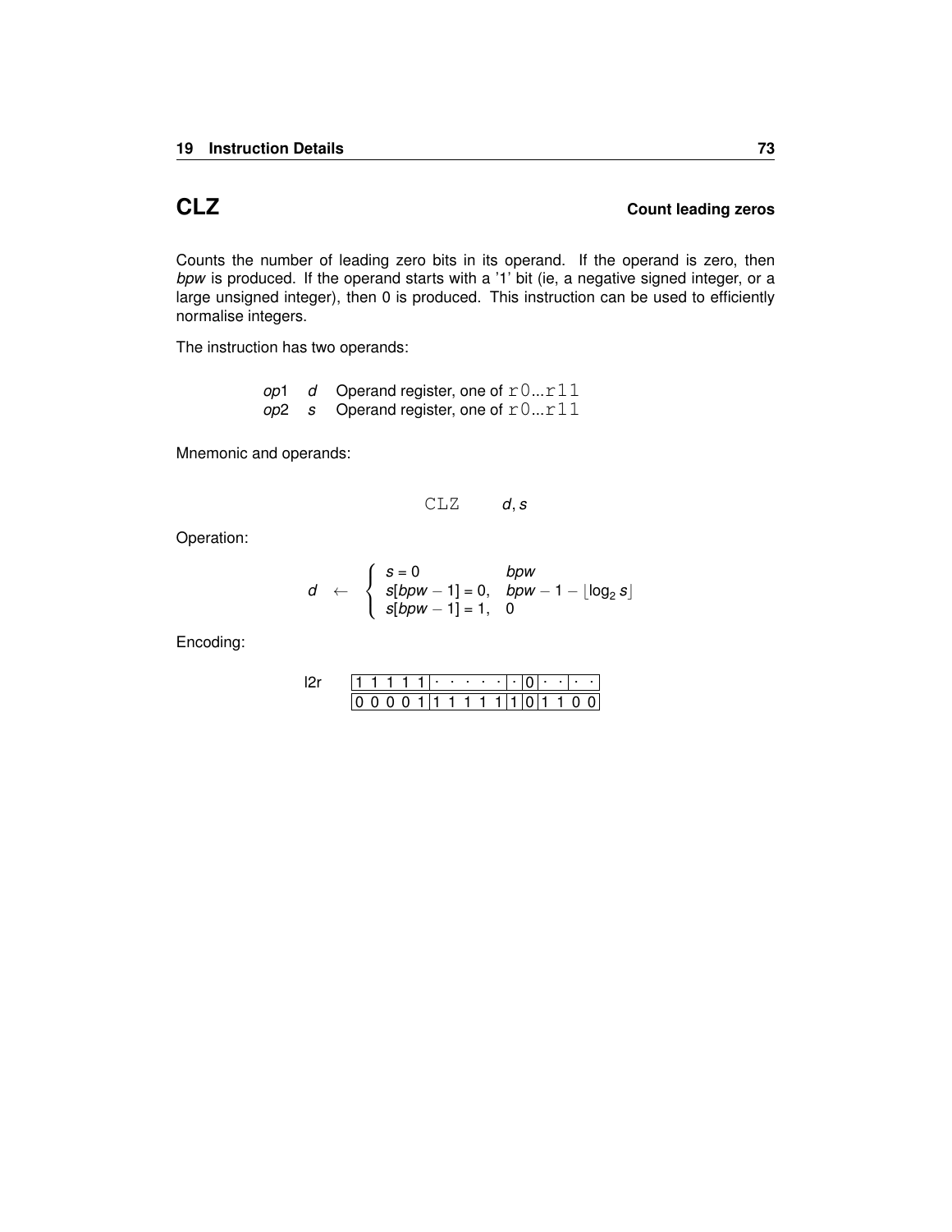## CLZ

**Count leading zeros**

Counts the number of leading zero bits in its operand. If the operand is zero, then *bpw* is produced. If the operand starts with a '1' bit (ie, a negative signed integer, or a large unsigned integer), then 0 is produced. This instruction can be used to efficiently normalise integers.

The instruction has two operands:

| | | |
|---|---|---|
| *op*1 | *d* | Operand register, one of `r0`...`r11` |
| *op*2 | *s* | Operand register, one of `r0`...`r11` |

Mnemonic and operands:

`CLZ` *d*, *s*

Operation:

$$d \leftarrow \begin{cases} s = 0 & bpw \\ s[bpw-1] = 0, & bpw - 1 - \lfloor \log_2 s \rfloor \\ s[bpw-1] = 1, & 0 \end{cases}$$

Encoding:

l2r

| | | | | | |
|---|---|---|---|---|---|
| 1 1 1 1 1 | · · · · · | · | 0 | · · | · · |
| 0 0 0 0 1 | 1 1 1 1 1 | 1 | 0 | 1 1 | 0 0 |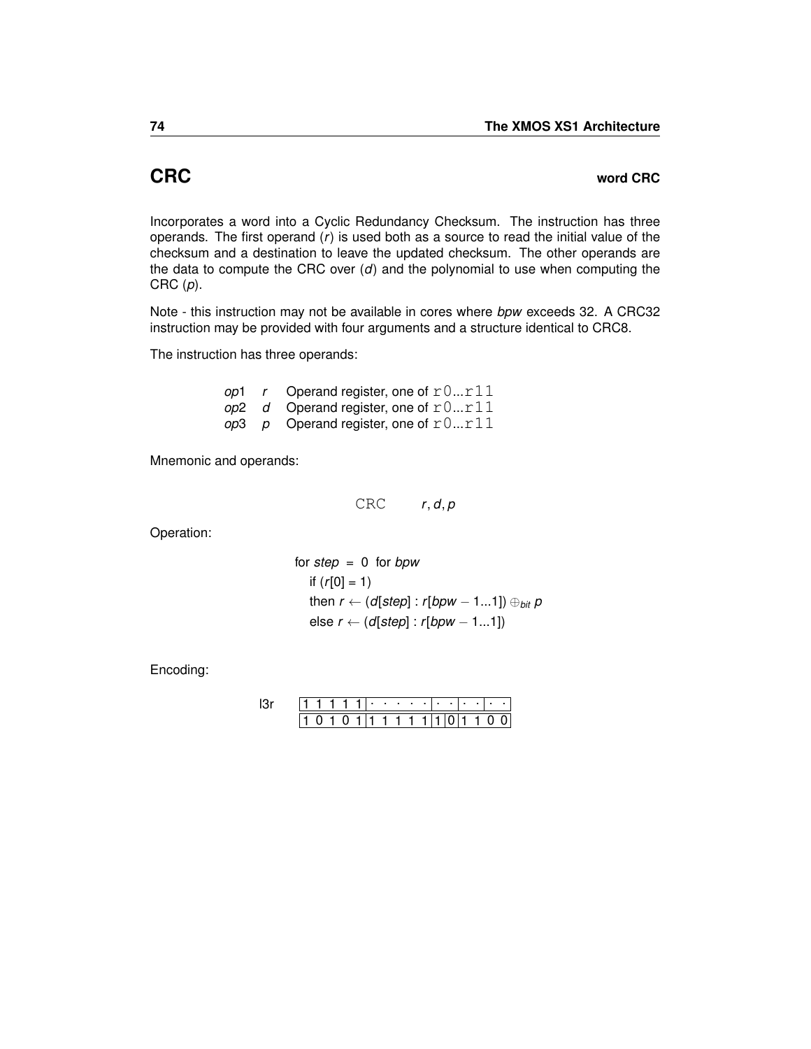# CRC

**word CRC**

Incorporates a word into a Cyclic Redundancy Checksum. The instruction has three operands. The first operand (*r*) is used both as a source to read the initial value of the checksum and a destination to leave the updated checksum. The other operands are the data to compute the CRC over (*d*) and the polynomial to use when computing the CRC (*p*).

Note - this instruction may not be available in cores where *bpw* exceeds 32. A CRC32 instruction may be provided with four arguments and a structure identical to CRC8.

The instruction has three operands:

| | | |
|---|---|---|
| *op*1 | *r* | Operand register, one of `r0...r11` |
| *op*2 | *d* | Operand register, one of `r0...r11` |
| *op*3 | *p* | Operand register, one of `r0...r11` |

Mnemonic and operands:

```
CRC    r, d, p
```

Operation:

$$
\begin{aligned}
&\text{for } step = 0 \text{ for } bpw \\
&\quad \text{if } (r[0] = 1) \\
&\quad \text{then } r \leftarrow (d[step] : r[bpw - 1...1]) \oplus_{bit} p \\
&\quad \text{else } r \leftarrow (d[step] : r[bpw - 1...1])
\end{aligned}
$$

Encoding:

l3r

| 1 1 1 1 1 | · · · · · | · · | · · | · · |
|---|---|---|---|---|
| 1 0 1 0 1 | 1 1 1 1 1 | 1 | 0 | 1 1 0 0 |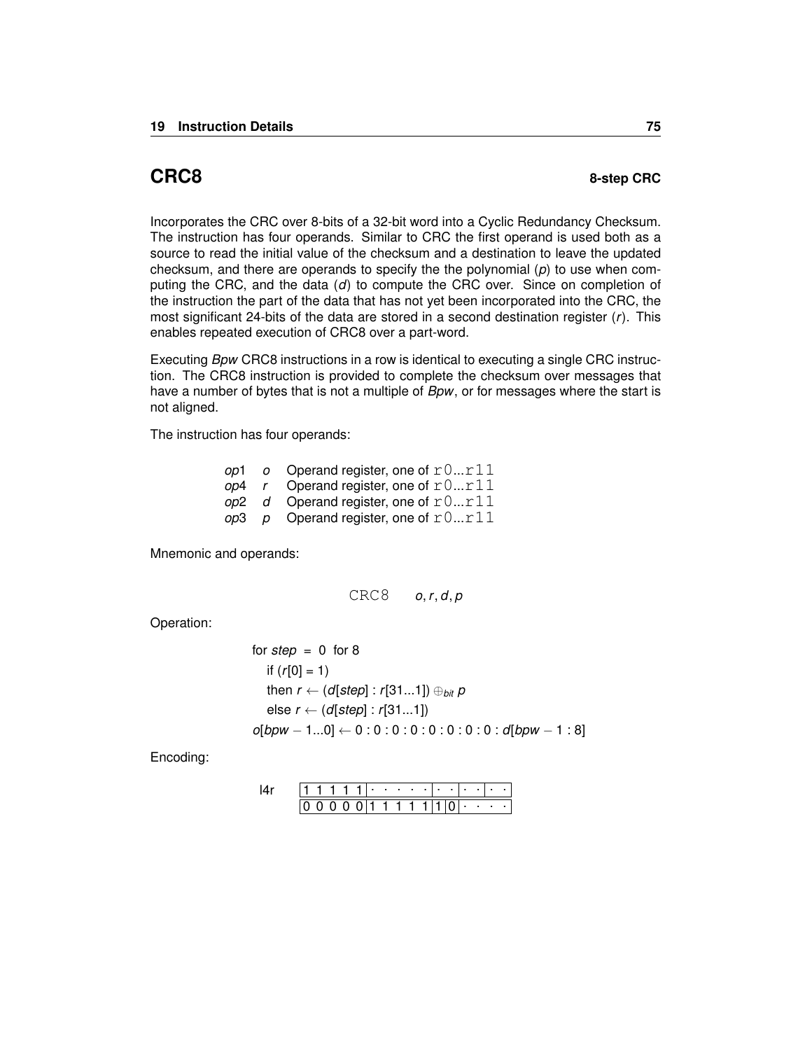# CRC8 — 8-step CRC

Incorporates the CRC over 8-bits of a 32-bit word into a Cyclic Redundancy Checksum. The instruction has four operands. Similar to CRC the first operand is used both as a source to read the initial value of the checksum and a destination to leave the updated checksum, and there are operands to specify the the polynomial (*p*) to use when computing the CRC, and the data (*d*) to compute the CRC over. Since on completion of the instruction the part of the data that has not yet been incorporated into the CRC, the most significant 24-bits of the data are stored in a second destination register (*r*). This enables repeated execution of CRC8 over a part-word.

Executing *Bpw* CRC8 instructions in a row is identical to executing a single CRC instruction. The CRC8 instruction is provided to complete the checksum over messages that have a number of bytes that is not a multiple of *Bpw*, or for messages where the start is not aligned.

The instruction has four operands:

| | | |
|---|---|---|
| *op*1 | *o* | Operand register, one of `r0...r11` |
| *op*4 | *r* | Operand register, one of `r0...r11` |
| *op*2 | *d* | Operand register, one of `r0...r11` |
| *op*3 | *p* | Operand register, one of `r0...r11` |

Mnemonic and operands:

`CRC8` *o*, *r*, *d*, *p*

Operation:

for $step$ = 0 for 8
  if ($r[0] = 1$)
  then $r \leftarrow (d[step] : r[31...1]) \oplus_{bit} p$
  else $r \leftarrow (d[step] : r[31...1])$
$o[bpw-1...0] \leftarrow 0:0:0:0:0:0:0:0: d[bpw-1:8]$

Encoding:

l4r

| 1 1 1 1 1 | · · · · · | · · | · · | · · |
|---|---|---|---|---|
| 0 0 0 0 0 | 1 1 1 1 1 | 1 | 0 | · · · · |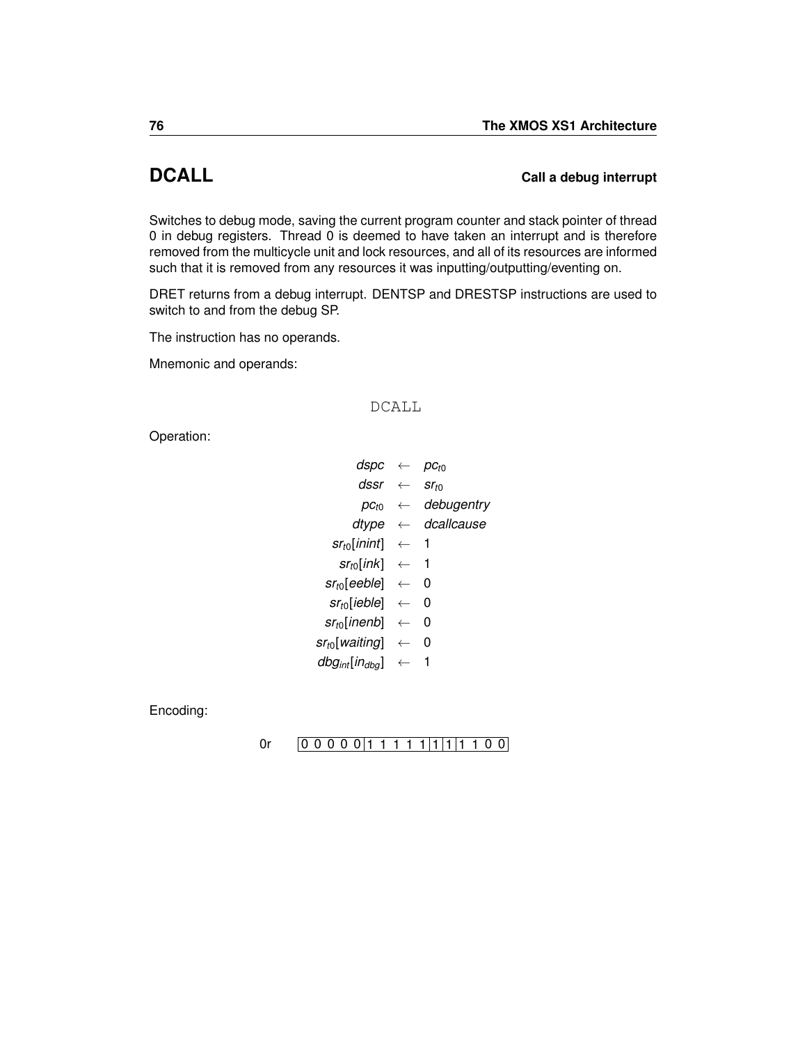# DCALL

**Call a debug interrupt**

Switches to debug mode, saving the current program counter and stack pointer of thread 0 in debug registers. Thread 0 is deemed to have taken an interrupt and is therefore removed from the multicycle unit and lock resources, and all of its resources are informed such that it is removed from any resources it was inputting/outputting/eventing on.

DRET returns from a debug interrupt. DENTSP and DRESTSP instructions are used to switch to and from the debug SP.

The instruction has no operands.

Mnemonic and operands:

```
DCALL
```

Operation:

$$
\begin{aligned}
dspc &\leftarrow pc_{t0} \\
dssr &\leftarrow sr_{t0} \\
pc_{t0} &\leftarrow debugentry \\
dtype &\leftarrow dcallcause \\
sr_{t0}[inint] &\leftarrow 1 \\
sr_{t0}[ink] &\leftarrow 1 \\
sr_{t0}[eeble] &\leftarrow 0 \\
sr_{t0}[ieble] &\leftarrow 0 \\
sr_{t0}[inenb] &\leftarrow 0 \\
sr_{t0}[waiting] &\leftarrow 0 \\
dbg_{int}[in_{dbg}] &\leftarrow 1
\end{aligned}
$$

Encoding:

0r | 0 0 0 0 0 | 1 1 1 1 1 | 1 | 1 | 1 1 0 0 |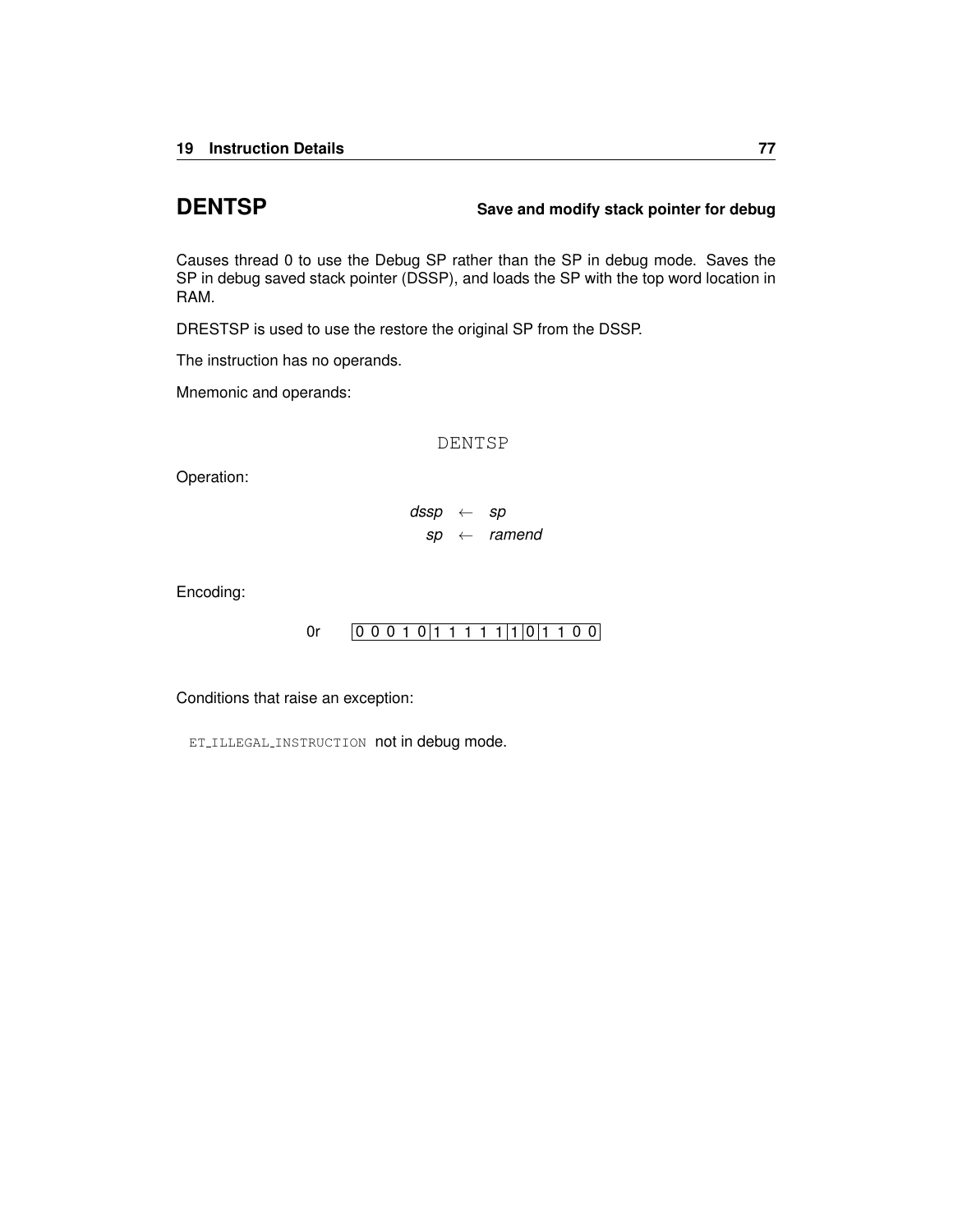## DENTSP

**Save and modify stack pointer for debug**

Causes thread 0 to use the Debug SP rather than the SP in debug mode. Saves the SP in debug saved stack pointer (DSSP), and loads the SP with the top word location in RAM.

DRESTSP is used to use the restore the original SP from the DSSP.

The instruction has no operands.

Mnemonic and operands:

```
DENTSP
```

Operation:

$$
\begin{aligned}
dssp &\leftarrow sp \\
sp &\leftarrow ramend
\end{aligned}
$$

Encoding:

0r | 0 0 0 1 0 | 1 1 1 1 1 | 1 | 0 | 1 1 0 0 |

Conditions that raise an exception:

`ET_ILLEGAL_INSTRUCTION` not in debug mode.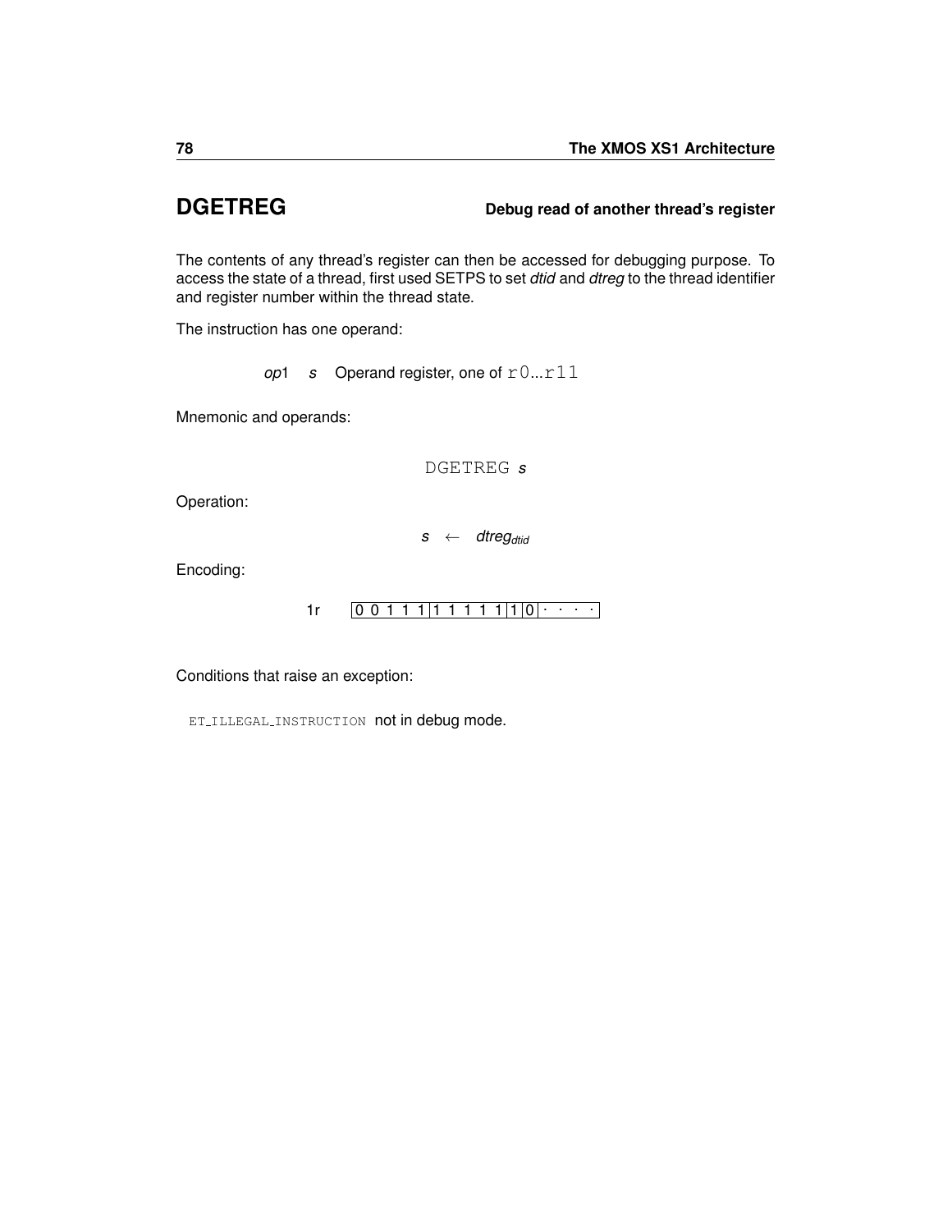## DGETREG — Debug read of another thread's register

The contents of any thread's register can then be accessed for debugging purpose. To access the state of a thread, first used SETPS to set *dtid* and *dtreg* to the thread identifier and register number within the thread state.

The instruction has one operand:

*op*1 &nbsp; *s* &nbsp; Operand register, one of `r0`...`r11`

Mnemonic and operands:

`DGETREG` *s*

Operation:

$$s \leftarrow dtreg_{dtid}$$

Encoding:

1r &nbsp; `0 0 1 1 1 | 1 1 1 1 1 | 1 | 0 | · · · ·`

Conditions that raise an exception:

`ET_ILLEGAL_INSTRUCTION` not in debug mode.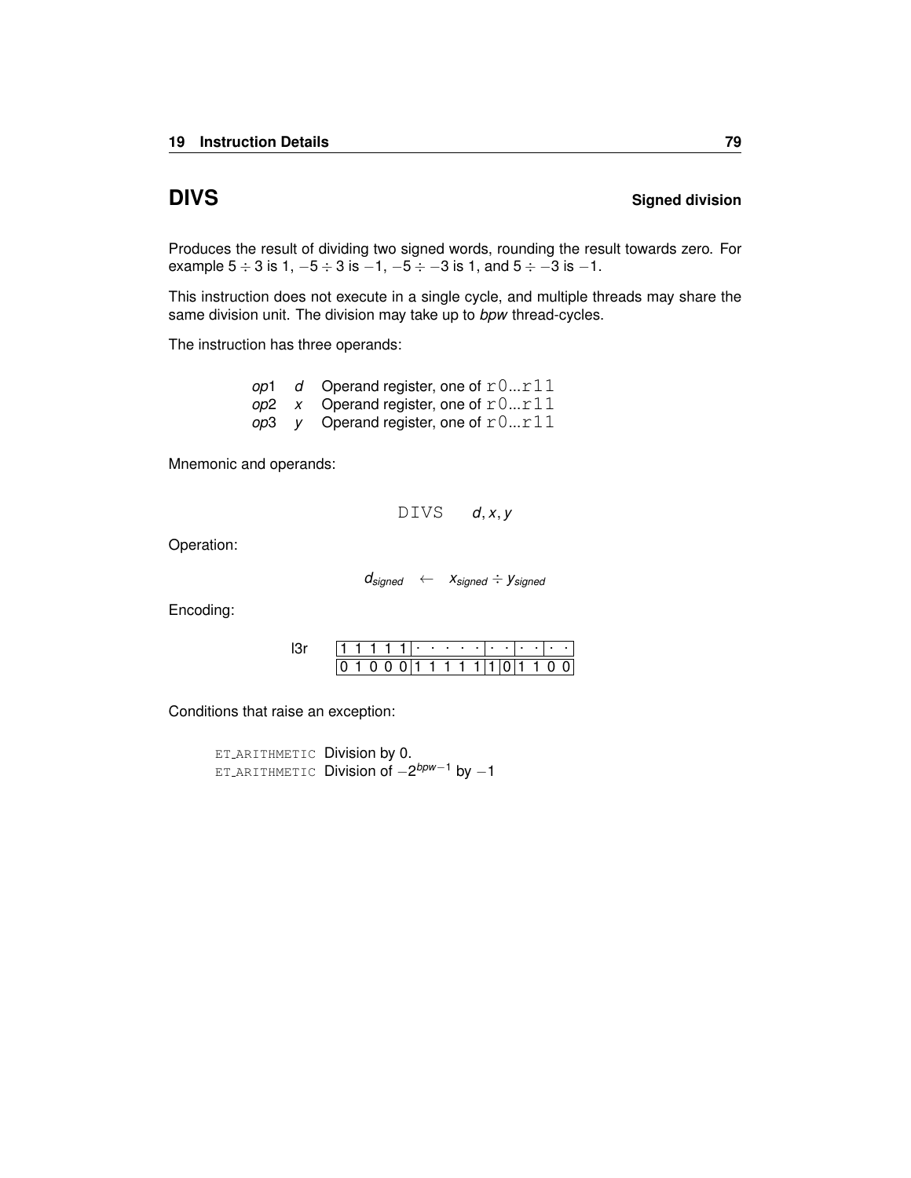## DIVS

**Signed division**

Produces the result of dividing two signed words, rounding the result towards zero. For example $5 \div 3$ is 1, $-5 \div 3$ is $-1$, $-5 \div -3$ is 1, and $5 \div -3$ is $-1$.

This instruction does not execute in a single cycle, and multiple threads may share the same division unit. The division may take up to *bpw* thread-cycles.

The instruction has three operands:

| | | |
|---|---|---|
| *op*1 | *d* | Operand register, one of `r0`...`r11` |
| *op*2 | *x* | Operand register, one of `r0`...`r11` |
| *op*3 | *y* | Operand register, one of `r0`...`r11` |

Mnemonic and operands:

`DIVS` *d*, *x*, *y*

Operation:

$$d_{signed} \leftarrow x_{signed} \div y_{signed}$$

Encoding:

l3r

| | | | | | | | | | | | | | | | |
|---|---|---|---|---|---|---|---|---|---|---|---|---|---|---|---|
| 1 | 1 | 1 | 1 | 1 | · | · | · | · | · | · | · | · | · | · | · |
| 0 | 1 | 0 | 0 | 0 | 1 | 1 | 1 | 1 | 1 | 1 | 0 | 1 | 1 | 0 | 0 |

Conditions that raise an exception:

| | |
|---|---|
| ET_ARITHMETIC | Division by 0. |
| ET_ARITHMETIC | Division of $-2^{bpw-1}$ by $-1$ |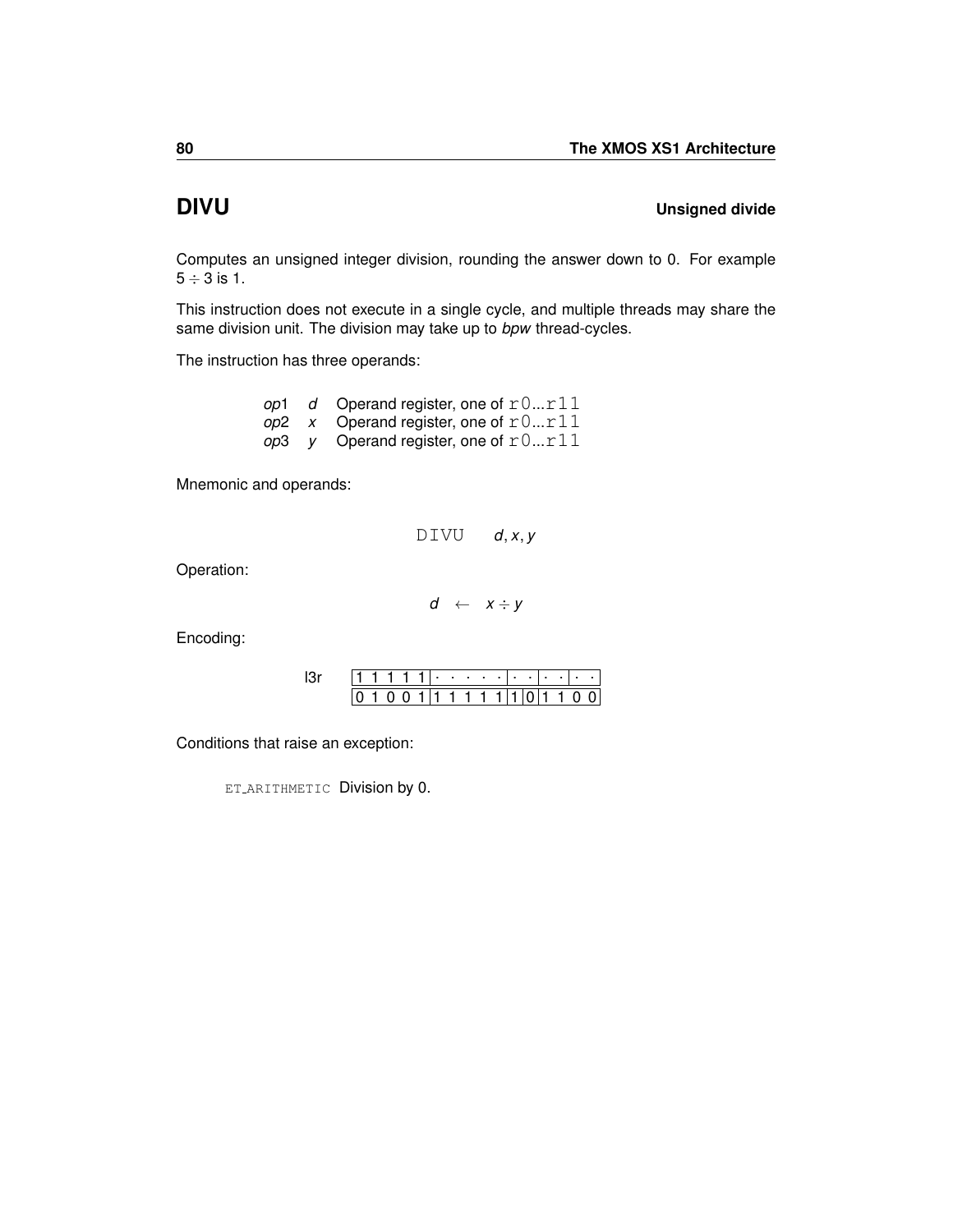## DIVU **Unsigned divide**

Computes an unsigned integer division, rounding the answer down to 0. For example $5 \div 3$ is 1.

This instruction does not execute in a single cycle, and multiple threads may share the same division unit. The division may take up to *bpw* thread-cycles.

The instruction has three operands:

| | | |
|---|---|---|
| *op*1 | *d* | Operand register, one of `r0`...`r11` |
| *op*2 | *x* | Operand register, one of `r0`...`r11` |
| *op*3 | *y* | Operand register, one of `r0`...`r11` |

Mnemonic and operands:

`DIVU` *d*, *x*, *y*

Operation:

$$d \leftarrow x \div y$$

Encoding:

l3r

| | | | | | | | | | | | | | | | |
|---|---|---|---|---|---|---|---|---|---|---|---|---|---|---|---|
| 1 | 1 | 1 | 1 | 1 | · | · | · | · | · | · | · | · | · | · | · |
| 0 | 1 | 0 | 0 | 1 | 1 | 1 | 1 | 1 | 1 | 1 | 0 | 1 | 1 | 0 | 0 |

Conditions that raise an exception:

`ET_ARITHMETIC` Division by 0.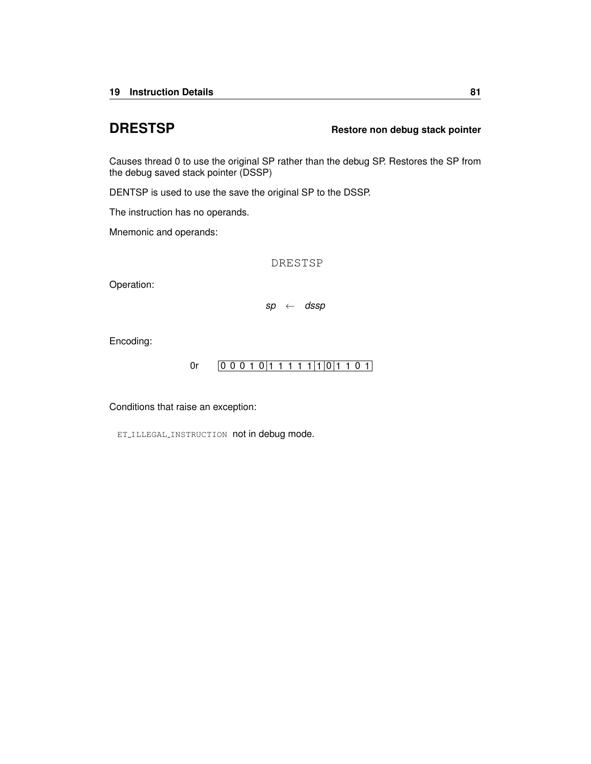## DRESTSP — Restore non debug stack pointer

Causes thread 0 to use the original SP rather than the debug SP. Restores the SP from the debug saved stack pointer (DSSP)

DENTSP is used to use the save the original SP to the DSSP.

The instruction has no operands.

Mnemonic and operands:

```
DRESTSP
```

Operation:

$$sp \leftarrow dssp$$

Encoding:

| 0r | 0 0 0 1 0 | 1 1 1 1 1 | 1 | 0 | 1 1 0 1 |
|---|---|---|---|---|---|

Conditions that raise an exception:

`ET_ILLEGAL_INSTRUCTION` not in debug mode.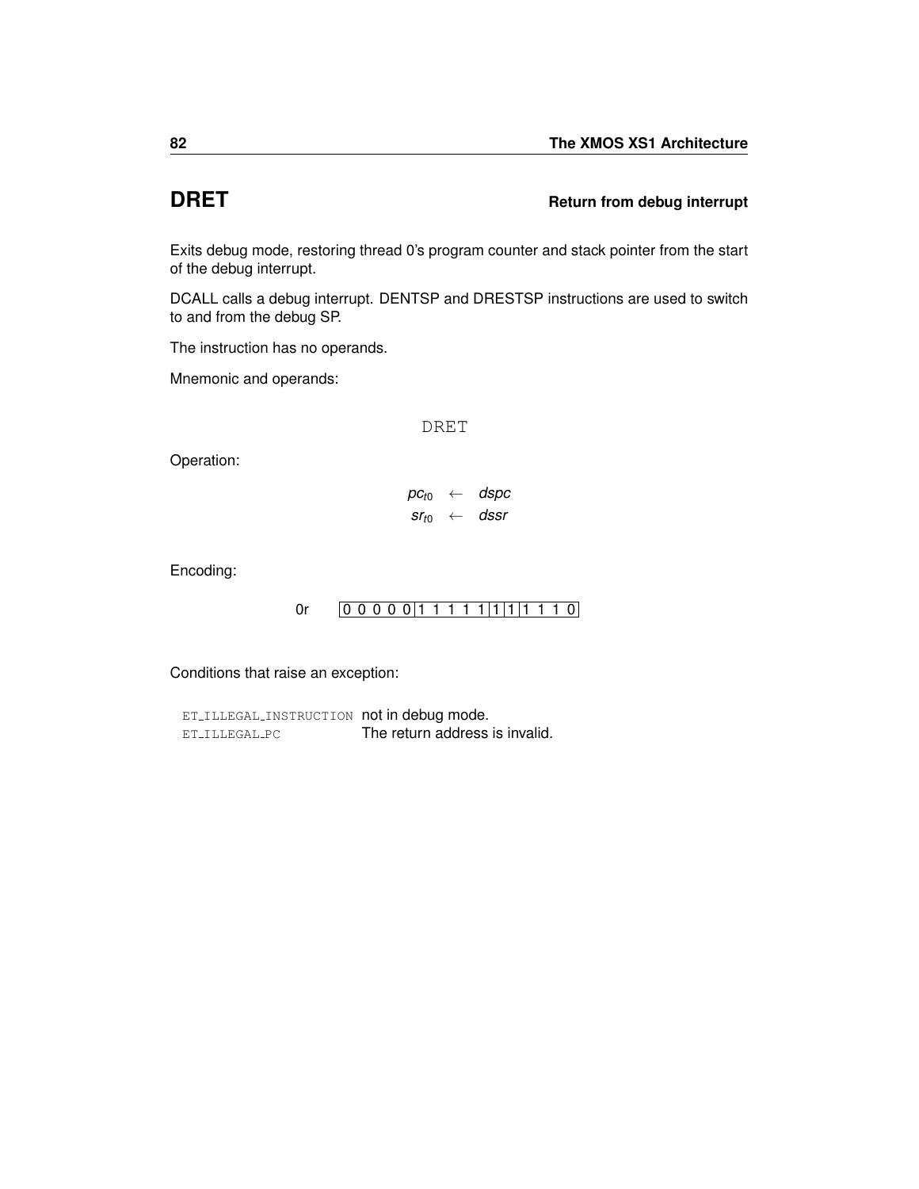# DRET

**Return from debug interrupt**

Exits debug mode, restoring thread 0's program counter and stack pointer from the start of the debug interrupt.

DCALL calls a debug interrupt. DENTSP and DRESTSP instructions are used to switch to and from the debug SP.

The instruction has no operands.

Mnemonic and operands:

```
DRET
```

Operation:

$$pc_{t0} \leftarrow dspc$$
$$sr_{t0} \leftarrow dssr$$

Encoding:

0r | 0 0 0 0 0 | 1 1 1 1 1 | 1 | 1 | 1 1 1 0 |

Conditions that raise an exception:

| | |
|---|---|
| ET_ILLEGAL_INSTRUCTION | not in debug mode. |
| ET_ILLEGAL_PC | The return address is invalid. |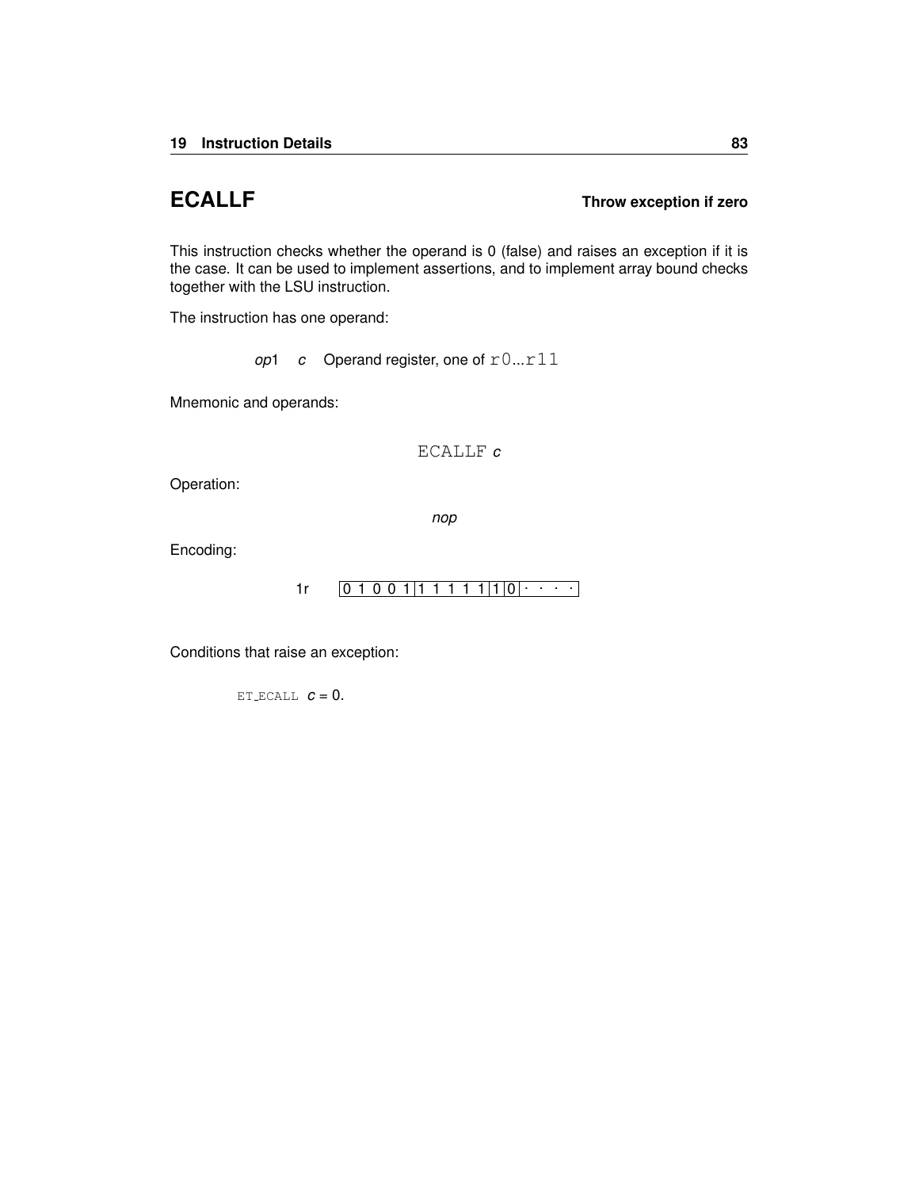## ECALLF

**Throw exception if zero**

This instruction checks whether the operand is 0 (false) and raises an exception if it is the case. It can be used to implement assertions, and to implement array bound checks together with the LSU instruction.

The instruction has one operand:

*op*1 *c* Operand register, one of `r0`...`r11`

Mnemonic and operands:

`ECALLF` ***c***

Operation:

*nop*

Encoding:

| 1r | 0 1 0 0 1 | 1 1 1 1 1 | 1 | 0 | · · · · |
|---|---|---|---|---|---|

Conditions that raise an exception:

`ET_ECALL` $c = 0$.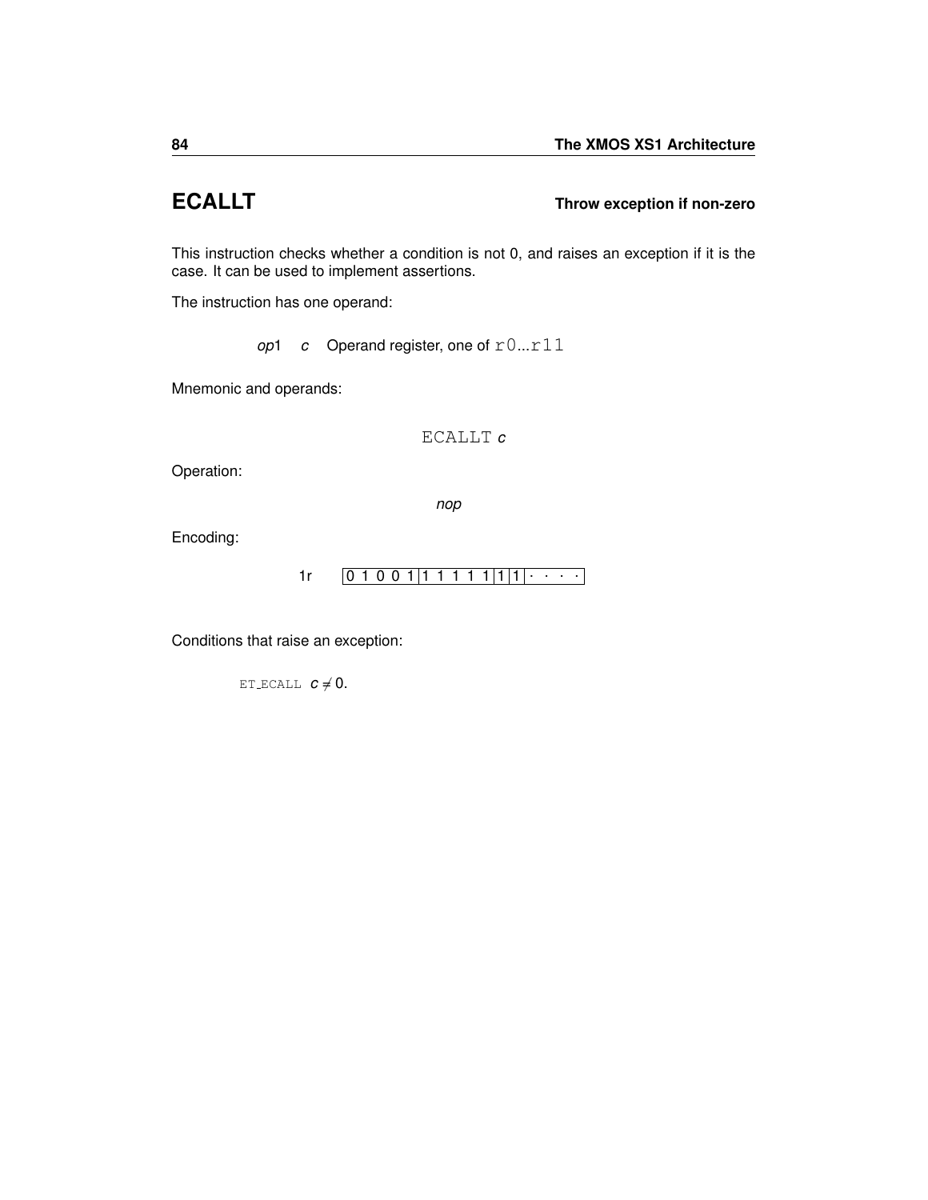## ECALLT

**Throw exception if non-zero**

This instruction checks whether a condition is not 0, and raises an exception if it is the case. It can be used to implement assertions.

The instruction has one operand:

| | | |
|---|---|---|
| *op*1 | *c* | Operand register, one of `r0`...`r11` |

Mnemonic and operands:

`ECALLT` ***c***

Operation:

*nop*

Encoding:

| | |
|---|---|
| 1r | 0 1 0 0 1 \| 1 1 1 1 1 \| 1 \| 1 \| · · · · |

Conditions that raise an exception:

`ET_ECALL` $c \neq 0$.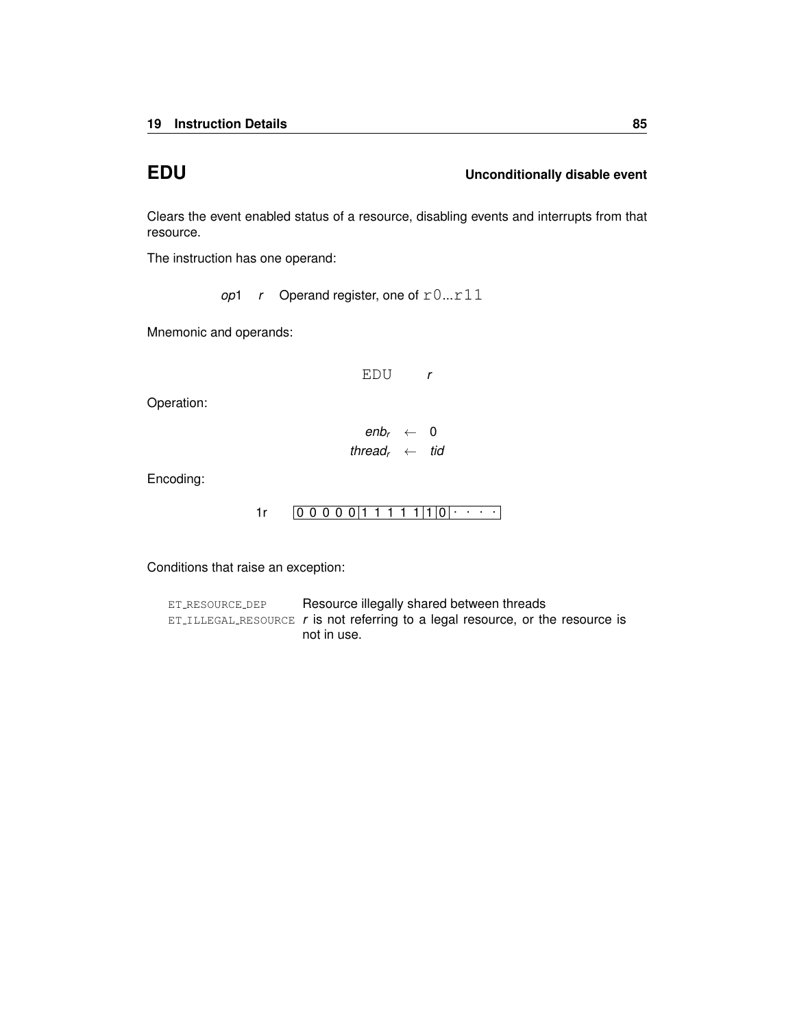## EDU **Unconditionally disable event**

Clears the event enabled status of a resource, disabling events and interrupts from that resource.

The instruction has one operand:

*op*1 &nbsp; *r* &nbsp; Operand register, one of `r0`...`r11`

Mnemonic and operands:

`EDU` &nbsp; *r*

Operation:

$$enb_r \leftarrow 0$$
$$thread_r \leftarrow tid$$

Encoding:

1r &nbsp; | 0 0 0 0 0 | 1 1 1 1 1 | 1 | 0 | · · · · |

Conditions that raise an exception:

| | |
|---|---|
| `ET_RESOURCE_DEP` | Resource illegally shared between threads |
| `ET_ILLEGAL_RESOURCE` | *r* is not referring to a legal resource, or the resource is not in use. |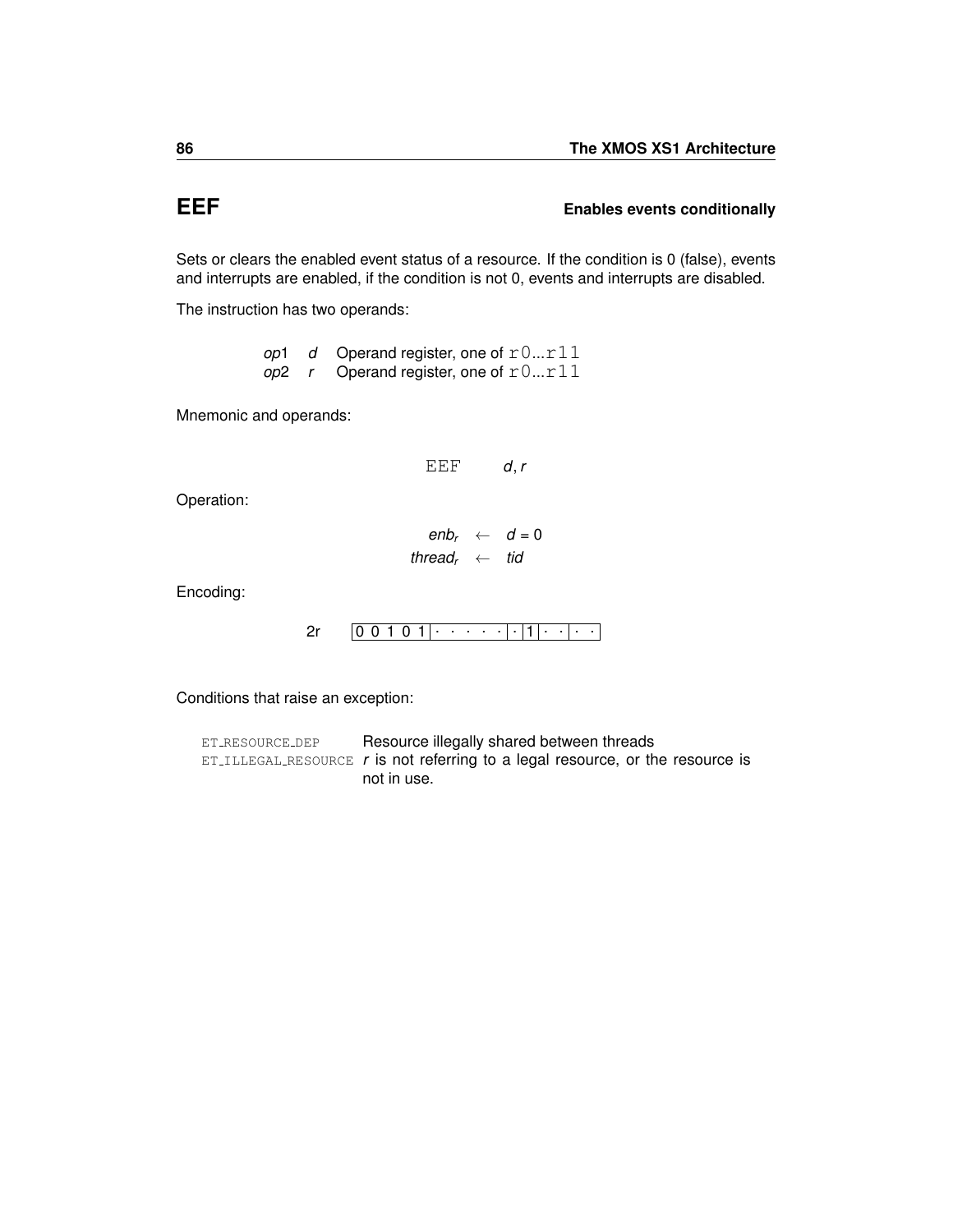# EEF

**Enables events conditionally**

Sets or clears the enabled event status of a resource. If the condition is 0 (false), events and interrupts are enabled, if the condition is not 0, events and interrupts are disabled.

The instruction has two operands:

| | | |
|---|---|---|
| *op*1 | *d* | Operand register, one of `r0...r11` |
| *op*2 | *r* | Operand register, one of `r0...r11` |

Mnemonic and operands:

`EEF` *d*, *r*

Operation:

$$enb_r \leftarrow d = 0$$
$$thread_r \leftarrow tid$$

Encoding:

2r `0 0 1 0 1 | · · · · · | · | 1 | · · | · ·`

Conditions that raise an exception:

| | |
|---|---|
| `ET_RESOURCE_DEP` | Resource illegally shared between threads |
| `ET_ILLEGAL_RESOURCE` | *r* is not referring to a legal resource, or the resource is not in use. |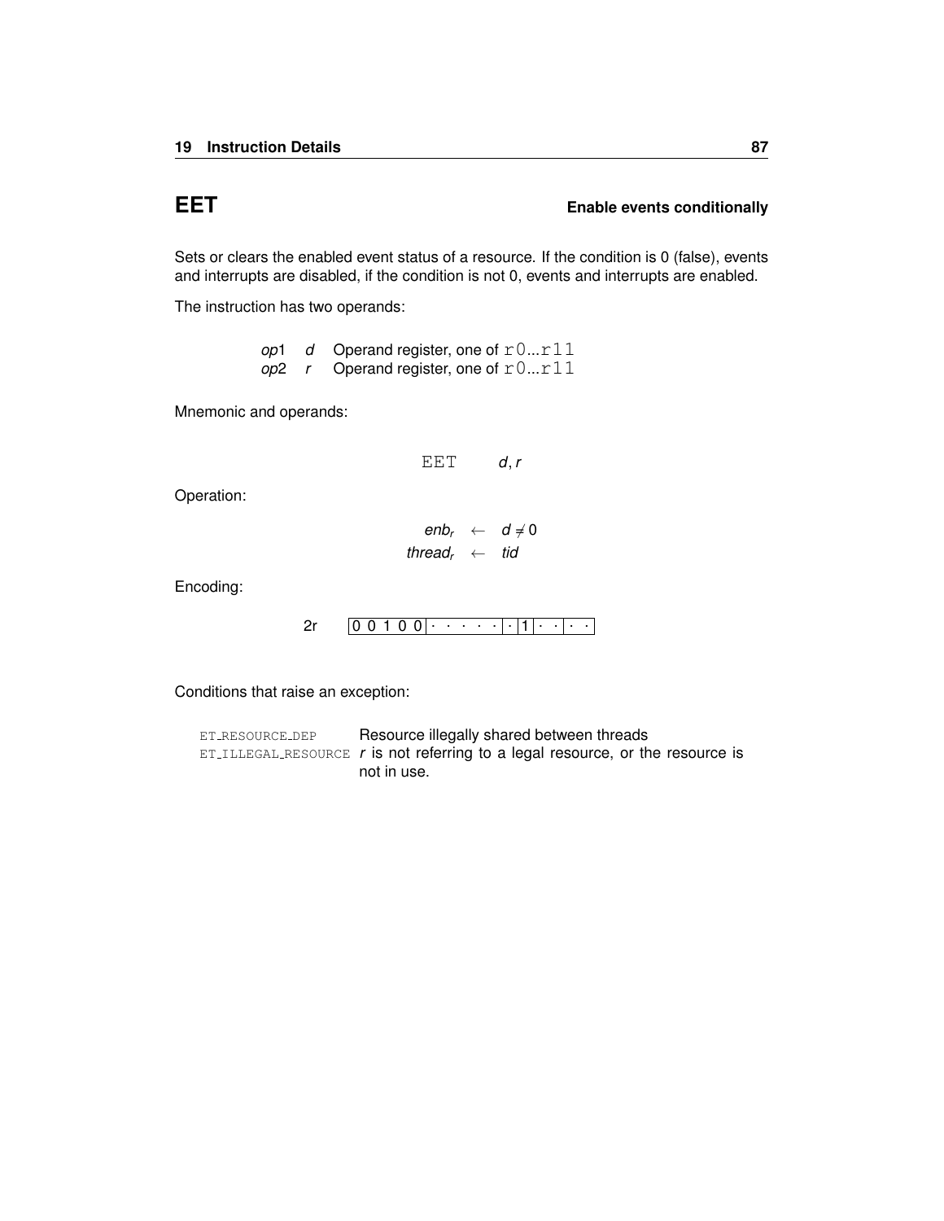## EET — Enable events conditionally

Sets or clears the enabled event status of a resource. If the condition is 0 (false), events and interrupts are disabled, if the condition is not 0, events and interrupts are enabled.

The instruction has two operands:

| | | |
|---|---|---|
| *op*1 | *d* | Operand register, one of `r0...r11` |
| *op*2 | *r* | Operand register, one of `r0...r11` |

Mnemonic and operands:

`EET` *d*, *r*

Operation:

$$enb_r \leftarrow d \neq 0$$
$$thread_r \leftarrow tid$$

Encoding:

2r `| 0 0 1 0 0 | · · · · · | · | 1 | · · | · · |`

Conditions that raise an exception:

| | |
|---|---|
| `ET_RESOURCE_DEP` | Resource illegally shared between threads |
| `ET_ILLEGAL_RESOURCE` | *r* is not referring to a legal resource, or the resource is not in use. |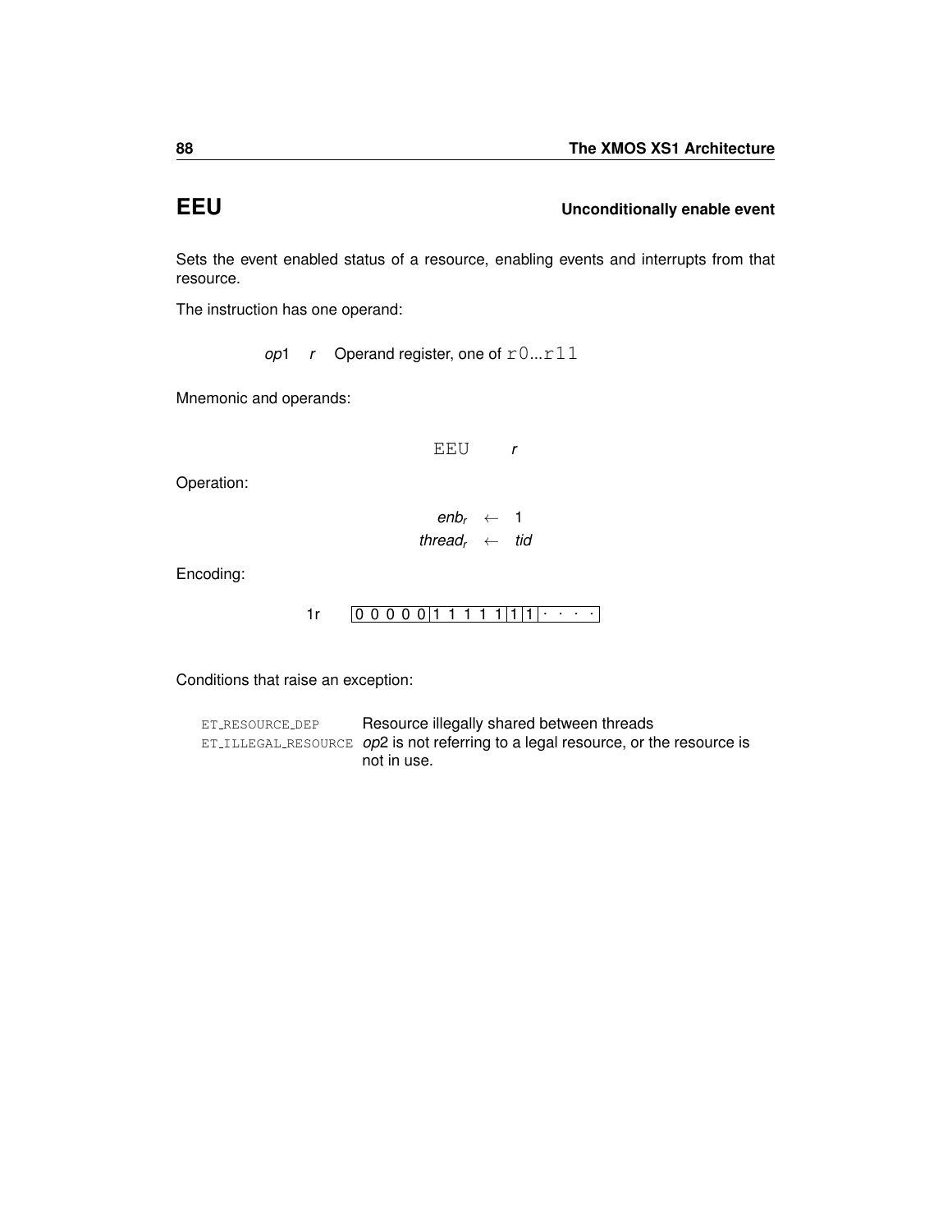# EEU

**Unconditionally enable event**

Sets the event enabled status of a resource, enabling events and interrupts from that resource.

The instruction has one operand:

| | | |
|---|---|---|
| *op*1 | *r* | Operand register, one of `r0...r11` |

Mnemonic and operands:

`EEU` *r*

Operation:

$$enb_r \leftarrow 1$$
$$thread_r \leftarrow tid$$

Encoding:

1r | 0 0 0 0 0 | 1 1 1 1 1 | 1 | 1 | · · · · |

Conditions that raise an exception:

| | |
|---|---|
| `ET_RESOURCE_DEP` | Resource illegally shared between threads |
| `ET_ILLEGAL_RESOURCE` | *op*2 is not referring to a legal resource, or the resource is not in use. |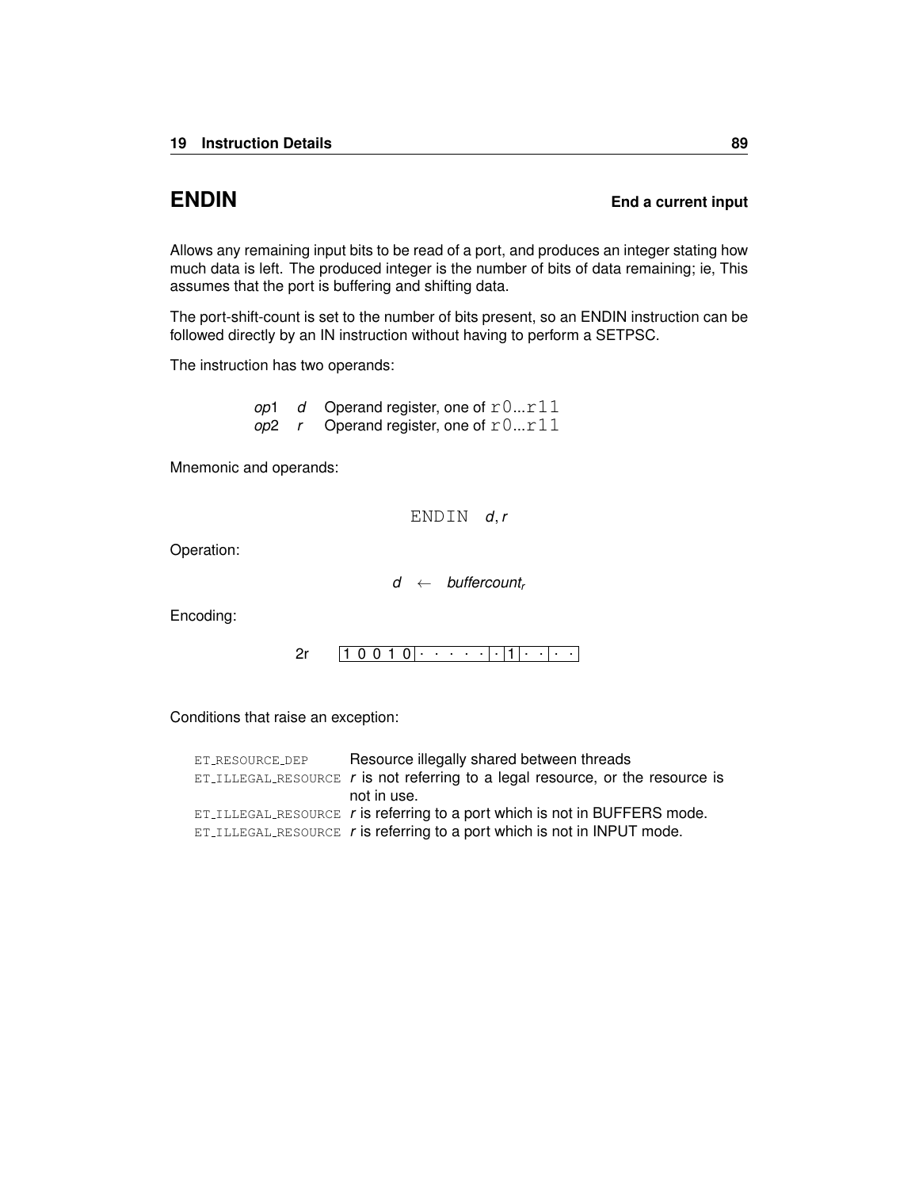## ENDIN

**End a current input**

Allows any remaining input bits to be read of a port, and produces an integer stating how much data is left. The produced integer is the number of bits of data remaining; ie, This assumes that the port is buffering and shifting data.

The port-shift-count is set to the number of bits present, so an ENDIN instruction can be followed directly by an IN instruction without having to perform a SETPSC.

The instruction has two operands:

| | | |
|---|---|---|
| *op*1 | *d* | Operand register, one of `r0...r11` |
| *op*2 | *r* | Operand register, one of `r0...r11` |

Mnemonic and operands:

ENDIN *d*, *r*

Operation:

$$d \leftarrow buffercount_r$$

Encoding:

2r | 1 0 0 1 0 | · · · · · | · | 1 | · · | · · |

Conditions that raise an exception:

| | |
|---|---|
| ET_RESOURCE_DEP | Resource illegally shared between threads |
| ET_ILLEGAL_RESOURCE | *r* is not referring to a legal resource, or the resource is not in use. |
| ET_ILLEGAL_RESOURCE | *r* is referring to a port which is not in BUFFERS mode. |
| ET_ILLEGAL_RESOURCE | *r* is referring to a port which is not in INPUT mode. |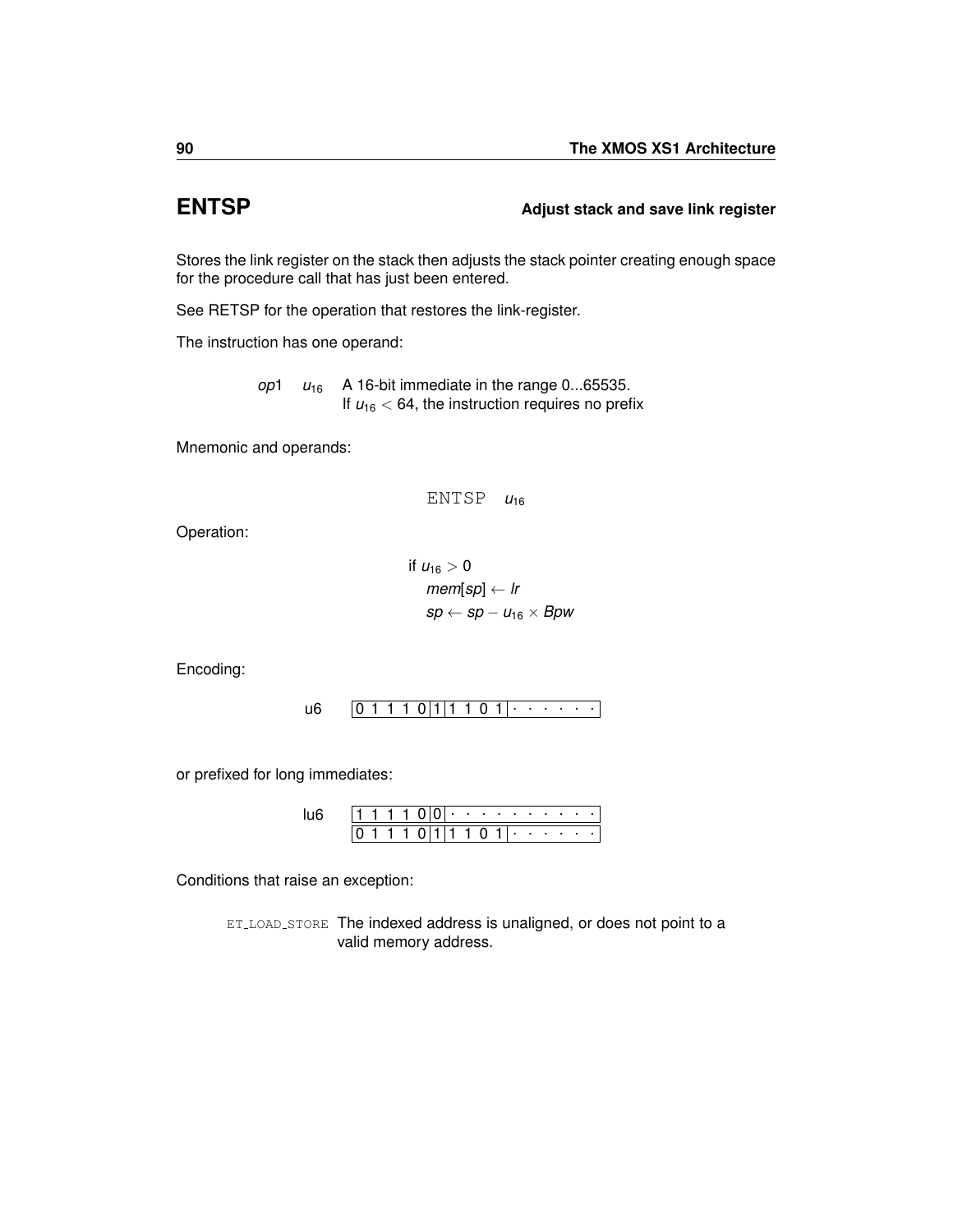# ENTSP

**Adjust stack and save link register**

Stores the link register on the stack then adjusts the stack pointer creating enough space for the procedure call that has just been entered.

See RETSP for the operation that restores the link-register.

The instruction has one operand:

| | | |
|---|---|---|
| *op*1 | $u_{16}$ | A 16-bit immediate in the range 0...65535. If $u_{16} < 64$, the instruction requires no prefix |

Mnemonic and operands:

```
ENTSP   u16
```

Operation:

$$
\begin{aligned}
&\text{if } u_{16} > 0 \\
&\quad mem[sp] \leftarrow lr \\
&\quad sp \leftarrow sp - u_{16} \times Bpw
\end{aligned}
$$

Encoding:

u6 `0 1 1 1 0|1|1 1 0 1|· · · · · ·`

or prefixed for long immediates:

lu6 `1 1 1 1 0|0|· · · · · · · · · ·`
`0 1 1 1 0|1|1 1 0 1|· · · · · ·`

Conditions that raise an exception:

| | |
|---|---|
| ET_LOAD_STORE | The indexed address is unaligned, or does not point to a valid memory address. |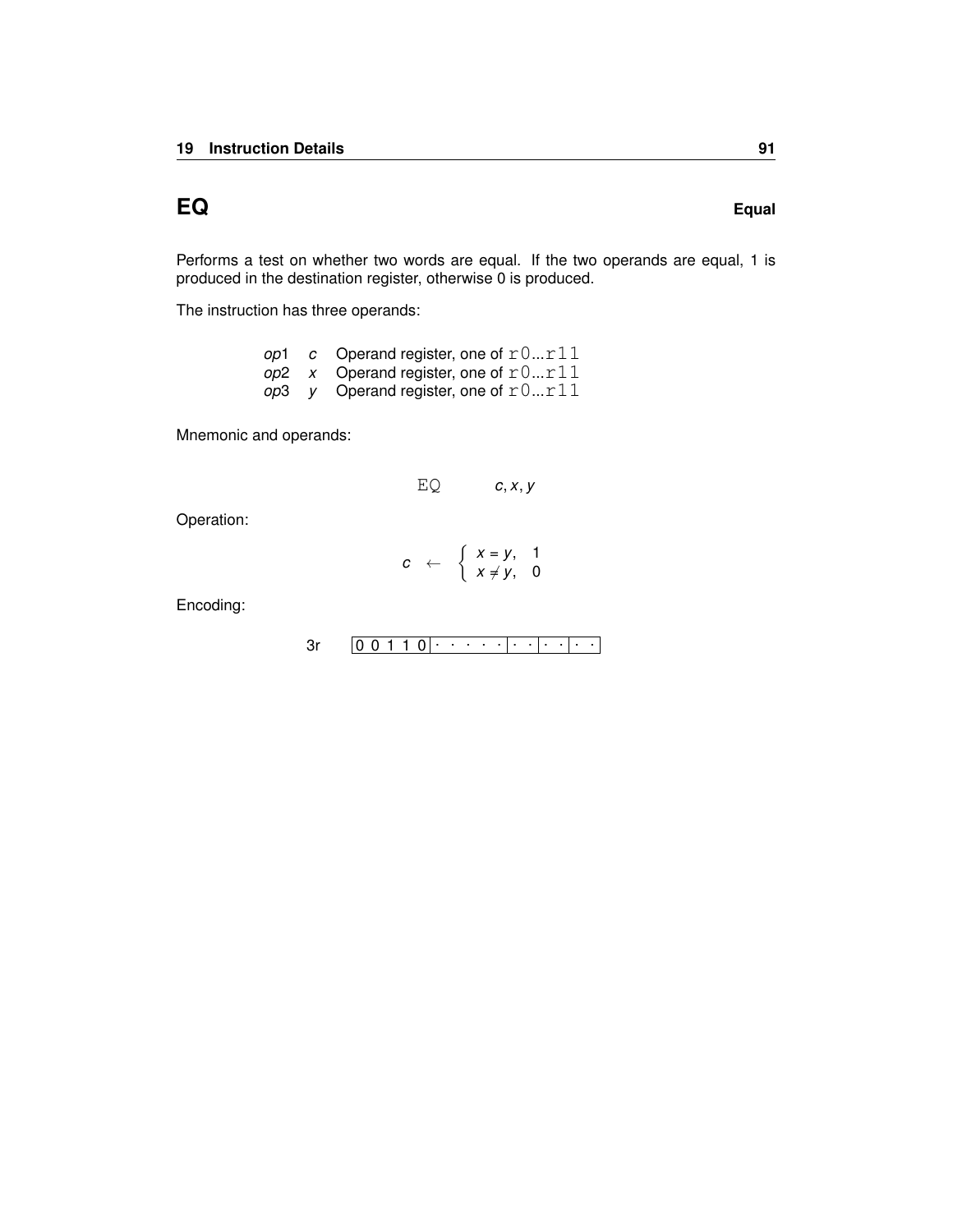# EQ

**Equal**

Performs a test on whether two words are equal. If the two operands are equal, 1 is produced in the destination register, otherwise 0 is produced.

The instruction has three operands:

| | | |
|---|---|---|
| *op*1 | *c* | Operand register, one of `r0`...`r11` |
| *op*2 | *x* | Operand register, one of `r0`...`r11` |
| *op*3 | *y* | Operand register, one of `r0`...`r11` |

Mnemonic and operands:

`EQ` $c, x, y$

Operation:

$$c \leftarrow \begin{cases} x = y, & 1 \\ x \neq y, & 0 \end{cases}$$

Encoding:

3r | 0 0 1 1 0 | · · · · · | · · | · · | · · |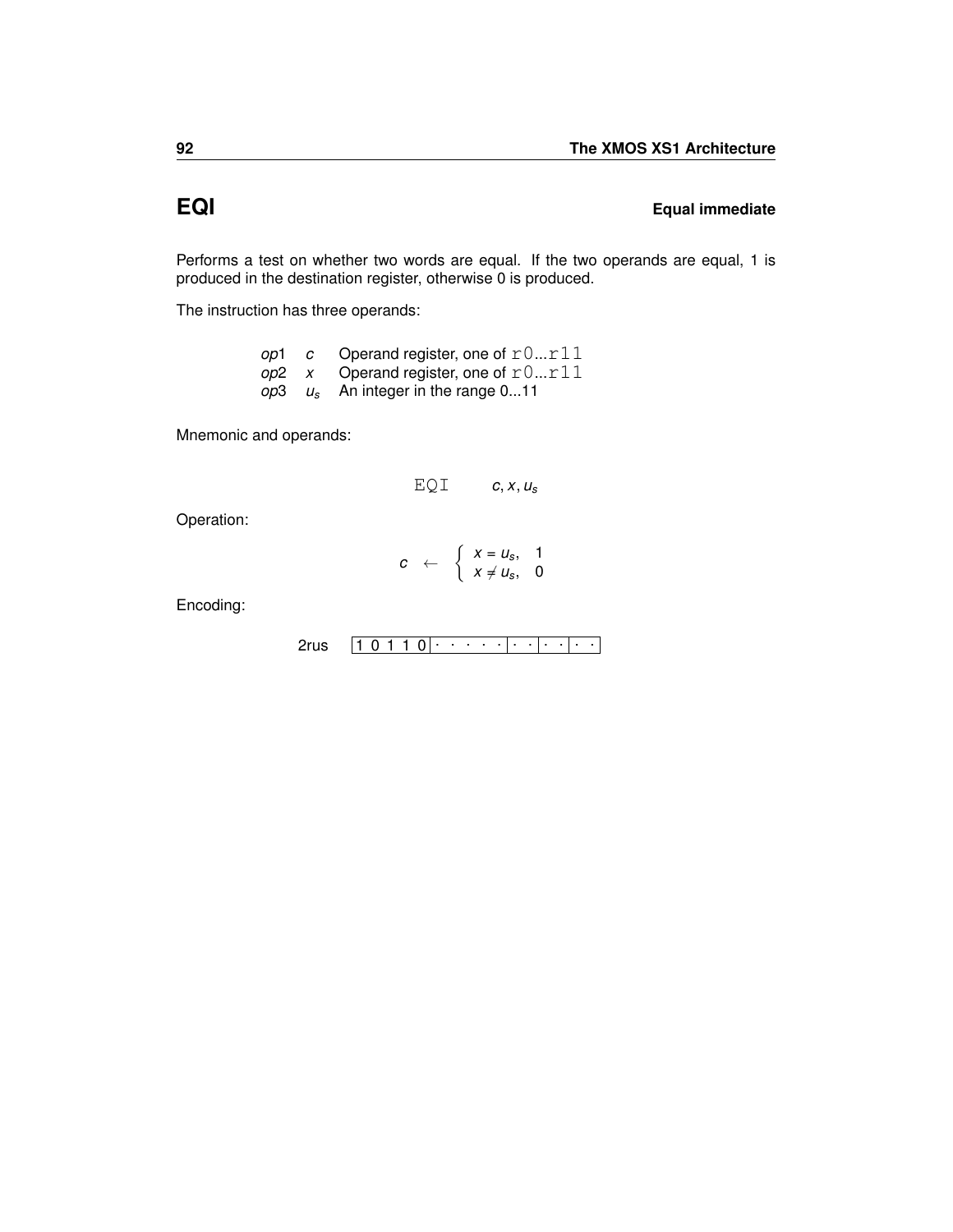## EQI — Equal immediate

Performs a test on whether two words are equal. If the two operands are equal, 1 is produced in the destination register, otherwise 0 is produced.

The instruction has three operands:

| | | |
|---|---|---|
| *op*1 | $c$ | Operand register, one of `r0`...`r11` |
| *op*2 | $x$ | Operand register, one of `r0`...`r11` |
| *op*3 | $u_s$ | An integer in the range 0...11 |

Mnemonic and operands:

`EQI` $c, x, u_s$

Operation:

$$c \leftarrow \begin{cases} x = u_s, & 1 \\ x \neq u_s, & 0 \end{cases}$$

Encoding:

2rus | 1 0 1 1 0 | · · · · · | · · | · · | · · |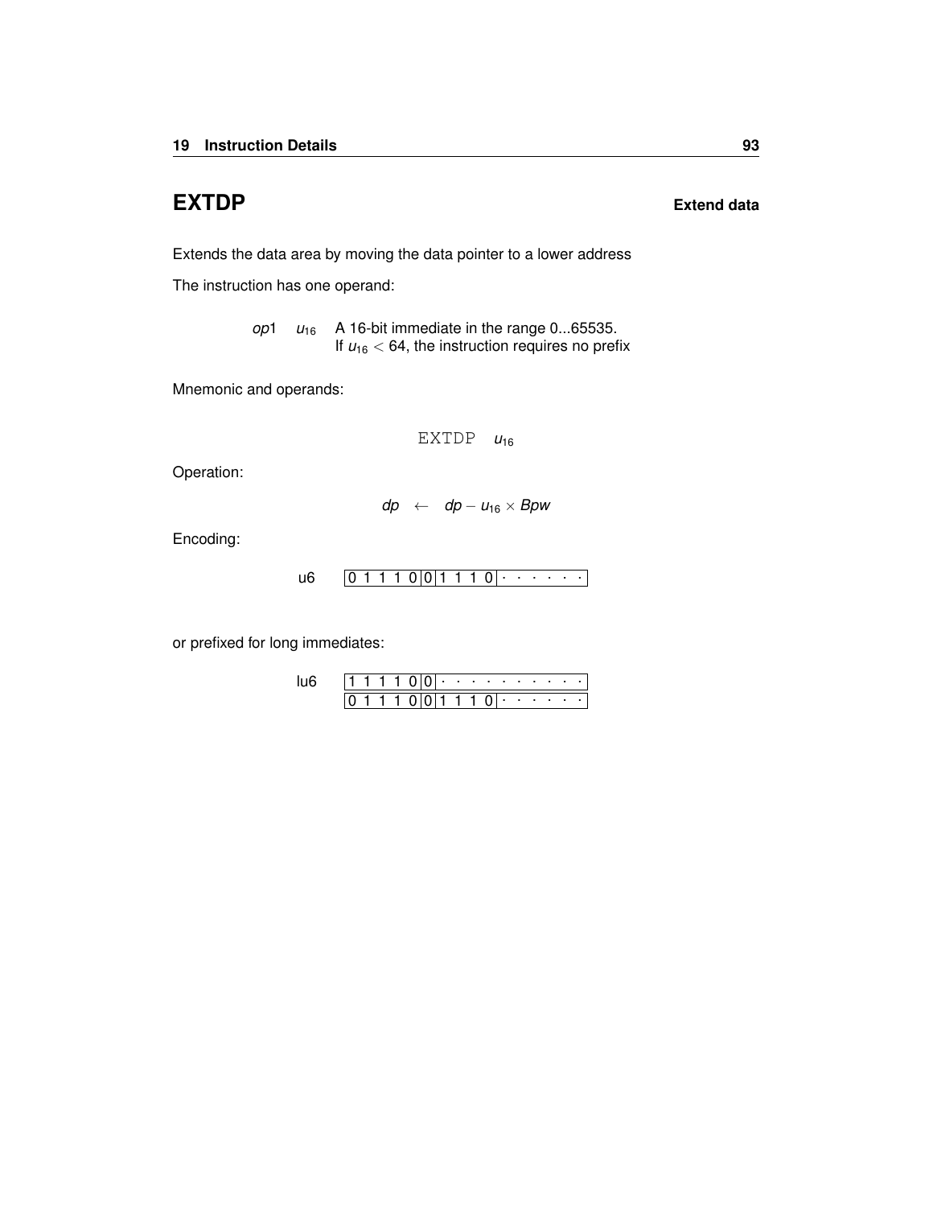# EXTDP

**Extend data**

Extends the data area by moving the data pointer to a lower address

The instruction has one operand:

| | | |
|---|---|---|
| *op*1 | $u_{16}$ | A 16-bit immediate in the range 0...65535. If $u_{16} < 64$, the instruction requires no prefix |

Mnemonic and operands:

```
EXTDP  u16
```

Operation:

$$dp \leftarrow dp - u_{16} \times Bpw$$

Encoding:

| | |
|---|---|
| u6 | 0 1 1 1 0 \| 0 \| 1 1 1 0 \| · · · · · · |

or prefixed for long immediates:

| | |
|---|---|
| lu6 | 1 1 1 1 0 \| 0 \| · · · · · · · · · · |
| | 0 1 1 1 0 \| 0 \| 1 1 1 0 \| · · · · · · |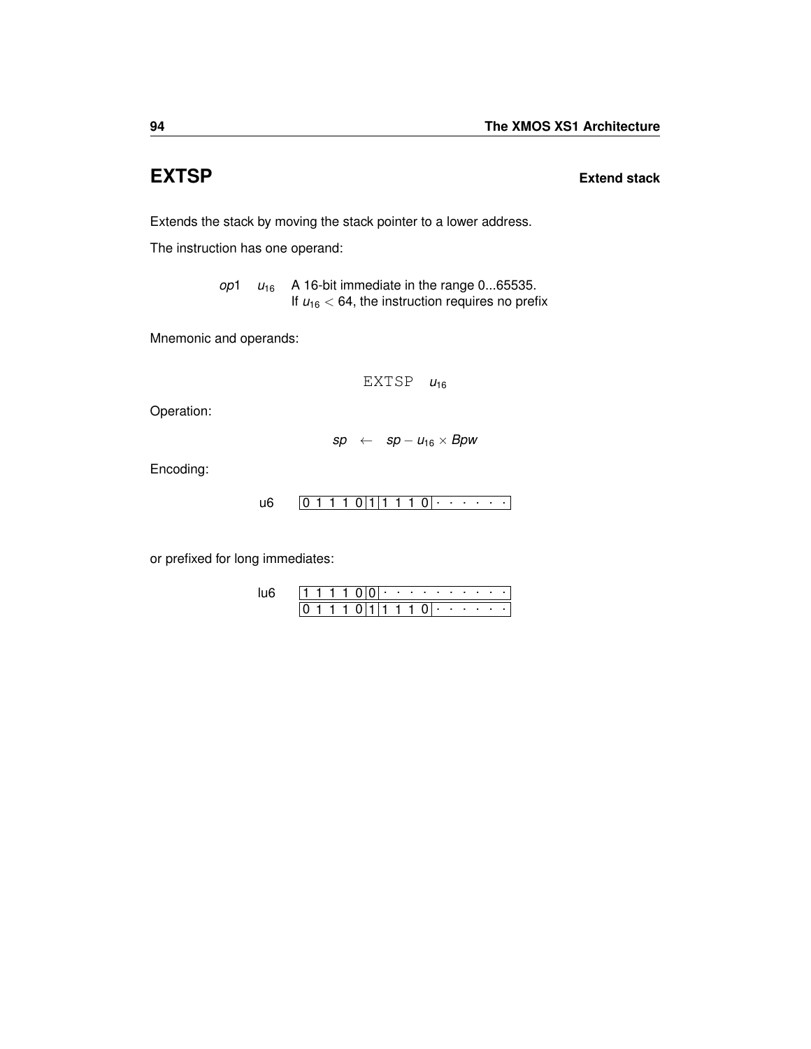# EXTSP

**Extend stack**

Extends the stack by moving the stack pointer to a lower address.

The instruction has one operand:

| | | |
|---|---|---|
| *op*1 | $u_{16}$ | A 16-bit immediate in the range 0...65535. If $u_{16} < 64$, the instruction requires no prefix |

Mnemonic and operands:

```
EXTSP u16
```

Operation:

$$sp \leftarrow sp - u_{16} \times Bpw$$

Encoding:

| | |
|---|---|
| u6 | 0 1 1 1 0 \| 1 \| 1 1 1 0 \| · · · · · · |

or prefixed for long immediates:

| | |
|---|---|
| lu6 | 1 1 1 1 0 \| 0 \| · · · · · · · · · · |
| | 0 1 1 1 0 \| 1 \| 1 1 1 0 \| · · · · · · |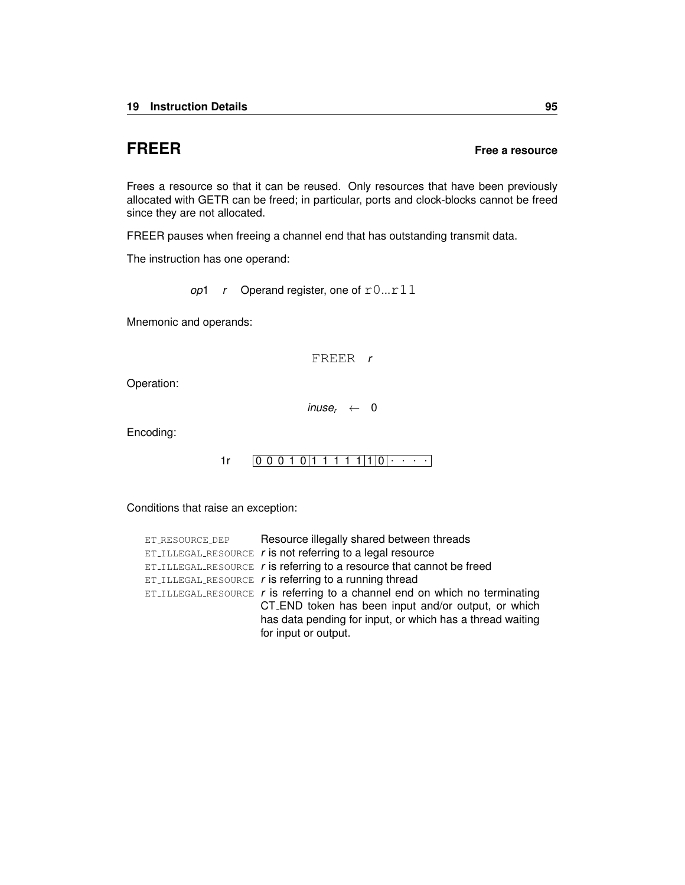## FREER **Free a resource**

Frees a resource so that it can be reused. Only resources that have been previously allocated with GETR can be freed; in particular, ports and clock-blocks cannot be freed since they are not allocated.

FREER pauses when freeing a channel end that has outstanding transmit data.

The instruction has one operand:

*op*1 &nbsp;&nbsp; *r* &nbsp;&nbsp; Operand register, one of `r0...r11`

Mnemonic and operands:

```
FREER r
```

Operation:

$$inuse_r \leftarrow 0$$

Encoding:

1r &nbsp;&nbsp; | 0 0 0 1 0 | 1 1 1 1 1 | 1 | 0 | · · · · |

Conditions that raise an exception:

| | |
|---|---|
| ET_RESOURCE_DEP | Resource illegally shared between threads |
| ET_ILLEGAL_RESOURCE | *r* is not referring to a legal resource |
| ET_ILLEGAL_RESOURCE | *r* is referring to a resource that cannot be freed |
| ET_ILLEGAL_RESOURCE | *r* is referring to a running thread |
| ET_ILLEGAL_RESOURCE | *r* is referring to a channel end on which no terminating CT_END token has been input and/or output, or which has data pending for input, or which has a thread waiting for input or output. |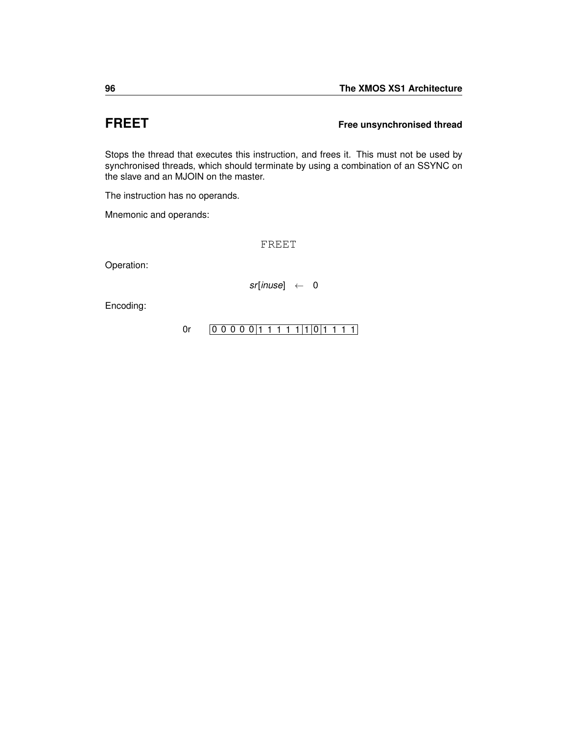# FREET

**Free unsynchronised thread**

Stops the thread that executes this instruction, and frees it. This must not be used by synchronised threads, which should terminate by using a combination of an SSYNC on the slave and an MJOIN on the master.

The instruction has no operands.

Mnemonic and operands:

```
FREET
```

Operation:

$$sr[inuse] \leftarrow 0$$

Encoding:

0r | 0 0 0 0 0 | 1 1 1 1 1 | 1 | 0 | 1 1 1 1 |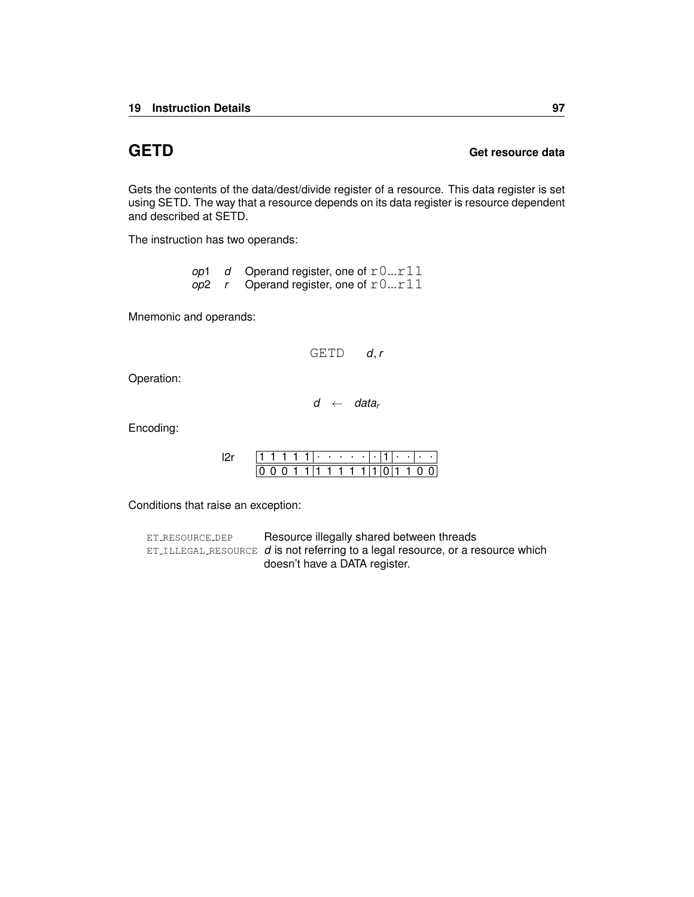# GETD

**Get resource data**

Gets the contents of the data/dest/divide register of a resource. This data register is set using SETD. The way that a resource depends on its data register is resource dependent and described at SETD.

The instruction has two operands:

| | | |
|---|---|---|
| *op*1 | *d* | Operand register, one of `r0`...`r11` |
| *op*2 | *r* | Operand register, one of `r0`...`r11` |

Mnemonic and operands:

`GETD` *d*, *r*

Operation:

$$d \leftarrow data_r$$

Encoding:

l2r

| | | | | | | | | | | | | | | | |
|---|---|---|---|---|---|---|---|---|---|---|---|---|---|---|---|
| 1 | 1 | 1 | 1 | 1 | · | · | · | · | · | · | 1 | · | · | · | · |
| 0 | 0 | 0 | 1 | 1 | 1 | 1 | 1 | 1 | 1 | 1 | 0 | 1 | 1 | 0 | 0 |

Conditions that raise an exception:

| | |
|---|---|
| ET_RESOURCE_DEP | Resource illegally shared between threads |
| ET_ILLEGAL_RESOURCE | *d* is not referring to a legal resource, or a resource which doesn't have a DATA register. |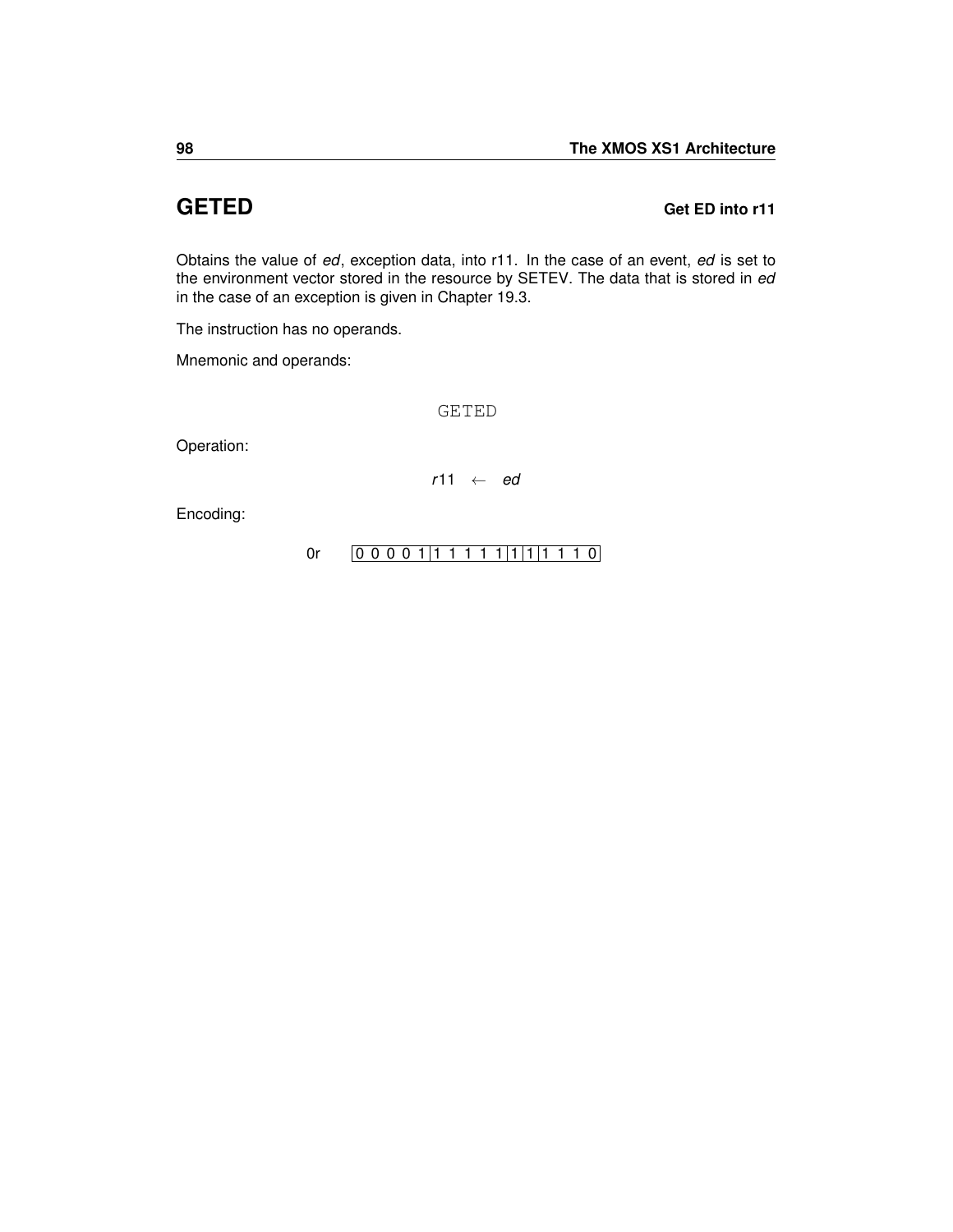## GETED **Get ED into r11**

Obtains the value of *ed*, exception data, into r11. In the case of an event, *ed* is set to the environment vector stored in the resource by SETEV. The data that is stored in *ed* in the case of an exception is given in Chapter 19.3.

The instruction has no operands.

Mnemonic and operands:

```
GETED
```

Operation:

$$r11 \leftarrow ed$$

Encoding:

0r | 0 0 0 0 1 | 1 1 1 1 1 | 1 | 1 | 1 1 1 0 |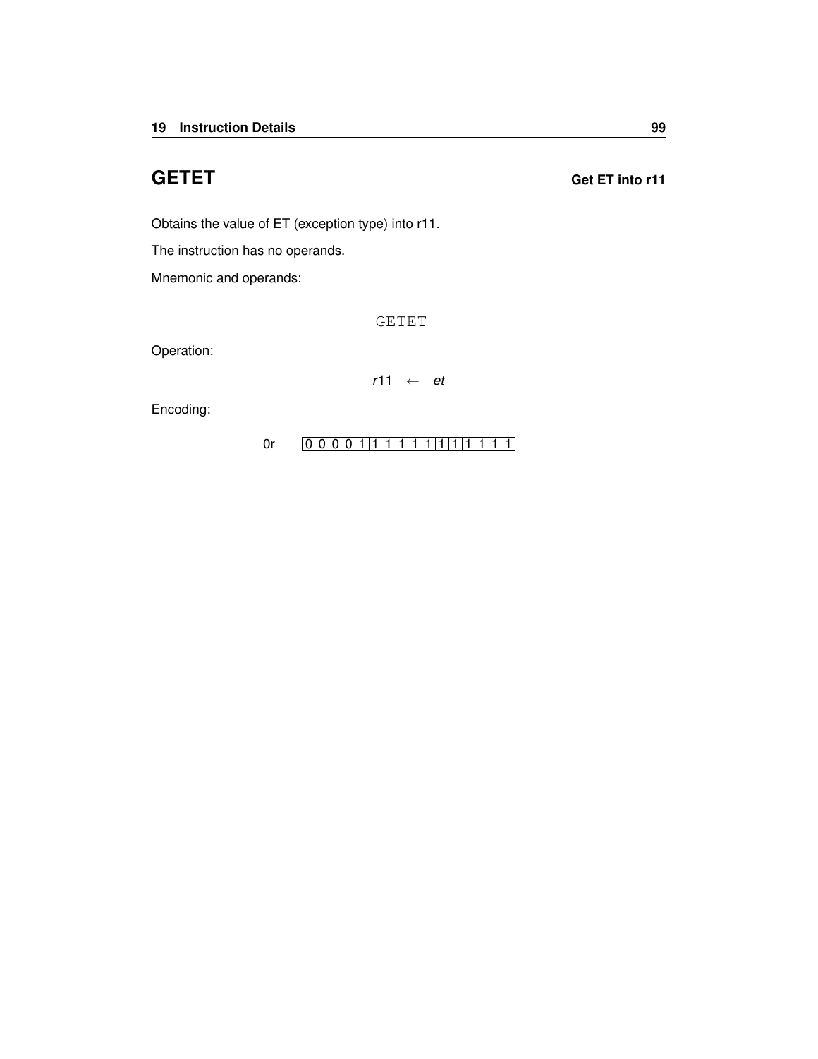## GETET — Get ET into r11

Obtains the value of ET (exception type) into r11.

The instruction has no operands.

Mnemonic and operands:

```
GETET
```

Operation:

$$r11 \leftarrow et$$

Encoding:

0r | 0 0 0 0 1 | 1 1 1 1 1 | 1 | 1 | 1 1 1 1 |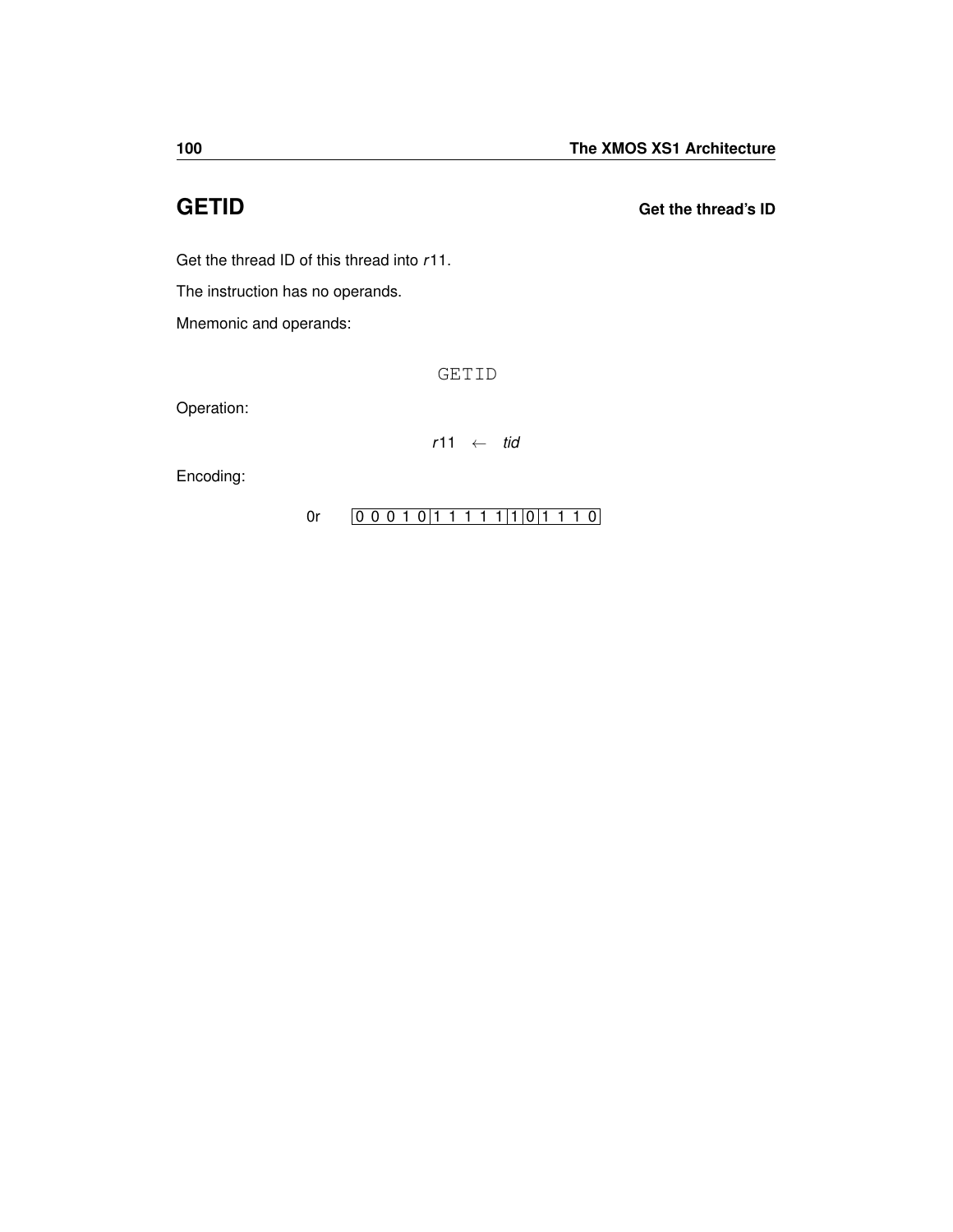## GETID

**Get the thread's ID**

Get the thread ID of this thread into $r11$.

The instruction has no operands.

Mnemonic and operands:

```
GETID
```

Operation:

$$r11 \leftarrow tid$$

Encoding:

0r | 0 0 0 1 0 | 1 1 1 1 1 | 1 | 0 | 1 1 1 0 |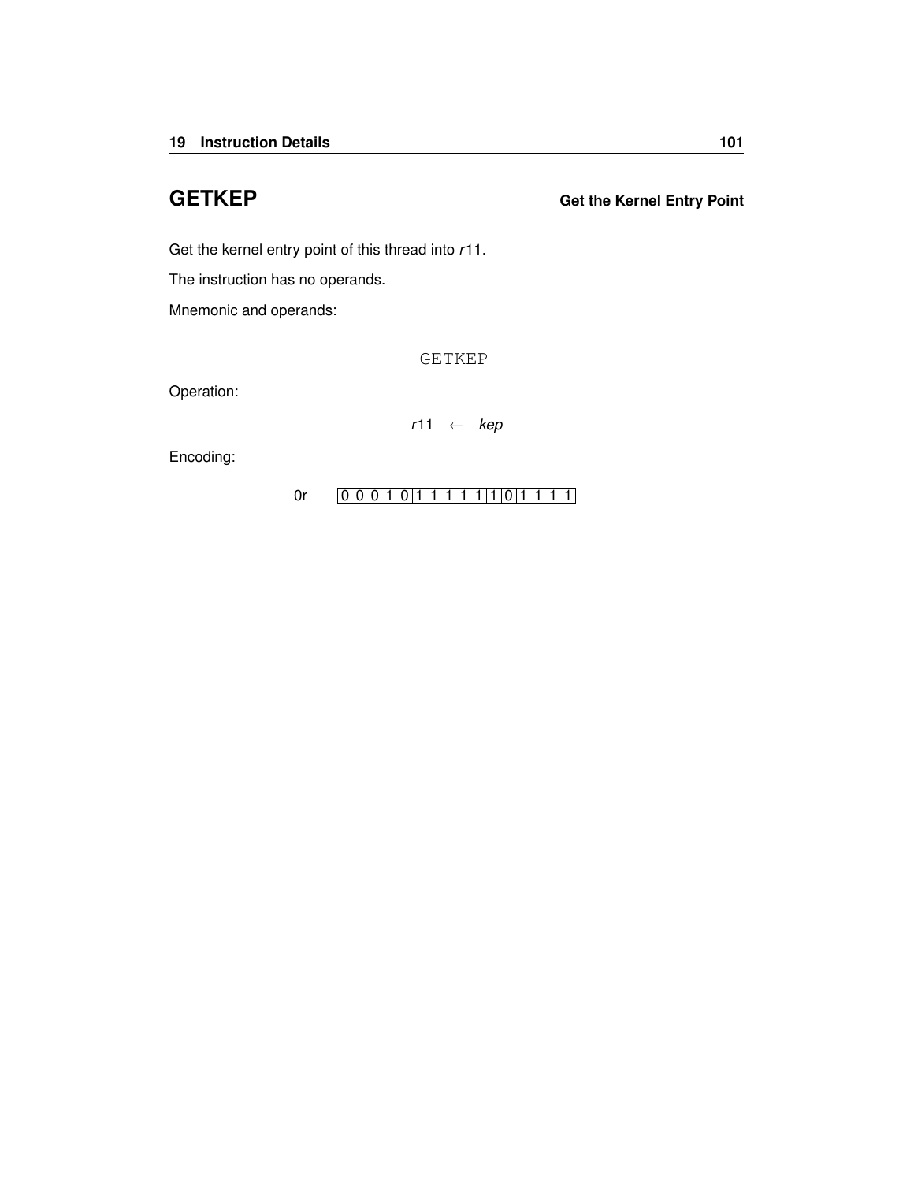## GETKEP

**Get the Kernel Entry Point**

Get the kernel entry point of this thread into $r11$.

The instruction has no operands.

Mnemonic and operands:

```
GETKEP
```

Operation:

$$r11 \leftarrow kep$$

Encoding:

0r | 0 0 0 1 0 | 1 1 1 1 1 | 1 | 0 | 1 1 1 1 |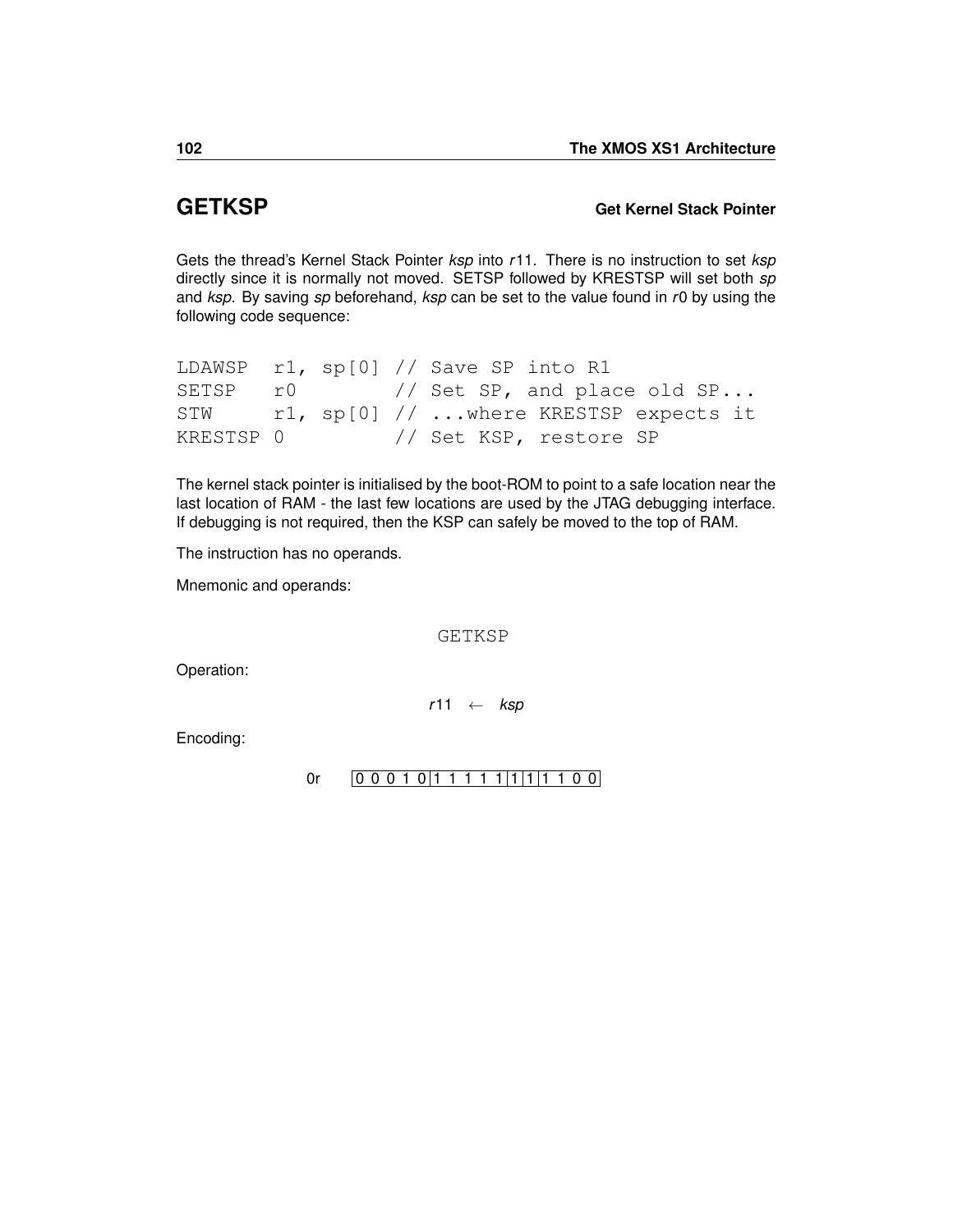## GETKSP — Get Kernel Stack Pointer

Gets the thread's Kernel Stack Pointer *ksp* into *r*11. There is no instruction to set *ksp* directly since it is normally not moved. SETSP followed by KRESTSP will set both *sp* and *ksp*. By saving *sp* beforehand, *ksp* can be set to the value found in *r*0 by using the following code sequence:

```
LDAWSP  r1, sp[0] // Save SP into R1
SETSP   r0        // Set SP, and place old SP...
STW     r1, sp[0] // ...where KRESTSP expects it
KRESTSP 0         // Set KSP, restore SP
```

The kernel stack pointer is initialised by the boot-ROM to point to a safe location near the last location of RAM - the last few locations are used by the JTAG debugging interface. If debugging is not required, then the KSP can safely be moved to the top of RAM.

The instruction has no operands.

Mnemonic and operands:

GETKSP

Operation:

$$r11 \leftarrow ksp$$

Encoding:

0r | 0 0 0 1 0 | 1 1 1 1 1 | 1 | 1 | 1 1 0 0 |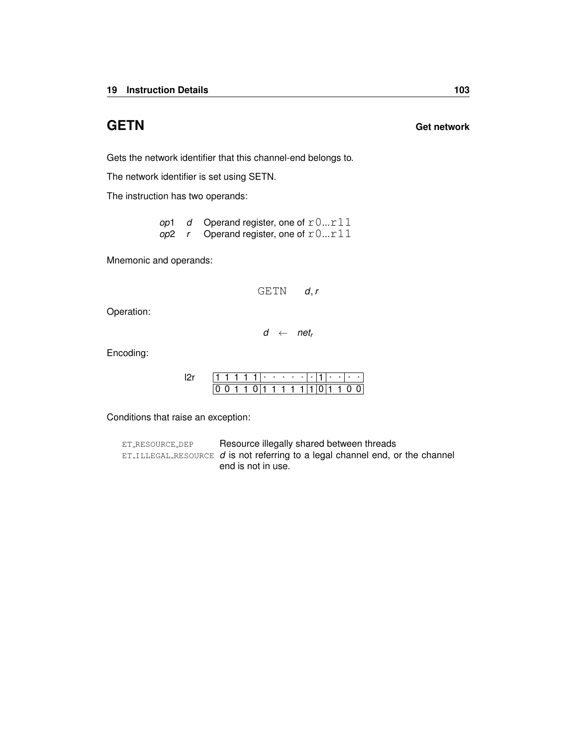## GETN **Get network**

Gets the network identifier that this channel-end belongs to.

The network identifier is set using SETN.

The instruction has two operands:

| | | |
|---|---|---|
| *op*1 | *d* | Operand register, one of `r0...r11` |
| *op*2 | *r* | Operand register, one of `r0...r11` |

Mnemonic and operands:

```
GETN    d, r
```

Operation:

$$d \leftarrow net_r$$

Encoding:

l2r

| | | | | | | | | | | | | | | | |
|---|---|---|---|---|---|---|---|---|---|---|---|---|---|---|---|
| 1 | 1 | 1 | 1 | 1 | · | · | · | · | · | · | 1 | · | · | · | · |
| 0 | 0 | 1 | 1 | 0 | 1 | 1 | 1 | 1 | 1 | 1 | 0 | 1 | 1 | 0 | 0 |

Conditions that raise an exception:

| | |
|---|---|
| ET_RESOURCE_DEP | Resource illegally shared between threads |
| ET_ILLEGAL_RESOURCE | *d* is not referring to a legal channel end, or the channel end is not in use. |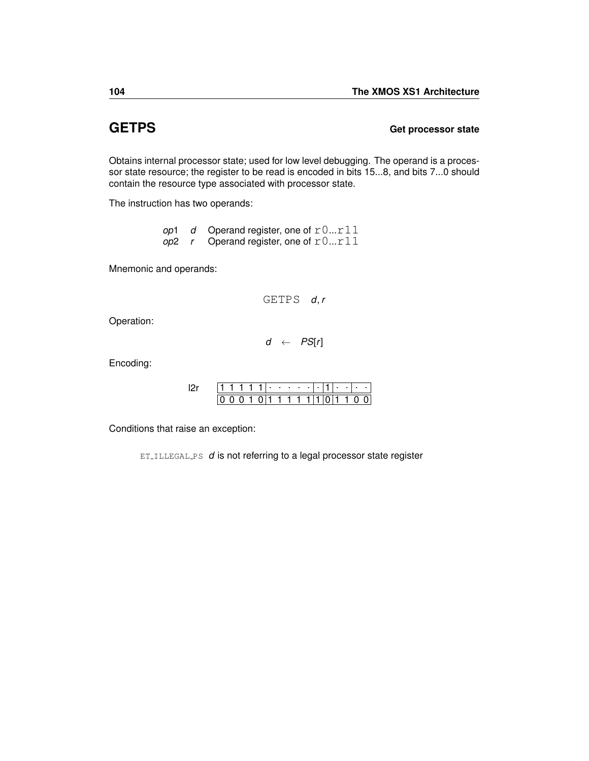## GETPS **Get processor state**

Obtains internal processor state; used for low level debugging. The operand is a processor state resource; the register to be read is encoded in bits 15...8, and bits 7...0 should contain the resource type associated with processor state.

The instruction has two operands:

| | | |
|---|---|---|
| *op*1 | *d* | Operand register, one of `r0`...`r11` |
| *op*2 | *r* | Operand register, one of `r0`...`r11` |

Mnemonic and operands:

GETPS *d*, *r*

Operation:

$$d \leftarrow PS[r]$$

Encoding:

l2r

| 1 1 1 1 1 | · · · · · | · | 1 | · · | · · |
|---|---|---|---|---|---|
| 0 0 0 1 0 | 1 1 1 1 1 | 1 | 0 | 1 1 | 0 0 |

Conditions that raise an exception:

ET_ILLEGAL_PS *d* is not referring to a legal processor state register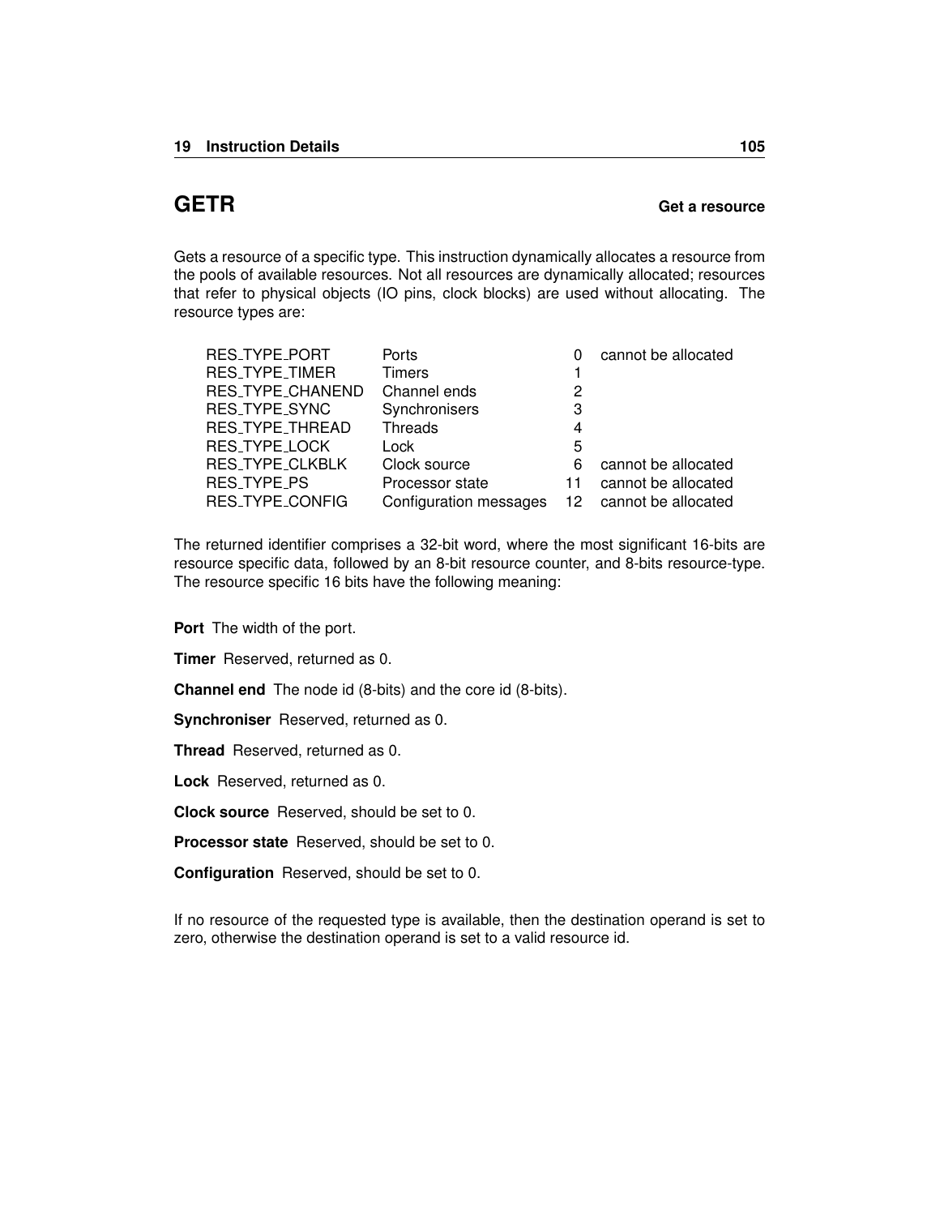## GETR

**Get a resource**

Gets a resource of a specific type. This instruction dynamically allocates a resource from the pools of available resources. Not all resources are dynamically allocated; resources that refer to physical objects (IO pins, clock blocks) are used without allocating. The resource types are:

| | | | |
|---|---|---|---|
| RES_TYPE_PORT | Ports | 0 | cannot be allocated |
| RES_TYPE_TIMER | Timers | 1 | |
| RES_TYPE_CHANEND | Channel ends | 2 | |
| RES_TYPE_SYNC | Synchronisers | 3 | |
| RES_TYPE_THREAD | Threads | 4 | |
| RES_TYPE_LOCK | Lock | 5 | |
| RES_TYPE_CLKBLK | Clock source | 6 | cannot be allocated |
| RES_TYPE_PS | Processor state | 11 | cannot be allocated |
| RES_TYPE_CONFIG | Configuration messages | 12 | cannot be allocated |

The returned identifier comprises a 32-bit word, where the most significant 16-bits are resource specific data, followed by an 8-bit resource counter, and 8-bits resource-type. The resource specific 16 bits have the following meaning:

**Port** The width of the port.

**Timer** Reserved, returned as 0.

**Channel end** The node id (8-bits) and the core id (8-bits).

**Synchroniser** Reserved, returned as 0.

**Thread** Reserved, returned as 0.

**Lock** Reserved, returned as 0.

**Clock source** Reserved, should be set to 0.

**Processor state** Reserved, should be set to 0.

**Configuration** Reserved, should be set to 0.

If no resource of the requested type is available, then the destination operand is set to zero, otherwise the destination operand is set to a valid resource id.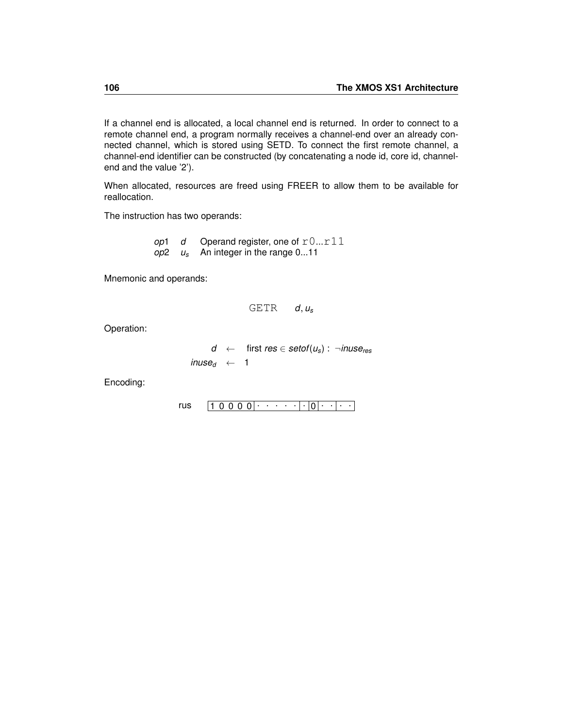If a channel end is allocated, a local channel end is returned. In order to connect to a remote channel end, a program normally receives a channel-end over an already connected channel, which is stored using SETD. To connect the first remote channel, a channel-end identifier can be constructed (by concatenating a node id, core id, channel-end and the value '2').

When allocated, resources are freed using FREER to allow them to be available for reallocation.

The instruction has two operands:

| | | |
|---|---|---|
| *op*1 | $d$ | Operand register, one of `r0...r11` |
| *op*2 | $u_s$ | An integer in the range 0...11 |

Mnemonic and operands:

$$\texttt{GETR} \quad d, u_s$$

Operation:

$$\begin{aligned} d &\leftarrow \text{first } res \in setof(u_s) : \neg inuse_{res} \\ inuse_d &\leftarrow 1 \end{aligned}$$

Encoding:

rus `| 1 0 0 0 0 | · · · · · | · | 0 | · · | · · |`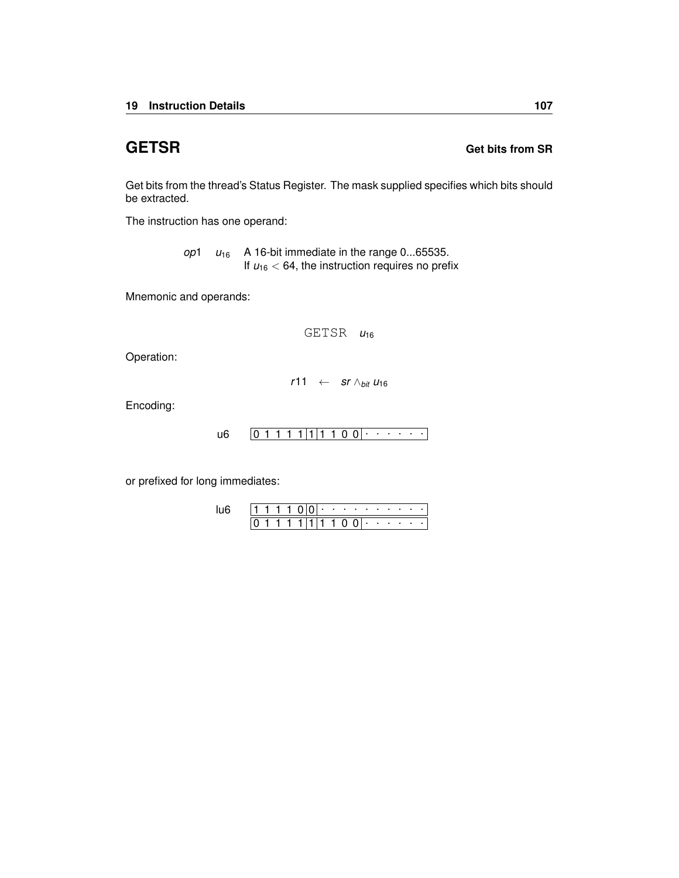# GETSR

**Get bits from SR**

Get bits from the thread's Status Register. The mask supplied specifies which bits should be extracted.

The instruction has one operand:

| | | |
|---|---|---|
| *op*1 | $u_{16}$ | A 16-bit immediate in the range 0...65535. If $u_{16} < 64$, the instruction requires no prefix |

Mnemonic and operands:

$$\texttt{GETSR} \quad u_{16}$$

Operation:

$$r11 \leftarrow sr \wedge_{bit} u_{16}$$

Encoding:

u6

| 0 1 1 1 1 | 1 | 1 1 0 0 | · · · · · · |
|---|---|---|---|

or prefixed for long immediates:

lu6

| 1 1 1 1 0 | 0 | · · · · · · · · · · |
|---|---|---|
| 0 1 1 1 1 | 1 | 1 1 0 0 · · · · · · |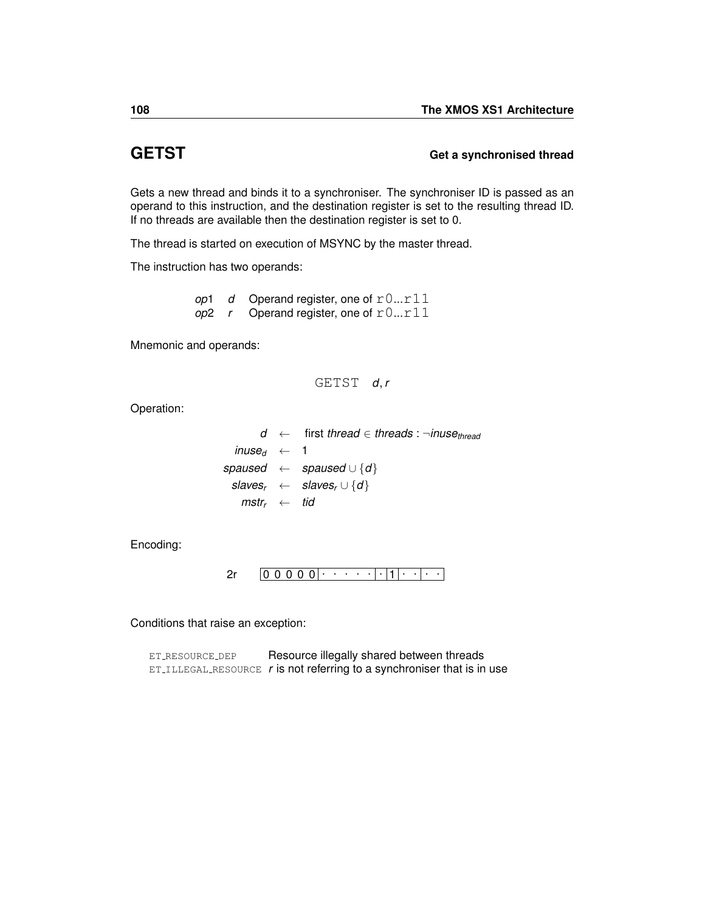## GETST **Get a synchronised thread**

Gets a new thread and binds it to a synchronise. The synchroniser ID is passed as an operand to this instruction, and the destination register is set to the resulting thread ID. If no threads are available then the destination register is set to 0.

The thread is started on execution of MSYNC by the master thread.

The instruction has two operands:

| | | |
|---|---|---|
| *op*1 | *d* | Operand register, one of `r0...r11` |
| *op*2 | *r* | Operand register, one of `r0...r11` |

Mnemonic and operands:

`GETST` *d*, *r*

Operation:

$$
\begin{aligned}
d &\leftarrow \text{first } thread \in threads : \neg inuse_{thread} \\
inuse_d &\leftarrow 1 \\
spaused &\leftarrow spaused \cup \{d\} \\
slaves_r &\leftarrow slaves_r \cup \{d\} \\
mstr_r &\leftarrow tid
\end{aligned}
$$

Encoding:

2r | 0 0 0 0 0 | · · · · · | · | 1 | · · | · · |

Conditions that raise an exception:

| | |
|---|---|
| `ET_RESOURCE_DEP` | Resource illegally shared between threads |
| `ET_ILLEGAL_RESOURCE` | *r* is not referring to a synchroniser that is in use |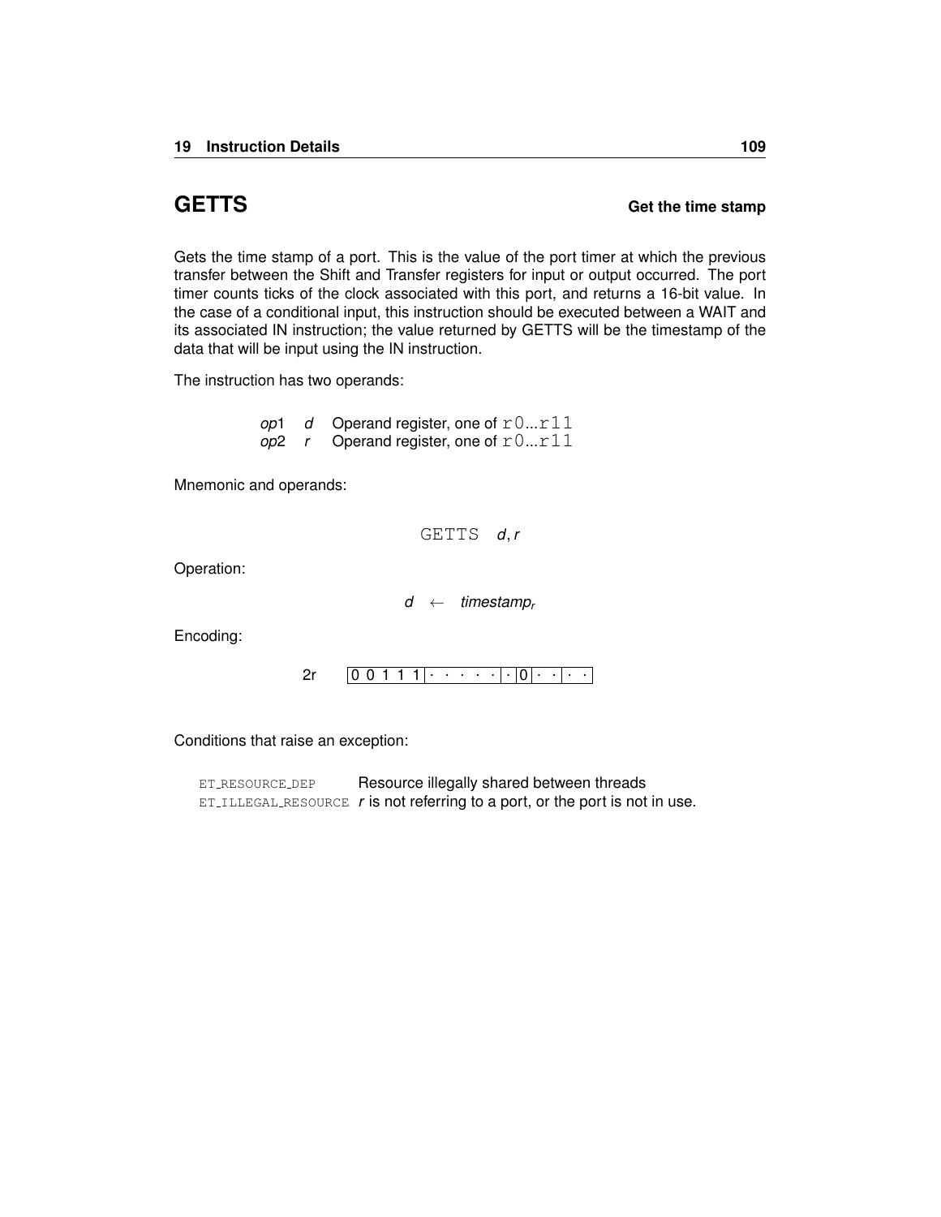# GETTS

**Get the time stamp**

Gets the time stamp of a port. This is the value of the port timer at which the previous transfer between the Shift and Transfer registers for input or output occurred. The port timer counts ticks of the clock associated with this port, and returns a 16-bit value. In the case of a conditional input, this instruction should be executed between a WAIT and its associated IN instruction; the value returned by GETTS will be the timestamp of the data that will be input using the IN instruction.

The instruction has two operands:

| | | |
|---|---|---|
| *op*1 | *d* | Operand register, one of `r0`...`r11` |
| *op*2 | *r* | Operand register, one of `r0`...`r11` |

Mnemonic and operands:

`GETTS` *d*, *r*

Operation:

$$d \leftarrow timestamp_r$$

Encoding:

2r `0 0 1 1 1 | · · · · · | · | 0 | · · | · ·`

Conditions that raise an exception:

| | |
|---|---|
| `ET_RESOURCE_DEP` | Resource illegally shared between threads |
| `ET_ILLEGAL_RESOURCE` | *r* is not referring to a port, or the port is not in use. |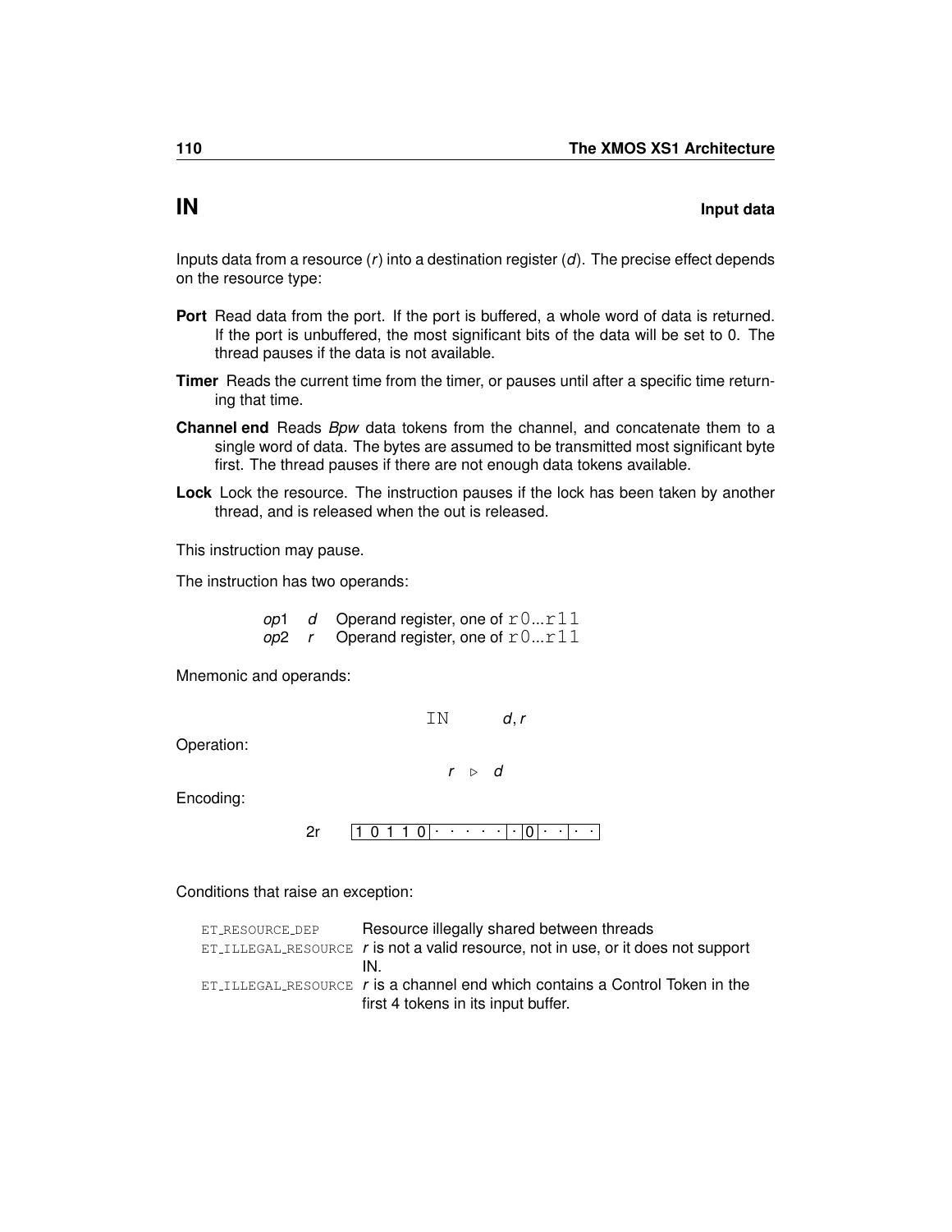## IN — Input data

Inputs data from a resource (*r*) into a destination register (*d*). The precise effect depends on the resource type:

**Port** Read data from the port. If the port is buffered, a whole word of data is returned. If the port is unbuffered, the most significant bits of the data will be set to 0. The thread pauses if the data is not available.

**Timer** Reads the current time from the timer, or pauses until after a specific time returning that time.

**Channel end** Reads *Bpw* data tokens from the channel, and concatenate them to a single word of data. The bytes are assumed to be transmitted most significant byte first. The thread pauses if there are not enough data tokens available.

**Lock** Lock the resource. The instruction pauses if the lock has been taken by another thread, and is released when the out is released.

This instruction may pause.

The instruction has two operands:

| | | |
|---|---|---|
| *op*1 | *d* | Operand register, one of `r0...r11` |
| *op*2 | *r* | Operand register, one of `r0...r11` |

Mnemonic and operands:

`IN` *d*, *r*

Operation:

$$r \triangleright d$$

Encoding:

2r `1 0 1 1 0 | · · · · · | · | 0 | · · | · ·`

Conditions that raise an exception:

| | |
|---|---|
| ET_RESOURCE_DEP | Resource illegally shared between threads |
| ET_ILLEGAL_RESOURCE | *r* is not a valid resource, not in use, or it does not support IN. |
| ET_ILLEGAL_RESOURCE | *r* is a channel end which contains a Control Token in the first 4 tokens in its input buffer. |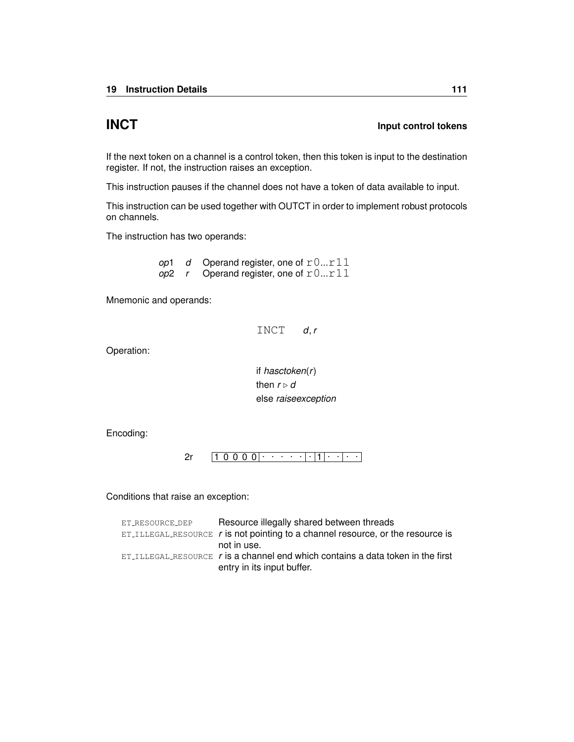## INCT **Input control tokens**

If the next token on a channel is a control token, then this token is input to the destination register. If not, the instruction raises an exception.

This instruction pauses if the channel does not have a token of data available to input.

This instruction can be used together with OUTCT in order to implement robust protocols on channels.

The instruction has two operands:

| | | |
|---|---|---|
| *op*1 | *d* | Operand register, one of `r0`...`r11` |
| *op*2 | *r* | Operand register, one of `r0`...`r11` |

Mnemonic and operands:

`INCT` *d*, *r*

Operation:

if *hasctoken*(*r*)
then $r \triangleright d$
else *raiseexception*

Encoding:

2r | 1 0 0 0 0 | · · · · · | · | 1 | · · | · · |

Conditions that raise an exception:

| | |
|---|---|
| `ET_RESOURCE_DEP` | Resource illegally shared between threads |
| `ET_ILLEGAL_RESOURCE` | *r* is not pointing to a channel resource, or the resource is not in use. |
| `ET_ILLEGAL_RESOURCE` | *r* is a channel end which contains a data token in the first entry in its input buffer. |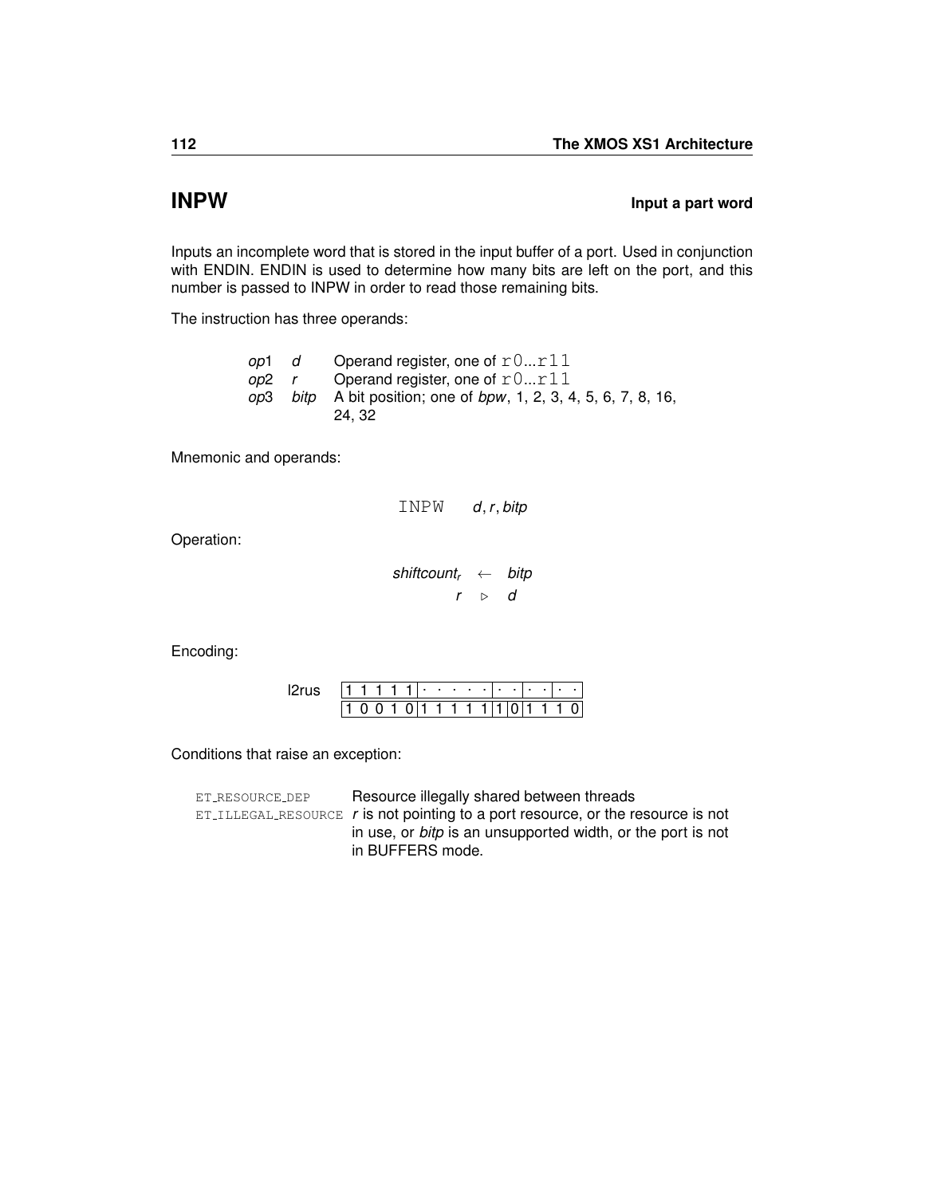## INPW

**Input a part word**

Inputs an incomplete word that is stored in the input buffer of a port. Used in conjunction with ENDIN. ENDIN is used to determine how many bits are left on the port, and this number is passed to INPW in order to read those remaining bits.

The instruction has three operands:

| | | |
|---|---|---|
| *op*1 | *d* | Operand register, one of `r0`...`r11` |
| *op*2 | *r* | Operand register, one of `r0`...`r11` |
| *op*3 | *bitp* | A bit position; one of *bpw*, 1, 2, 3, 4, 5, 6, 7, 8, 16, 24, 32 |

Mnemonic and operands:

`INPW` *d*, *r*, *bitp*

Operation:

$$shiftcount_r \leftarrow bitp$$
$$r \triangleright d$$

Encoding:

l2rus

| | | | | |
|---|---|---|---|---|
| 1 1 1 1 1 | · · · · · | · · | · · | · · |
| 1 0 0 1 0 | 1 1 1 1 1 | 1 0 | 1 1 | 1 0 |

Conditions that raise an exception:

| | |
|---|---|
| `ET_RESOURCE_DEP` | Resource illegally shared between threads |
| `ET_ILLEGAL_RESOURCE` | *r* is not pointing to a port resource, or the resource is not in use, or *bitp* is an unsupported width, or the port is not in BUFFERS mode. |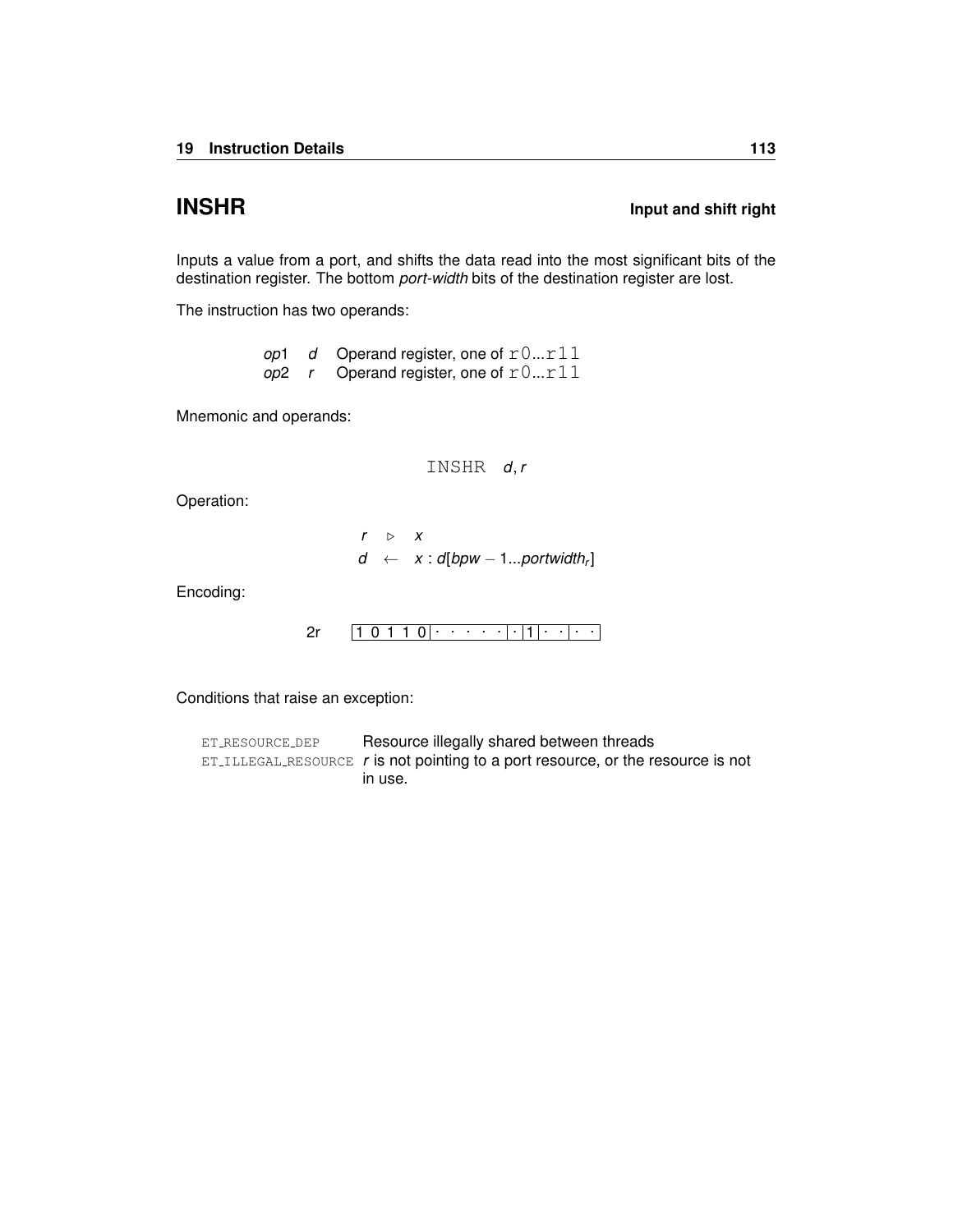## INSHR

**Input and shift right**

Inputs a value from a port, and shifts the data read into the most significant bits of the destination register. The bottom *port-width* bits of the destination register are lost.

The instruction has two operands:

| | | |
|---|---|---|
| *op*1 | *d* | Operand register, one of `r0...r11` |
| *op*2 | *r* | Operand register, one of `r0...r11` |

Mnemonic and operands:

```
INSHR d, r
```

Operation:

$$r \triangleright x$$
$$d \leftarrow x : d[bpw - 1...portwidth_r]$$

Encoding:

2r `1 0 1 1 0 | · · · · · | · | 1 | · · | · ·`

Conditions that raise an exception:

| | |
|---|---|
| ET_RESOURCE_DEP | Resource illegally shared between threads |
| ET_ILLEGAL_RESOURCE | *r* is not pointing to a port resource, or the resource is not in use. |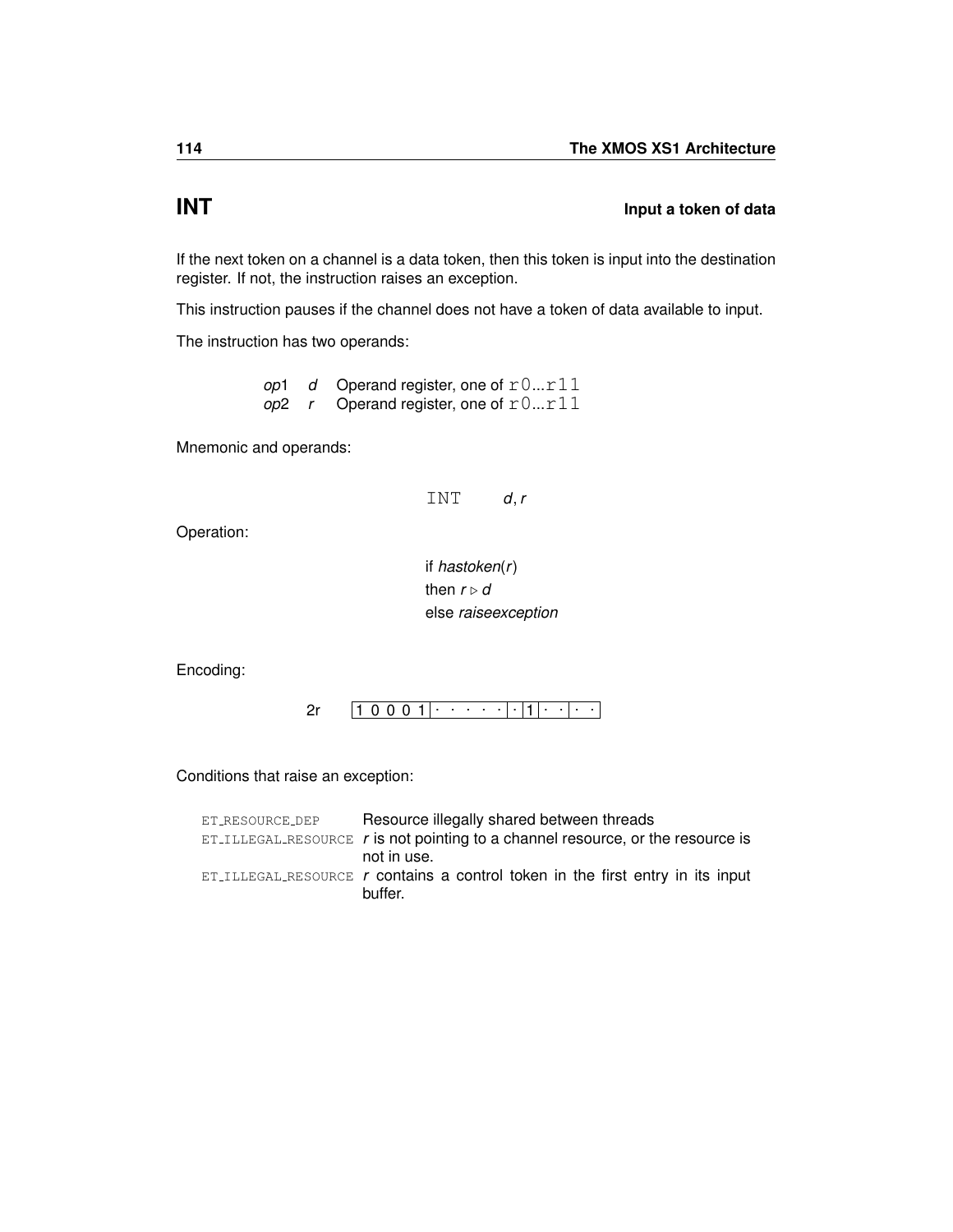## INT — Input a token of data

If the next token on a channel is a data token, then this token is input into the destination register. If not, the instruction raises an exception.

This instruction pauses if the channel does not have a token of data available to input.

The instruction has two operands:

| | | |
|---|---|---|
| *op*1 | *d* | Operand register, one of `r0...r11` |
| *op*2 | *r* | Operand register, one of `r0...r11` |

Mnemonic and operands:

`INT` *d*, *r*

Operation:

if *hastoken*(*r*)
then $r \triangleright d$
else *raiseexception*

Encoding:

2r | 1 0 0 0 1 | · · · · · | · | 1 | · · | · · |

Conditions that raise an exception:

| | |
|---|---|
| ET_RESOURCE_DEP | Resource illegally shared between threads |
| ET_ILLEGAL_RESOURCE | *r* is not pointing to a channel resource, or the resource is not in use. |
| ET_ILLEGAL_RESOURCE | *r* contains a control token in the first entry in its input buffer. |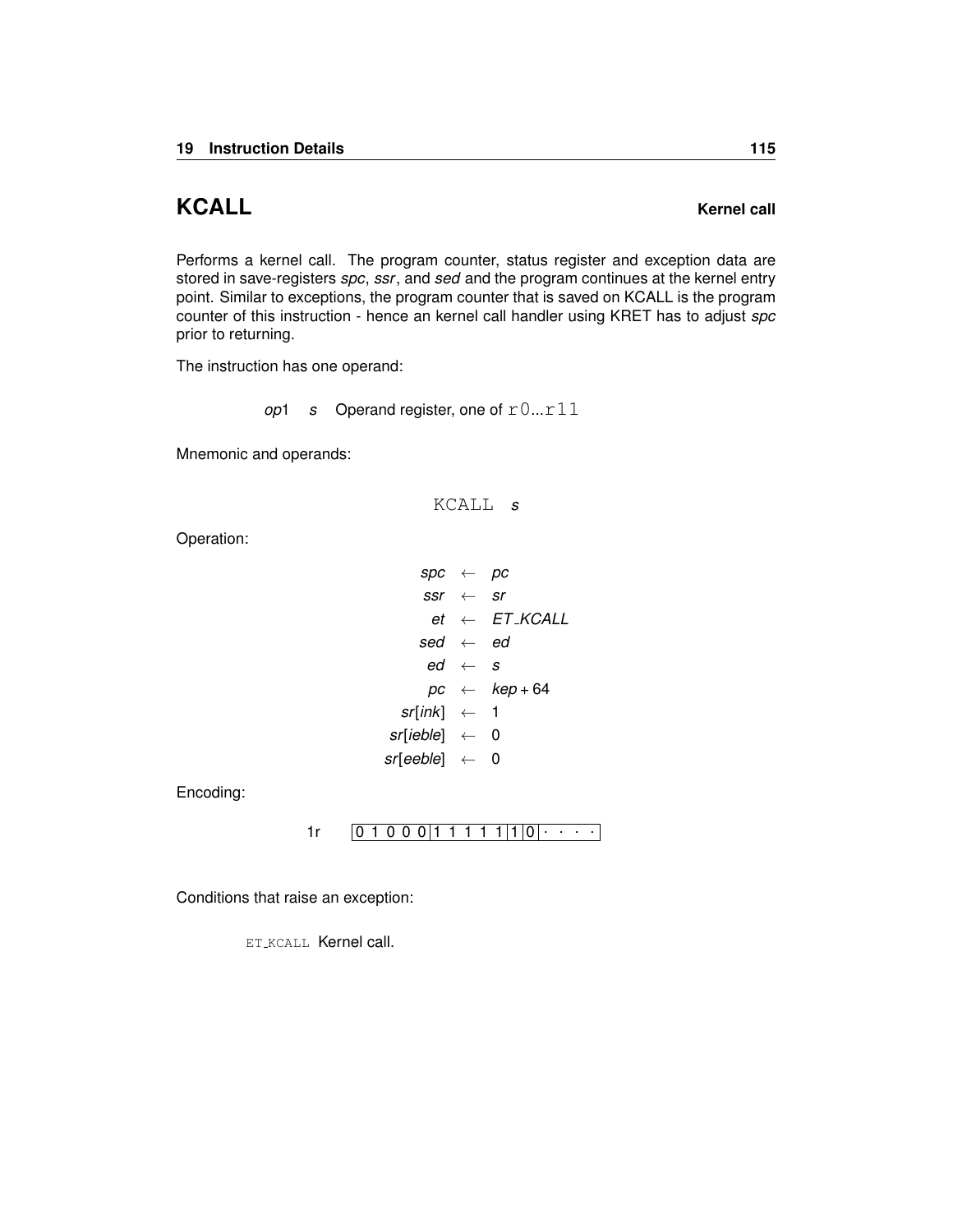## KCALL

**Kernel call**

Performs a kernel call. The program counter, status register and exception data are stored in save-registers *spc*, *ssr*, and *sed* and the program continues at the kernel entry point. Similar to exceptions, the program counter that is saved on KCALL is the program counter of this instruction - hence an kernel call handler using KRET has to adjust *spc* prior to returning.

The instruction has one operand:

*op*1 *s* Operand register, one of `r0`...`r11`

Mnemonic and operands:

`KCALL` *s*

Operation:

$$
\begin{aligned}
spc &\leftarrow pc \\
ssr &\leftarrow sr \\
et &\leftarrow ET\_KCALL \\
sed &\leftarrow ed \\
ed &\leftarrow s \\
pc &\leftarrow kep + 64 \\
sr[ink] &\leftarrow 1 \\
sr[ieble] &\leftarrow 0 \\
sr[eeble] &\leftarrow 0
\end{aligned}
$$

Encoding:

1r | 0 1 0 0 0 | 1 1 1 1 1 | 1 | 0 | · · · · |

Conditions that raise an exception:

`ET_KCALL` Kernel call.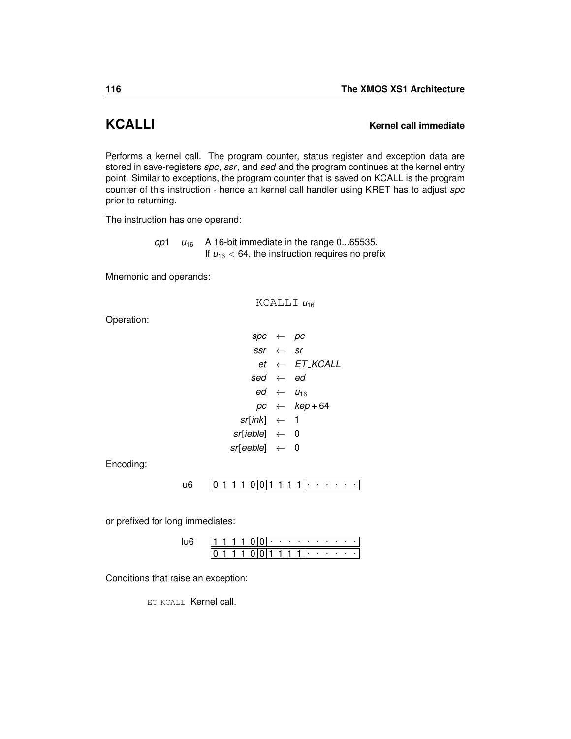# KCALLI

**Kernel call immediate**

Performs a kernel call. The program counter, status register and exception data are stored in save-registers *spc*, *ssr*, and *sed* and the program continues at the kernel entry point. Similar to exceptions, the program counter that is saved on KCALL is the program counter of this instruction - hence an kernel call handler using KRET has to adjust *spc* prior to returning.

The instruction has one operand:

| | | |
|---|---|---|
| *op*1 | $u_{16}$ | A 16-bit immediate in the range 0...65535. If $u_{16} < 64$, the instruction requires no prefix |

Mnemonic and operands:

```
KCALLI u16
```

Operation:

$$
\begin{aligned}
spc &\leftarrow pc \\
ssr &\leftarrow sr \\
et &\leftarrow ET\_KCALL \\
sed &\leftarrow ed \\
ed &\leftarrow u_{16} \\
pc &\leftarrow kep + 64 \\
sr[ink] &\leftarrow 1 \\
sr[ieble] &\leftarrow 0 \\
sr[eeble] &\leftarrow 0
\end{aligned}
$$

Encoding:

u6

| 0 1 1 1 0 | 0 | 1 1 1 1 | · · · · · · |
|---|---|---|---|

or prefixed for long immediates:

lu6

| 1 1 1 1 0 | 0 | · · · · · · · · · · |
|---|---|---|
| 0 1 1 1 0 | 0 | 1 1 1 1 · · · · · · |

Conditions that raise an exception:

ET_KCALL Kernel call.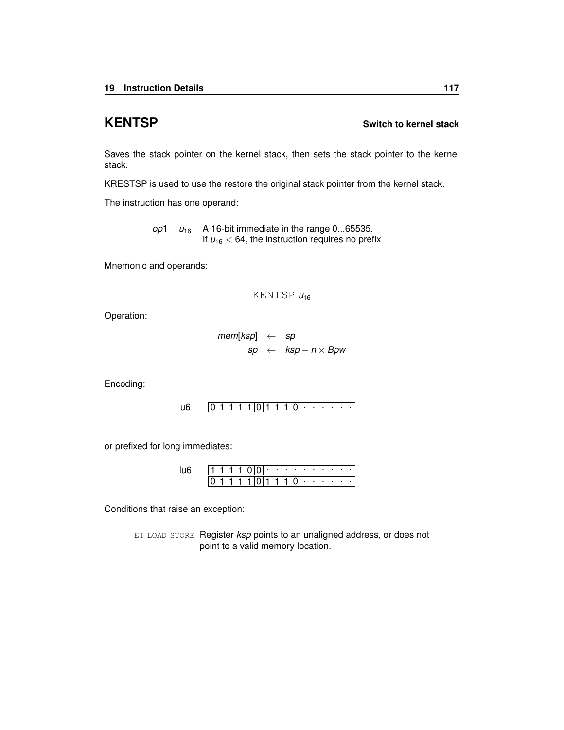## KENTSP

**Switch to kernel stack**

Saves the stack pointer on the kernel stack, then sets the stack pointer to the kernel stack.

KRESTSP is used to use the restore the original stack pointer from the kernel stack.

The instruction has one operand:

| | | |
|---|---|---|
| *op*1 | $u_{16}$ | A 16-bit immediate in the range 0...65535. If $u_{16} < 64$, the instruction requires no prefix |

Mnemonic and operands:

```
KENTSP u16
```

Operation:

$$
\begin{aligned}
mem[ksp] &\leftarrow sp \\
sp &\leftarrow ksp - n \times Bpw
\end{aligned}
$$

Encoding:

| | |
|---|---|
| u6 | 0 1 1 1 1 \| 0 \| 1 1 1 0 \| · · · · · · |

or prefixed for long immediates:

| | |
|---|---|
| lu6 | 1 1 1 1 0 \| 0 \| · · · · · · · · · · |
| | 0 1 1 1 1 \| 0 \| 1 1 1 0 \| · · · · · · |

Conditions that raise an exception:

| | |
|---|---|
| `ET_LOAD_STORE` | Register *ksp* points to an unaligned address, or does not point to a valid memory location. |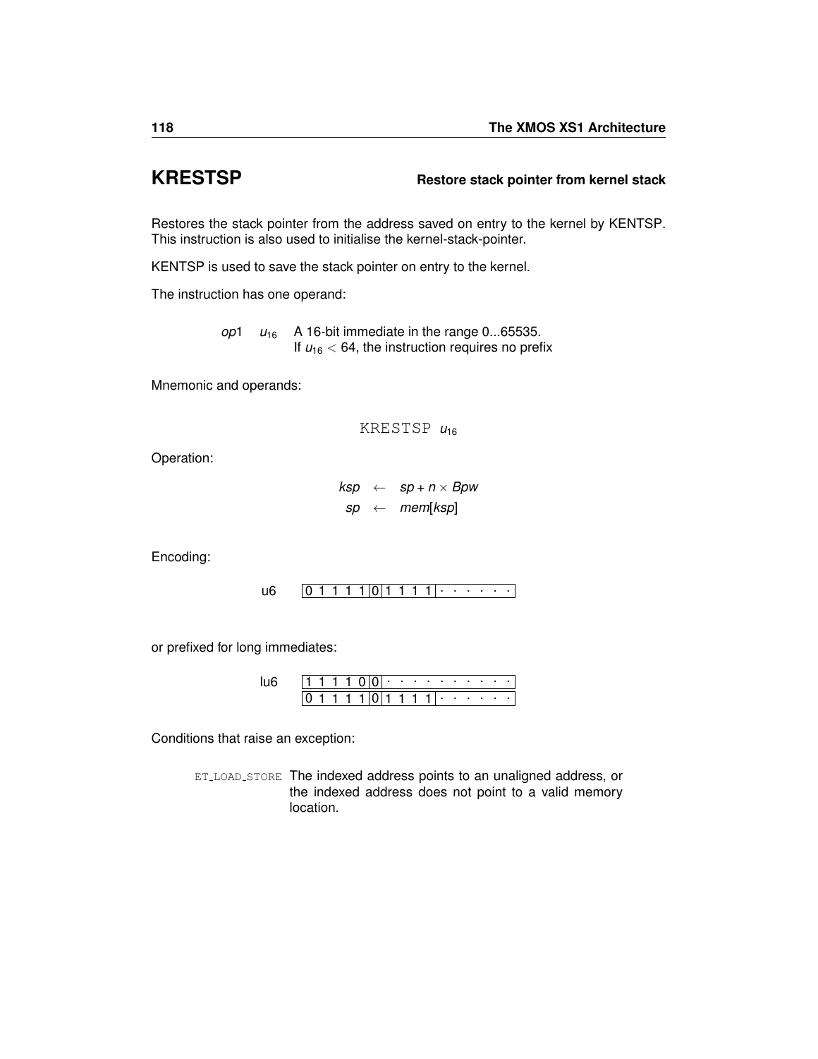## KRESTSP — Restore stack pointer from kernel stack

Restores the stack pointer from the address saved on entry to the kernel by KENTSP. This instruction is also used to initialise the kernel-stack-pointer.

KENTSP is used to save the stack pointer on entry to the kernel.

The instruction has one operand:

| | | |
|---|---|---|
| *op*1 | $u_{16}$ | A 16-bit immediate in the range 0...65535. If $u_{16} < 64$, the instruction requires no prefix |

Mnemonic and operands:

```
KRESTSP u16
```

Operation:

$$
\begin{aligned}
ksp &\leftarrow sp + n \times Bpw \\
sp &\leftarrow mem[ksp]
\end{aligned}
$$

Encoding:

u6 `0 1 1 1 1 | 0 | 1 1 1 1 | · · · · · ·`

or prefixed for long immediates:

lu6 `1 1 1 1 0 | 0 | · · · · · · · · · ·`
`0 1 1 1 1 | 0 | 1 1 1 1 | · · · · · ·`

Conditions that raise an exception:

| | |
|---|---|
| ET_LOAD_STORE | The indexed address points to an unaligned address, or the indexed address does not point to a valid memory location. |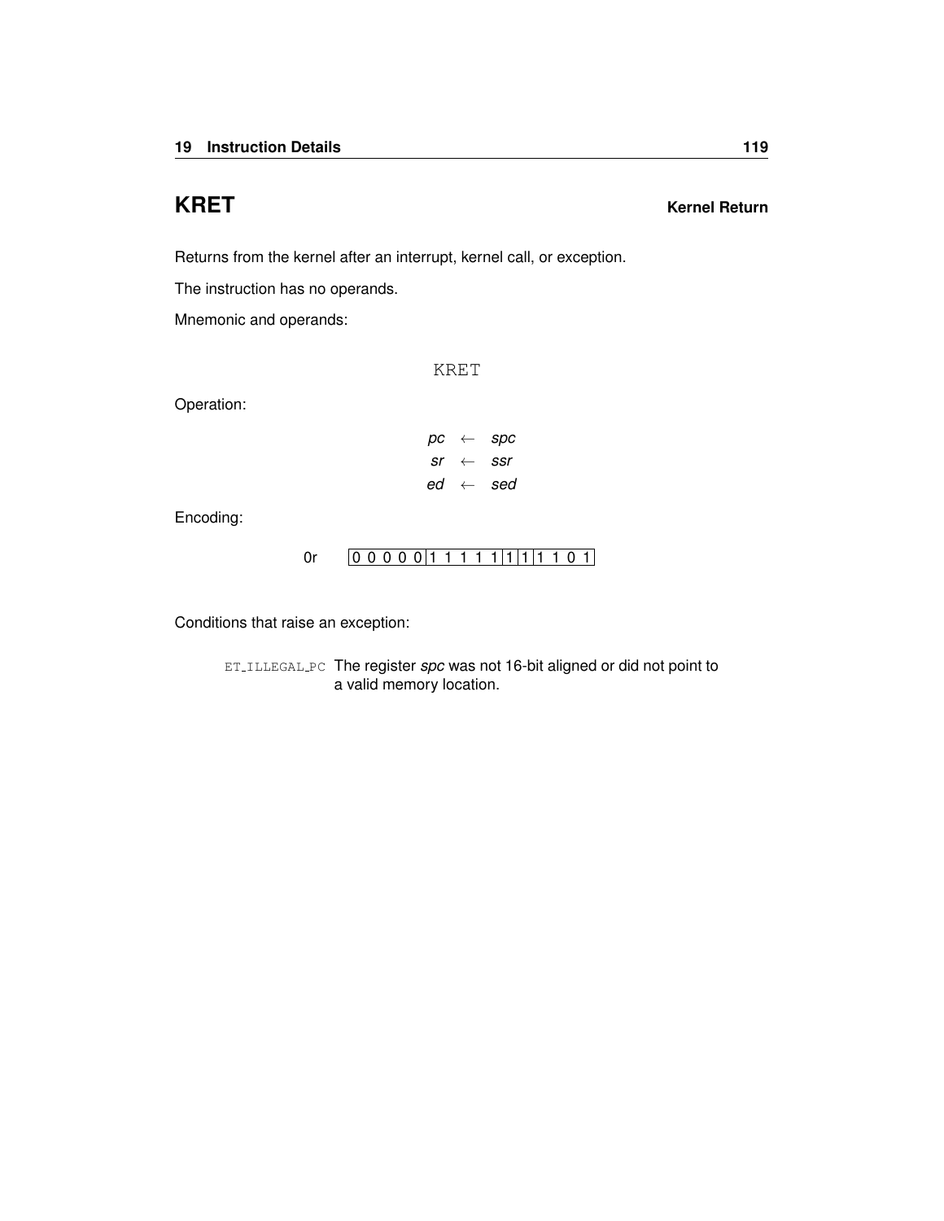## KRET

**Kernel Return**

Returns from the kernel after an interrupt, kernel call, or exception.

The instruction has no operands.

Mnemonic and operands:

```
KRET
```

Operation:

$$
\begin{aligned}
pc &\leftarrow spc \\
sr &\leftarrow ssr \\
ed &\leftarrow sed
\end{aligned}
$$

Encoding:

| 0r | 0 0 0 0 0 | 1 1 1 1 1 | 1 | 1 | 1 1 0 1 |
|---|---|---|---|---|---|

Conditions that raise an exception:

`ET_ILLEGAL_PC` The register *spc* was not 16-bit aligned or did not point to a valid memory location.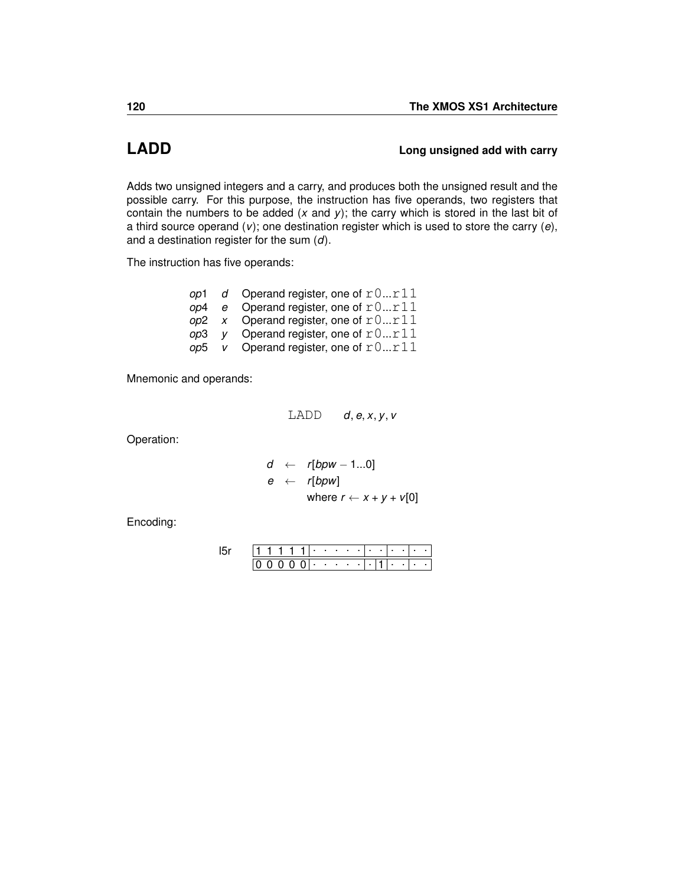# LADD

**Long unsigned add with carry**

Adds two unsigned integers and a carry, and produces both the unsigned result and the possible carry. For this purpose, the instruction has five operands, two registers that contain the numbers to be added (*x* and *y*); the carry which is stored in the last bit of a third source operand (*v*); one destination register which is used to store the carry (*e*), and a destination register for the sum (*d*).

The instruction has five operands:

| | | |
|---|---|---|
| *op*1 | *d* | Operand register, one of `r0`...`r11` |
| *op*4 | *e* | Operand register, one of `r0`...`r11` |
| *op*2 | *x* | Operand register, one of `r0`...`r11` |
| *op*3 | *y* | Operand register, one of `r0`...`r11` |
| *op*5 | *v* | Operand register, one of `r0`...`r11` |

Mnemonic and operands:

`LADD` *d*, *e*, *x*, *y*, *v*

Operation:

$$d \leftarrow r[bpw-1...0]$$
$$e \leftarrow r[bpw]$$
$$\text{where } r \leftarrow x + y + v[0]$$

Encoding:

l5r

| | | | | | | | | | | | | | | | |
|---|---|---|---|---|---|---|---|---|---|---|---|---|---|---|---|
| 1 | 1 | 1 | 1 | 1 | · | · | · | · | · | · | · | · | · | · | · |
| 0 | 0 | 0 | 0 | 0 | · | · | · | · | · | · | 1 | · | · | · | · |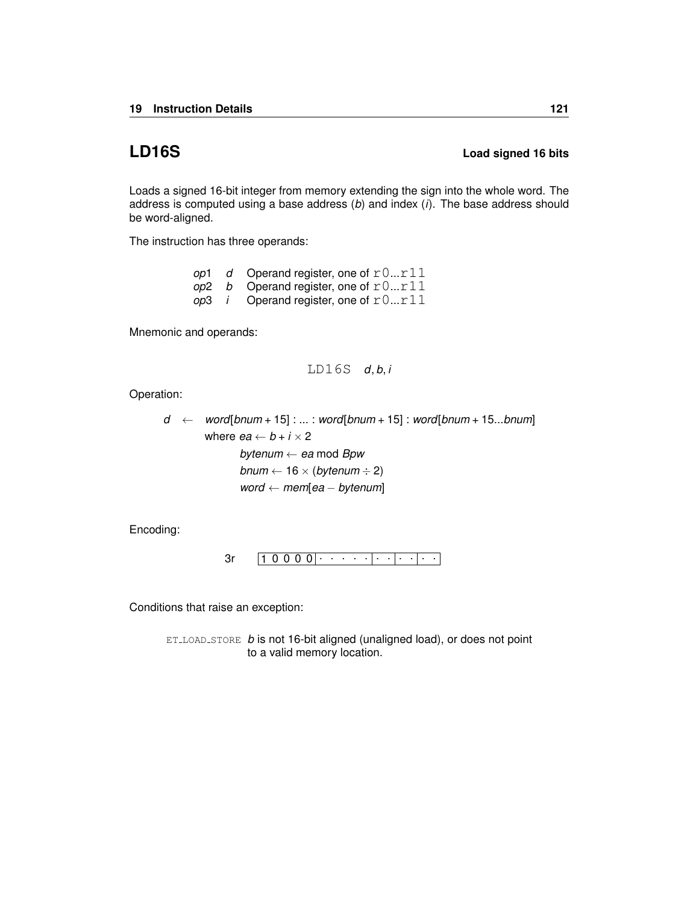## LD16S

**Load signed 16 bits**

Loads a signed 16-bit integer from memory extending the sign into the whole word. The address is computed using a base address (*b*) and index (*i*). The base address should be word-aligned.

The instruction has three operands:

| | | |
|---|---|---|
| *op*1 | *d* | Operand register, one of `r0`...`r11` |
| *op*2 | *b* | Operand register, one of `r0`...`r11` |
| *op*3 | *i* | Operand register, one of `r0`...`r11` |

Mnemonic and operands:

`LD16S` *d*, *b*, *i*

Operation:

$$
\begin{aligned}
d \quad \leftarrow \quad & word[bnum + 15] : ... : word[bnum + 15] : word[bnum + 15...bnum] \\
& \text{where } ea \leftarrow b + i \times 2 \\
& \qquad bytenum \leftarrow ea \bmod Bpw \\
& \qquad bnum \leftarrow 16 \times (bytenum \div 2) \\
& \qquad word \leftarrow mem[ea - bytenum]
\end{aligned}
$$

Encoding:

3r `1 0 0 0 0 | · · · · · | · · | · · | · ·`

Conditions that raise an exception:

`ET_LOAD_STORE` *b* is not 16-bit aligned (unaligned load), or does not point to a valid memory location.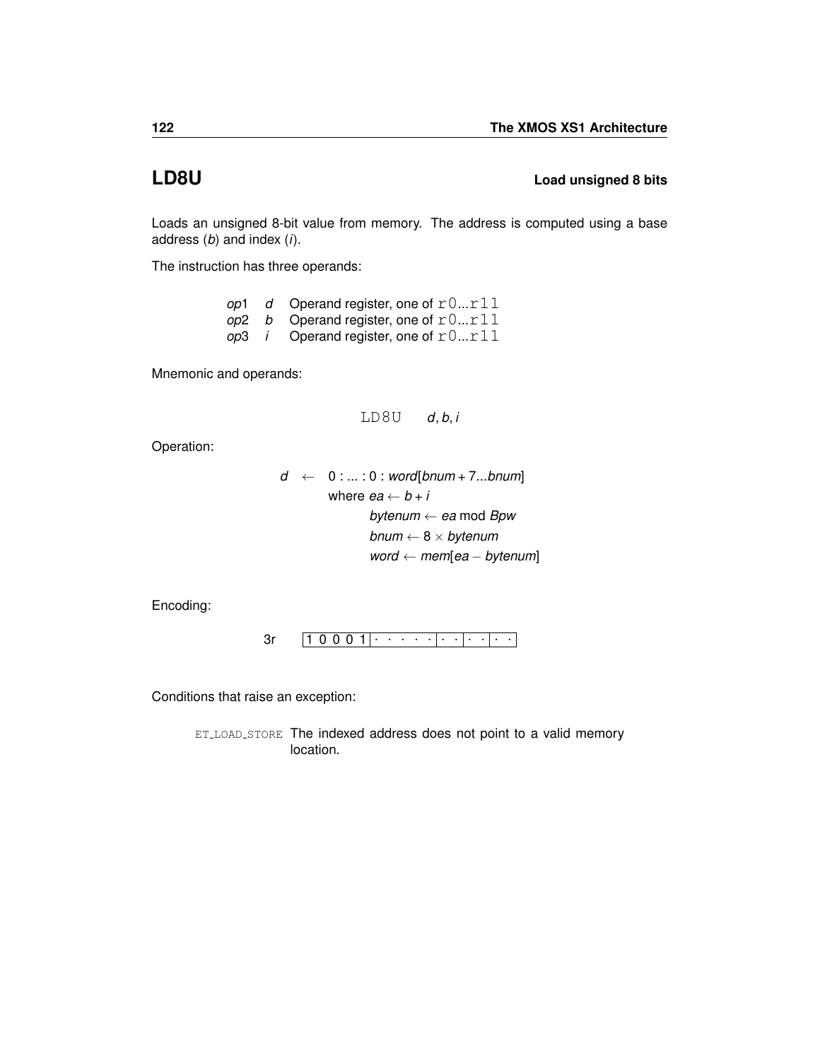## LD8U — Load unsigned 8 bits

Loads an unsigned 8-bit value from memory. The address is computed using a base address (*b*) and index (*i*).

The instruction has three operands:

| | | |
|---|---|---|
| *op*1 | *d* | Operand register, one of `r0...r11` |
| *op*2 | *b* | Operand register, one of `r0...r11` |
| *op*3 | *i* | Operand register, one of `r0...r11` |

Mnemonic and operands:

`LD8U` *d*, *b*, *i*

Operation:

$$
\begin{aligned}
d \leftarrow\ & 0 : ... : 0 : word[bnum + 7...bnum] \\
& \text{where } ea \leftarrow b + i \\
& \qquad bytenum \leftarrow ea \bmod Bpw \\
& \qquad bnum \leftarrow 8 \times bytenum \\
& \qquad word \leftarrow mem[ea - bytenum]
\end{aligned}
$$

Encoding:

3r `1 0 0 0 1 | · · · · · | · · | · · | · ·`

Conditions that raise an exception:

`ET_LOAD_STORE` The indexed address does not point to a valid memory location.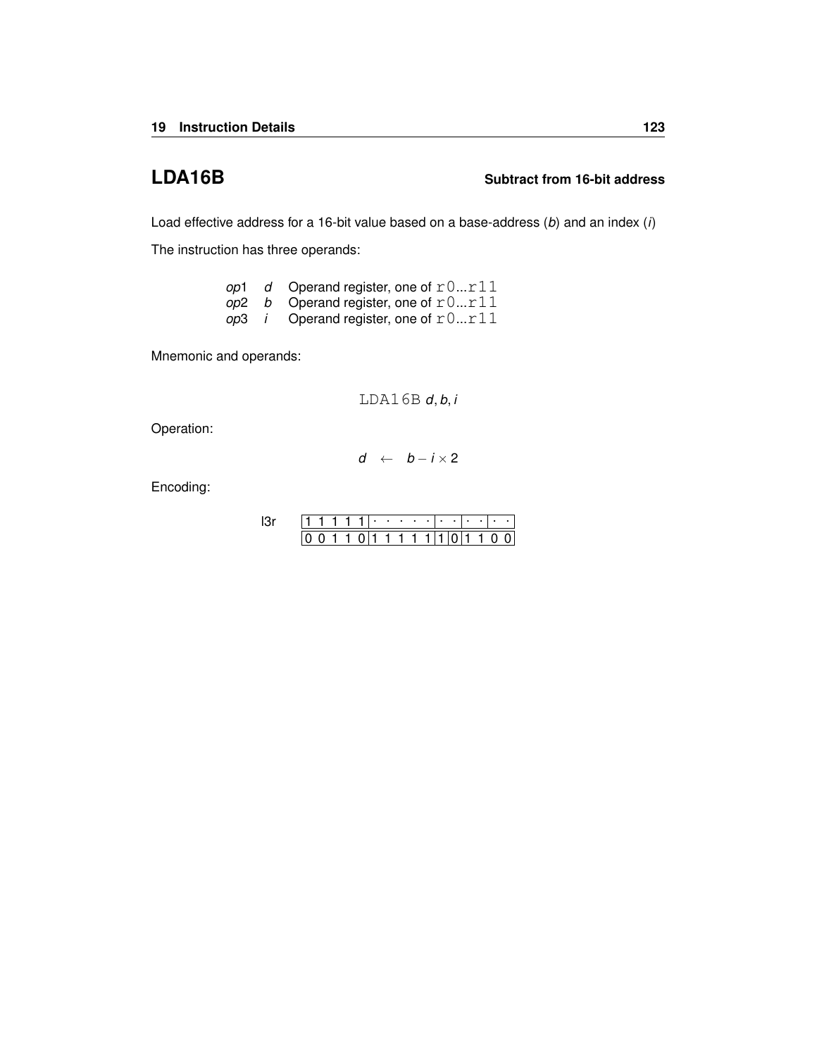## LDA16B **Subtract from 16-bit address**

Load effective address for a 16-bit value based on a base-address (*b*) and an index (*i*)

The instruction has three operands:

| | | |
|---|---|---|
| *op*1 | *d* | Operand register, one of `r0...r11` |
| *op*2 | *b* | Operand register, one of `r0...r11` |
| *op*3 | *i* | Operand register, one of `r0...r11` |

Mnemonic and operands:

$$\texttt{LDA16B}\ d, b, i$$

Operation:

$$d \leftarrow b - i \times 2$$

Encoding:

l3r

| | | | | | | |
|---|---|---|---|---|---|---|
| 1 1 1 1 1 | · · · · · | · · | · · | · · | | |
| 0 0 1 1 0 | 1 1 1 1 1 | 1 | 0 | 1 1 0 0 | | |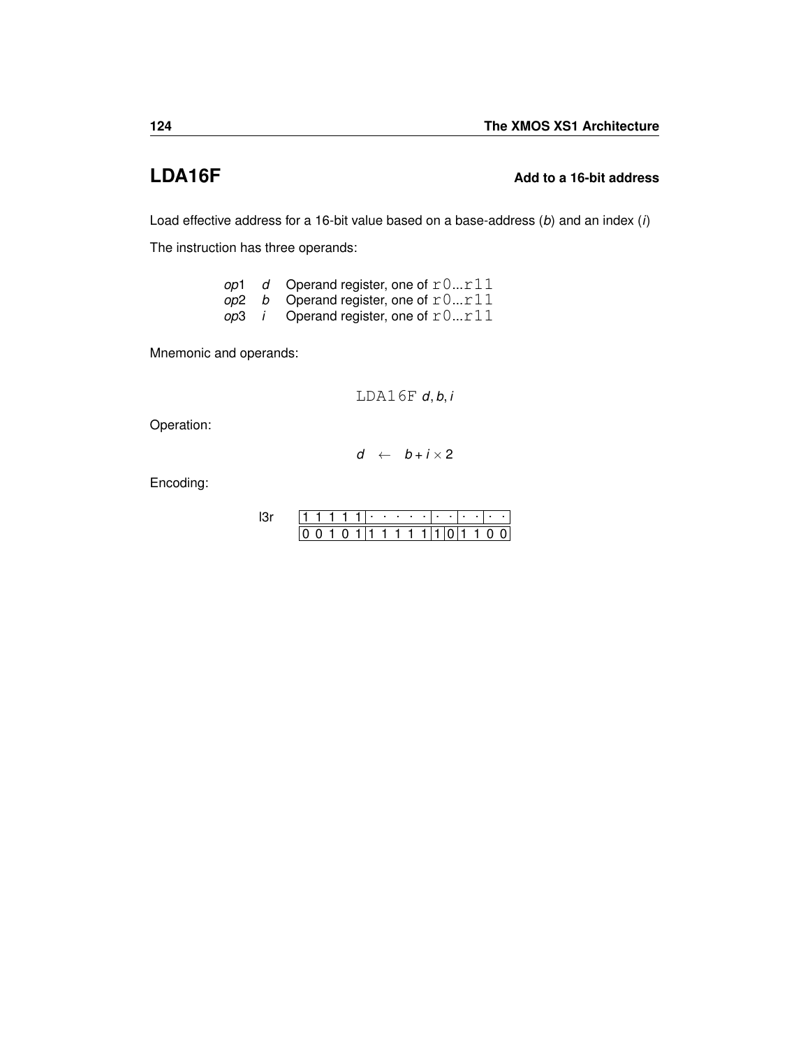## LDA16F **Add to a 16-bit address**

Load effective address for a 16-bit value based on a base-address (*b*) and an index (*i*)

The instruction has three operands:

| | | |
|---|---|---|
| *op*1 | *d* | Operand register, one of r0...r11 |
| *op*2 | *b* | Operand register, one of r0...r11 |
| *op*3 | *i* | Operand register, one of r0...r11 |

Mnemonic and operands:

$$\text{LDA16F } d, b, i$$

Operation:

$$d \leftarrow b + i \times 2$$

Encoding:

l3r

| 1 1 1 1 1 | · · · · · | · · | · · | · · |
|---|---|---|---|---|
| 0 0 1 0 1 | 1 1 1 1 1 | 1 0 | 1 1 | 0 0 |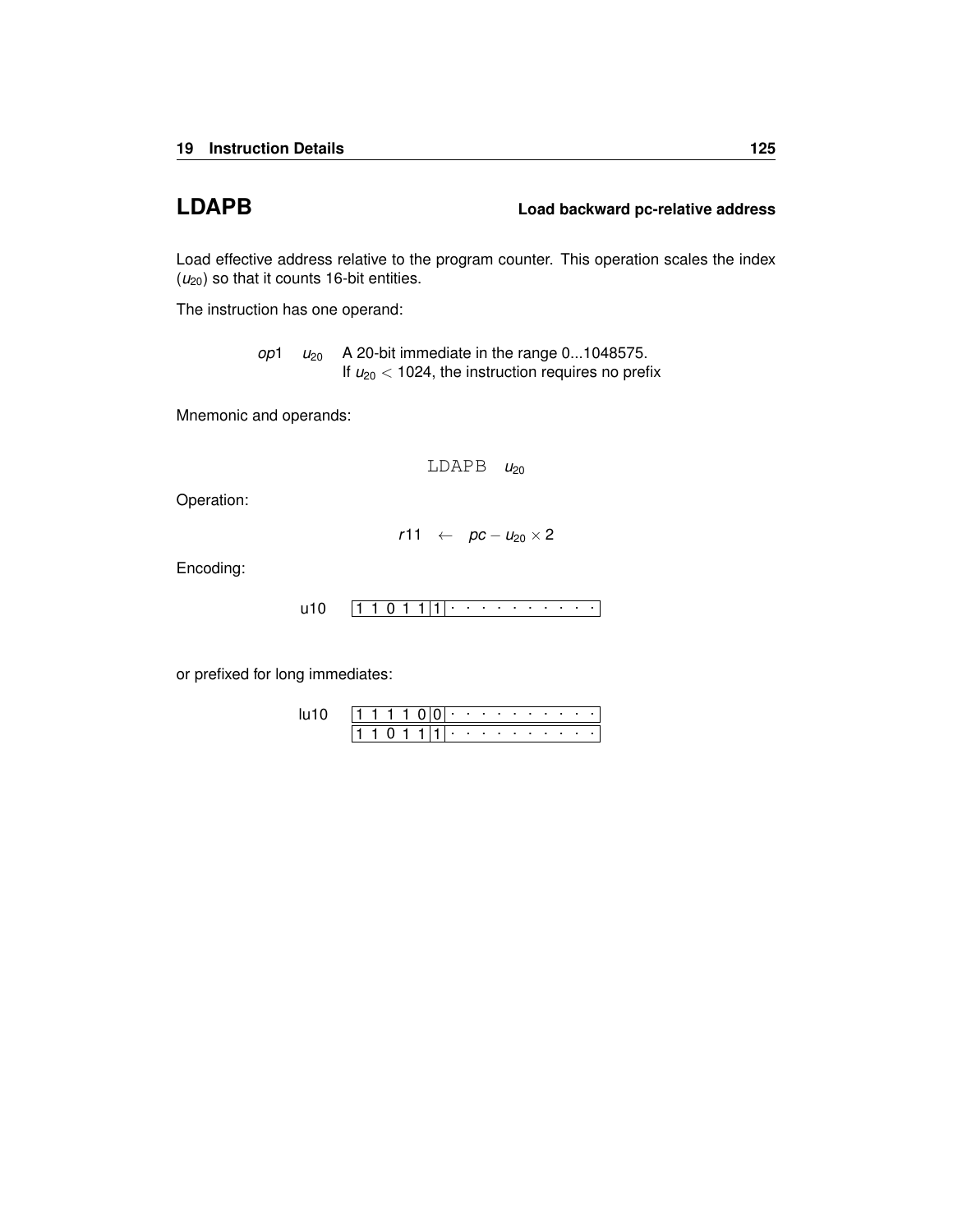## LDAPB **Load backward pc-relative address**

Load effective address relative to the program counter. This operation scales the index ($u_{20}$) so that it counts 16-bit entities.

The instruction has one operand:

| | | |
|---|---|---|
| *op*1 | $u_{20}$ | A 20-bit immediate in the range 0...1048575. If $u_{20} < 1024$, the instruction requires no prefix |

Mnemonic and operands:

$$\texttt{LDAPB} \quad u_{20}$$

Operation:

$$r11 \quad \leftarrow \quad pc - u_{20} \times 2$$

Encoding:

| | | | |
|---|---|---|---|
| u10 | 1 1 0 1 1 | 1 | · · · · · · · · · · |

or prefixed for long immediates:

| | | | |
|---|---|---|---|
| lu10 | 1 1 1 1 0 | 0 | · · · · · · · · · · |
| | 1 1 0 1 1 | 1 | · · · · · · · · · · |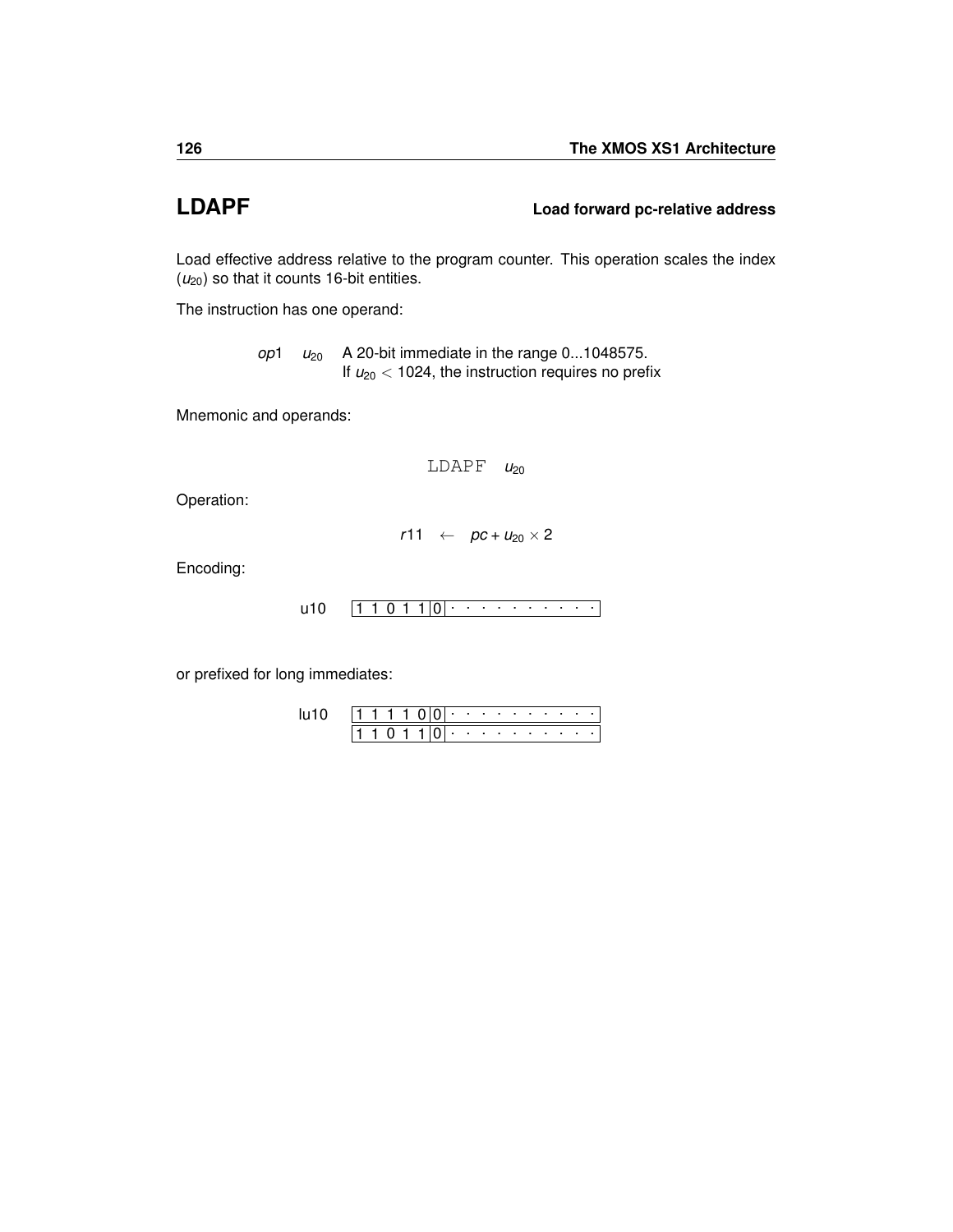## LDAPF — Load forward pc-relative address

Load effective address relative to the program counter. This operation scales the index ($u_{20}$) so that it counts 16-bit entities.

The instruction has one operand:

| | | |
|---|---|---|
| *op*1 | $u_{20}$ | A 20-bit immediate in the range 0...1048575. If $u_{20} < 1024$, the instruction requires no prefix |

Mnemonic and operands:

$$\texttt{LDAPF} \quad u_{20}$$

Operation:

$$r11 \quad \leftarrow \quad pc + u_{20} \times 2$$

Encoding:

```
u10     |1 1 0 1 1|0| · · · · · · · · · ·|
```

or prefixed for long immediates:

```
lu10    |1 1 1 1 0|0| · · · · · · · · · ·|
        |1 1 0 1 1|0| · · · · · · · · · ·|
```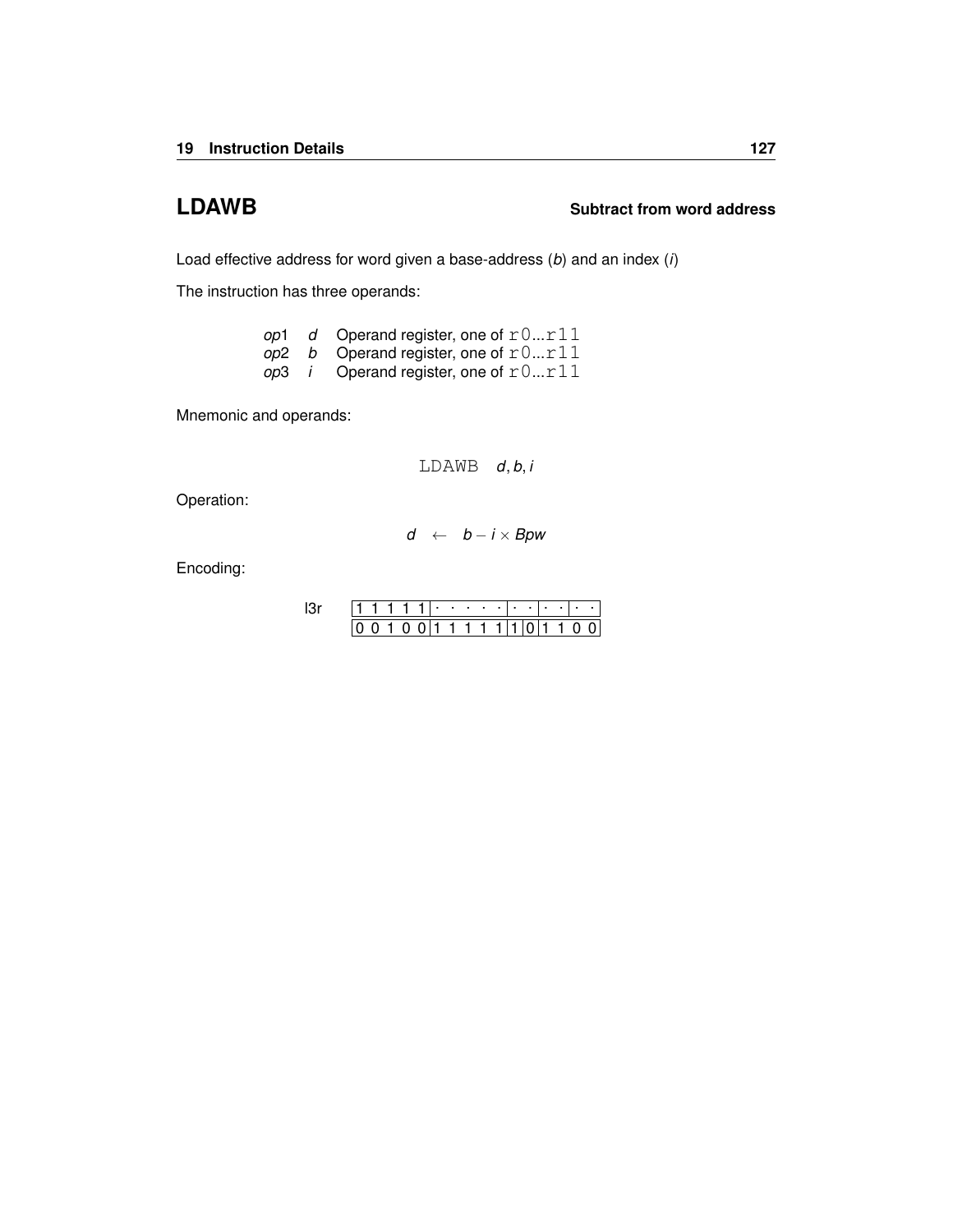## LDAWB

**Subtract from word address**

Load effective address for word given a base-address (*b*) and an index (*i*)

The instruction has three operands:

| | | |
|---|---|---|
| *op*1 | *d* | Operand register, one of `r0`...`r11` |
| *op*2 | *b* | Operand register, one of `r0`...`r11` |
| *op*3 | *i* | Operand register, one of `r0`...`r11` |

Mnemonic and operands:

$$\texttt{LDAWB} \quad d, b, i$$

Operation:

$$d \quad \leftarrow \quad b - i \times Bpw$$

Encoding:

l3r

| 1 1 1 1 1 | · · · · · | · · | · · | · · |
|---|---|---|---|---|
| 0 0 1 0 0 | 1 1 1 1 1 | 1 | 0 | 1 1 0 0 |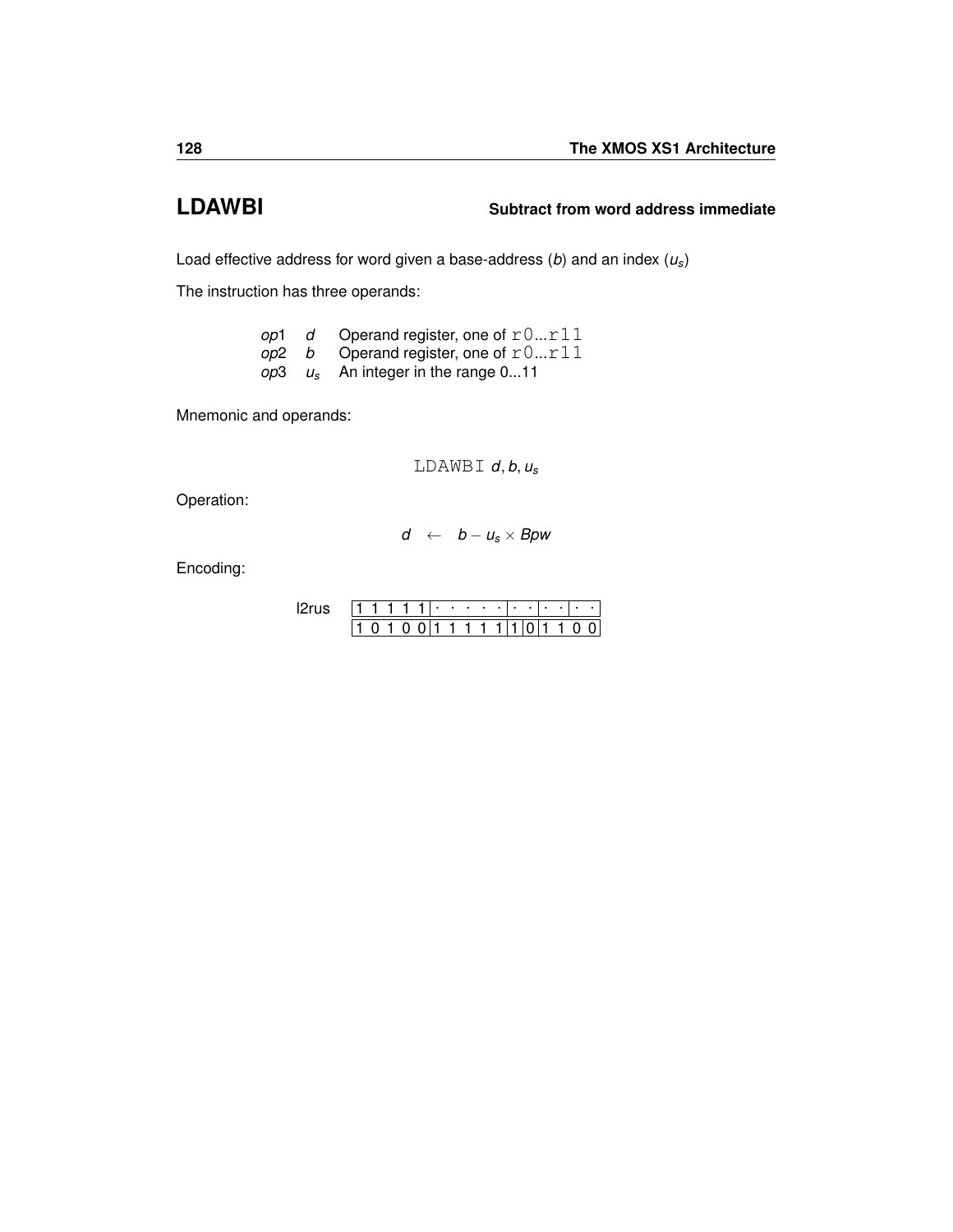## LDAWBI — Subtract from word address immediate

Load effective address for word given a base-address ($b$) and an index ($u_s$)

The instruction has three operands:

| | | |
|---|---|---|
| *op*1 | $d$ | Operand register, one of `r0...r11` |
| *op*2 | $b$ | Operand register, one of `r0...r11` |
| *op*3 | $u_s$ | An integer in the range 0...11 |

Mnemonic and operands:

$$\text{LDAWBI } d, b, u_s$$

Operation:

$$d \leftarrow b - u_s \times Bpw$$

Encoding:

l2rus

| 1 1 1 1 1 | · · · · · | · · | · · | · · |
|---|---|---|---|---|
| 1 0 1 0 0 | 1 1 1 1 1 | 1 | 0 | 1 1 0 0 |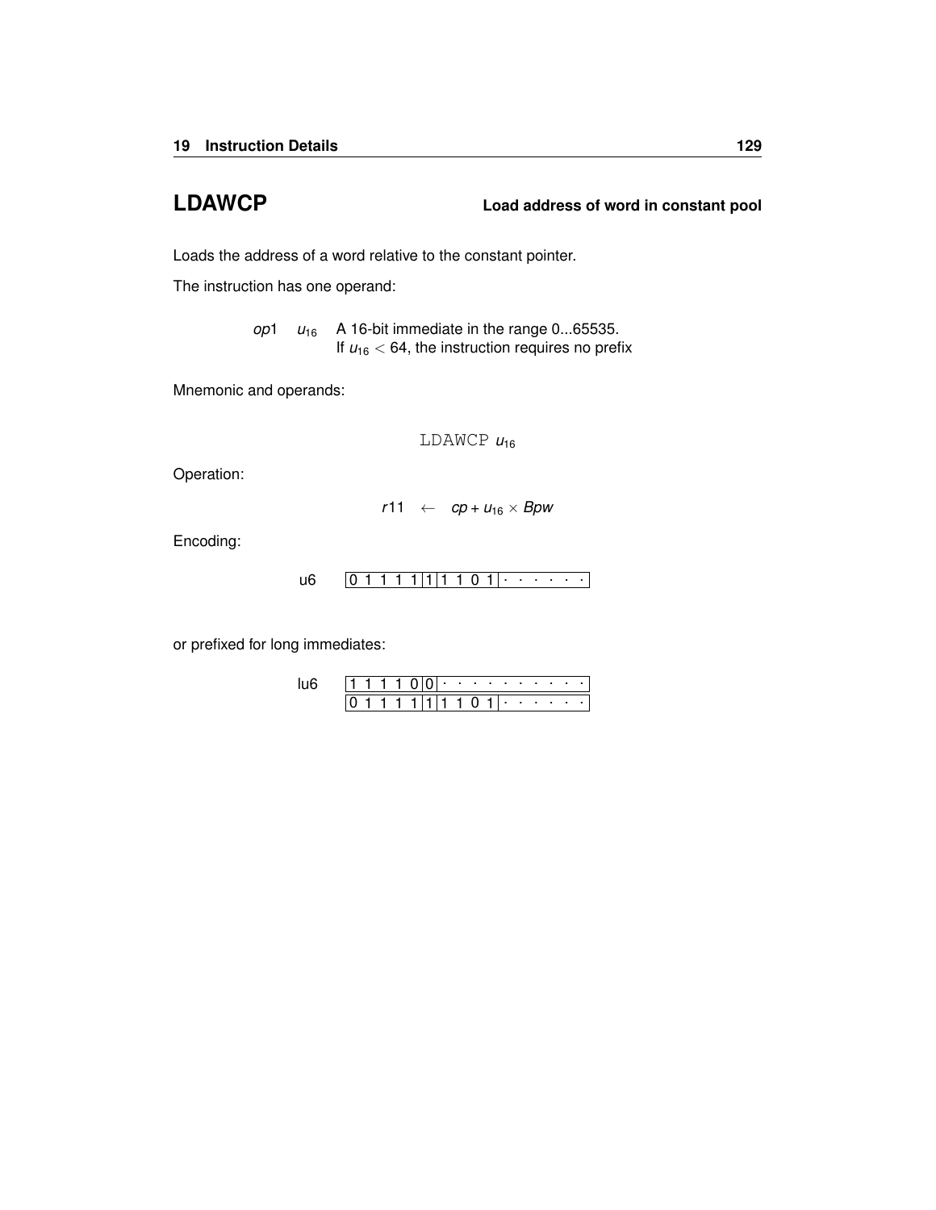## LDAWCP — Load address of word in constant pool

Loads the address of a word relative to the constant pointer.

The instruction has one operand:

| | | |
|---|---|---|
| *op*1 | $u_{16}$ | A 16-bit immediate in the range 0...65535. If $u_{16} < 64$, the instruction requires no prefix |

Mnemonic and operands:

```
LDAWCP u16
```

Operation:

$$r11 \leftarrow cp + u_{16} \times Bpw$$

Encoding:

u6 `0 1 1 1 1|1|1 1 0 1|· · · · · ·`

or prefixed for long immediates:

lu6 `1 1 1 1 0|0|· · · · · · · · · ·`
    `0 1 1 1 1|1|1 1 0 1|· · · · · ·`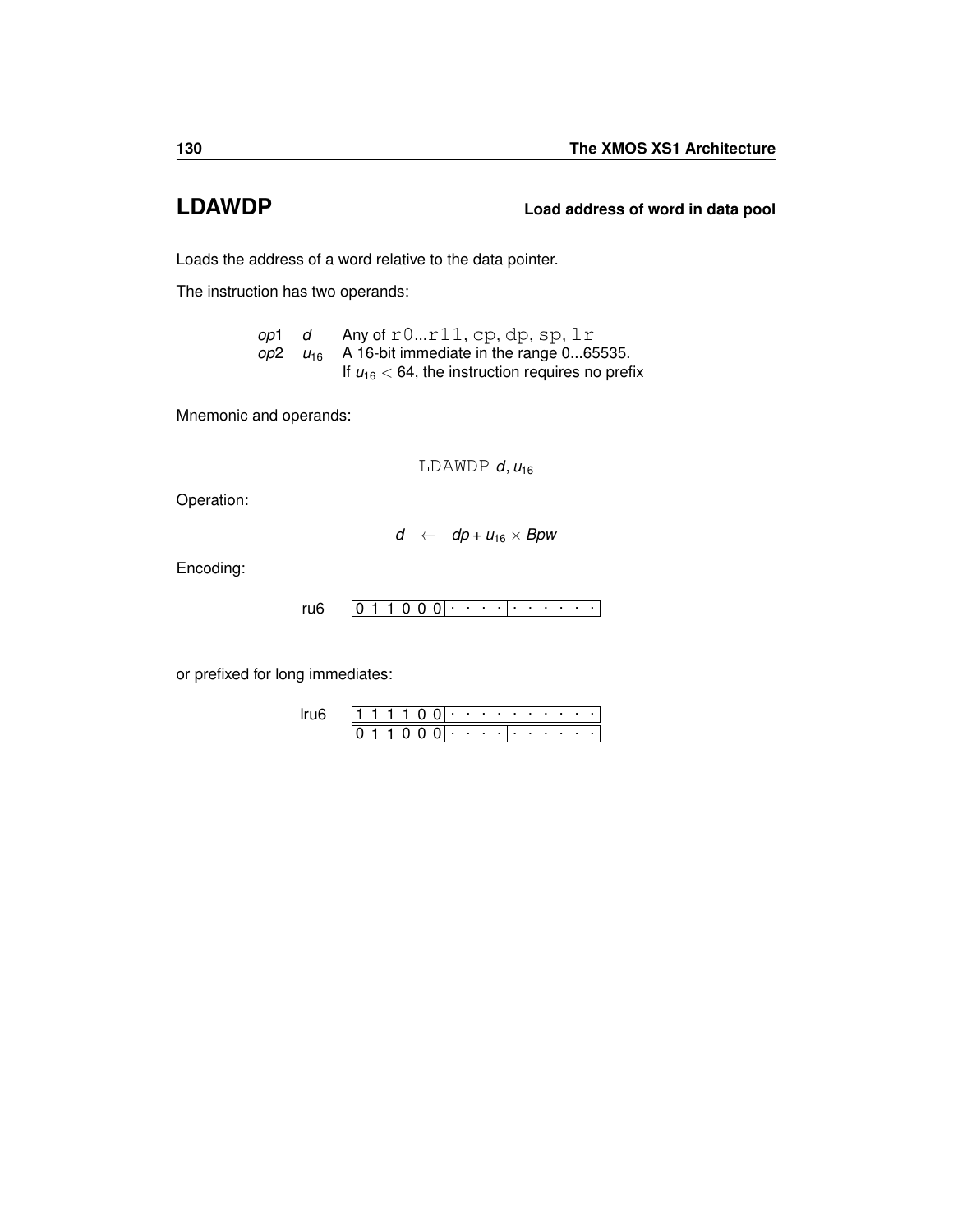# LDAWDP

**Load address of word in data pool**

Loads the address of a word relative to the data pointer.

The instruction has two operands:

| | | |
|---|---|---|
| *op*1 | *d* | Any of `r0`...`r11`, `cp`, `dp`, `sp`, `lr` |
| *op*2 | $u_{16}$ | A 16-bit immediate in the range 0...65535. If $u_{16} < 64$, the instruction requires no prefix |

Mnemonic and operands:

$$\texttt{LDAWDP}\ d, u_{16}$$

Operation:

$$d \leftarrow dp + u_{16} \times Bpw$$

Encoding:

ru6 `0 1 1 0 0 | 0 | · · · · | · · · · · ·`

or prefixed for long immediates:

lru6
`1 1 1 1 0 | 0 | · · · · · · · · · ·`
`0 1 1 0 0 | 0 | · · · · | · · · · · ·`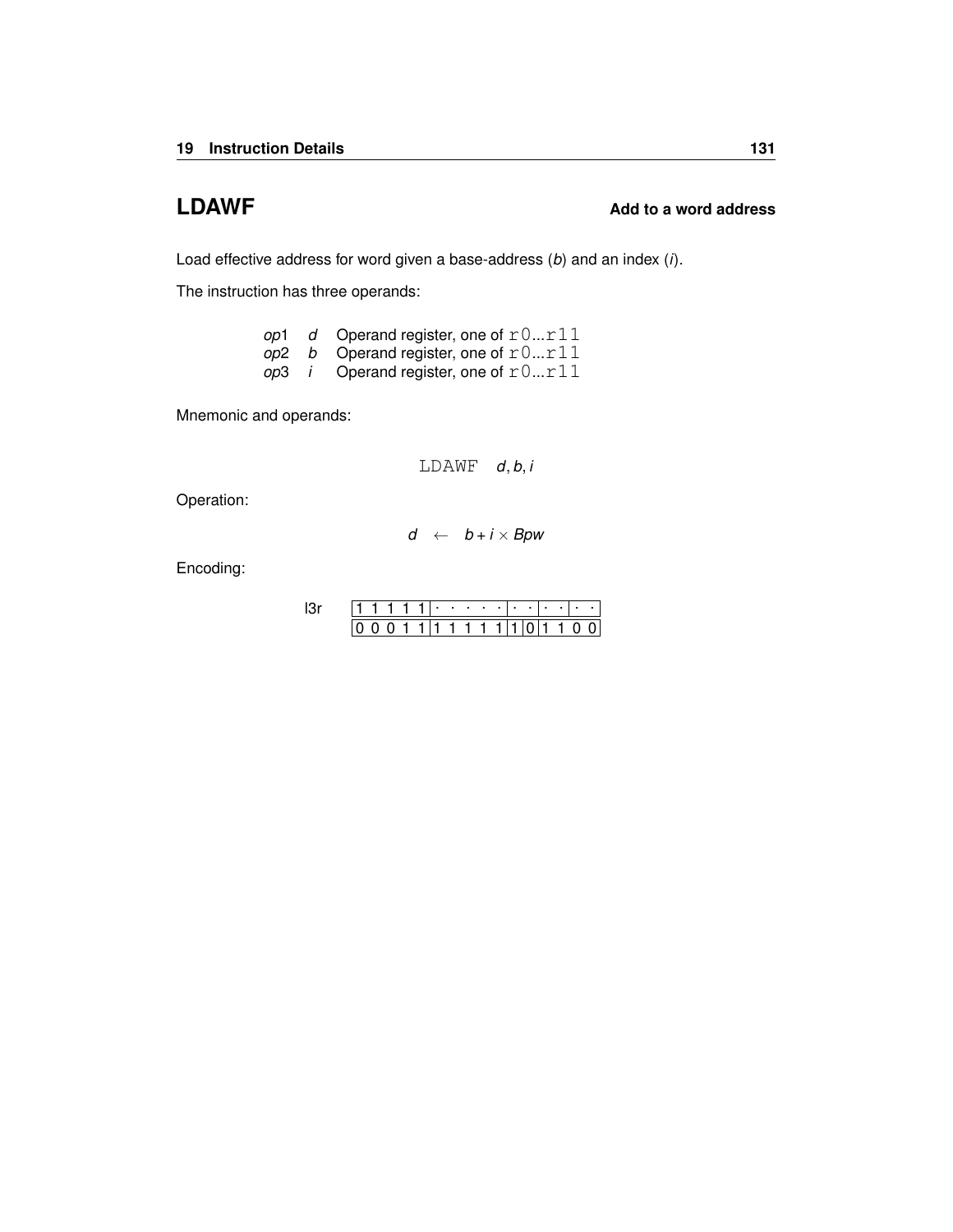## LDAWF — Add to a word address

Load effective address for word given a base-address (*b*) and an index (*i*).

The instruction has three operands:

| | | |
|---|---|---|
| *op*1 | *d* | Operand register, one of `r0`...`r11` |
| *op*2 | *b* | Operand register, one of `r0`...`r11` |
| *op*3 | *i* | Operand register, one of `r0`...`r11` |

Mnemonic and operands:

`LDAWF` *d*, *b*, *i*

Operation:

$$d \leftarrow b + i \times Bpw$$

Encoding:

l3r

| | | | | | |
|---|---|---|---|---|---|
| 1 1 1 1 1 | · · · · · | · · | · · | · · | |
| 0 0 0 1 1 | 1 1 1 1 1 | 1 | 0 | 1 1 0 0 | |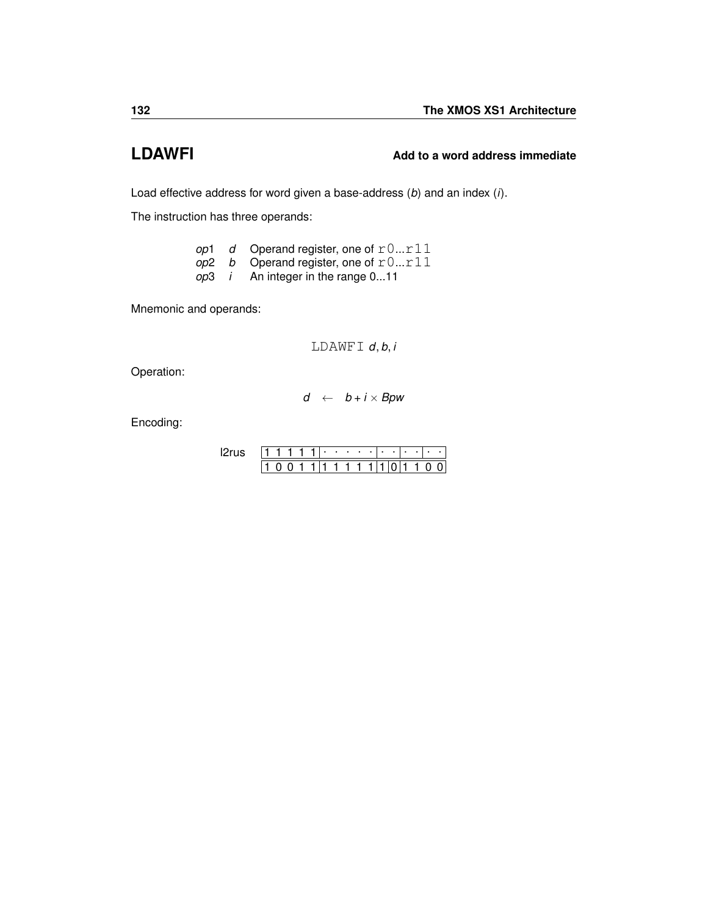## LDAWFI — Add to a word address immediate

Load effective address for word given a base-address (*b*) and an index (*i*).

The instruction has three operands:

| | | |
|---|---|---|
| *op*1 | *d* | Operand register, one of `r0`...`r11` |
| *op*2 | *b* | Operand register, one of `r0`...`r11` |
| *op*3 | *i* | An integer in the range 0...11 |

Mnemonic and operands:

$$\texttt{LDAWFI}\ d, b, i$$

Operation:

$$d \leftarrow b + i \times Bpw$$

Encoding:

| l2rus | | | | | | |
|---|---|---|---|---|---|---|
| | 1 1 1 1 1 | · · · · · | · · | · · | · · | |
| | 1 0 0 1 1 | 1 1 1 1 1 | 1 | 0 | 1 1 0 0 | |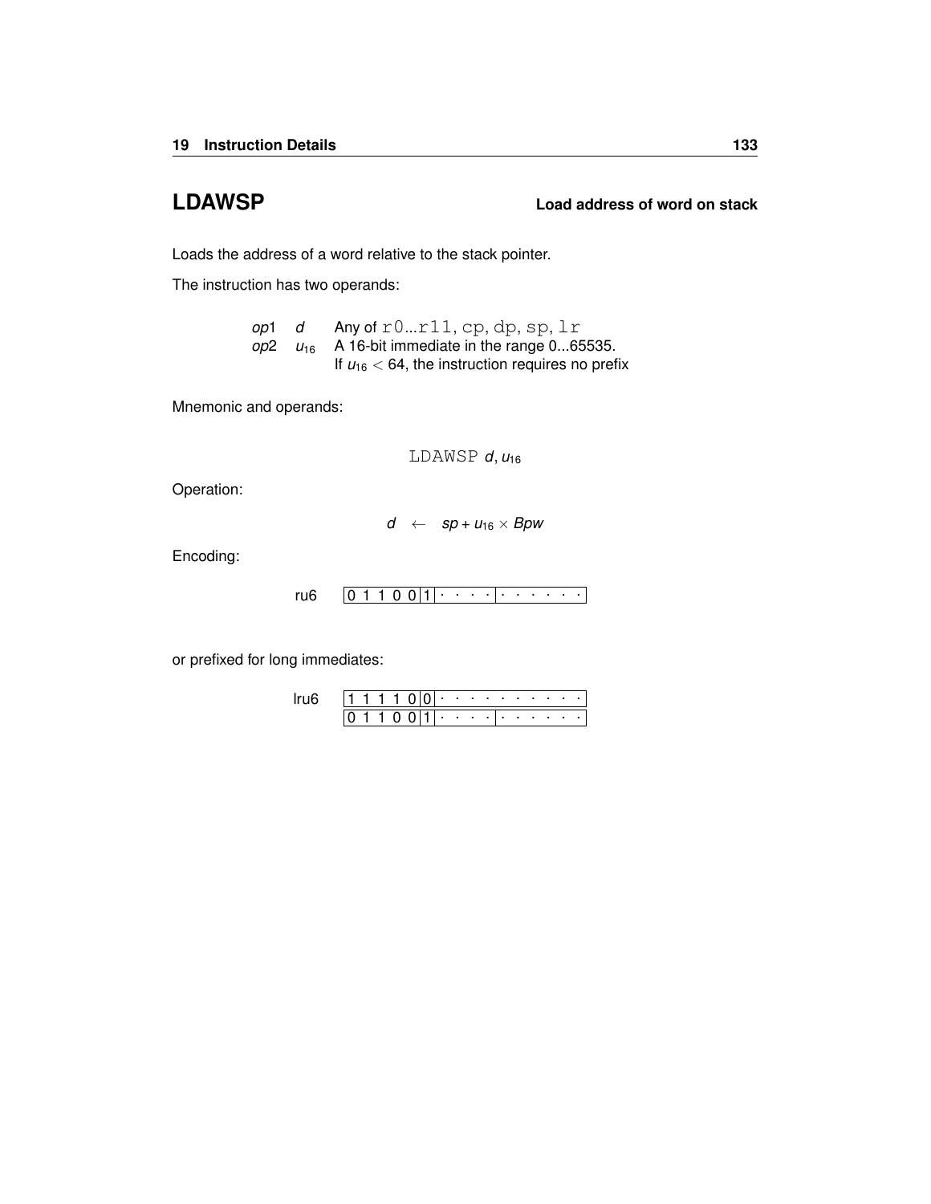## LDAWSP

**Load address of word on stack**

Loads the address of a word relative to the stack pointer.

The instruction has two operands:

| | | |
|---|---|---|
| *op*1 | $d$ | Any of `r0`...`r11`, `cp`, `dp`, `sp`, `lr` |
| *op*2 | $u_{16}$ | A 16-bit immediate in the range 0...65535. If $u_{16} < 64$, the instruction requires no prefix |

Mnemonic and operands:

$$\texttt{LDAWSP}\ d, u_{16}$$

Operation:

$$d \leftarrow sp + u_{16} \times Bpw$$

Encoding:

ru6 `0 1 1 0 0 1 | · · · · | · · · · · ·`

or prefixed for long immediates:

lru6
`1 1 1 1 0 0 | · · · · · · · · · ·`
`0 1 1 0 0 1 | · · · · | · · · · · ·`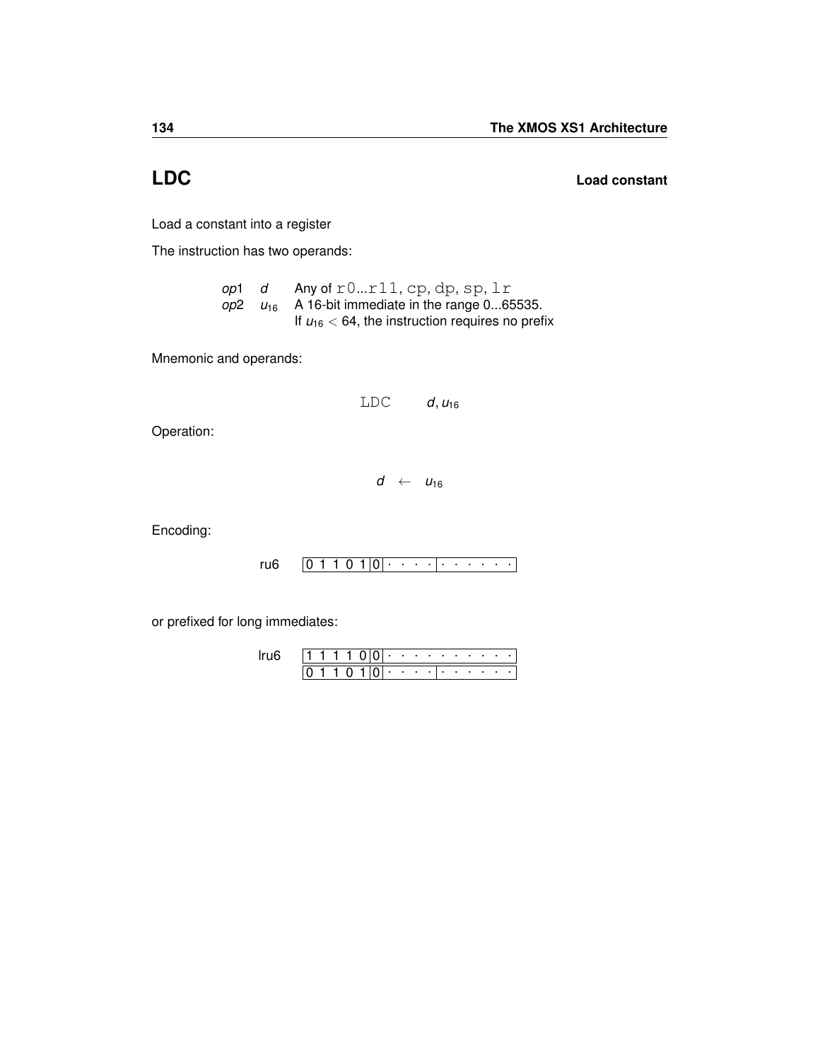# LDC **Load constant**

Load a constant into a register

The instruction has two operands:

| | | |
|---|---|---|
| *op*1 | *d* | Any of `r0`...`r11`, `cp`, `dp`, `sp`, `lr` |
| *op*2 | $u_{16}$ | A 16-bit immediate in the range 0...65535. If $u_{16} < 64$, the instruction requires no prefix |

Mnemonic and operands:

$$\texttt{LDC} \quad d, u_{16}$$

Operation:

$$d \leftarrow u_{16}$$

Encoding:

ru6 `0 1 1 0 1 | 0 | · · · · | · · · · · ·`

or prefixed for long immediates:

lru6 `1 1 1 1 0 | 0 | · · · · · · · · · ·`
`0 1 1 0 1 | 0 | · · · · | · · · · · ·`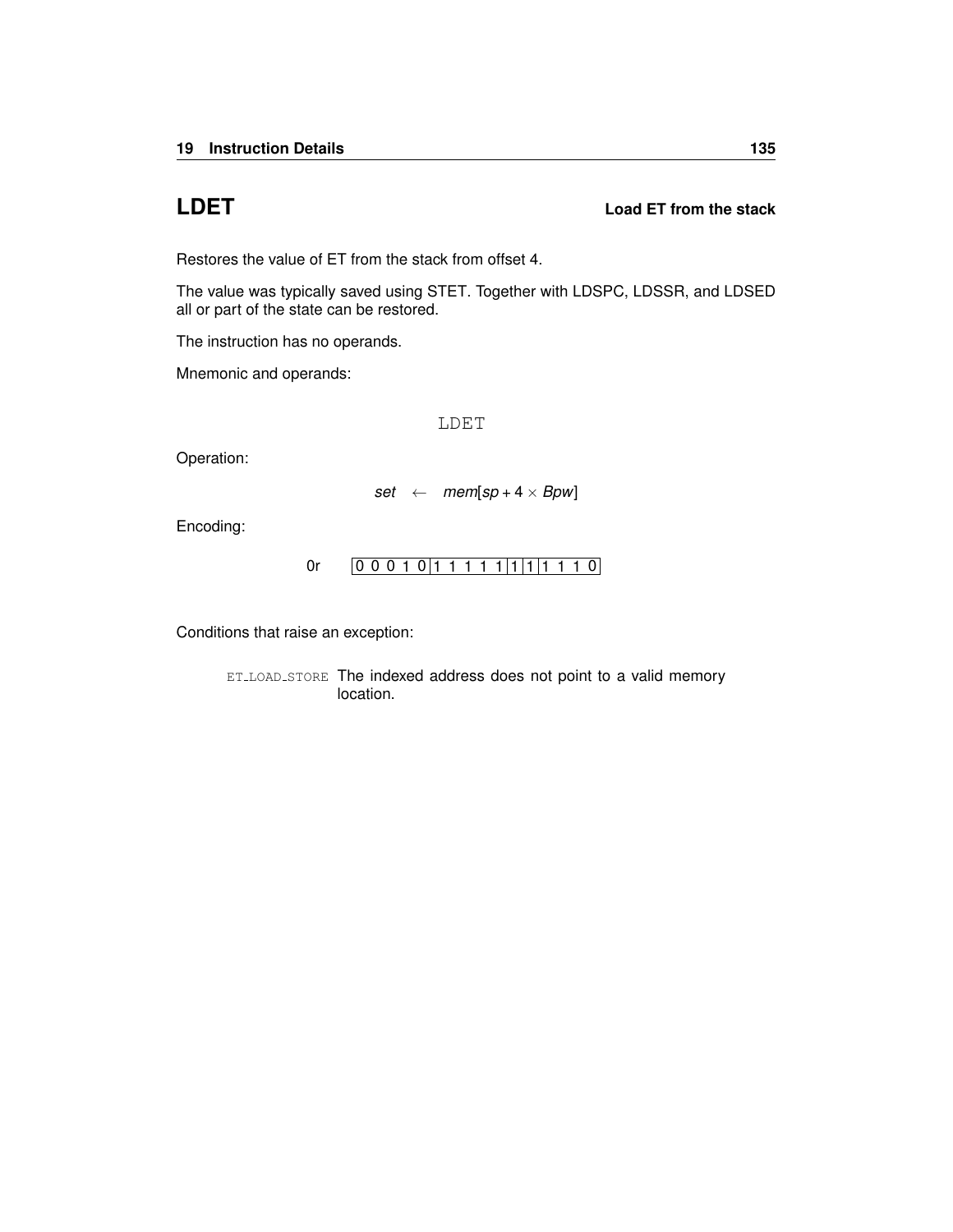## LDET

**Load ET from the stack**

Restores the value of ET from the stack from offset 4.

The value was typically saved using STET. Together with LDSPC, LDSSR, and LDSED all or part of the state can be restored.

The instruction has no operands.

Mnemonic and operands:

```
LDET
```

Operation:

$$set \leftarrow mem[sp + 4 \times Bpw]$$

Encoding:

0r | 0 0 0 1 0 | 1 1 1 1 1 | 1 | 1 | 1 1 1 0 |

Conditions that raise an exception:

ET_LOAD_STORE The indexed address does not point to a valid memory location.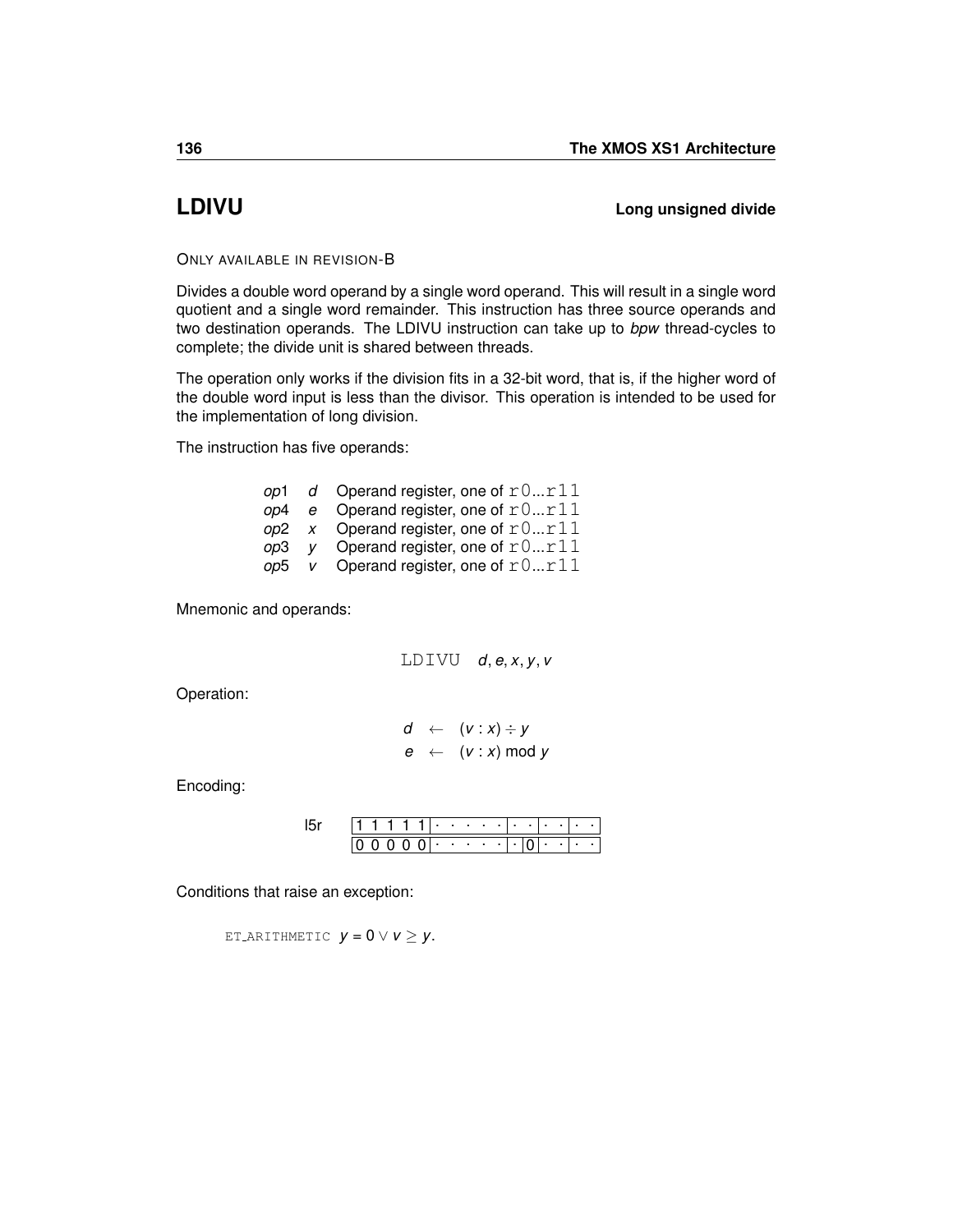# LDIVU — Long unsigned divide

ONLY AVAILABLE IN REVISION-B

Divides a double word operand by a single word operand. This will result in a single word quotient and a single word remainder. This instruction has three source operands and two destination operands. The LDIVU instruction can take up to *bpw* thread-cycles to complete; the divide unit is shared between threads.

The operation only works if the division fits in a 32-bit word, that is, if the higher word of the double word input is less than the divisor. This operation is intended to be used for the implementation of long division.

The instruction has five operands:

| | | |
|---|---|---|
| *op*1 | *d* | Operand register, one of `r0...r11` |
| *op*4 | *e* | Operand register, one of `r0...r11` |
| *op*2 | *x* | Operand register, one of `r0...r11` |
| *op*3 | *y* | Operand register, one of `r0...r11` |
| *op*5 | *v* | Operand register, one of `r0...r11` |

Mnemonic and operands:

`LDIVU` *d*, *e*, *x*, *y*, *v*

Operation:

$$d \leftarrow (v : x) \div y$$
$$e \leftarrow (v : x) \bmod y$$

Encoding:

| l5r | | | | | | |
|---|---|---|---|---|---|---|
| | 1 1 1 1 1 | · · · · · | · · | · · | · · | |
| | 0 0 0 0 0 | · · · · · | · | 0 | · · | · · |

Conditions that raise an exception:

ET_ARITHMETIC $y = 0 \lor v \geq y$.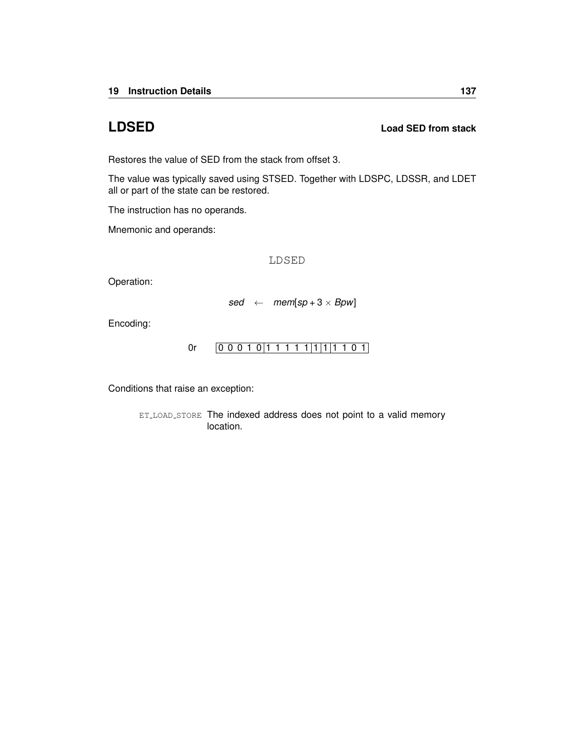## LDSED **Load SED from stack**

Restores the value of SED from the stack from offset 3.

The value was typically saved using STSED. Together with LDSPC, LDSSR, and LDET all or part of the state can be restored.

The instruction has no operands.

Mnemonic and operands:

```
LDSED
```

Operation:

$$sed \leftarrow mem[sp + 3 \times Bpw]$$

Encoding:

0r | 0 0 0 1 0 | 1 1 1 1 1 | 1 | 1 | 1 1 0 1 |

Conditions that raise an exception:

ET_LOAD_STORE The indexed address does not point to a valid memory location.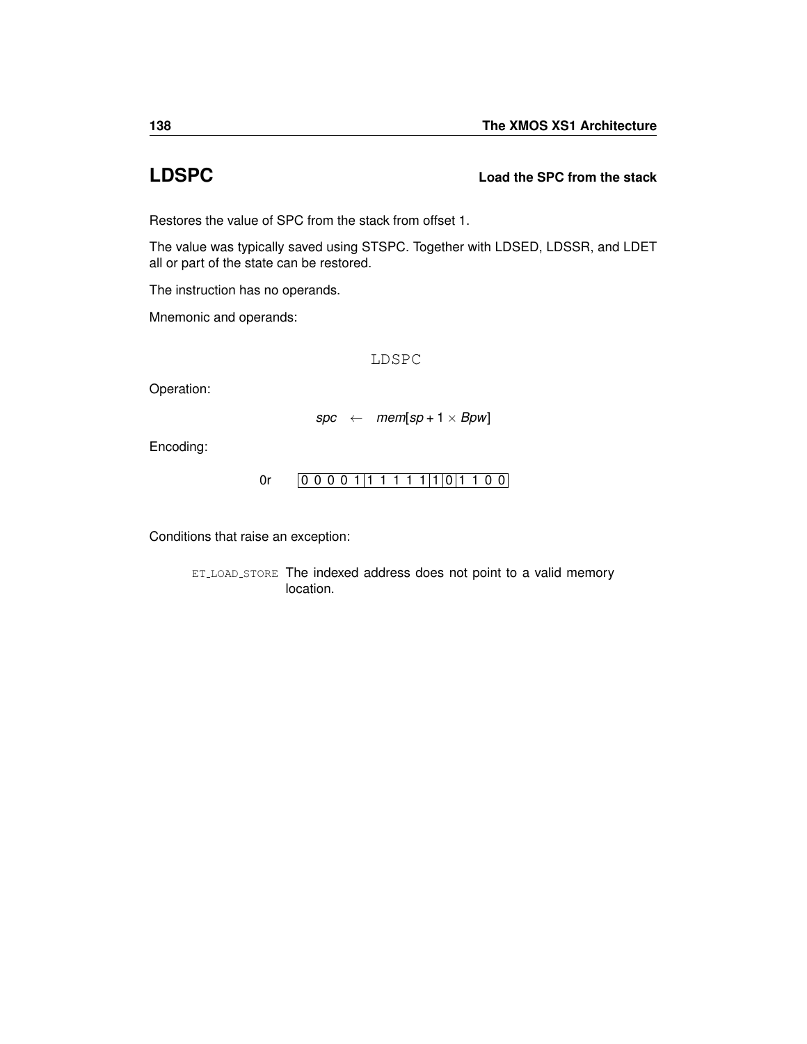## LDSPC

**Load the SPC from the stack**

Restores the value of SPC from the stack from offset 1.

The value was typically saved using STSPC. Together with LDSED, LDSSR, and LDET all or part of the state can be restored.

The instruction has no operands.

Mnemonic and operands:

```
LDSPC
```

Operation:

$$spc \quad \leftarrow \quad mem[sp + 1 \times Bpw]$$

Encoding:

0r | 0 0 0 0 1 | 1 1 1 1 1 | 1 | 0 | 1 1 0 0 |

Conditions that raise an exception:

| | |
|---|---|
| ET_LOAD_STORE | The indexed address does not point to a valid memory location. |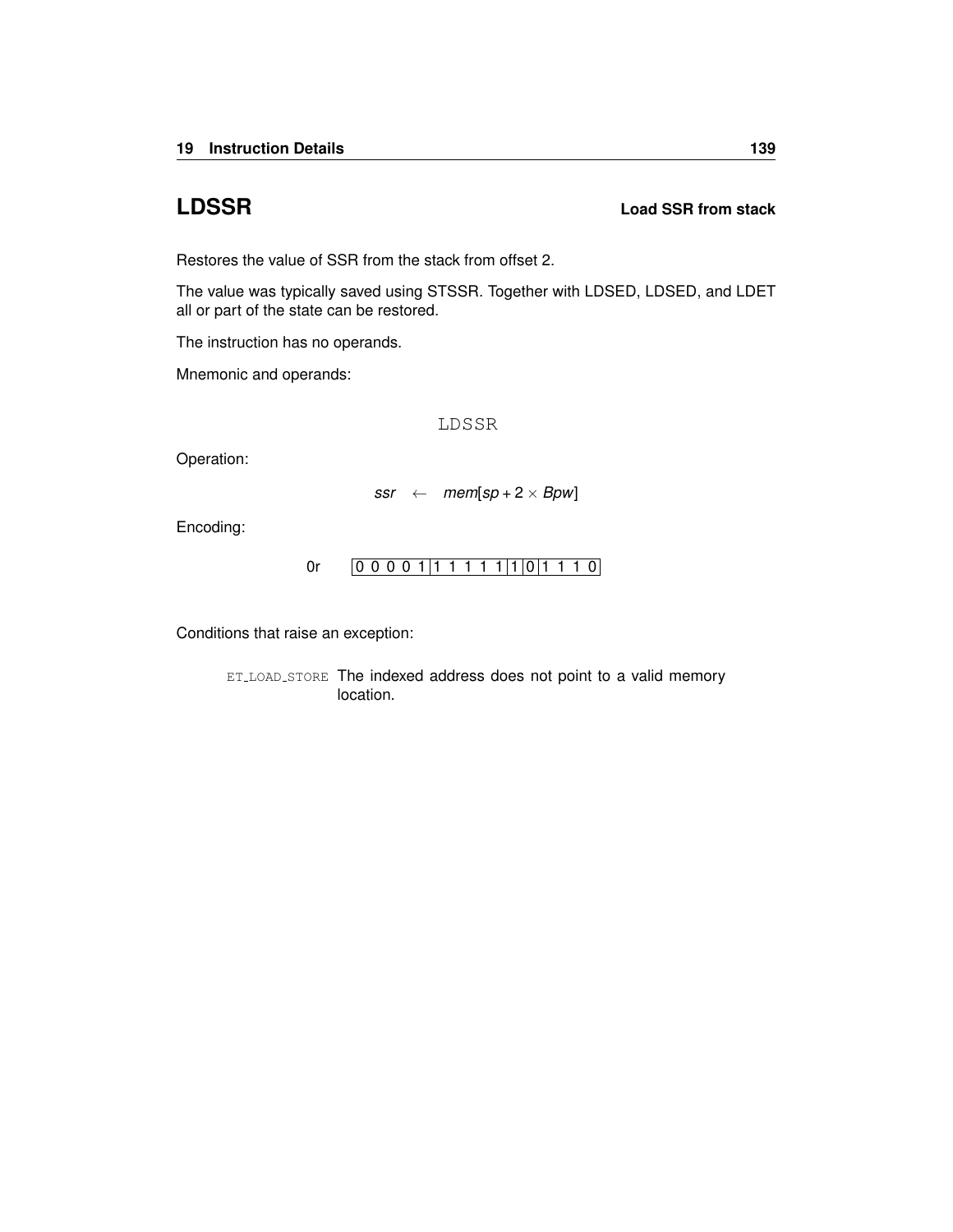## LDSSR **Load SSR from stack**

Restores the value of SSR from the stack from offset 2.

The value was typically saved using STSSR. Together with LDSED, LDSED, and LDET all or part of the state can be restored.

The instruction has no operands.

Mnemonic and operands:

```
LDSSR
```

Operation:

$$ssr \leftarrow mem[sp + 2 \times Bpw]$$

Encoding:

0r | 0 0 0 0 1 | 1 1 1 1 1 | 1 | 0 | 1 1 1 0 |

Conditions that raise an exception:

ET_LOAD_STORE The indexed address does not point to a valid memory location.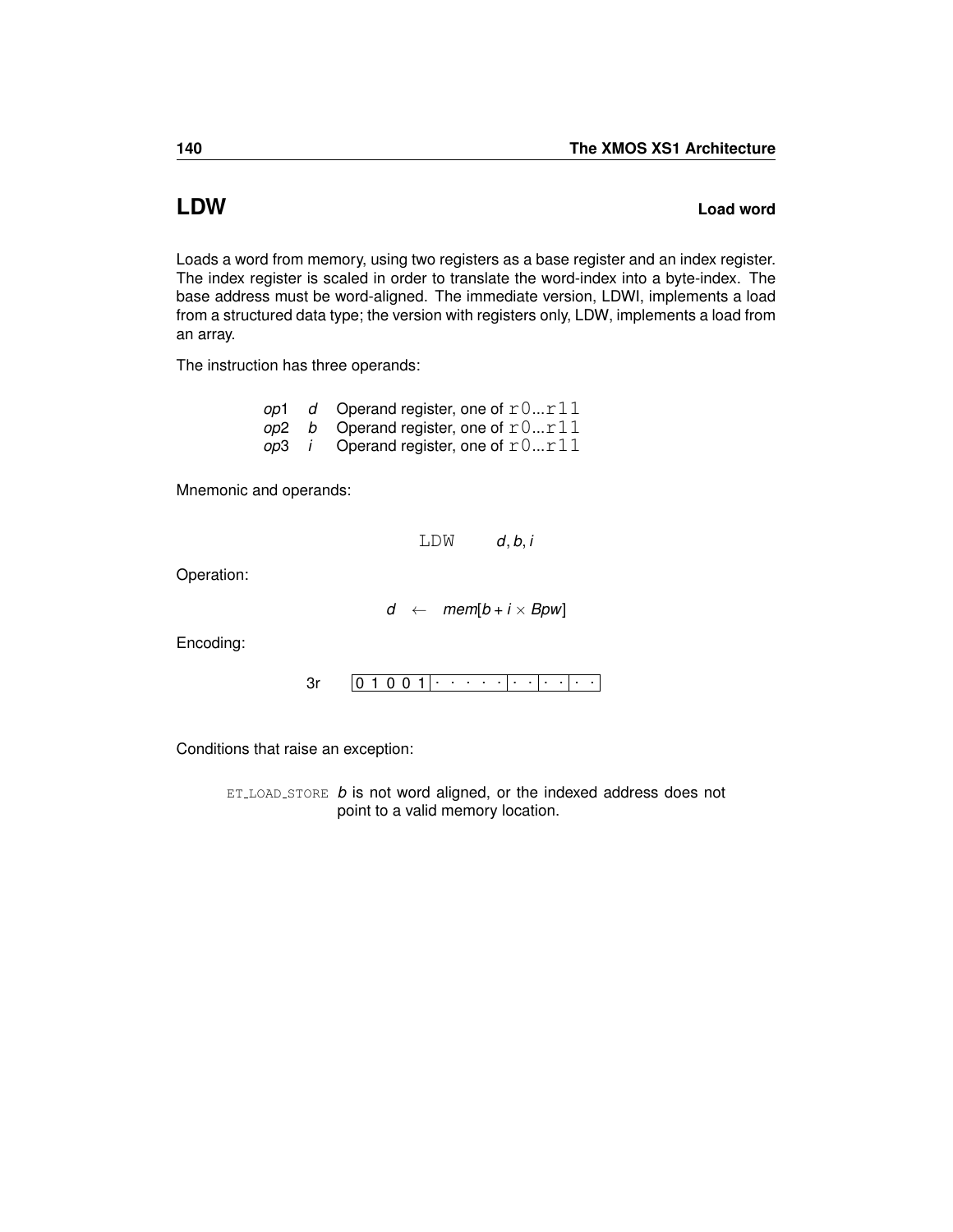## LDW **Load word**

Loads a word from memory, using two registers as a base register and an index register. The index register is scaled in order to translate the word-index into a byte-index. The base address must be word-aligned. The immediate version, LDWI, implements a load from a structured data type; the version with registers only, LDW, implements a load from an array.

The instruction has three operands:

| | | |
|---|---|---|
| *op*1 | *d* | Operand register, one of `r0...r11` |
| *op*2 | *b* | Operand register, one of `r0...r11` |
| *op*3 | *i* | Operand register, one of `r0...r11` |

Mnemonic and operands:

`LDW` *d*, *b*, *i*

Operation:

$$d \leftarrow mem[b + i \times Bpw]$$

Encoding:

3r | 0 1 0 0 1 | · · · · · | · · | · · | · · |

Conditions that raise an exception:

`ET_LOAD_STORE` *b* is not word aligned, or the indexed address does not point to a valid memory location.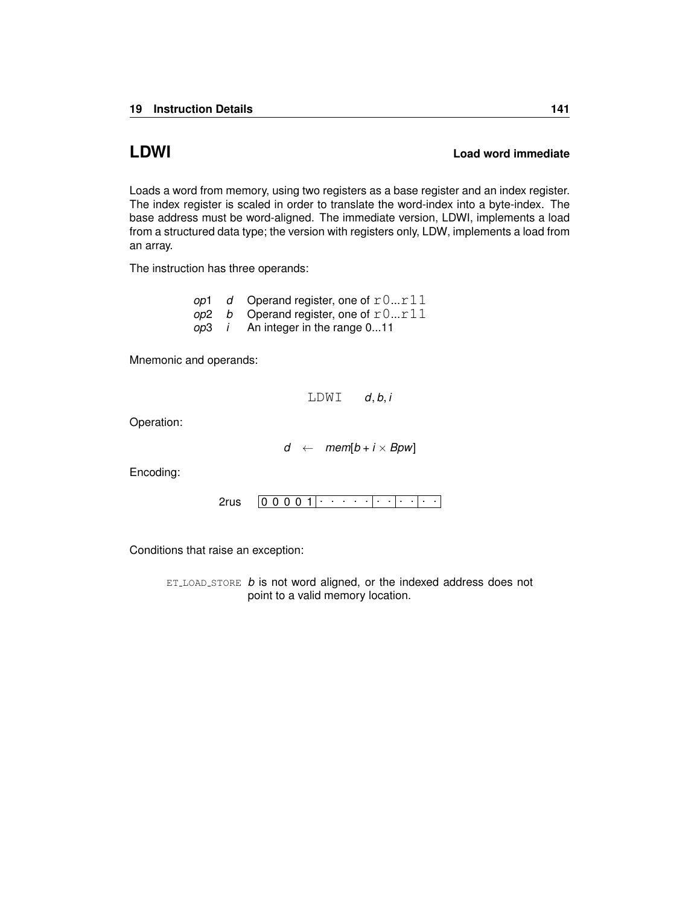## LDWI **Load word immediate**

Loads a word from memory, using two registers as a base register and an index register. The index register is scaled in order to translate the word-index into a byte-index. The base address must be word-aligned. The immediate version, LDWI, implements a load from a structured data type; the version with registers only, LDW, implements a load from an array.

The instruction has three operands:

| | | |
|---|---|---|
| *op*1 | *d* | Operand register, one of `r0...r11` |
| *op*2 | *b* | Operand register, one of `r0...r11` |
| *op*3 | *i* | An integer in the range 0...11 |

Mnemonic and operands:

`LDWI` *d*, *b*, *i*

Operation:

$$d \leftarrow mem[b + i \times Bpw]$$

Encoding:

2rus | 0 0 0 0 1 | · · · · · | · · | · · | · · |

Conditions that raise an exception:

`ET_LOAD_STORE` *b* is not word aligned, or the indexed address does not point to a valid memory location.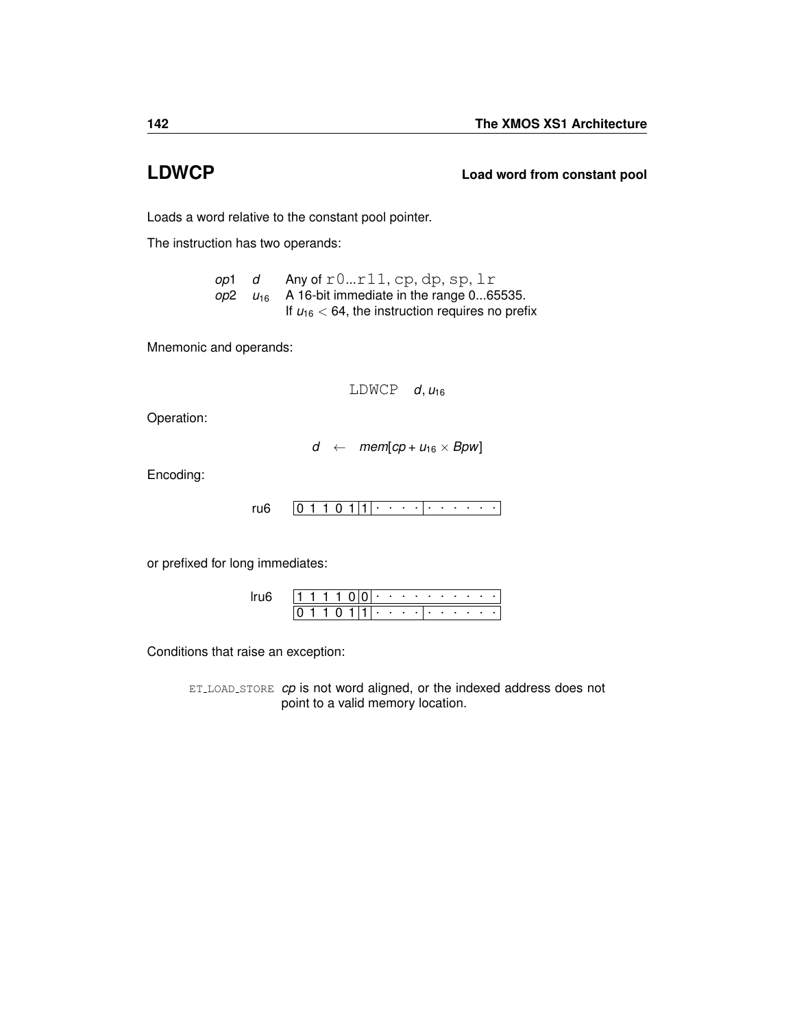# LDWCP

**Load word from constant pool**

Loads a word relative to the constant pool pointer.

The instruction has two operands:

| | | |
|---|---|---|
| *op*1 | *d* | Any of `r0`...`r11`, `cp`, `dp`, `sp`, `lr` |
| *op*2 | $u_{16}$ | A 16-bit immediate in the range 0...65535. If $u_{16} < 64$, the instruction requires no prefix |

Mnemonic and operands:

`LDWCP` $d, u_{16}$

Operation:

$$d \leftarrow mem[cp + u_{16} \times Bpw]$$

Encoding:

ru6 `0 1 1 0 1 | 1 | · · · · | · · · · · ·`

or prefixed for long immediates:

lru6 `1 1 1 1 0 | 0 | · · · · · · · · · ·`
`0 1 1 0 1 | 1 | · · · · | · · · · · ·`

Conditions that raise an exception:

ET_LOAD_STORE *cp* is not word aligned, or the indexed address does not point to a valid memory location.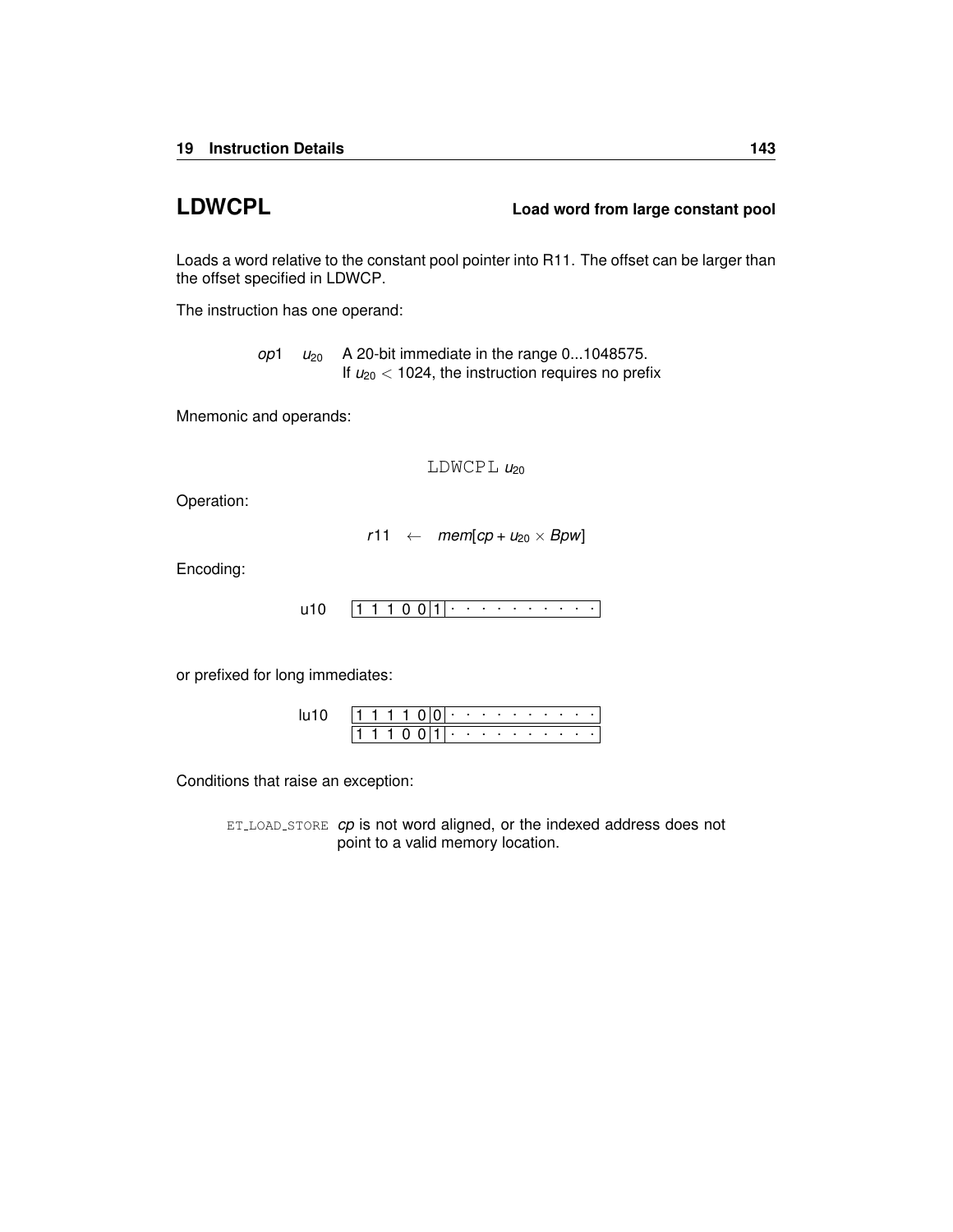## LDWCPL — Load word from large constant pool

Loads a word relative to the constant pool pointer into R11. The offset can be larger than the offset specified in LDWCP.

The instruction has one operand:

| | | |
|---|---|---|
| $op1$ | $u_{20}$ | A 20-bit immediate in the range 0...1048575. If $u_{20} < 1024$, the instruction requires no prefix |

Mnemonic and operands:

$$\texttt{LDWCPL}\ u_{20}$$

Operation:

$$r11 \leftarrow mem[cp + u_{20} \times Bpw]$$

Encoding:

| | | | | | | | | | | | | | | | | |
|---|---|---|---|---|---|---|---|---|---|---|---|---|---|---|---|---|
| u10 | 1 1 1 0 0 | 1 | · | · | · | · | · | · | · | · | · | · |

or prefixed for long immediates:

| | | | | | | | | | | | | | | | | |
|---|---|---|---|---|---|---|---|---|---|---|---|---|---|---|---|---|
| lu10 | 1 1 1 1 0 | 0 | · | · | · | · | · | · | · | · | · | · |
| | 1 1 1 0 0 | 1 | · | · | · | · | · | · | · | · | · | · |

Conditions that raise an exception:

| | |
|---|---|
| ET_LOAD_STORE | *cp* is not word aligned, or the indexed address does not point to a valid memory location. |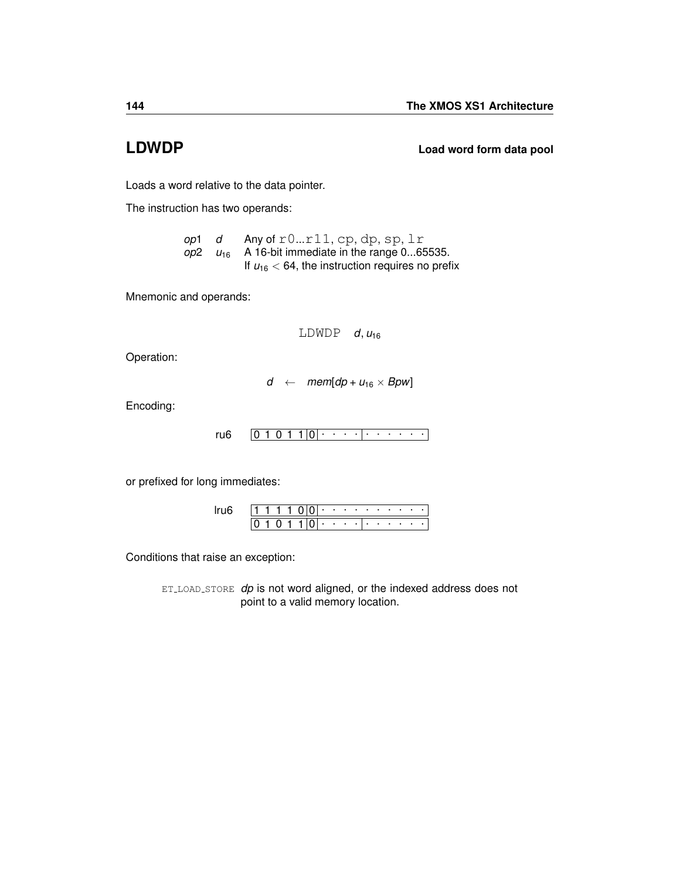# LDWDP

**Load word form data pool**

Loads a word relative to the data pointer.

The instruction has two operands:

| | | |
|---|---|---|
| *op*1 | $d$ | Any of r0...r11, cp, dp, sp, lr |
| *op*2 | $u_{16}$ | A 16-bit immediate in the range 0...65535. If $u_{16} < 64$, the instruction requires no prefix |

Mnemonic and operands:

$$\text{LDWDP} \quad d, u_{16}$$

Operation:

$$d \leftarrow mem[dp + u_{16} \times Bpw]$$

Encoding:

| ru6 | 0 1 0 1 1 | 0 | · · · · | · · · · · · |
|---|---|---|---|---|

or prefixed for long immediates:

| lru6 | 1 1 1 1 0 | 0 | · · · · · · · · · · |
|---|---|---|---|
| | 0 1 0 1 1 | 0 | · · · · \| · · · · · · |

Conditions that raise an exception:

ET_LOAD_STORE *dp* is not word aligned, or the indexed address does not point to a valid memory location.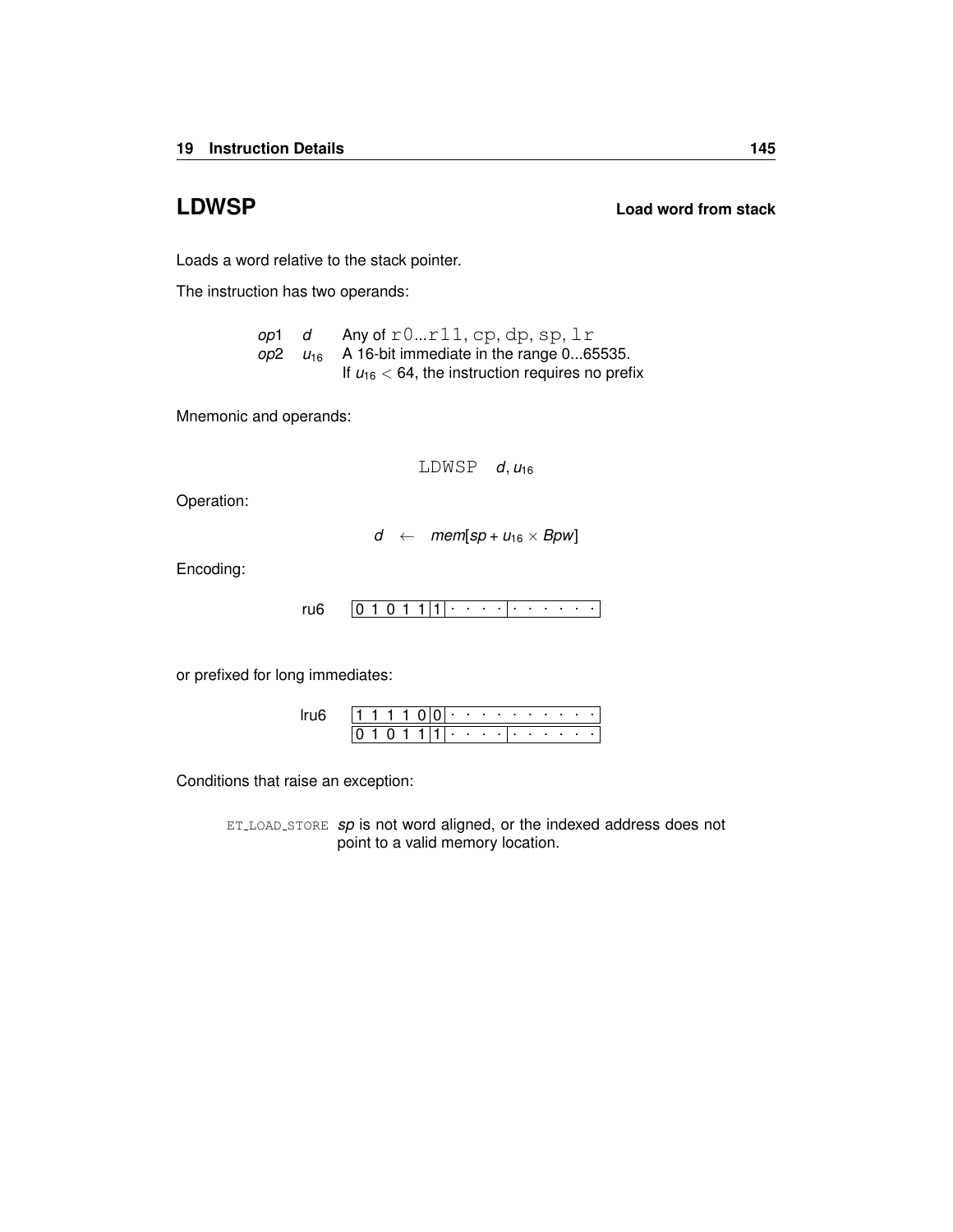## LDWSP

**Load word from stack**

Loads a word relative to the stack pointer.

The instruction has two operands:

| | | |
|---|---|---|
| *op*1 | *d* | Any of `r0`...`r11`, `cp`, `dp`, `sp`, `lr` |
| *op*2 | $u_{16}$ | A 16-bit immediate in the range 0...65535. If $u_{16} < 64$, the instruction requires no prefix |

Mnemonic and operands:

`LDWSP` $d, u_{16}$

Operation:

$$d \leftarrow mem[sp + u_{16} \times Bpw]$$

Encoding:

ru6: `0 1 0 1 1 | 1 | · · · · | · · · · · ·`

or prefixed for long immediates:

lru6:
`1 1 1 1 0 | 0 | · · · · · · · · · ·`
`0 1 0 1 1 | 1 | · · · · | · · · · · ·`

Conditions that raise an exception:

`ET_LOAD_STORE` *sp* is not word aligned, or the indexed address does not point to a valid memory location.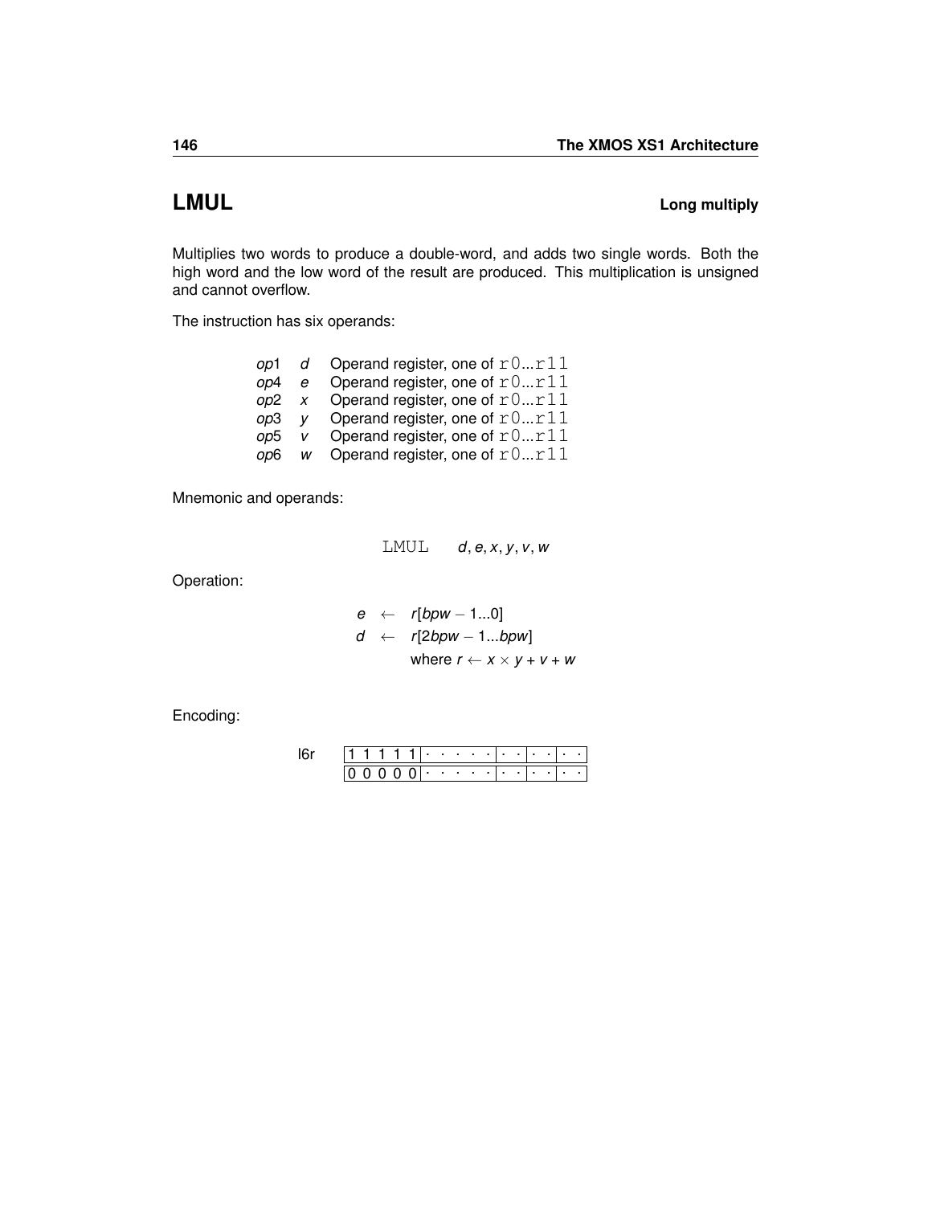## LMUL **Long multiply**

Multiplies two words to produce a double-word, and adds two single words. Both the high word and the low word of the result are produced. This multiplication is unsigned and cannot overflow.

The instruction has six operands:

| | | |
|---|---|---|
| *op*1 | *d* | Operand register, one of `r0...r11` |
| *op*4 | *e* | Operand register, one of `r0...r11` |
| *op*2 | *x* | Operand register, one of `r0...r11` |
| *op*3 | *y* | Operand register, one of `r0...r11` |
| *op*5 | *v* | Operand register, one of `r0...r11` |
| *op*6 | *w* | Operand register, one of `r0...r11` |

Mnemonic and operands:

`LMUL` $d, e, x, y, v, w$

Operation:

$$
\begin{aligned}
e &\leftarrow r[bpw - 1...0] \\
d &\leftarrow r[2bpw - 1...bpw] \\
&\quad \text{where } r \leftarrow x \times y + v + w
\end{aligned}
$$

Encoding:

l6r

| | | | | |
|---|---|---|---|---|
| 1 1 1 1 1 | · · · · · | · · | · · | · · |
| 0 0 0 0 0 | · · · · · | · · | · · | · · |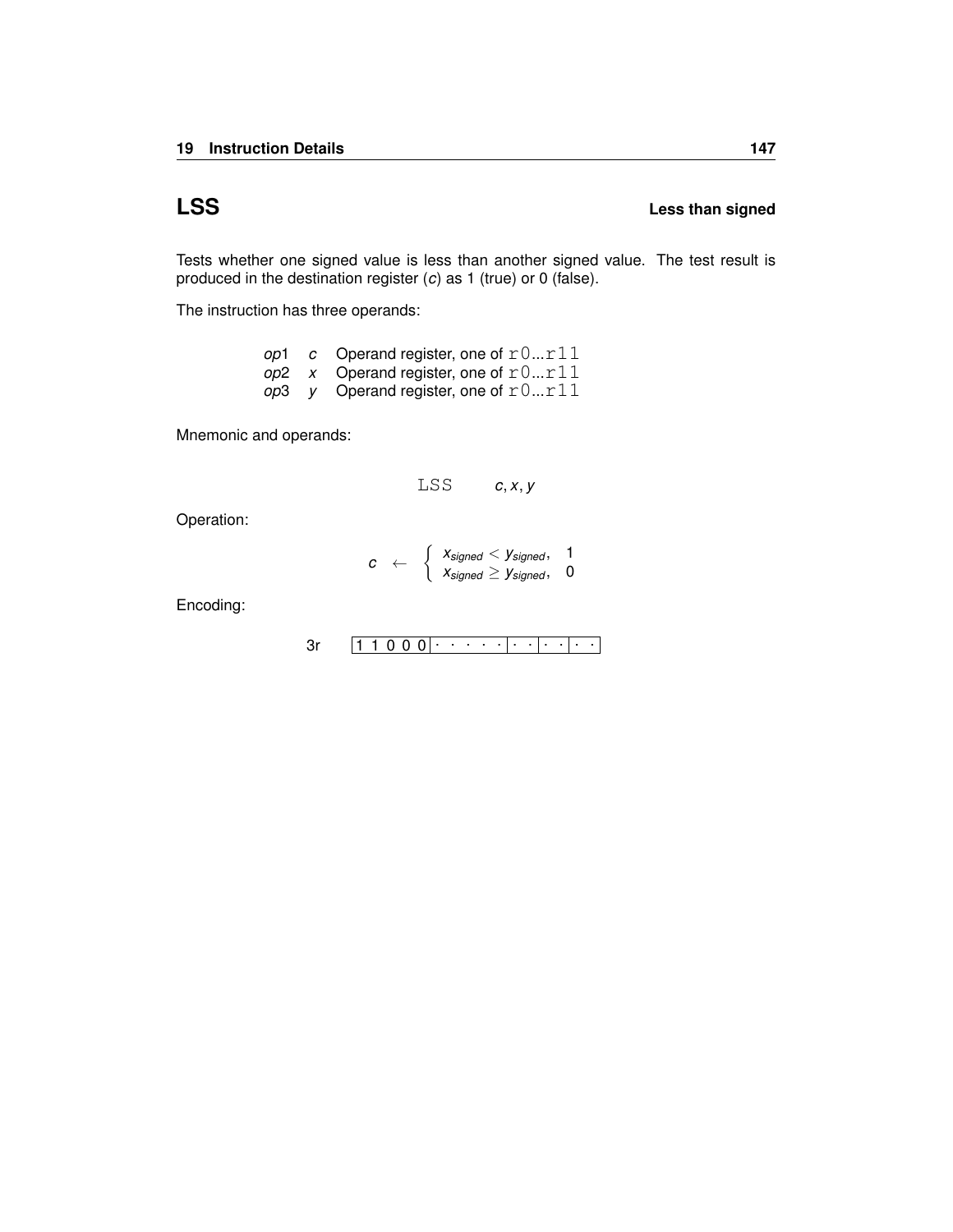## LSS — Less than signed

Tests whether one signed value is less than another signed value. The test result is produced in the destination register (*c*) as 1 (true) or 0 (false).

The instruction has three operands:

| | | |
|---|---|---|
| *op*1 | *c* | Operand register, one of `r0...r11` |
| *op*2 | *x* | Operand register, one of `r0...r11` |
| *op*3 | *y* | Operand register, one of `r0...r11` |

Mnemonic and operands:

```
LSS     c, x, y
```

Operation:

$$c \leftarrow \begin{cases} x_{signed} < y_{signed}, & 1 \\ x_{signed} \geq y_{signed}, & 0 \end{cases}$$

Encoding:

3r `1 1 0 0 0 | · · · · · | · · | · · | · ·`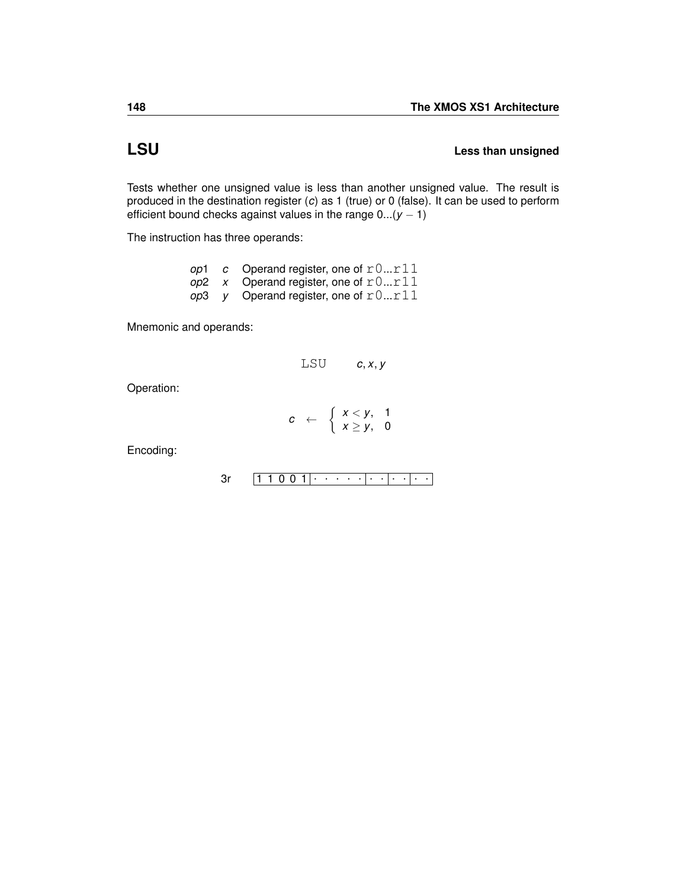# LSU

**Less than unsigned**

Tests whether one unsigned value is less than another unsigned value. The result is produced in the destination register ($c$) as 1 (true) or 0 (false). It can be used to perform efficient bound checks against values in the range 0...$(y - 1)$

The instruction has three operands:

| | | |
|---|---|---|
| *op*1 | $c$ | Operand register, one of `r0`...`r11` |
| *op*2 | $x$ | Operand register, one of `r0`...`r11` |
| *op*3 | $y$ | Operand register, one of `r0`...`r11` |

Mnemonic and operands:

```
LSU    c, x, y
```

Operation:

$$c \leftarrow \begin{cases} x < y, & 1 \\ x \geq y, & 0 \end{cases}$$

Encoding:

3r `1 1 0 0 1 | · · · · · | · · | · · | · ·`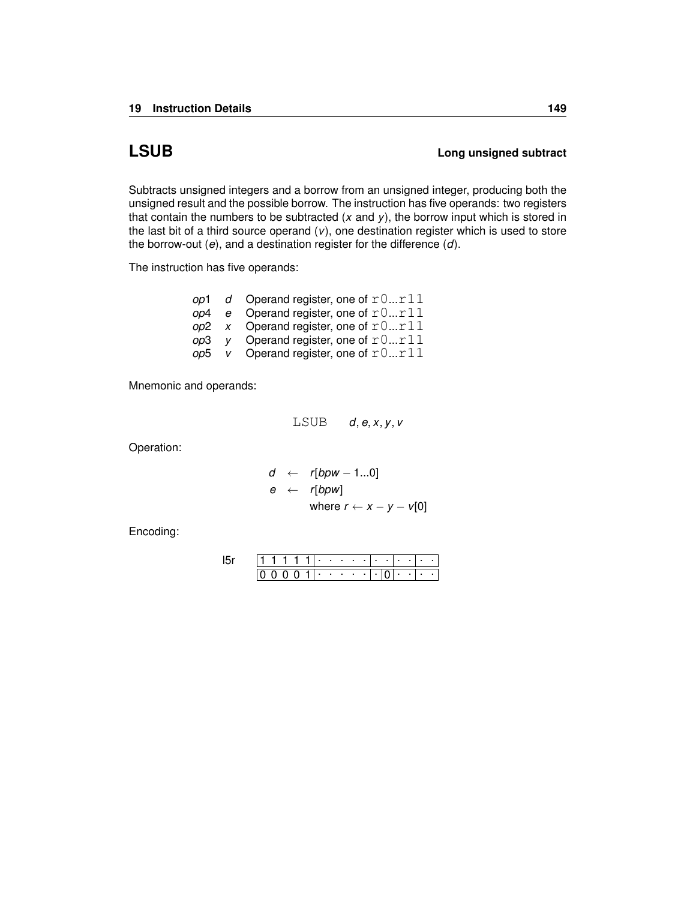# LSUB

**Long unsigned subtract**

Subtracts unsigned integers and a borrow from an unsigned integer, producing both the unsigned result and the possible borrow. The instruction has five operands: two registers that contain the numbers to be subtracted (*x* and *y*), the borrow input which is stored in the last bit of a third source operand (*v*), one destination register which is used to store the borrow-out (*e*), and a destination register for the difference (*d*).

The instruction has five operands:

| | | |
|---|---|---|
| *op*1 | *d* | Operand register, one of `r0`...`r11` |
| *op*4 | *e* | Operand register, one of `r0`...`r11` |
| *op*2 | *x* | Operand register, one of `r0`...`r11` |
| *op*3 | *y* | Operand register, one of `r0`...`r11` |
| *op*5 | *v* | Operand register, one of `r0`...`r11` |

Mnemonic and operands:

`LSUB` $d, e, x, y, v$

Operation:

$$
\begin{aligned}
d &\leftarrow r[bpw-1...0] \\
e &\leftarrow r[bpw] \\
&\quad \text{where } r \leftarrow x - y - v[0]
\end{aligned}
$$

Encoding:

l5r

| | | | | | | | | | | | | | | | |
|---|---|---|---|---|---|---|---|---|---|---|---|---|---|---|---|
| 1 | 1 | 1 | 1 | 1 | · | · | · | · | · | · | · | · | · | · | · |
| 0 | 0 | 0 | 0 | 1 | · | · | · | · | · | · | 0 | · | · | · | · |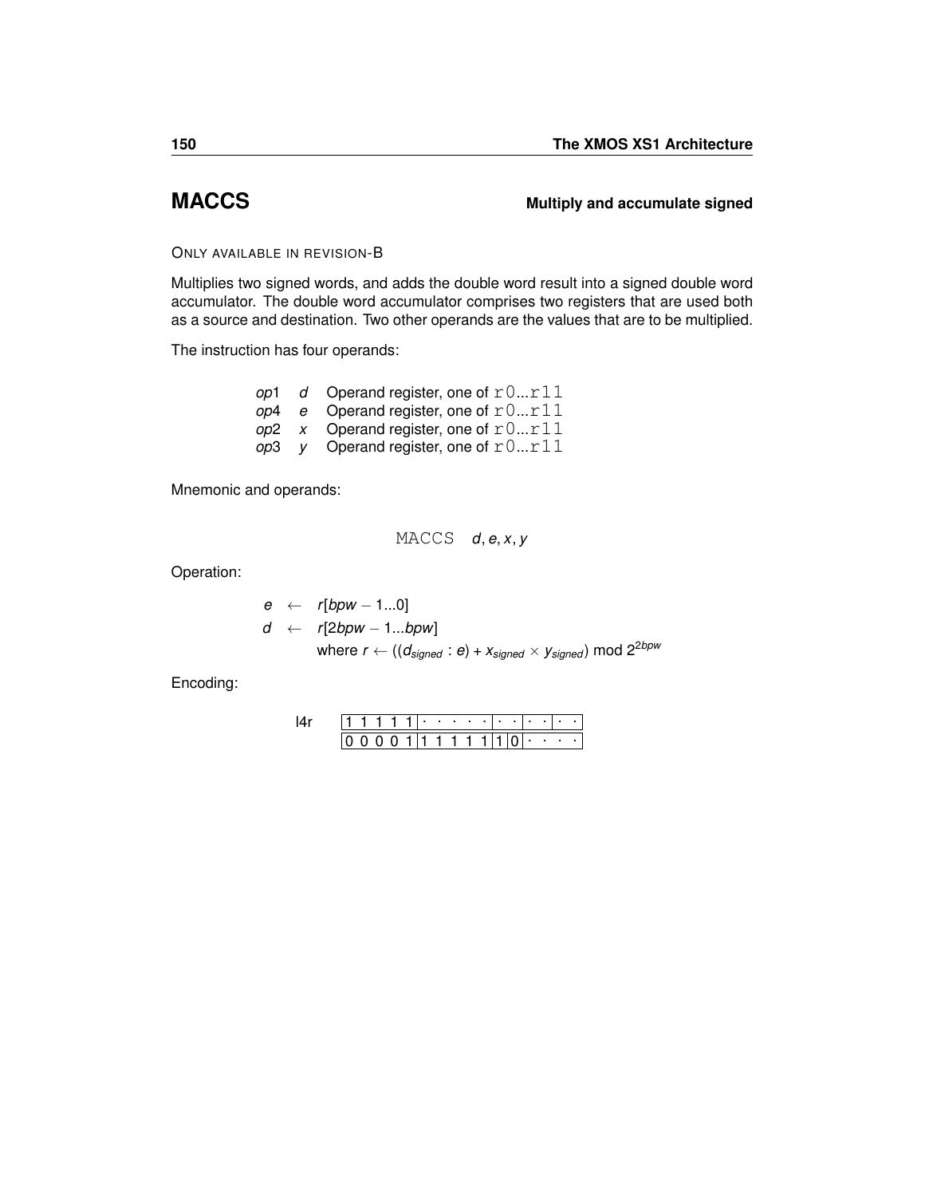# MACCS

**Multiply and accumulate signed**

ONLY AVAILABLE IN REVISION-B

Multiplies two signed words, and adds the double word result into a signed double word accumulator. The double word accumulator comprises two registers that are used both as a source and destination. Two other operands are the values that are to be multiplied.

The instruction has four operands:

| | | |
|---|---|---|
| *op*1 | *d* | Operand register, one of `r0...r11` |
| *op*4 | *e* | Operand register, one of `r0...r11` |
| *op*2 | *x* | Operand register, one of `r0...r11` |
| *op*3 | *y* | Operand register, one of `r0...r11` |

Mnemonic and operands:

`MACCS` *d*, *e*, *x*, *y*

Operation:

$$e \leftarrow r[bpw-1...0]$$

$$d \leftarrow r[2bpw-1...bpw]$$

$$\text{where } r \leftarrow ((d_{signed} : e) + x_{signed} \times y_{signed}) \bmod 2^{2bpw}$$

Encoding:

l4r

| | | | | | |
|---|---|---|---|---|---|
| 1 1 1 1 1 | · · · · · | · · | · · | · · | |
| 0 0 0 0 1 | 1 1 1 1 1 | 1 | 0 | · · · · | |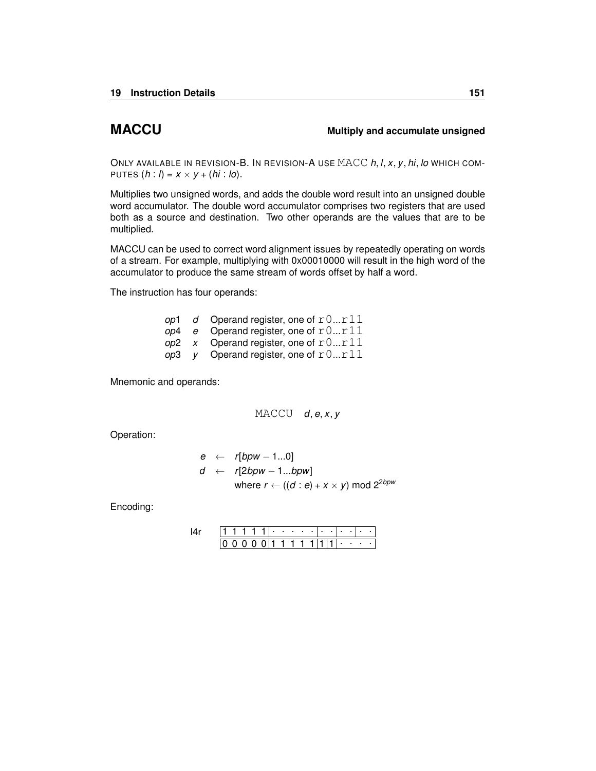# MACCU

**Multiply and accumulate unsigned**

ONLY AVAILABLE IN REVISION-B. IN REVISION-A USE MACC *h*, *l*, *x*, *y*, *hi*, *lo* WHICH COMPUTES $(h : l) = x \times y + (hi : lo)$.

Multiplies two unsigned words, and adds the double word result into an unsigned double word accumulator. The double word accumulator comprises two registers that are used both as a source and destination. Two other operands are the values that are to be multiplied.

MACCU can be used to correct word alignment issues by repeatedly operating on words of a stream. For example, multiplying with 0x00010000 will result in the high word of the accumulator to produce the same stream of words offset by half a word.

The instruction has four operands:

| | | |
|---|---|---|
| *op*1 | *d* | Operand register, one of `r0...r11` |
| *op*4 | *e* | Operand register, one of `r0...r11` |
| *op*2 | *x* | Operand register, one of `r0...r11` |
| *op*3 | *y* | Operand register, one of `r0...r11` |

Mnemonic and operands:

MACCU *d*, *e*, *x*, *y*

Operation:

$$
\begin{aligned}
e &\leftarrow r[bpw-1...0] \\
d &\leftarrow r[2bpw-1...bpw] \\
&\quad \text{where } r \leftarrow ((d : e) + x \times y) \bmod 2^{2bpw}
\end{aligned}
$$

Encoding:

l4r

| | | | | | |
|---|---|---|---|---|---|
| 1 1 1 1 1 | · · · · · | · · | · · | · · | |
| 0 0 0 0 0 | 1 1 1 1 1 | 1 | 1 | · · · · | |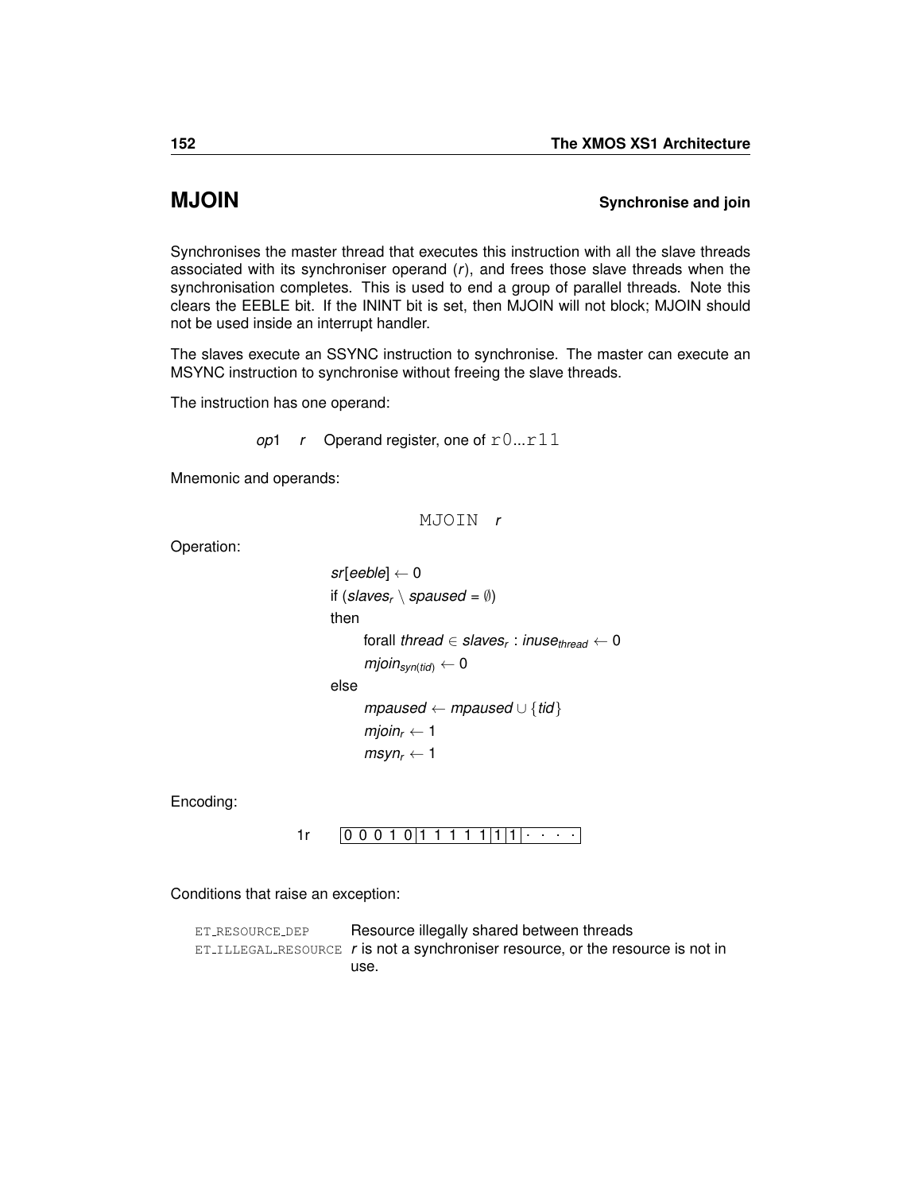## MJOIN

**Synchronise and join**

Synchronises the master thread that executes this instruction with all the slave threads associated with its synchroniser operand (*r*), and frees those slave threads when the synchronisation completes. This is used to end a group of parallel threads. Note this clears the EEBLE bit. If the ININT bit is set, then MJOIN will not block; MJOIN should not be used inside an interrupt handler.

The slaves execute an SSYNC instruction to synchronise. The master can execute an MSYNC instruction to synchronise without freeing the slave threads.

The instruction has one operand:

| | | |
|---|---|---|
| *op*1 | *r* | Operand register, one of `r0...r11` |

Mnemonic and operands:

```
MJOIN r
```

Operation:

$sr[eeble] \leftarrow 0$

if ($slaves_r \setminus spaused = \emptyset$)

then

  forall $thread \in slaves_r : inuse_{thread} \leftarrow 0$

  $mjoin_{syn(tid)} \leftarrow 0$

else

  $mpaused \leftarrow mpaused \cup \{tid\}$

  $mjoin_r \leftarrow 1$

  $msyn_r \leftarrow 1$

Encoding:

1r | 0 0 0 1 0 | 1 1 1 1 1 | 1 | 1 | · · · · |

Conditions that raise an exception:

| | |
|---|---|
| ET_RESOURCE_DEP | Resource illegally shared between threads |
| ET_ILLEGAL_RESOURCE | *r* is not a synchroniser resource, or the resource is not in use. |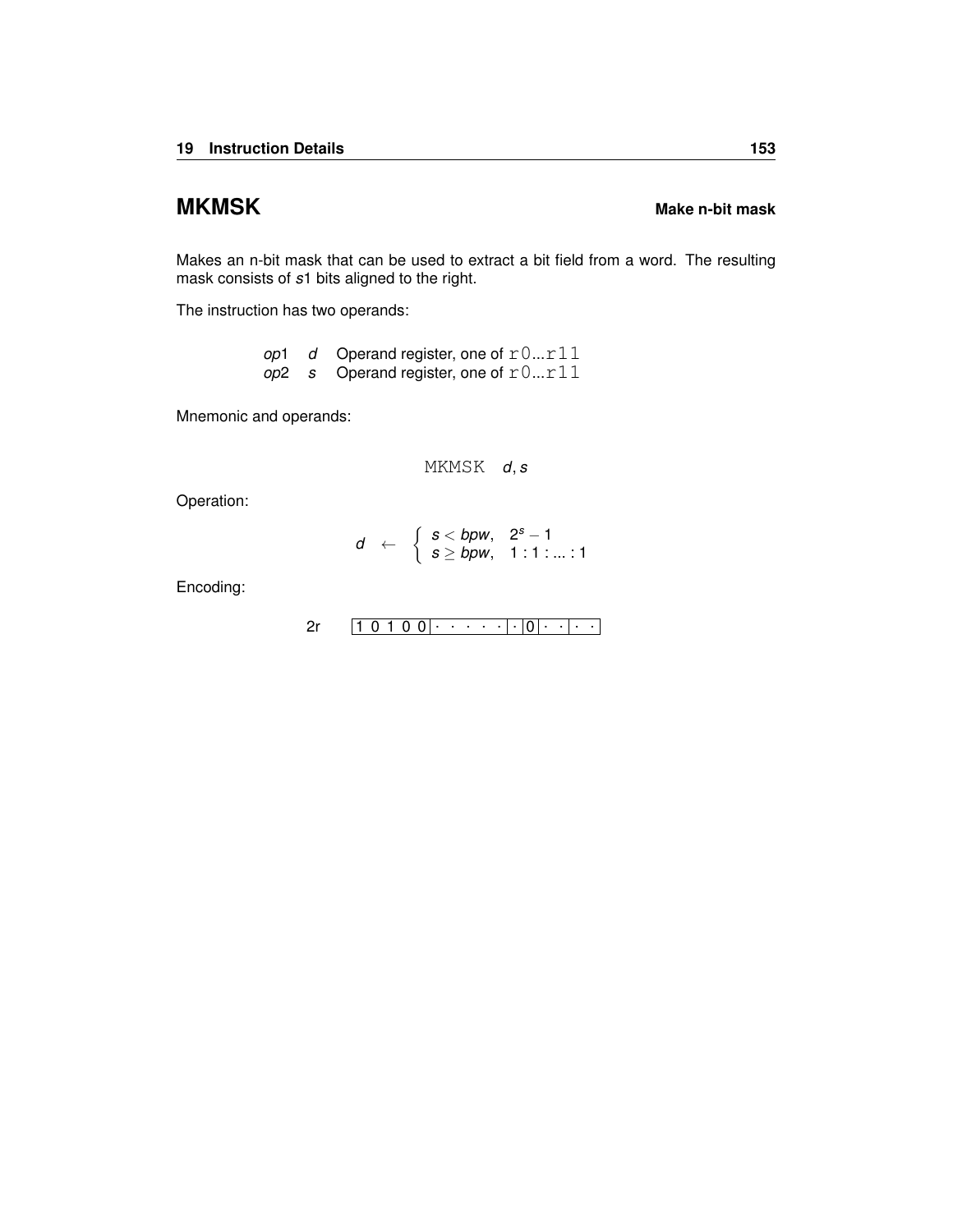# MKMSK

**Make n-bit mask**

Makes an n-bit mask that can be used to extract a bit field from a word. The resulting mask consists of *s*1 bits aligned to the right.

The instruction has two operands:

| | | |
|---|---|---|
| *op*1 | *d* | Operand register, one of `r0`...`r11` |
| *op*2 | *s* | Operand register, one of `r0`...`r11` |

Mnemonic and operands:

```
MKMSK d, s
```

Operation:

$$d \leftarrow \begin{cases} s < bpw, & 2^s - 1 \\ s \geq bpw, & 1 : 1 : ... : 1 \end{cases}$$

Encoding:

2r | 1 0 1 0 0 | · · · · · | · | 0 | · · | · · |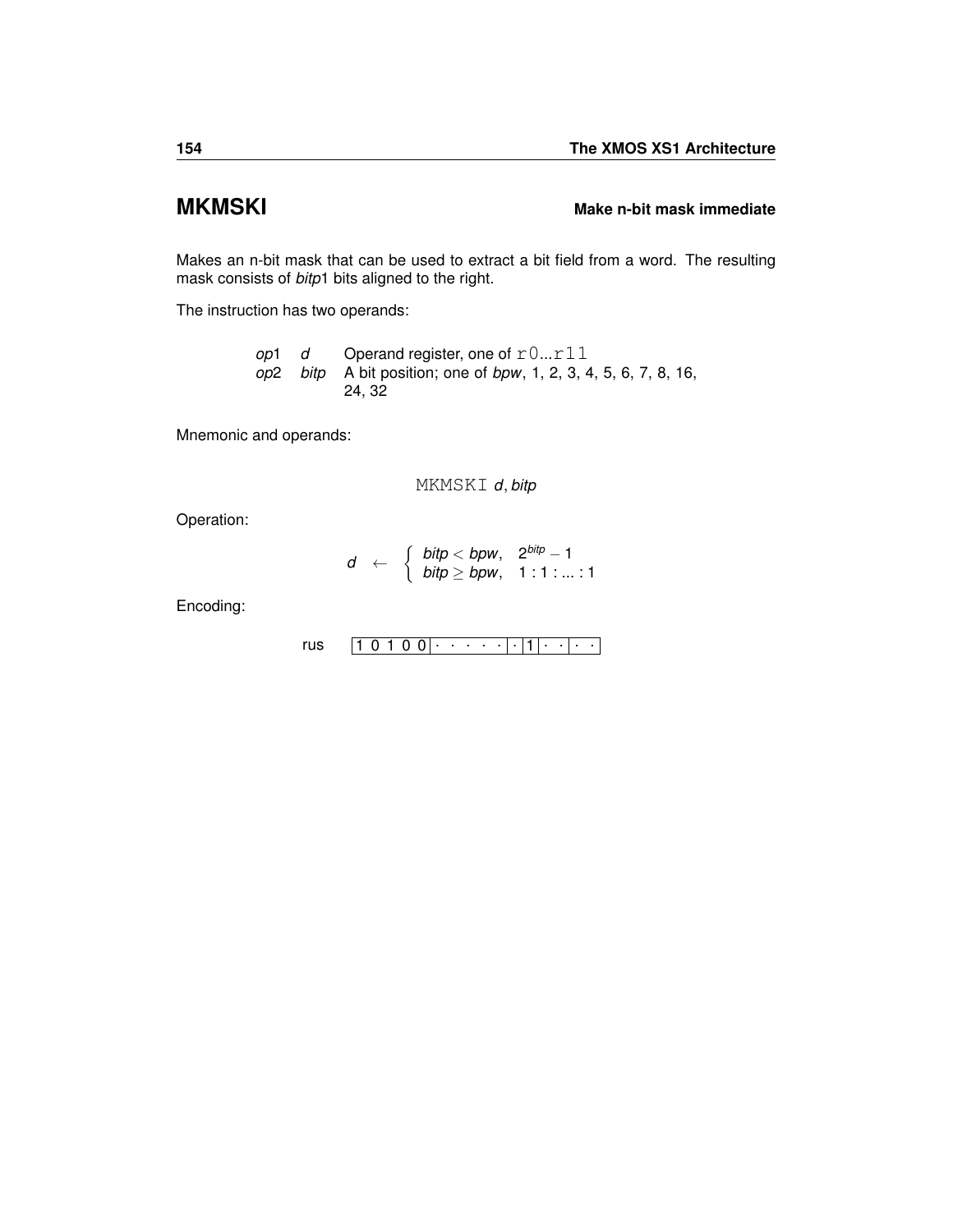## MKMSKI

**Make n-bit mask immediate**

Makes an n-bit mask that can be used to extract a bit field from a word. The resulting mask consists of *bitp*1 bits aligned to the right.

The instruction has two operands:

| | | |
|---|---|---|
| *op*1 | *d* | Operand register, one of `r0`...`r11` |
| *op*2 | *bitp* | A bit position; one of *bpw*, 1, 2, 3, 4, 5, 6, 7, 8, 16, 24, 32 |

Mnemonic and operands:

`MKMSKI` *d*, *bitp*

Operation:

$$d \leftarrow \begin{cases} bitp < bpw, & 2^{bitp} - 1 \\ bitp \geq bpw, & 1:1:...:1 \end{cases}$$

Encoding:

| | | | | | | | | | | |
|---|---|---|---|---|---|---|---|---|---|---|
| rus | 1 0 1 0 0 | · · · · · | · | 1 | · | · | · | · |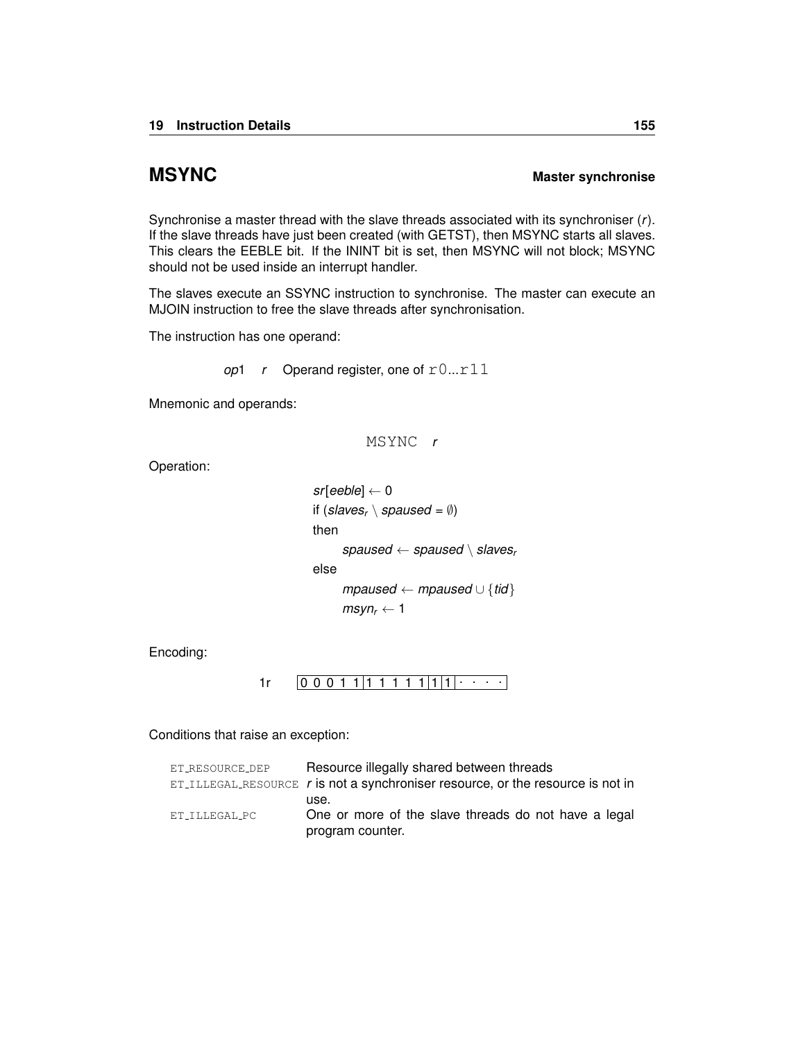## MSYNC

**Master synchronise**

Synchronise a master thread with the slave threads associated with its synchroniser (*r*). If the slave threads have just been created (with GETST), then MSYNC starts all slaves. This clears the EEBLE bit. If the ININT bit is set, then MSYNC will not block; MSYNC should not be used inside an interrupt handler.

The slaves execute an SSYNC instruction to synchronise. The master can execute an MJOIN instruction to free the slave threads after synchronisation.

The instruction has one operand:

*op*1 *r* Operand register, one of `r0...r11`

Mnemonic and operands:

```
MSYNC r
```

Operation:

$$
\begin{aligned}
& sr[eeble] \leftarrow 0 \\
& \text{if } (slaves_r \setminus spaused = \emptyset) \\
& \text{then} \\
& \quad spaused \leftarrow spaused \setminus slaves_r \\
& \text{else} \\
& \quad mpaused \leftarrow mpaused \cup \{tid\} \\
& \quad msyn_r \leftarrow 1
\end{aligned}
$$

Encoding:

1r `0 0 0 1 1 | 1 1 1 1 1 | 1 | 1 | · · · ·`

Conditions that raise an exception:

| | |
|---|---|
| ET_RESOURCE_DEP | Resource illegally shared between threads |
| ET_ILLEGAL_RESOURCE | *r* is not a synchroniser resource, or the resource is not in use. |
| ET_ILLEGAL_PC | One or more of the slave threads do not have a legal program counter. |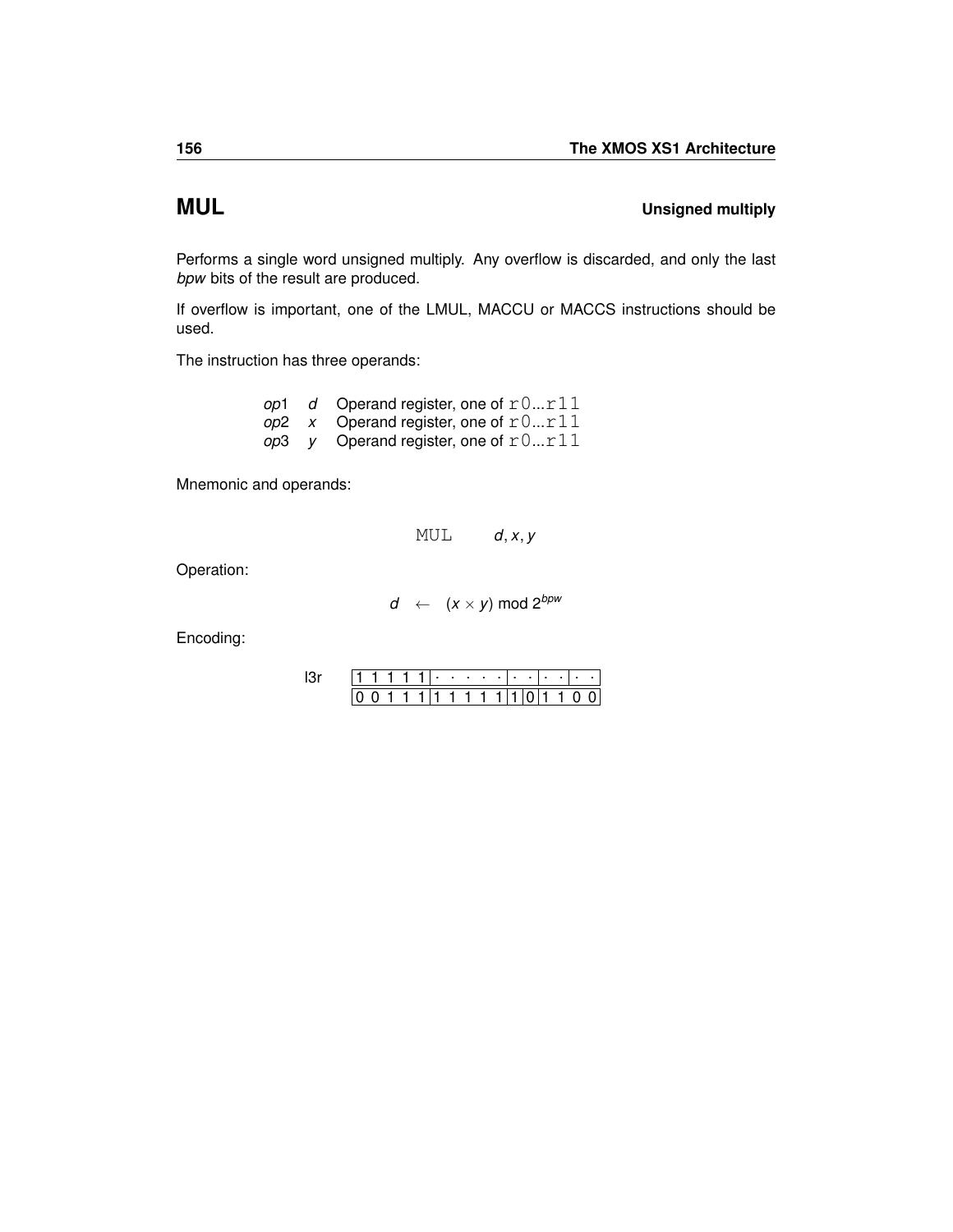# MUL

**Unsigned multiply**

Performs a single word unsigned multiply. Any overflow is discarded, and only the last *bpw* bits of the result are produced.

If overflow is important, one of the LMUL, MACCU or MACCS instructions should be used.

The instruction has three operands:

| | | |
|---|---|---|
| *op*1 | *d* | Operand register, one of `r0...r11` |
| *op*2 | *x* | Operand register, one of `r0...r11` |
| *op*3 | *y* | Operand register, one of `r0...r11` |

Mnemonic and operands:

`MUL` *d*, *x*, *y*

Operation:

$$d \leftarrow (x \times y) \bmod 2^{bpw}$$

Encoding:

l3r

| | | | | | | | | | | | | | | | |
|---|---|---|---|---|---|---|---|---|---|---|---|---|---|---|---|
| 1 | 1 | 1 | 1 | 1 | · | · | · | · | · | · | · | · | · | · | · |
| 0 | 0 | 1 | 1 | 1 | 1 | 1 | 1 | 1 | 1 | 1 | 0 | 1 | 1 | 0 | 0 |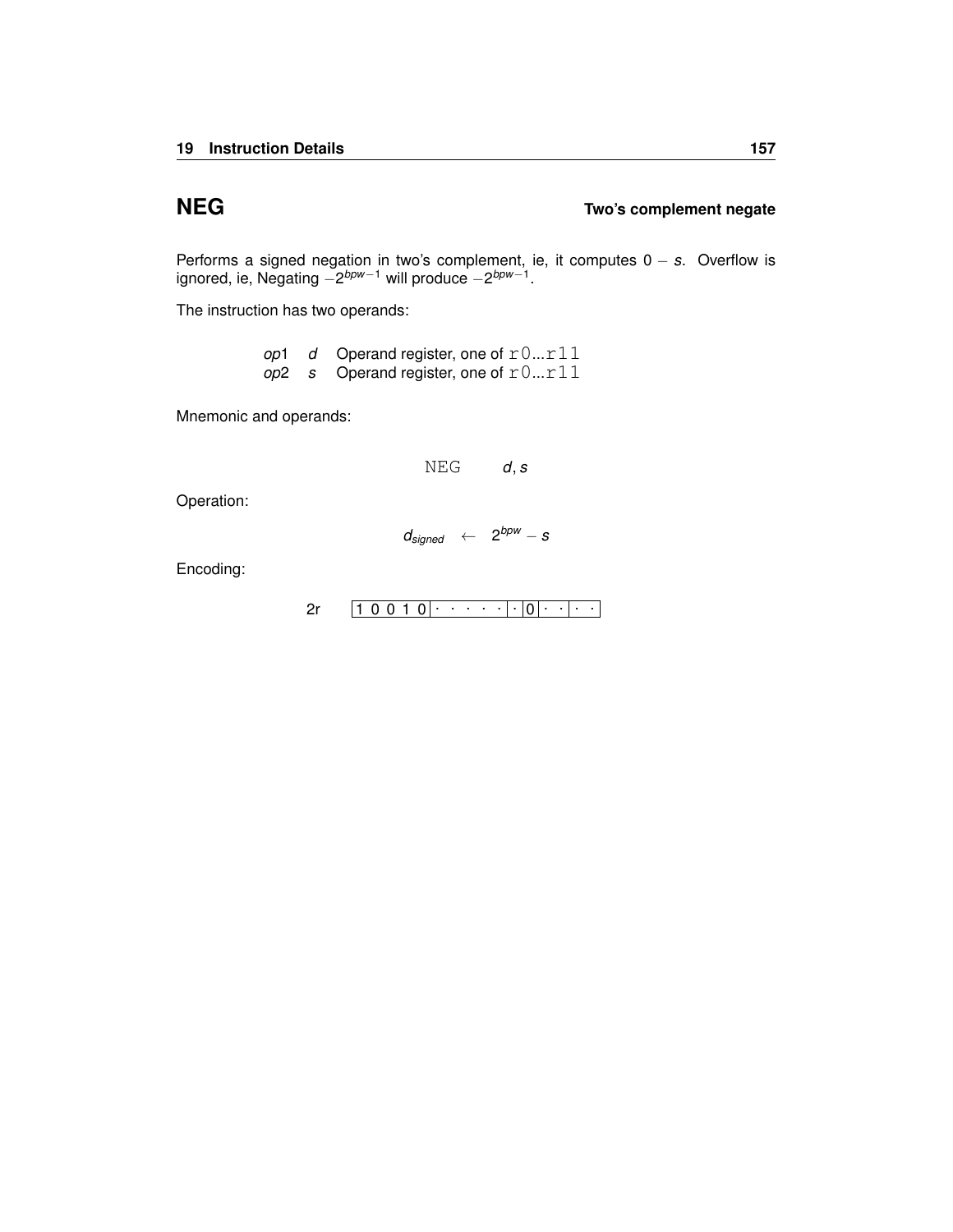## NEG

**Two's complement negate**

Performs a signed negation in two's complement, ie, it computes $0 - s$. Overflow is ignored, ie, Negating $-2^{bpw-1}$ will produce $-2^{bpw-1}$.

The instruction has two operands:

| | | |
|---|---|---|
| *op*1 | *d* | Operand register, one of `r0...r11` |
| *op*2 | *s* | Operand register, one of `r0...r11` |

Mnemonic and operands:

```
NEG    d, s
```

Operation:

$$d_{signed} \leftarrow 2^{bpw} - s$$

Encoding:

| | | | | | | |
|---|---|---|---|---|---|---|
| 2r | 1 0 0 1 0 | · · · · · | · | 0 | · · | · · |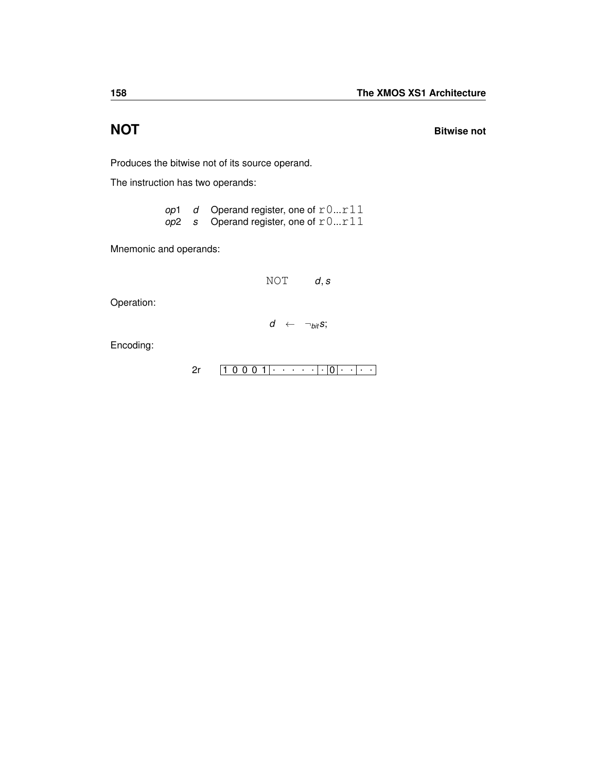# NOT

**Bitwise not**

Produces the bitwise not of its source operand.

The instruction has two operands:

| | | |
|---|---|---|
| *op*1 | *d* | Operand register, one of `r0...r11` |
| *op*2 | *s* | Operand register, one of `r0...r11` |

Mnemonic and operands:

```
NOT d, s
```

Operation:

$$d \leftarrow \neg_{bit} s;$$

Encoding:

2r | 1 0 0 0 1 | · · · · · | · | 0 | · · | · · |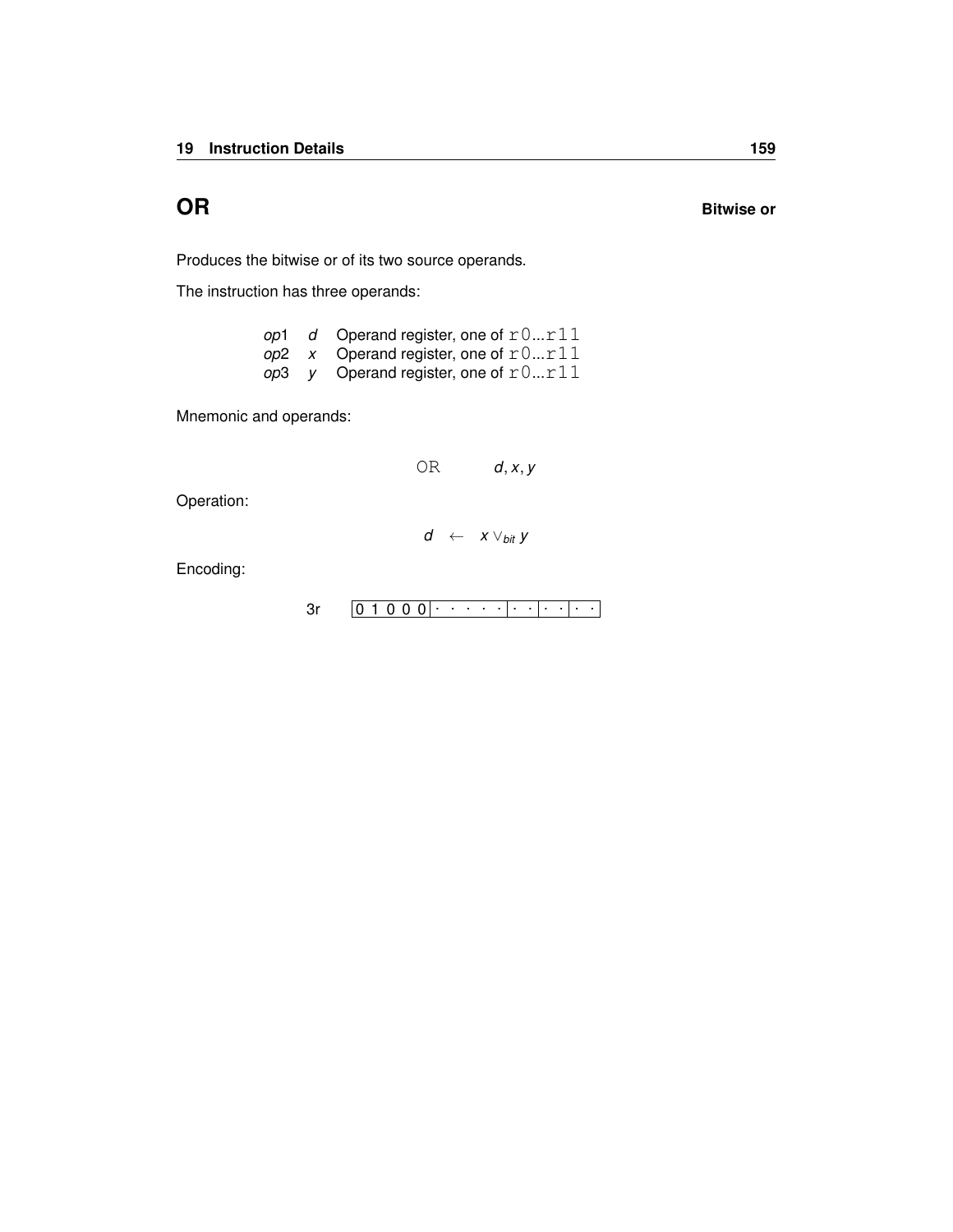# OR

**Bitwise or**

Produces the bitwise or of its two source operands.

The instruction has three operands:

| | | |
|---|---|---|
| *op*1 | *d* | Operand register, one of `r0`...`r11` |
| *op*2 | *x* | Operand register, one of `r0`...`r11` |
| *op*3 | *y* | Operand register, one of `r0`...`r11` |

Mnemonic and operands:

`OR` $d, x, y$

Operation:

$$d \leftarrow x \vee_{bit} y$$

Encoding:

3r | 0 1 0 0 0 | · · · · · | · · | · · | · · |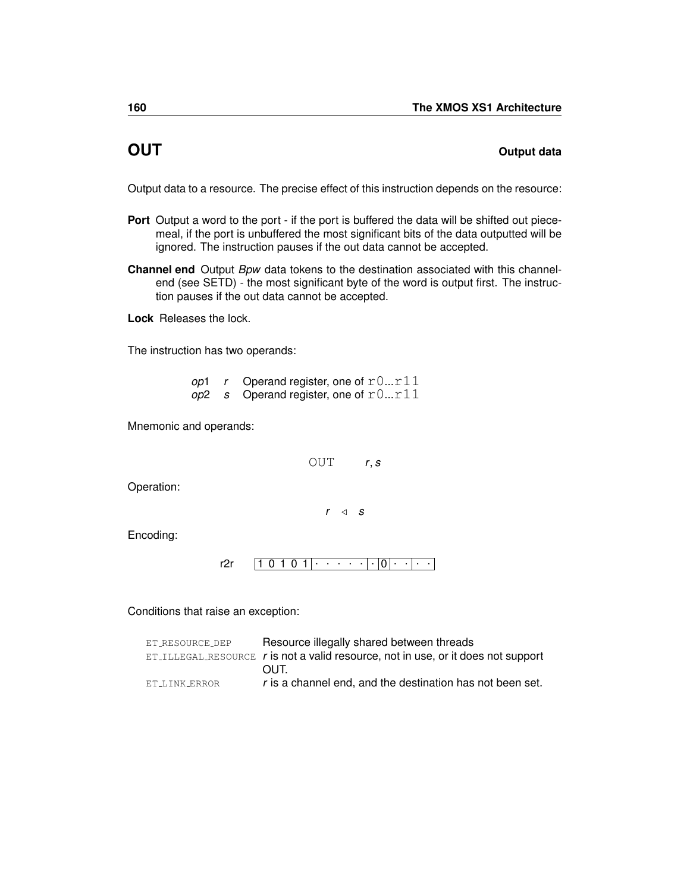## OUT

**Output data**

Output data to a resource. The precise effect of this instruction depends on the resource:

**Port** Output a word to the port - if the port is buffered the data will be shifted out piecemeal, if the port is unbuffered the most significant bits of the data outputted will be ignored. The instruction pauses if the out data cannot be accepted.

**Channel end** Output *Bpw* data tokens to the destination associated with this channel-end (see SETD) - the most significant byte of the word is output first. The instruction pauses if the out data cannot be accepted.

**Lock** Releases the lock.

The instruction has two operands:

| | | |
|---|---|---|
| *op*1 | *r* | Operand register, one of `r0...r11` |
| *op*2 | *s* | Operand register, one of `r0...r11` |

Mnemonic and operands:

```
OUT    r, s
```

Operation:

$$r \triangleleft s$$

Encoding:

r2r `1 0 1 0 1 | · · · · · | · 0 | · · | · ·`

Conditions that raise an exception:

| | |
|---|---|
| ET_RESOURCE_DEP | Resource illegally shared between threads |
| ET_ILLEGAL_RESOURCE | *r* is not a valid resource, not in use, or it does not support OUT. |
| ET_LINK_ERROR | *r* is a channel end, and the destination has not been set. |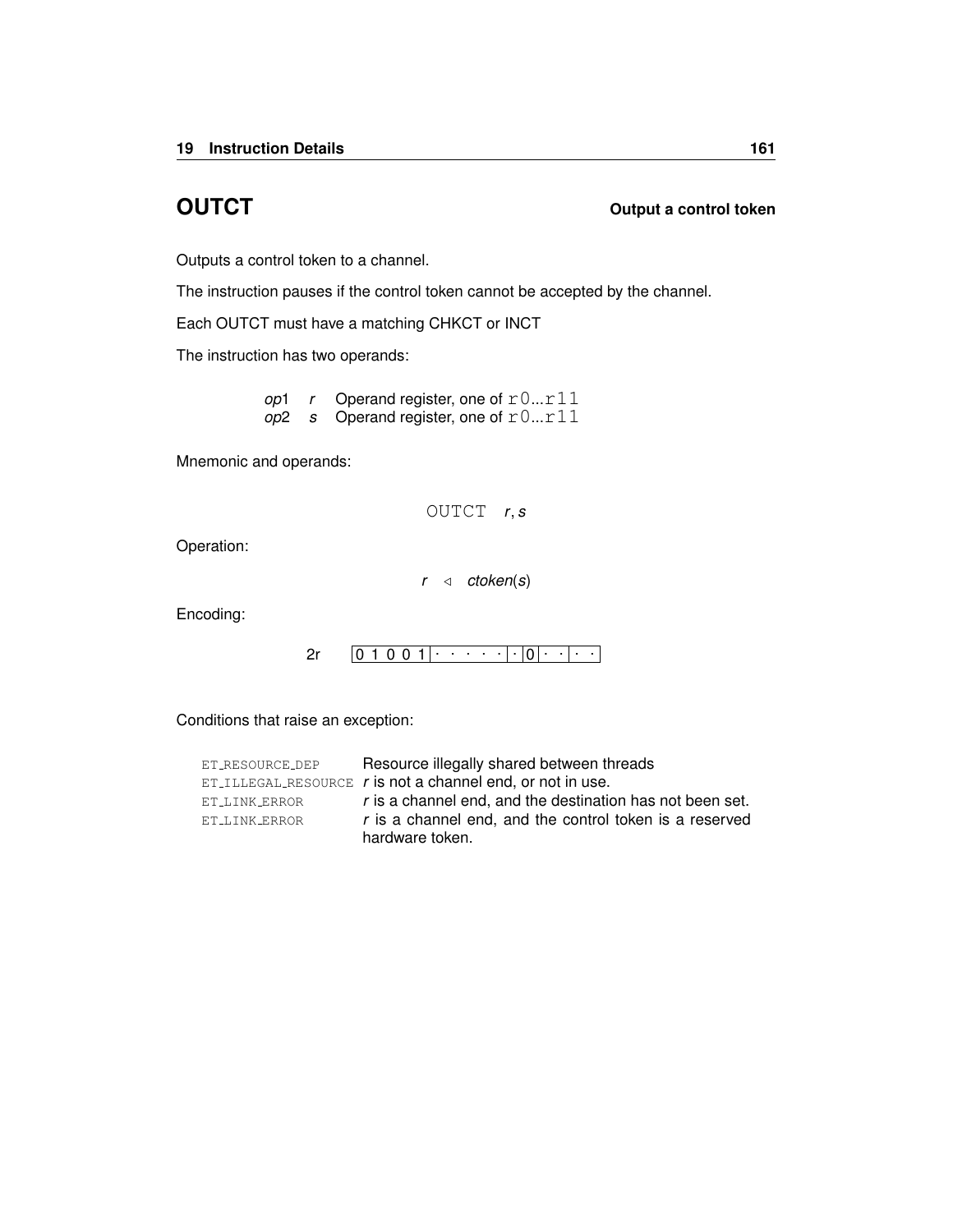# OUTCT

**Output a control token**

Outputs a control token to a channel.

The instruction pauses if the control token cannot be accepted by the channel.

Each OUTCT must have a matching CHKCT or INCT

The instruction has two operands:

| | | |
|---|---|---|
| *op*1 | *r* | Operand register, one of r0...r11 |
| *op*2 | *s* | Operand register, one of r0...r11 |

Mnemonic and operands:

```
OUTCT r, s
```

Operation:

$$r \triangleleft ctoken(s)$$

Encoding:

2r `0 1 0 0 1 | · · · · · | · | 0 | · · | · ·`

Conditions that raise an exception:

| | |
|---|---|
| ET_RESOURCE_DEP | Resource illegally shared between threads |
| ET_ILLEGAL_RESOURCE | *r* is not a channel end, or not in use. |
| ET_LINK_ERROR | *r* is a channel end, and the destination has not been set. |
| ET_LINK_ERROR | *r* is a channel end, and the control token is a reserved hardware token. |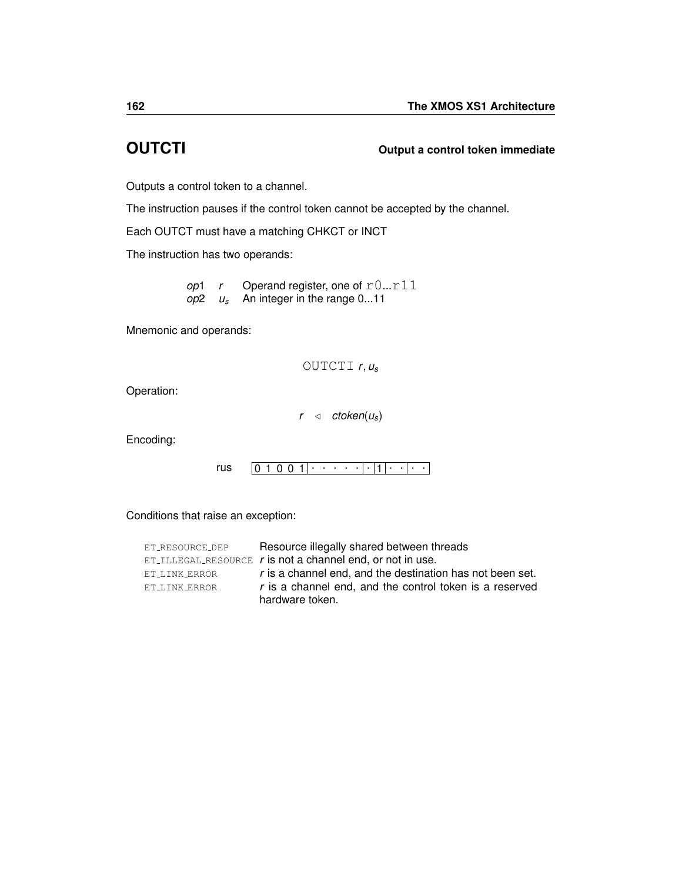# OUTCTI

**Output a control token immediate**

Outputs a control token to a channel.

The instruction pauses if the control token cannot be accepted by the channel.

Each OUTCT must have a matching CHKCT or INCT

The instruction has two operands:

| | | |
|---|---|---|
| *op*1 | $r$ | Operand register, one of `r0...r11` |
| *op*2 | $u_s$ | An integer in the range 0...11 |

Mnemonic and operands:

$$\texttt{OUTCTI}\ r, u_s$$

Operation:

$$r \ \triangleleft \ \mathit{ctoken}(u_s)$$

Encoding:

rus `0 1 0 0 1 | · · · · · | · | 1 | · · | · ·`

Conditions that raise an exception:

| | |
|---|---|
| `ET_RESOURCE_DEP` | Resource illegally shared between threads |
| `ET_ILLEGAL_RESOURCE` | $r$ is not a channel end, or not in use. |
| `ET_LINK_ERROR` | $r$ is a channel end, and the destination has not been set. |
| `ET_LINK_ERROR` | $r$ is a channel end, and the control token is a reserved hardware token. |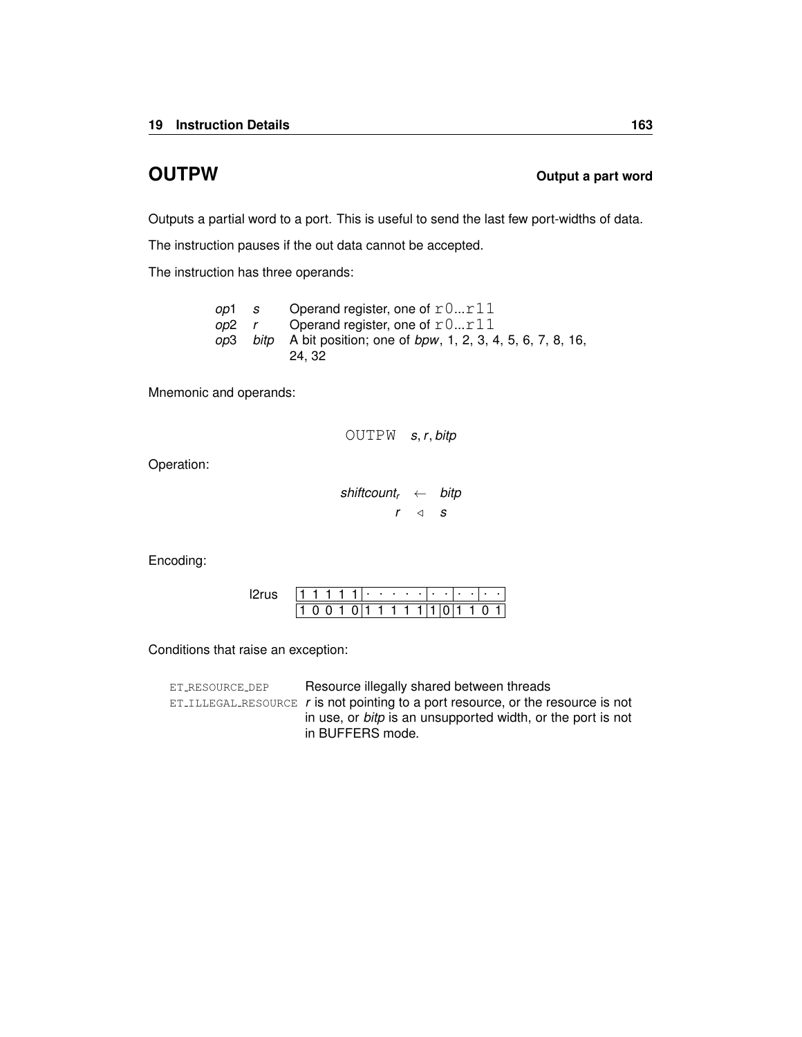## OUTPW

**Output a part word**

Outputs a partial word to a port. This is useful to send the last few port-widths of data.

The instruction pauses if the out data cannot be accepted.

The instruction has three operands:

| | | |
|---|---|---|
| *op*1 | *s* | Operand register, one of `r0`...`r11` |
| *op*2 | *r* | Operand register, one of `r0`...`r11` |
| *op*3 | *bitp* | A bit position; one of *bpw*, 1, 2, 3, 4, 5, 6, 7, 8, 16, 24, 32 |

Mnemonic and operands:

`OUTPW` *s*, *r*, *bitp*

Operation:

$$shiftcount_r \leftarrow bitp$$
$$r \triangleleft s$$

Encoding:

| | | | | | | | | |
|---|---|---|---|---|---|---|---|---|
| l2rus | 1 1 1 1 1 | · · · · · | · · | · · | · · |
| | 1 0 0 1 0 | 1 1 1 1 1 | 1 | 0 | 1 1 0 1 |

Conditions that raise an exception:

| | |
|---|---|
| ET_RESOURCE_DEP | Resource illegally shared between threads |
| ET_ILLEGAL_RESOURCE | *r* is not pointing to a port resource, or the resource is not in use, or *bitp* is an unsupported width, or the port is not in BUFFERS mode. |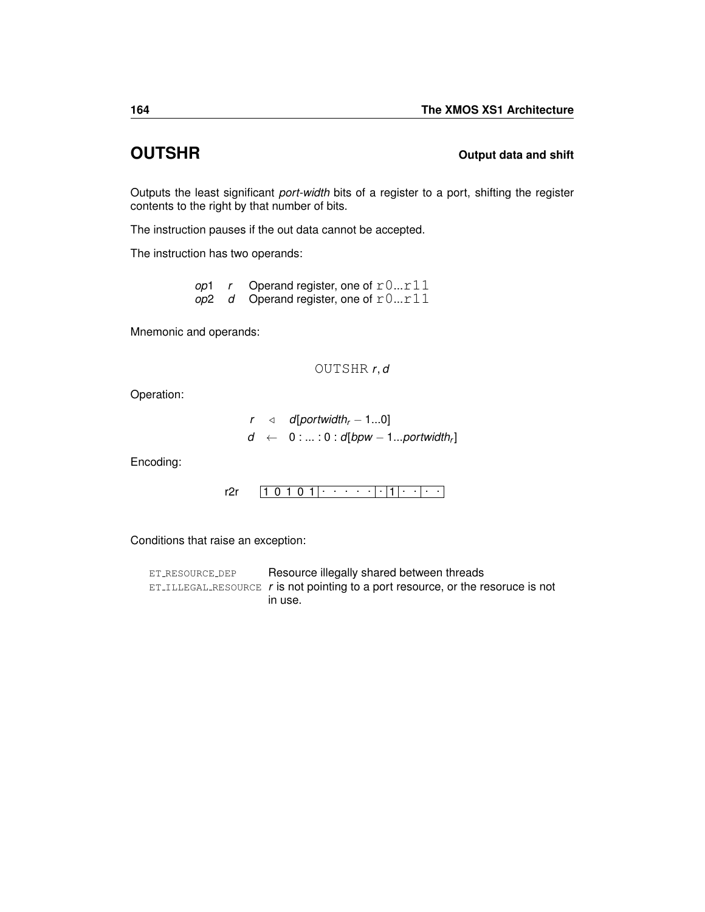## OUTSHR

**Output data and shift**

Outputs the least significant *port-width* bits of a register to a port, shifting the register contents to the right by that number of bits.

The instruction pauses if the out data cannot be accepted.

The instruction has two operands:

| | | |
|---|---|---|
| *op*1 | *r* | Operand register, one of `r0`...`r11` |
| *op*2 | *d* | Operand register, one of `r0`...`r11` |

Mnemonic and operands:

`OUTSHR` *r*, *d*

Operation:

$$r \triangleleft d[portwidth_r - 1...0]$$
$$d \leftarrow 0 : ... : 0 : d[bpw - 1...portwidth_r]$$

Encoding:

r2r | 1 0 1 0 1 | · · · · · | · | 1 | · · | · · |

Conditions that raise an exception:

| | |
|---|---|
| ET_RESOURCE_DEP | Resource illegally shared between threads |
| ET_ILLEGAL_RESOURCE | *r* is not pointing to a port resource, or the resoruce is not in use. |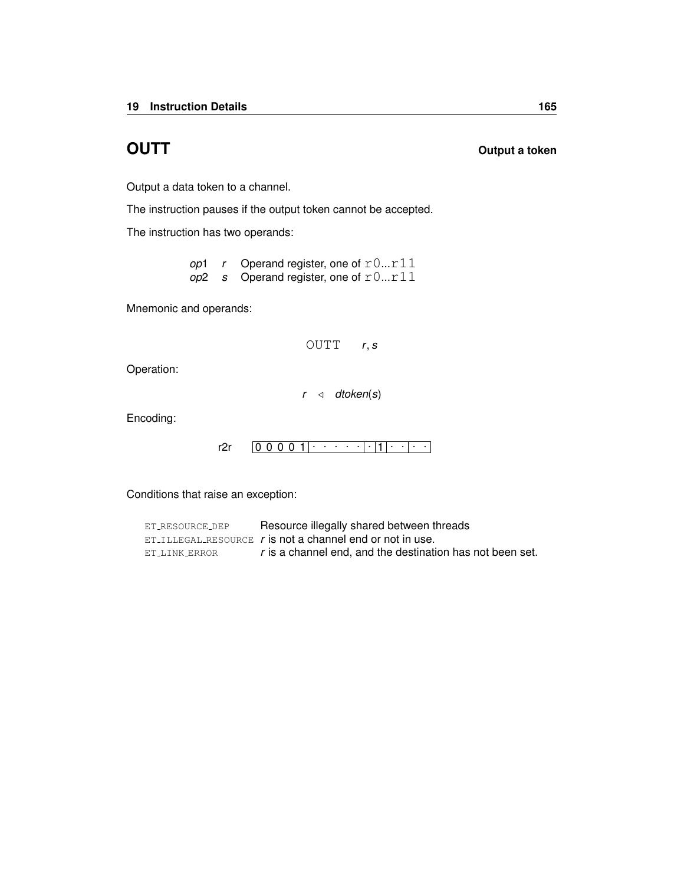# OUTT

**Output a token**

Output a data token to a channel.

The instruction pauses if the output token cannot be accepted.

The instruction has two operands:

| | | |
|---|---|---|
| *op*1 | *r* | Operand register, one of `r0...r11` |
| *op*2 | *s* | Operand register, one of `r0...r11` |

Mnemonic and operands:

```
OUTT    r, s
```

Operation:

$$r \vartriangleleft dtoken(s)$$

Encoding:

| r2r | 0 0 0 0 1 | · · · · · | · | 1 | · · | · · |
|---|---|---|---|---|---|---|

Conditions that raise an exception:

| | |
|---|---|
| ET_RESOURCE_DEP | Resource illegally shared between threads |
| ET_ILLEGAL_RESOURCE | *r* is not a channel end or not in use. |
| ET_LINK_ERROR | *r* is a channel end, and the destination has not been set. |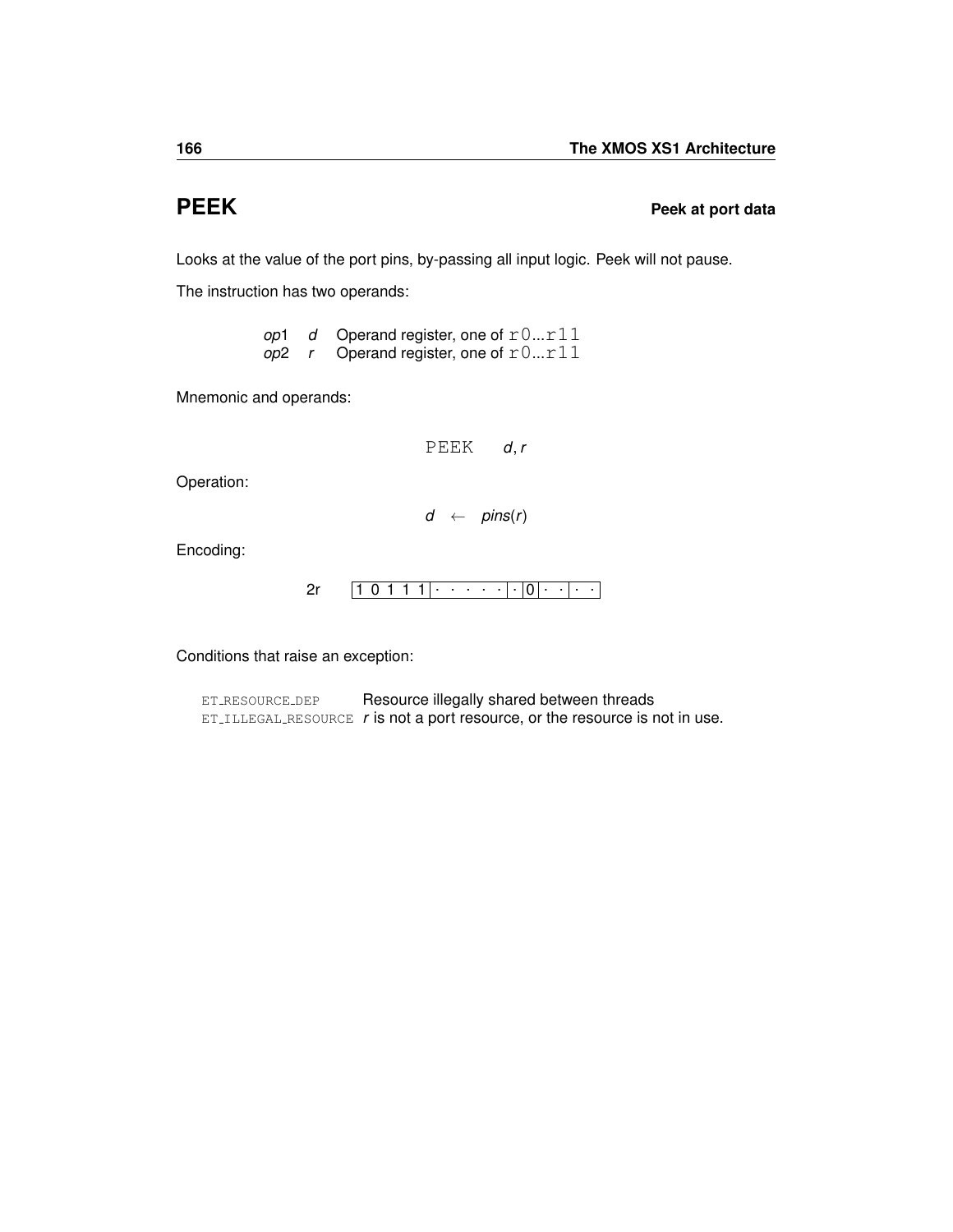# PEEK — Peek at port data

Looks at the value of the port pins, by-passing all input logic. Peek will not pause.

The instruction has two operands:

| | | |
|---|---|---|
| *op*1 | *d* | Operand register, one of `r0...r11` |
| *op*2 | *r* | Operand register, one of `r0...r11` |

Mnemonic and operands:

```
PEEK    d, r
```

Operation:

$$d \leftarrow pins(r)$$

Encoding:

2r | 1 0 1 1 1 | · · · · · | · | 0 | · · | · · |

Conditions that raise an exception:

| | |
|---|---|
| ET_RESOURCE_DEP | Resource illegally shared between threads |
| ET_ILLEGAL_RESOURCE | *r* is not a port resource, or the resource is not in use. |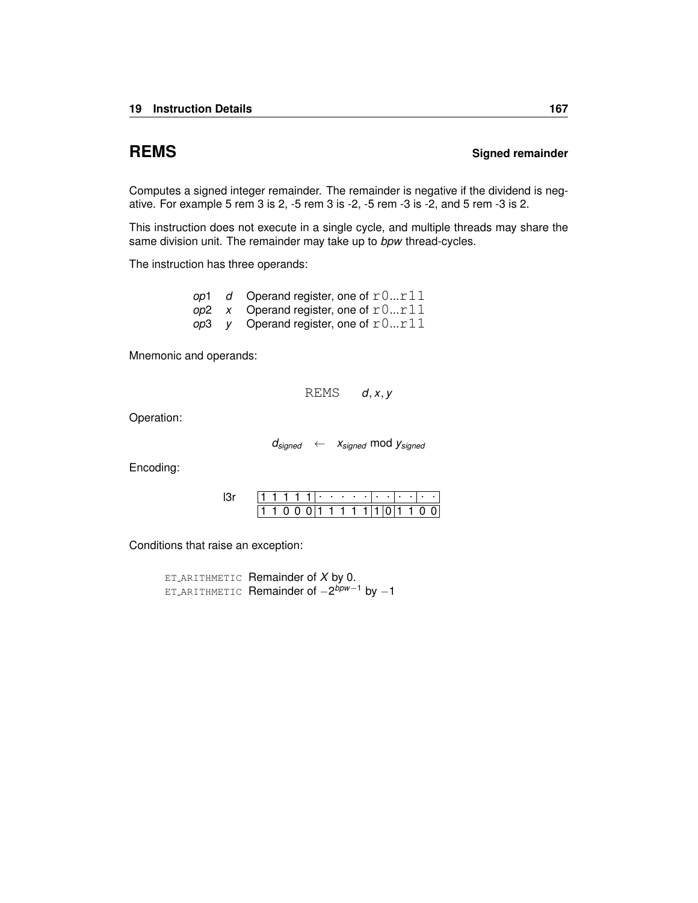# REMS

**Signed remainder**

Computes a signed integer remainder. The remainder is negative if the dividend is negative. For example 5 rem 3 is 2, -5 rem 3 is -2, -5 rem -3 is -2, and 5 rem -3 is 2.

This instruction does not execute in a single cycle, and multiple threads may share the same division unit. The remainder may take up to *bpw* thread-cycles.

The instruction has three operands:

| | | |
|---|---|---|
| *op*1 | *d* | Operand register, one of `r0...r11` |
| *op*2 | *x* | Operand register, one of `r0...r11` |
| *op*3 | *y* | Operand register, one of `r0...r11` |

Mnemonic and operands:

`REMS` *d*, *x*, *y*

Operation:

$$d_{signed} \leftarrow x_{signed} \bmod y_{signed}$$

Encoding:

l3r

| | | | | | | | | | | | | | | | |
|---|---|---|---|---|---|---|---|---|---|---|---|---|---|---|---|
| 1 | 1 | 1 | 1 | 1 | · | · | · | · | · | · | · | · | · | · | · |
| 1 | 1 | 0 | 0 | 0 | 1 | 1 | 1 | 1 | 1 | 1 | 0 | 1 | 1 | 0 | 0 |

Conditions that raise an exception:

`ET_ARITHMETIC` Remainder of *X* by 0.
`ET_ARITHMETIC` Remainder of $-2^{bpw-1}$ by $-1$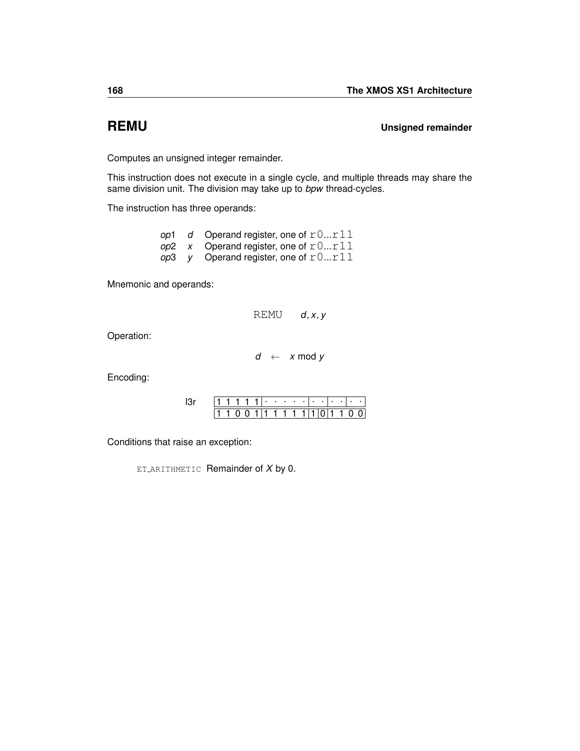# REMU

**Unsigned remainder**

Computes an unsigned integer remainder.

This instruction does not execute in a single cycle, and multiple threads may share the same division unit. The division may take up to *bpw* thread-cycles.

The instruction has three operands:

| | | |
|---|---|---|
| *op*1 | *d* | Operand register, one of `r0`...`r11` |
| *op*2 | *x* | Operand register, one of `r0`...`r11` |
| *op*3 | *y* | Operand register, one of `r0`...`r11` |

Mnemonic and operands:

```
REMU    d, x, y
```

Operation:

$$d \leftarrow x \bmod y$$

Encoding:

l3r

| | | | | | | | | | | | | | | | |
|---|---|---|---|---|---|---|---|---|---|---|---|---|---|---|---|
| 1 | 1 | 1 | 1 | 1 | · | · | · | · | · | · | · | · | · | · | · |
| 1 | 1 | 0 | 0 | 1 | 1 | 1 | 1 | 1 | 1 | 1 | 0 | 1 | 1 | 0 | 0 |

Conditions that raise an exception:

`ET_ARITHMETIC` Remainder of *X* by 0.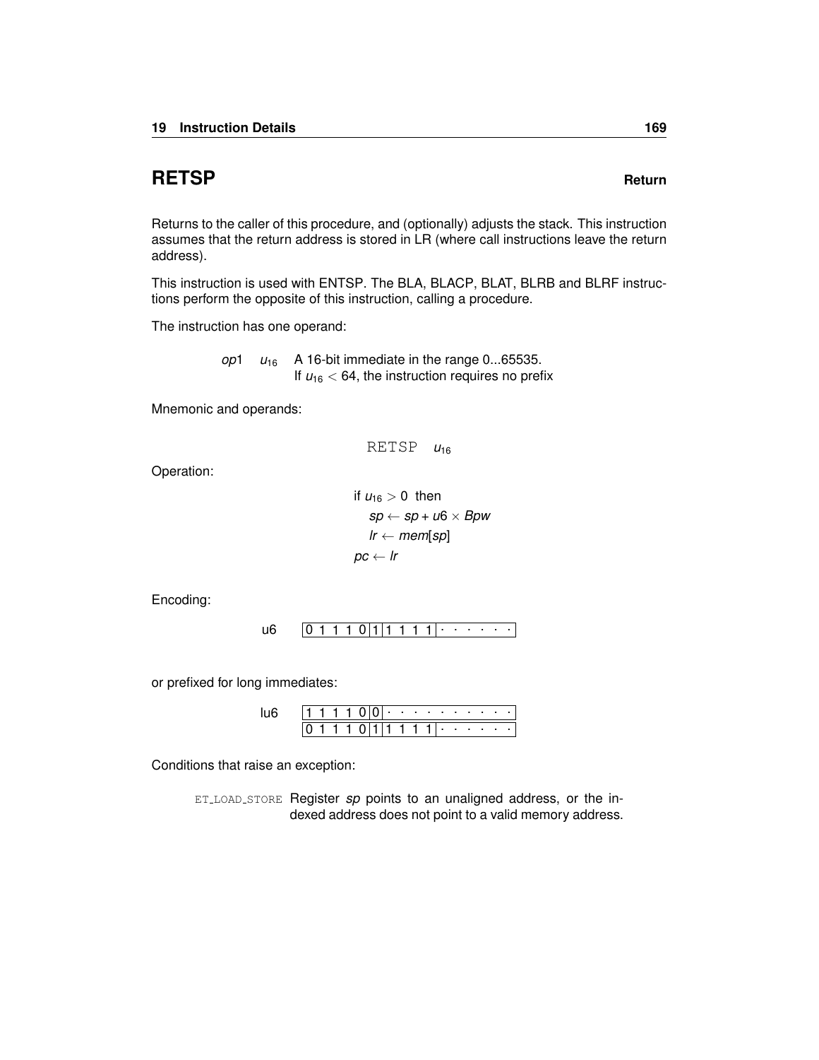## RETSP **Return**

Returns to the caller of this procedure, and (optionally) adjusts the stack. This instruction assumes that the return address is stored in LR (where call instructions leave the return address).

This instruction is used with ENTSP. The BLA, BLACP, BLAT, BLRB and BLRF instructions perform the opposite of this instruction, calling a procedure.

The instruction has one operand:

| | | |
|---|---|---|
| *op*1 | $u_{16}$ | A 16-bit immediate in the range 0...65535. If $u_{16} < 64$, the instruction requires no prefix |

Mnemonic and operands:

```
RETSP  u16
```

Operation:

$$
\begin{aligned}
&\text{if } u_{16} > 0 \text{ then}\\
&\quad sp \leftarrow sp + u6 \times Bpw\\
&\quad lr \leftarrow mem[sp]\\
&pc \leftarrow lr
\end{aligned}
$$

Encoding:

| | |
|---|---|
| u6 | 0 1 1 1 0 \| 1 \| 1 1 1 1 \| · · · · · · |

or prefixed for long immediates:

| | |
|---|---|
| lu6 | 1 1 1 1 0 \| 0 \| · · · · · · · · · · |
| | 0 1 1 1 0 \| 1 \| 1 1 1 1 \| · · · · · · |

Conditions that raise an exception:

| | |
|---|---|
| ET_LOAD_STORE | Register *sp* points to an unaligned address, or the indexed address does not point to a valid memory address. |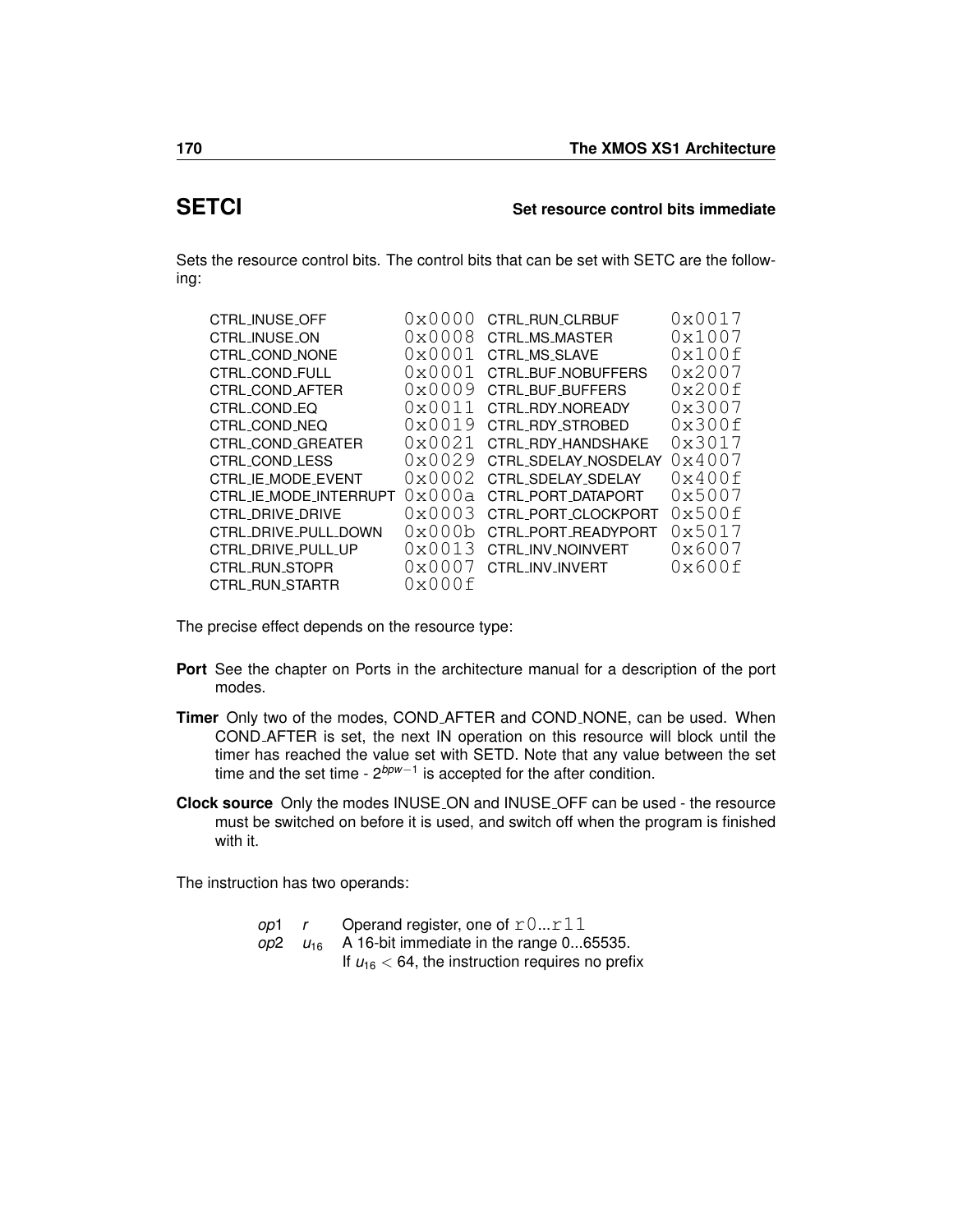## SETCI

**Set resource control bits immediate**

Sets the resource control bits. The control bits that can be set with SETC are the following:

| | | | |
|---|---|---|---|
| CTRL_INUSE_OFF | 0x0000 | CTRL_RUN_CLRBUF | 0x0017 |
| CTRL_INUSE_ON | 0x0008 | CTRL_MS_MASTER | 0x1007 |
| CTRL_COND_NONE | 0x0001 | CTRL_MS_SLAVE | 0x100f |
| CTRL_COND_FULL | 0x0001 | CTRL_BUF_NOBUFFERS | 0x2007 |
| CTRL_COND_AFTER | 0x0009 | CTRL_BUF_BUFFERS | 0x200f |
| CTRL_COND_EQ | 0x0011 | CTRL_RDY_NOREADY | 0x3007 |
| CTRL_COND_NEQ | 0x0019 | CTRL_RDY_STROBED | 0x300f |
| CTRL_COND_GREATER | 0x0021 | CTRL_RDY_HANDSHAKE | 0x3017 |
| CTRL_COND_LESS | 0x0029 | CTRL_SDELAY_NOSDELAY | 0x4007 |
| CTRL_IE_MODE_EVENT | 0x0002 | CTRL_SDELAY_SDELAY | 0x400f |
| CTRL_IE_MODE_INTERRUPT | 0x000a | CTRL_PORT_DATAPORT | 0x5007 |
| CTRL_DRIVE_DRIVE | 0x0003 | CTRL_PORT_CLOCKPORT | 0x500f |
| CTRL_DRIVE_PULL_DOWN | 0x000b | CTRL_PORT_READYPORT | 0x5017 |
| CTRL_DRIVE_PULL_UP | 0x0013 | CTRL_INV_NOINVERT | 0x6007 |
| CTRL_RUN_STOPR | 0x0007 | CTRL_INV_INVERT | 0x600f |
| CTRL_RUN_STARTR | 0x000f | | |

The precise effect depends on the resource type:

**Port** See the chapter on Ports in the architecture manual for a description of the port modes.

**Timer** Only two of the modes, COND_AFTER and COND_NONE, can be used. When COND_AFTER is set, the next IN operation on this resource will block until the timer has reached the value set with SETD. Note that any value between the set time and the set time - $2^{bpw-1}$ is accepted for the after condition.

**Clock source** Only the modes INUSE_ON and INUSE_OFF can be used - the resource must be switched on before it is used, and switch off when the program is finished with it.

The instruction has two operands:

| | | |
|---|---|---|
| *op*1 | *r* | Operand register, one of r0...r11 |
| *op*2 | $u_{16}$ | A 16-bit immediate in the range 0...65535. If $u_{16} < 64$, the instruction requires no prefix |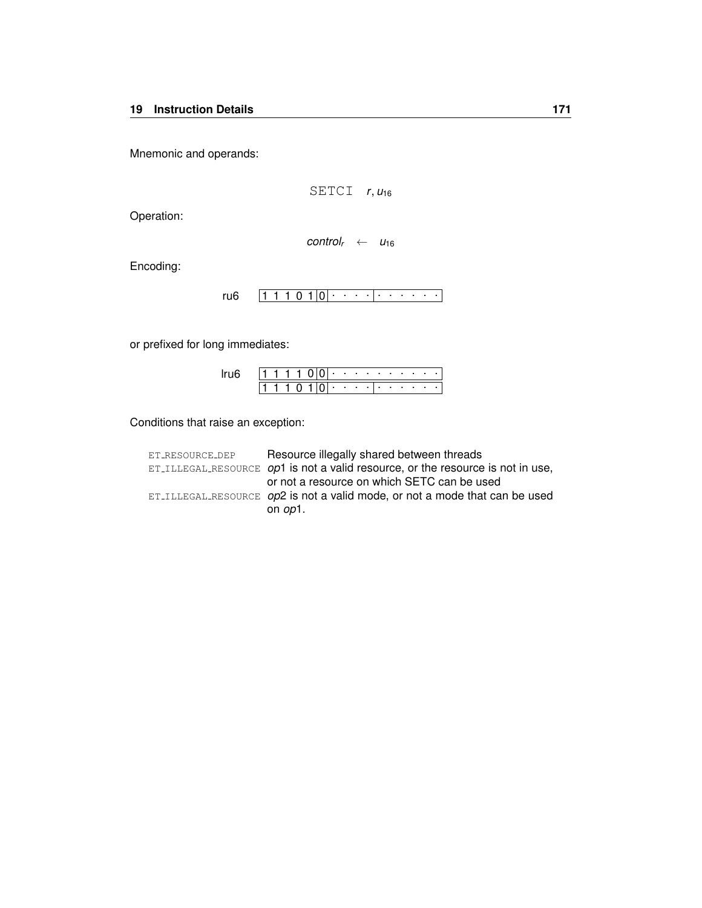Mnemonic and operands:

$$\text{SETCI} \quad r, u_{16}$$

Operation:

$$control_r \leftarrow u_{16}$$

Encoding:

ru6 `1 1 1 0 1 0 | · · · · | · · · · · ·`

or prefixed for long immediates:

lru6 `1 1 1 1 0 0 | · · · · · · · · · ·`
`1 1 1 0 1 0 | · · · · | · · · · · ·`

Conditions that raise an exception:

| | |
|---|---|
| ET_RESOURCE_DEP | Resource illegally shared between threads |
| ET_ILLEGAL_RESOURCE | *op*1 is not a valid resource, or the resource is not in use, or not a resource on which SETC can be used |
| ET_ILLEGAL_RESOURCE | *op*2 is not a valid mode, or not a mode that can be used on *op*1. |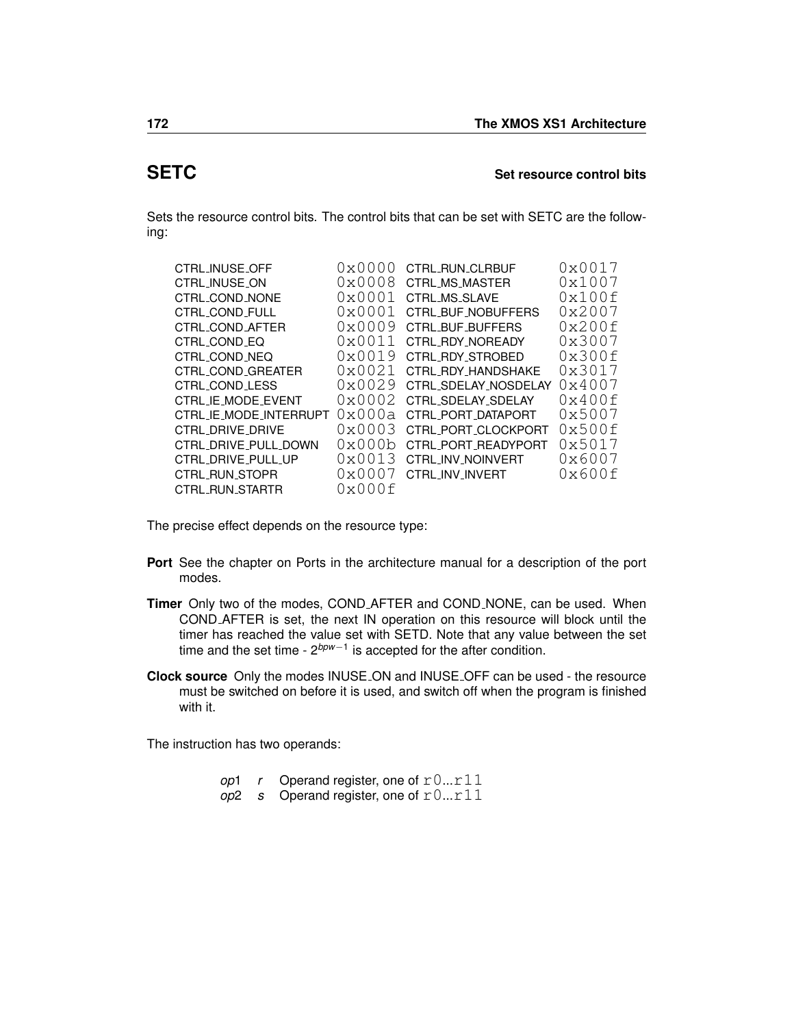## SETC

**Set resource control bits**

Sets the resource control bits. The control bits that can be set with SETC are the following:

| | | | |
|---|---|---|---|
| CTRL_INUSE_OFF | 0x0000 | CTRL_RUN_CLRBUF | 0x0017 |
| CTRL_INUSE_ON | 0x0008 | CTRL_MS_MASTER | 0x1007 |
| CTRL_COND_NONE | 0x0001 | CTRL_MS_SLAVE | 0x100f |
| CTRL_COND_FULL | 0x0001 | CTRL_BUF_NOBUFFERS | 0x2007 |
| CTRL_COND_AFTER | 0x0009 | CTRL_BUF_BUFFERS | 0x200f |
| CTRL_COND_EQ | 0x0011 | CTRL_RDY_NOREADY | 0x3007 |
| CTRL_COND_NEQ | 0x0019 | CTRL_RDY_STROBED | 0x300f |
| CTRL_COND_GREATER | 0x0021 | CTRL_RDY_HANDSHAKE | 0x3017 |
| CTRL_COND_LESS | 0x0029 | CTRL_SDELAY_NOSDELAY | 0x4007 |
| CTRL_IE_MODE_EVENT | 0x0002 | CTRL_SDELAY_SDELAY | 0x400f |
| CTRL_IE_MODE_INTERRUPT | 0x000a | CTRL_PORT_DATAPORT | 0x5007 |
| CTRL_DRIVE_DRIVE | 0x0003 | CTRL_PORT_CLOCKPORT | 0x500f |
| CTRL_DRIVE_PULL_DOWN | 0x000b | CTRL_PORT_READYPORT | 0x5017 |
| CTRL_DRIVE_PULL_UP | 0x0013 | CTRL_INV_NOINVERT | 0x6007 |
| CTRL_RUN_STOPR | 0x0007 | CTRL_INV_INVERT | 0x600f |
| CTRL_RUN_STARTR | 0x000f | | |

The precise effect depends on the resource type:

**Port** See the chapter on Ports in the architecture manual for a description of the port modes.

**Timer** Only two of the modes, COND_AFTER and COND_NONE, can be used. When COND_AFTER is set, the next IN operation on this resource will block until the timer has reached the value set with SETD. Note that any value between the set time and the set time - $2^{bpw-1}$ is accepted for the after condition.

**Clock source** Only the modes INUSE_ON and INUSE_OFF can be used - the resource must be switched on before it is used, and switch off when the program is finished with it.

The instruction has two operands:

| | | |
|---|---|---|
| *op*1 | *r* | Operand register, one of r0...r11 |
| *op*2 | *s* | Operand register, one of r0...r11 |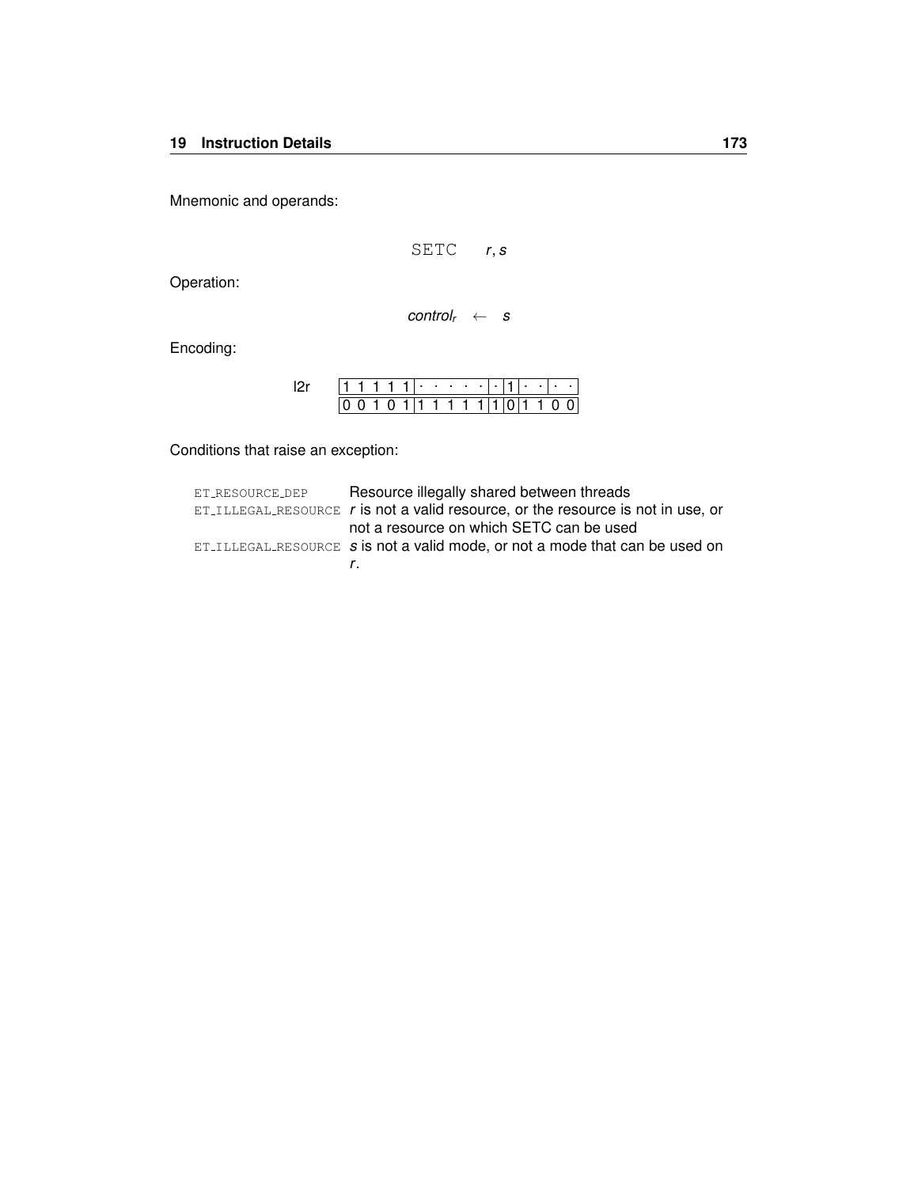Mnemonic and operands:

SETC    *r*, *s*

Operation:

$$control_r \leftarrow s$$

Encoding:

| l2r | 1 1 1 1 1 | · · · · · | · | 1 | · · | · · |
|---|---|---|---|---|---|---|
| | 0 0 1 0 1 | 1 1 1 1 1 | 1 | 0 | 1 1 | 0 0 |

Conditions that raise an exception:

| | |
|---|---|
| ET_RESOURCE_DEP | Resource illegally shared between threads |
| ET_ILLEGAL_RESOURCE | *r* is not a valid resource, or the resource is not in use, or not a resource on which SETC can be used |
| ET_ILLEGAL_RESOURCE | *s* is not a valid mode, or not a mode that can be used on *r*. |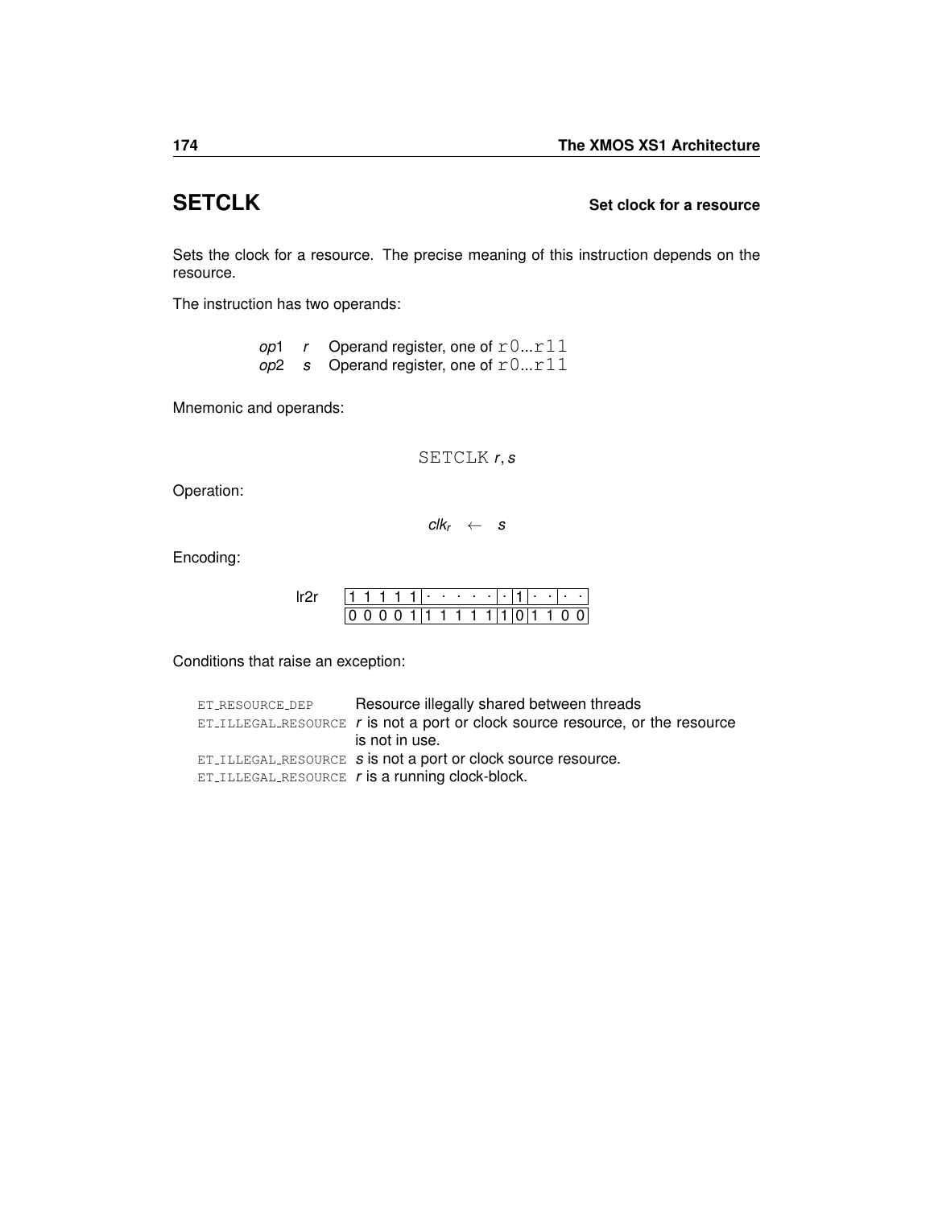## SETCLK — Set clock for a resource

Sets the clock for a resource. The precise meaning of this instruction depends on the resource.

The instruction has two operands:

| | | |
|---|---|---|
| *op*1 | *r* | Operand register, one of `r0...r11` |
| *op*2 | *s* | Operand register, one of `r0...r11` |

Mnemonic and operands:

`SETCLK` *r*, *s*

Operation:

$$clk_r \leftarrow s$$

Encoding:

lr2r

| | | | | | | | | | | | | | | | |
|---|---|---|---|---|---|---|---|---|---|---|---|---|---|---|---|
| 1 | 1 | 1 | 1 | 1 | · | · | · | · | · | · | 1 | · | · | · | · |
| 0 | 0 | 0 | 0 | 1 | 1 | 1 | 1 | 1 | 1 | 1 | 0 | 1 | 1 | 0 | 0 |

Conditions that raise an exception:

| | |
|---|---|
| ET_RESOURCE_DEP | Resource illegally shared between threads |
| ET_ILLEGAL_RESOURCE | *r* is not a port or clock source resource, or the resource is not in use. |
| ET_ILLEGAL_RESOURCE | *s* is not a port or clock source resource. |
| ET_ILLEGAL_RESOURCE | *r* is a running clock-block. |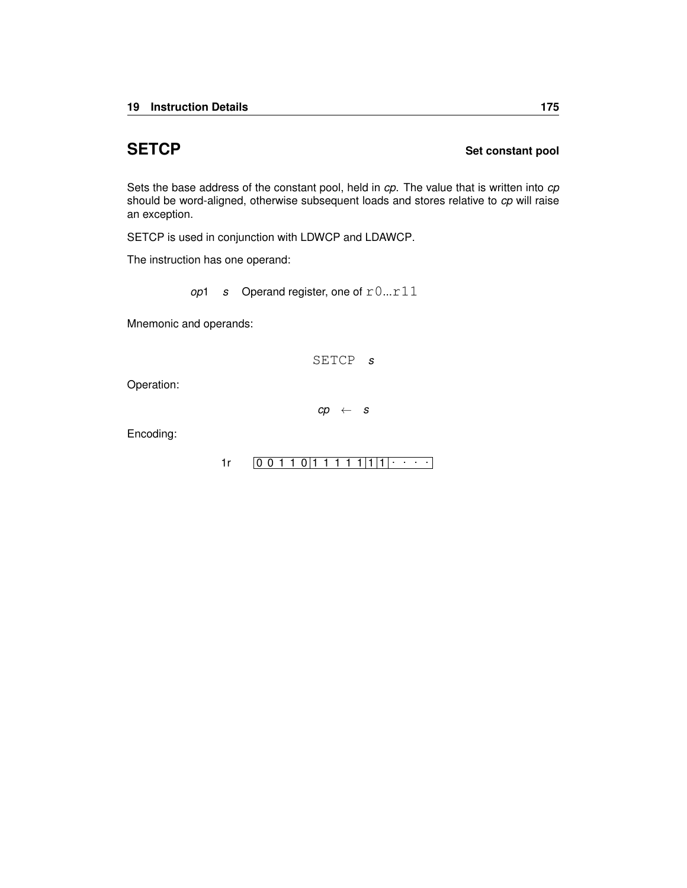## SETCP

**Set constant pool**

Sets the base address of the constant pool, held in *cp*. The value that is written into *cp* should be word-aligned, otherwise subsequent loads and stores relative to *cp* will raise an exception.

SETCP is used in conjunction with LDWCP and LDAWCP.

The instruction has one operand:

| | | |
|---|---|---|
| *op*1 | *s* | Operand register, one of `r0`...`r11` |

Mnemonic and operands:

```
SETCP s
```

Operation:

$$cp \leftarrow s$$

Encoding:

1r `0 0 1 1 0 | 1 1 1 1 1 | 1 | 1 | · · · ·`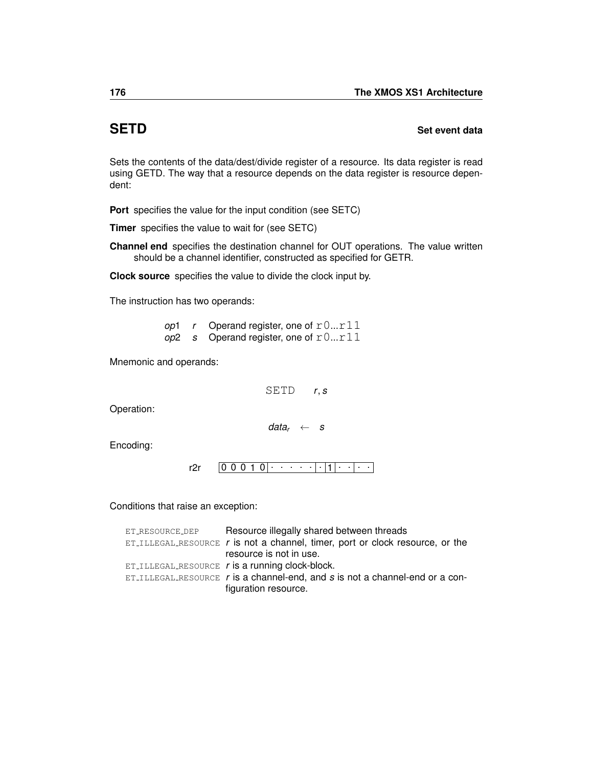## SETD — Set event data

Sets the contents of the data/dest/divide register of a resource. Its data register is read using GETD. The way that a resource depends on the data register is resource dependent:

**Port** specifies the value for the input condition (see SETC)

**Timer** specifies the value to wait for (see SETC)

**Channel end** specifies the destination channel for OUT operations. The value written should be a channel identifier, constructed as specified for GETR.

**Clock source** specifies the value to divide the clock input by.

The instruction has two operands:

| | | |
|---|---|---|
| *op*1 | *r* | Operand register, one of `r0...r11` |
| *op*2 | *s* | Operand register, one of `r0...r11` |

Mnemonic and operands:

```
SETD    r, s
```

Operation:

$$data_r \leftarrow s$$

Encoding:

| | | | | | | | |
|---|---|---|---|---|---|---|---|
| r2r | 0 0 0 1 0 | · · · · · | · | 1 | · · | · · |

Conditions that raise an exception:

| | |
|---|---|
| ET_RESOURCE_DEP | Resource illegally shared between threads |
| ET_ILLEGAL_RESOURCE | *r* is not a channel, timer, port or clock resource, or the resource is not in use. |
| ET_ILLEGAL_RESOURCE | *r* is a running clock-block. |
| ET_ILLEGAL_RESOURCE | *r* is a channel-end, and *s* is not a channel-end or a configuration resource. |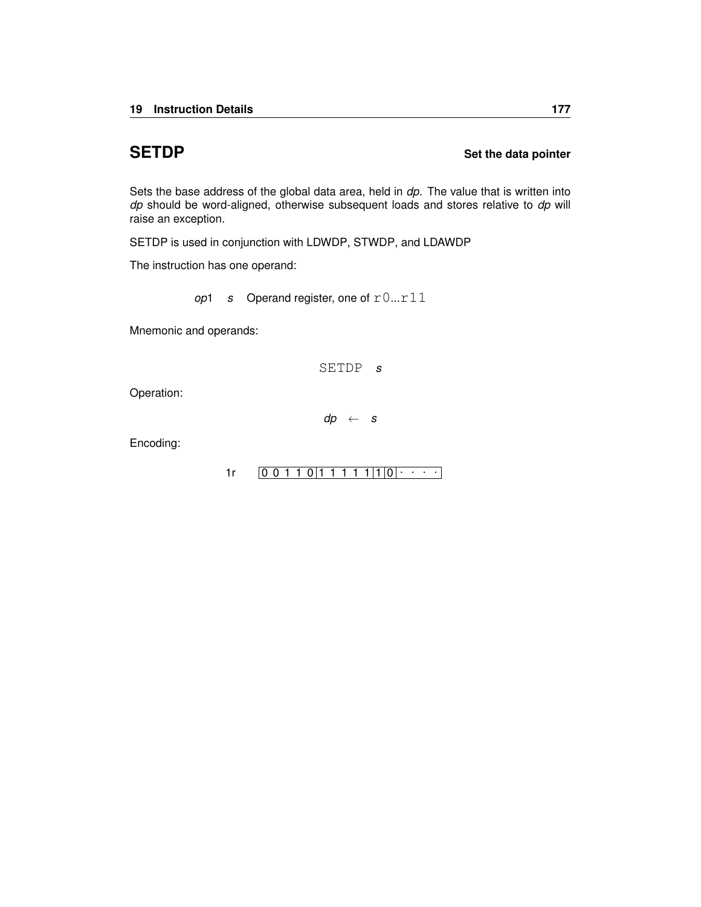## SETDP

**Set the data pointer**

Sets the base address of the global data area, held in *dp*. The value that is written into *dp* should be word-aligned, otherwise subsequent loads and stores relative to *dp* will raise an exception.

SETDP is used in conjunction with LDWDP, STWDP, and LDAWDP

The instruction has one operand:

*op*1 *s* Operand register, one of `r0`...`r11`

Mnemonic and operands:

`SETDP` *s*

Operation:

$$dp \leftarrow s$$

Encoding:

| 1r | 0 0 1 1 0 | 1 1 1 1 1 | 1 | 0 | · · · · |
|---|---|---|---|---|---|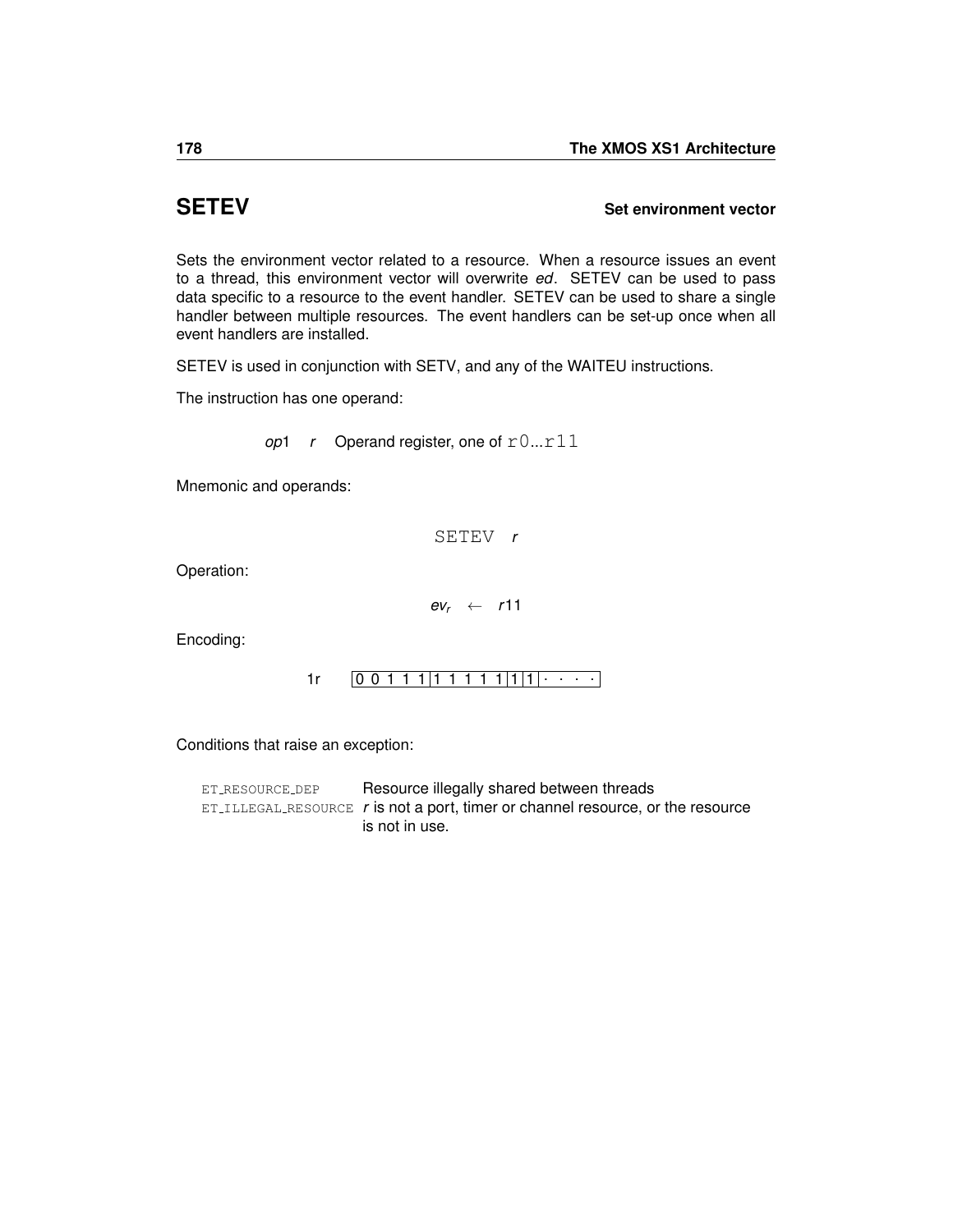## SETEV

**Set environment vector**

Sets the environment vector related to a resource. When a resource issues an event to a thread, this environment vector will overwrite *ed*. SETEV can be used to pass data specific to a resource to the event handler. SETEV can be used to share a single handler between multiple resources. The event handlers can be set-up once when all event handlers are installed.

SETEV is used in conjunction with SETV, and any of the WAITEU instructions.

The instruction has one operand:

| | | |
|---|---|---|
| *op*1 | *r* | Operand register, one of `r0`...`r11` |

Mnemonic and operands:

```
SETEV r
```

Operation:

$$ev_r \leftarrow r11$$

Encoding:

| | |
|---|---|
| 1r | 0 0 1 1 1 \| 1 1 1 1 1 \| 1 \| 1 \| · · · · |

Conditions that raise an exception:

| | |
|---|---|
| ET_RESOURCE_DEP | Resource illegally shared between threads |
| ET_ILLEGAL_RESOURCE | *r* is not a port, timer or channel resource, or the resource is not in use. |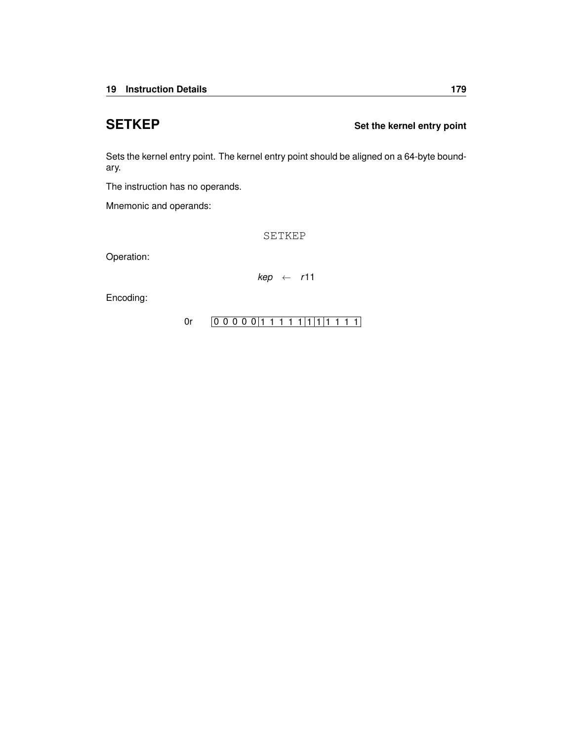## SETKEP **Set the kernel entry point**

Sets the kernel entry point. The kernel entry point should be aligned on a 64-byte boundary.

The instruction has no operands.

Mnemonic and operands:

```
SETKEP
```

Operation:

$$kep \leftarrow r11$$

Encoding:

0r | 0 0 0 0 0 | 1 1 1 1 1 | 1 | 1 | 1 1 1 1 |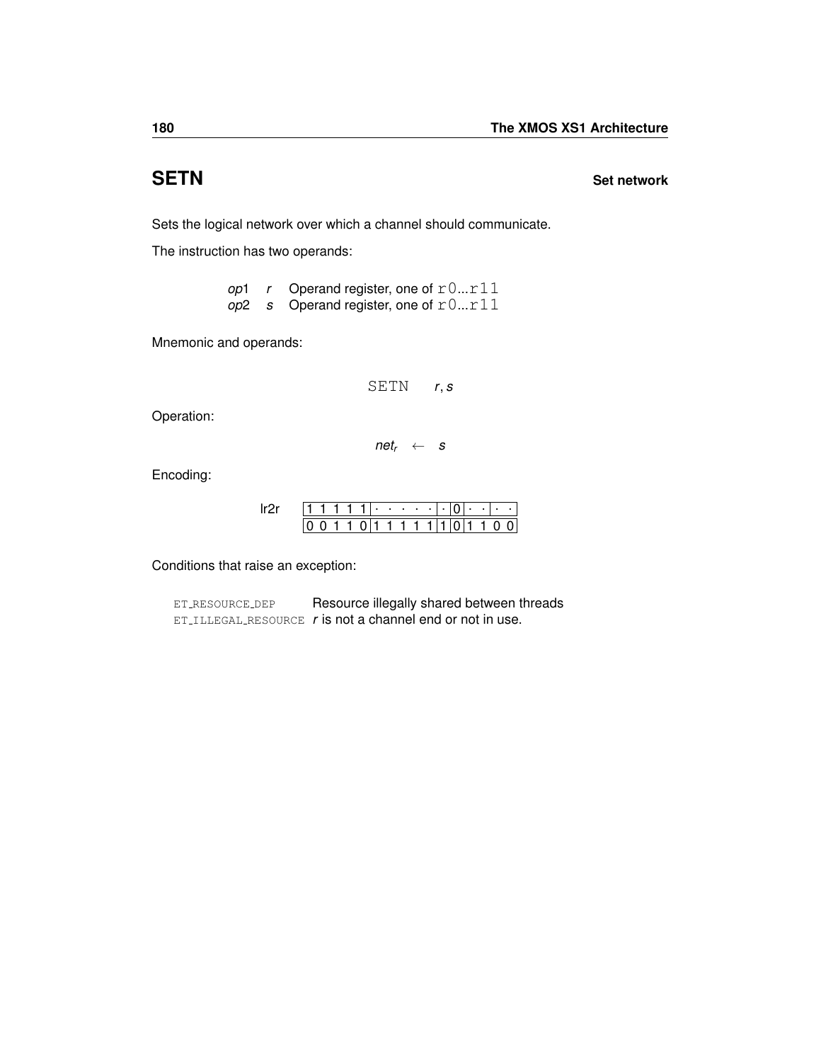## SETN — Set network

Sets the logical network over which a channel should communicate.

The instruction has two operands:

| | | |
|---|---|---|
| *op*1 | *r* | Operand register, one of `r0`...`r11` |
| *op*2 | *s* | Operand register, one of `r0`...`r11` |

Mnemonic and operands:

$$\texttt{SETN} \quad r, s$$

Operation:

$$net_r \leftarrow s$$

Encoding:

| lr2r | 1 1 1 1 1 | · · · · · | · | 0 | · · | · · |
|---|---|---|---|---|---|---|
| | 0 0 1 1 0 | 1 1 1 1 1 | 1 | 0 | 1 1 | 0 0 |

Conditions that raise an exception:

| | |
|---|---|
| ET_RESOURCE_DEP | Resource illegally shared between threads |
| ET_ILLEGAL_RESOURCE | *r* is not a channel end or not in use. |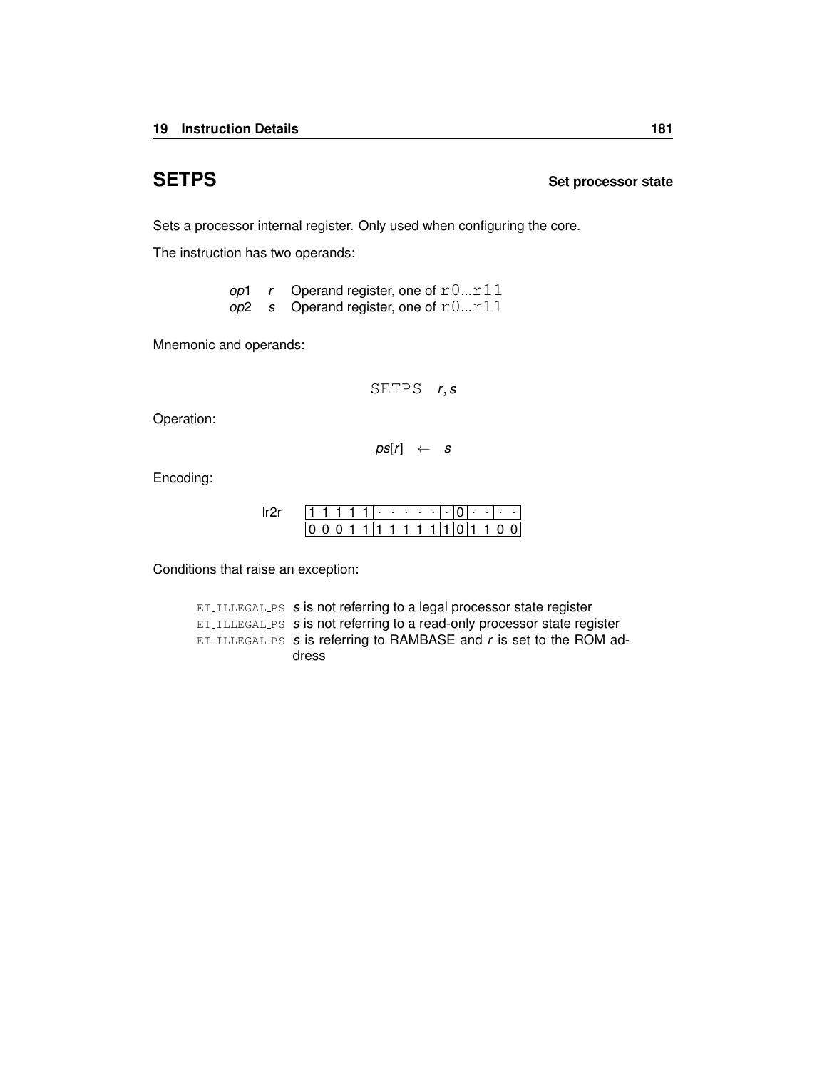## SETPS

**Set processor state**

Sets a processor internal register. Only used when configuring the core.

The instruction has two operands:

| | | |
|---|---|---|
| *op*1 | *r* | Operand register, one of `r0...r11` |
| *op*2 | *s* | Operand register, one of `r0...r11` |

Mnemonic and operands:

```
SETPS r, s
```

Operation:

$$ps[r] \leftarrow s$$

Encoding:

lr2r

| | | | | | |
|---|---|---|---|---|---|
| 1 1 1 1 1 | · · · · · | · | 0 | · · | · · |
| 0 0 0 1 1 | 1 1 1 1 1 | 1 | 0 | 1 1 | 0 0 |

Conditions that raise an exception:

| | |
|---|---|
| ET_ILLEGAL_PS | *s* is not referring to a legal processor state register |
| ET_ILLEGAL_PS | *s* is not referring to a read-only processor state register |
| ET_ILLEGAL_PS | *s* is referring to RAMBASE and *r* is set to the ROM address |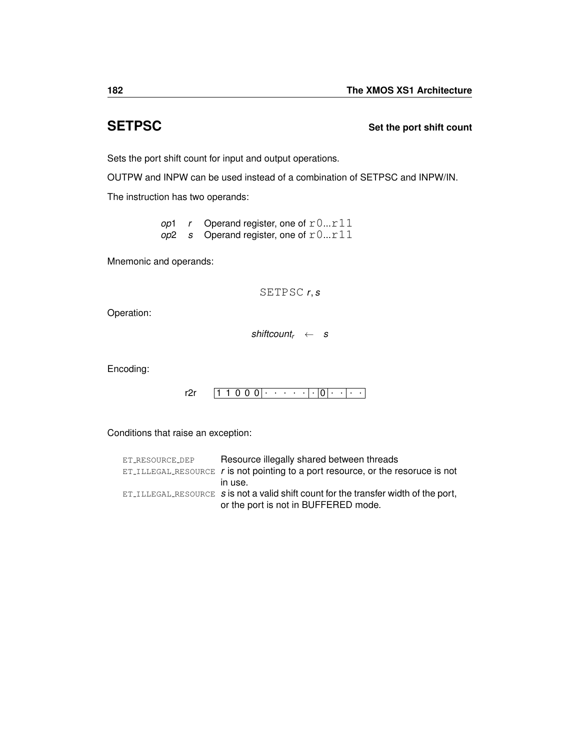## SETPSC — Set the port shift count

Sets the port shift count for input and output operations.

OUTPW and INPW can be used instead of a combination of SETPSC and INPW/IN.

The instruction has two operands:

| | | |
|---|---|---|
| *op*1 | *r* | Operand register, one of `r0...r11` |
| *op*2 | *s* | Operand register, one of `r0...r11` |

Mnemonic and operands:

`SETPSC` *r*, *s*

Operation:

$$shiftcount_r \leftarrow s$$

Encoding:

r2r `1 1 0 0 0 | · · · · · | · | 0 | · · | · ·`

Conditions that raise an exception:

| | |
|---|---|
| ET_RESOURCE_DEP | Resource illegally shared between threads |
| ET_ILLEGAL_RESOURCE | *r* is not pointing to a port resource, or the resoruce is not in use. |
| ET_ILLEGAL_RESOURCE | *s* is not a valid shift count for the transfer width of the port, or the port is not in BUFFERED mode. |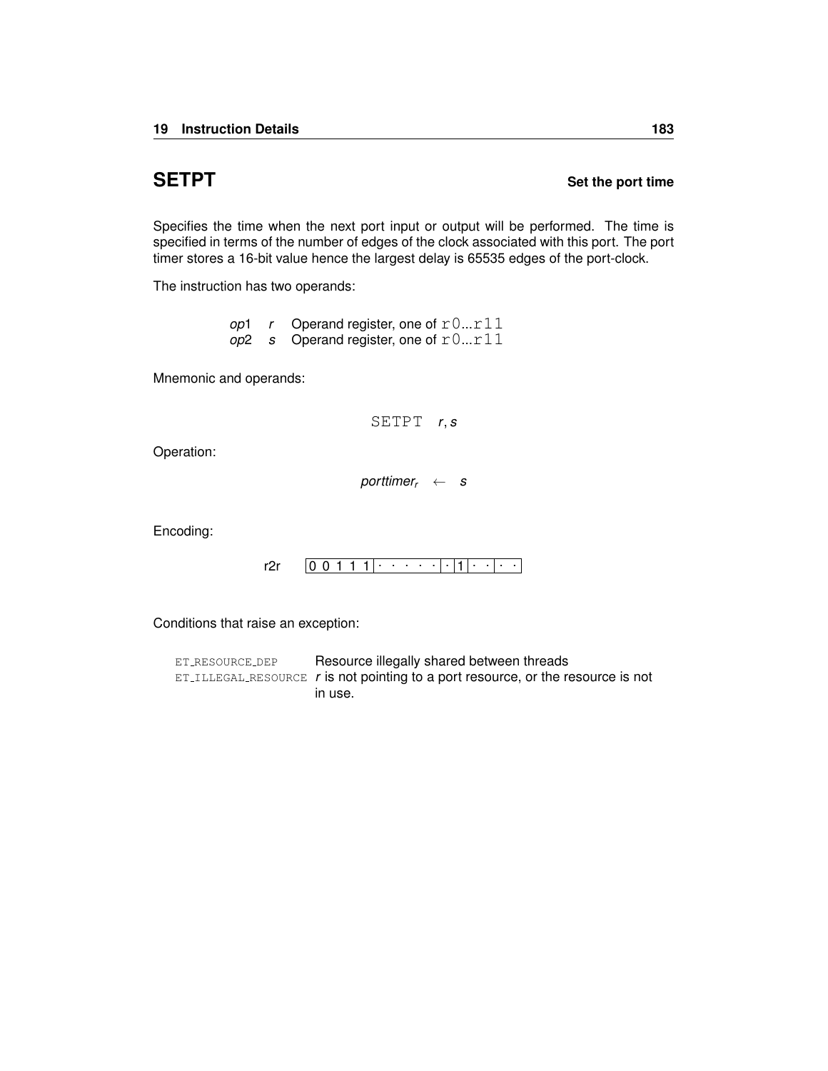## SETPT

**Set the port time**

Specifies the time when the next port input or output will be performed. The time is specified in terms of the number of edges of the clock associated with this port. The port timer stores a 16-bit value hence the largest delay is 65535 edges of the port-clock.

The instruction has two operands:

| | | |
|---|---|---|
| *op*1 | *r* | Operand register, one of `r0`...`r11` |
| *op*2 | *s* | Operand register, one of `r0`...`r11` |

Mnemonic and operands:

`SETPT` *r*, *s*

Operation:

$$porttimer_r \leftarrow s$$

Encoding:

r2r | 0 0 1 1 1 | · · · · · | · | 1 | · · | · · |

Conditions that raise an exception:

| | |
|---|---|
| `ET_RESOURCE_DEP` | Resource illegally shared between threads |
| `ET_ILLEGAL_RESOURCE` | *r* is not pointing to a port resource, or the resource is not in use. |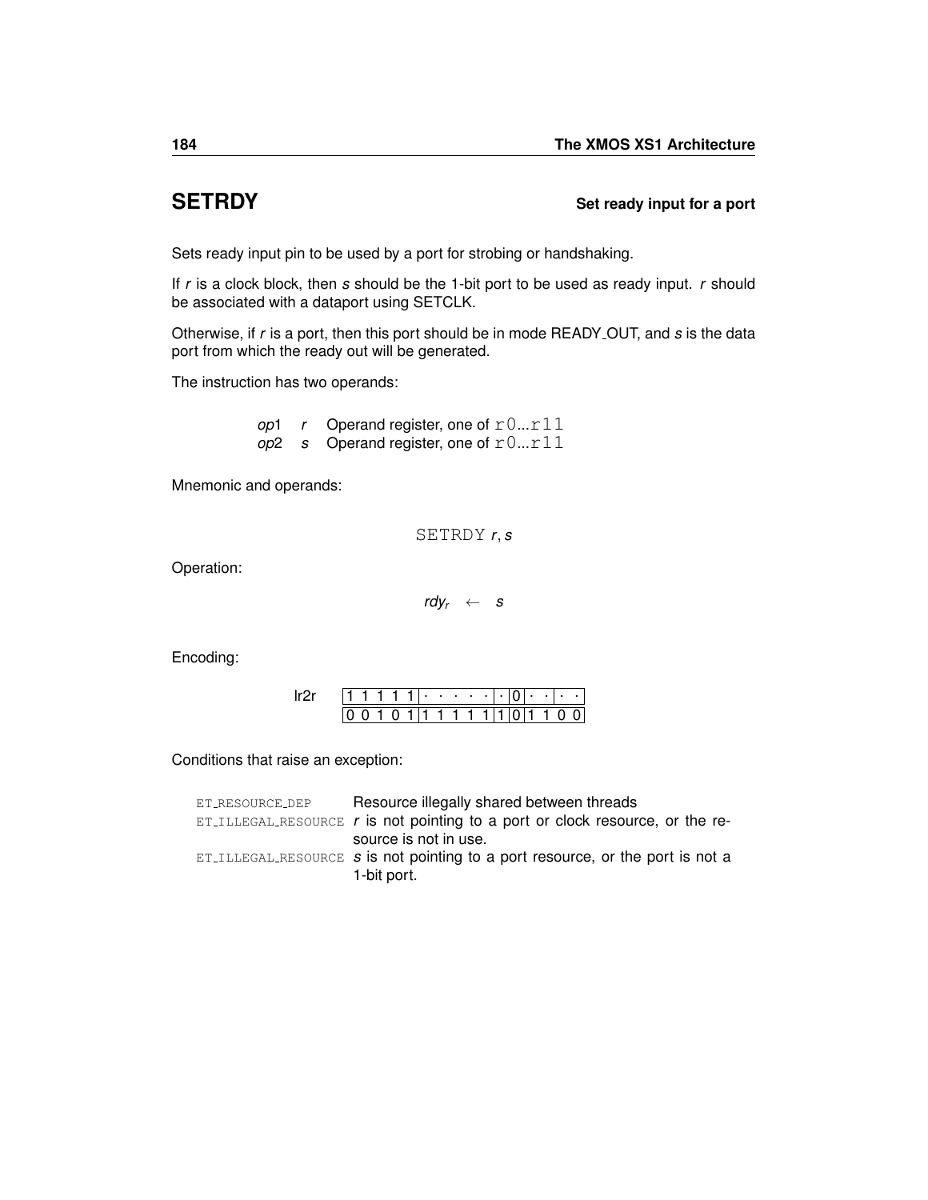## SETRDY — Set ready input for a port

Sets ready input pin to be used by a port for strobing or handshaking.

If *r* is a clock block, then *s* should be the 1-bit port to be used as ready input. *r* should be associated with a dataport using SETCLK.

Otherwise, if *r* is a port, then this port should be in mode READY_OUT, and *s* is the data port from which the ready out will be generated.

The instruction has two operands:

| | | |
|---|---|---|
| *op*1 | *r* | Operand register, one of `r0`...`r11` |
| *op*2 | *s* | Operand register, one of `r0`...`r11` |

Mnemonic and operands:

```
SETRDY r, s
```

Operation:

$$rdy_r \leftarrow s$$

Encoding:

lr2r

| | | | | | | | | | | | | | | | |
|---|---|---|---|---|---|---|---|---|---|---|---|---|---|---|---|
| 1 | 1 | 1 | 1 | 1 | · | · | · | · | · | · | 0 | · | · | · | · |
| 0 | 0 | 1 | 0 | 1 | 1 | 1 | 1 | 1 | 1 | 1 | 0 | 1 | 1 | 0 | 0 |

Conditions that raise an exception:

| | |
|---|---|
| ET_RESOURCE_DEP | Resource illegally shared between threads |
| ET_ILLEGAL_RESOURCE | *r* is not pointing to a port or clock resource, or the resource is not in use. |
| ET_ILLEGAL_RESOURCE | *s* is not pointing to a port resource, or the port is not a 1-bit port. |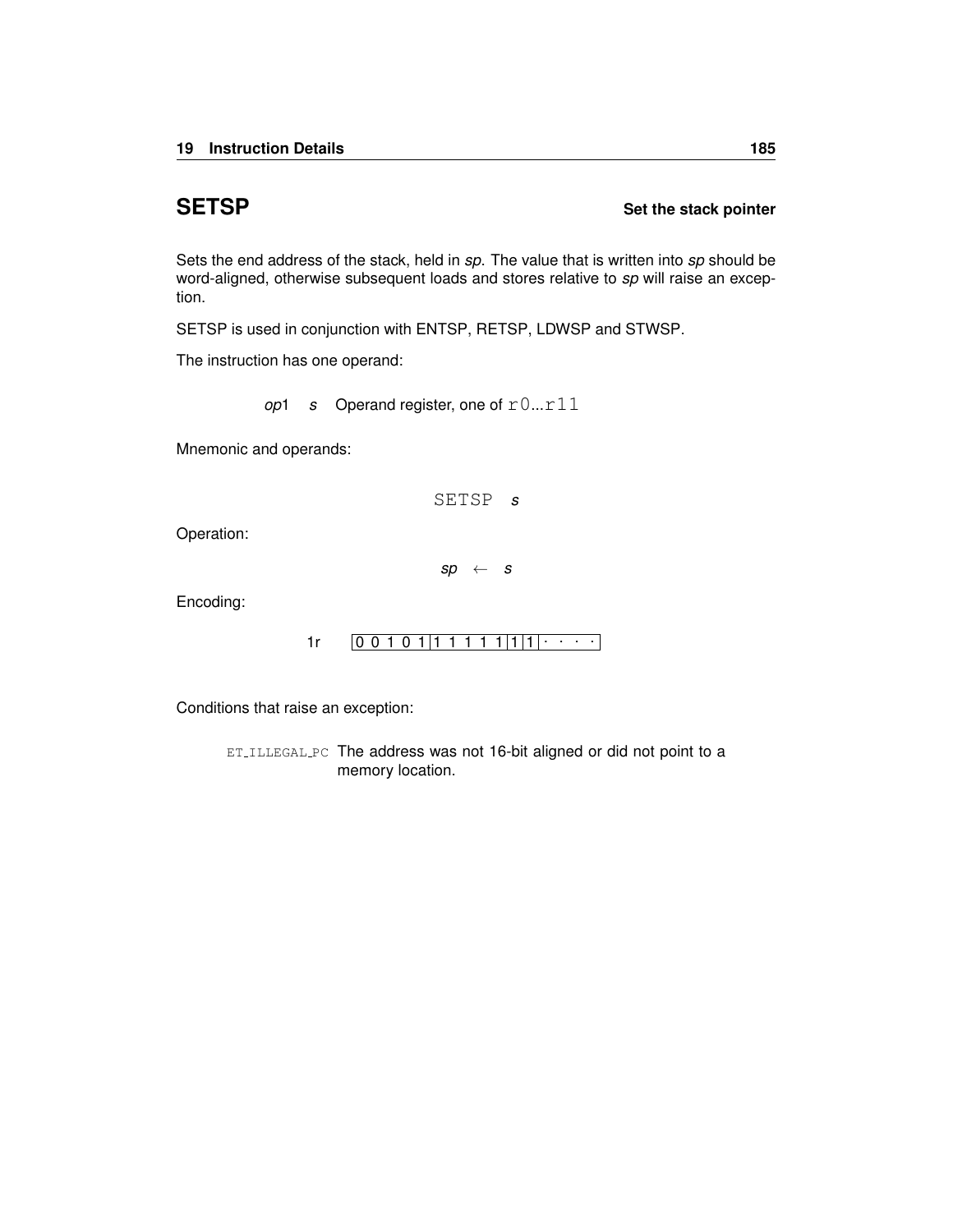## SETSP **Set the stack pointer**

Sets the end address of the stack, held in *sp*. The value that is written into *sp* should be word-aligned, otherwise subsequent loads and stores relative to *sp* will raise an exception.

SETSP is used in conjunction with ENTSP, RETSP, LDWSP and STWSP.

The instruction has one operand:

| | | |
|---|---|---|
| *op*1 | *s* | Operand register, one of `r0`...`r11` |

Mnemonic and operands:

```
SETSP s
```

Operation:

$$sp \leftarrow s$$

Encoding:

1r | 0 0 1 0 1 | 1 1 1 1 1 | 1 | 1 | · · · · |

Conditions that raise an exception:

| | |
|---|---|
| `ET_ILLEGAL_PC` | The address was not 16-bit aligned or did not point to a memory location. |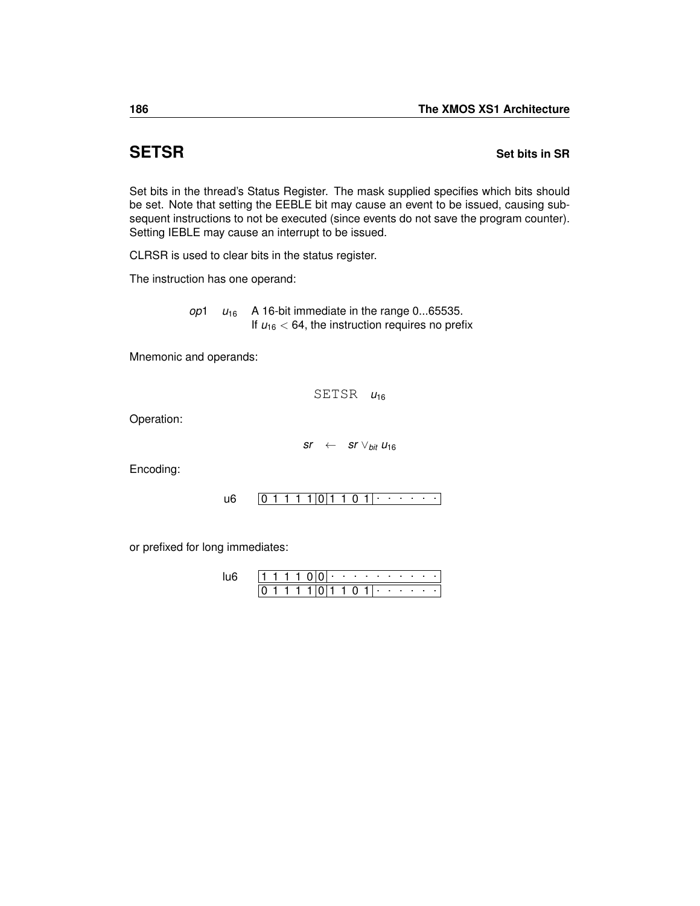# SETSR

**Set bits in SR**

Set bits in the thread's Status Register. The mask supplied specifies which bits should be set. Note that setting the EEBLE bit may cause an event to be issued, causing subsequent instructions to not be executed (since events do not save the program counter). Setting IEBLE may cause an interrupt to be issued.

CLRSR is used to clear bits in the status register.

The instruction has one operand:

| | | |
|---|---|---|
| *op*1 | $u_{16}$ | A 16-bit immediate in the range 0...65535. If $u_{16} < 64$, the instruction requires no prefix |

Mnemonic and operands:

```
SETSR u16
```

Operation:

$$sr \leftarrow sr \vee_{bit} u_{16}$$

Encoding:

| | | | | |
|---|---|---|---|---|
| u6 | 0 1 1 1 1 | 0 | 1 1 0 1 | · · · · · · |

or prefixed for long immediates:

| | | | | |
|---|---|---|---|---|
| lu6 | 1 1 1 1 0 | 0 | · · · · · · · · · · | |
| | 0 1 1 1 1 | 0 | 1 1 0 1 | · · · · · · |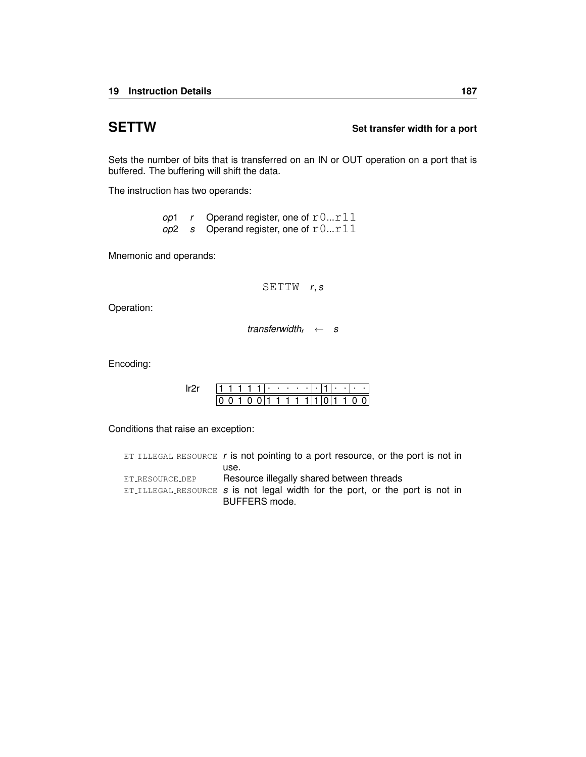## SETTW

**Set transfer width for a port**

Sets the number of bits that is transferred on an IN or OUT operation on a port that is buffered. The buffering will shift the data.

The instruction has two operands:

| | | |
|---|---|---|
| *op*1 | *r* | Operand register, one of `r0`...`r11` |
| *op*2 | *s* | Operand register, one of `r0`...`r11` |

Mnemonic and operands:

```
SETTW r, s
```

Operation:

$$transferwidth_r \leftarrow s$$

Encoding:

| lr2r | 1 1 1 1 1 | · · · · · | · | 1 | · · | · · |
|---|---|---|---|---|---|---|
| | 0 0 1 0 0 | 1 1 1 1 1 | 1 | 0 | 1 1 | 0 0 |

Conditions that raise an exception:

| | |
|---|---|
| ET_ILLEGAL_RESOURCE | *r* is not pointing to a port resource, or the port is not in use. |
| ET_RESOURCE_DEP | Resource illegally shared between threads |
| ET_ILLEGAL_RESOURCE | *s* is not legal width for the port, or the port is not in BUFFERS mode. |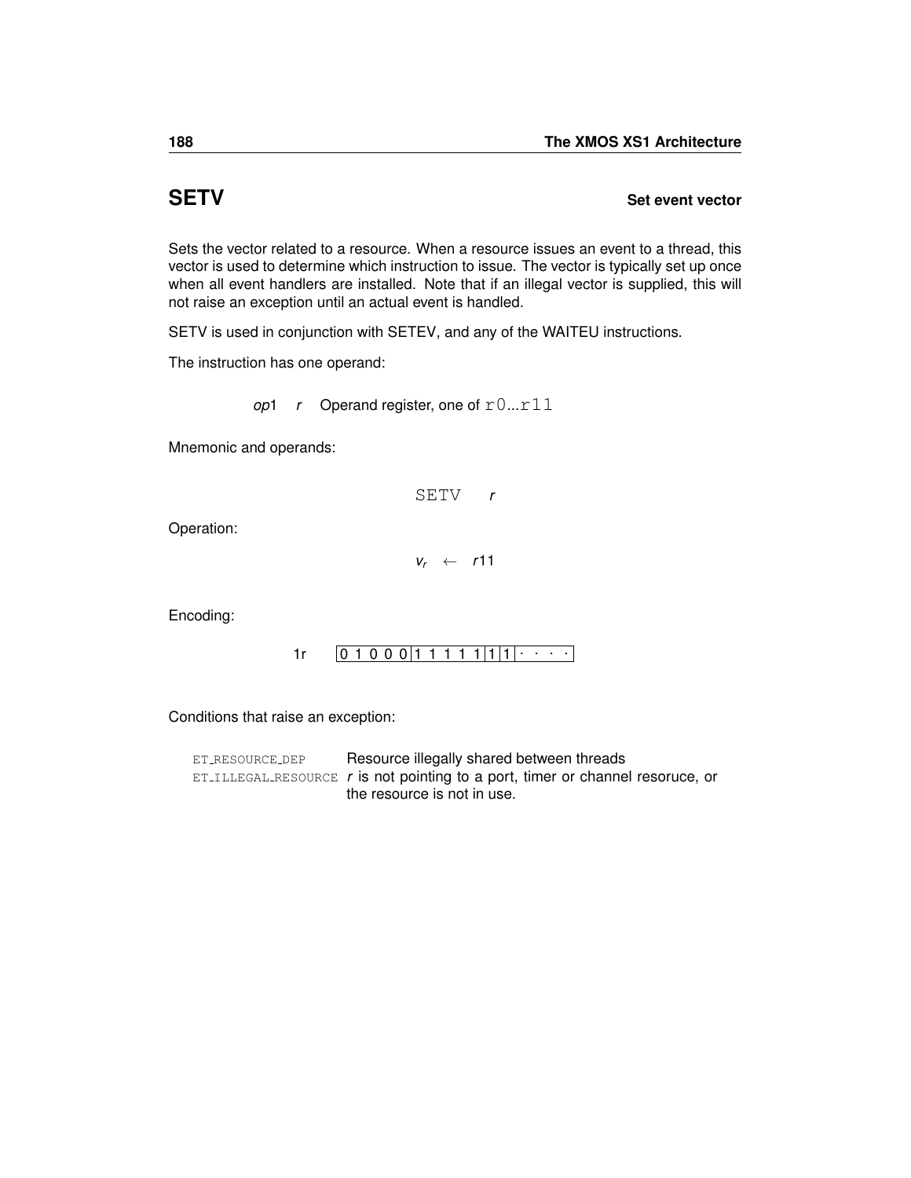## SETV — Set event vector

Sets the vector related to a resource. When a resource issues an event to a thread, this vector is used to determine which instruction to issue. The vector is typically set up once when all event handlers are installed. Note that if an illegal vector is supplied, this will not raise an exception until an actual event is handled.

SETV is used in conjunction with SETEV, and any of the WAITEU instructions.

The instruction has one operand:

| | | |
|---|---|---|
| *op*1 | *r* | Operand register, one of `r0...r11` |

Mnemonic and operands:

```
SETV  r
```

Operation:

$$v_r \leftarrow r11$$

Encoding:

| | | | | | |
|---|---|---|---|---|---|
| 1r | 0 1 0 0 0 | 1 1 1 1 1 | 1 | 1 | · · · · |

Conditions that raise an exception:

| | |
|---|---|
| ET_RESOURCE_DEP | Resource illegally shared between threads |
| ET_ILLEGAL_RESOURCE | *r* is not pointing to a port, timer or channel resoruce, or the resource is not in use. |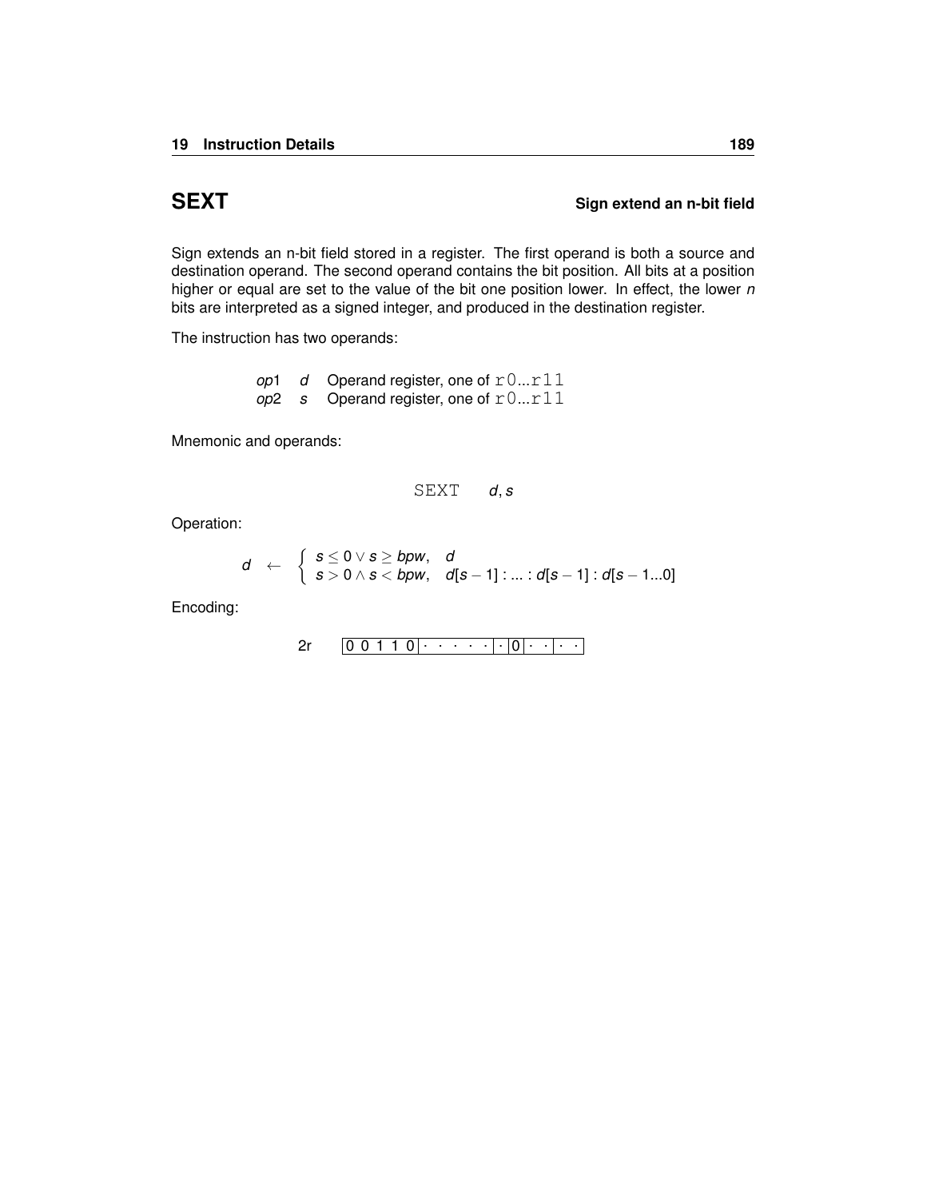# SEXT **Sign extend an n-bit field**

Sign extends an n-bit field stored in a register. The first operand is both a source and destination operand. The second operand contains the bit position. All bits at a position higher or equal are set to the value of the bit one position lower. In effect, the lower *n* bits are interpreted as a signed integer, and produced in the destination register.

The instruction has two operands:

| | | |
|---|---|---|
| *op*1 | *d* | Operand register, one of `r0`...`r11` |
| *op*2 | *s* | Operand register, one of `r0`...`r11` |

Mnemonic and operands:

`SEXT` *d*, *s*

Operation:

$$d \leftarrow \begin{cases} s \leq 0 \vee s \geq bpw, & d \\ s > 0 \wedge s < bpw, & d[s-1] : ... : d[s-1] : d[s-1...0] \end{cases}$$

Encoding:

2r `0 0 1 1 0 | · · · · · | · | 0 | · · | · ·`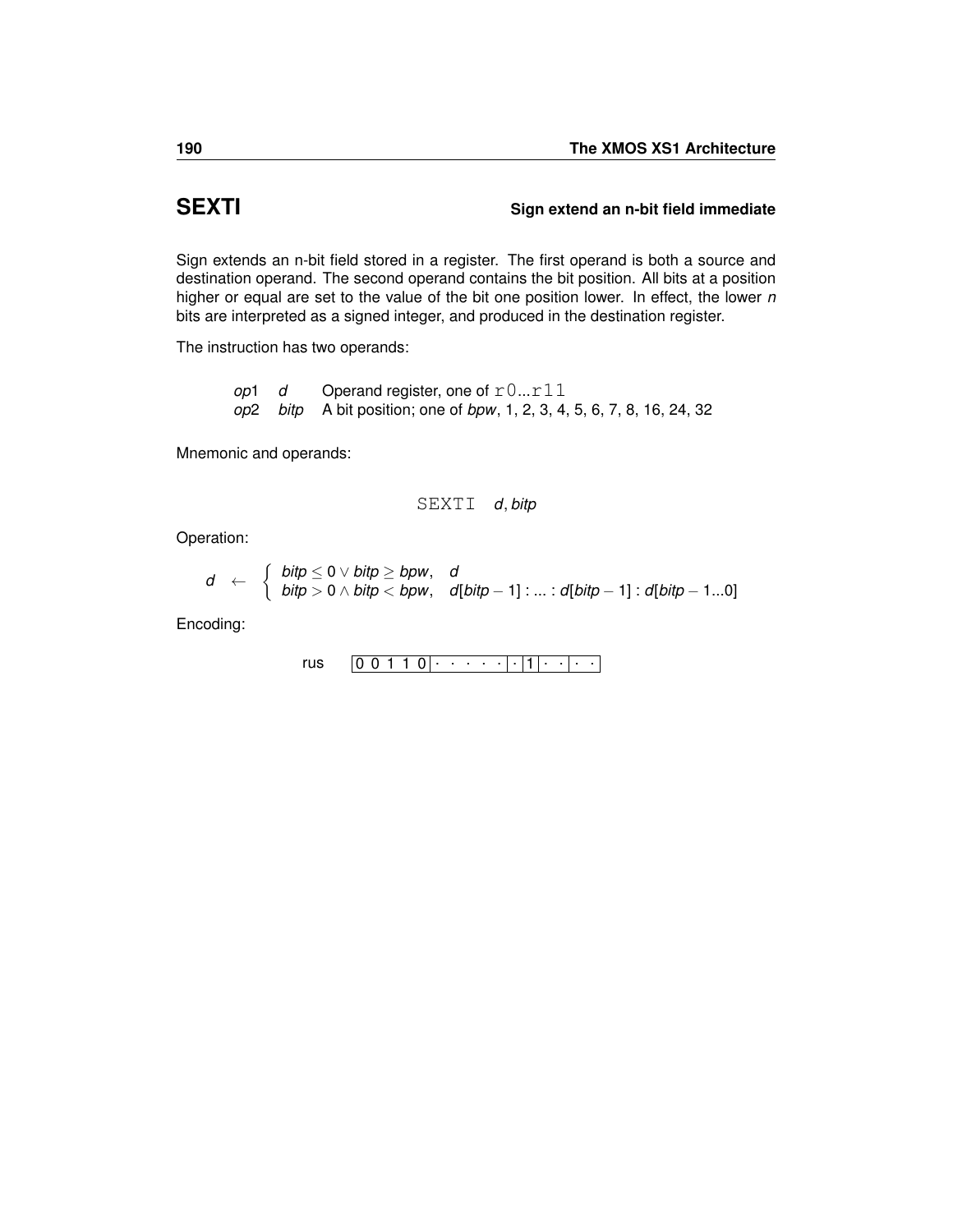# SEXTI

**Sign extend an n-bit field immediate**

Sign extends an n-bit field stored in a register. The first operand is both a source and destination operand. The second operand contains the bit position. All bits at a position higher or equal are set to the value of the bit one position lower. In effect, the lower *n* bits are interpreted as a signed integer, and produced in the destination register.

The instruction has two operands:

| | | |
|---|---|---|
| *op*1 | *d* | Operand register, one of `r0...r11` |
| *op*2 | *bitp* | A bit position; one of *bpw*, 1, 2, 3, 4, 5, 6, 7, 8, 16, 24, 32 |

Mnemonic and operands:

`SEXTI` *d*, *bitp*

Operation:

$$d \leftarrow \begin{cases} bitp \leq 0 \vee bitp \geq bpw, & d \\ bitp > 0 \wedge bitp < bpw, & d[bitp-1] : ... : d[bitp-1] : d[bitp-1...0] \end{cases}$$

Encoding:

rus | 0 0 1 1 0 | · · · · · | · | 1 | · · | · · |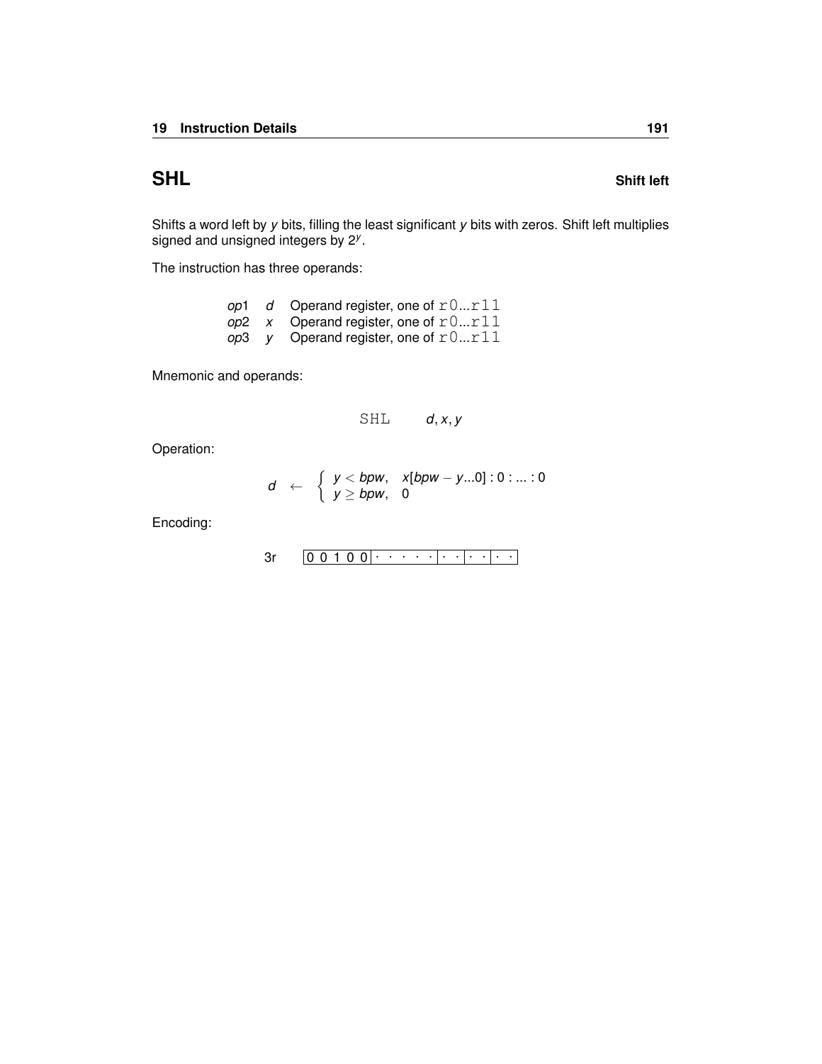## SHL

**Shift left**

Shifts a word left by $y$ bits, filling the least significant $y$ bits with zeros. Shift left multiplies signed and unsigned integers by $2^y$.

The instruction has three operands:

| | | |
|---|---|---|
| *op*1 | $d$ | Operand register, one of `r0`...`r11` |
| *op*2 | $x$ | Operand register, one of `r0`...`r11` |
| *op*3 | $y$ | Operand register, one of `r0`...`r11` |

Mnemonic and operands:

```
SHL    d, x, y
```

Operation:

$$d \leftarrow \begin{cases} y < bpw, & x[bpw - y...0] : 0 : ... : 0 \\ y \geq bpw, & 0 \end{cases}$$

Encoding:

| 3r | 0 0 1 0 0 | · · · · · | · · | · · | · · |
|---|---|---|---|---|---|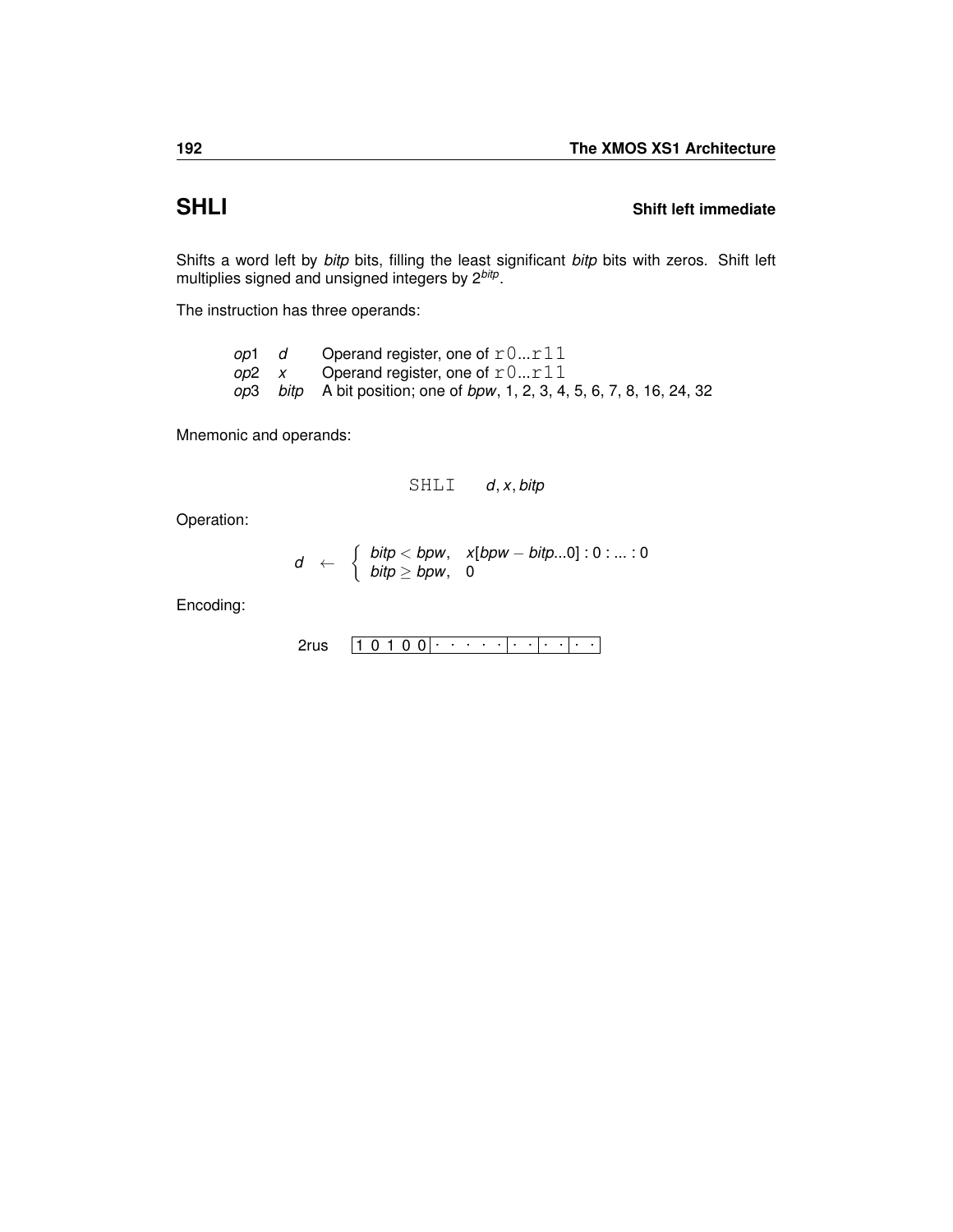## SHLI

**Shift left immediate**

Shifts a word left by *bitp* bits, filling the least significant *bitp* bits with zeros. Shift left multiplies signed and unsigned integers by $2^{bitp}$.

The instruction has three operands:

| | | |
|---|---|---|
| *op*1 | *d* | Operand register, one of `r0...r11` |
| *op*2 | *x* | Operand register, one of `r0...r11` |
| *op*3 | *bitp* | A bit position; one of *bpw*, 1, 2, 3, 4, 5, 6, 7, 8, 16, 24, 32 |

Mnemonic and operands:

`SHLI` *d*, *x*, *bitp*

Operation:

$$d \leftarrow \begin{cases} bitp < bpw, & x[bpw - bitp...0] : 0 : ... : 0 \\ bitp \geq bpw, & 0 \end{cases}$$

Encoding:

2rus | 1 0 1 0 0 | · · · · · | · · | · · | · · |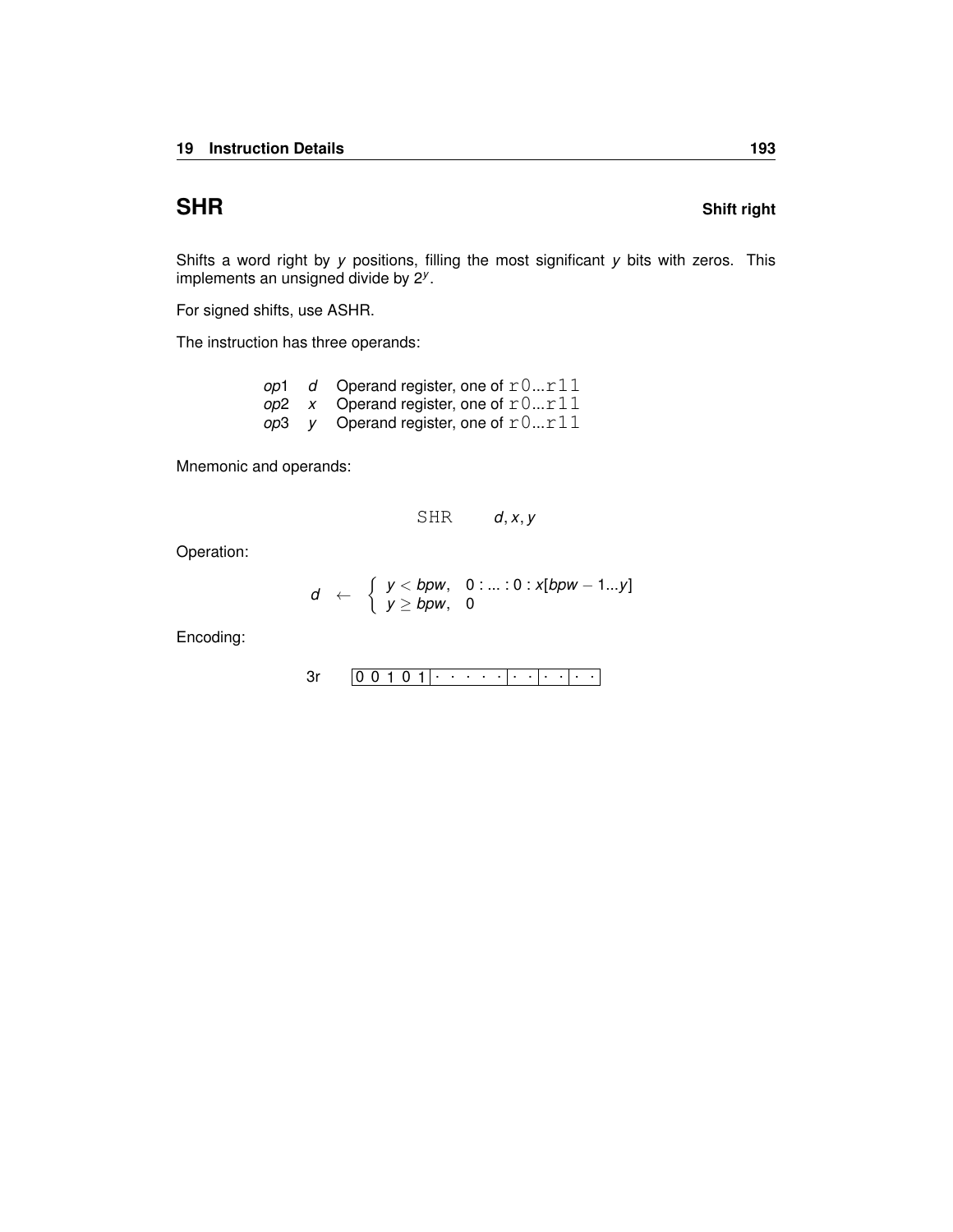## SHR

**Shift right**

Shifts a word right by *y* positions, filling the most significant *y* bits with zeros. This implements an unsigned divide by $2^y$.

For signed shifts, use ASHR.

The instruction has three operands:

| | | |
|---|---|---|
| *op*1 | *d* | Operand register, one of `r0`...`r11` |
| *op*2 | *x* | Operand register, one of `r0`...`r11` |
| *op*3 | *y* | Operand register, one of `r0`...`r11` |

Mnemonic and operands:

```
SHR    d, x, y
```

Operation:

$$d \leftarrow \begin{cases} y < bpw, & 0 : ... : 0 : x[bpw - 1...y] \\ y \geq bpw, & 0 \end{cases}$$

Encoding:

3r `0 0 1 0 1 | · · · · · | · · | · · | · ·`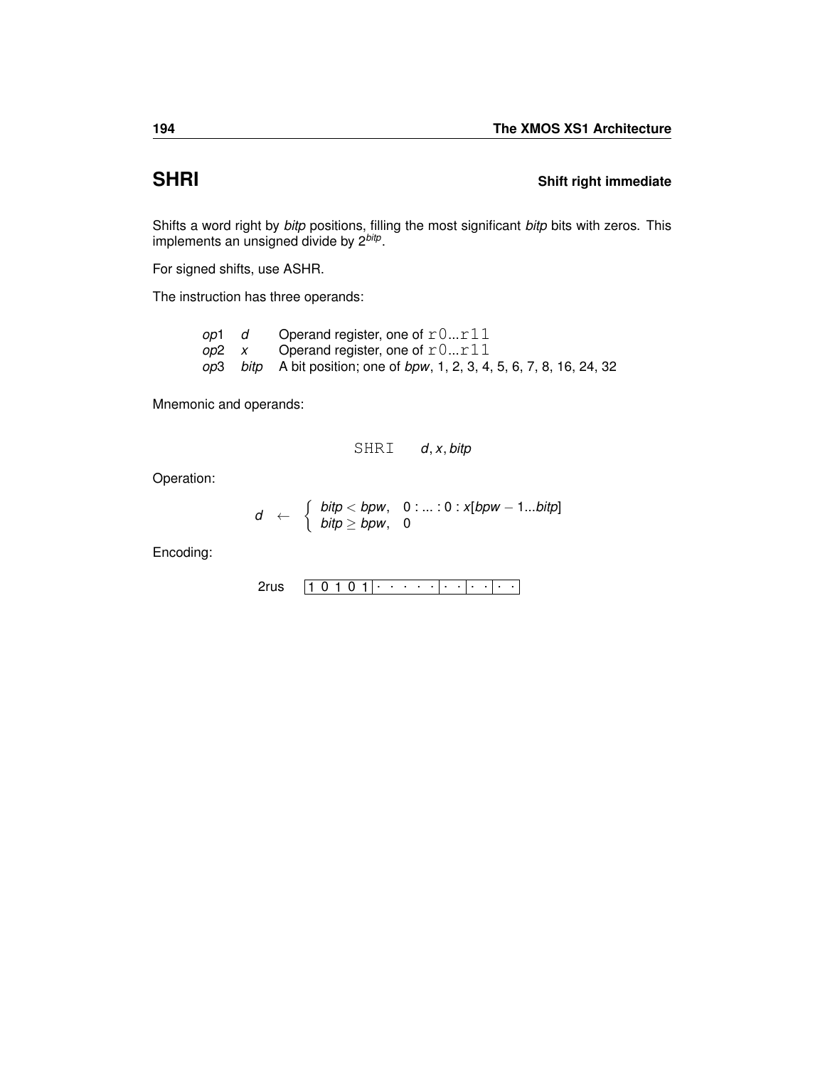## SHRI

**Shift right immediate**

Shifts a word right by *bitp* positions, filling the most significant *bitp* bits with zeros. This implements an unsigned divide by $2^{bitp}$.

For signed shifts, use ASHR.

The instruction has three operands:

| | | |
|---|---|---|
| *op*1 | *d* | Operand register, one of `r0`...`r11` |
| *op*2 | *x* | Operand register, one of `r0`...`r11` |
| *op*3 | *bitp* | A bit position; one of *bpw*, 1, 2, 3, 4, 5, 6, 7, 8, 16, 24, 32 |

Mnemonic and operands:

```
SHRI    d, x, bitp
```

Operation:

$$d \leftarrow \begin{cases} bitp < bpw, & 0 : ... : 0 : x[bpw - 1...bitp] \\ bitp \geq bpw, & 0 \end{cases}$$

Encoding:

2rus `1 0 1 0 1 | · · · · · | · · | · · | · ·`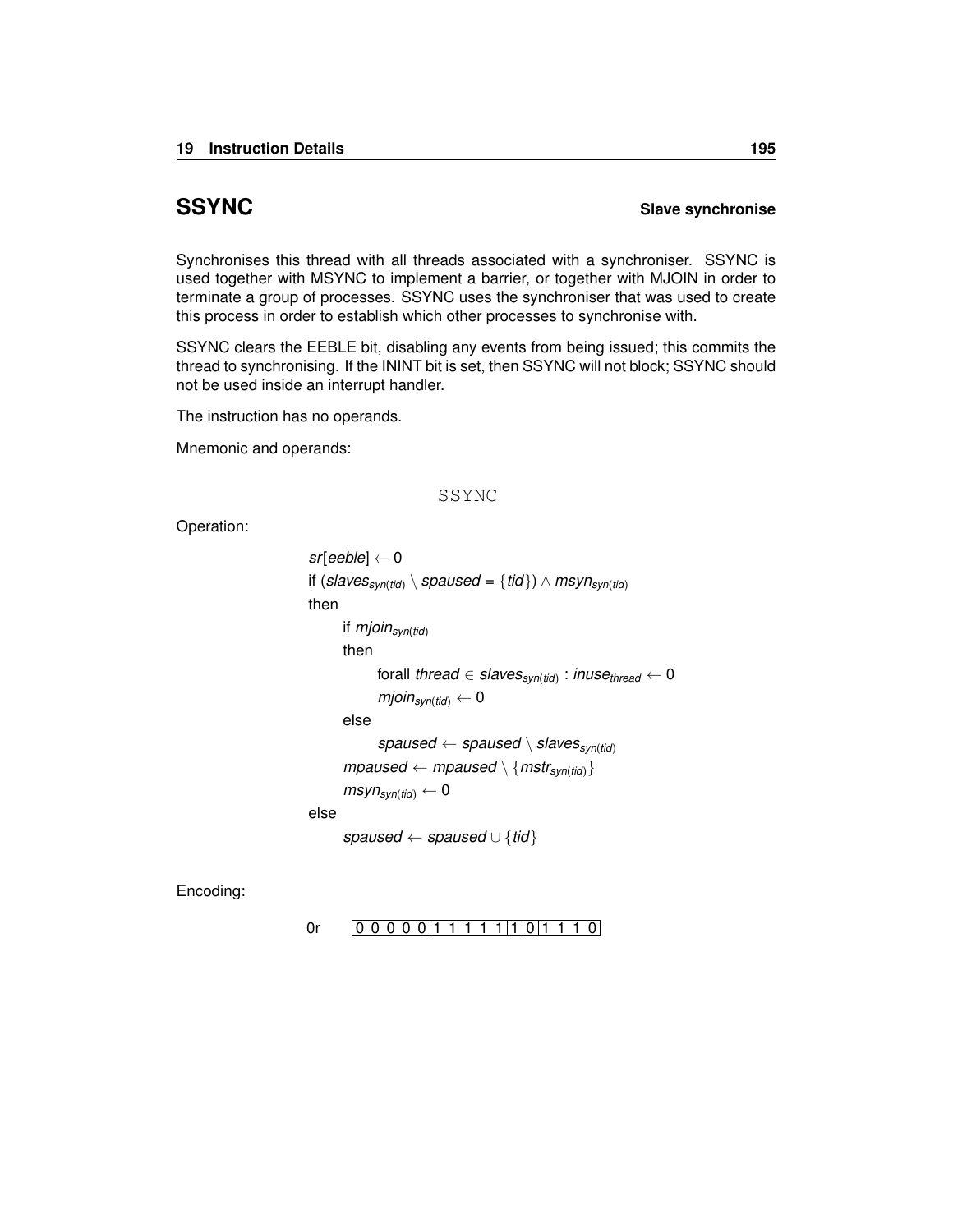## SSYNC

**Slave synchronise**

Synchronises this thread with all threads associated with a synchroniser. SSYNC is used together with MSYNC to implement a barrier, or together with MJOIN in order to terminate a group of processes. SSYNC uses the synchroniser that was used to create this process in order to establish which other processes to synchronise with.

SSYNC clears the EEBLE bit, disabling any events from being issued; this commits the thread to synchronising. If the ININT bit is set, then SSYNC will not block; SSYNC should not be used inside an interrupt handler.

The instruction has no operands.

Mnemonic and operands:

```
SSYNC
```

Operation:

$sr[eeble] \leftarrow 0$

if $(slaves_{syn(tid)} \setminus spaused = \{tid\}) \wedge msyn_{syn(tid)}$

then

  if $mjoin_{syn(tid)}$

  then

    forall $thread \in slaves_{syn(tid)} : inuse_{thread} \leftarrow 0$

    $mjoin_{syn(tid)} \leftarrow 0$

  else

    $spaused \leftarrow spaused \setminus slaves_{syn(tid)}$

  $mpaused \leftarrow mpaused \setminus \{mstr_{syn(tid)}\}$

  $msyn_{syn(tid)} \leftarrow 0$

else

  $spaused \leftarrow spaused \cup \{tid\}$

Encoding:

0r | 0 0 0 0 0 | 1 1 1 1 1 | 1 | 0 | 1 1 1 0 |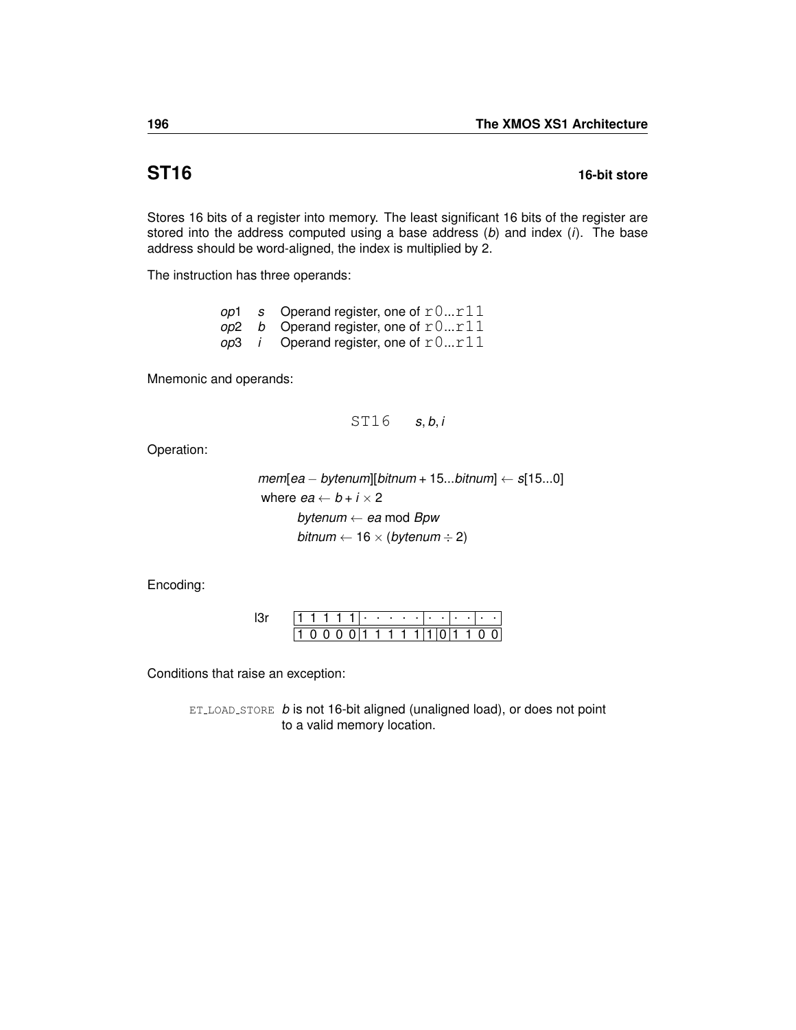## ST16 — 16-bit store

Stores 16 bits of a register into memory. The least significant 16 bits of the register are stored into the address computed using a base address (*b*) and index (*i*). The base address should be word-aligned, the index is multiplied by 2.

The instruction has three operands:

| | | |
|---|---|---|
| *op*1 | *s* | Operand register, one of `r0...r11` |
| *op*2 | *b* | Operand register, one of `r0...r11` |
| *op*3 | *i* | Operand register, one of `r0...r11` |

Mnemonic and operands:

`ST16` *s*, *b*, *i*

Operation:

$$mem[ea - bytenum][bitnum + 15...bitnum] \leftarrow s[15...0]$$

where $ea \leftarrow b + i \times 2$

$bytenum \leftarrow ea \bmod Bpw$

$bitnum \leftarrow 16 \times (bytenum \div 2)$

Encoding:

l3r

| | | | | | |
|---|---|---|---|---|---|
| 1 1 1 1 1 | · · · · · | · · | · · | · · | |
| 1 0 0 0 0 | 1 1 1 1 1 | 1 | 0 | 1 1 | 0 0 |

Conditions that raise an exception:

ET_LOAD_STORE *b* is not 16-bit aligned (unaligned load), or does not point to a valid memory location.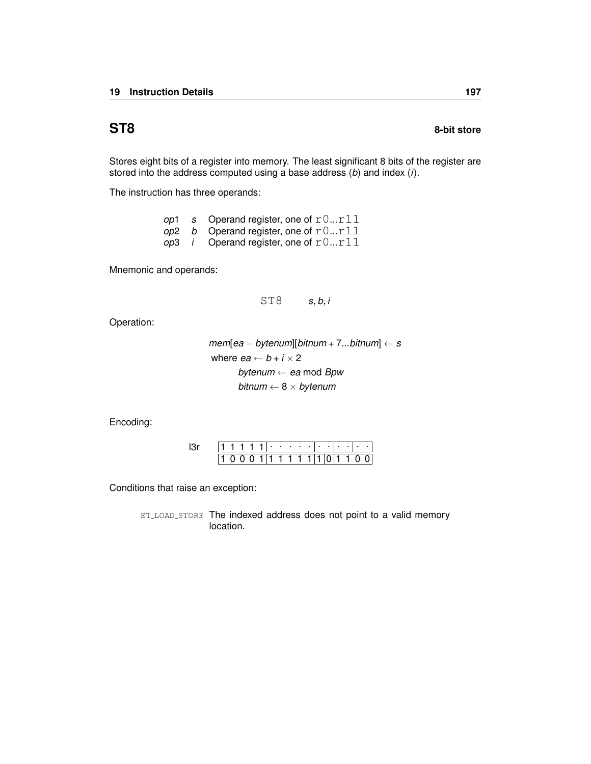## ST8 **8-bit store**

Stores eight bits of a register into memory. The least significant 8 bits of the register are stored into the address computed using a base address (*b*) and index (*i*).

The instruction has three operands:

| | | |
|---|---|---|
| *op*1 | *s* | Operand register, one of `r0...r11` |
| *op*2 | *b* | Operand register, one of `r0...r11` |
| *op*3 | *i* | Operand register, one of `r0...r11` |

Mnemonic and operands:

`ST8` *s*, *b*, *i*

Operation:

$$mem[ea - bytenum][bitnum + 7...bitnum] \leftarrow s$$

$$\text{where } ea \leftarrow b + i \times 2$$

$$bytenum \leftarrow ea \bmod Bpw$$

$$bitnum \leftarrow 8 \times bytenum$$

Encoding:

| l3r | 1 1 1 1 1 | · · · · · | · · | · · | · · |
|---|---|---|---|---|---|
| | 1 0 0 0 1 | 1 1 1 1 1 | 1 | 0 | 1 1 0 0 |

Conditions that raise an exception:

ET_LOAD_STORE The indexed address does not point to a valid memory location.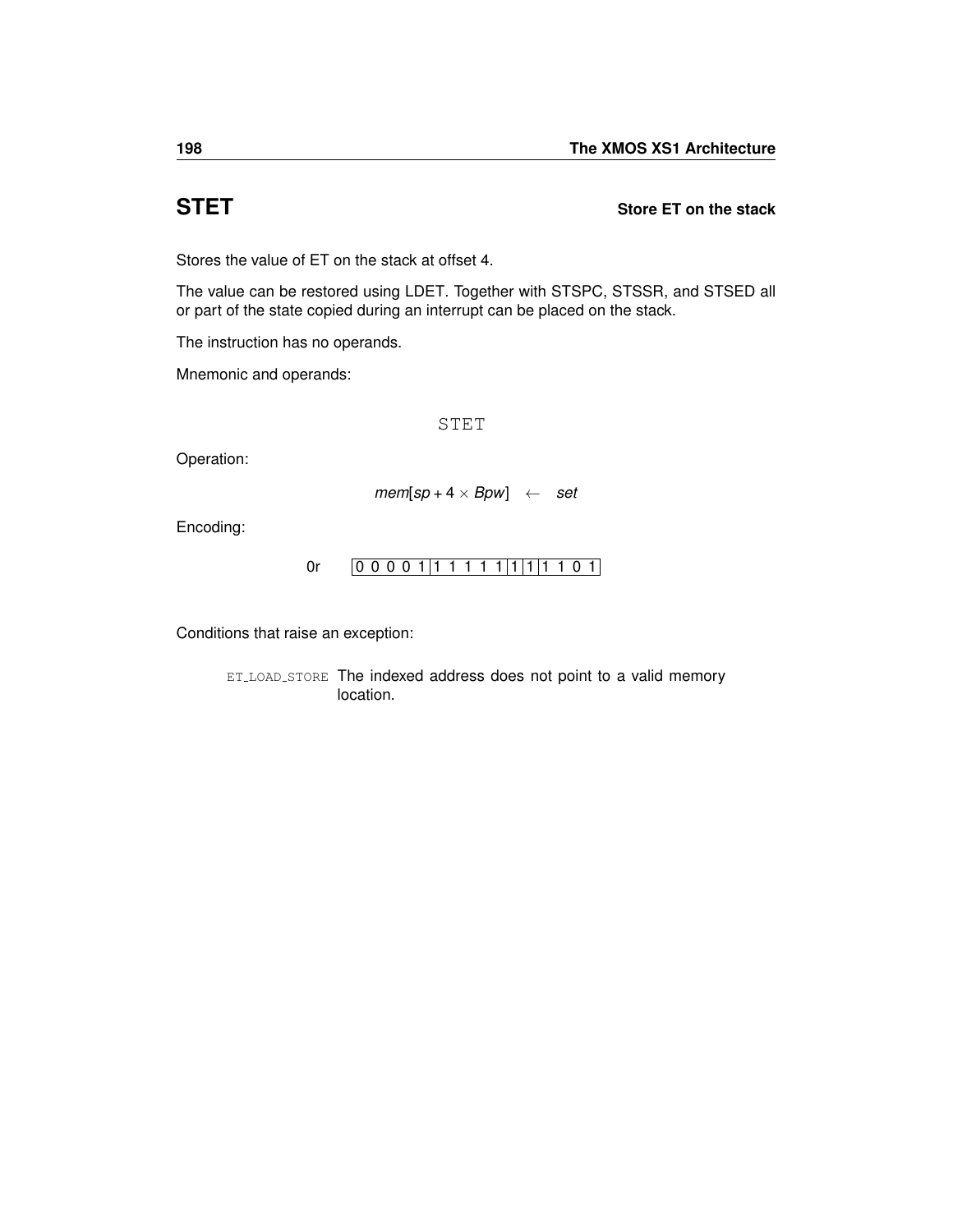## STET

**Store ET on the stack**

Stores the value of ET on the stack at offset 4.

The value can be restored using LDET. Together with STSPC, STSSR, and STSED all or part of the state copied during an interrupt can be placed on the stack.

The instruction has no operands.

Mnemonic and operands:

```
STET
```

Operation:

$$mem[sp + 4 \times Bpw] \leftarrow set$$

Encoding:

0r | 0 0 0 0 1 | 1 1 1 1 1 | 1 | 1 | 1 1 0 1 |

Conditions that raise an exception:

ET_LOAD_STORE The indexed address does not point to a valid memory location.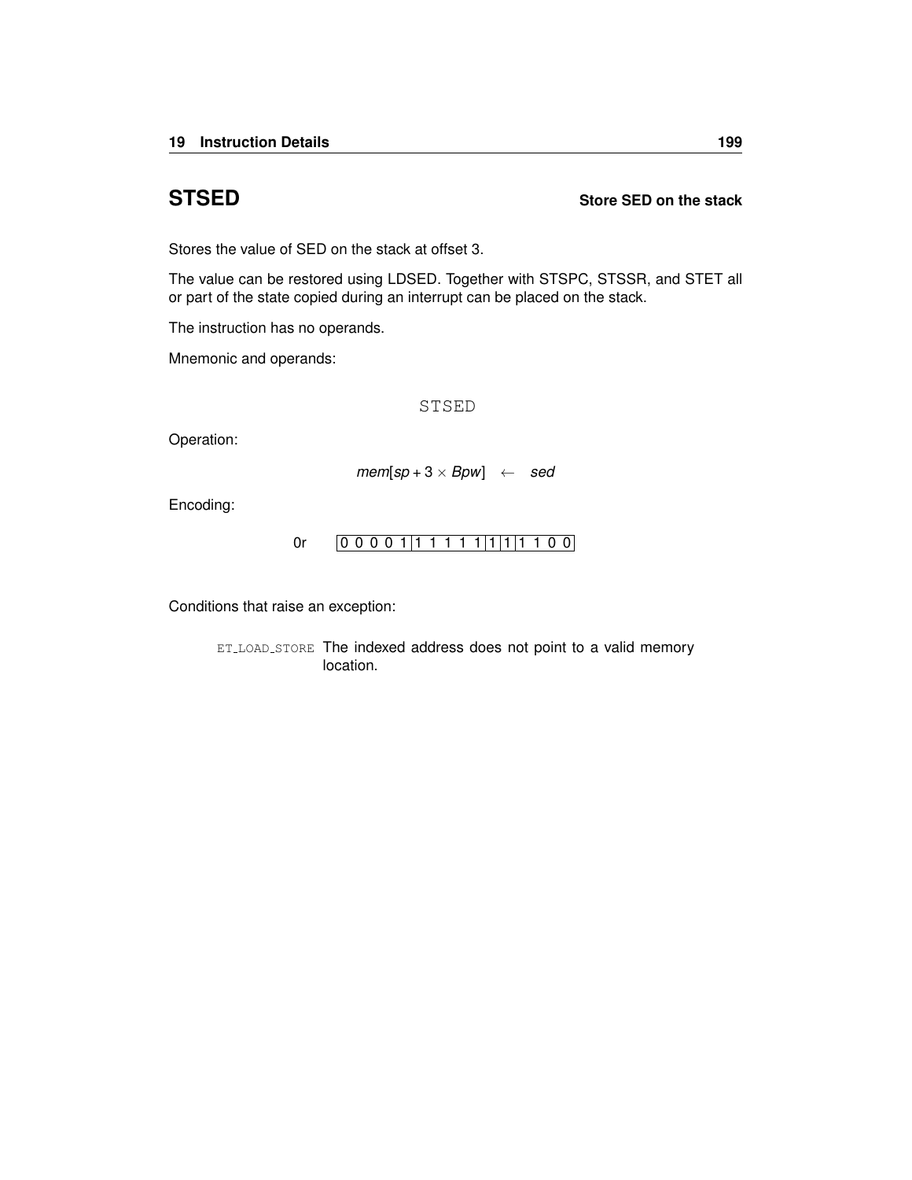## STSED — Store SED on the stack

Stores the value of SED on the stack at offset 3.

The value can be restored using LDSED. Together with STSPC, STSSR, and STET all or part of the state copied during an interrupt can be placed on the stack.

The instruction has no operands.

Mnemonic and operands:

```
STSED
```

Operation:

$$mem[sp + 3 \times Bpw] \quad \leftarrow \quad sed$$

Encoding:

0r | 0 0 0 0 1 | 1 1 1 1 1 | 1 | 1 | 1 1 0 0 |

Conditions that raise an exception:

ET_LOAD_STORE — The indexed address does not point to a valid memory location.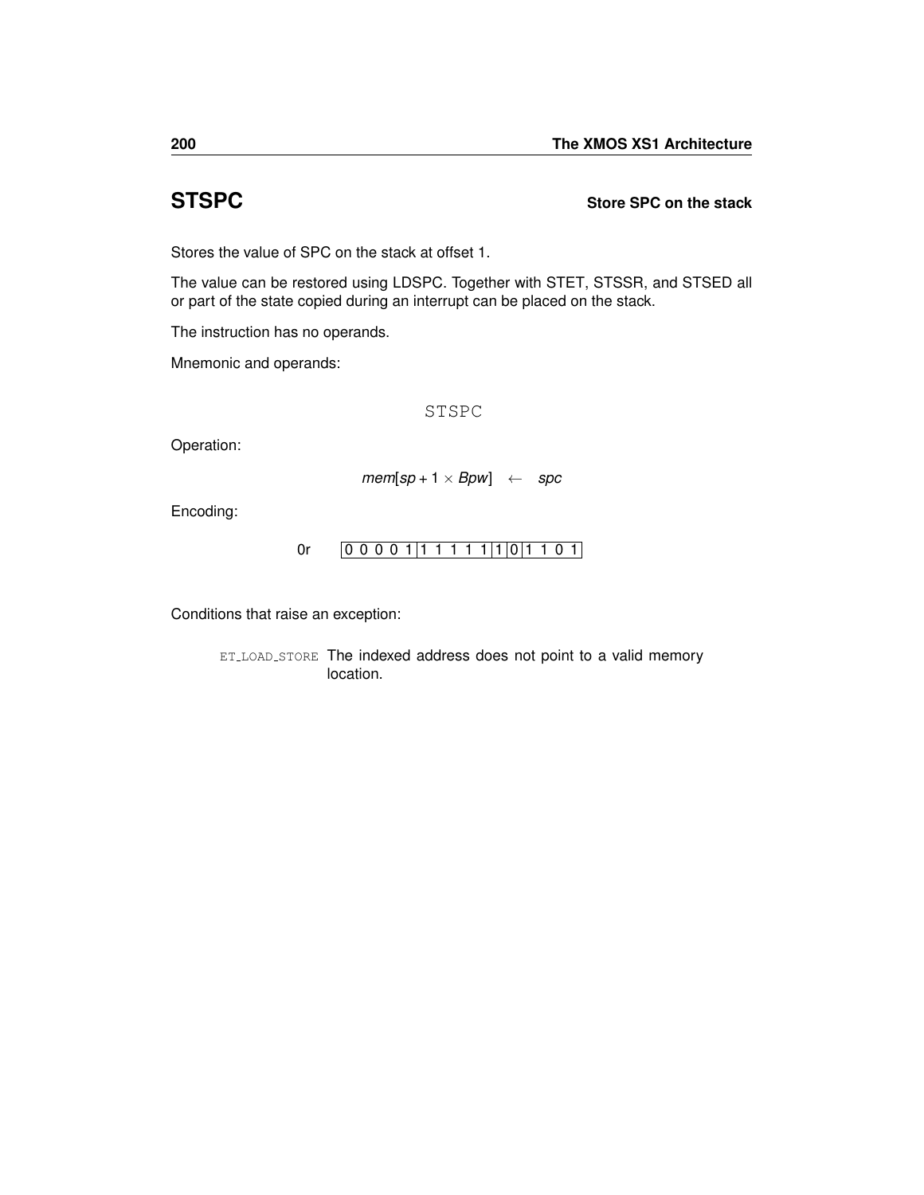## STSPC

**Store SPC on the stack**

Stores the value of SPC on the stack at offset 1.

The value can be restored using LDSPC. Together with STET, STSSR, and STSED all or part of the state copied during an interrupt can be placed on the stack.

The instruction has no operands.

Mnemonic and operands:

```
STSPC
```

Operation:

$$mem[sp + 1 \times Bpw] \quad \leftarrow \quad spc$$

Encoding:

0r

| 0 0 0 0 1 | 1 1 1 1 1 | 1 | 0 | 1 1 0 1 |
|---|---|---|---|---|

Conditions that raise an exception:

`ET_LOAD_STORE` The indexed address does not point to a valid memory location.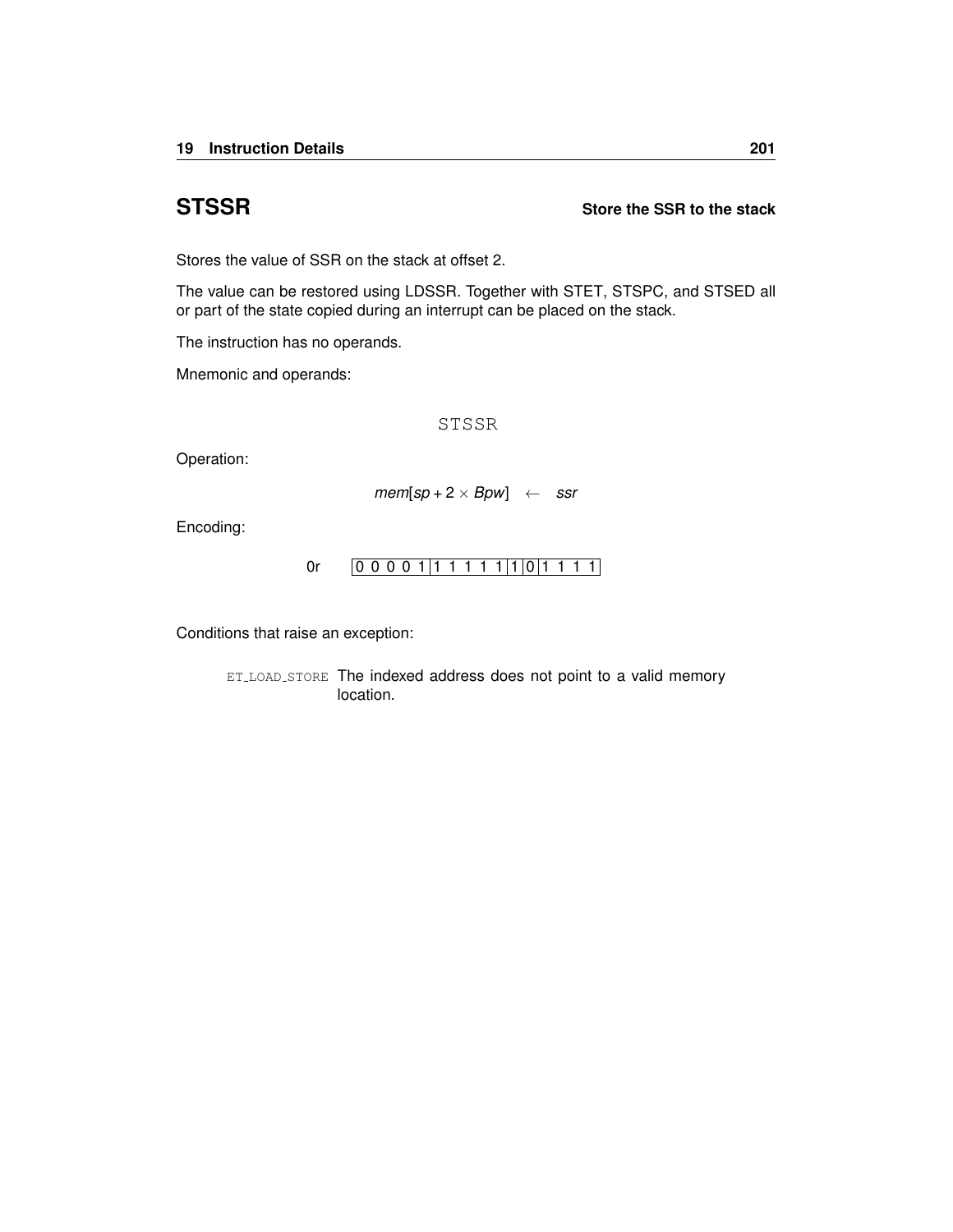## STSSR

**Store the SSR to the stack**

Stores the value of SSR on the stack at offset 2.

The value can be restored using LDSSR. Together with STET, STSPC, and STSED all or part of the state copied during an interrupt can be placed on the stack.

The instruction has no operands.

Mnemonic and operands:

```
STSSR
```

Operation:

$$mem[sp + 2 \times Bpw] \quad \leftarrow \quad ssr$$

Encoding:

0r | 0 0 0 0 1 | 1 1 1 1 1 | 1 | 0 | 1 1 1 1 |

Conditions that raise an exception:

ET_LOAD_STORE The indexed address does not point to a valid memory location.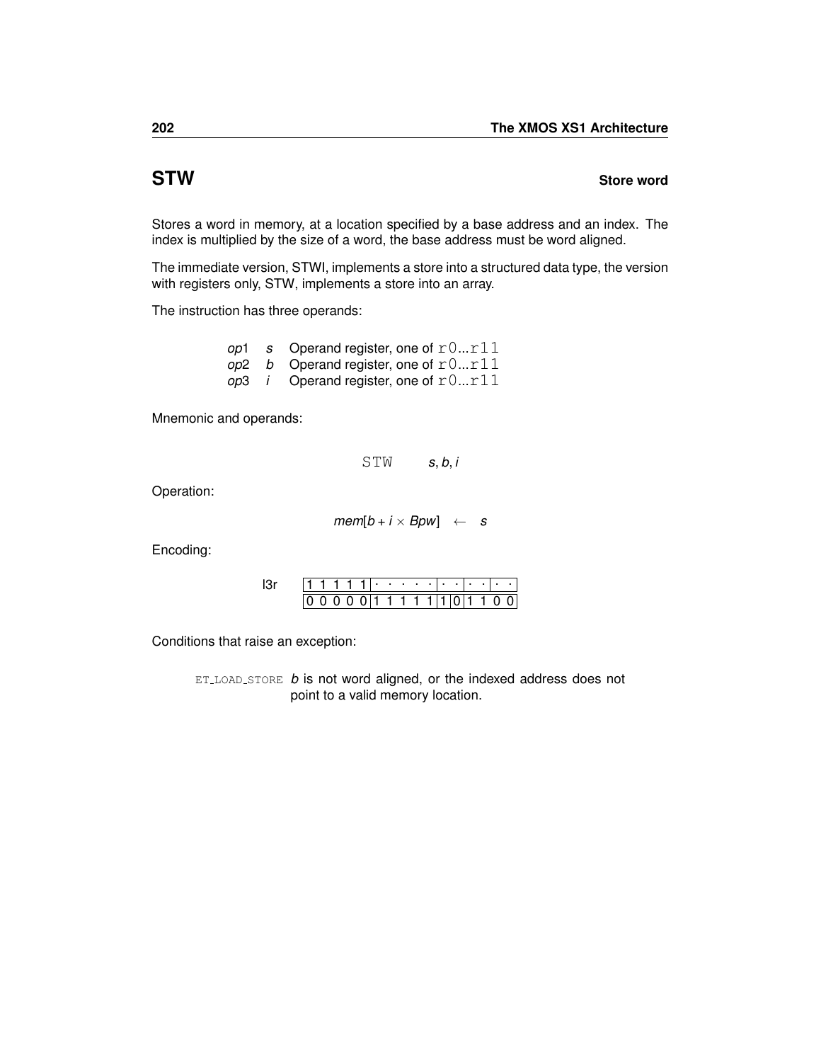## STW — Store word

Stores a word in memory, at a location specified by a base address and an index. The index is multiplied by the size of a word, the base address must be word aligned.

The immediate version, STWI, implements a store into a structured data type, the version with registers only, STW, implements a store into an array.

The instruction has three operands:

| | | |
|---|---|---|
| *op*1 | *s* | Operand register, one of `r0`...`r11` |
| *op*2 | *b* | Operand register, one of `r0`...`r11` |
| *op*3 | *i* | Operand register, one of `r0`...`r11` |

Mnemonic and operands:

`STW` *s*, *b*, *i*

Operation:

$$mem[b + i \times Bpw] \leftarrow s$$

Encoding:

l3r

| | | | | | |
|---|---|---|---|---|---|
| 1 1 1 1 1 | · · · · · | · · | · · | · · | |
| 0 0 0 0 0 | 1 1 1 1 1 | 1 | 0 | 1 1 0 0 | |

Conditions that raise an exception:

ET_LOAD_STORE *b* is not word aligned, or the indexed address does not point to a valid memory location.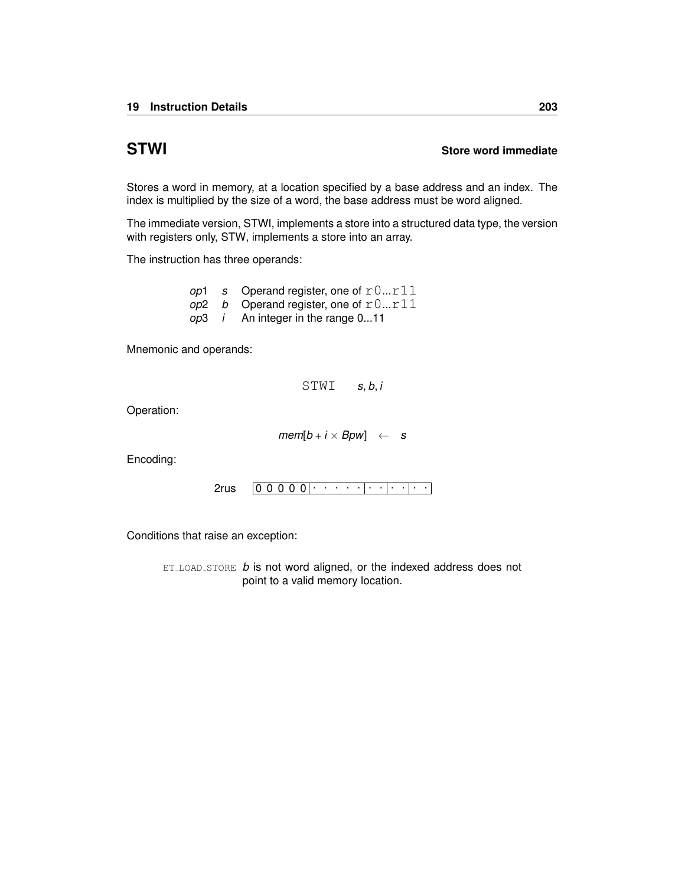## STWI

**Store word immediate**

Stores a word in memory, at a location specified by a base address and an index. The index is multiplied by the size of a word, the base address must be word aligned.

The immediate version, STWI, implements a store into a structured data type, the version with registers only, STW, implements a store into an array.

The instruction has three operands:

| | | |
|---|---|---|
| *op*1 | *s* | Operand register, one of `r0...r11` |
| *op*2 | *b* | Operand register, one of `r0...r11` |
| *op*3 | *i* | An integer in the range 0...11 |

Mnemonic and operands:

```
STWI    s, b, i
```

Operation:

$$mem[b + i \times Bpw] \quad \leftarrow \quad s$$

Encoding:

| 2rus | 0 0 0 0 0 | · · · · · | · · | · · | · · |
|---|---|---|---|---|---|

Conditions that raise an exception:

`ET_LOAD_STORE` *b* is not word aligned, or the indexed address does not point to a valid memory location.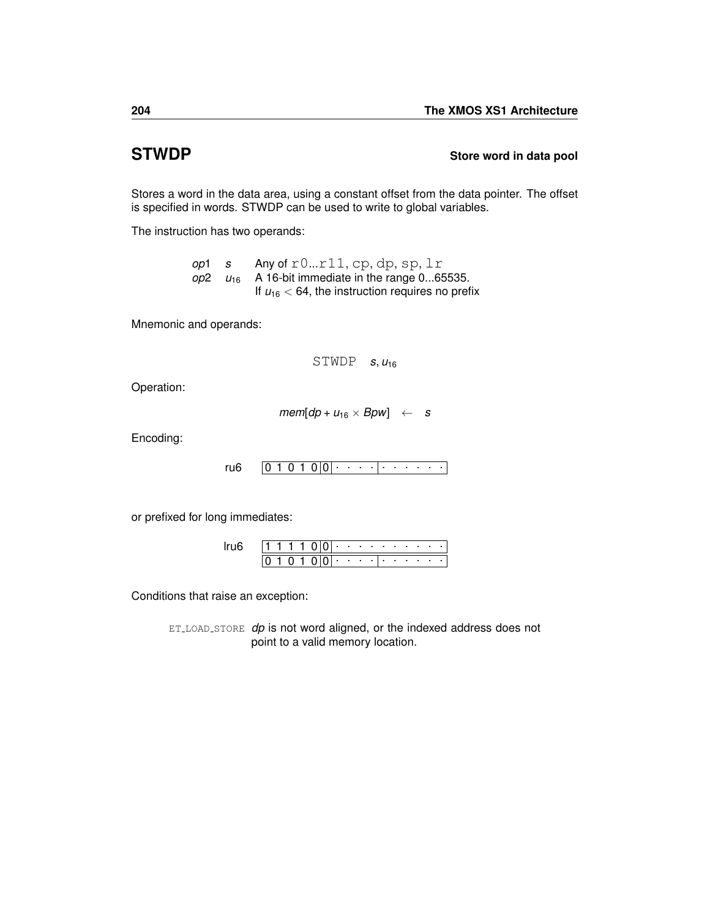## STWDP

**Store word in data pool**

Stores a word in the data area, using a constant offset from the data pointer. The offset is specified in words. STWDP can be used to write to global variables.

The instruction has two operands:

| | | |
|---|---|---|
| *op*1 | *s* | Any of `r0`...`r11`, `cp`, `dp`, `sp`, `lr` |
| *op*2 | $u_{16}$ | A 16-bit immediate in the range 0...65535. If $u_{16} < 64$, the instruction requires no prefix |

Mnemonic and operands:

`STWDP` $s, u_{16}$

Operation:

$$mem[dp + u_{16} \times Bpw] \leftarrow s$$

Encoding:

ru6 `0 1 0 1 0|0| · · · · | · · · · · ·`

or prefixed for long immediates:

lru6
`1 1 1 1 0|0| · · · · · · · · · ·`
`0 1 0 1 0|0| · · · · | · · · · · ·`

Conditions that raise an exception:

ET_LOAD_STORE *dp* is not word aligned, or the indexed address does not point to a valid memory location.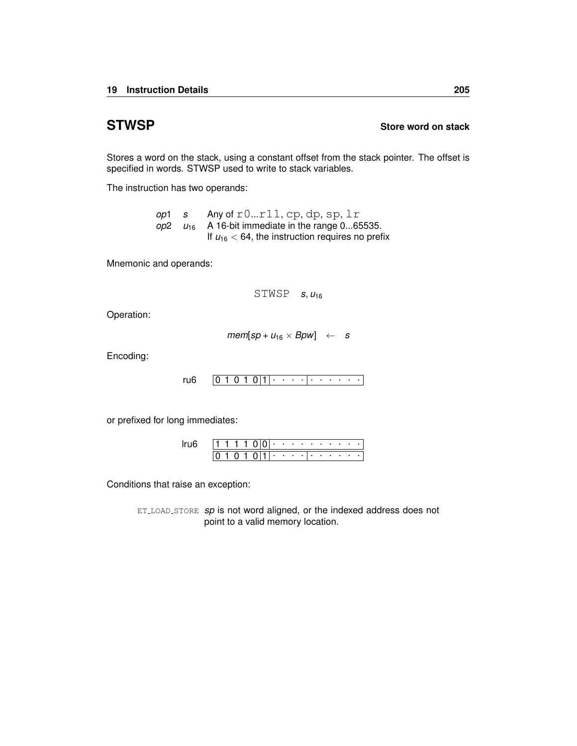## STWSP — Store word on stack

Stores a word on the stack, using a constant offset from the stack pointer. The offset is specified in words. STWSP used to write to stack variables.

The instruction has two operands:

| | | |
|---|---|---|
| *op*1 | *s* | Any of `r0`...`r11`, `cp`, `dp`, `sp`, `lr` |
| *op*2 | $u_{16}$ | A 16-bit immediate in the range 0...65535. If $u_{16} < 64$, the instruction requires no prefix |

Mnemonic and operands:

`STWSP` $s, u_{16}$

Operation:

$$mem[sp + u_{16} \times Bpw] \quad \leftarrow \quad s$$

Encoding:

ru6 `|0 1 0 1 0|1| · · · · | · · · · · · |`

or prefixed for long immediates:

lru6 `|1 1 1 1 0|0| · · · · · · · · · · |`
     `|0 1 0 1 0|1| · · · · | · · · · · · |`

Conditions that raise an exception:

| | |
|---|---|
| `ET_LOAD_STORE` | *sp* is not word aligned, or the indexed address does not point to a valid memory location. |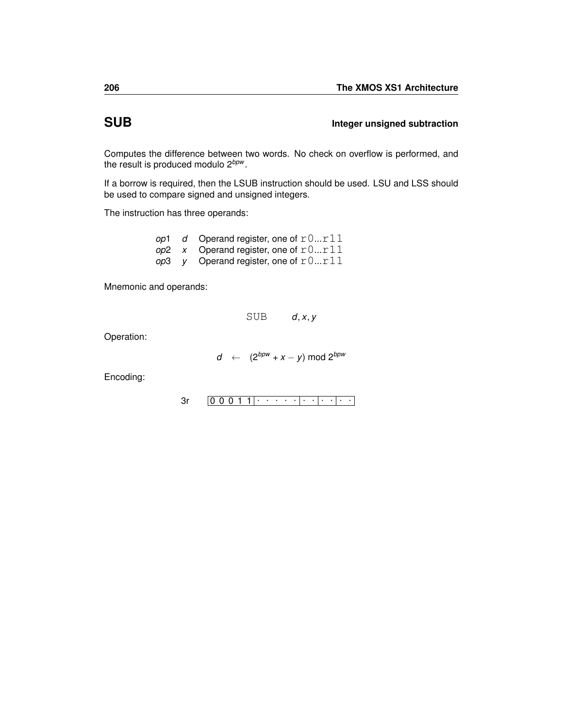## SUB — Integer unsigned subtraction

Computes the difference between two words. No check on overflow is performed, and the result is produced modulo $2^{bpw}$.

If a borrow is required, then the LSUB instruction should be used. LSU and LSS should be used to compare signed and unsigned integers.

The instruction has three operands:

| | | |
|---|---|---|
| *op*1 | *d* | Operand register, one of `r0`...`r11` |
| *op*2 | *x* | Operand register, one of `r0`...`r11` |
| *op*3 | *y* | Operand register, one of `r0`...`r11` |

Mnemonic and operands:

$$\texttt{SUB} \quad d, x, y$$

Operation:

$$d \leftarrow (2^{bpw} + x - y) \bmod 2^{bpw}$$

Encoding:

3r `0 0 0 1 1 | · · · · · | · · | · · | · ·`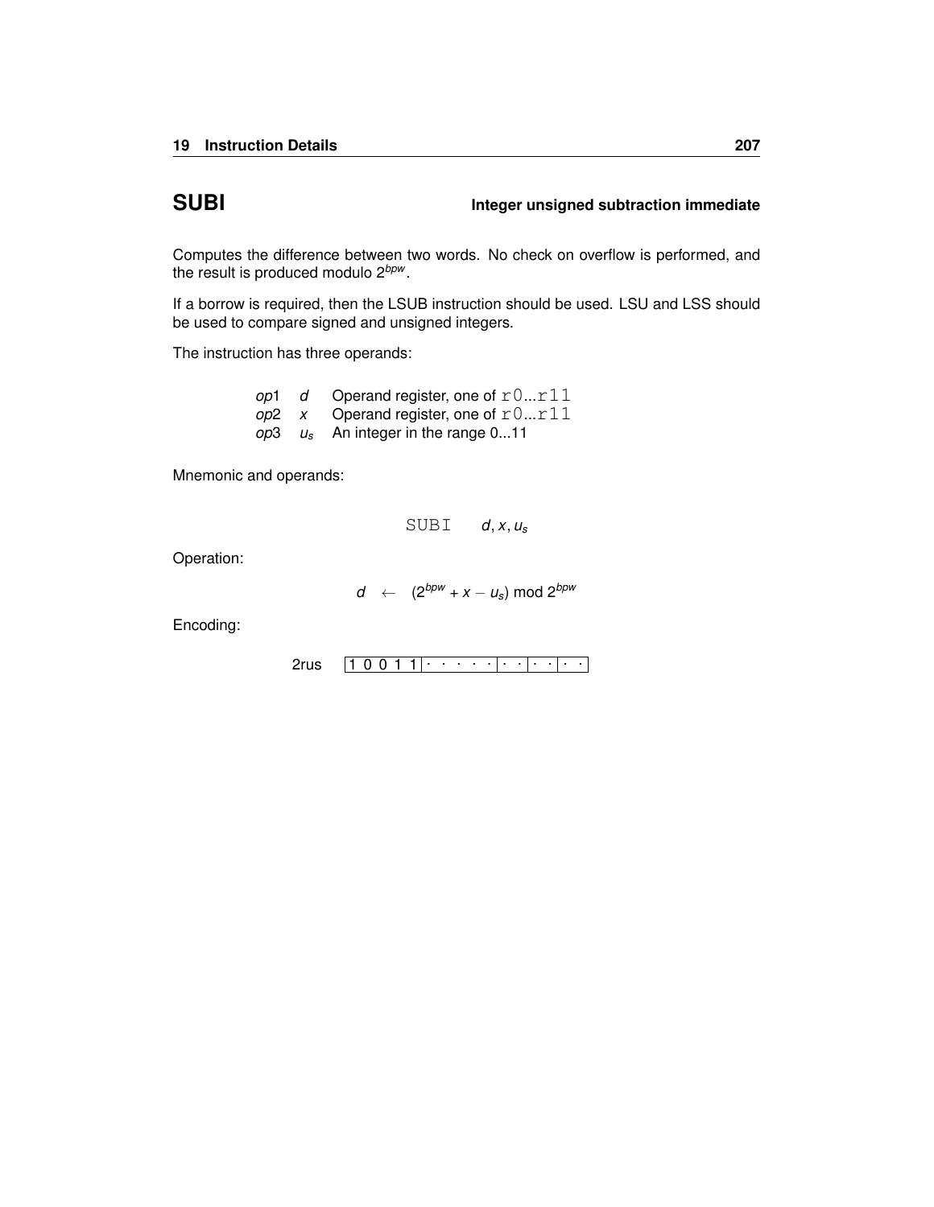# SUBI **Integer unsigned subtraction immediate**

Computes the difference between two words. No check on overflow is performed, and the result is produced modulo $2^{bpw}$.

If a borrow is required, then the LSUB instruction should be used. LSU and LSS should be used to compare signed and unsigned integers.

The instruction has three operands:

| | | |
|---|---|---|
| *op*1 | $d$ | Operand register, one of `r0...r11` |
| *op*2 | $x$ | Operand register, one of `r0...r11` |
| *op*3 | $u_s$ | An integer in the range 0...11 |

Mnemonic and operands:

`SUBI` $d, x, u_s$

Operation:

$$d \leftarrow (2^{bpw} + x - u_s) \bmod 2^{bpw}$$

Encoding:

2rus `1 0 0 1 1 | · · · · · | · · | · · | · ·`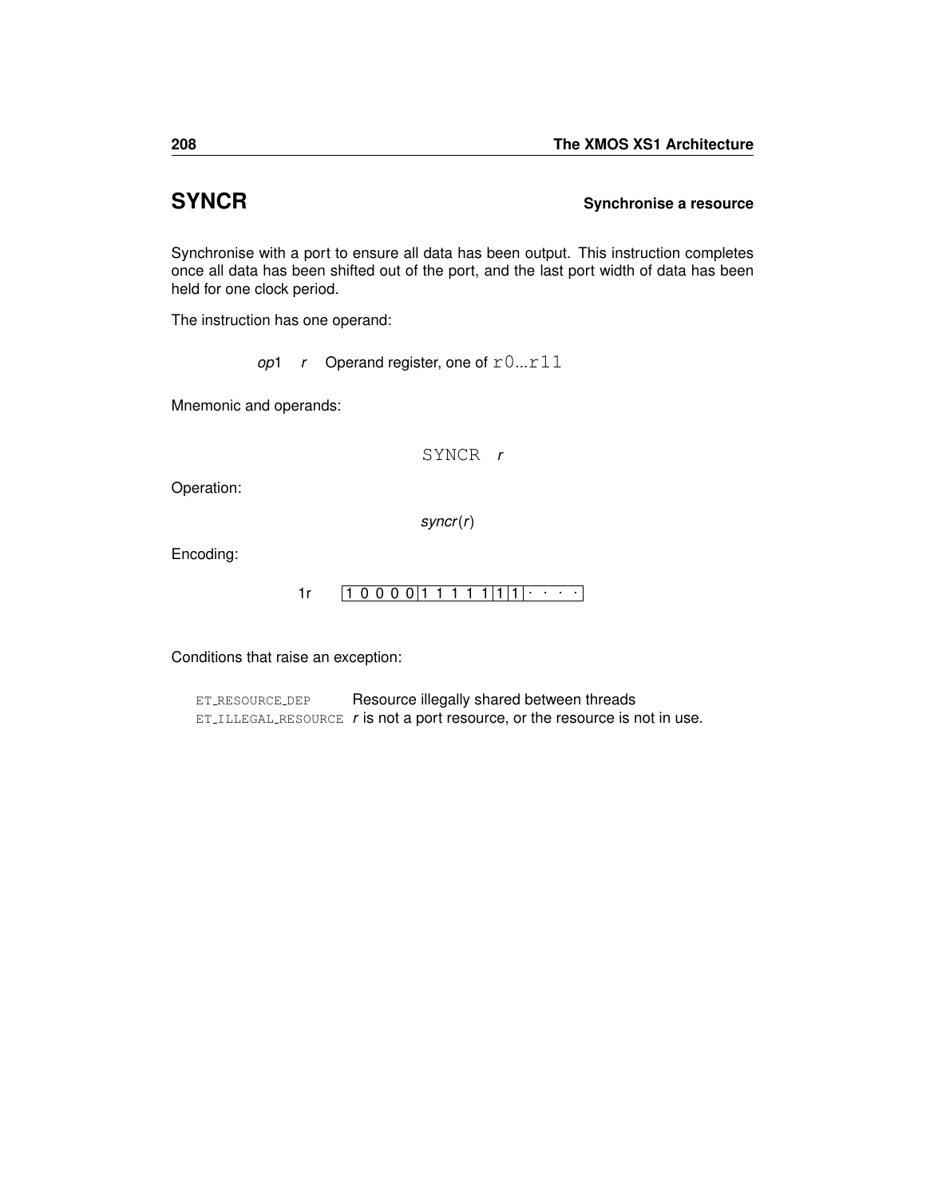## SYNCR

**Synchronise a resource**

Synchronise with a port to ensure all data has been output. This instruction completes once all data has been shifted out of the port, and the last port width of data has been held for one clock period.

The instruction has one operand:

*op*1 *r* Operand register, one of r0...r11

Mnemonic and operands:

SYNCR *r*

Operation:

*syncr*(*r*)

Encoding:

1r | 1 0 0 0 0 | 1 1 1 1 1 | 1 | 1 | · · · · |

Conditions that raise an exception:

| | |
|---|---|
| ET_RESOURCE_DEP | Resource illegally shared between threads |
| ET_ILLEGAL_RESOURCE | *r* is not a port resource, or the resource is not in use. |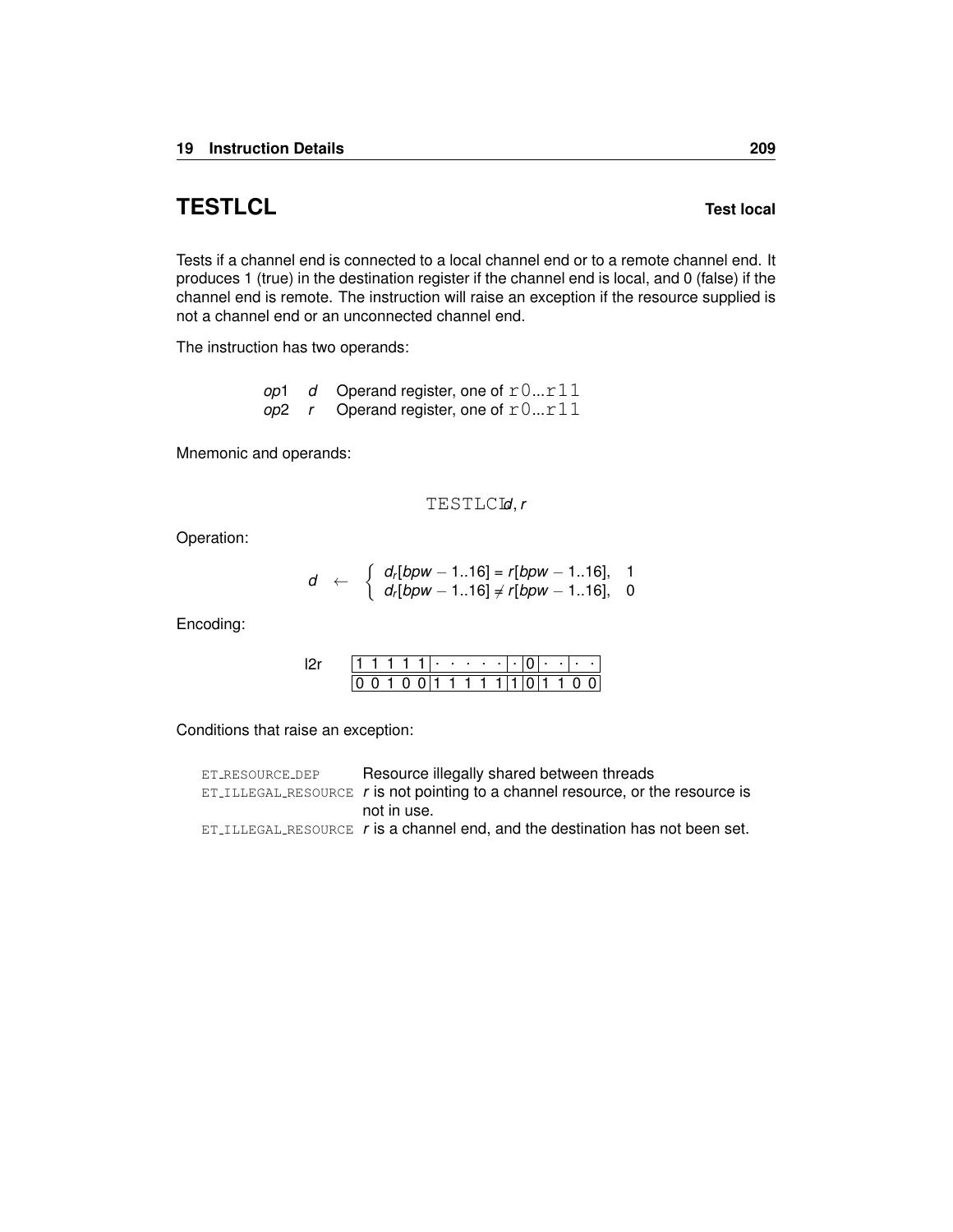## TESTLCL

**Test local**

Tests if a channel end is connected to a local channel end or to a remote channel end. It produces 1 (true) in the destination register if the channel end is local, and 0 (false) if the channel end is remote. The instruction will raise an exception if the resource supplied is not a channel end or an unconnected channel end.

The instruction has two operands:

| | | |
|---|---|---|
| *op*1 | *d* | Operand register, one of `r0`...`r11` |
| *op*2 | *r* | Operand register, one of `r0`...`r11` |

Mnemonic and operands:

`TESTLCL` *d*, *r*

Operation:

$$d \leftarrow \begin{cases} d_r[bpw-1..16] = r[bpw-1..16], & 1 \\ d_r[bpw-1..16] \neq r[bpw-1..16], & 0 \end{cases}$$

Encoding:

l2r

| | | | | | | |
|---|---|---|---|---|---|---|
| 1 1 1 1 1 | · · · · · | · | 0 | · · | · · |
| 0 0 1 0 0 | 1 1 1 1 1 | 1 | 0 | 1 1 | 0 0 |

Conditions that raise an exception:

| | |
|---|---|
| ET_RESOURCE_DEP | Resource illegally shared between threads |
| ET_ILLEGAL_RESOURCE | *r* is not pointing to a channel resource, or the resource is not in use. |
| ET_ILLEGAL_RESOURCE | *r* is a channel end, and the destination has not been set. |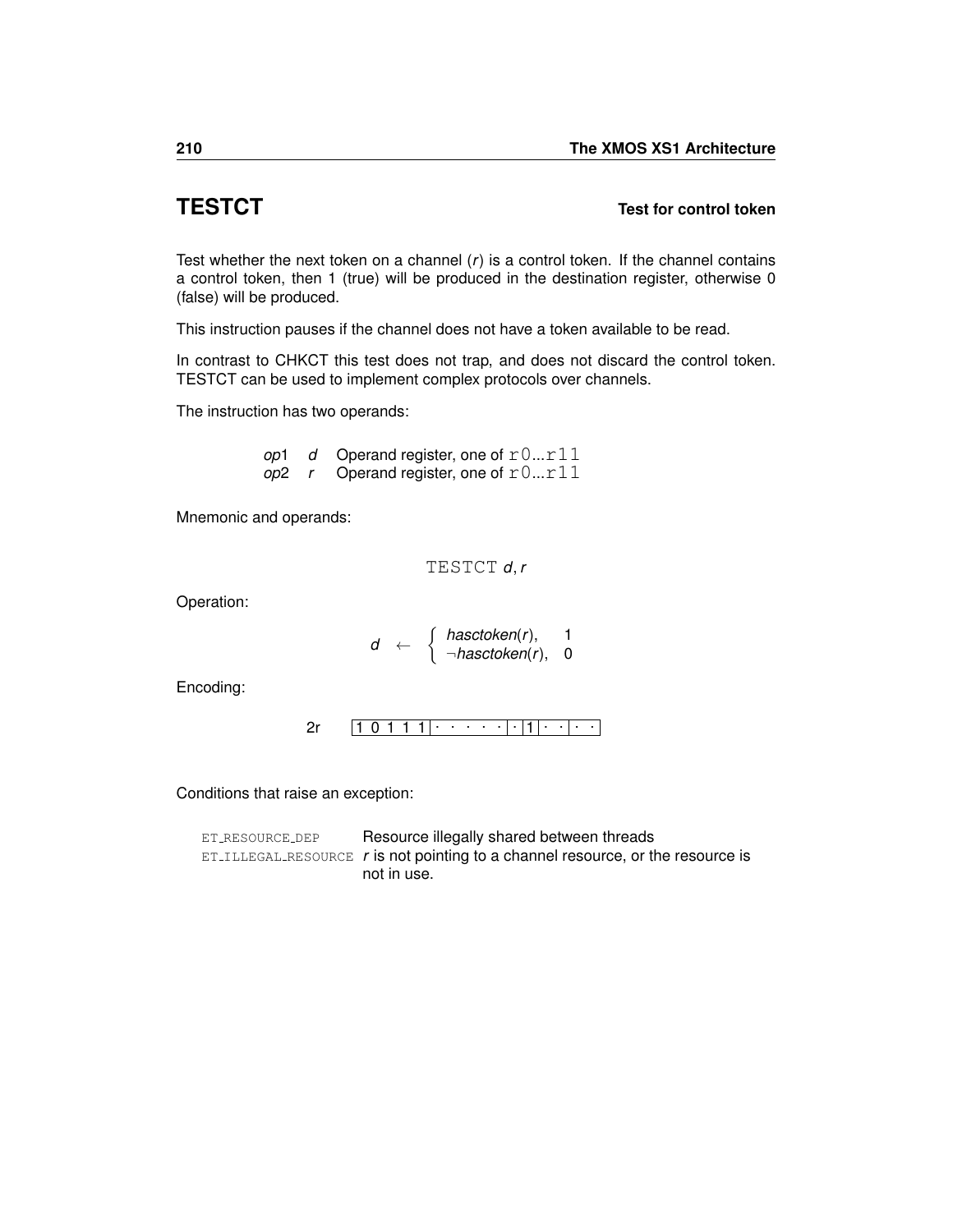## TESTCT **Test for control token**

Test whether the next token on a channel (*r*) is a control token. If the channel contains a control token, then 1 (true) will be produced in the destination register, otherwise 0 (false) will be produced.

This instruction pauses if the channel does not have a token available to be read.

In contrast to CHKCT this test does not trap, and does not discard the control token. TESTCT can be used to implement complex protocols over channels.

The instruction has two operands:

| | | |
|---|---|---|
| *op*1 | *d* | Operand register, one of `r0`...`r11` |
| *op*2 | *r* | Operand register, one of `r0`...`r11` |

Mnemonic and operands:

`TESTCT` *d*, *r*

Operation:

$$d \leftarrow \begin{cases} hasctoken(r), & 1 \\ \neg hasctoken(r), & 0 \end{cases}$$

Encoding:

2r `1 0 1 1 1 | · · · · · | · | 1 | · · | · ·`

Conditions that raise an exception:

| | |
|---|---|
| ET_RESOURCE_DEP | Resource illegally shared between threads |
| ET_ILLEGAL_RESOURCE | *r* is not pointing to a channel resource, or the resource is not in use. |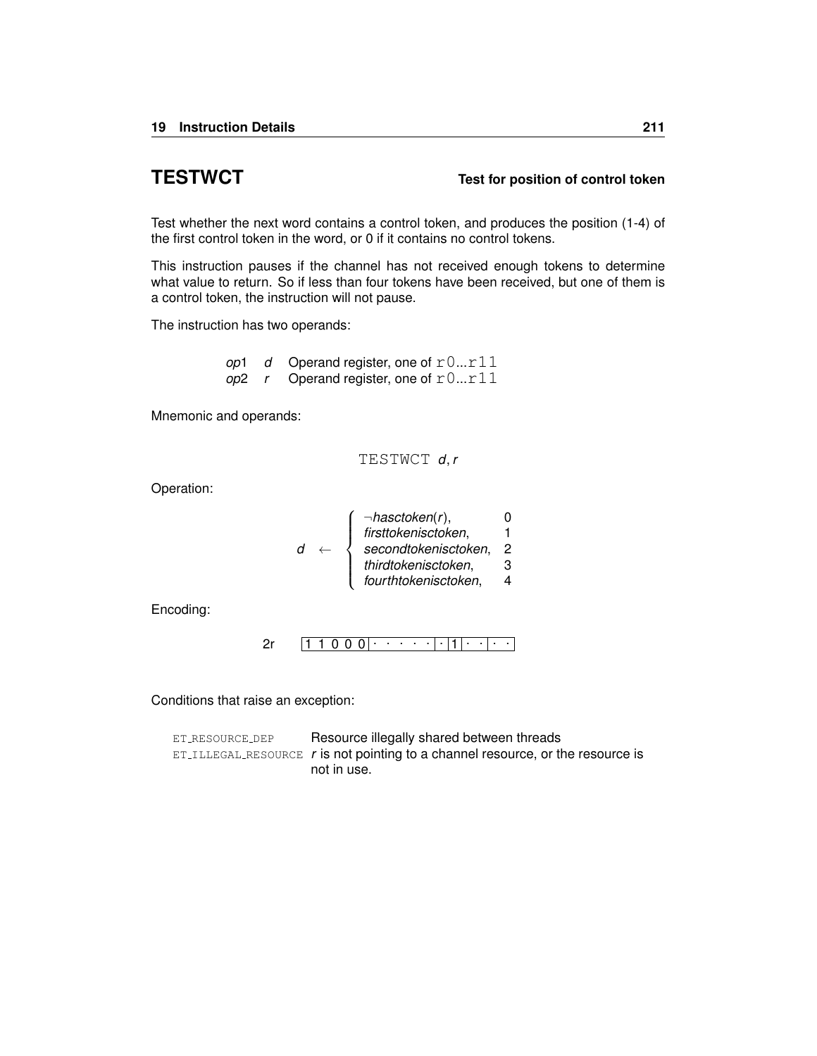## TESTWCT

**Test for position of control token**

Test whether the next word contains a control token, and produces the position (1-4) of the first control token in the word, or 0 if it contains no control tokens.

This instruction pauses if the channel has not received enough tokens to determine what value to return. So if less than four tokens have been received, but one of them is a control token, the instruction will not pause.

The instruction has two operands:

| | | |
|---|---|---|
| *op*1 | *d* | Operand register, one of `r0`...`r11` |
| *op*2 | *r* | Operand register, one of `r0`...`r11` |

Mnemonic and operands:

```
TESTWCT d, r
```

Operation:

$$d \leftarrow \begin{cases} \neg hasctoken(r), & 0 \\ firsttokenisctoken, & 1 \\ secondtokenisctoken, & 2 \\ thirdtokenisctoken, & 3 \\ fourthtokenisctoken, & 4 \end{cases}$$

Encoding:

2r `1 1 0 0 0 | · · · · · | · | 1 | · · | · ·`

Conditions that raise an exception:

| | |
|---|---|
| `ET_RESOURCE_DEP` | Resource illegally shared between threads |
| `ET_ILLEGAL_RESOURCE` | *r* is not pointing to a channel resource, or the resource is not in use. |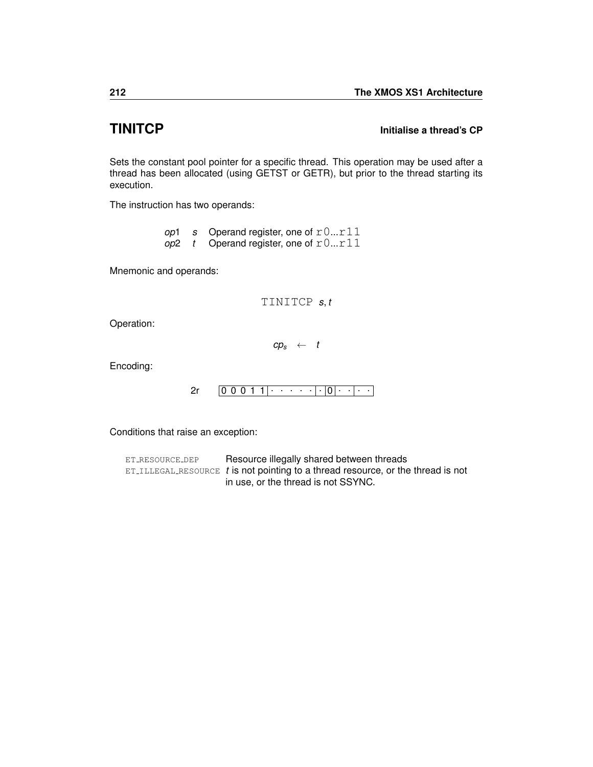## TINITCP **Initialise a thread's CP**

Sets the constant pool pointer for a specific thread. This operation may be used after a thread has been allocated (using GETST or GETR), but prior to the thread starting its execution.

The instruction has two operands:

| | | |
|---|---|---|
| *op*1 | *s* | Operand register, one of `r0`...`r11` |
| *op*2 | *t* | Operand register, one of `r0`...`r11` |

Mnemonic and operands:

`TINITCP` *s*, *t*

Operation:

$$cp_s \leftarrow t$$

Encoding:

2r | 0 0 0 1 1 | · · · · · | · | 0 | · · | · · |

Conditions that raise an exception:

| | |
|---|---|
| `ET_RESOURCE_DEP` | Resource illegally shared between threads |
| `ET_ILLEGAL_RESOURCE` | *t* is not pointing to a thread resource, or the thread is not in use, or the thread is not SSYNC. |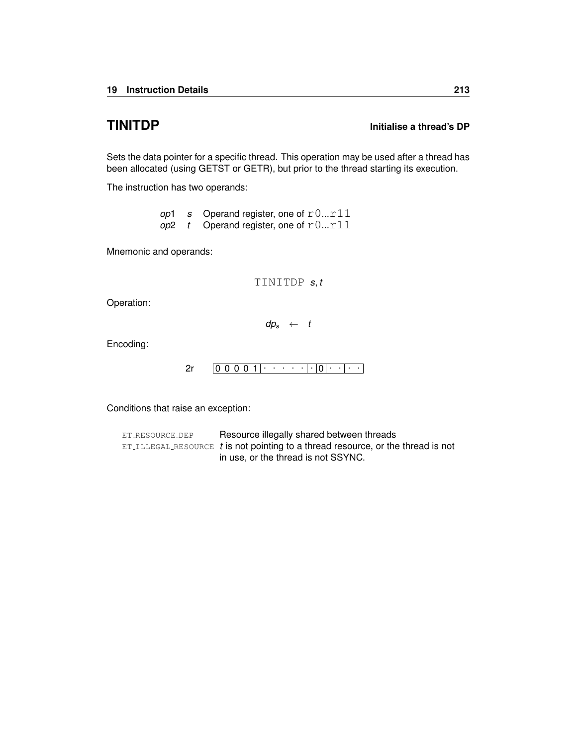## TINITDP

**Initialise a thread's DP**

Sets the data pointer for a specific thread. This operation may be used after a thread has been allocated (using GETST or GETR), but prior to the thread starting its execution.

The instruction has two operands:

| | | |
|---|---|---|
| *op*1 | *s* | Operand register, one of `r0...r11` |
| *op*2 | *t* | Operand register, one of `r0...r11` |

Mnemonic and operands:

```
TINITDP s,t
```

Operation:

$$dp_s \leftarrow t$$

Encoding:

2r `0 0 0 0 1 | · · · · · | · | 0 | · · | · ·`

Conditions that raise an exception:

| | |
|---|---|
| `ET_RESOURCE_DEP` | Resource illegally shared between threads |
| `ET_ILLEGAL_RESOURCE` | *t* is not pointing to a thread resource, or the thread is not in use, or the thread is not SSYNC. |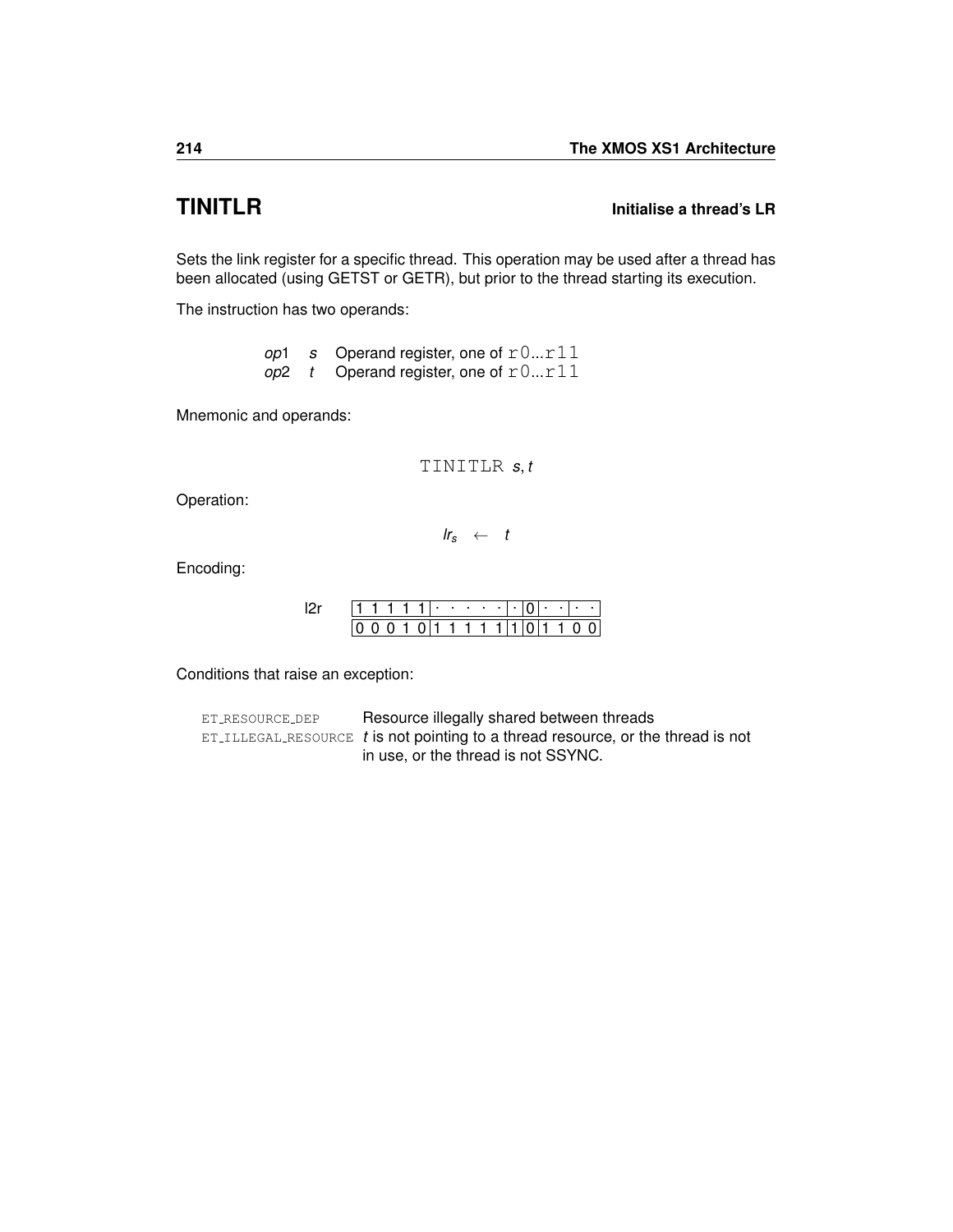# TINITLR

**Initialise a thread's LR**

Sets the link register for a specific thread. This operation may be used after a thread has been allocated (using GETST or GETR), but prior to the thread starting its execution.

The instruction has two operands:

| | | |
|---|---|---|
| *op*1 | *s* | Operand register, one of `r0...r11` |
| *op*2 | *t* | Operand register, one of `r0...r11` |

Mnemonic and operands:

$$\texttt{TINITLR}\ s, t$$

Operation:

$$lr_s \leftarrow t$$

Encoding:

| l2r | 1 1 1 1 1 | · · · · · | · | 0 | · · | · · |
|---|---|---|---|---|---|---|
| | 0 0 0 1 0 | 1 1 1 1 1 | 1 | 0 | 1 1 | 0 0 |

Conditions that raise an exception:

| | |
|---|---|
| `ET_RESOURCE_DEP` | Resource illegally shared between threads |
| `ET_ILLEGAL_RESOURCE` | *t* is not pointing to a thread resource, or the thread is not in use, or the thread is not SSYNC. |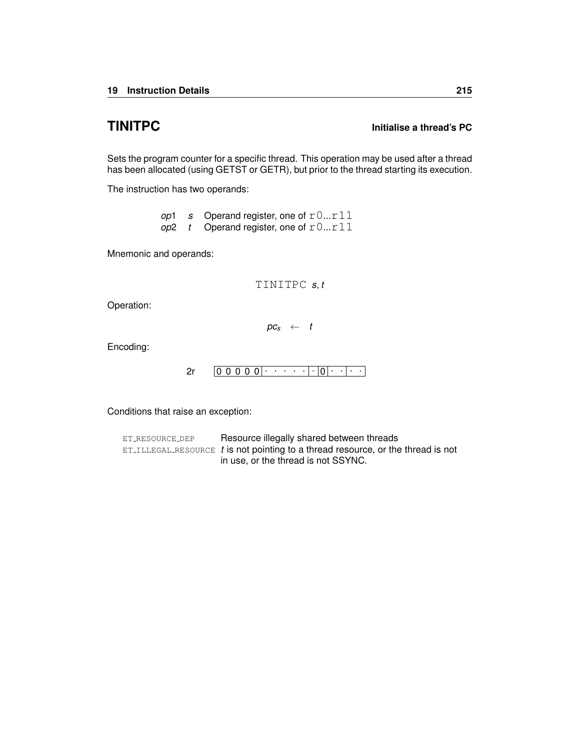## TINITPC

**Initialise a thread's PC**

Sets the program counter for a specific thread. This operation may be used after a thread has been allocated (using GETST or GETR), but prior to the thread starting its execution.

The instruction has two operands:

| | | |
|---|---|---|
| *op*1 | *s* | Operand register, one of `r0...r11` |
| *op*2 | *t* | Operand register, one of `r0...r11` |

Mnemonic and operands:

`TINITPC` *s*, *t*

Operation:

$$pc_s \leftarrow t$$

Encoding:

2r `0 0 0 0 0 | · · · · · | · | 0 | · · | · ·`

Conditions that raise an exception:

| | |
|---|---|
| `ET_RESOURCE_DEP` | Resource illegally shared between threads |
| `ET_ILLEGAL_RESOURCE` | *t* is not pointing to a thread resource, or the thread is not in use, or the thread is not SSYNC. |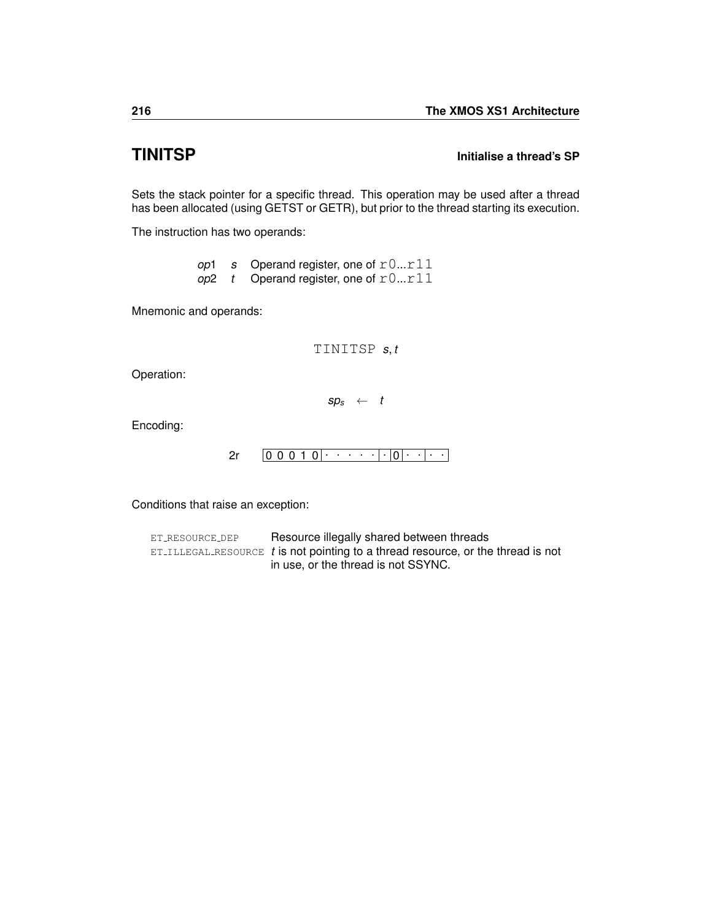# TINITSP

**Initialise a thread's SP**

Sets the stack pointer for a specific thread. This operation may be used after a thread has been allocated (using GETST or GETR), but prior to the thread starting its execution.

The instruction has two operands:

| | | |
|---|---|---|
| *op*1 | *s* | Operand register, one of `r0`...`r11` |
| *op*2 | *t* | Operand register, one of `r0`...`r11` |

Mnemonic and operands:

```
TINITSP s, t
```

Operation:

$$sp_s \leftarrow t$$

Encoding:

2r `0 0 0 1 0 | · · · · · | · | 0 | · · | · ·`

Conditions that raise an exception:

| | |
|---|---|
| `ET_RESOURCE_DEP` | Resource illegally shared between threads |
| `ET_ILLEGAL_RESOURCE` | *t* is not pointing to a thread resource, or the thread is not in use, or the thread is not SSYNC. |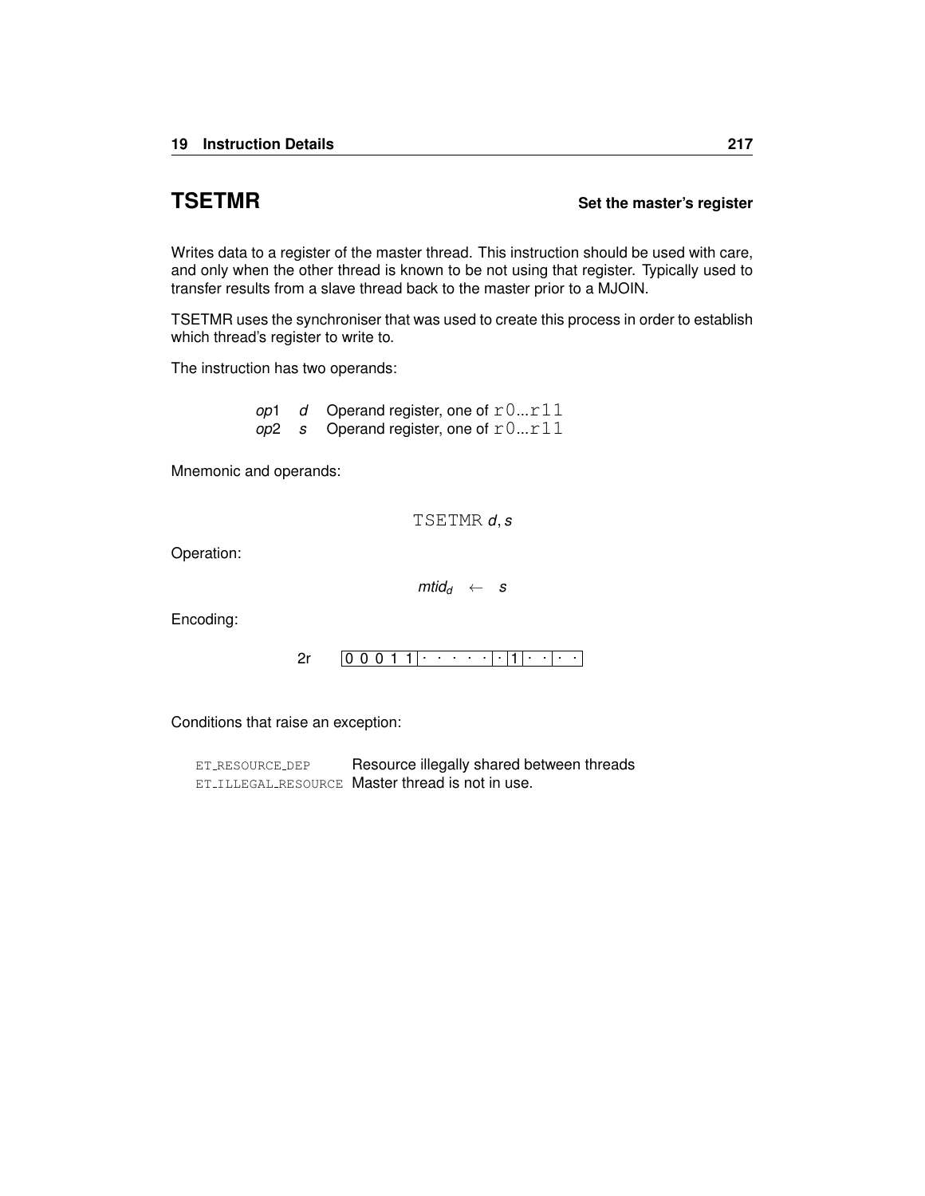# TSETMR

**Set the master's register**

Writes data to a register of the master thread. This instruction should be used with care, and only when the other thread is known to be not using that register. Typically used to transfer results from a slave thread back to the master prior to a MJOIN.

TSETMR uses the synchroniser that was used to create this process in order to establish which thread's register to write to.

The instruction has two operands:

| | | |
|---|---|---|
| *op*1 | *d* | Operand register, one of `r0...r11` |
| *op*2 | *s* | Operand register, one of `r0...r11` |

Mnemonic and operands:

`TSETMR` *d*, *s*

Operation:

$$mtid_d \leftarrow s$$

Encoding:

| | | | | | | | |
|---|---|---|---|---|---|---|---|
| 2r | 0 0 0 1 1 | · · · · · | · | 1 | · · | · · |

Conditions that raise an exception:

| | |
|---|---|
| `ET_RESOURCE_DEP` | Resource illegally shared between threads |
| `ET_ILLEGAL_RESOURCE` | Master thread is not in use. |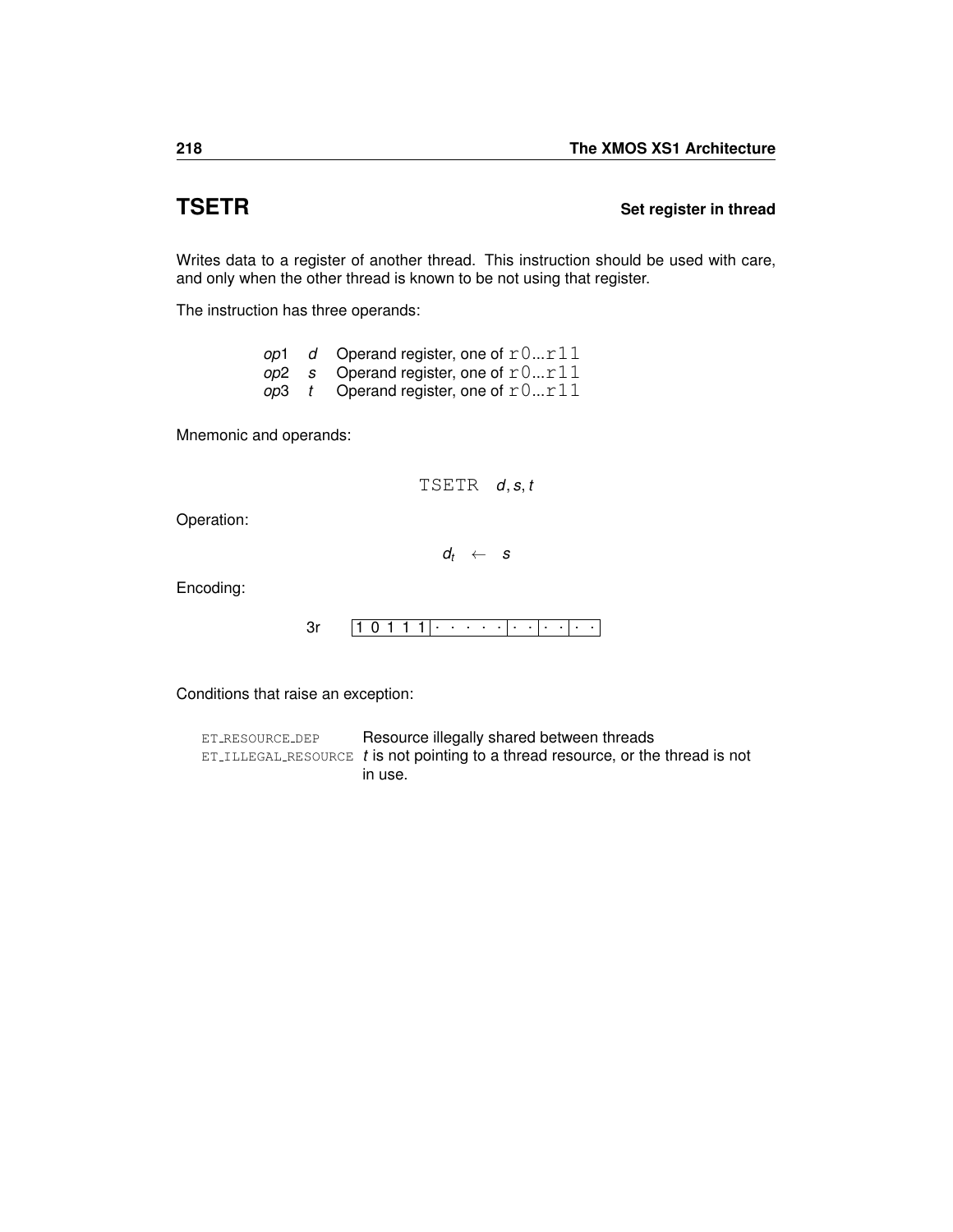## TSETR

**Set register in thread**

Writes data to a register of another thread. This instruction should be used with care, and only when the other thread is known to be not using that register.

The instruction has three operands:

| | | |
|---|---|---|
| *op*1 | *d* | Operand register, one of `r0...r11` |
| *op*2 | *s* | Operand register, one of `r0...r11` |
| *op*3 | *t* | Operand register, one of `r0...r11` |

Mnemonic and operands:

$$\texttt{TSETR} \quad d, s, t$$

Operation:

$$d_t \leftarrow s$$

Encoding:

3r `| 1 0 1 1 1 | · · · · · | · · | · · | · · |`

Conditions that raise an exception:

| | |
|---|---|
| ET_RESOURCE_DEP | Resource illegally shared between threads |
| ET_ILLEGAL_RESOURCE | *t* is not pointing to a thread resource, or the thread is not in use. |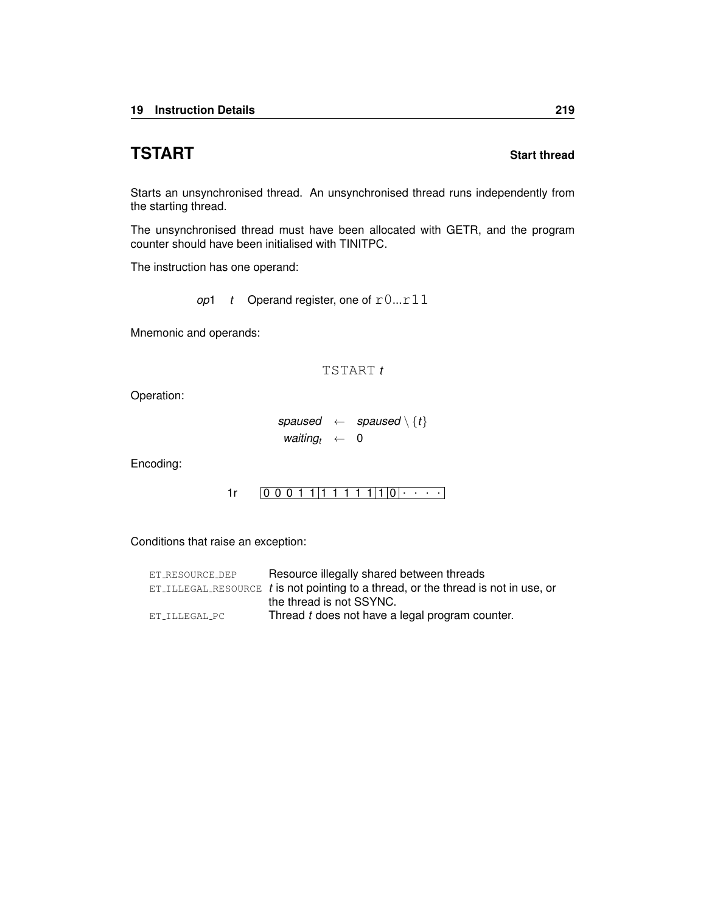# TSTART

**Start thread**

Starts an unsynchronised thread. An unsynchronised thread runs independently from the starting thread.

The unsynchronised thread must have been allocated with GETR, and the program counter should have been initialised with TINITPC.

The instruction has one operand:

| | | |
|---|---|---|
| *op*1 | *t* | Operand register, one of `r0`...`r11` |

Mnemonic and operands:

`TSTART` *t*

Operation:

$$\begin{aligned} spaused &\leftarrow spaused \setminus \{t\} \\ waiting_t &\leftarrow 0 \end{aligned}$$

Encoding:

1r | 0 0 0 1 1 | 1 1 1 1 1 | 1 | 0 | · · · · |

Conditions that raise an exception:

| | |
|---|---|
| ET_RESOURCE_DEP | Resource illegally shared between threads |
| ET_ILLEGAL_RESOURCE | *t* is not pointing to a thread, or the thread is not in use, or the thread is not SSYNC. |
| ET_ILLEGAL_PC | Thread *t* does not have a legal program counter. |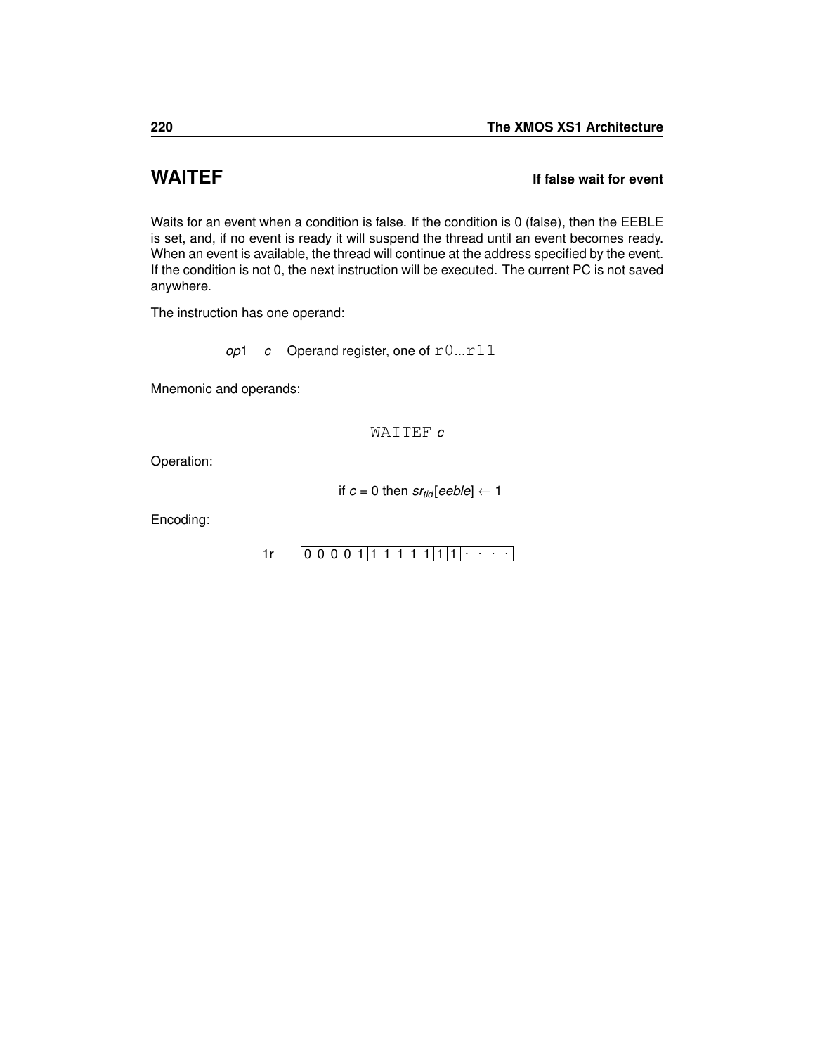## WAITEF

**If false wait for event**

Waits for an event when a condition is false. If the condition is 0 (false), then the EEBLE is set, and, if no event is ready it will suspend the thread until an event becomes ready. When an event is available, the thread will continue at the address specified by the event. If the condition is not 0, the next instruction will be executed. The current PC is not saved anywhere.

The instruction has one operand:

| | | |
|---|---|---|
| *op*1 | *c* | Operand register, one of `r0`...`r11` |

Mnemonic and operands:

`WAITEF` *c*

Operation:

$$\text{if } c = 0 \text{ then } sr_{tid}[eeble] \leftarrow 1$$

Encoding:

| | | | | | |
|---|---|---|---|---|---|
| 1r | 0 0 0 0 1 | 1 1 1 1 1 | 1 | 1 | · · · · |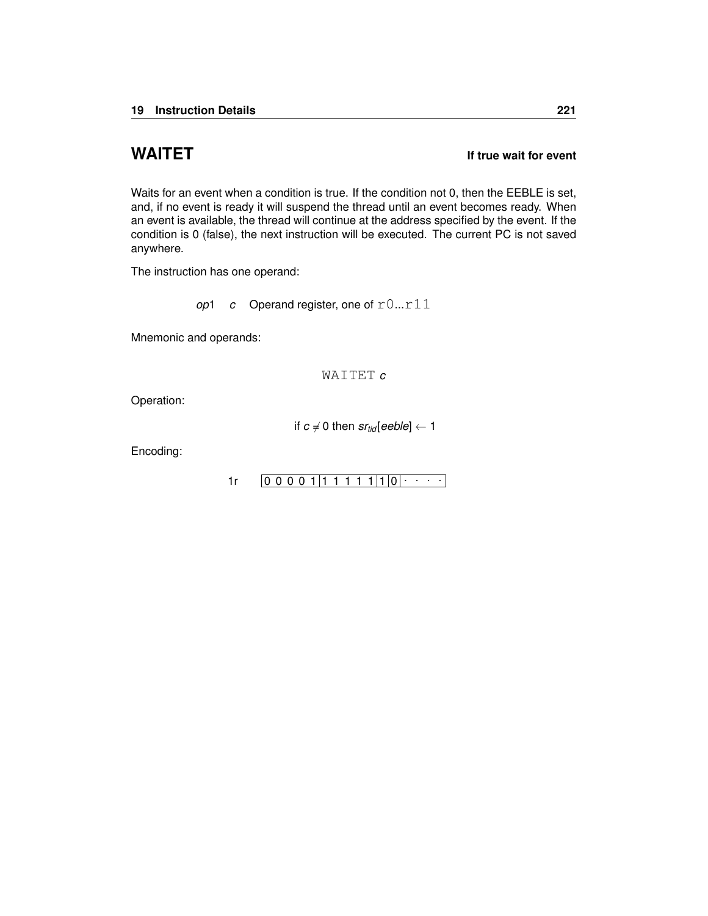## WAITET

**If true wait for event**

Waits for an event when a condition is true. If the condition not 0, then the EEBLE is set, and, if no event is ready it will suspend the thread until an event becomes ready. When an event is available, the thread will continue at the address specified by the event. If the condition is 0 (false), the next instruction will be executed. The current PC is not saved anywhere.

The instruction has one operand:

*op*1 &nbsp;&nbsp; *c* &nbsp;&nbsp; Operand register, one of `r0`...`r11`

Mnemonic and operands:

`WAITET` *c*

Operation:

$$\text{if } c \neq 0 \text{ then } sr_{tid}[eeble] \leftarrow 1$$

Encoding:

| 1r | 0 0 0 0 1 | 1 1 1 1 1 | 1 | 0 | · · · · |
|---|---|---|---|---|---|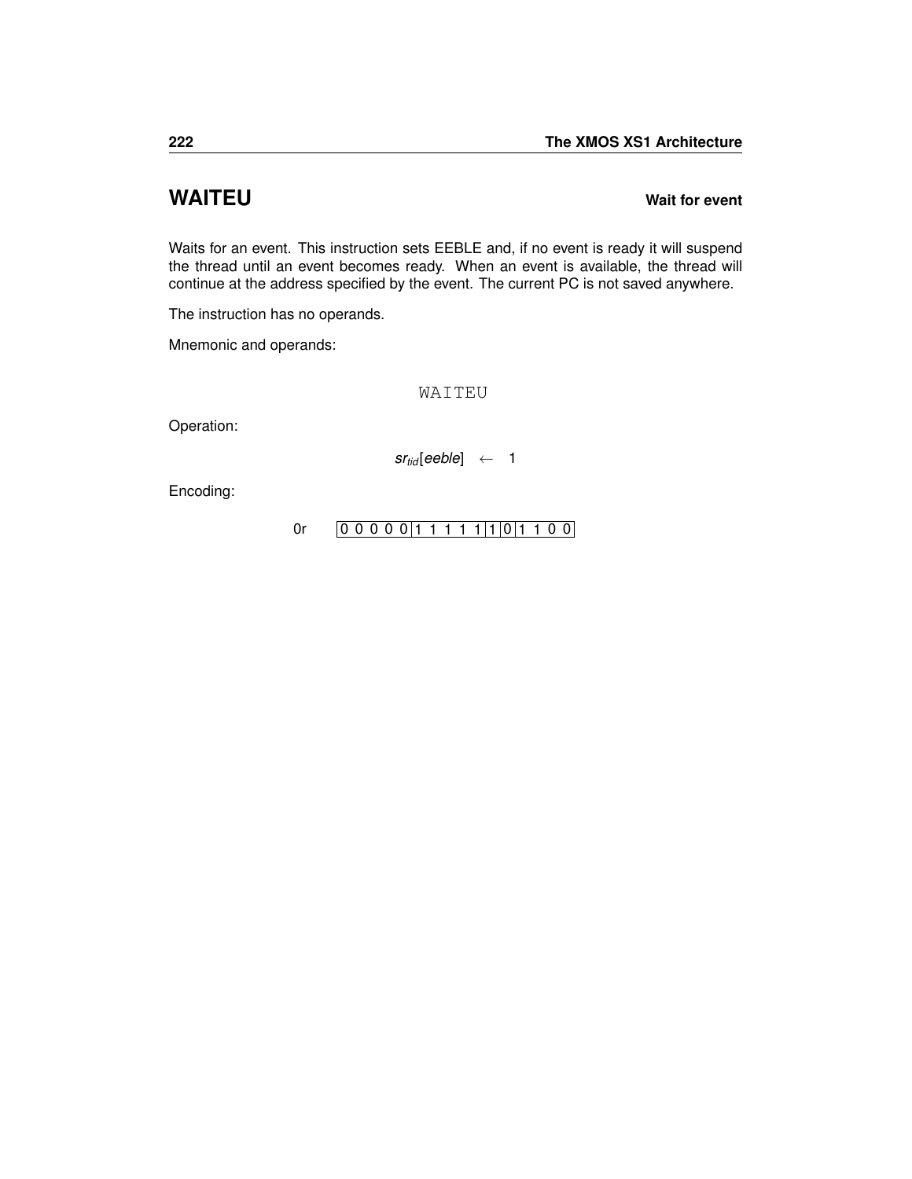## WAITEU

**Wait for event**

Waits for an event. This instruction sets EEBLE and, if no event is ready it will suspend the thread until an event becomes ready. When an event is available, the thread will continue at the address specified by the event. The current PC is not saved anywhere.

The instruction has no operands.

Mnemonic and operands:

```
WAITEU
```

Operation:

$$sr_{tid}[eeble] \leftarrow 1$$

Encoding:

0r | 0 0 0 0 0 | 1 1 1 1 1 | 1 | 0 | 1 1 0 0 |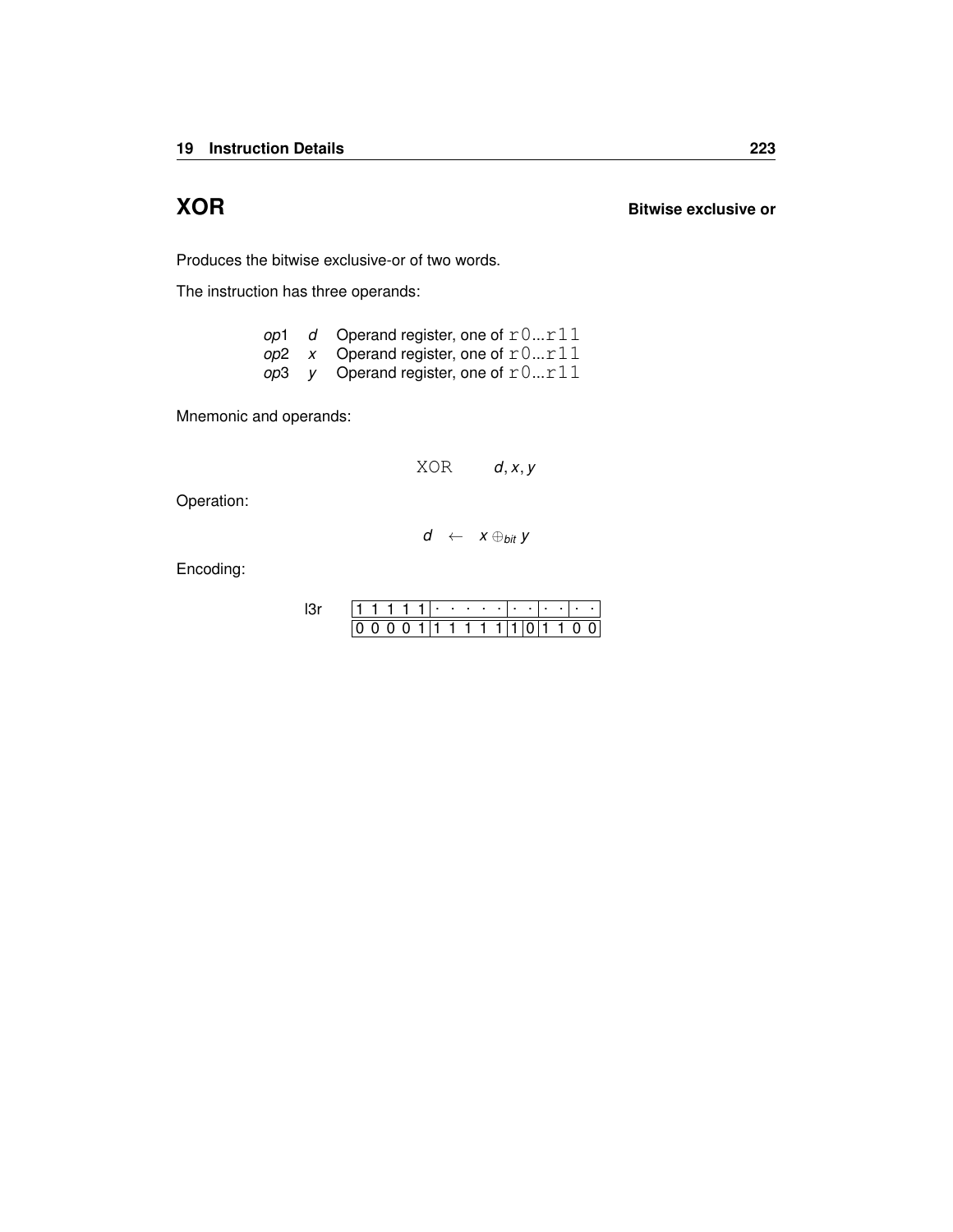# XOR

**Bitwise exclusive or**

Produces the bitwise exclusive-or of two words.

The instruction has three operands:

| | | |
|---|---|---|
| *op*1 | *d* | Operand register, one of `r0`...`r11` |
| *op*2 | *x* | Operand register, one of `r0`...`r11` |
| *op*3 | *y* | Operand register, one of `r0`...`r11` |

Mnemonic and operands:

`XOR` *d*, *x*, *y*

Operation:

$$d \leftarrow x \oplus_{bit} y$$

Encoding:

l3r

| 1 1 1 1 1 | · · · · · | · · | · · | · · |
|---|---|---|---|---|
| 0 0 0 0 1 | 1 1 1 1 1 | 1 0 | 1 1 | 0 0 |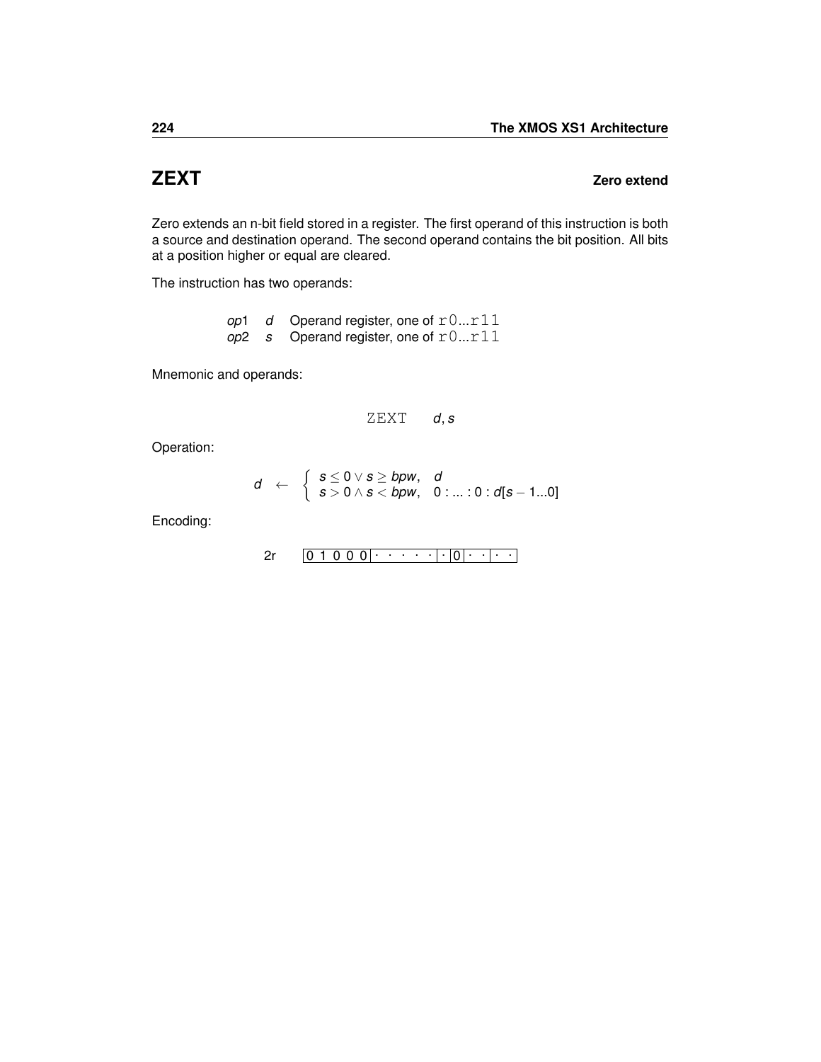# ZEXT

**Zero extend**

Zero extends an n-bit field stored in a register. The first operand of this instruction is both a source and destination operand. The second operand contains the bit position. All bits at a position higher or equal are cleared.

The instruction has two operands:

| | | |
|---|---|---|
| *op*1 | *d* | Operand register, one of `r0...r11` |
| *op*2 | *s* | Operand register, one of `r0...r11` |

Mnemonic and operands:

$$\text{ZEXT} \quad d, s$$

Operation:

$$d \leftarrow \begin{cases} s \leq 0 \lor s \geq bpw, & d \\ s > 0 \land s < bpw, & 0 : ... : 0 : d[s-1...0] \end{cases}$$

Encoding:

2r | 0 1 0 0 0 | · · · · · | · | 0 | · · | · · |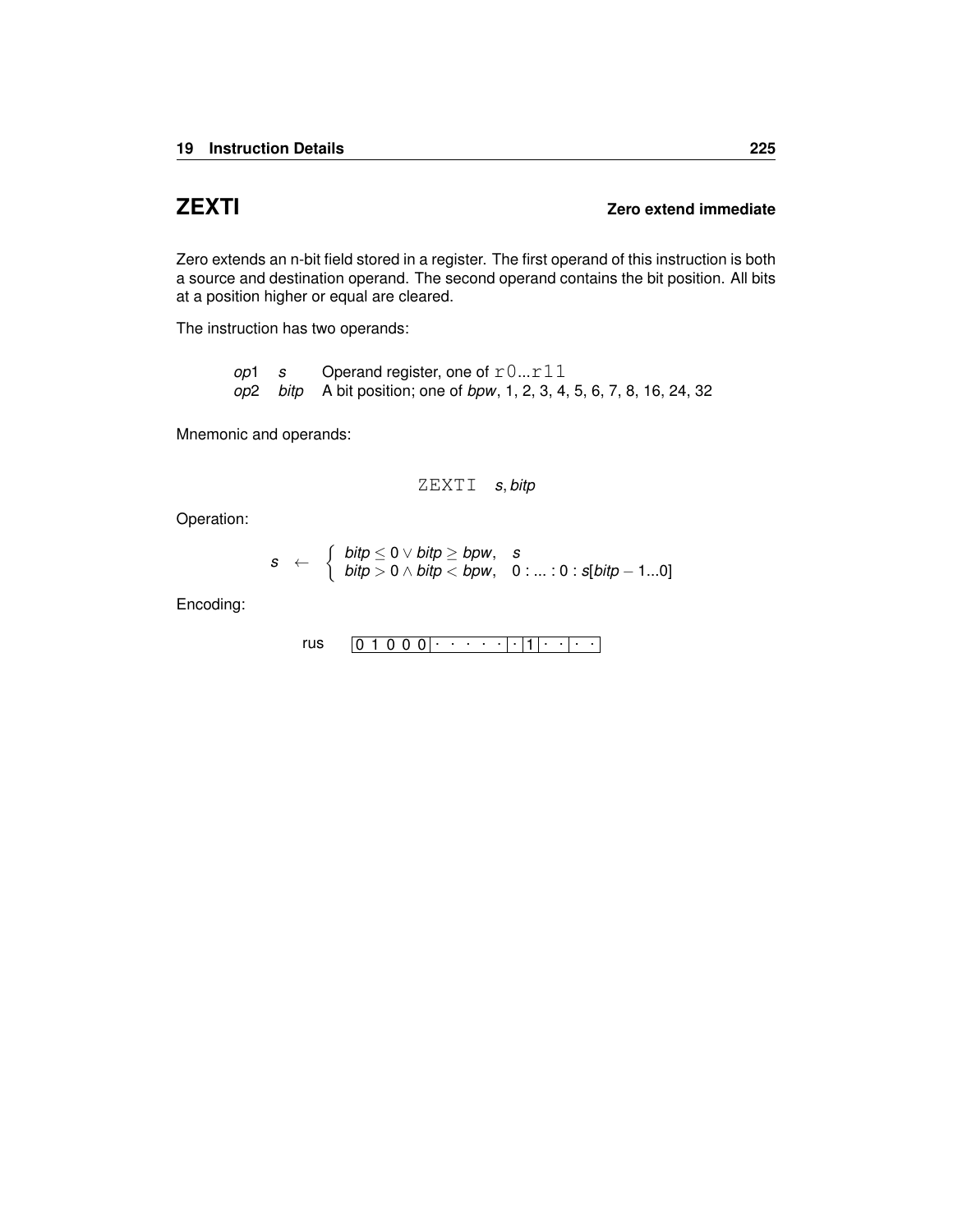# ZEXTI

**Zero extend immediate**

Zero extends an n-bit field stored in a register. The first operand of this instruction is both a source and destination operand. The second operand contains the bit position. All bits at a position higher or equal are cleared.

The instruction has two operands:

| | | |
|---|---|---|
| *op*1 | *s* | Operand register, one of `r0`...`r11` |
| *op*2 | *bitp* | A bit position; one of *bpw*, 1, 2, 3, 4, 5, 6, 7, 8, 16, 24, 32 |

Mnemonic and operands:

`ZEXTI` *s*, *bitp*

Operation:

$$s \leftarrow \begin{cases} bitp \leq 0 \vee bitp \geq bpw, & s \\ bitp > 0 \wedge bitp < bpw, & 0 : ... : 0 : s[bitp - 1...0] \end{cases}$$

Encoding:

rus `0 1 0 0 0 | · · · · · | · | 1 | · · | · ·`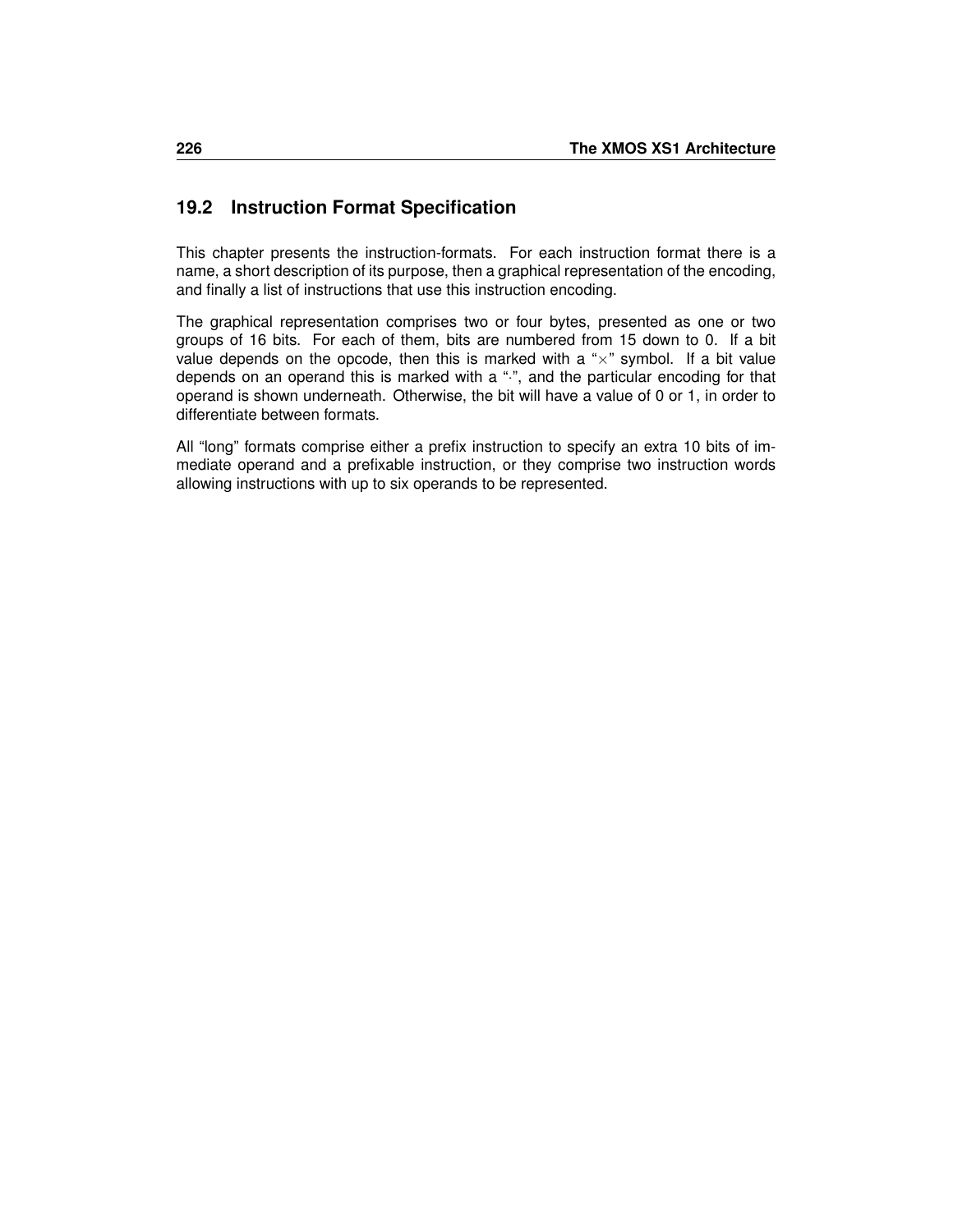## 19.2 Instruction Format Specification

This chapter presents the instruction-formats. For each instruction format there is a name, a short description of its purpose, then a graphical representation of the encoding, and finally a list of instructions that use this instruction encoding.

The graphical representation comprises two or four bytes, presented as one or two groups of 16 bits. For each of them, bits are numbered from 15 down to 0. If a bit value depends on the opcode, then this is marked with a “×” symbol. If a bit value depends on an operand this is marked with a “·”, and the particular encoding for that operand is shown underneath. Otherwise, the bit will have a value of 0 or 1, in order to differentiate between formats.

All “long” formats comprise either a prefix instruction to specify an extra 10 bits of immediate operand and a prefixable instruction, or they comprise two instruction words allowing instructions with up to six operands to be represented.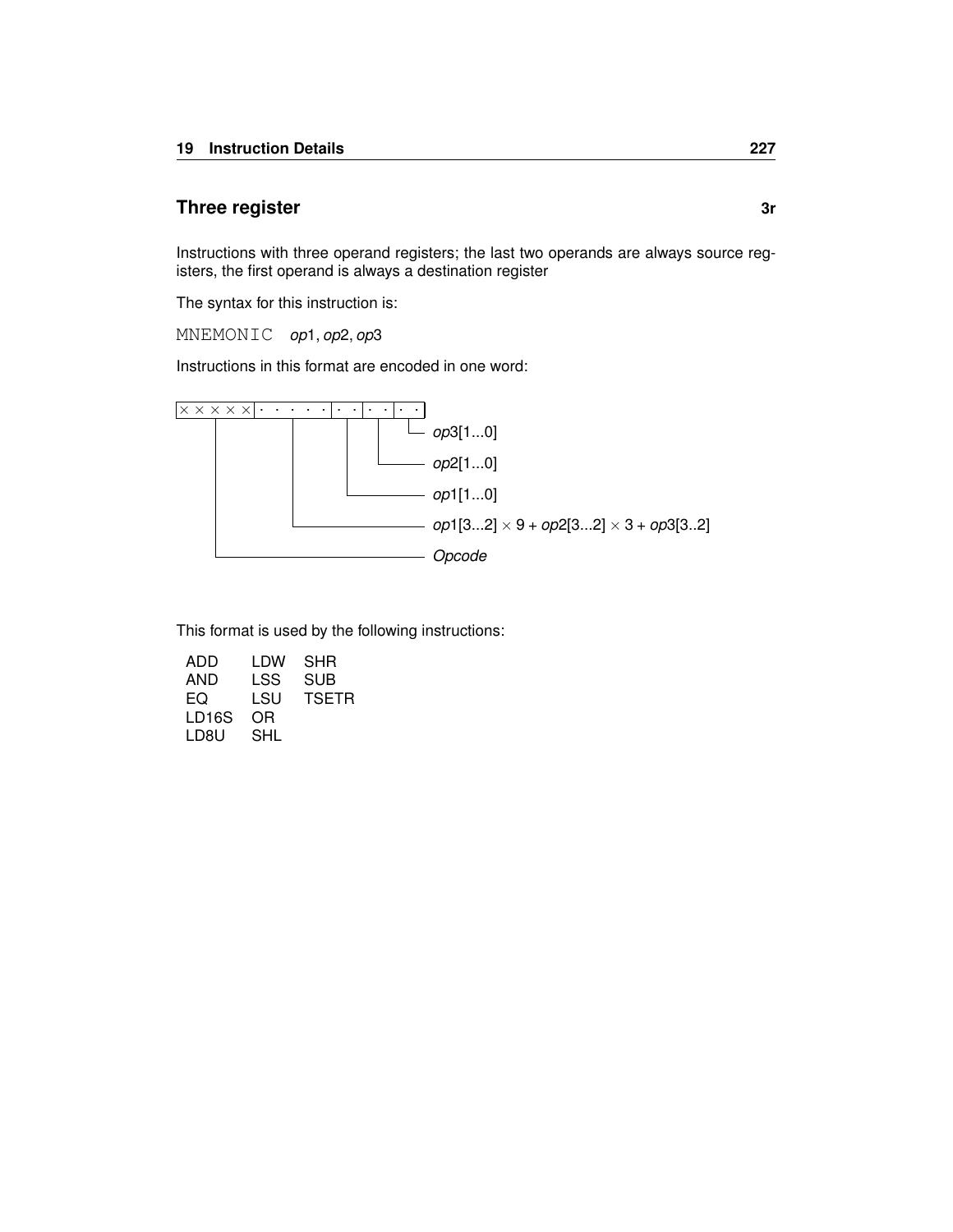## Three register

**3r**

Instructions with three operand registers; the last two operands are always source registers, the first operand is always a destination register

The syntax for this instruction is:

`MNEMONIC` *op*1, *op*2, *op*3

Instructions in this format are encoded in one word:

```
× × × × × | · · · · · | · · | · · | · ·
                                    └── op3[1...0]
                              └──────── op2[1...0]
                        └────────────── op1[1...0]
            └────────────────────────── op1[3...2] × 9 + op2[3...2] × 3 + op3[3..2]
  └──────────────────────────────────── Opcode
```

This format is used by the following instructions:

| | | |
|---|---|---|
| ADD | LDW | SHR |
| AND | LSS | SUB |
| EQ | LSU | TSETR |
| LD16S | OR | |
| LD8U | SHL | |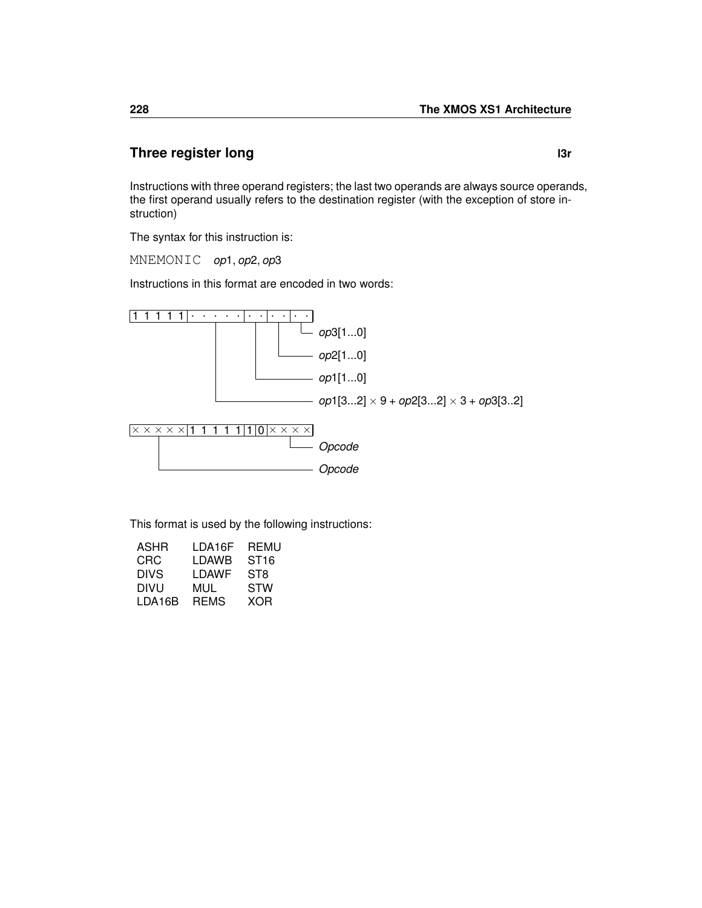## Three register long **l3r**

Instructions with three operand registers; the last two operands are always source operands, the first operand usually refers to the destination register (with the exception of store instruction)

The syntax for this instruction is:

MNEMONIC *op*1, *op*2, *op*3

Instructions in this format are encoded in two words:

```
1 1 1 1 1 | · · · · · | · · | · · | · ·
                                      └── op3[1...0]
                                └──────── op2[1...0]
                          └────────────── op1[1...0]
            └──────────────────────────── op1[3...2] × 9 + op2[3...2] × 3 + op3[3..2]

× × × × × | 1 1 1 1 1 | 1 | 0 | × × × ×
                                └──────── Opcode
  └────────────────────────────────────── Opcode
```

This format is used by the following instructions:

| | | |
|---|---|---|
| ASHR | LDA16F | REMU |
| CRC | LDAWB | ST16 |
| DIVS | LDAWF | ST8 |
| DIVU | MUL | STW |
| LDA16B | REMS | XOR |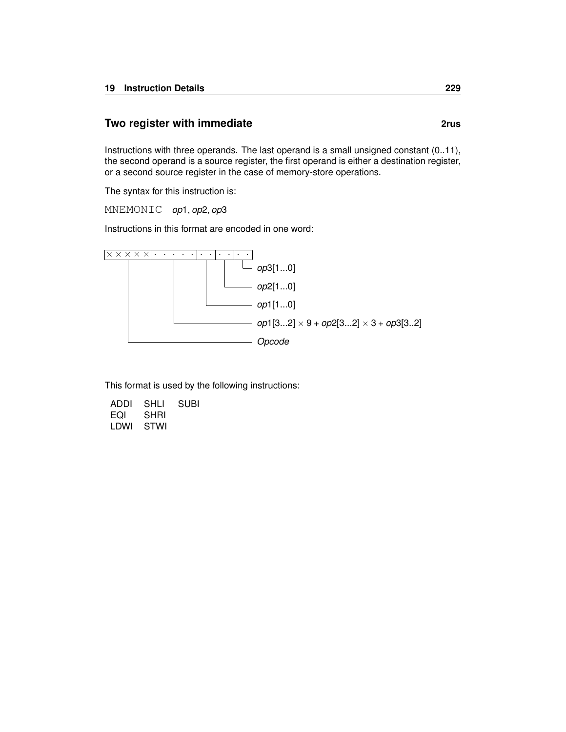## Two register with immediate **2rus**

Instructions with three operands. The last operand is a small unsigned constant (0..11), the second operand is a source register, the first operand is either a destination register, or a second source register in the case of memory-store operations.

The syntax for this instruction is:

`MNEMONIC` *op*1, *op*2, *op*3

Instructions in this format are encoded in one word:

```
× × × × × | · · · · · | · · | · · | · ·
```

- *op*3[1...0]
- *op*2[1...0]
- *op*1[1...0]
- *op*1[3...2] $\times$ 9 + *op*2[3...2] $\times$ 3 + *op*3[3..2]
- *Opcode*

This format is used by the following instructions:

| | | |
|---|---|---|
| ADDI | SHLI | SUBI |
| EQI | SHRI | |
| LDWI | STWI | |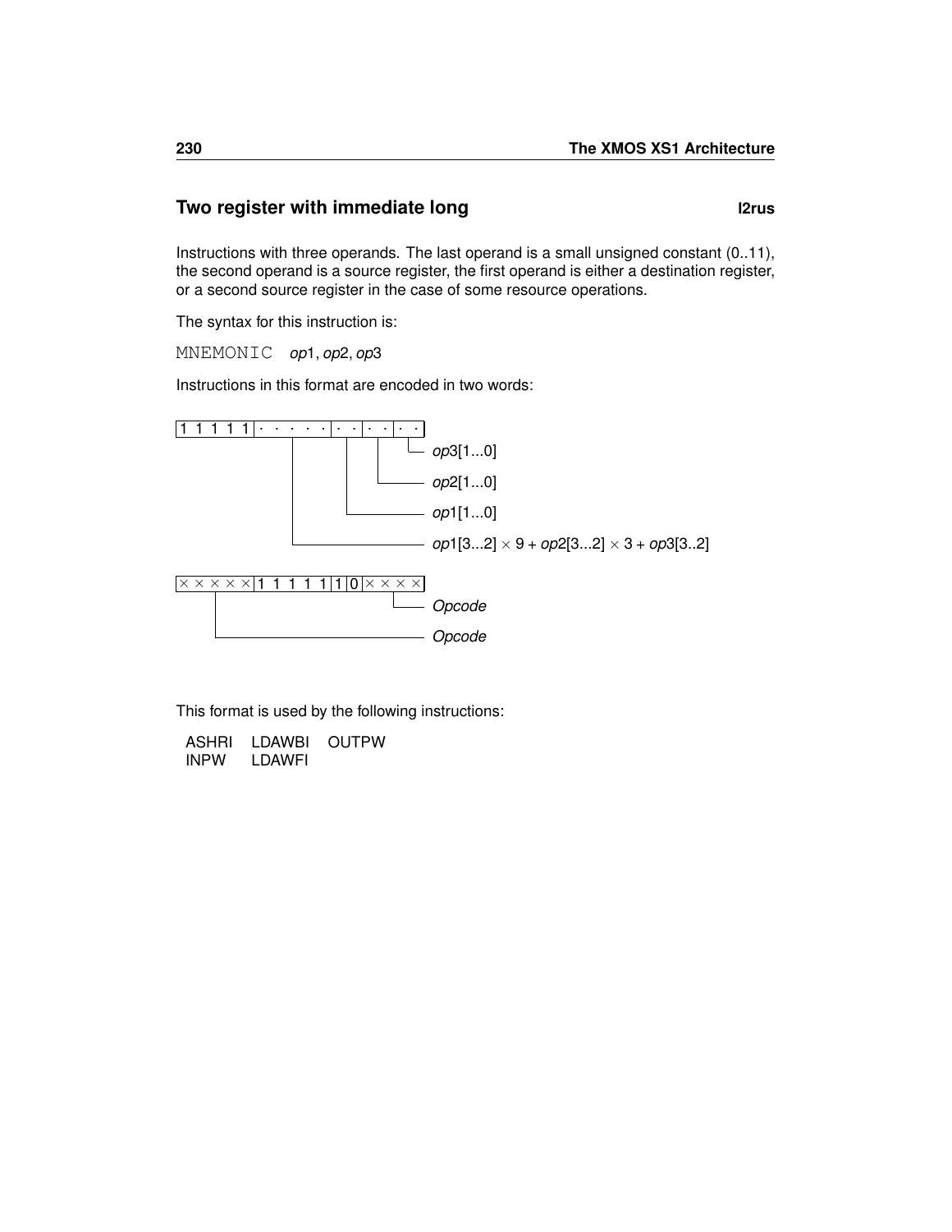## Two register with immediate long **l2rus**

Instructions with three operands. The last operand is a small unsigned constant (0..11), the second operand is a source register, the first operand is either a destination register, or a second source register in the case of some resource operations.

The syntax for this instruction is:

`MNEMONIC` *op*1, *op*2, *op*3

Instructions in this format are encoded in two words:

```
|1 1 1 1 1| · · · · · | · · | · · | · · |
                      |      |     |    └── op3[1...0]
                      |      |     └─────── op2[1...0]
                      |      └───────────── op1[1...0]
                      └──────────────────── op1[3...2] × 9 + op2[3...2] × 3 + op3[3..2]

|× × × × ×|1 1 1 1 1|1|0|× × × ×|
                                 └── Opcode
     └────────────────────────────── Opcode
```

This format is used by the following instructions:

| | | |
|---|---|---|
| ASHRI | LDAWBI | OUTPW |
| INPW | LDAWFI | |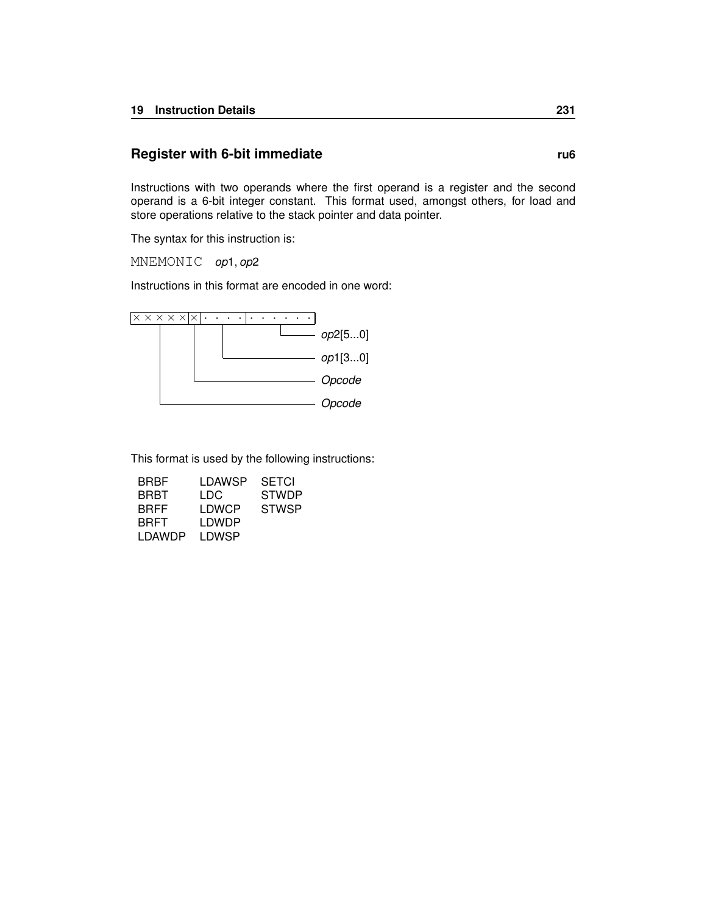## Register with 6-bit immediate **ru6**

Instructions with two operands where the first operand is a register and the second operand is a 6-bit integer constant. This format used, amongst others, for load and store operations relative to the stack pointer and data pointer.

The syntax for this instruction is:

`MNEMONIC` *op*1, *op*2

Instructions in this format are encoded in one word:

```
× × × × ×|×|· · · ·|· · · · · ·
          |    |        |
          |    |        └── op2[5...0]
          |    └─────────── op1[3...0]
          └──────────────── Opcode
└────────────────────────── Opcode
```

This format is used by the following instructions:

| | | |
|---|---|---|
| BRBF | LDAWSP | SETCI |
| BRBT | LDC | STWDP |
| BRFF | LDWCP | STWSP |
| BRFT | LDWDP | |
| LDAWDP | LDWSP | |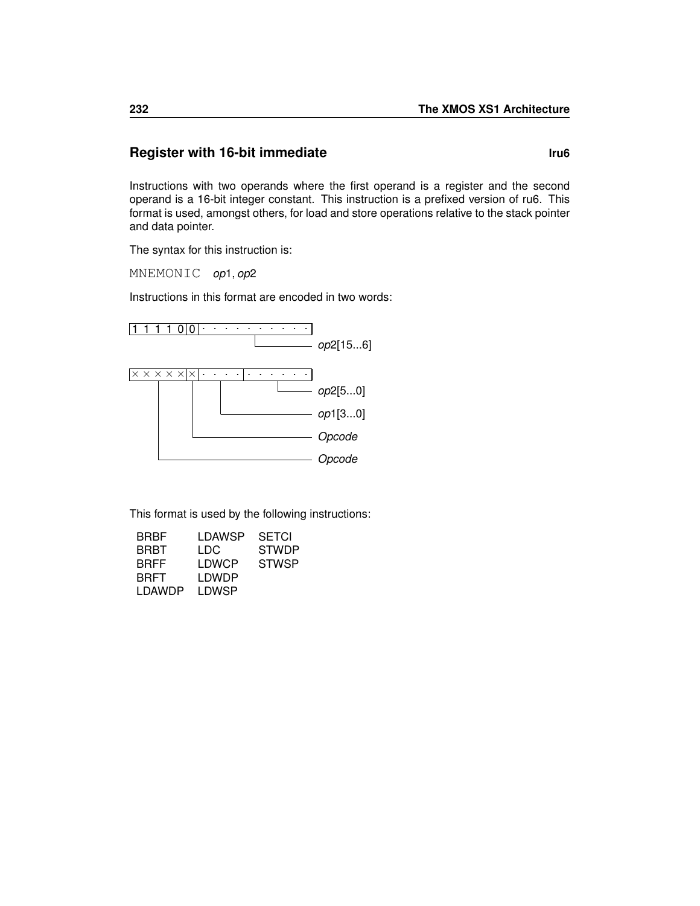## Register with 16-bit immediate **lru6**

Instructions with two operands where the first operand is a register and the second operand is a 16-bit integer constant. This instruction is a prefixed version of ru6. This format is used, amongst others, for load and store operations relative to the stack pointer and data pointer.

The syntax for this instruction is:

MNEMONIC *op*1, *op*2

Instructions in this format are encoded in two words:

```
|1 1 1 1 0|0|· · · · · · · · · ·|
                 └──────────────── op2[15...6]

|× × × × ×|×|· · · ·|· · · · · ·|
                        └───────── op2[5...0]
                └───────────────── op1[3...0]
           └────────────────────── Opcode
     └──────────────────────────── Opcode
```

This format is used by the following instructions:

| | | |
|---|---|---|
| BRBF | LDAWSP | SETCI |
| BRBT | LDC | STWDP |
| BRFF | LDWCP | STWSP |
| BRFT | LDWDP | |
| LDAWDP | LDWSP | |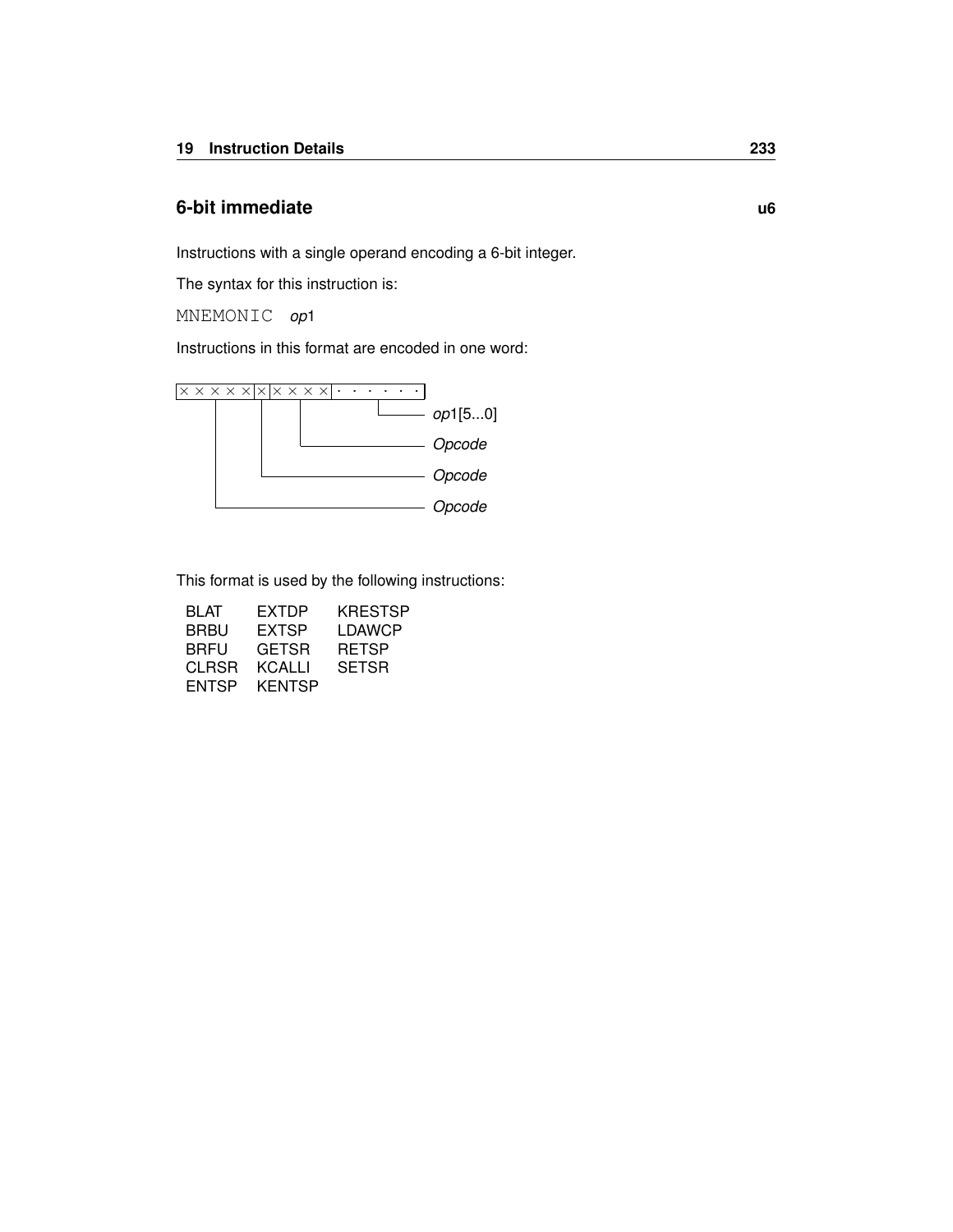## 6-bit immediate **u6**

Instructions with a single operand encoding a 6-bit integer.

The syntax for this instruction is:

```
MNEMONIC op1
```

Instructions in this format are encoded in one word:

```
| × × × × × | × | × × × × | · · · · · · |
                                 └── op1[5...0]
                      └────────────── Opcode
              └────────────────────── Opcode
      └────────────────────────────── Opcode
```

This format is used by the following instructions:

| | | |
|---|---|---|
| BLAT | EXTDP | KRESTSP |
| BRBU | EXTSP | LDAWCP |
| BRFU | GETSR | RETSP |
| CLRSR | KCALLI | SETSR |
| ENTSP | KENTSP | |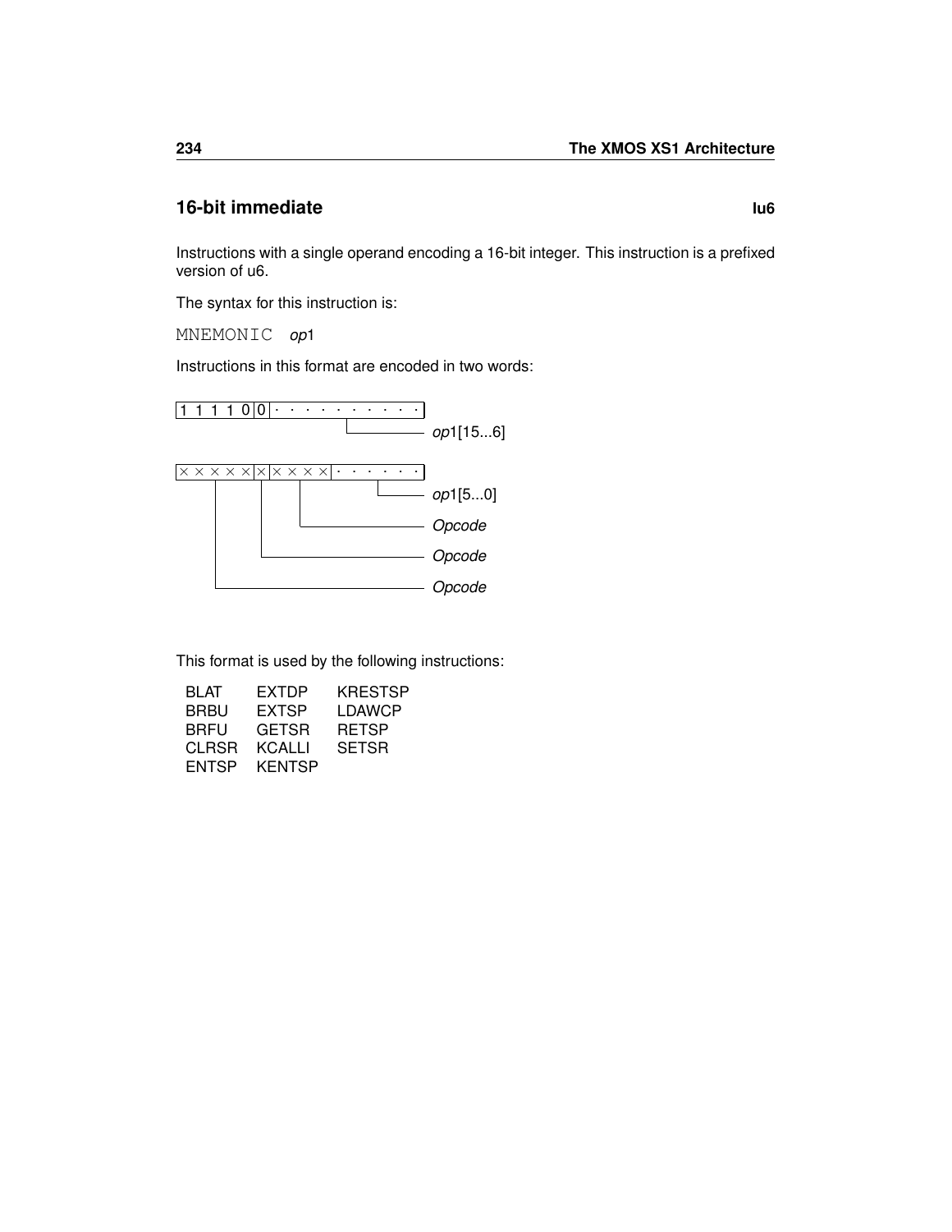## 16-bit immediate **lu6**

Instructions with a single operand encoding a 16-bit integer. This instruction is a prefixed version of u6.

The syntax for this instruction is:

MNEMONIC *op*1

Instructions in this format are encoded in two words:

```
|1 1 1 1 0|0| · · · · · · · · · · |
                    └──────────── op1[15...6]

|× × × × ×|×|× × × ×| · · · · · · |
                        └──────── op1[5...0]
                └──────────────── Opcode
            └──────────────────── Opcode
   └───────────────────────────── Opcode
```

This format is used by the following instructions:

| | | |
|---|---|---|
| BLAT | EXTDP | KRESTSP |
| BRBU | EXTSP | LDAWCP |
| BRFU | GETSR | RETSP |
| CLRSR | KCALLI | SETSR |
| ENTSP | KENTSP | |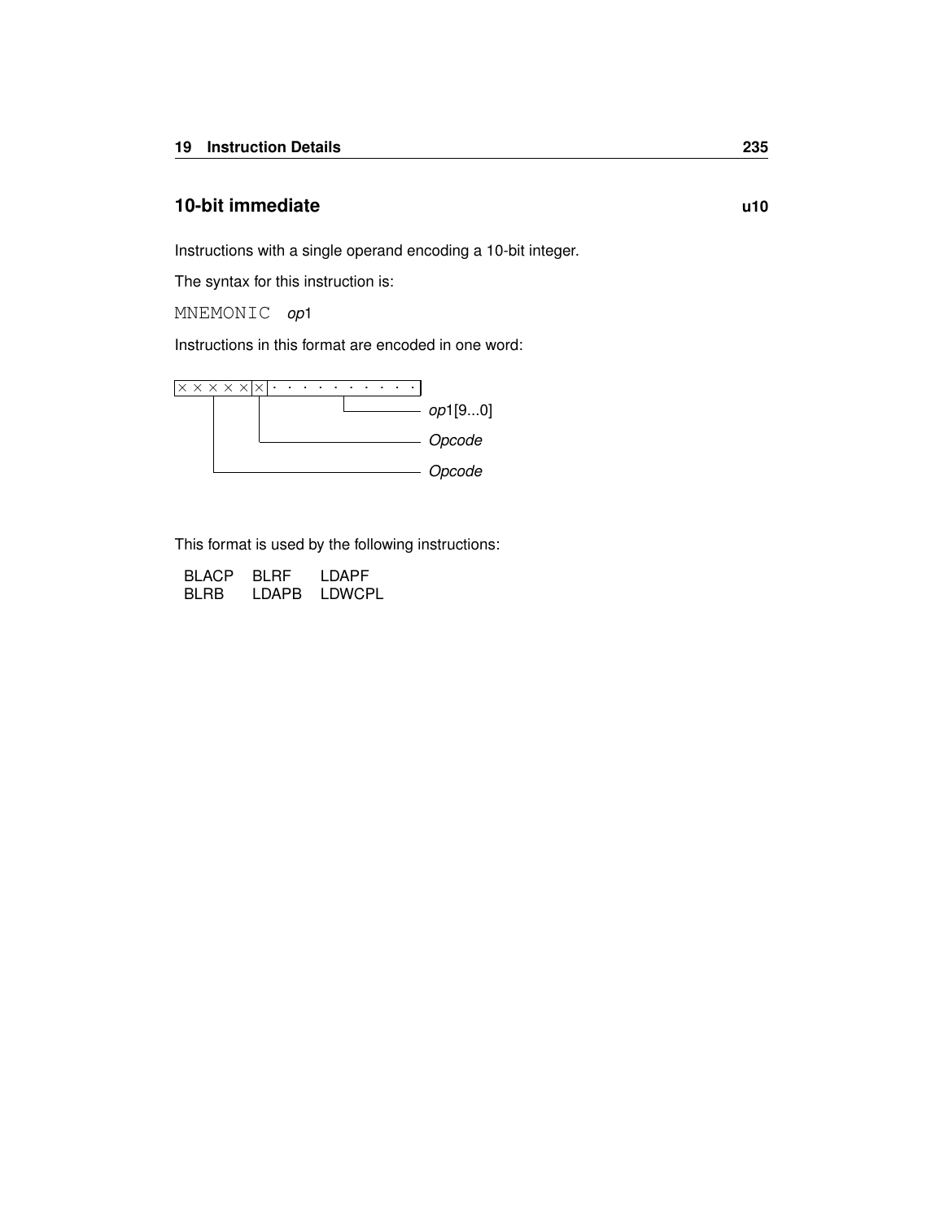## 10-bit immediate u10

Instructions with a single operand encoding a 10-bit integer.

The syntax for this instruction is:

`MNEMONIC` *op*1

Instructions in this format are encoded in one word:

```
×××××|×|··········
      |     └──── op1[9...0]
      └────────── Opcode
 └─────────────── Opcode
```

This format is used by the following instructions:

| | | |
|---|---|---|
| BLACP | BLRF | LDAPF |
| BLRB | LDAPB | LDWCPL |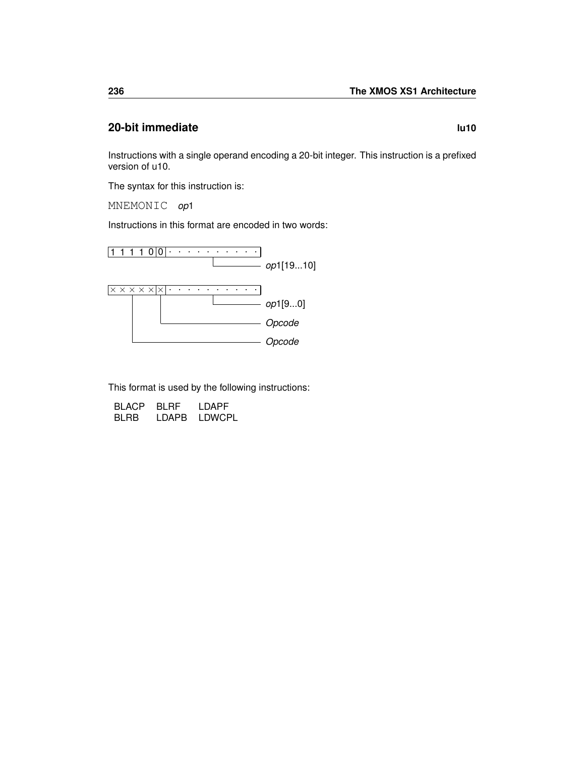## 20-bit immediate **lu10**

Instructions with a single operand encoding a 20-bit integer. This instruction is a prefixed version of u10.

The syntax for this instruction is:

MNEMONIC *op*1

Instructions in this format are encoded in two words:

```
|1 1 1 1 0|0| · · · · · · · · · · |
                   └──────────────── op1[19...10]

|× × × × ×|×| · · · · · · · · · · |
                   └──────────────── op1[9...0]
           └─────────────────────── Opcode
     └──────────────────────────── Opcode
```

This format is used by the following instructions:

| | | |
|---|---|---|
| BLACP | BLRF | LDAPF |
| BLRB | LDAPB | LDWCPL |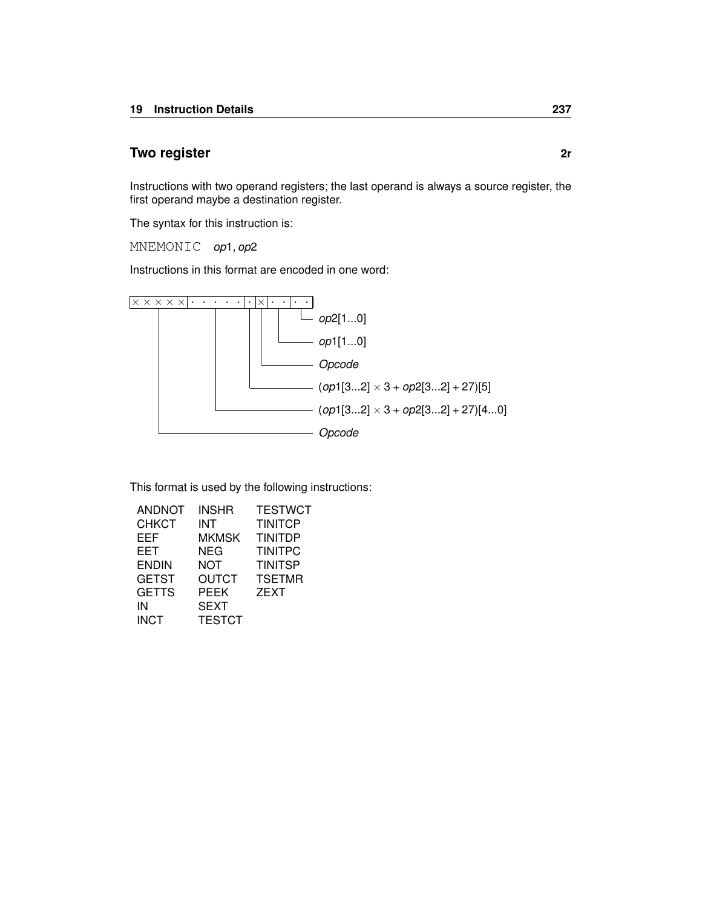## Two register **2r**

Instructions with two operand registers; the last operand is always a source register, the first operand maybe a destination register.

The syntax for this instruction is:

`MNEMONIC` *op*1, *op*2

Instructions in this format are encoded in one word:

```
× × × × × | · · · · · | · | × | · · | · ·
```

- *op*2[1...0]
- *op*1[1...0]
- *Opcode*
- (*op*1[3...2] × 3 + *op*2[3...2] + 27)[5]
- (*op*1[3...2] × 3 + *op*2[3...2] + 27)[4...0]
- *Opcode*

This format is used by the following instructions:

| | | |
|---|---|---|
| ANDNOT | INSHR | TESTWCT |
| CHKCT | INT | TINITCP |
| EEF | MKMSK | TINITDP |
| EET | NEG | TINITPC |
| ENDIN | NOT | TINITSP |
| GETST | OUTCT | TSETMR |
| GETTS | PEEK | ZEXT |
| IN | SEXT | |
| INCT | TESTCT | |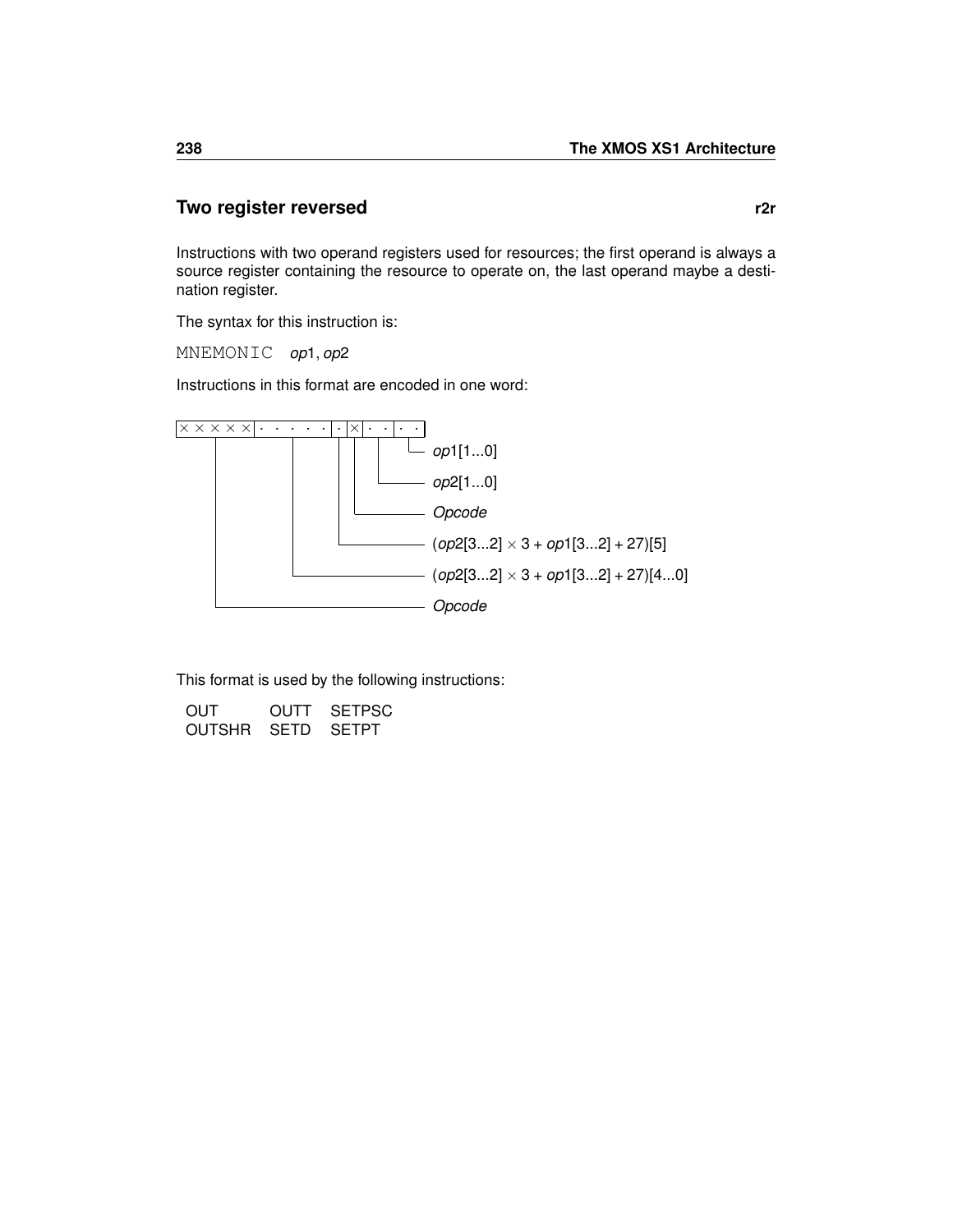## Two register reversed **r2r**

Instructions with two operand registers used for resources; the first operand is always a source register containing the resource to operate on, the last operand maybe a destination register.

The syntax for this instruction is:

MNEMONIC *op*1, *op*2

Instructions in this format are encoded in one word:

```
|× × × × ×|· · · · ·|·|×|· ·|· ·|
     |         |      |  |   |   |
     |         |      |  |   |   +-- op1[1...0]
     |         |      |  |   +------ op2[1...0]
     |         |      |  +---------- Opcode
     |         |      +------------- (op2[3...2] × 3 + op1[3...2] + 27)[5]
     |         +-------------------- (op2[3...2] × 3 + op1[3...2] + 27)[4...0]
     +------------------------------ Opcode
```

This format is used by the following instructions:

| | | |
|---|---|---|
| OUT | OUTT | SETPSC |
| OUTSHR | SETD | SETPT |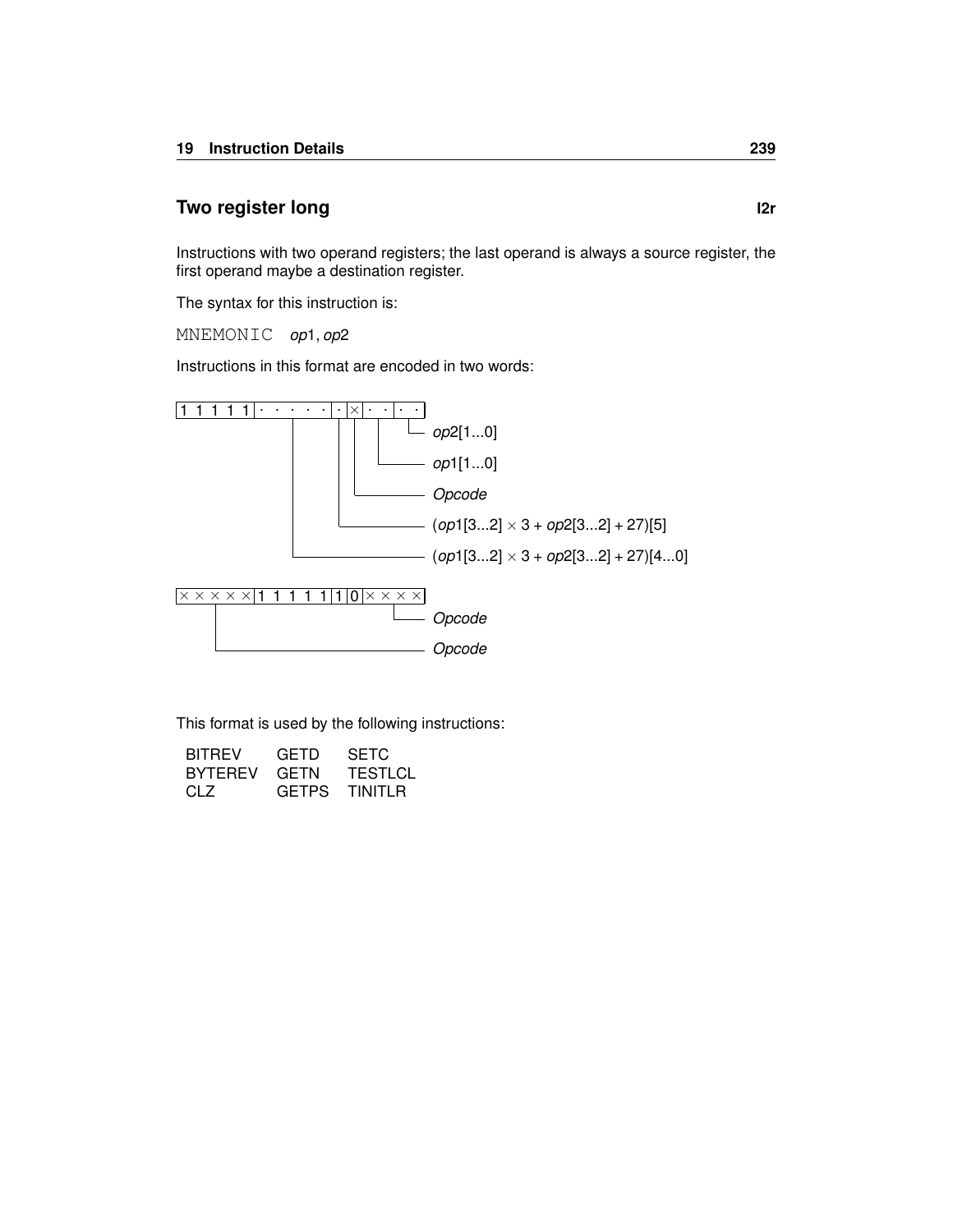## Two register long

**l2r**

Instructions with two operand registers; the last operand is always a source register, the first operand maybe a destination register.

The syntax for this instruction is:

MNEMONIC *op*1, *op*2

Instructions in this format are encoded in two words:

```
|1 1 1 1 1|· · · · ·|·|×|· ·|· ·|
                              └── op2[1...0]
                         └─────── op1[1...0]
                       └───────── Opcode
                     └─────────── (op1[3...2] × 3 + op2[3...2] + 27)[5]
            └──────────────────── (op1[3...2] × 3 + op2[3...2] + 27)[4...0]

|× × × × ×|1 1 1 1 1|1|0|× × × ×|
                              └── Opcode
     └─────────────────────────── Opcode
```

This format is used by the following instructions:

| | | |
|---|---|---|
| BITREV | GETD | SETC |
| BYTEREV | GETN | TESTLCL |
| CLZ | GETPS | TINITLR |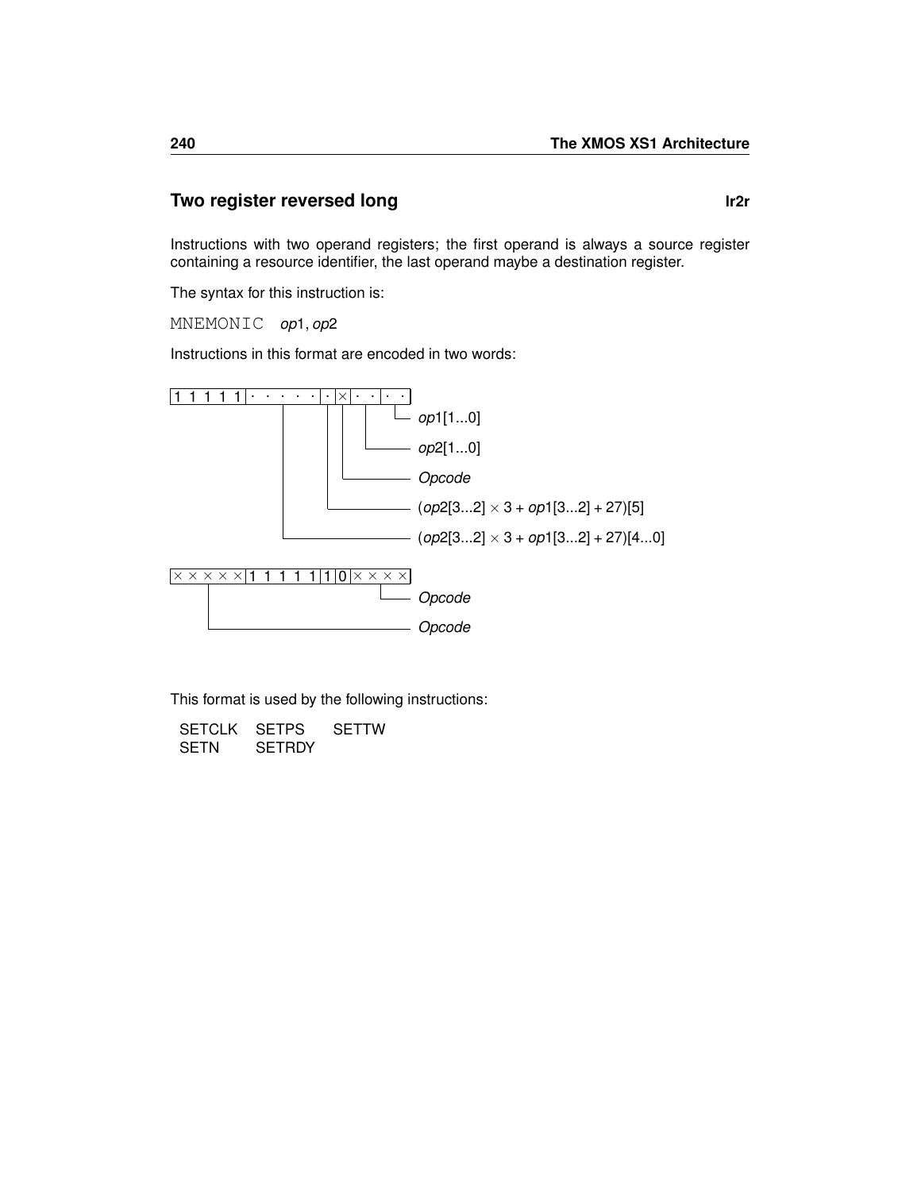## Two register reversed long **lr2r**

Instructions with two operand registers; the first operand is always a source register containing a resource identifier, the last operand maybe a destination register.

The syntax for this instruction is:

MNEMONIC *op*1, *op*2

Instructions in this format are encoded in two words:

```
|1 1 1 1 1| · · · · · | · |×| · · | · · |
                   |    |  |    |     └── op1[1...0]
                   |    |  |    └──────── op2[1...0]
                   |    |  └───────────── Opcode
                   |    └──────────────── (op2[3...2] × 3 + op1[3...2] + 27)[5]
                   └───────────────────── (op2[3...2] × 3 + op1[3...2] + 27)[4...0]

|× × × × ×|1 1 1 1 1|1|0|× × × ×|
                                └── Opcode
     └───────────────────────────── Opcode
```

This format is used by the following instructions:

| | | |
|---|---|---|
| SETCLK | SETPS | SETTW |
| SETN | SETRDY | |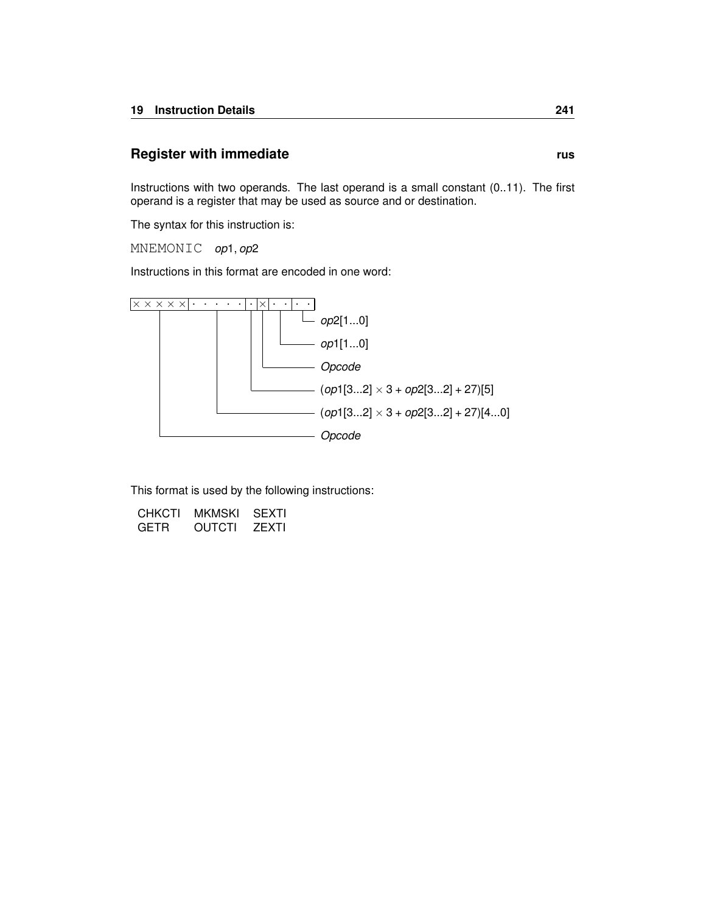## Register with immediate **rus**

Instructions with two operands. The last operand is a small constant (0..11). The first operand is a register that may be used as source and or destination.

The syntax for this instruction is:

MNEMONIC *op*1, *op*2

Instructions in this format are encoded in one word:

```
× × × × × · · · · · · × · · · ·
```

- *op*2[1...0]
- *op*1[1...0]
- *Opcode*
- (*op*1[3...2] × 3 + *op*2[3...2] + 27)[5]
- (*op*1[3...2] × 3 + *op*2[3...2] + 27)[4...0]
- *Opcode*

This format is used by the following instructions:

| | | |
|---|---|---|
| CHKCTI | MKMSKI | SEXTI |
| GETR | OUTCTI | ZEXTI |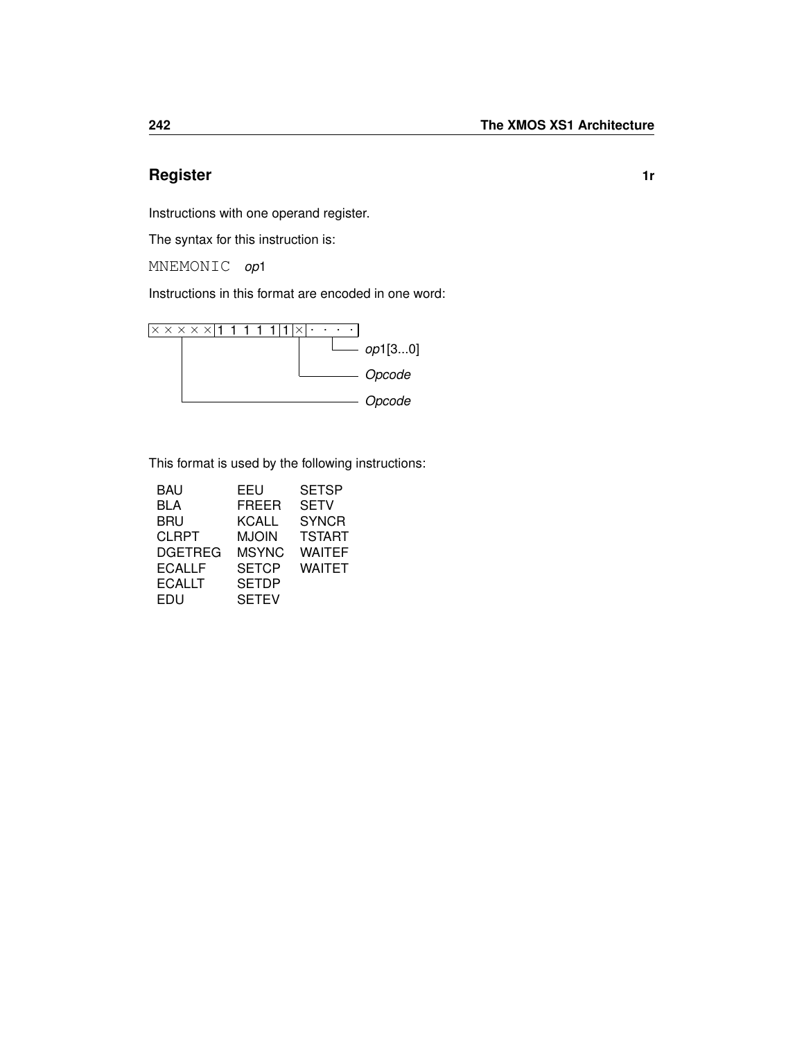## Register **1r**

Instructions with one operand register.

The syntax for this instruction is:

MNEMONIC *op*1

Instructions in this format are encoded in one word:

```
| × × × × × | 1 1 1 1 1 | 1 | × | · · · · |
```

- *op*1[3...0]
- *Opcode*
- *Opcode*

This format is used by the following instructions:

| | | |
|---|---|---|
| BAU | EEU | SETSP |
| BLA | FREER | SETV |
| BRU | KCALL | SYNCR |
| CLRPT | MJOIN | TSTART |
| DGETREG | MSYNC | WAITEF |
| ECALLF | SETCP | WAITET |
| ECALLT | SETDP | |
| EDU | SETEV | |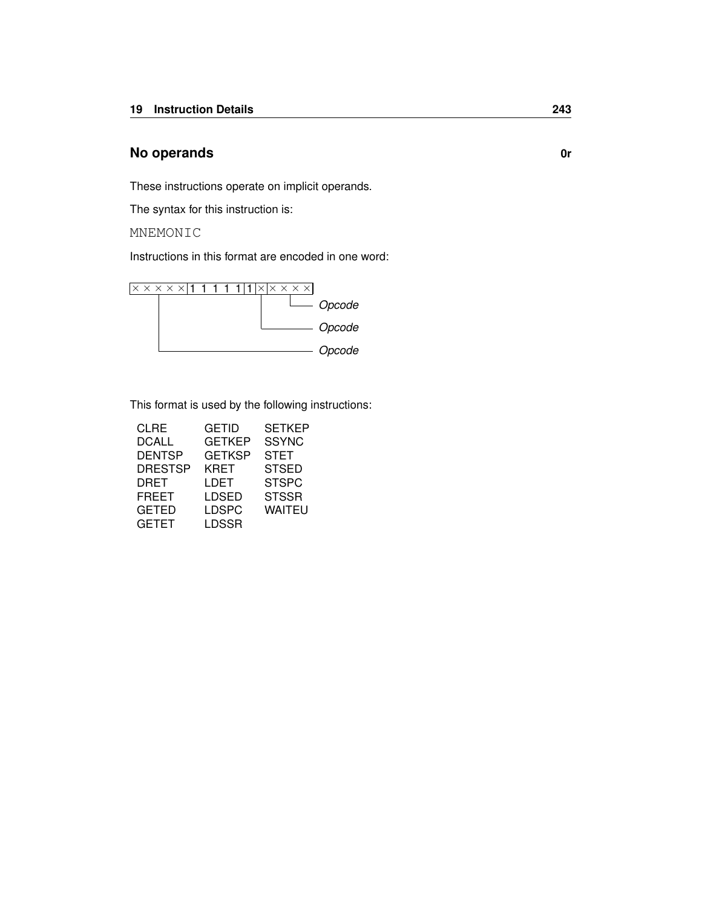## No operands **0r**

These instructions operate on implicit operands.

The syntax for this instruction is:

```
MNEMONIC
```

Instructions in this format are encoded in one word:

```
|× × × × ×|1 1 1 1 1|1|×|× × × ×|
     |                 |    └──── Opcode
     |                 └───────── Opcode
     └─────────────────────────── Opcode
```

This format is used by the following instructions:

| | | |
|---|---|---|
| CLRE | GETID | SETKEP |
| DCALL | GETKEP | SSYNC |
| DENTSP | GETKSP | STET |
| DRESTSP | KRET | STSED |
| DRET | LDET | STSPC |
| FREET | LDSED | STSSR |
| GETED | LDSPC | WAITEU |
| GETET | LDSSR | |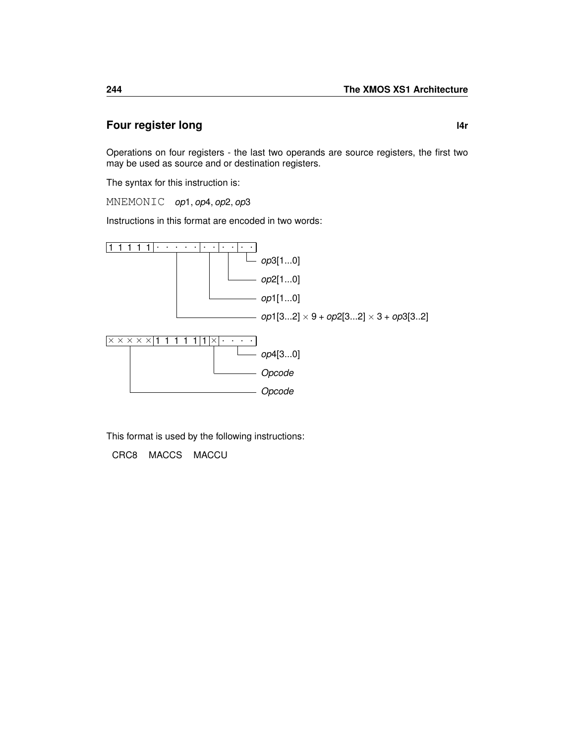## Four register long **l4r**

Operations on four registers - the last two operands are source registers, the first two may be used as source and or destination registers.

The syntax for this instruction is:

MNEMONIC *op*1, *op*4, *op*2, *op*3

Instructions in this format are encoded in two words:

First word:

| Bits | Field |
|---|---|
| 1 1 1 1 1 | (fixed) |
| · · · · · | *op*1[3...2] × 9 + *op*2[3...2] × 3 + *op*3[3..2] |
| · · | *op*1[1...0] |
| · · | *op*2[1...0] |
| · · | *op*3[1...0] |

Second word:

| Bits | Field |
|---|---|
| × × × × × | *Opcode* |
| 1 1 1 1 1 1 | (fixed) |
| × | *Opcode* |
| · · · · | *op*4[3...0] |

This format is used by the following instructions:

CRC8 MACCS MACCU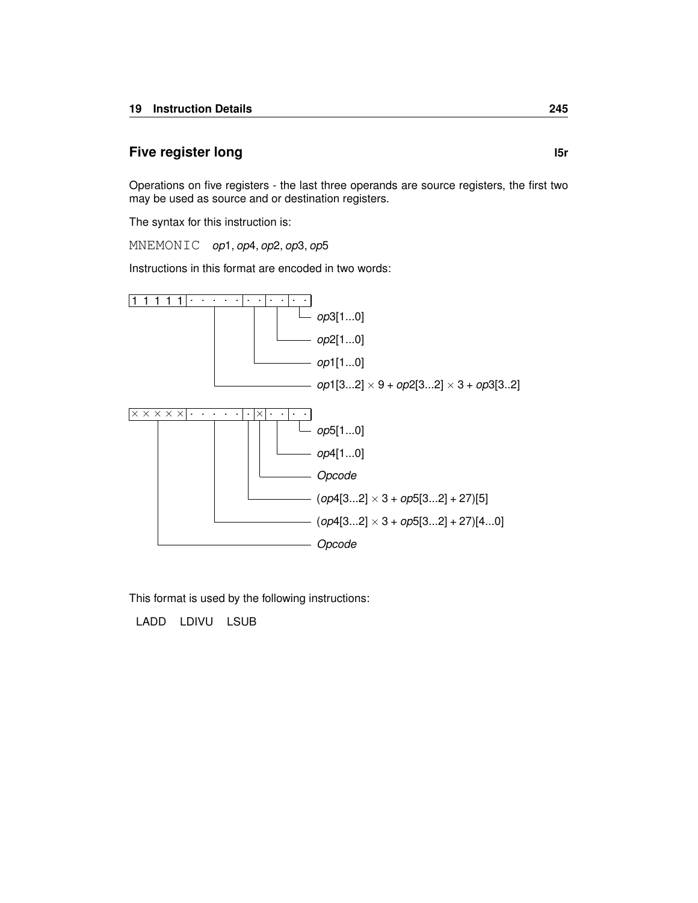## Five register long **l5r**

Operations on five registers - the last three operands are source registers, the first two may be used as source and or destination registers.

The syntax for this instruction is:

`MNEMONIC` *op*1, *op*4, *op*2, *op*3, *op*5

Instructions in this format are encoded in two words:

```
1 1 1 1 1 | · · · · · | · · | · · | · ·
                                    └── op3[1...0]
                              └──────── op2[1...0]
                        └────────────── op1[1...0]
            └────────────────────────── op1[3...2] × 9 + op2[3...2] × 3 + op3[3..2]

× × × × × | · · · · · | · | × | · · | · ·
                                      └── op5[1...0]
                                └──────── op4[1...0]
                            └──────────── Opcode
                        └──────────────── (op4[3...2] × 3 + op5[3...2] + 27)[5]
            └──────────────────────────── (op4[3...2] × 3 + op5[3...2] + 27)[4...0]
└──────────────────────────────────────── Opcode
```

This format is used by the following instructions:

LADD  LDIVU  LSUB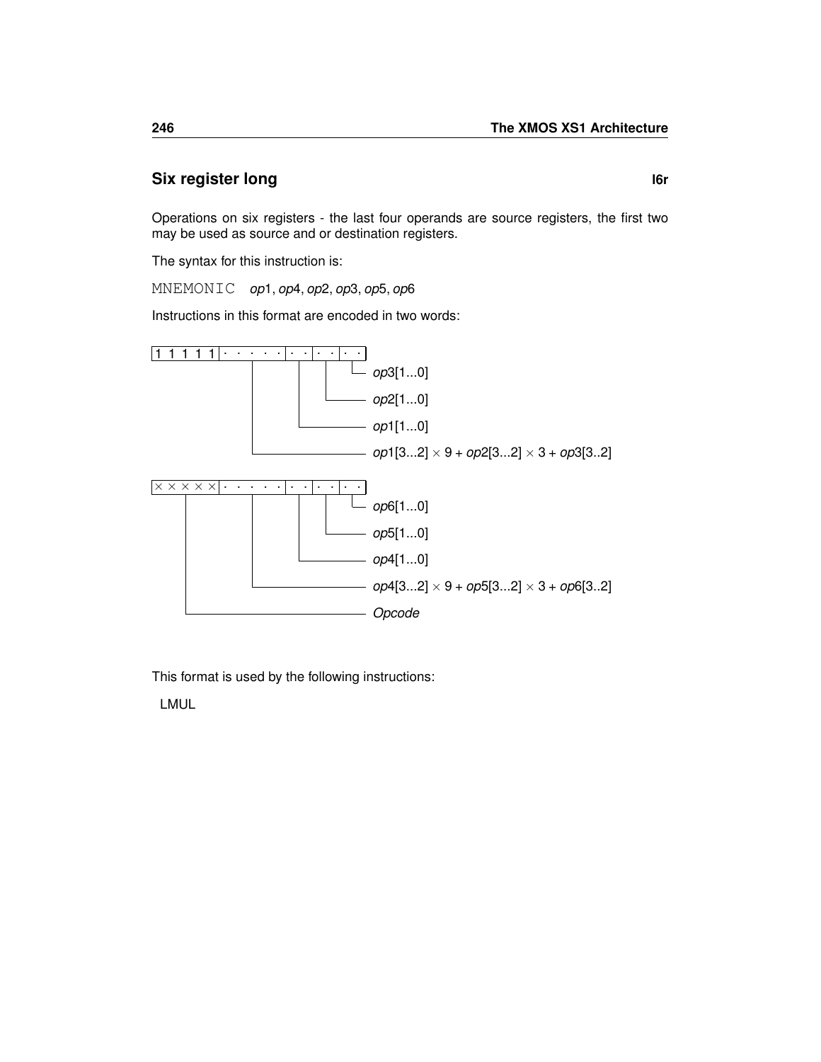## Six register long

**l6r**

Operations on six registers - the last four operands are source registers, the first two may be used as source and or destination registers.

The syntax for this instruction is:

`MNEMONIC` *op*1, *op*4, *op*2, *op*3, *op*5, *op*6

Instructions in this format are encoded in two words:

```
1 1 1 1 1 | · · · · · | · · | · · | · ·
```

- *op*3[1...0]
- *op*2[1...0]
- *op*1[1...0]
- *op*1[3...2] × 9 + *op*2[3...2] × 3 + *op*3[3..2]

```
× × × × × | · · · · · | · · | · · | · ·
```

- *op*6[1...0]
- *op*5[1...0]
- *op*4[1...0]
- *op*4[3...2] × 9 + *op*5[3...2] × 3 + *op*6[3..2]
- *Opcode*

This format is used by the following instructions:

LMUL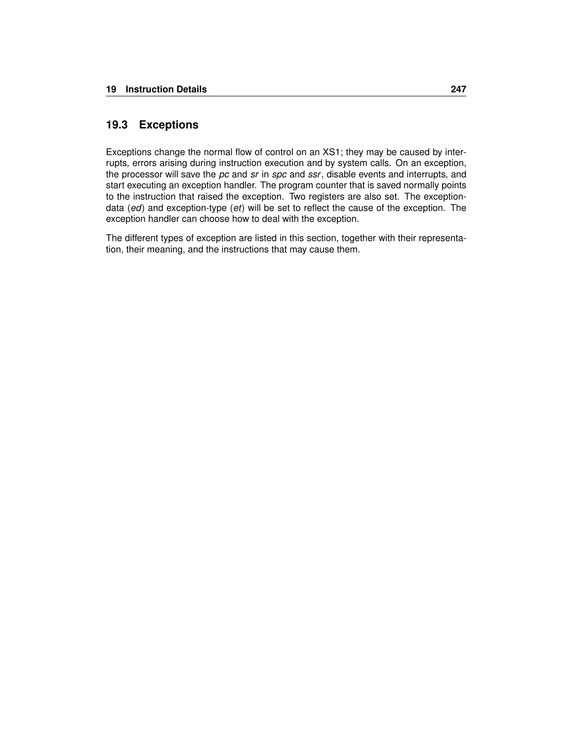## 19.3 Exceptions

Exceptions change the normal flow of control on an XS1; they may be caused by interrupts, errors arising during instruction execution and by system calls. On an exception, the processor will save the *pc* and *sr* in *spc* and *ssr*, disable events and interrupts, and start executing an exception handler. The program counter that is saved normally points to the instruction that raised the exception. Two registers are also set. The exception-data (*ed*) and exception-type (*et*) will be set to reflect the cause of the exception. The exception handler can choose how to deal with the exception.

The different types of exception are listed in this section, together with their representation, their meaning, and the instructions that may cause them.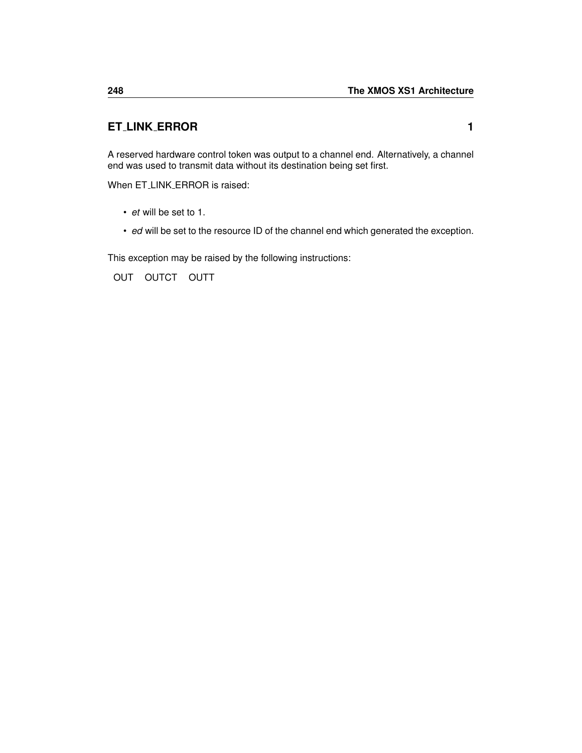## ET_LINK_ERROR 1

A reserved hardware control token was output to a channel end. Alternatively, a channel end was used to transmit data without its destination being set first.

When ET_LINK_ERROR is raised:

- *et* will be set to 1.
- *ed* will be set to the resource ID of the channel end which generated the exception.

This exception may be raised by the following instructions:

OUT OUTCT OUTT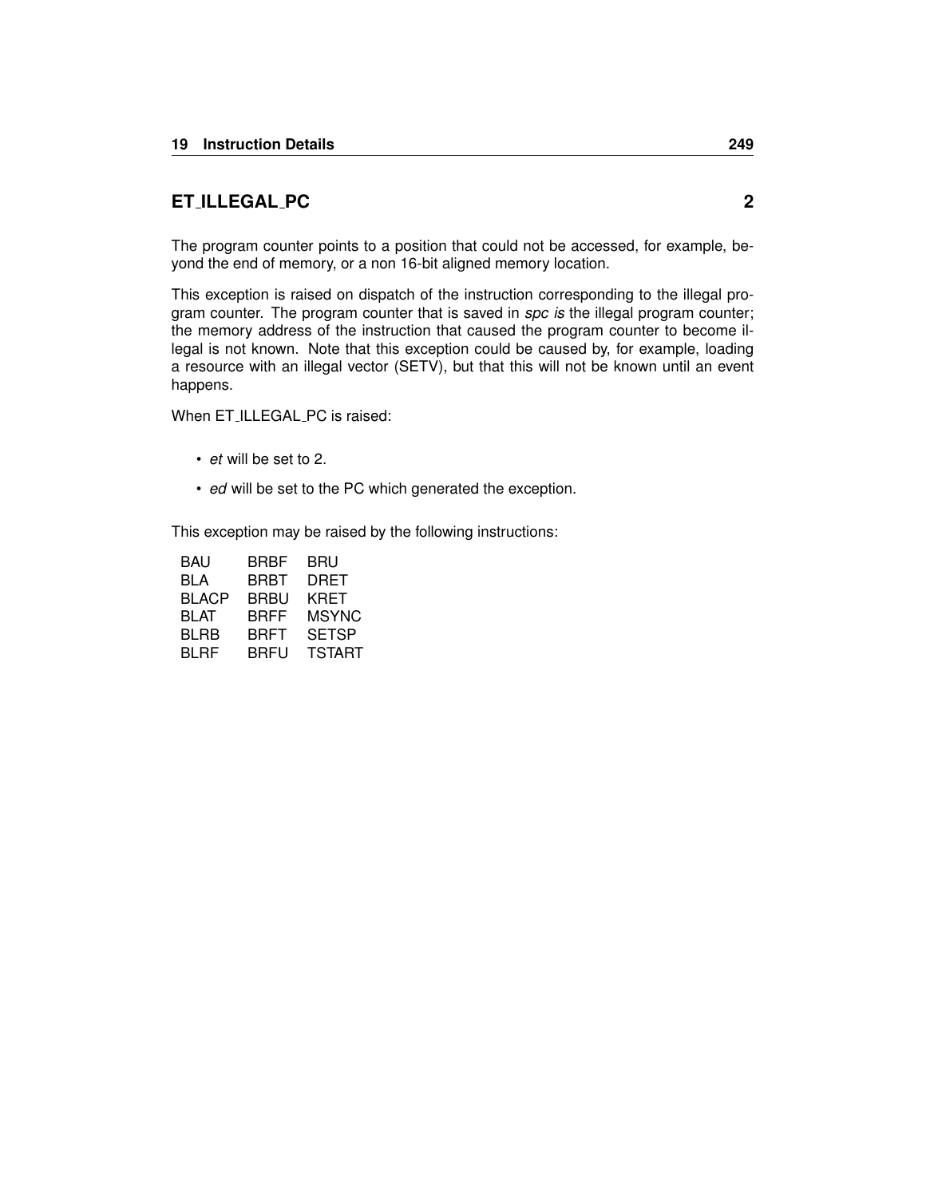## ET_ILLEGAL_PC 2

The program counter points to a position that could not be accessed, for example, beyond the end of memory, or a non 16-bit aligned memory location.

This exception is raised on dispatch of the instruction corresponding to the illegal program counter. The program counter that is saved in *spc is* the illegal program counter; the memory address of the instruction that caused the program counter to become illegal is not known. Note that this exception could be caused by, for example, loading a resource with an illegal vector (SETV), but that this will not be known until an event happens.

When ET_ILLEGAL_PC is raised:

- *et* will be set to 2.
- *ed* will be set to the PC which generated the exception.

This exception may be raised by the following instructions:

| | | |
|---|---|---|
| BAU | BRBF | BRU |
| BLA | BRBT | DRET |
| BLACP | BRBU | KRET |
| BLAT | BRFF | MSYNC |
| BLRB | BRFT | SETSP |
| BLRF | BRFU | TSTART |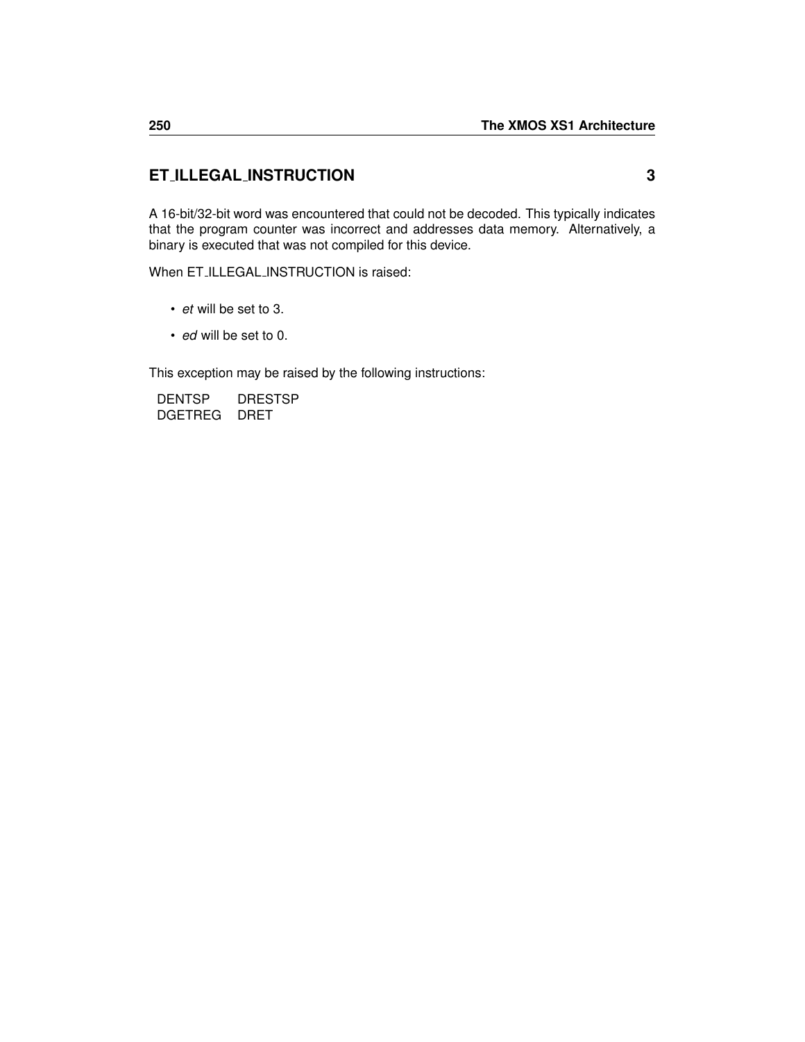## ET_ILLEGAL_INSTRUCTION 3

A 16-bit/32-bit word was encountered that could not be decoded. This typically indicates that the program counter was incorrect and addresses data memory. Alternatively, a binary is executed that was not compiled for this device.

When ET_ILLEGAL_INSTRUCTION is raised:

- *et* will be set to 3.
- *ed* will be set to 0.

This exception may be raised by the following instructions:

| | |
|---|---|
| DENTSP | DRESTSP |
| DGETREG | DRET |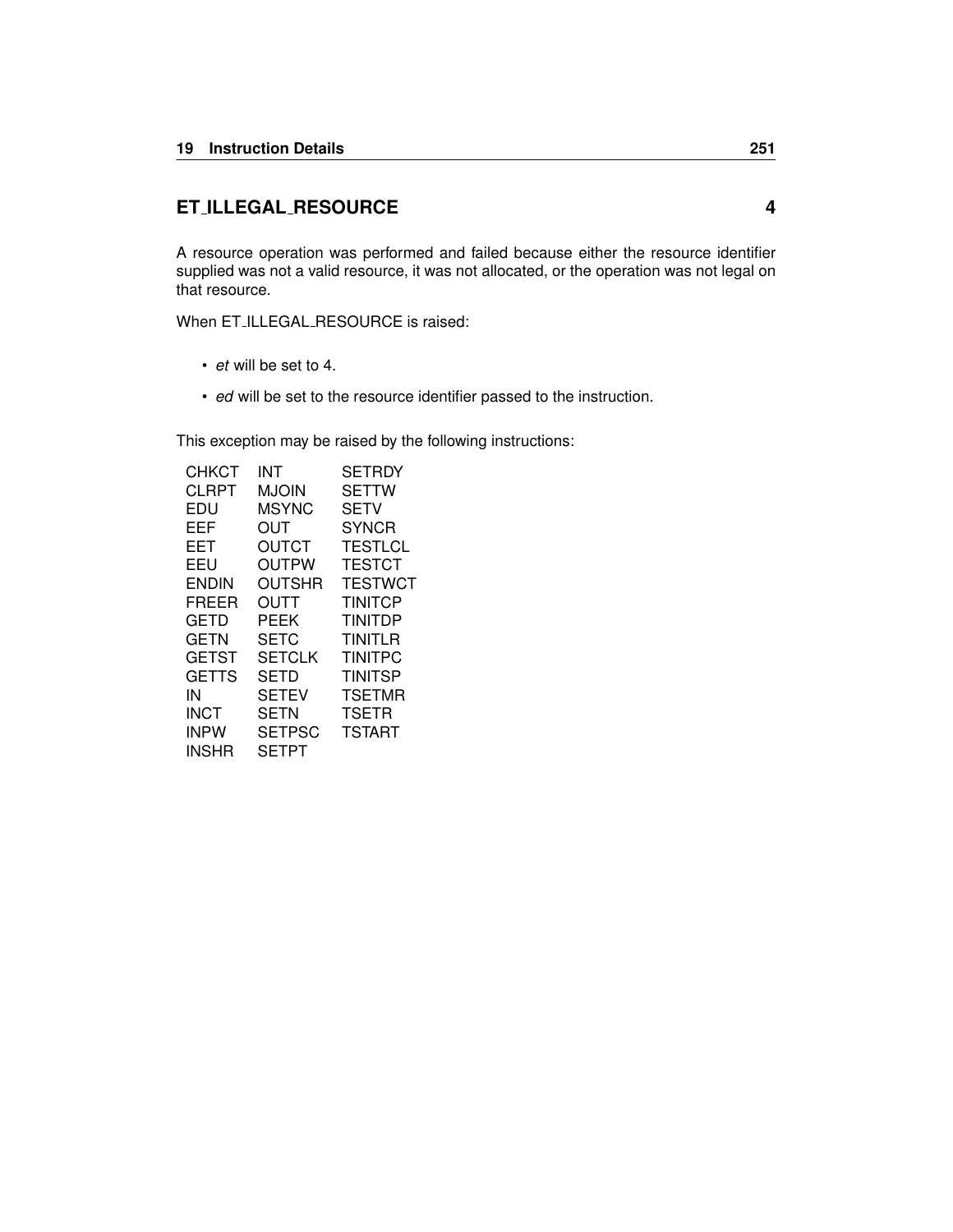## ET_ILLEGAL_RESOURCE 4

A resource operation was performed and failed because either the resource identifier supplied was not a valid resource, it was not allocated, or the operation was not legal on that resource.

When ET_ILLEGAL_RESOURCE is raised:

- *et* will be set to 4.
- *ed* will be set to the resource identifier passed to the instruction.

This exception may be raised by the following instructions:

| | | |
|---|---|---|
| CHKCT | INT | SETRDY |
| CLRPT | MJOIN | SETTW |
| EDU | MSYNC | SETV |
| EEF | OUT | SYNCR |
| EET | OUTCT | TESTLCL |
| EEU | OUTPW | TESTCT |
| ENDIN | OUTSHR | TESTWCT |
| FREER | OUTT | TINITCP |
| GETD | PEEK | TINITDP |
| GETN | SETC | TINITLR |
| GETST | SETCLK | TINITPC |
| GETTS | SETD | TINITSP |
| IN | SETEV | TSETMR |
| INCT | SETN | TSETR |
| INPW | SETPSC | TSTART |
| INSHR | SETPT | |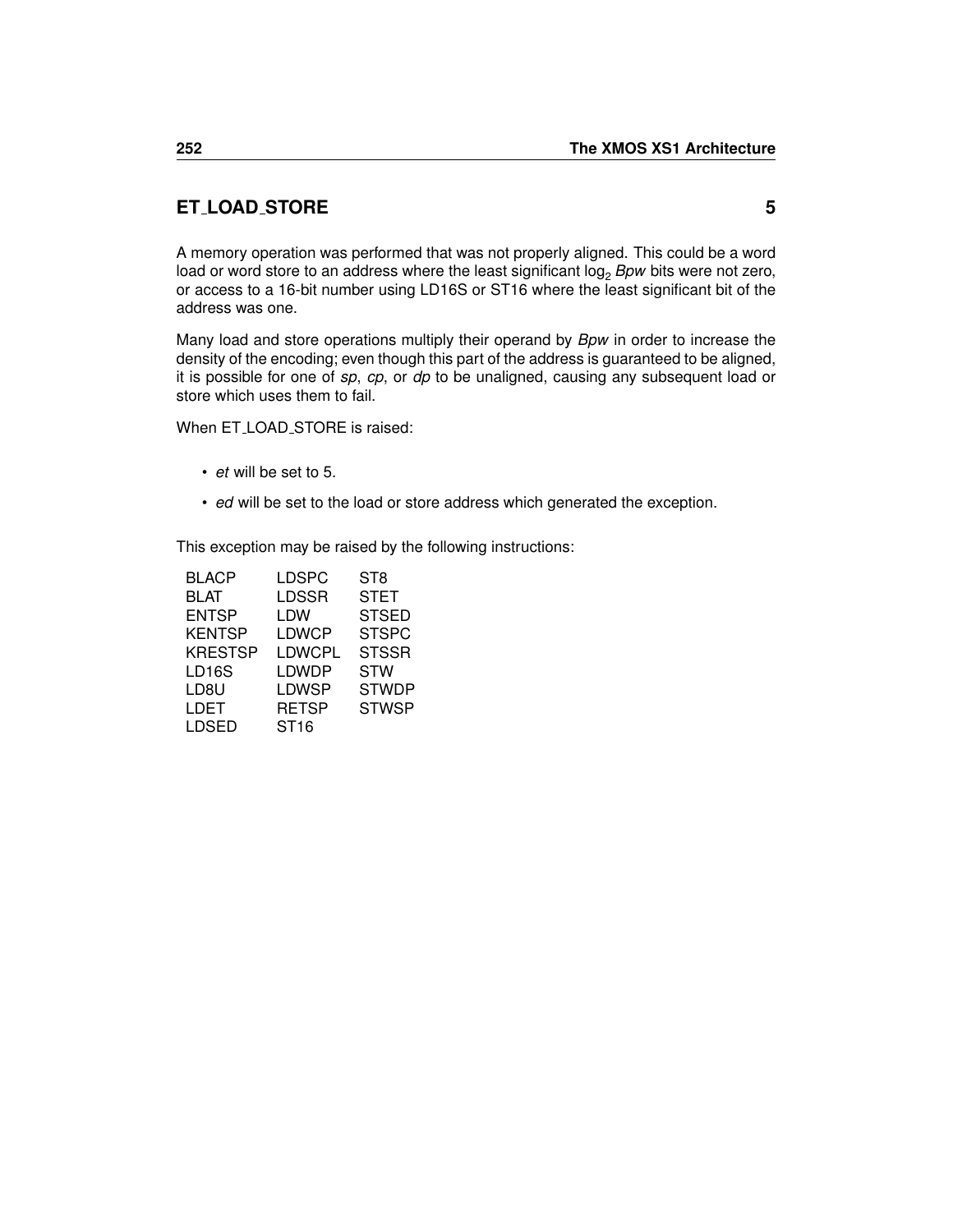## ET_LOAD_STORE 5

A memory operation was performed that was not properly aligned. This could be a word load or word store to an address where the least significant $\log_2$ *Bpw* bits were not zero, or access to a 16-bit number using LD16S or ST16 where the least significant bit of the address was one.

Many load and store operations multiply their operand by *Bpw* in order to increase the density of the encoding; even though this part of the address is guaranteed to be aligned, it is possible for one of *sp*, *cp*, or *dp* to be unaligned, causing any subsequent load or store which uses them to fail.

When ET_LOAD_STORE is raised:

- *et* will be set to 5.
- *ed* will be set to the load or store address which generated the exception.

This exception may be raised by the following instructions:

| | | |
|---|---|---|
| BLACP | LDSPC | ST8 |
| BLAT | LDSSR | STET |
| ENTSP | LDW | STSED |
| KENTSP | LDWCP | STSPC |
| KRESTSP | LDWCPL | STSSR |
| LD16S | LDWDP | STW |
| LD8U | LDWSP | STWDP |
| LDET | RETSP | STWSP |
| LDSED | ST16 | |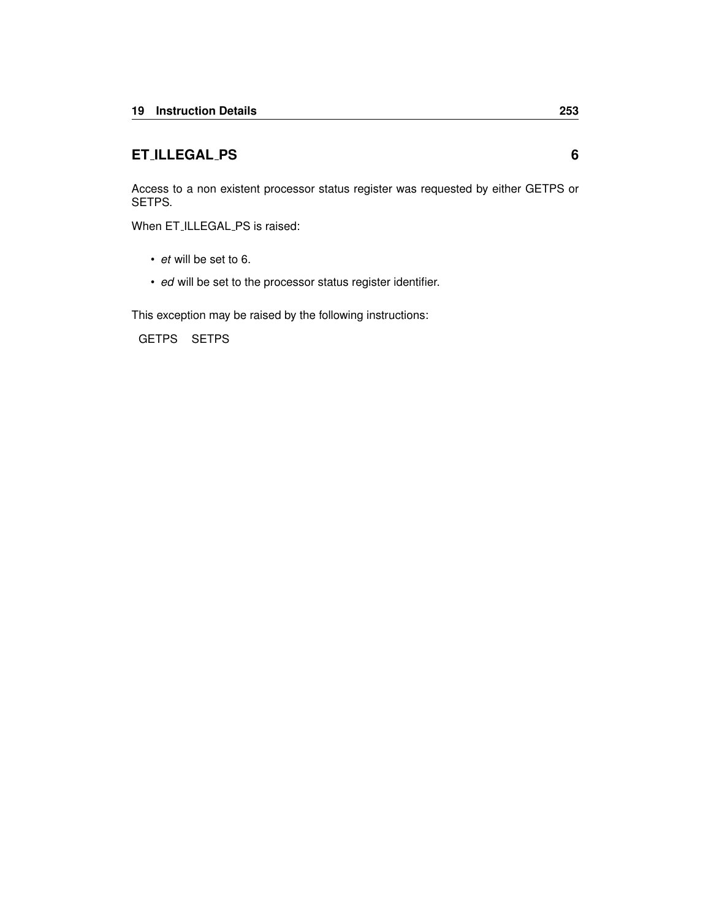## ET_ILLEGAL_PS 6

Access to a non existent processor status register was requested by either GETPS or SETPS.

When ET_ILLEGAL_PS is raised:

- *et* will be set to 6.
- *ed* will be set to the processor status register identifier.

This exception may be raised by the following instructions:

GETPS SETPS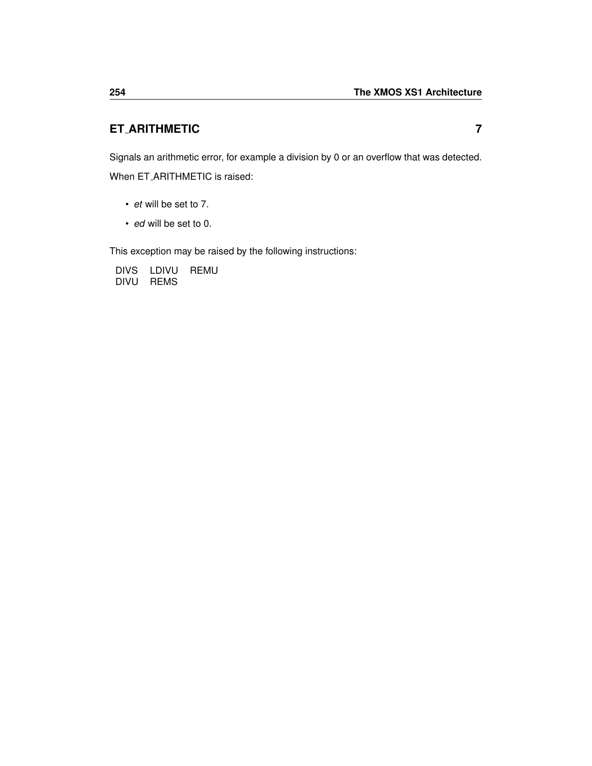## ET_ARITHMETIC 7

Signals an arithmetic error, for example a division by 0 or an overflow that was detected.

When ET_ARITHMETIC is raised:

- *et* will be set to 7.
- *ed* will be set to 0.

This exception may be raised by the following instructions:

| | | |
|---|---|---|
| DIVS | LDIVU | REMU |
| DIVU | REMS | |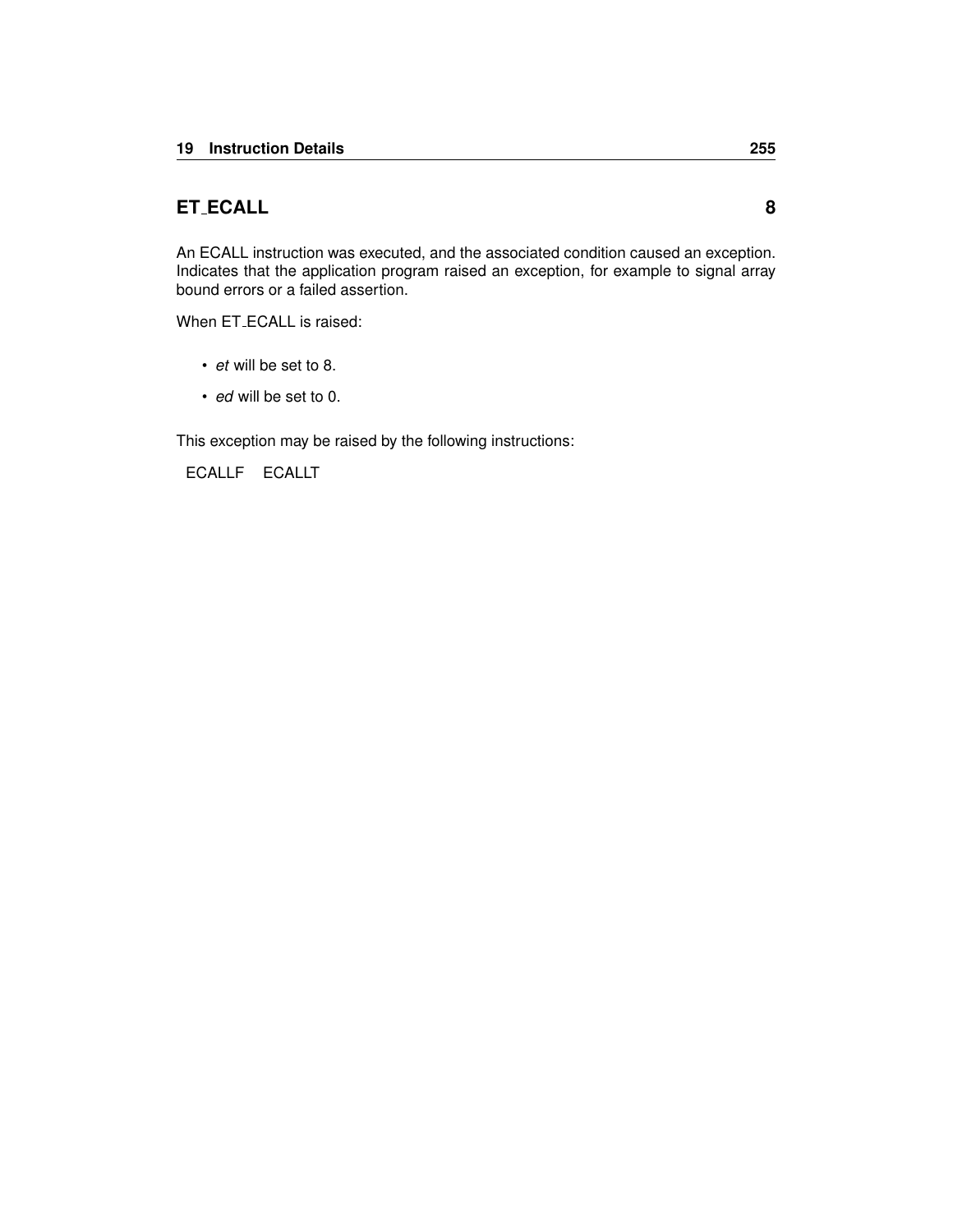## ET_ECALL 8

An ECALL instruction was executed, and the associated condition caused an exception. Indicates that the application program raised an exception, for example to signal array bound errors or a failed assertion.

When ET_ECALL is raised:

- *et* will be set to 8.
- *ed* will be set to 0.

This exception may be raised by the following instructions:

ECALLF ECALLT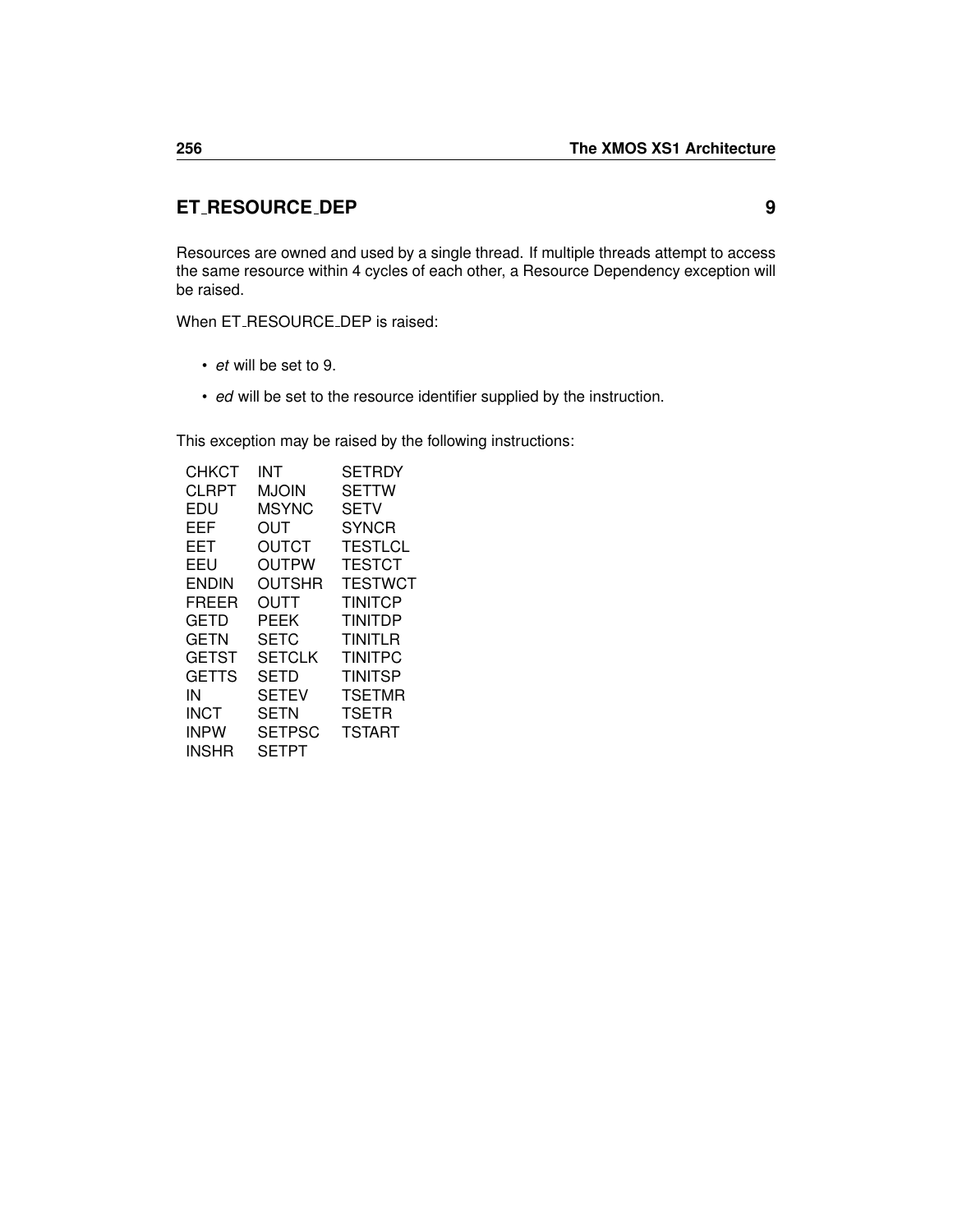## ET_RESOURCE_DEP 9

Resources are owned and used by a single thread. If multiple threads attempt to access the same resource within 4 cycles of each other, a Resource Dependency exception will be raised.

When ET_RESOURCE_DEP is raised:

- *et* will be set to 9.
- *ed* will be set to the resource identifier supplied by the instruction.

This exception may be raised by the following instructions:

| | | |
|---|---|---|
| CHKCT | INT | SETRDY |
| CLRPT | MJOIN | SETTW |
| EDU | MSYNC | SETV |
| EEF | OUT | SYNCR |
| EET | OUTCT | TESTLCL |
| EEU | OUTPW | TESTCT |
| ENDIN | OUTSHR | TESTWCT |
| FREER | OUTT | TINITCP |
| GETD | PEEK | TINITDP |
| GETN | SETC | TINITLR |
| GETST | SETCLK | TINITPC |
| GETTS | SETD | TINITSP |
| IN | SETEV | TSETMR |
| INCT | SETN | TSETR |
| INPW | SETPSC | TSTART |
| INSHR | SETPT | |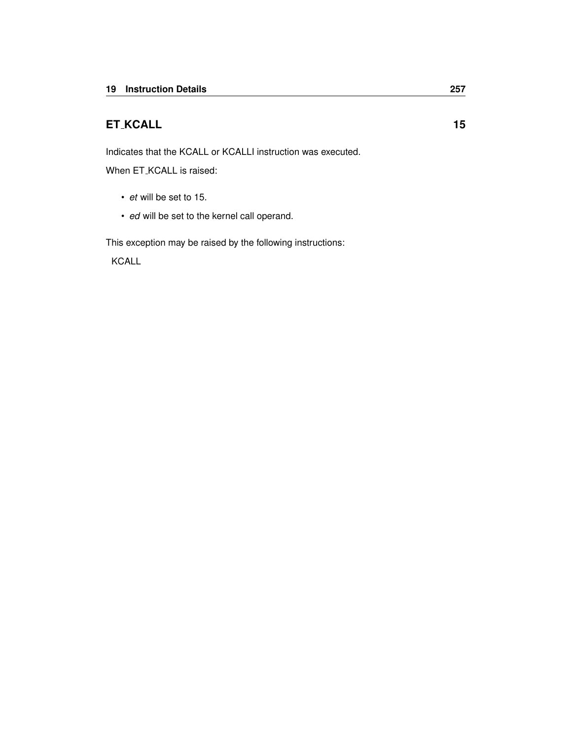## ET_KCALL 15

Indicates that the KCALL or KCALLI instruction was executed.

When ET_KCALL is raised:

- *et* will be set to 15.
- *ed* will be set to the kernel call operand.

This exception may be raised by the following instructions:

KCALL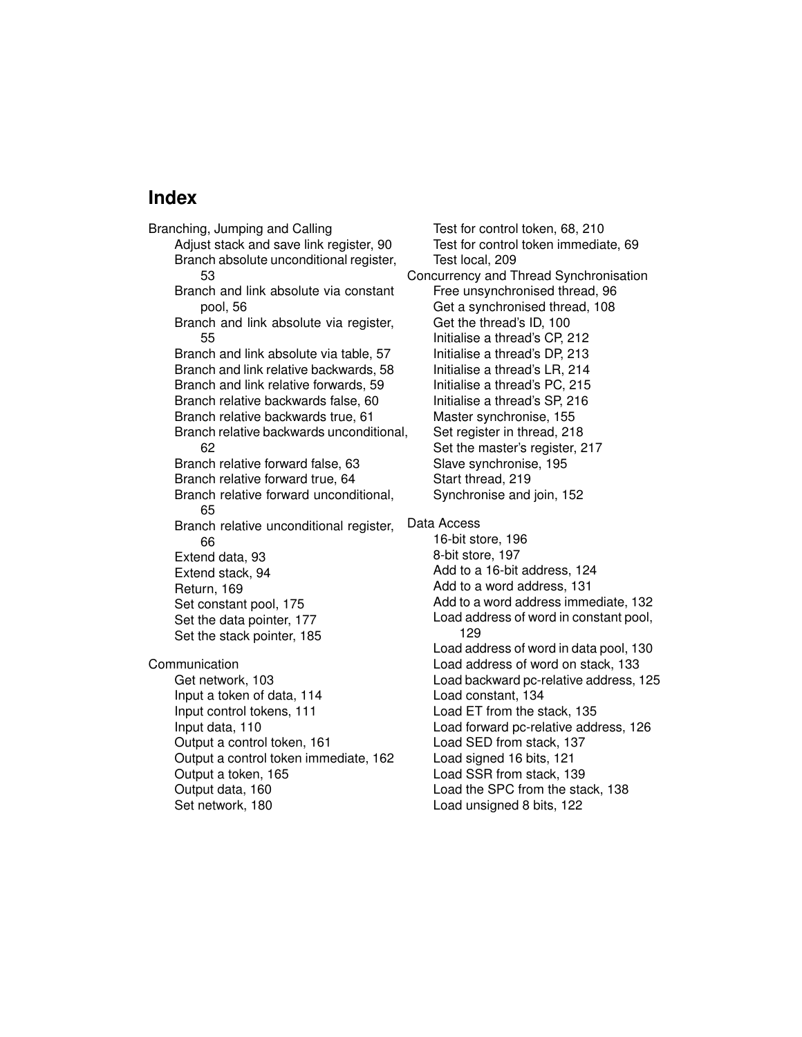# Index

Branching, Jumping and Calling
- Adjust stack and save link register, 90
- Branch absolute unconditional register, 53
- Branch and link absolute via constant pool, 56
- Branch and link absolute via register, 55
- Branch and link absolute via table, 57
- Branch and link relative backwards, 58
- Branch and link relative forwards, 59
- Branch relative backwards false, 60
- Branch relative backwards true, 61
- Branch relative backwards unconditional, 62
- Branch relative forward false, 63
- Branch relative forward true, 64
- Branch relative forward unconditional, 65
- Branch relative unconditional register, 66
- Extend data, 93
- Extend stack, 94
- Return, 169
- Set constant pool, 175
- Set the data pointer, 177
- Set the stack pointer, 185

Communication
- Get network, 103
- Input a token of data, 114
- Input control tokens, 111
- Input data, 110
- Output a control token, 161
- Output a control token immediate, 162
- Output a token, 165
- Output data, 160
- Set network, 180
- Test for control token, 68, 210
- Test for control token immediate, 69
- Test local, 209

Concurrency and Thread Synchronisation
- Free unsynchronised thread, 96
- Get a synchronised thread, 108
- Get the thread's ID, 100
- Initialise a thread's CP, 212
- Initialise a thread's DP, 213
- Initialise a thread's LR, 214
- Initialise a thread's PC, 215
- Initialise a thread's SP, 216
- Master synchronise, 155
- Set register in thread, 218
- Set the master's register, 217
- Slave synchronise, 195
- Start thread, 219
- Synchronise and join, 152

Data Access
- 16-bit store, 196
- 8-bit store, 197
- Add to a 16-bit address, 124
- Add to a word address, 131
- Add to a word address immediate, 132
- Load address of word in constant pool, 129
- Load address of word in data pool, 130
- Load address of word on stack, 133
- Load backward pc-relative address, 125
- Load constant, 134
- Load ET from the stack, 135
- Load forward pc-relative address, 126
- Load SED from stack, 137
- Load signed 16 bits, 121
- Load SSR from stack, 139
- Load the SPC from the stack, 138
- Load unsigned 8 bits, 122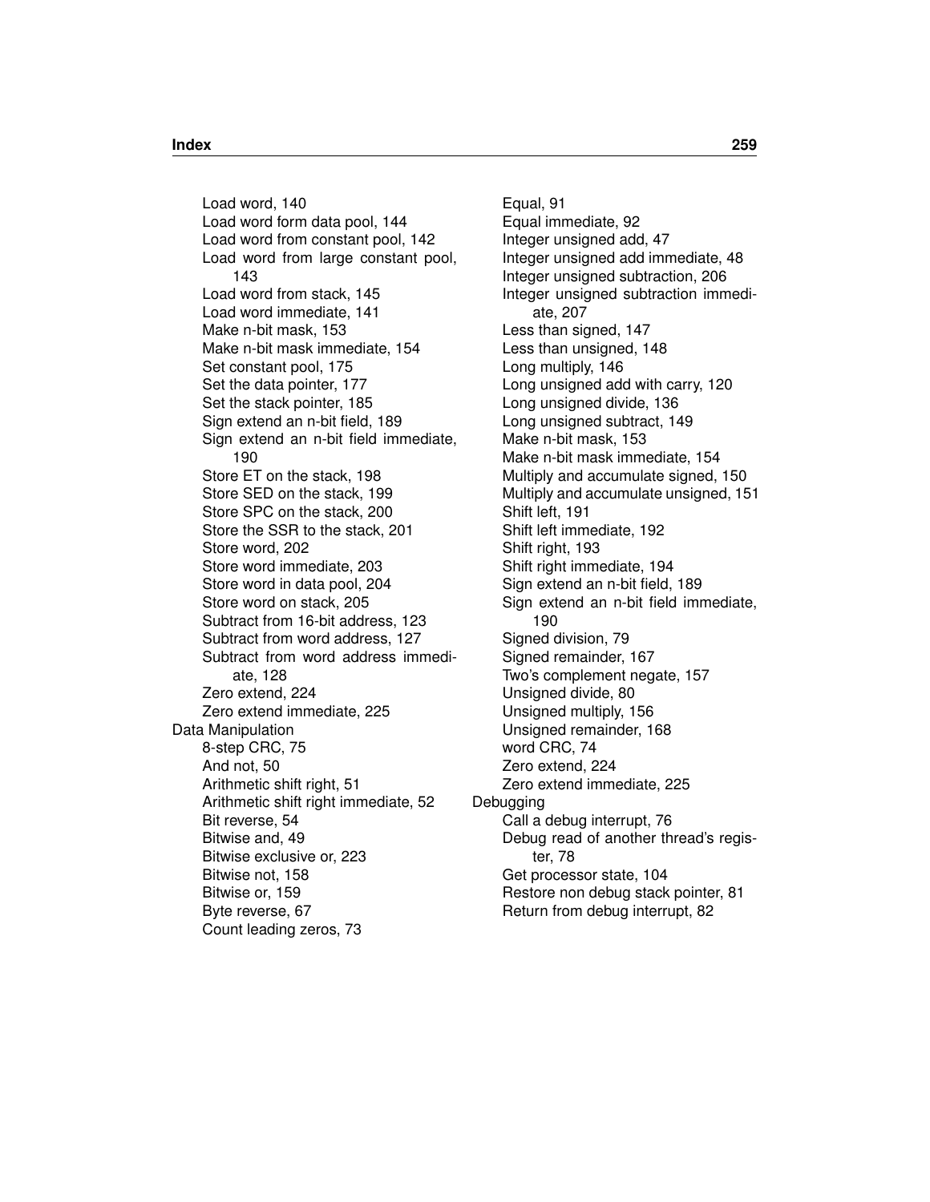- Load word, 140
- Load word form data pool, 144
- Load word from constant pool, 142
- Load word from large constant pool, 143
- Load word from stack, 145
- Load word immediate, 141
- Make n-bit mask, 153
- Make n-bit mask immediate, 154
- Set constant pool, 175
- Set the data pointer, 177
- Set the stack pointer, 185
- Sign extend an n-bit field, 189
- Sign extend an n-bit field immediate, 190
- Store ET on the stack, 198
- Store SED on the stack, 199
- Store SPC on the stack, 200
- Store the SSR to the stack, 201
- Store word, 202
- Store word immediate, 203
- Store word in data pool, 204
- Store word on stack, 205
- Subtract from 16-bit address, 123
- Subtract from word address, 127
- Subtract from word address immediate, 128
- Zero extend, 224
- Zero extend immediate, 225

Data Manipulation

- 8-step CRC, 75
- And not, 50
- Arithmetic shift right, 51
- Arithmetic shift right immediate, 52
- Bit reverse, 54
- Bitwise and, 49
- Bitwise exclusive or, 223
- Bitwise not, 158
- Bitwise or, 159
- Byte reverse, 67
- Count leading zeros, 73
- Equal, 91
- Equal immediate, 92
- Integer unsigned add, 47
- Integer unsigned add immediate, 48
- Integer unsigned subtraction, 206
- Integer unsigned subtraction immediate, 207
- Less than signed, 147
- Less than unsigned, 148
- Long multiply, 146
- Long unsigned add with carry, 120
- Long unsigned divide, 136
- Long unsigned subtract, 149
- Make n-bit mask, 153
- Make n-bit mask immediate, 154
- Multiply and accumulate signed, 150
- Multiply and accumulate unsigned, 151
- Shift left, 191
- Shift left immediate, 192
- Shift right, 193
- Shift right immediate, 194
- Sign extend an n-bit field, 189
- Sign extend an n-bit field immediate, 190
- Signed division, 79
- Signed remainder, 167
- Two's complement negate, 157
- Unsigned divide, 80
- Unsigned multiply, 156
- Unsigned remainder, 168
- word CRC, 74
- Zero extend, 224
- Zero extend immediate, 225

Debugging

- Call a debug interrupt, 76
- Debug read of another thread's register, 78
- Get processor state, 104
- Restore non debug stack pointer, 81
- Return from debug interrupt, 82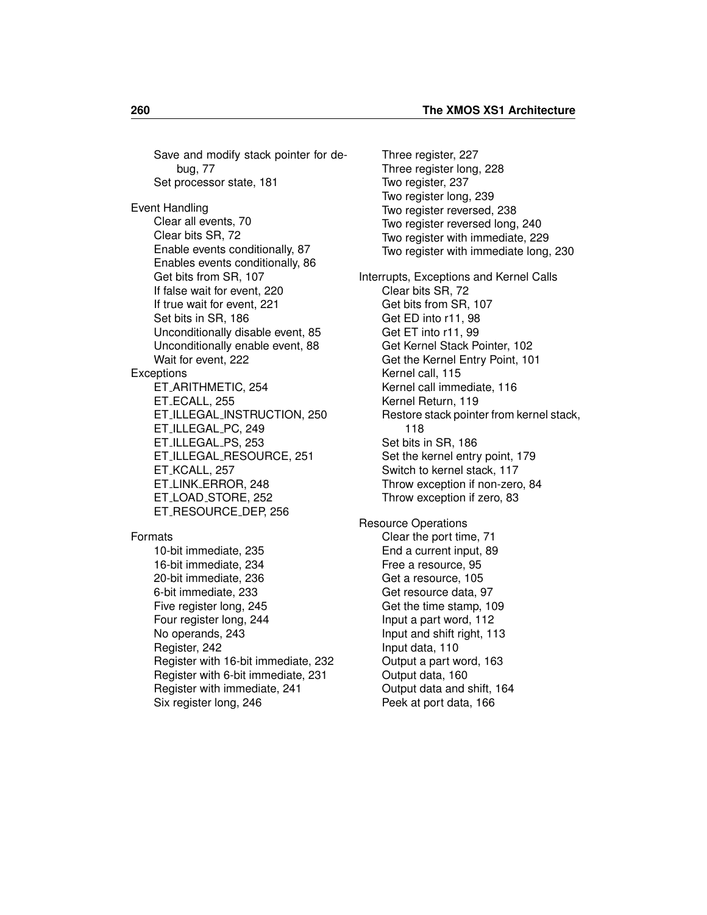- Save and modify stack pointer for debug, 77
- Set processor state, 181

Event Handling
- Clear all events, 70
- Clear bits SR, 72
- Enable events conditionally, 87
- Enables events conditionally, 86
- Get bits from SR, 107
- If false wait for event, 220
- If true wait for event, 221
- Set bits in SR, 186
- Unconditionally disable event, 85
- Unconditionally enable event, 88
- Wait for event, 222

Exceptions
- ET_ARITHMETIC, 254
- ET_ECALL, 255
- ET_ILLEGAL_INSTRUCTION, 250
- ET_ILLEGAL_PC, 249
- ET_ILLEGAL_PS, 253
- ET_ILLEGAL_RESOURCE, 251
- ET_KCALL, 257
- ET_LINK_ERROR, 248
- ET_LOAD_STORE, 252
- ET_RESOURCE_DEP, 256

Formats
- 10-bit immediate, 235
- 16-bit immediate, 234
- 20-bit immediate, 236
- 6-bit immediate, 233
- Five register long, 245
- Four register long, 244
- No operands, 243
- Register, 242
- Register with 16-bit immediate, 232
- Register with 6-bit immediate, 231
- Register with immediate, 241
- Six register long, 246
- Three register, 227
- Three register long, 228
- Two register, 237
- Two register long, 239
- Two register reversed, 238
- Two register reversed long, 240
- Two register with immediate, 229
- Two register with immediate long, 230

Interrupts, Exceptions and Kernel Calls
- Clear bits SR, 72
- Get bits from SR, 107
- Get ED into r11, 98
- Get ET into r11, 99
- Get Kernel Stack Pointer, 102
- Get the Kernel Entry Point, 101
- Kernel call, 115
- Kernel call immediate, 116
- Kernel Return, 119
- Restore stack pointer from kernel stack, 118
- Set bits in SR, 186
- Set the kernel entry point, 179
- Switch to kernel stack, 117
- Throw exception if non-zero, 84
- Throw exception if zero, 83

Resource Operations
- Clear the port time, 71
- End a current input, 89
- Free a resource, 95
- Get a resource, 105
- Get resource data, 97
- Get the time stamp, 109
- Input a part word, 112
- Input and shift right, 113
- Input data, 110
- Output a part word, 163
- Output data, 160
- Output data and shift, 164
- Peek at port data, 166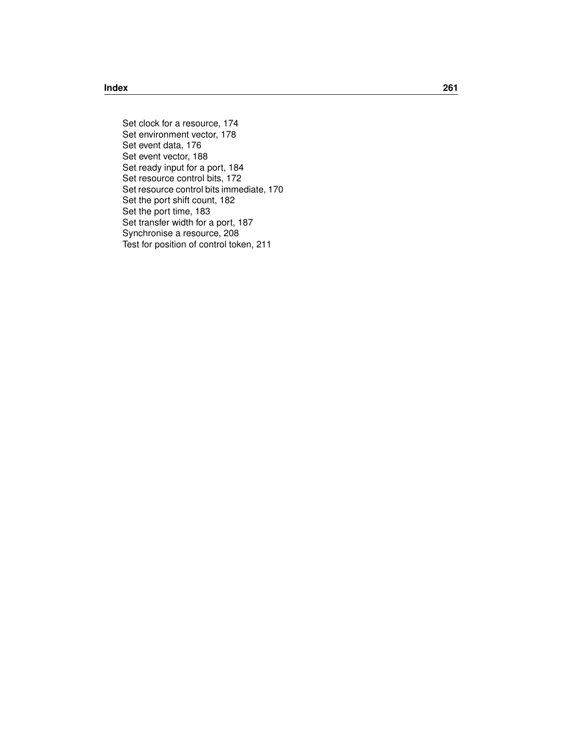Set clock for a resource, 174
Set environment vector, 178
Set event data, 176
Set event vector, 188
Set ready input for a port, 184
Set resource control bits, 172
Set resource control bits immediate, 170
Set the port shift count, 182
Set the port time, 183
Set transfer width for a port, 187
Synchronise a resource, 208
Test for position of control token, 211